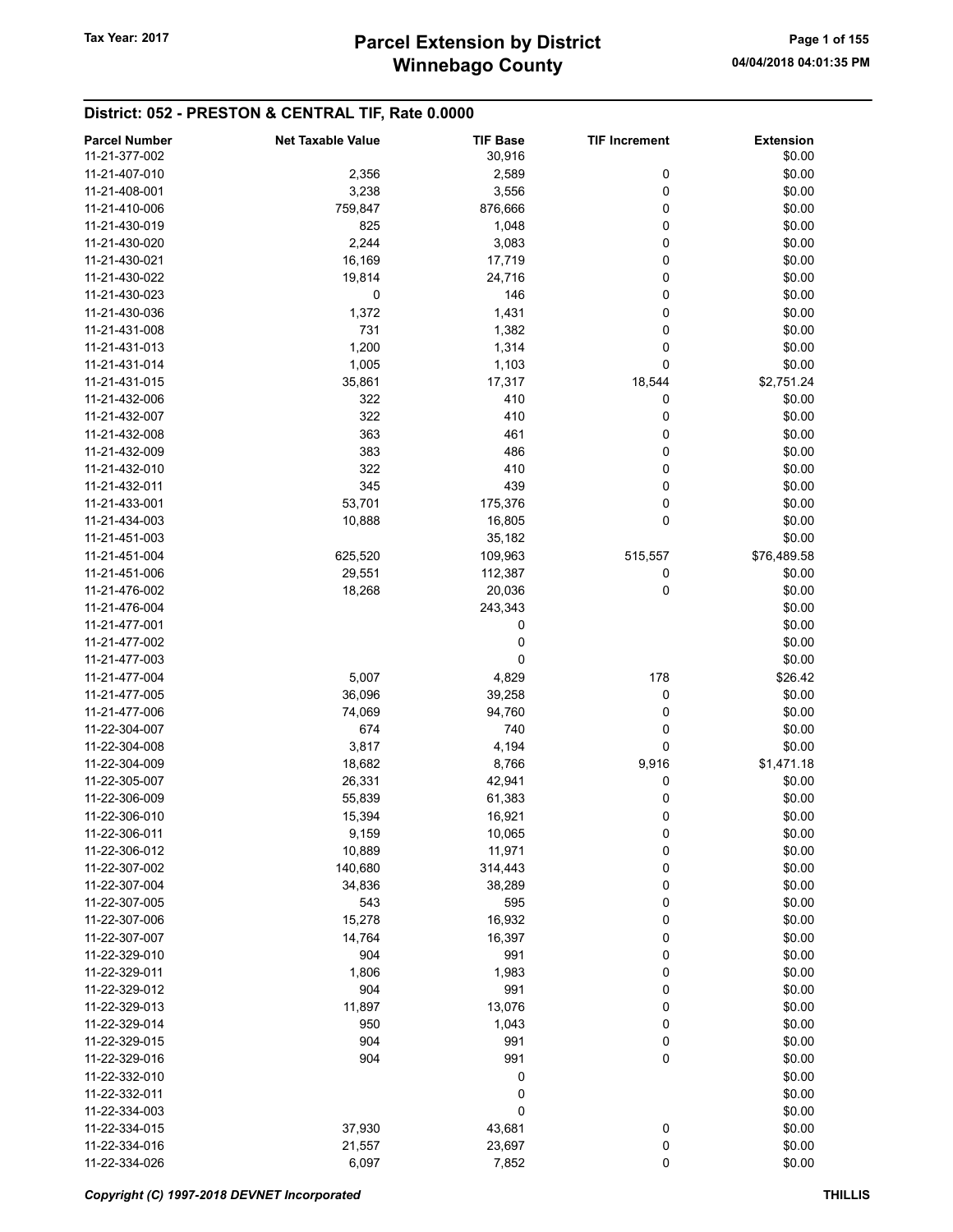## District: 052 - PRESTON & CENTRAL TIF, Rate 0.0000

| Parcel Number | Net Taxable Value | TIF Base | TIF Increment | Extension |
|---|---|---|---|---|
| 11-21-377-002 | | 30,916 | | $0.00 |
| 11-21-407-010 | 2,356 | 2,589 | 0 | $0.00 |
| 11-21-408-001 | 3,238 | 3,556 | 0 | $0.00 |
| 11-21-410-006 | 759,847 | 876,666 | 0 | $0.00 |
| 11-21-430-019 | 825 | 1,048 | 0 | $0.00 |
| 11-21-430-020 | 2,244 | 3,083 | 0 | $0.00 |
| 11-21-430-021 | 16,169 | 17,719 | 0 | $0.00 |
| 11-21-430-022 | 19,814 | 24,716 | 0 | $0.00 |
| 11-21-430-023 | 0 | 146 | 0 | $0.00 |
| 11-21-430-036 | 1,372 | 1,431 | 0 | $0.00 |
| 11-21-431-008 | 731 | 1,382 | 0 | $0.00 |
| 11-21-431-013 | 1,200 | 1,314 | 0 | $0.00 |
| 11-21-431-014 | 1,005 | 1,103 | 0 | $0.00 |
| 11-21-431-015 | 35,861 | 17,317 | 18,544 | $2,751.24 |
| 11-21-432-006 | 322 | 410 | 0 | $0.00 |
| 11-21-432-007 | 322 | 410 | 0 | $0.00 |
| 11-21-432-008 | 363 | 461 | 0 | $0.00 |
| 11-21-432-009 | 383 | 486 | 0 | $0.00 |
| 11-21-432-010 | 322 | 410 | 0 | $0.00 |
| 11-21-432-011 | 345 | 439 | 0 | $0.00 |
| 11-21-433-001 | 53,701 | 175,376 | 0 | $0.00 |
| 11-21-434-003 | 10,888 | 16,805 | 0 | $0.00 |
| 11-21-451-003 | | 35,182 | | $0.00 |
| 11-21-451-004 | 625,520 | 109,963 | 515,557 | $76,489.58 |
| 11-21-451-006 | 29,551 | 112,387 | 0 | $0.00 |
| 11-21-476-002 | 18,268 | 20,036 | 0 | $0.00 |
| 11-21-476-004 | | 243,343 | | $0.00 |
| 11-21-477-001 | | 0 | | $0.00 |
| 11-21-477-002 | | 0 | | $0.00 |
| 11-21-477-003 | | 0 | | $0.00 |
| 11-21-477-004 | 5,007 | 4,829 | 178 | $26.42 |
| 11-21-477-005 | 36,096 | 39,258 | 0 | $0.00 |
| 11-21-477-006 | 74,069 | 94,760 | 0 | $0.00 |
| 11-22-304-007 | 674 | 740 | 0 | $0.00 |
| 11-22-304-008 | 3,817 | 4,194 | 0 | $0.00 |
| 11-22-304-009 | 18,682 | 8,766 | 9,916 | $1,471.18 |
| 11-22-305-007 | 26,331 | 42,941 | 0 | $0.00 |
| 11-22-306-009 | 55,839 | 61,383 | 0 | $0.00 |
| 11-22-306-010 | 15,394 | 16,921 | 0 | $0.00 |
| 11-22-306-011 | 9,159 | 10,065 | 0 | $0.00 |
| 11-22-306-012 | 10,889 | 11,971 | 0 | $0.00 |
| 11-22-307-002 | 140,680 | 314,443 | 0 | $0.00 |
| 11-22-307-004 | 34,836 | 38,289 | 0 | $0.00 |
| 11-22-307-005 | 543 | 595 | 0 | $0.00 |
| 11-22-307-006 | 15,278 | 16,932 | 0 | $0.00 |
| 11-22-307-007 | 14,764 | 16,397 | 0 | $0.00 |
| 11-22-329-010 | 904 | 991 | 0 | $0.00 |
| 11-22-329-011 | 1,806 | 1,983 | 0 | $0.00 |
| 11-22-329-012 | 904 | 991 | 0 | $0.00 |
| 11-22-329-013 | 11,897 | 13,076 | 0 | $0.00 |
| 11-22-329-014 | 950 | 1,043 | 0 | $0.00 |
| 11-22-329-015 | 904 | 991 | 0 | $0.00 |
| 11-22-329-016 | 904 | 991 | 0 | $0.00 |
| 11-22-332-010 | | 0 | | $0.00 |
| 11-22-332-011 | | 0 | | $0.00 |
| 11-22-334-003 | | 0 | | $0.00 |
| 11-22-334-015 | 37,930 | 43,681 | 0 | $0.00 |
| 11-22-334-016 | 21,557 | 23,697 | 0 | $0.00 |
| 11-22-334-026 | 6,097 | 7,852 | 0 | $0.00 |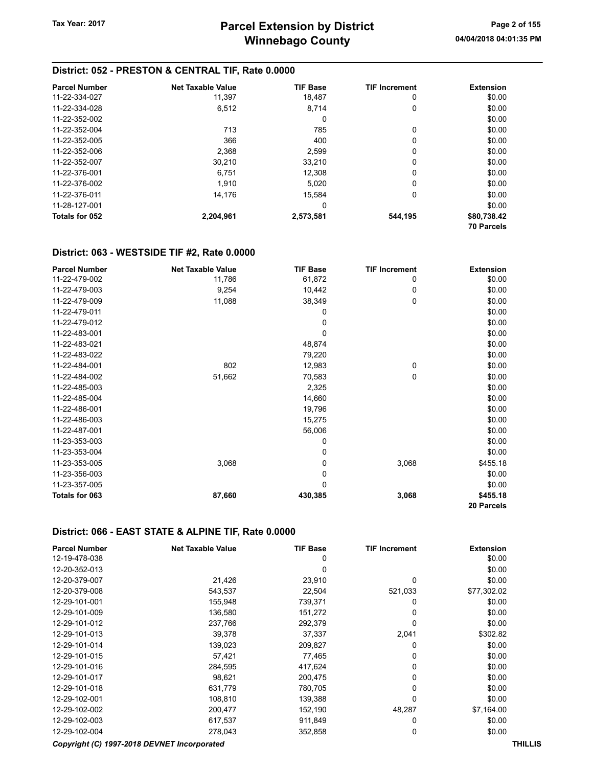## District: 052 - PRESTON & CENTRAL TIF, Rate 0.0000

| Parcel Number | Net Taxable Value | TIF Base | TIF Increment | Extension |
|---|---|---|---|---|
| 11-22-334-027 | 11,397 | 18,487 | 0 | $0.00 |
| 11-22-334-028 | 6,512 | 8,714 | 0 | $0.00 |
| 11-22-352-002 | | 0 | | $0.00 |
| 11-22-352-004 | 713 | 785 | 0 | $0.00 |
| 11-22-352-005 | 366 | 400 | 0 | $0.00 |
| 11-22-352-006 | 2,368 | 2,599 | 0 | $0.00 |
| 11-22-352-007 | 30,210 | 33,210 | 0 | $0.00 |
| 11-22-376-001 | 6,751 | 12,308 | 0 | $0.00 |
| 11-22-376-002 | 1,910 | 5,020 | 0 | $0.00 |
| 11-22-376-011 | 14,176 | 15,584 | 0 | $0.00 |
| 11-28-127-001 | | 0 | | $0.00 |
| **Totals for 052** | **2,204,961** | **2,573,581** | **544,195** | **$80,738.42** |
| | | | | **70 Parcels** |

## District: 063 - WESTSIDE TIF #2, Rate 0.0000

| Parcel Number | Net Taxable Value | TIF Base | TIF Increment | Extension |
|---|---|---|---|---|
| 11-22-479-002 | 11,786 | 61,872 | 0 | $0.00 |
| 11-22-479-003 | 9,254 | 10,442 | 0 | $0.00 |
| 11-22-479-009 | 11,088 | 38,349 | 0 | $0.00 |
| 11-22-479-011 | | 0 | | $0.00 |
| 11-22-479-012 | | 0 | | $0.00 |
| 11-22-483-001 | | 0 | | $0.00 |
| 11-22-483-021 | | 48,874 | | $0.00 |
| 11-22-483-022 | | 79,220 | | $0.00 |
| 11-22-484-001 | 802 | 12,983 | 0 | $0.00 |
| 11-22-484-002 | 51,662 | 70,583 | 0 | $0.00 |
| 11-22-485-003 | | 2,325 | | $0.00 |
| 11-22-485-004 | | 14,660 | | $0.00 |
| 11-22-486-001 | | 19,796 | | $0.00 |
| 11-22-486-003 | | 15,275 | | $0.00 |
| 11-22-487-001 | | 56,006 | | $0.00 |
| 11-23-353-003 | | 0 | | $0.00 |
| 11-23-353-004 | | 0 | | $0.00 |
| 11-23-353-005 | 3,068 | 0 | 3,068 | $455.18 |
| 11-23-356-003 | | 0 | | $0.00 |
| 11-23-357-005 | | 0 | | $0.00 |
| **Totals for 063** | **87,660** | **430,385** | **3,068** | **$455.18** |
| | | | | **20 Parcels** |

## District: 066 - EAST STATE & ALPINE TIF, Rate 0.0000

| Parcel Number | Net Taxable Value | TIF Base | TIF Increment | Extension |
|---|---|---|---|---|
| 12-19-478-038 | | 0 | | $0.00 |
| 12-20-352-013 | | 0 | | $0.00 |
| 12-20-379-007 | 21,426 | 23,910 | 0 | $0.00 |
| 12-20-379-008 | 543,537 | 22,504 | 521,033 | $77,302.02 |
| 12-29-101-001 | 155,948 | 739,371 | 0 | $0.00 |
| 12-29-101-009 | 136,580 | 151,272 | 0 | $0.00 |
| 12-29-101-012 | 237,766 | 292,379 | 0 | $0.00 |
| 12-29-101-013 | 39,378 | 37,337 | 2,041 | $302.82 |
| 12-29-101-014 | 139,023 | 209,827 | 0 | $0.00 |
| 12-29-101-015 | 57,421 | 77,465 | 0 | $0.00 |
| 12-29-101-016 | 284,595 | 417,624 | 0 | $0.00 |
| 12-29-101-017 | 98,621 | 200,475 | 0 | $0.00 |
| 12-29-101-018 | 631,779 | 780,705 | 0 | $0.00 |
| 12-29-102-001 | 108,810 | 139,388 | 0 | $0.00 |
| 12-29-102-002 | 200,477 | 152,190 | 48,287 | $7,164.00 |
| 12-29-102-003 | 617,537 | 911,849 | 0 | $0.00 |
| 12-29-102-004 | 278,043 | 352,858 | 0 | $0.00 |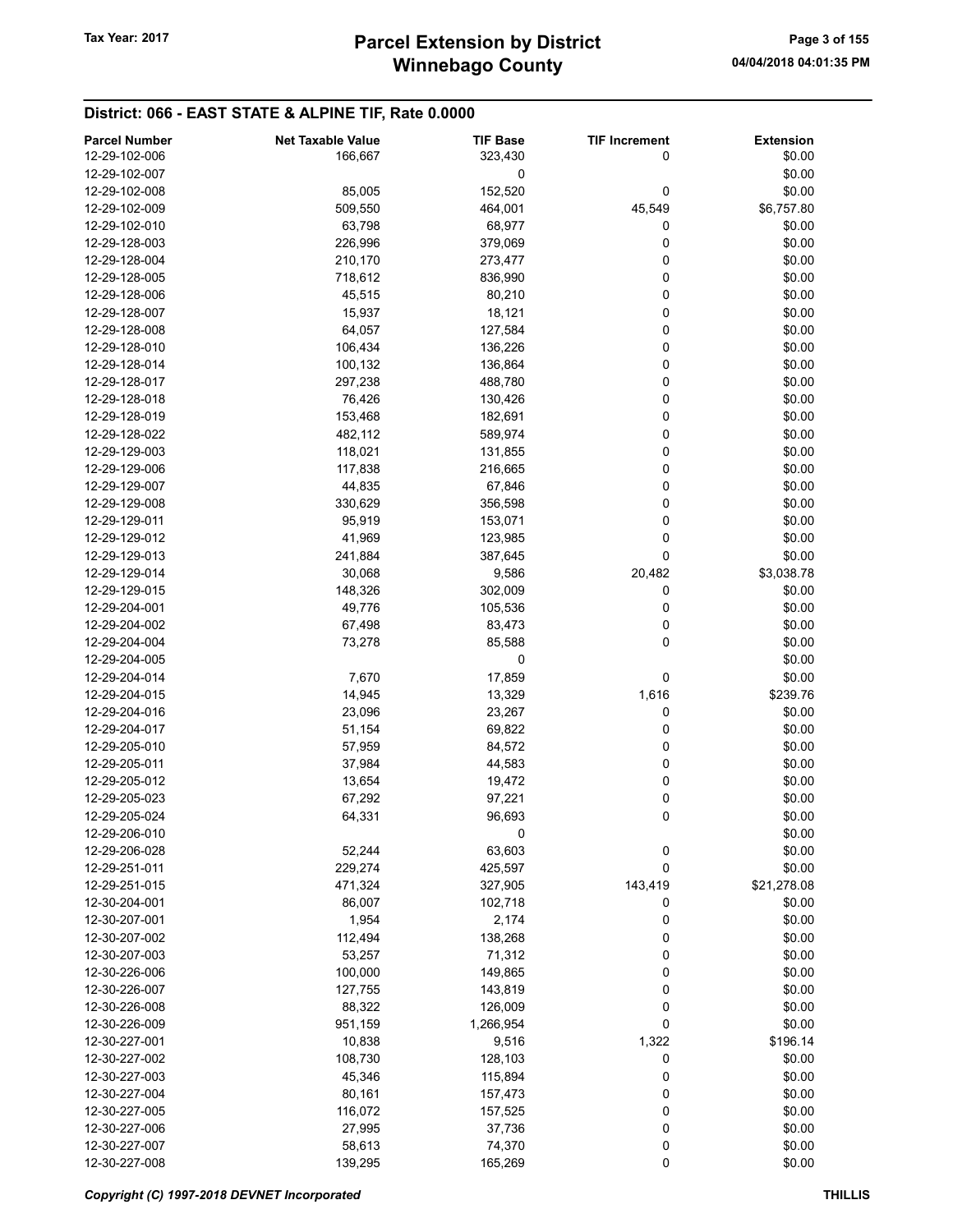## District: 066 - EAST STATE & ALPINE TIF, Rate 0.0000

| Parcel Number | Net Taxable Value | TIF Base | TIF Increment | Extension |
|---|---|---|---|---|
| 12-29-102-006 | 166,667 | 323,430 | 0 | $0.00 |
| 12-29-102-007 | | 0 | | $0.00 |
| 12-29-102-008 | 85,005 | 152,520 | 0 | $0.00 |
| 12-29-102-009 | 509,550 | 464,001 | 45,549 | $6,757.80 |
| 12-29-102-010 | 63,798 | 68,977 | 0 | $0.00 |
| 12-29-128-003 | 226,996 | 379,069 | 0 | $0.00 |
| 12-29-128-004 | 210,170 | 273,477 | 0 | $0.00 |
| 12-29-128-005 | 718,612 | 836,990 | 0 | $0.00 |
| 12-29-128-006 | 45,515 | 80,210 | 0 | $0.00 |
| 12-29-128-007 | 15,937 | 18,121 | 0 | $0.00 |
| 12-29-128-008 | 64,057 | 127,584 | 0 | $0.00 |
| 12-29-128-010 | 106,434 | 136,226 | 0 | $0.00 |
| 12-29-128-014 | 100,132 | 136,864 | 0 | $0.00 |
| 12-29-128-017 | 297,238 | 488,780 | 0 | $0.00 |
| 12-29-128-018 | 76,426 | 130,426 | 0 | $0.00 |
| 12-29-128-019 | 153,468 | 182,691 | 0 | $0.00 |
| 12-29-128-022 | 482,112 | 589,974 | 0 | $0.00 |
| 12-29-129-003 | 118,021 | 131,855 | 0 | $0.00 |
| 12-29-129-006 | 117,838 | 216,665 | 0 | $0.00 |
| 12-29-129-007 | 44,835 | 67,846 | 0 | $0.00 |
| 12-29-129-008 | 330,629 | 356,598 | 0 | $0.00 |
| 12-29-129-011 | 95,919 | 153,071 | 0 | $0.00 |
| 12-29-129-012 | 41,969 | 123,985 | 0 | $0.00 |
| 12-29-129-013 | 241,884 | 387,645 | 0 | $0.00 |
| 12-29-129-014 | 30,068 | 9,586 | 20,482 | $3,038.78 |
| 12-29-129-015 | 148,326 | 302,009 | 0 | $0.00 |
| 12-29-204-001 | 49,776 | 105,536 | 0 | $0.00 |
| 12-29-204-002 | 67,498 | 83,473 | 0 | $0.00 |
| 12-29-204-004 | 73,278 | 85,588 | 0 | $0.00 |
| 12-29-204-005 | | 0 | | $0.00 |
| 12-29-204-014 | 7,670 | 17,859 | 0 | $0.00 |
| 12-29-204-015 | 14,945 | 13,329 | 1,616 | $239.76 |
| 12-29-204-016 | 23,096 | 23,267 | 0 | $0.00 |
| 12-29-204-017 | 51,154 | 69,822 | 0 | $0.00 |
| 12-29-205-010 | 57,959 | 84,572 | 0 | $0.00 |
| 12-29-205-011 | 37,984 | 44,583 | 0 | $0.00 |
| 12-29-205-012 | 13,654 | 19,472 | 0 | $0.00 |
| 12-29-205-023 | 67,292 | 97,221 | 0 | $0.00 |
| 12-29-205-024 | 64,331 | 96,693 | 0 | $0.00 |
| 12-29-206-010 | | 0 | | $0.00 |
| 12-29-206-028 | 52,244 | 63,603 | 0 | $0.00 |
| 12-29-251-011 | 229,274 | 425,597 | 0 | $0.00 |
| 12-29-251-015 | 471,324 | 327,905 | 143,419 | $21,278.08 |
| 12-30-204-001 | 86,007 | 102,718 | 0 | $0.00 |
| 12-30-207-001 | 1,954 | 2,174 | 0 | $0.00 |
| 12-30-207-002 | 112,494 | 138,268 | 0 | $0.00 |
| 12-30-207-003 | 53,257 | 71,312 | 0 | $0.00 |
| 12-30-226-006 | 100,000 | 149,865 | 0 | $0.00 |
| 12-30-226-007 | 127,755 | 143,819 | 0 | $0.00 |
| 12-30-226-008 | 88,322 | 126,009 | 0 | $0.00 |
| 12-30-226-009 | 951,159 | 1,266,954 | 0 | $0.00 |
| 12-30-227-001 | 10,838 | 9,516 | 1,322 | $196.14 |
| 12-30-227-002 | 108,730 | 128,103 | 0 | $0.00 |
| 12-30-227-003 | 45,346 | 115,894 | 0 | $0.00 |
| 12-30-227-004 | 80,161 | 157,473 | 0 | $0.00 |
| 12-30-227-005 | 116,072 | 157,525 | 0 | $0.00 |
| 12-30-227-006 | 27,995 | 37,736 | 0 | $0.00 |
| 12-30-227-007 | 58,613 | 74,370 | 0 | $0.00 |
| 12-30-227-008 | 139,295 | 165,269 | 0 | $0.00 |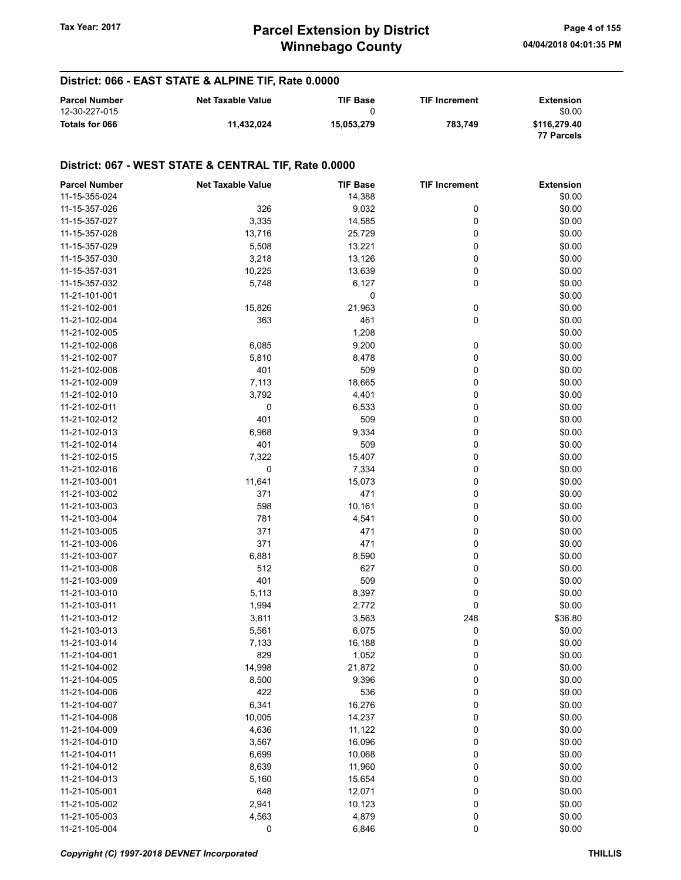## District: 066 - EAST STATE & ALPINE TIF, Rate 0.0000

| Parcel Number | Net Taxable Value | TIF Base | TIF Increment | Extension |
|---|---|---|---|---|
| 12-30-227-015 | | 0 | | $0.00 |
| **Totals for 066** | **11,432,024** | **15,053,279** | **783,749** | **$116,279.40** |
| | | | | **77 Parcels** |

## District: 067 - WEST STATE & CENTRAL TIF, Rate 0.0000

| Parcel Number | Net Taxable Value | TIF Base | TIF Increment | Extension |
|---|---|---|---|---|
| 11-15-355-024 | | 14,388 | | $0.00 |
| 11-15-357-026 | 326 | 9,032 | 0 | $0.00 |
| 11-15-357-027 | 3,335 | 14,585 | 0 | $0.00 |
| 11-15-357-028 | 13,716 | 25,729 | 0 | $0.00 |
| 11-15-357-029 | 5,508 | 13,221 | 0 | $0.00 |
| 11-15-357-030 | 3,218 | 13,126 | 0 | $0.00 |
| 11-15-357-031 | 10,225 | 13,639 | 0 | $0.00 |
| 11-15-357-032 | 5,748 | 6,127 | 0 | $0.00 |
| 11-21-101-001 | | 0 | | $0.00 |
| 11-21-102-001 | 15,826 | 21,963 | 0 | $0.00 |
| 11-21-102-004 | 363 | 461 | 0 | $0.00 |
| 11-21-102-005 | | 1,208 | | $0.00 |
| 11-21-102-006 | 6,085 | 9,200 | 0 | $0.00 |
| 11-21-102-007 | 5,810 | 8,478 | 0 | $0.00 |
| 11-21-102-008 | 401 | 509 | 0 | $0.00 |
| 11-21-102-009 | 7,113 | 18,665 | 0 | $0.00 |
| 11-21-102-010 | 3,792 | 4,401 | 0 | $0.00 |
| 11-21-102-011 | 0 | 6,533 | 0 | $0.00 |
| 11-21-102-012 | 401 | 509 | 0 | $0.00 |
| 11-21-102-013 | 6,968 | 9,334 | 0 | $0.00 |
| 11-21-102-014 | 401 | 509 | 0 | $0.00 |
| 11-21-102-015 | 7,322 | 15,407 | 0 | $0.00 |
| 11-21-102-016 | 0 | 7,334 | 0 | $0.00 |
| 11-21-103-001 | 11,641 | 15,073 | 0 | $0.00 |
| 11-21-103-002 | 371 | 471 | 0 | $0.00 |
| 11-21-103-003 | 598 | 10,161 | 0 | $0.00 |
| 11-21-103-004 | 781 | 4,541 | 0 | $0.00 |
| 11-21-103-005 | 371 | 471 | 0 | $0.00 |
| 11-21-103-006 | 371 | 471 | 0 | $0.00 |
| 11-21-103-007 | 6,881 | 8,590 | 0 | $0.00 |
| 11-21-103-008 | 512 | 627 | 0 | $0.00 |
| 11-21-103-009 | 401 | 509 | 0 | $0.00 |
| 11-21-103-010 | 5,113 | 8,397 | 0 | $0.00 |
| 11-21-103-011 | 1,994 | 2,772 | 0 | $0.00 |
| 11-21-103-012 | 3,811 | 3,563 | 248 | $36.80 |
| 11-21-103-013 | 5,561 | 6,075 | 0 | $0.00 |
| 11-21-103-014 | 7,133 | 16,188 | 0 | $0.00 |
| 11-21-104-001 | 829 | 1,052 | 0 | $0.00 |
| 11-21-104-002 | 14,998 | 21,872 | 0 | $0.00 |
| 11-21-104-005 | 8,500 | 9,396 | 0 | $0.00 |
| 11-21-104-006 | 422 | 536 | 0 | $0.00 |
| 11-21-104-007 | 6,341 | 16,276 | 0 | $0.00 |
| 11-21-104-008 | 10,005 | 14,237 | 0 | $0.00 |
| 11-21-104-009 | 4,636 | 11,122 | 0 | $0.00 |
| 11-21-104-010 | 3,567 | 16,096 | 0 | $0.00 |
| 11-21-104-011 | 6,699 | 10,068 | 0 | $0.00 |
| 11-21-104-012 | 8,639 | 11,960 | 0 | $0.00 |
| 11-21-104-013 | 5,160 | 15,654 | 0 | $0.00 |
| 11-21-105-001 | 648 | 12,071 | 0 | $0.00 |
| 11-21-105-002 | 2,941 | 10,123 | 0 | $0.00 |
| 11-21-105-003 | 4,563 | 4,879 | 0 | $0.00 |
| 11-21-105-004 | 0 | 6,846 | 0 | $0.00 |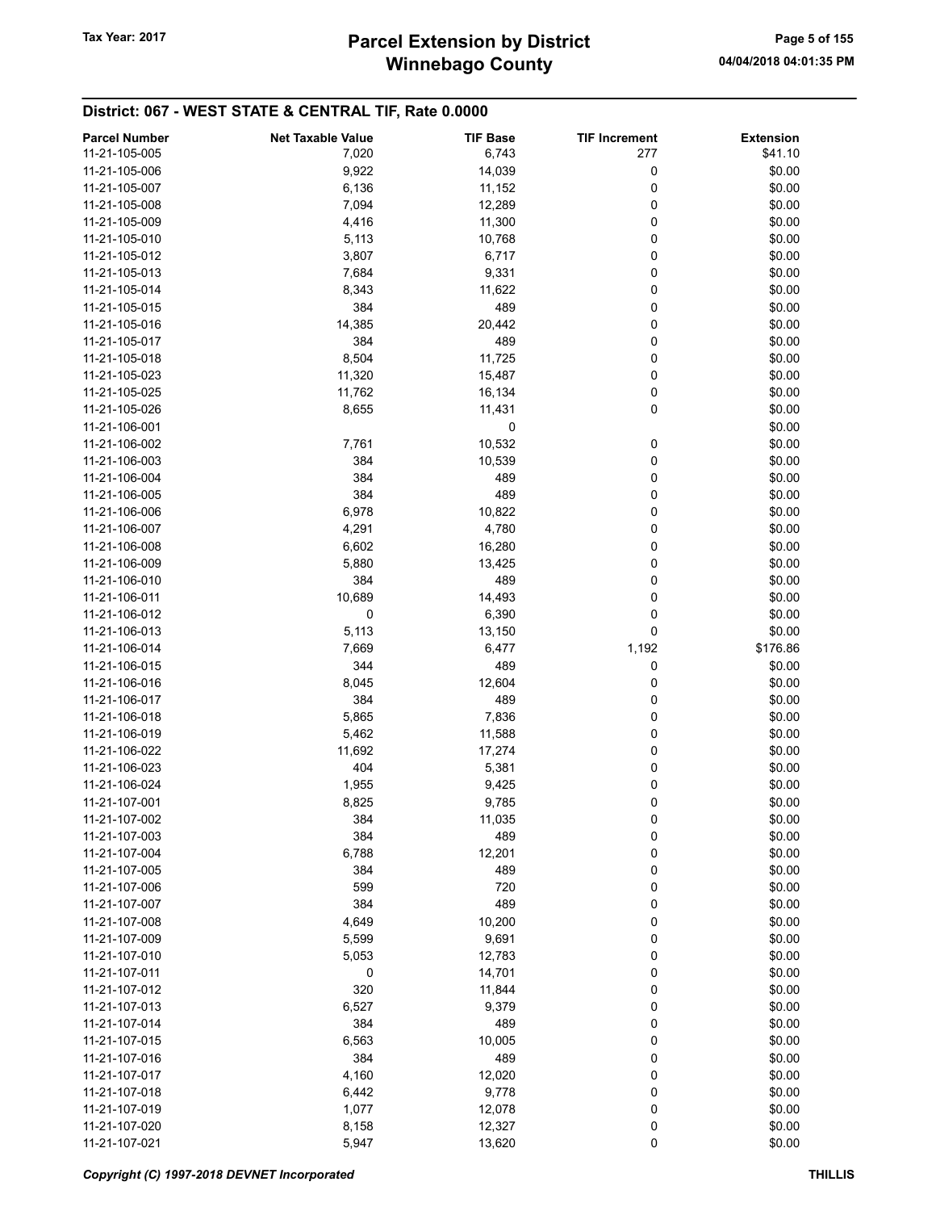## District: 067 - WEST STATE & CENTRAL TIF, Rate 0.0000

| Parcel Number | Net Taxable Value | TIF Base | TIF Increment | Extension |
|---|---|---|---|---|
| 11-21-105-005 | 7,020 | 6,743 | 277 | $41.10 |
| 11-21-105-006 | 9,922 | 14,039 | 0 | $0.00 |
| 11-21-105-007 | 6,136 | 11,152 | 0 | $0.00 |
| 11-21-105-008 | 7,094 | 12,289 | 0 | $0.00 |
| 11-21-105-009 | 4,416 | 11,300 | 0 | $0.00 |
| 11-21-105-010 | 5,113 | 10,768 | 0 | $0.00 |
| 11-21-105-012 | 3,807 | 6,717 | 0 | $0.00 |
| 11-21-105-013 | 7,684 | 9,331 | 0 | $0.00 |
| 11-21-105-014 | 8,343 | 11,622 | 0 | $0.00 |
| 11-21-105-015 | 384 | 489 | 0 | $0.00 |
| 11-21-105-016 | 14,385 | 20,442 | 0 | $0.00 |
| 11-21-105-017 | 384 | 489 | 0 | $0.00 |
| 11-21-105-018 | 8,504 | 11,725 | 0 | $0.00 |
| 11-21-105-023 | 11,320 | 15,487 | 0 | $0.00 |
| 11-21-105-025 | 11,762 | 16,134 | 0 | $0.00 |
| 11-21-105-026 | 8,655 | 11,431 | 0 | $0.00 |
| 11-21-106-001 | | 0 | | $0.00 |
| 11-21-106-002 | 7,761 | 10,532 | 0 | $0.00 |
| 11-21-106-003 | 384 | 10,539 | 0 | $0.00 |
| 11-21-106-004 | 384 | 489 | 0 | $0.00 |
| 11-21-106-005 | 384 | 489 | 0 | $0.00 |
| 11-21-106-006 | 6,978 | 10,822 | 0 | $0.00 |
| 11-21-106-007 | 4,291 | 4,780 | 0 | $0.00 |
| 11-21-106-008 | 6,602 | 16,280 | 0 | $0.00 |
| 11-21-106-009 | 5,880 | 13,425 | 0 | $0.00 |
| 11-21-106-010 | 384 | 489 | 0 | $0.00 |
| 11-21-106-011 | 10,689 | 14,493 | 0 | $0.00 |
| 11-21-106-012 | 0 | 6,390 | 0 | $0.00 |
| 11-21-106-013 | 5,113 | 13,150 | 0 | $0.00 |
| 11-21-106-014 | 7,669 | 6,477 | 1,192 | $176.86 |
| 11-21-106-015 | 344 | 489 | 0 | $0.00 |
| 11-21-106-016 | 8,045 | 12,604 | 0 | $0.00 |
| 11-21-106-017 | 384 | 489 | 0 | $0.00 |
| 11-21-106-018 | 5,865 | 7,836 | 0 | $0.00 |
| 11-21-106-019 | 5,462 | 11,588 | 0 | $0.00 |
| 11-21-106-022 | 11,692 | 17,274 | 0 | $0.00 |
| 11-21-106-023 | 404 | 5,381 | 0 | $0.00 |
| 11-21-106-024 | 1,955 | 9,425 | 0 | $0.00 |
| 11-21-107-001 | 8,825 | 9,785 | 0 | $0.00 |
| 11-21-107-002 | 384 | 11,035 | 0 | $0.00 |
| 11-21-107-003 | 384 | 489 | 0 | $0.00 |
| 11-21-107-004 | 6,788 | 12,201 | 0 | $0.00 |
| 11-21-107-005 | 384 | 489 | 0 | $0.00 |
| 11-21-107-006 | 599 | 720 | 0 | $0.00 |
| 11-21-107-007 | 384 | 489 | 0 | $0.00 |
| 11-21-107-008 | 4,649 | 10,200 | 0 | $0.00 |
| 11-21-107-009 | 5,599 | 9,691 | 0 | $0.00 |
| 11-21-107-010 | 5,053 | 12,783 | 0 | $0.00 |
| 11-21-107-011 | 0 | 14,701 | 0 | $0.00 |
| 11-21-107-012 | 320 | 11,844 | 0 | $0.00 |
| 11-21-107-013 | 6,527 | 9,379 | 0 | $0.00 |
| 11-21-107-014 | 384 | 489 | 0 | $0.00 |
| 11-21-107-015 | 6,563 | 10,005 | 0 | $0.00 |
| 11-21-107-016 | 384 | 489 | 0 | $0.00 |
| 11-21-107-017 | 4,160 | 12,020 | 0 | $0.00 |
| 11-21-107-018 | 6,442 | 9,778 | 0 | $0.00 |
| 11-21-107-019 | 1,077 | 12,078 | 0 | $0.00 |
| 11-21-107-020 | 8,158 | 12,327 | 0 | $0.00 |
| 11-21-107-021 | 5,947 | 13,620 | 0 | $0.00 |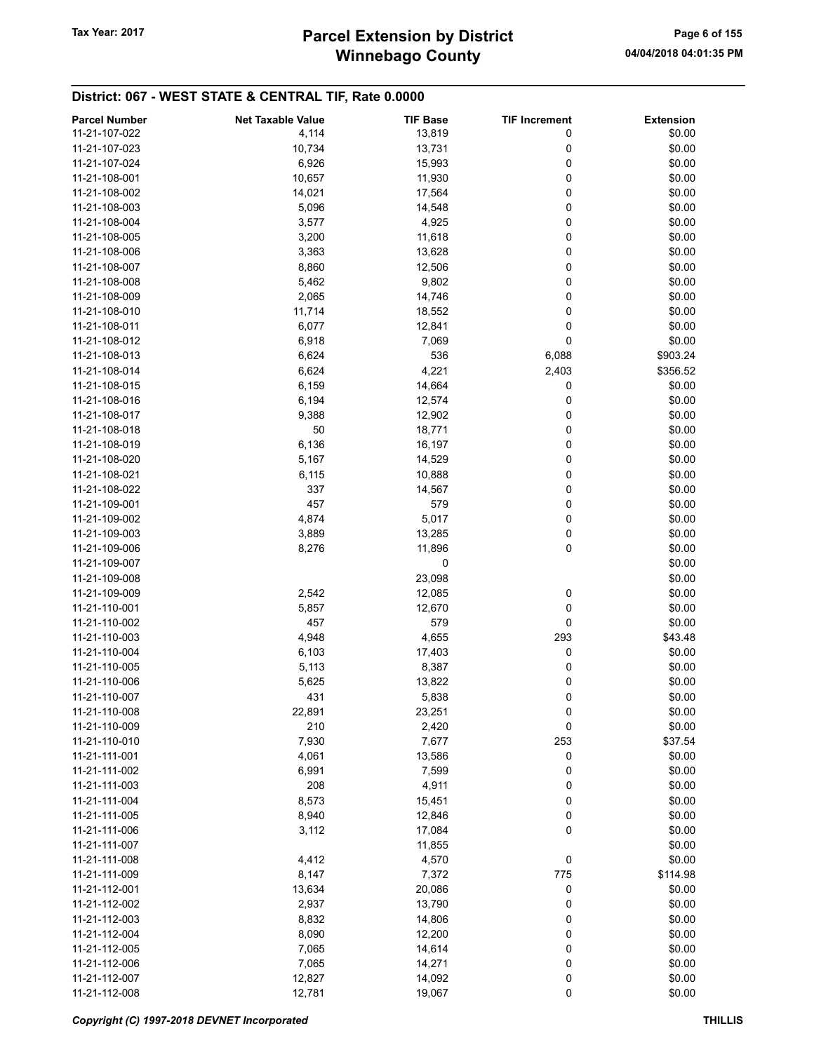## District: 067 - WEST STATE & CENTRAL TIF, Rate 0.0000

| Parcel Number | Net Taxable Value | TIF Base | TIF Increment | Extension |
|---|---|---|---|---|
| 11-21-107-022 | 4,114 | 13,819 | 0 | $0.00 |
| 11-21-107-023 | 10,734 | 13,731 | 0 | $0.00 |
| 11-21-107-024 | 6,926 | 15,993 | 0 | $0.00 |
| 11-21-108-001 | 10,657 | 11,930 | 0 | $0.00 |
| 11-21-108-002 | 14,021 | 17,564 | 0 | $0.00 |
| 11-21-108-003 | 5,096 | 14,548 | 0 | $0.00 |
| 11-21-108-004 | 3,577 | 4,925 | 0 | $0.00 |
| 11-21-108-005 | 3,200 | 11,618 | 0 | $0.00 |
| 11-21-108-006 | 3,363 | 13,628 | 0 | $0.00 |
| 11-21-108-007 | 8,860 | 12,506 | 0 | $0.00 |
| 11-21-108-008 | 5,462 | 9,802 | 0 | $0.00 |
| 11-21-108-009 | 2,065 | 14,746 | 0 | $0.00 |
| 11-21-108-010 | 11,714 | 18,552 | 0 | $0.00 |
| 11-21-108-011 | 6,077 | 12,841 | 0 | $0.00 |
| 11-21-108-012 | 6,918 | 7,069 | 0 | $0.00 |
| 11-21-108-013 | 6,624 | 536 | 6,088 | $903.24 |
| 11-21-108-014 | 6,624 | 4,221 | 2,403 | $356.52 |
| 11-21-108-015 | 6,159 | 14,664 | 0 | $0.00 |
| 11-21-108-016 | 6,194 | 12,574 | 0 | $0.00 |
| 11-21-108-017 | 9,388 | 12,902 | 0 | $0.00 |
| 11-21-108-018 | 50 | 18,771 | 0 | $0.00 |
| 11-21-108-019 | 6,136 | 16,197 | 0 | $0.00 |
| 11-21-108-020 | 5,167 | 14,529 | 0 | $0.00 |
| 11-21-108-021 | 6,115 | 10,888 | 0 | $0.00 |
| 11-21-108-022 | 337 | 14,567 | 0 | $0.00 |
| 11-21-109-001 | 457 | 579 | 0 | $0.00 |
| 11-21-109-002 | 4,874 | 5,017 | 0 | $0.00 |
| 11-21-109-003 | 3,889 | 13,285 | 0 | $0.00 |
| 11-21-109-006 | 8,276 | 11,896 | 0 | $0.00 |
| 11-21-109-007 | | 0 | | $0.00 |
| 11-21-109-008 | | 23,098 | | $0.00 |
| 11-21-109-009 | 2,542 | 12,085 | 0 | $0.00 |
| 11-21-110-001 | 5,857 | 12,670 | 0 | $0.00 |
| 11-21-110-002 | 457 | 579 | 0 | $0.00 |
| 11-21-110-003 | 4,948 | 4,655 | 293 | $43.48 |
| 11-21-110-004 | 6,103 | 17,403 | 0 | $0.00 |
| 11-21-110-005 | 5,113 | 8,387 | 0 | $0.00 |
| 11-21-110-006 | 5,625 | 13,822 | 0 | $0.00 |
| 11-21-110-007 | 431 | 5,838 | 0 | $0.00 |
| 11-21-110-008 | 22,891 | 23,251 | 0 | $0.00 |
| 11-21-110-009 | 210 | 2,420 | 0 | $0.00 |
| 11-21-110-010 | 7,930 | 7,677 | 253 | $37.54 |
| 11-21-111-001 | 4,061 | 13,586 | 0 | $0.00 |
| 11-21-111-002 | 6,991 | 7,599 | 0 | $0.00 |
| 11-21-111-003 | 208 | 4,911 | 0 | $0.00 |
| 11-21-111-004 | 8,573 | 15,451 | 0 | $0.00 |
| 11-21-111-005 | 8,940 | 12,846 | 0 | $0.00 |
| 11-21-111-006 | 3,112 | 17,084 | 0 | $0.00 |
| 11-21-111-007 | | 11,855 | | $0.00 |
| 11-21-111-008 | 4,412 | 4,570 | 0 | $0.00 |
| 11-21-111-009 | 8,147 | 7,372 | 775 | $114.98 |
| 11-21-112-001 | 13,634 | 20,086 | 0 | $0.00 |
| 11-21-112-002 | 2,937 | 13,790 | 0 | $0.00 |
| 11-21-112-003 | 8,832 | 14,806 | 0 | $0.00 |
| 11-21-112-004 | 8,090 | 12,200 | 0 | $0.00 |
| 11-21-112-005 | 7,065 | 14,614 | 0 | $0.00 |
| 11-21-112-006 | 7,065 | 14,271 | 0 | $0.00 |
| 11-21-112-007 | 12,827 | 14,092 | 0 | $0.00 |
| 11-21-112-008 | 12,781 | 19,067 | 0 | $0.00 |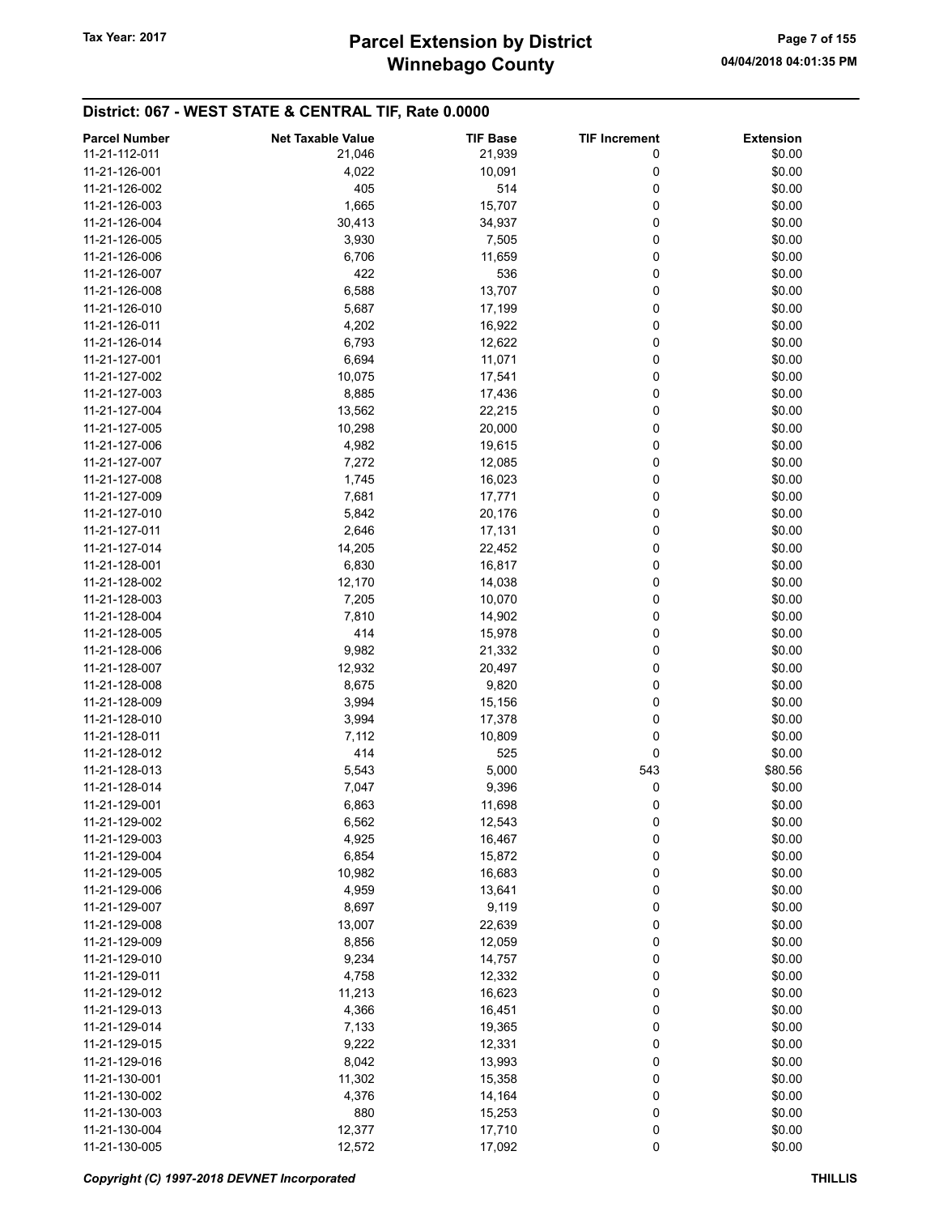## District: 067 - WEST STATE & CENTRAL TIF, Rate 0.0000

| Parcel Number | Net Taxable Value | TIF Base | TIF Increment | Extension |
|---|---|---|---|---|
| 11-21-112-011 | 21,046 | 21,939 | 0 | $0.00 |
| 11-21-126-001 | 4,022 | 10,091 | 0 | $0.00 |
| 11-21-126-002 | 405 | 514 | 0 | $0.00 |
| 11-21-126-003 | 1,665 | 15,707 | 0 | $0.00 |
| 11-21-126-004 | 30,413 | 34,937 | 0 | $0.00 |
| 11-21-126-005 | 3,930 | 7,505 | 0 | $0.00 |
| 11-21-126-006 | 6,706 | 11,659 | 0 | $0.00 |
| 11-21-126-007 | 422 | 536 | 0 | $0.00 |
| 11-21-126-008 | 6,588 | 13,707 | 0 | $0.00 |
| 11-21-126-010 | 5,687 | 17,199 | 0 | $0.00 |
| 11-21-126-011 | 4,202 | 16,922 | 0 | $0.00 |
| 11-21-126-014 | 6,793 | 12,622 | 0 | $0.00 |
| 11-21-127-001 | 6,694 | 11,071 | 0 | $0.00 |
| 11-21-127-002 | 10,075 | 17,541 | 0 | $0.00 |
| 11-21-127-003 | 8,885 | 17,436 | 0 | $0.00 |
| 11-21-127-004 | 13,562 | 22,215 | 0 | $0.00 |
| 11-21-127-005 | 10,298 | 20,000 | 0 | $0.00 |
| 11-21-127-006 | 4,982 | 19,615 | 0 | $0.00 |
| 11-21-127-007 | 7,272 | 12,085 | 0 | $0.00 |
| 11-21-127-008 | 1,745 | 16,023 | 0 | $0.00 |
| 11-21-127-009 | 7,681 | 17,771 | 0 | $0.00 |
| 11-21-127-010 | 5,842 | 20,176 | 0 | $0.00 |
| 11-21-127-011 | 2,646 | 17,131 | 0 | $0.00 |
| 11-21-127-014 | 14,205 | 22,452 | 0 | $0.00 |
| 11-21-128-001 | 6,830 | 16,817 | 0 | $0.00 |
| 11-21-128-002 | 12,170 | 14,038 | 0 | $0.00 |
| 11-21-128-003 | 7,205 | 10,070 | 0 | $0.00 |
| 11-21-128-004 | 7,810 | 14,902 | 0 | $0.00 |
| 11-21-128-005 | 414 | 15,978 | 0 | $0.00 |
| 11-21-128-006 | 9,982 | 21,332 | 0 | $0.00 |
| 11-21-128-007 | 12,932 | 20,497 | 0 | $0.00 |
| 11-21-128-008 | 8,675 | 9,820 | 0 | $0.00 |
| 11-21-128-009 | 3,994 | 15,156 | 0 | $0.00 |
| 11-21-128-010 | 3,994 | 17,378 | 0 | $0.00 |
| 11-21-128-011 | 7,112 | 10,809 | 0 | $0.00 |
| 11-21-128-012 | 414 | 525 | 0 | $0.00 |
| 11-21-128-013 | 5,543 | 5,000 | 543 | $80.56 |
| 11-21-128-014 | 7,047 | 9,396 | 0 | $0.00 |
| 11-21-129-001 | 6,863 | 11,698 | 0 | $0.00 |
| 11-21-129-002 | 6,562 | 12,543 | 0 | $0.00 |
| 11-21-129-003 | 4,925 | 16,467 | 0 | $0.00 |
| 11-21-129-004 | 6,854 | 15,872 | 0 | $0.00 |
| 11-21-129-005 | 10,982 | 16,683 | 0 | $0.00 |
| 11-21-129-006 | 4,959 | 13,641 | 0 | $0.00 |
| 11-21-129-007 | 8,697 | 9,119 | 0 | $0.00 |
| 11-21-129-008 | 13,007 | 22,639 | 0 | $0.00 |
| 11-21-129-009 | 8,856 | 12,059 | 0 | $0.00 |
| 11-21-129-010 | 9,234 | 14,757 | 0 | $0.00 |
| 11-21-129-011 | 4,758 | 12,332 | 0 | $0.00 |
| 11-21-129-012 | 11,213 | 16,623 | 0 | $0.00 |
| 11-21-129-013 | 4,366 | 16,451 | 0 | $0.00 |
| 11-21-129-014 | 7,133 | 19,365 | 0 | $0.00 |
| 11-21-129-015 | 9,222 | 12,331 | 0 | $0.00 |
| 11-21-129-016 | 8,042 | 13,993 | 0 | $0.00 |
| 11-21-130-001 | 11,302 | 15,358 | 0 | $0.00 |
| 11-21-130-002 | 4,376 | 14,164 | 0 | $0.00 |
| 11-21-130-003 | 880 | 15,253 | 0 | $0.00 |
| 11-21-130-004 | 12,377 | 17,710 | 0 | $0.00 |
| 11-21-130-005 | 12,572 | 17,092 | 0 | $0.00 |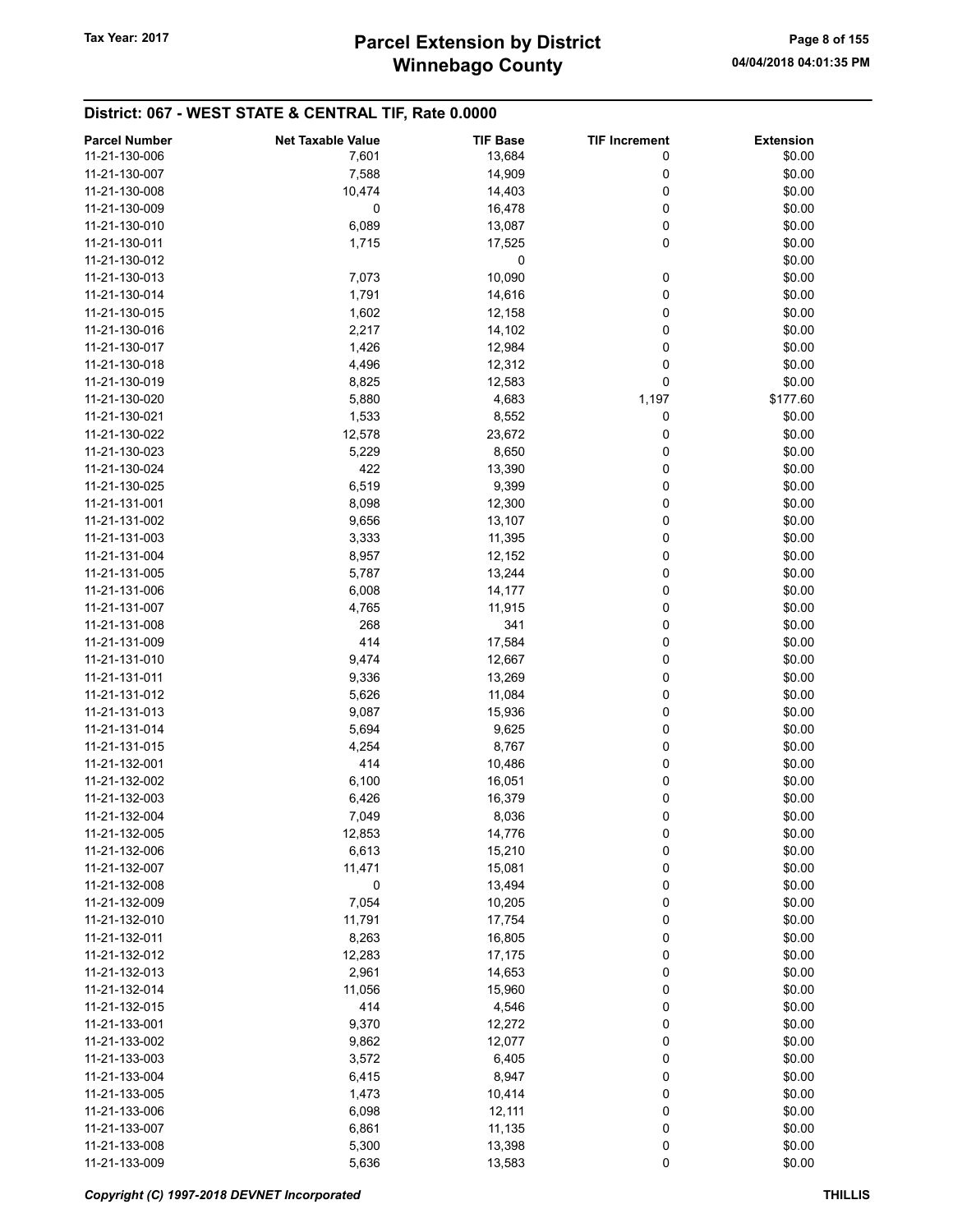## District: 067 - WEST STATE & CENTRAL TIF, Rate 0.0000

| Parcel Number | Net Taxable Value | TIF Base | TIF Increment | Extension |
|---|---|---|---|---|
| 11-21-130-006 | 7,601 | 13,684 | 0 | $0.00 |
| 11-21-130-007 | 7,588 | 14,909 | 0 | $0.00 |
| 11-21-130-008 | 10,474 | 14,403 | 0 | $0.00 |
| 11-21-130-009 | 0 | 16,478 | 0 | $0.00 |
| 11-21-130-010 | 6,089 | 13,087 | 0 | $0.00 |
| 11-21-130-011 | 1,715 | 17,525 | 0 | $0.00 |
| 11-21-130-012 | | 0 | | $0.00 |
| 11-21-130-013 | 7,073 | 10,090 | 0 | $0.00 |
| 11-21-130-014 | 1,791 | 14,616 | 0 | $0.00 |
| 11-21-130-015 | 1,602 | 12,158 | 0 | $0.00 |
| 11-21-130-016 | 2,217 | 14,102 | 0 | $0.00 |
| 11-21-130-017 | 1,426 | 12,984 | 0 | $0.00 |
| 11-21-130-018 | 4,496 | 12,312 | 0 | $0.00 |
| 11-21-130-019 | 8,825 | 12,583 | 0 | $0.00 |
| 11-21-130-020 | 5,880 | 4,683 | 1,197 | $177.60 |
| 11-21-130-021 | 1,533 | 8,552 | 0 | $0.00 |
| 11-21-130-022 | 12,578 | 23,672 | 0 | $0.00 |
| 11-21-130-023 | 5,229 | 8,650 | 0 | $0.00 |
| 11-21-130-024 | 422 | 13,390 | 0 | $0.00 |
| 11-21-130-025 | 6,519 | 9,399 | 0 | $0.00 |
| 11-21-131-001 | 8,098 | 12,300 | 0 | $0.00 |
| 11-21-131-002 | 9,656 | 13,107 | 0 | $0.00 |
| 11-21-131-003 | 3,333 | 11,395 | 0 | $0.00 |
| 11-21-131-004 | 8,957 | 12,152 | 0 | $0.00 |
| 11-21-131-005 | 5,787 | 13,244 | 0 | $0.00 |
| 11-21-131-006 | 6,008 | 14,177 | 0 | $0.00 |
| 11-21-131-007 | 4,765 | 11,915 | 0 | $0.00 |
| 11-21-131-008 | 268 | 341 | 0 | $0.00 |
| 11-21-131-009 | 414 | 17,584 | 0 | $0.00 |
| 11-21-131-010 | 9,474 | 12,667 | 0 | $0.00 |
| 11-21-131-011 | 9,336 | 13,269 | 0 | $0.00 |
| 11-21-131-012 | 5,626 | 11,084 | 0 | $0.00 |
| 11-21-131-013 | 9,087 | 15,936 | 0 | $0.00 |
| 11-21-131-014 | 5,694 | 9,625 | 0 | $0.00 |
| 11-21-131-015 | 4,254 | 8,767 | 0 | $0.00 |
| 11-21-132-001 | 414 | 10,486 | 0 | $0.00 |
| 11-21-132-002 | 6,100 | 16,051 | 0 | $0.00 |
| 11-21-132-003 | 6,426 | 16,379 | 0 | $0.00 |
| 11-21-132-004 | 7,049 | 8,036 | 0 | $0.00 |
| 11-21-132-005 | 12,853 | 14,776 | 0 | $0.00 |
| 11-21-132-006 | 6,613 | 15,210 | 0 | $0.00 |
| 11-21-132-007 | 11,471 | 15,081 | 0 | $0.00 |
| 11-21-132-008 | 0 | 13,494 | 0 | $0.00 |
| 11-21-132-009 | 7,054 | 10,205 | 0 | $0.00 |
| 11-21-132-010 | 11,791 | 17,754 | 0 | $0.00 |
| 11-21-132-011 | 8,263 | 16,805 | 0 | $0.00 |
| 11-21-132-012 | 12,283 | 17,175 | 0 | $0.00 |
| 11-21-132-013 | 2,961 | 14,653 | 0 | $0.00 |
| 11-21-132-014 | 11,056 | 15,960 | 0 | $0.00 |
| 11-21-132-015 | 414 | 4,546 | 0 | $0.00 |
| 11-21-133-001 | 9,370 | 12,272 | 0 | $0.00 |
| 11-21-133-002 | 9,862 | 12,077 | 0 | $0.00 |
| 11-21-133-003 | 3,572 | 6,405 | 0 | $0.00 |
| 11-21-133-004 | 6,415 | 8,947 | 0 | $0.00 |
| 11-21-133-005 | 1,473 | 10,414 | 0 | $0.00 |
| 11-21-133-006 | 6,098 | 12,111 | 0 | $0.00 |
| 11-21-133-007 | 6,861 | 11,135 | 0 | $0.00 |
| 11-21-133-008 | 5,300 | 13,398 | 0 | $0.00 |
| 11-21-133-009 | 5,636 | 13,583 | 0 | $0.00 |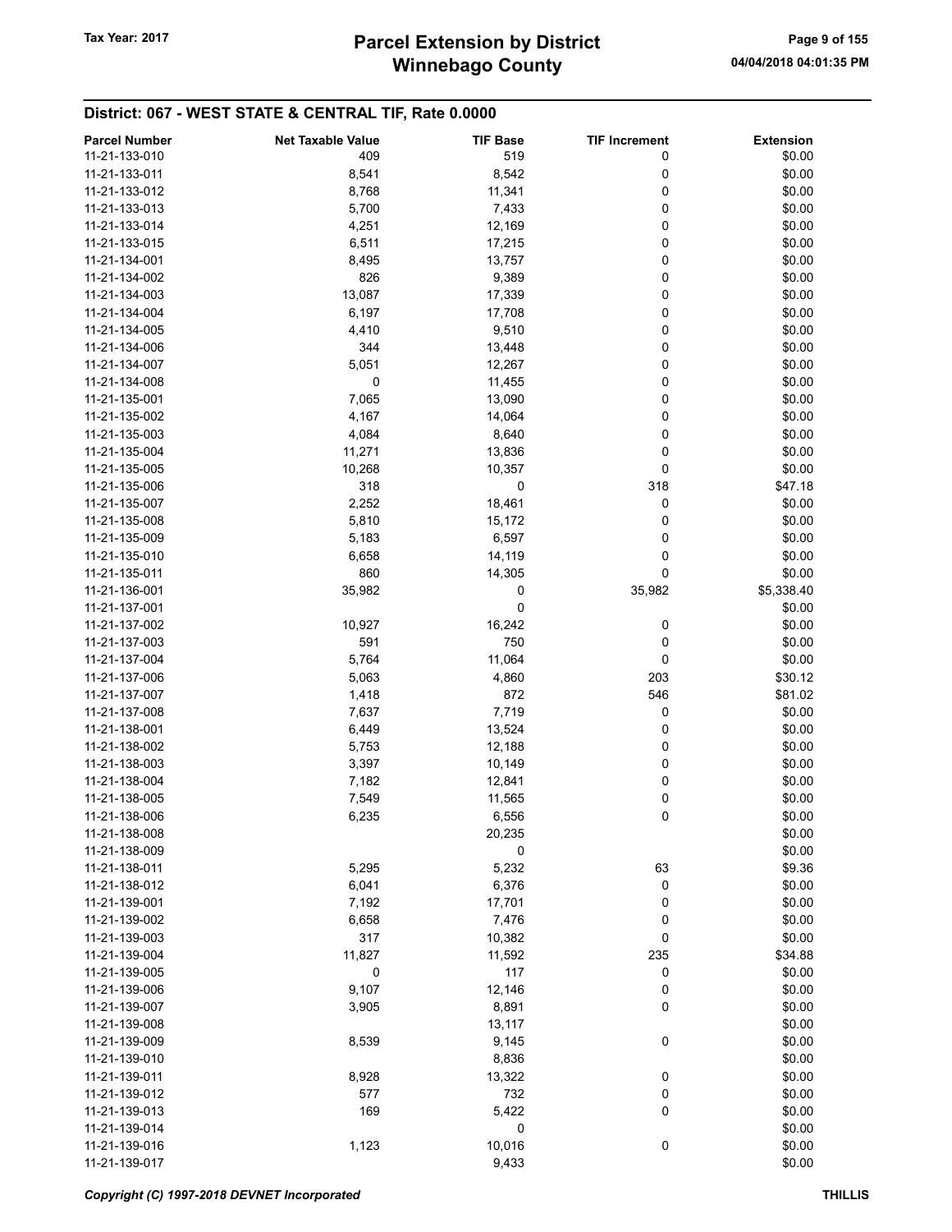## District: 067 - WEST STATE & CENTRAL TIF, Rate 0.0000

| Parcel Number | Net Taxable Value | TIF Base | TIF Increment | Extension |
|---|---|---|---|---|
| 11-21-133-010 | 409 | 519 | 0 | $0.00 |
| 11-21-133-011 | 8,541 | 8,542 | 0 | $0.00 |
| 11-21-133-012 | 8,768 | 11,341 | 0 | $0.00 |
| 11-21-133-013 | 5,700 | 7,433 | 0 | $0.00 |
| 11-21-133-014 | 4,251 | 12,169 | 0 | $0.00 |
| 11-21-133-015 | 6,511 | 17,215 | 0 | $0.00 |
| 11-21-134-001 | 8,495 | 13,757 | 0 | $0.00 |
| 11-21-134-002 | 826 | 9,389 | 0 | $0.00 |
| 11-21-134-003 | 13,087 | 17,339 | 0 | $0.00 |
| 11-21-134-004 | 6,197 | 17,708 | 0 | $0.00 |
| 11-21-134-005 | 4,410 | 9,510 | 0 | $0.00 |
| 11-21-134-006 | 344 | 13,448 | 0 | $0.00 |
| 11-21-134-007 | 5,051 | 12,267 | 0 | $0.00 |
| 11-21-134-008 | 0 | 11,455 | 0 | $0.00 |
| 11-21-135-001 | 7,065 | 13,090 | 0 | $0.00 |
| 11-21-135-002 | 4,167 | 14,064 | 0 | $0.00 |
| 11-21-135-003 | 4,084 | 8,640 | 0 | $0.00 |
| 11-21-135-004 | 11,271 | 13,836 | 0 | $0.00 |
| 11-21-135-005 | 10,268 | 10,357 | 0 | $0.00 |
| 11-21-135-006 | 318 | 0 | 318 | $47.18 |
| 11-21-135-007 | 2,252 | 18,461 | 0 | $0.00 |
| 11-21-135-008 | 5,810 | 15,172 | 0 | $0.00 |
| 11-21-135-009 | 5,183 | 6,597 | 0 | $0.00 |
| 11-21-135-010 | 6,658 | 14,119 | 0 | $0.00 |
| 11-21-135-011 | 860 | 14,305 | 0 | $0.00 |
| 11-21-136-001 | 35,982 | 0 | 35,982 | $5,338.40 |
| 11-21-137-001 | | 0 | | $0.00 |
| 11-21-137-002 | 10,927 | 16,242 | 0 | $0.00 |
| 11-21-137-003 | 591 | 750 | 0 | $0.00 |
| 11-21-137-004 | 5,764 | 11,064 | 0 | $0.00 |
| 11-21-137-006 | 5,063 | 4,860 | 203 | $30.12 |
| 11-21-137-007 | 1,418 | 872 | 546 | $81.02 |
| 11-21-137-008 | 7,637 | 7,719 | 0 | $0.00 |
| 11-21-138-001 | 6,449 | 13,524 | 0 | $0.00 |
| 11-21-138-002 | 5,753 | 12,188 | 0 | $0.00 |
| 11-21-138-003 | 3,397 | 10,149 | 0 | $0.00 |
| 11-21-138-004 | 7,182 | 12,841 | 0 | $0.00 |
| 11-21-138-005 | 7,549 | 11,565 | 0 | $0.00 |
| 11-21-138-006 | 6,235 | 6,556 | 0 | $0.00 |
| 11-21-138-008 | | 20,235 | | $0.00 |
| 11-21-138-009 | | 0 | | $0.00 |
| 11-21-138-011 | 5,295 | 5,232 | 63 | $9.36 |
| 11-21-138-012 | 6,041 | 6,376 | 0 | $0.00 |
| 11-21-139-001 | 7,192 | 17,701 | 0 | $0.00 |
| 11-21-139-002 | 6,658 | 7,476 | 0 | $0.00 |
| 11-21-139-003 | 317 | 10,382 | 0 | $0.00 |
| 11-21-139-004 | 11,827 | 11,592 | 235 | $34.88 |
| 11-21-139-005 | 0 | 117 | 0 | $0.00 |
| 11-21-139-006 | 9,107 | 12,146 | 0 | $0.00 |
| 11-21-139-007 | 3,905 | 8,891 | 0 | $0.00 |
| 11-21-139-008 | | 13,117 | | $0.00 |
| 11-21-139-009 | 8,539 | 9,145 | 0 | $0.00 |
| 11-21-139-010 | | 8,836 | | $0.00 |
| 11-21-139-011 | 8,928 | 13,322 | 0 | $0.00 |
| 11-21-139-012 | 577 | 732 | 0 | $0.00 |
| 11-21-139-013 | 169 | 5,422 | 0 | $0.00 |
| 11-21-139-014 | | 0 | | $0.00 |
| 11-21-139-016 | 1,123 | 10,016 | 0 | $0.00 |
| 11-21-139-017 | | 9,433 | | $0.00 |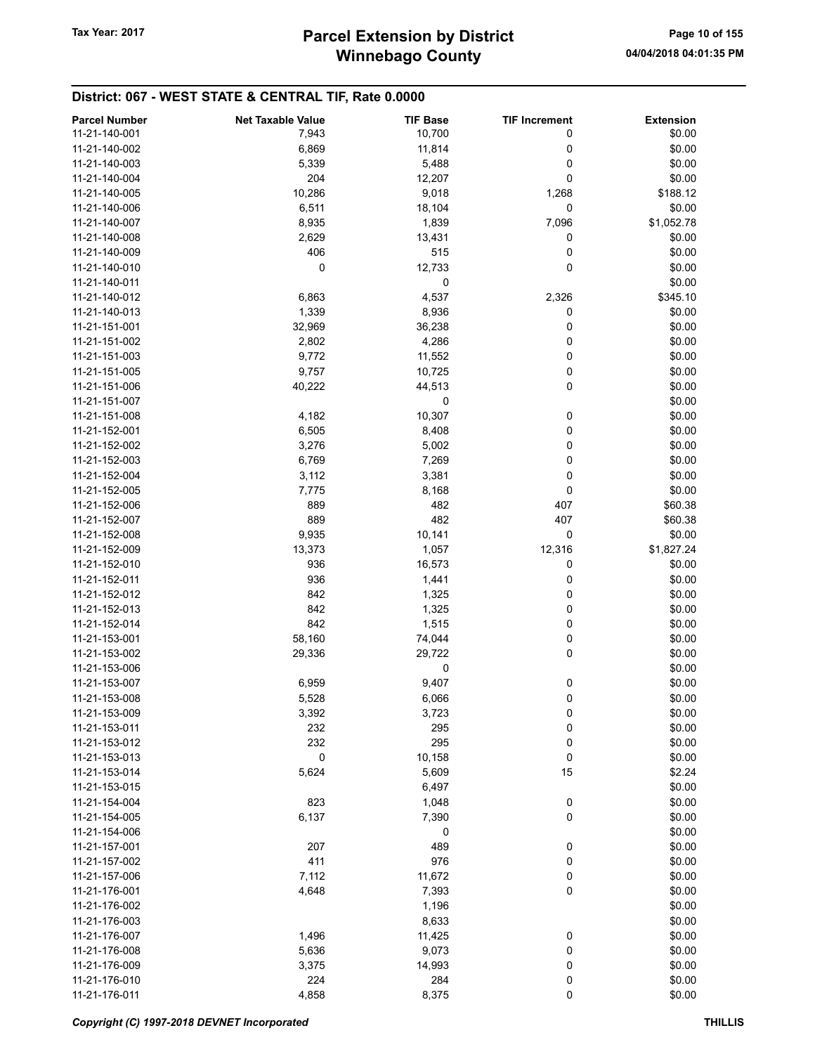## District: 067 - WEST STATE & CENTRAL TIF, Rate 0.0000

| Parcel Number | Net Taxable Value | TIF Base | TIF Increment | Extension |
|---|---|---|---|---|
| 11-21-140-001 | 7,943 | 10,700 | 0 | $0.00 |
| 11-21-140-002 | 6,869 | 11,814 | 0 | $0.00 |
| 11-21-140-003 | 5,339 | 5,488 | 0 | $0.00 |
| 11-21-140-004 | 204 | 12,207 | 0 | $0.00 |
| 11-21-140-005 | 10,286 | 9,018 | 1,268 | $188.12 |
| 11-21-140-006 | 6,511 | 18,104 | 0 | $0.00 |
| 11-21-140-007 | 8,935 | 1,839 | 7,096 | $1,052.78 |
| 11-21-140-008 | 2,629 | 13,431 | 0 | $0.00 |
| 11-21-140-009 | 406 | 515 | 0 | $0.00 |
| 11-21-140-010 | 0 | 12,733 | 0 | $0.00 |
| 11-21-140-011 | | 0 | | $0.00 |
| 11-21-140-012 | 6,863 | 4,537 | 2,326 | $345.10 |
| 11-21-140-013 | 1,339 | 8,936 | 0 | $0.00 |
| 11-21-151-001 | 32,969 | 36,238 | 0 | $0.00 |
| 11-21-151-002 | 2,802 | 4,286 | 0 | $0.00 |
| 11-21-151-003 | 9,772 | 11,552 | 0 | $0.00 |
| 11-21-151-005 | 9,757 | 10,725 | 0 | $0.00 |
| 11-21-151-006 | 40,222 | 44,513 | 0 | $0.00 |
| 11-21-151-007 | | 0 | | $0.00 |
| 11-21-151-008 | 4,182 | 10,307 | 0 | $0.00 |
| 11-21-152-001 | 6,505 | 8,408 | 0 | $0.00 |
| 11-21-152-002 | 3,276 | 5,002 | 0 | $0.00 |
| 11-21-152-003 | 6,769 | 7,269 | 0 | $0.00 |
| 11-21-152-004 | 3,112 | 3,381 | 0 | $0.00 |
| 11-21-152-005 | 7,775 | 8,168 | 0 | $0.00 |
| 11-21-152-006 | 889 | 482 | 407 | $60.38 |
| 11-21-152-007 | 889 | 482 | 407 | $60.38 |
| 11-21-152-008 | 9,935 | 10,141 | 0 | $0.00 |
| 11-21-152-009 | 13,373 | 1,057 | 12,316 | $1,827.24 |
| 11-21-152-010 | 936 | 16,573 | 0 | $0.00 |
| 11-21-152-011 | 936 | 1,441 | 0 | $0.00 |
| 11-21-152-012 | 842 | 1,325 | 0 | $0.00 |
| 11-21-152-013 | 842 | 1,325 | 0 | $0.00 |
| 11-21-152-014 | 842 | 1,515 | 0 | $0.00 |
| 11-21-153-001 | 58,160 | 74,044 | 0 | $0.00 |
| 11-21-153-002 | 29,336 | 29,722 | 0 | $0.00 |
| 11-21-153-006 | | 0 | | $0.00 |
| 11-21-153-007 | 6,959 | 9,407 | 0 | $0.00 |
| 11-21-153-008 | 5,528 | 6,066 | 0 | $0.00 |
| 11-21-153-009 | 3,392 | 3,723 | 0 | $0.00 |
| 11-21-153-011 | 232 | 295 | 0 | $0.00 |
| 11-21-153-012 | 232 | 295 | 0 | $0.00 |
| 11-21-153-013 | 0 | 10,158 | 0 | $0.00 |
| 11-21-153-014 | 5,624 | 5,609 | 15 | $2.24 |
| 11-21-153-015 | | 6,497 | | $0.00 |
| 11-21-154-004 | 823 | 1,048 | 0 | $0.00 |
| 11-21-154-005 | 6,137 | 7,390 | 0 | $0.00 |
| 11-21-154-006 | | 0 | | $0.00 |
| 11-21-157-001 | 207 | 489 | 0 | $0.00 |
| 11-21-157-002 | 411 | 976 | 0 | $0.00 |
| 11-21-157-006 | 7,112 | 11,672 | 0 | $0.00 |
| 11-21-176-001 | 4,648 | 7,393 | 0 | $0.00 |
| 11-21-176-002 | | 1,196 | | $0.00 |
| 11-21-176-003 | | 8,633 | | $0.00 |
| 11-21-176-007 | 1,496 | 11,425 | 0 | $0.00 |
| 11-21-176-008 | 5,636 | 9,073 | 0 | $0.00 |
| 11-21-176-009 | 3,375 | 14,993 | 0 | $0.00 |
| 11-21-176-010 | 224 | 284 | 0 | $0.00 |
| 11-21-176-011 | 4,858 | 8,375 | 0 | $0.00 |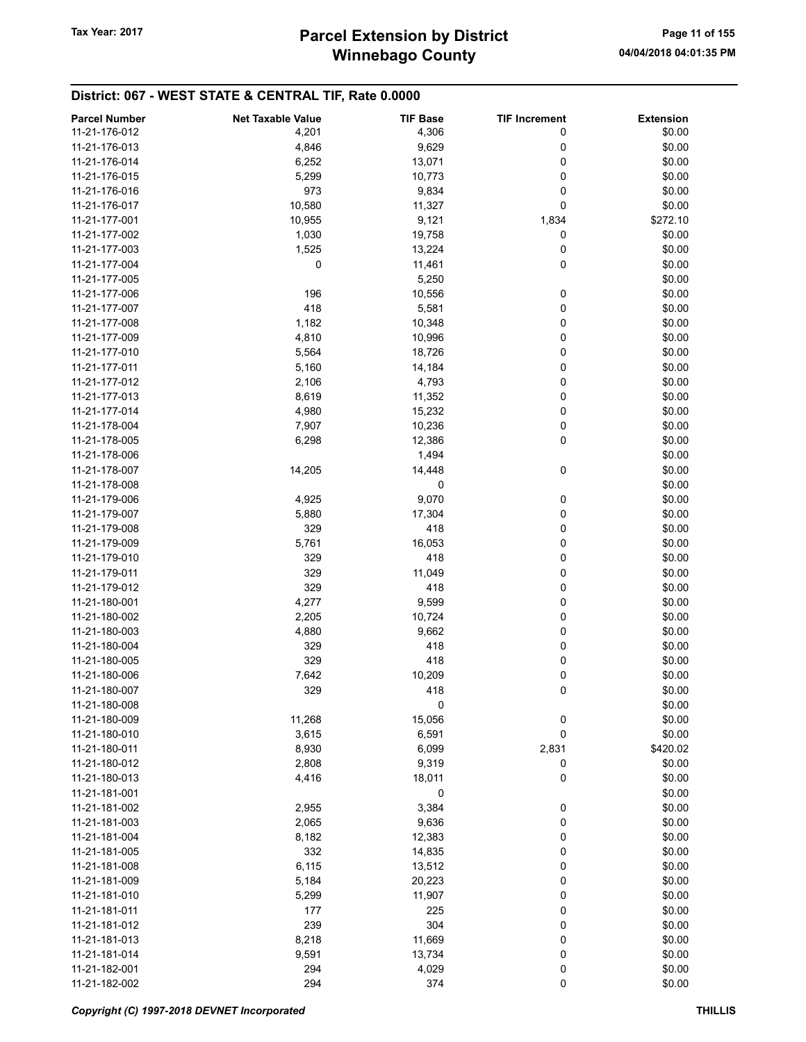## District: 067 - WEST STATE & CENTRAL TIF, Rate 0.0000

| Parcel Number | Net Taxable Value | TIF Base | TIF Increment | Extension |
|---|---|---|---|---|
| 11-21-176-012 | 4,201 | 4,306 | 0 | $0.00 |
| 11-21-176-013 | 4,846 | 9,629 | 0 | $0.00 |
| 11-21-176-014 | 6,252 | 13,071 | 0 | $0.00 |
| 11-21-176-015 | 5,299 | 10,773 | 0 | $0.00 |
| 11-21-176-016 | 973 | 9,834 | 0 | $0.00 |
| 11-21-176-017 | 10,580 | 11,327 | 0 | $0.00 |
| 11-21-177-001 | 10,955 | 9,121 | 1,834 | $272.10 |
| 11-21-177-002 | 1,030 | 19,758 | 0 | $0.00 |
| 11-21-177-003 | 1,525 | 13,224 | 0 | $0.00 |
| 11-21-177-004 | 0 | 11,461 | 0 | $0.00 |
| 11-21-177-005 | | 5,250 | | $0.00 |
| 11-21-177-006 | 196 | 10,556 | 0 | $0.00 |
| 11-21-177-007 | 418 | 5,581 | 0 | $0.00 |
| 11-21-177-008 | 1,182 | 10,348 | 0 | $0.00 |
| 11-21-177-009 | 4,810 | 10,996 | 0 | $0.00 |
| 11-21-177-010 | 5,564 | 18,726 | 0 | $0.00 |
| 11-21-177-011 | 5,160 | 14,184 | 0 | $0.00 |
| 11-21-177-012 | 2,106 | 4,793 | 0 | $0.00 |
| 11-21-177-013 | 8,619 | 11,352 | 0 | $0.00 |
| 11-21-177-014 | 4,980 | 15,232 | 0 | $0.00 |
| 11-21-178-004 | 7,907 | 10,236 | 0 | $0.00 |
| 11-21-178-005 | 6,298 | 12,386 | 0 | $0.00 |
| 11-21-178-006 | | 1,494 | | $0.00 |
| 11-21-178-007 | 14,205 | 14,448 | 0 | $0.00 |
| 11-21-178-008 | | 0 | | $0.00 |
| 11-21-179-006 | 4,925 | 9,070 | 0 | $0.00 |
| 11-21-179-007 | 5,880 | 17,304 | 0 | $0.00 |
| 11-21-179-008 | 329 | 418 | 0 | $0.00 |
| 11-21-179-009 | 5,761 | 16,053 | 0 | $0.00 |
| 11-21-179-010 | 329 | 418 | 0 | $0.00 |
| 11-21-179-011 | 329 | 11,049 | 0 | $0.00 |
| 11-21-179-012 | 329 | 418 | 0 | $0.00 |
| 11-21-180-001 | 4,277 | 9,599 | 0 | $0.00 |
| 11-21-180-002 | 2,205 | 10,724 | 0 | $0.00 |
| 11-21-180-003 | 4,880 | 9,662 | 0 | $0.00 |
| 11-21-180-004 | 329 | 418 | 0 | $0.00 |
| 11-21-180-005 | 329 | 418 | 0 | $0.00 |
| 11-21-180-006 | 7,642 | 10,209 | 0 | $0.00 |
| 11-21-180-007 | 329 | 418 | 0 | $0.00 |
| 11-21-180-008 | | 0 | | $0.00 |
| 11-21-180-009 | 11,268 | 15,056 | 0 | $0.00 |
| 11-21-180-010 | 3,615 | 6,591 | 0 | $0.00 |
| 11-21-180-011 | 8,930 | 6,099 | 2,831 | $420.02 |
| 11-21-180-012 | 2,808 | 9,319 | 0 | $0.00 |
| 11-21-180-013 | 4,416 | 18,011 | 0 | $0.00 |
| 11-21-181-001 | | 0 | | $0.00 |
| 11-21-181-002 | 2,955 | 3,384 | 0 | $0.00 |
| 11-21-181-003 | 2,065 | 9,636 | 0 | $0.00 |
| 11-21-181-004 | 8,182 | 12,383 | 0 | $0.00 |
| 11-21-181-005 | 332 | 14,835 | 0 | $0.00 |
| 11-21-181-008 | 6,115 | 13,512 | 0 | $0.00 |
| 11-21-181-009 | 5,184 | 20,223 | 0 | $0.00 |
| 11-21-181-010 | 5,299 | 11,907 | 0 | $0.00 |
| 11-21-181-011 | 177 | 225 | 0 | $0.00 |
| 11-21-181-012 | 239 | 304 | 0 | $0.00 |
| 11-21-181-013 | 8,218 | 11,669 | 0 | $0.00 |
| 11-21-181-014 | 9,591 | 13,734 | 0 | $0.00 |
| 11-21-182-001 | 294 | 4,029 | 0 | $0.00 |
| 11-21-182-002 | 294 | 374 | 0 | $0.00 |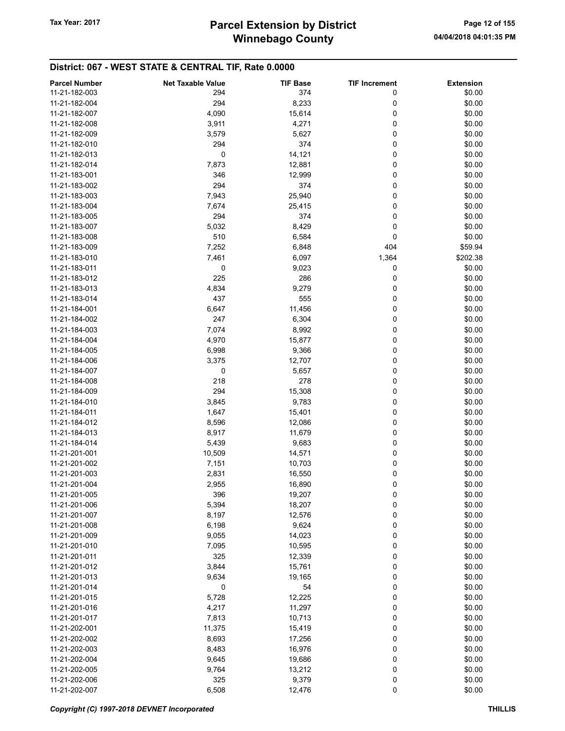## District: 067 - WEST STATE & CENTRAL TIF, Rate 0.0000

| Parcel Number | Net Taxable Value | TIF Base | TIF Increment | Extension |
|---|---|---|---|---|
| 11-21-182-003 | 294 | 374 | 0 | $0.00 |
| 11-21-182-004 | 294 | 8,233 | 0 | $0.00 |
| 11-21-182-007 | 4,090 | 15,614 | 0 | $0.00 |
| 11-21-182-008 | 3,911 | 4,271 | 0 | $0.00 |
| 11-21-182-009 | 3,579 | 5,627 | 0 | $0.00 |
| 11-21-182-010 | 294 | 374 | 0 | $0.00 |
| 11-21-182-013 | 0 | 14,121 | 0 | $0.00 |
| 11-21-182-014 | 7,873 | 12,881 | 0 | $0.00 |
| 11-21-183-001 | 346 | 12,999 | 0 | $0.00 |
| 11-21-183-002 | 294 | 374 | 0 | $0.00 |
| 11-21-183-003 | 7,943 | 25,940 | 0 | $0.00 |
| 11-21-183-004 | 7,674 | 25,415 | 0 | $0.00 |
| 11-21-183-005 | 294 | 374 | 0 | $0.00 |
| 11-21-183-007 | 5,032 | 8,429 | 0 | $0.00 |
| 11-21-183-008 | 510 | 6,584 | 0 | $0.00 |
| 11-21-183-009 | 7,252 | 6,848 | 404 | $59.94 |
| 11-21-183-010 | 7,461 | 6,097 | 1,364 | $202.38 |
| 11-21-183-011 | 0 | 9,023 | 0 | $0.00 |
| 11-21-183-012 | 225 | 286 | 0 | $0.00 |
| 11-21-183-013 | 4,834 | 9,279 | 0 | $0.00 |
| 11-21-183-014 | 437 | 555 | 0 | $0.00 |
| 11-21-184-001 | 6,647 | 11,456 | 0 | $0.00 |
| 11-21-184-002 | 247 | 6,304 | 0 | $0.00 |
| 11-21-184-003 | 7,074 | 8,992 | 0 | $0.00 |
| 11-21-184-004 | 4,970 | 15,877 | 0 | $0.00 |
| 11-21-184-005 | 6,998 | 9,366 | 0 | $0.00 |
| 11-21-184-006 | 3,375 | 12,707 | 0 | $0.00 |
| 11-21-184-007 | 0 | 5,657 | 0 | $0.00 |
| 11-21-184-008 | 218 | 278 | 0 | $0.00 |
| 11-21-184-009 | 294 | 15,308 | 0 | $0.00 |
| 11-21-184-010 | 3,845 | 9,783 | 0 | $0.00 |
| 11-21-184-011 | 1,647 | 15,401 | 0 | $0.00 |
| 11-21-184-012 | 8,596 | 12,086 | 0 | $0.00 |
| 11-21-184-013 | 8,917 | 11,679 | 0 | $0.00 |
| 11-21-184-014 | 5,439 | 9,683 | 0 | $0.00 |
| 11-21-201-001 | 10,509 | 14,571 | 0 | $0.00 |
| 11-21-201-002 | 7,151 | 10,703 | 0 | $0.00 |
| 11-21-201-003 | 2,831 | 16,550 | 0 | $0.00 |
| 11-21-201-004 | 2,955 | 16,890 | 0 | $0.00 |
| 11-21-201-005 | 396 | 19,207 | 0 | $0.00 |
| 11-21-201-006 | 5,394 | 18,207 | 0 | $0.00 |
| 11-21-201-007 | 8,197 | 12,576 | 0 | $0.00 |
| 11-21-201-008 | 6,198 | 9,624 | 0 | $0.00 |
| 11-21-201-009 | 9,055 | 14,023 | 0 | $0.00 |
| 11-21-201-010 | 7,095 | 10,595 | 0 | $0.00 |
| 11-21-201-011 | 325 | 12,339 | 0 | $0.00 |
| 11-21-201-012 | 3,844 | 15,761 | 0 | $0.00 |
| 11-21-201-013 | 9,634 | 19,165 | 0 | $0.00 |
| 11-21-201-014 | 0 | 54 | 0 | $0.00 |
| 11-21-201-015 | 5,728 | 12,225 | 0 | $0.00 |
| 11-21-201-016 | 4,217 | 11,297 | 0 | $0.00 |
| 11-21-201-017 | 7,813 | 10,713 | 0 | $0.00 |
| 11-21-202-001 | 11,375 | 15,419 | 0 | $0.00 |
| 11-21-202-002 | 8,693 | 17,256 | 0 | $0.00 |
| 11-21-202-003 | 8,483 | 16,976 | 0 | $0.00 |
| 11-21-202-004 | 9,645 | 19,686 | 0 | $0.00 |
| 11-21-202-005 | 9,764 | 13,212 | 0 | $0.00 |
| 11-21-202-006 | 325 | 9,379 | 0 | $0.00 |
| 11-21-202-007 | 6,508 | 12,476 | 0 | $0.00 |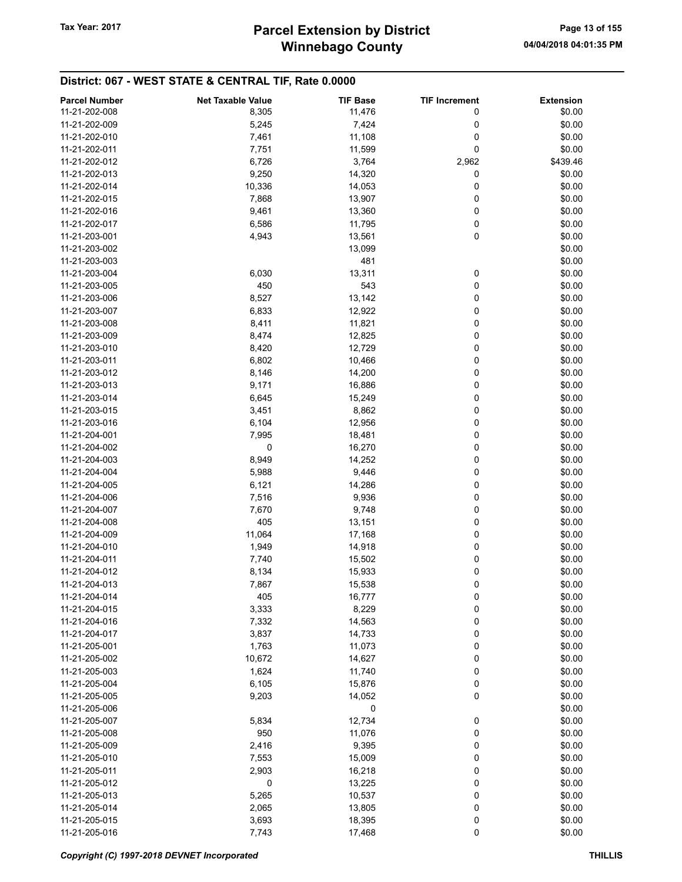## District: 067 - WEST STATE & CENTRAL TIF, Rate 0.0000

| Parcel Number | Net Taxable Value | TIF Base | TIF Increment | Extension |
|---|---|---|---|---|
| 11-21-202-008 | 8,305 | 11,476 | 0 | $0.00 |
| 11-21-202-009 | 5,245 | 7,424 | 0 | $0.00 |
| 11-21-202-010 | 7,461 | 11,108 | 0 | $0.00 |
| 11-21-202-011 | 7,751 | 11,599 | 0 | $0.00 |
| 11-21-202-012 | 6,726 | 3,764 | 2,962 | $439.46 |
| 11-21-202-013 | 9,250 | 14,320 | 0 | $0.00 |
| 11-21-202-014 | 10,336 | 14,053 | 0 | $0.00 |
| 11-21-202-015 | 7,868 | 13,907 | 0 | $0.00 |
| 11-21-202-016 | 9,461 | 13,360 | 0 | $0.00 |
| 11-21-202-017 | 6,586 | 11,795 | 0 | $0.00 |
| 11-21-203-001 | 4,943 | 13,561 | 0 | $0.00 |
| 11-21-203-002 | | 13,099 | | $0.00 |
| 11-21-203-003 | | 481 | | $0.00 |
| 11-21-203-004 | 6,030 | 13,311 | 0 | $0.00 |
| 11-21-203-005 | 450 | 543 | 0 | $0.00 |
| 11-21-203-006 | 8,527 | 13,142 | 0 | $0.00 |
| 11-21-203-007 | 6,833 | 12,922 | 0 | $0.00 |
| 11-21-203-008 | 8,411 | 11,821 | 0 | $0.00 |
| 11-21-203-009 | 8,474 | 12,825 | 0 | $0.00 |
| 11-21-203-010 | 8,420 | 12,729 | 0 | $0.00 |
| 11-21-203-011 | 6,802 | 10,466 | 0 | $0.00 |
| 11-21-203-012 | 8,146 | 14,200 | 0 | $0.00 |
| 11-21-203-013 | 9,171 | 16,886 | 0 | $0.00 |
| 11-21-203-014 | 6,645 | 15,249 | 0 | $0.00 |
| 11-21-203-015 | 3,451 | 8,862 | 0 | $0.00 |
| 11-21-203-016 | 6,104 | 12,956 | 0 | $0.00 |
| 11-21-204-001 | 7,995 | 18,481 | 0 | $0.00 |
| 11-21-204-002 | 0 | 16,270 | 0 | $0.00 |
| 11-21-204-003 | 8,949 | 14,252 | 0 | $0.00 |
| 11-21-204-004 | 5,988 | 9,446 | 0 | $0.00 |
| 11-21-204-005 | 6,121 | 14,286 | 0 | $0.00 |
| 11-21-204-006 | 7,516 | 9,936 | 0 | $0.00 |
| 11-21-204-007 | 7,670 | 9,748 | 0 | $0.00 |
| 11-21-204-008 | 405 | 13,151 | 0 | $0.00 |
| 11-21-204-009 | 11,064 | 17,168 | 0 | $0.00 |
| 11-21-204-010 | 1,949 | 14,918 | 0 | $0.00 |
| 11-21-204-011 | 7,740 | 15,502 | 0 | $0.00 |
| 11-21-204-012 | 8,134 | 15,933 | 0 | $0.00 |
| 11-21-204-013 | 7,867 | 15,538 | 0 | $0.00 |
| 11-21-204-014 | 405 | 16,777 | 0 | $0.00 |
| 11-21-204-015 | 3,333 | 8,229 | 0 | $0.00 |
| 11-21-204-016 | 7,332 | 14,563 | 0 | $0.00 |
| 11-21-204-017 | 3,837 | 14,733 | 0 | $0.00 |
| 11-21-205-001 | 1,763 | 11,073 | 0 | $0.00 |
| 11-21-205-002 | 10,672 | 14,627 | 0 | $0.00 |
| 11-21-205-003 | 1,624 | 11,740 | 0 | $0.00 |
| 11-21-205-004 | 6,105 | 15,876 | 0 | $0.00 |
| 11-21-205-005 | 9,203 | 14,052 | 0 | $0.00 |
| 11-21-205-006 | | 0 | | $0.00 |
| 11-21-205-007 | 5,834 | 12,734 | 0 | $0.00 |
| 11-21-205-008 | 950 | 11,076 | 0 | $0.00 |
| 11-21-205-009 | 2,416 | 9,395 | 0 | $0.00 |
| 11-21-205-010 | 7,553 | 15,009 | 0 | $0.00 |
| 11-21-205-011 | 2,903 | 16,218 | 0 | $0.00 |
| 11-21-205-012 | 0 | 13,225 | 0 | $0.00 |
| 11-21-205-013 | 5,265 | 10,537 | 0 | $0.00 |
| 11-21-205-014 | 2,065 | 13,805 | 0 | $0.00 |
| 11-21-205-015 | 3,693 | 18,395 | 0 | $0.00 |
| 11-21-205-016 | 7,743 | 17,468 | 0 | $0.00 |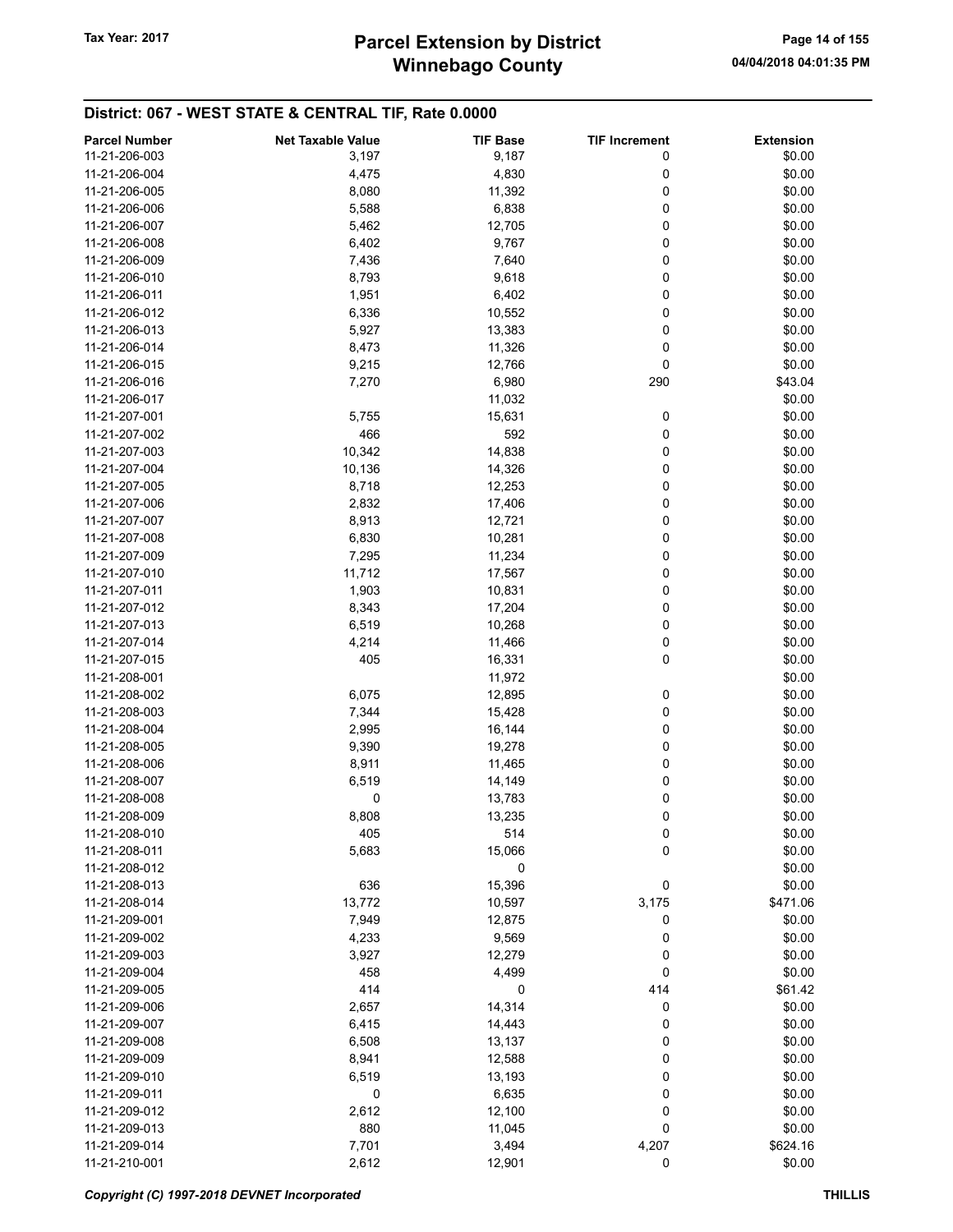## District: 067 - WEST STATE & CENTRAL TIF, Rate 0.0000

| Parcel Number | Net Taxable Value | TIF Base | TIF Increment | Extension |
|---|---|---|---|---|
| 11-21-206-003 | 3,197 | 9,187 | 0 | $0.00 |
| 11-21-206-004 | 4,475 | 4,830 | 0 | $0.00 |
| 11-21-206-005 | 8,080 | 11,392 | 0 | $0.00 |
| 11-21-206-006 | 5,588 | 6,838 | 0 | $0.00 |
| 11-21-206-007 | 5,462 | 12,705 | 0 | $0.00 |
| 11-21-206-008 | 6,402 | 9,767 | 0 | $0.00 |
| 11-21-206-009 | 7,436 | 7,640 | 0 | $0.00 |
| 11-21-206-010 | 8,793 | 9,618 | 0 | $0.00 |
| 11-21-206-011 | 1,951 | 6,402 | 0 | $0.00 |
| 11-21-206-012 | 6,336 | 10,552 | 0 | $0.00 |
| 11-21-206-013 | 5,927 | 13,383 | 0 | $0.00 |
| 11-21-206-014 | 8,473 | 11,326 | 0 | $0.00 |
| 11-21-206-015 | 9,215 | 12,766 | 0 | $0.00 |
| 11-21-206-016 | 7,270 | 6,980 | 290 | $43.04 |
| 11-21-206-017 | | 11,032 | | $0.00 |
| 11-21-207-001 | 5,755 | 15,631 | 0 | $0.00 |
| 11-21-207-002 | 466 | 592 | 0 | $0.00 |
| 11-21-207-003 | 10,342 | 14,838 | 0 | $0.00 |
| 11-21-207-004 | 10,136 | 14,326 | 0 | $0.00 |
| 11-21-207-005 | 8,718 | 12,253 | 0 | $0.00 |
| 11-21-207-006 | 2,832 | 17,406 | 0 | $0.00 |
| 11-21-207-007 | 8,913 | 12,721 | 0 | $0.00 |
| 11-21-207-008 | 6,830 | 10,281 | 0 | $0.00 |
| 11-21-207-009 | 7,295 | 11,234 | 0 | $0.00 |
| 11-21-207-010 | 11,712 | 17,567 | 0 | $0.00 |
| 11-21-207-011 | 1,903 | 10,831 | 0 | $0.00 |
| 11-21-207-012 | 8,343 | 17,204 | 0 | $0.00 |
| 11-21-207-013 | 6,519 | 10,268 | 0 | $0.00 |
| 11-21-207-014 | 4,214 | 11,466 | 0 | $0.00 |
| 11-21-207-015 | 405 | 16,331 | 0 | $0.00 |
| 11-21-208-001 | | 11,972 | | $0.00 |
| 11-21-208-002 | 6,075 | 12,895 | 0 | $0.00 |
| 11-21-208-003 | 7,344 | 15,428 | 0 | $0.00 |
| 11-21-208-004 | 2,995 | 16,144 | 0 | $0.00 |
| 11-21-208-005 | 9,390 | 19,278 | 0 | $0.00 |
| 11-21-208-006 | 8,911 | 11,465 | 0 | $0.00 |
| 11-21-208-007 | 6,519 | 14,149 | 0 | $0.00 |
| 11-21-208-008 | 0 | 13,783 | 0 | $0.00 |
| 11-21-208-009 | 8,808 | 13,235 | 0 | $0.00 |
| 11-21-208-010 | 405 | 514 | 0 | $0.00 |
| 11-21-208-011 | 5,683 | 15,066 | 0 | $0.00 |
| 11-21-208-012 | | 0 | | $0.00 |
| 11-21-208-013 | 636 | 15,396 | 0 | $0.00 |
| 11-21-208-014 | 13,772 | 10,597 | 3,175 | $471.06 |
| 11-21-209-001 | 7,949 | 12,875 | 0 | $0.00 |
| 11-21-209-002 | 4,233 | 9,569 | 0 | $0.00 |
| 11-21-209-003 | 3,927 | 12,279 | 0 | $0.00 |
| 11-21-209-004 | 458 | 4,499 | 0 | $0.00 |
| 11-21-209-005 | 414 | 0 | 414 | $61.42 |
| 11-21-209-006 | 2,657 | 14,314 | 0 | $0.00 |
| 11-21-209-007 | 6,415 | 14,443 | 0 | $0.00 |
| 11-21-209-008 | 6,508 | 13,137 | 0 | $0.00 |
| 11-21-209-009 | 8,941 | 12,588 | 0 | $0.00 |
| 11-21-209-010 | 6,519 | 13,193 | 0 | $0.00 |
| 11-21-209-011 | 0 | 6,635 | 0 | $0.00 |
| 11-21-209-012 | 2,612 | 12,100 | 0 | $0.00 |
| 11-21-209-013 | 880 | 11,045 | 0 | $0.00 |
| 11-21-209-014 | 7,701 | 3,494 | 4,207 | $624.16 |
| 11-21-210-001 | 2,612 | 12,901 | 0 | $0.00 |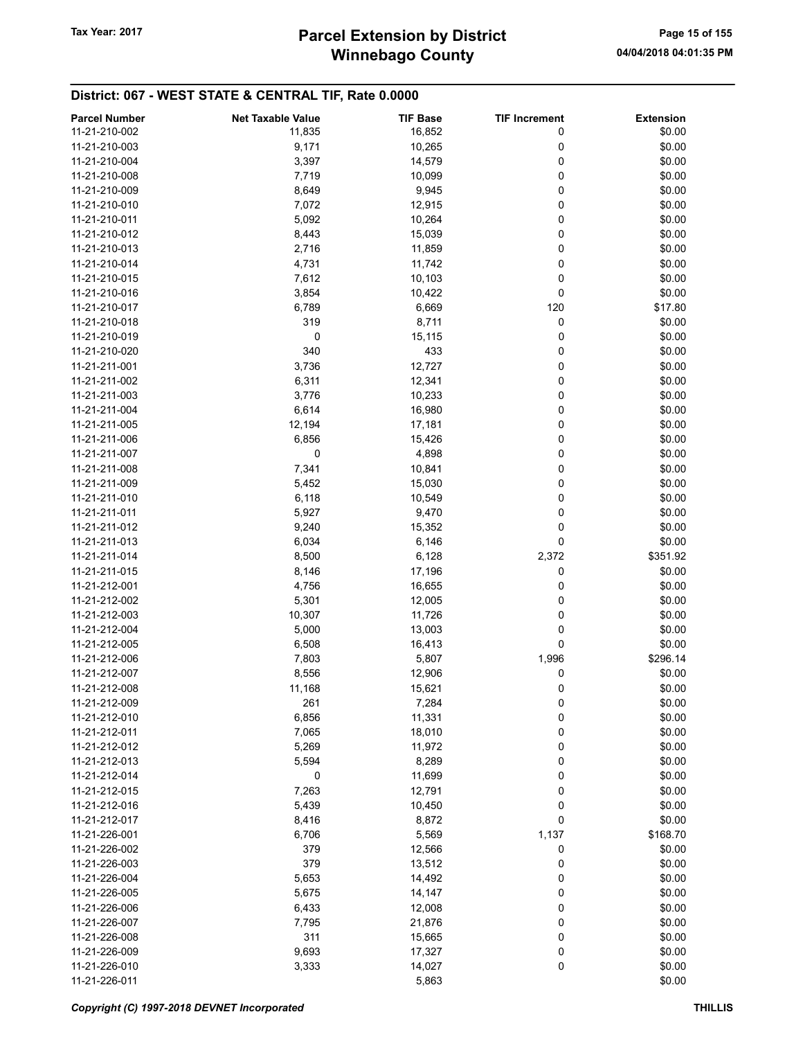## District: 067 - WEST STATE & CENTRAL TIF, Rate 0.0000

| Parcel Number | Net Taxable Value | TIF Base | TIF Increment | Extension |
|---|---|---|---|---|
| 11-21-210-002 | 11,835 | 16,852 | 0 | $0.00 |
| 11-21-210-003 | 9,171 | 10,265 | 0 | $0.00 |
| 11-21-210-004 | 3,397 | 14,579 | 0 | $0.00 |
| 11-21-210-008 | 7,719 | 10,099 | 0 | $0.00 |
| 11-21-210-009 | 8,649 | 9,945 | 0 | $0.00 |
| 11-21-210-010 | 7,072 | 12,915 | 0 | $0.00 |
| 11-21-210-011 | 5,092 | 10,264 | 0 | $0.00 |
| 11-21-210-012 | 8,443 | 15,039 | 0 | $0.00 |
| 11-21-210-013 | 2,716 | 11,859 | 0 | $0.00 |
| 11-21-210-014 | 4,731 | 11,742 | 0 | $0.00 |
| 11-21-210-015 | 7,612 | 10,103 | 0 | $0.00 |
| 11-21-210-016 | 3,854 | 10,422 | 0 | $0.00 |
| 11-21-210-017 | 6,789 | 6,669 | 120 | $17.80 |
| 11-21-210-018 | 319 | 8,711 | 0 | $0.00 |
| 11-21-210-019 | 0 | 15,115 | 0 | $0.00 |
| 11-21-210-020 | 340 | 433 | 0 | $0.00 |
| 11-21-211-001 | 3,736 | 12,727 | 0 | $0.00 |
| 11-21-211-002 | 6,311 | 12,341 | 0 | $0.00 |
| 11-21-211-003 | 3,776 | 10,233 | 0 | $0.00 |
| 11-21-211-004 | 6,614 | 16,980 | 0 | $0.00 |
| 11-21-211-005 | 12,194 | 17,181 | 0 | $0.00 |
| 11-21-211-006 | 6,856 | 15,426 | 0 | $0.00 |
| 11-21-211-007 | 0 | 4,898 | 0 | $0.00 |
| 11-21-211-008 | 7,341 | 10,841 | 0 | $0.00 |
| 11-21-211-009 | 5,452 | 15,030 | 0 | $0.00 |
| 11-21-211-010 | 6,118 | 10,549 | 0 | $0.00 |
| 11-21-211-011 | 5,927 | 9,470 | 0 | $0.00 |
| 11-21-211-012 | 9,240 | 15,352 | 0 | $0.00 |
| 11-21-211-013 | 6,034 | 6,146 | 0 | $0.00 |
| 11-21-211-014 | 8,500 | 6,128 | 2,372 | $351.92 |
| 11-21-211-015 | 8,146 | 17,196 | 0 | $0.00 |
| 11-21-212-001 | 4,756 | 16,655 | 0 | $0.00 |
| 11-21-212-002 | 5,301 | 12,005 | 0 | $0.00 |
| 11-21-212-003 | 10,307 | 11,726 | 0 | $0.00 |
| 11-21-212-004 | 5,000 | 13,003 | 0 | $0.00 |
| 11-21-212-005 | 6,508 | 16,413 | 0 | $0.00 |
| 11-21-212-006 | 7,803 | 5,807 | 1,996 | $296.14 |
| 11-21-212-007 | 8,556 | 12,906 | 0 | $0.00 |
| 11-21-212-008 | 11,168 | 15,621 | 0 | $0.00 |
| 11-21-212-009 | 261 | 7,284 | 0 | $0.00 |
| 11-21-212-010 | 6,856 | 11,331 | 0 | $0.00 |
| 11-21-212-011 | 7,065 | 18,010 | 0 | $0.00 |
| 11-21-212-012 | 5,269 | 11,972 | 0 | $0.00 |
| 11-21-212-013 | 5,594 | 8,289 | 0 | $0.00 |
| 11-21-212-014 | 0 | 11,699 | 0 | $0.00 |
| 11-21-212-015 | 7,263 | 12,791 | 0 | $0.00 |
| 11-21-212-016 | 5,439 | 10,450 | 0 | $0.00 |
| 11-21-212-017 | 8,416 | 8,872 | 0 | $0.00 |
| 11-21-226-001 | 6,706 | 5,569 | 1,137 | $168.70 |
| 11-21-226-002 | 379 | 12,566 | 0 | $0.00 |
| 11-21-226-003 | 379 | 13,512 | 0 | $0.00 |
| 11-21-226-004 | 5,653 | 14,492 | 0 | $0.00 |
| 11-21-226-005 | 5,675 | 14,147 | 0 | $0.00 |
| 11-21-226-006 | 6,433 | 12,008 | 0 | $0.00 |
| 11-21-226-007 | 7,795 | 21,876 | 0 | $0.00 |
| 11-21-226-008 | 311 | 15,665 | 0 | $0.00 |
| 11-21-226-009 | 9,693 | 17,327 | 0 | $0.00 |
| 11-21-226-010 | 3,333 | 14,027 | 0 | $0.00 |
| 11-21-226-011 | | 5,863 | | $0.00 |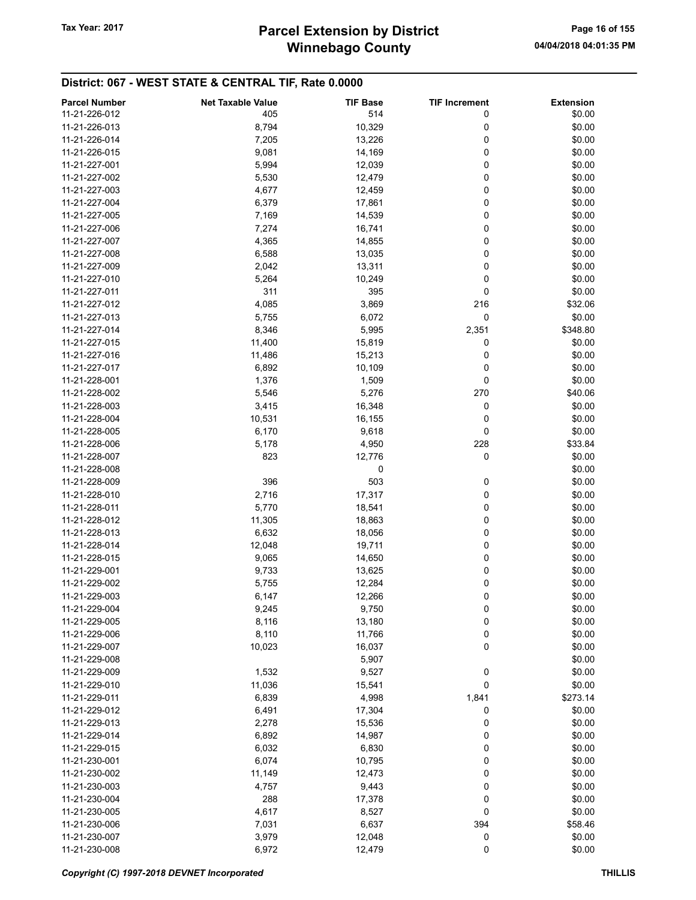## District: 067 - WEST STATE & CENTRAL TIF, Rate 0.0000

| Parcel Number | Net Taxable Value | TIF Base | TIF Increment | Extension |
|---|---|---|---|---|
| 11-21-226-012 | 405 | 514 | 0 | $0.00 |
| 11-21-226-013 | 8,794 | 10,329 | 0 | $0.00 |
| 11-21-226-014 | 7,205 | 13,226 | 0 | $0.00 |
| 11-21-226-015 | 9,081 | 14,169 | 0 | $0.00 |
| 11-21-227-001 | 5,994 | 12,039 | 0 | $0.00 |
| 11-21-227-002 | 5,530 | 12,479 | 0 | $0.00 |
| 11-21-227-003 | 4,677 | 12,459 | 0 | $0.00 |
| 11-21-227-004 | 6,379 | 17,861 | 0 | $0.00 |
| 11-21-227-005 | 7,169 | 14,539 | 0 | $0.00 |
| 11-21-227-006 | 7,274 | 16,741 | 0 | $0.00 |
| 11-21-227-007 | 4,365 | 14,855 | 0 | $0.00 |
| 11-21-227-008 | 6,588 | 13,035 | 0 | $0.00 |
| 11-21-227-009 | 2,042 | 13,311 | 0 | $0.00 |
| 11-21-227-010 | 5,264 | 10,249 | 0 | $0.00 |
| 11-21-227-011 | 311 | 395 | 0 | $0.00 |
| 11-21-227-012 | 4,085 | 3,869 | 216 | $32.06 |
| 11-21-227-013 | 5,755 | 6,072 | 0 | $0.00 |
| 11-21-227-014 | 8,346 | 5,995 | 2,351 | $348.80 |
| 11-21-227-015 | 11,400 | 15,819 | 0 | $0.00 |
| 11-21-227-016 | 11,486 | 15,213 | 0 | $0.00 |
| 11-21-227-017 | 6,892 | 10,109 | 0 | $0.00 |
| 11-21-228-001 | 1,376 | 1,509 | 0 | $0.00 |
| 11-21-228-002 | 5,546 | 5,276 | 270 | $40.06 |
| 11-21-228-003 | 3,415 | 16,348 | 0 | $0.00 |
| 11-21-228-004 | 10,531 | 16,155 | 0 | $0.00 |
| 11-21-228-005 | 6,170 | 9,618 | 0 | $0.00 |
| 11-21-228-006 | 5,178 | 4,950 | 228 | $33.84 |
| 11-21-228-007 | 823 | 12,776 | 0 | $0.00 |
| 11-21-228-008 | | 0 | | $0.00 |
| 11-21-228-009 | 396 | 503 | 0 | $0.00 |
| 11-21-228-010 | 2,716 | 17,317 | 0 | $0.00 |
| 11-21-228-011 | 5,770 | 18,541 | 0 | $0.00 |
| 11-21-228-012 | 11,305 | 18,863 | 0 | $0.00 |
| 11-21-228-013 | 6,632 | 18,056 | 0 | $0.00 |
| 11-21-228-014 | 12,048 | 19,711 | 0 | $0.00 |
| 11-21-228-015 | 9,065 | 14,650 | 0 | $0.00 |
| 11-21-229-001 | 9,733 | 13,625 | 0 | $0.00 |
| 11-21-229-002 | 5,755 | 12,284 | 0 | $0.00 |
| 11-21-229-003 | 6,147 | 12,266 | 0 | $0.00 |
| 11-21-229-004 | 9,245 | 9,750 | 0 | $0.00 |
| 11-21-229-005 | 8,116 | 13,180 | 0 | $0.00 |
| 11-21-229-006 | 8,110 | 11,766 | 0 | $0.00 |
| 11-21-229-007 | 10,023 | 16,037 | 0 | $0.00 |
| 11-21-229-008 | | 5,907 | | $0.00 |
| 11-21-229-009 | 1,532 | 9,527 | 0 | $0.00 |
| 11-21-229-010 | 11,036 | 15,541 | 0 | $0.00 |
| 11-21-229-011 | 6,839 | 4,998 | 1,841 | $273.14 |
| 11-21-229-012 | 6,491 | 17,304 | 0 | $0.00 |
| 11-21-229-013 | 2,278 | 15,536 | 0 | $0.00 |
| 11-21-229-014 | 6,892 | 14,987 | 0 | $0.00 |
| 11-21-229-015 | 6,032 | 6,830 | 0 | $0.00 |
| 11-21-230-001 | 6,074 | 10,795 | 0 | $0.00 |
| 11-21-230-002 | 11,149 | 12,473 | 0 | $0.00 |
| 11-21-230-003 | 4,757 | 9,443 | 0 | $0.00 |
| 11-21-230-004 | 288 | 17,378 | 0 | $0.00 |
| 11-21-230-005 | 4,617 | 8,527 | 0 | $0.00 |
| 11-21-230-006 | 7,031 | 6,637 | 394 | $58.46 |
| 11-21-230-007 | 3,979 | 12,048 | 0 | $0.00 |
| 11-21-230-008 | 6,972 | 12,479 | 0 | $0.00 |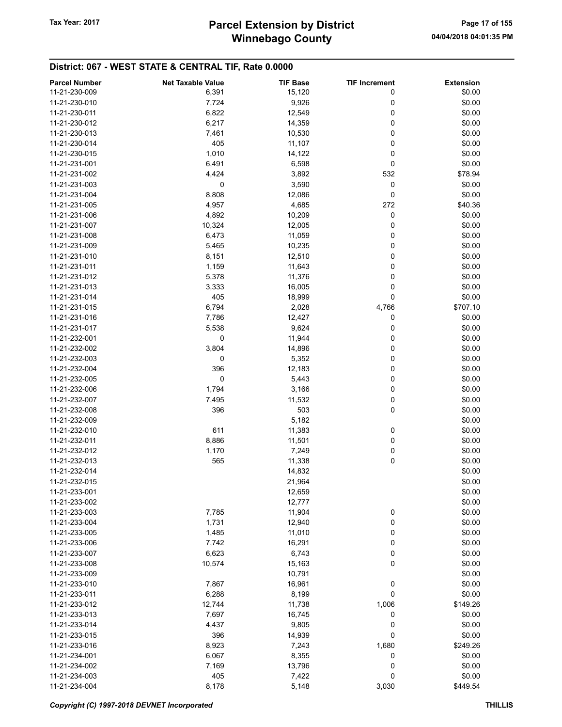## District: 067 - WEST STATE & CENTRAL TIF, Rate 0.0000

| Parcel Number | Net Taxable Value | TIF Base | TIF Increment | Extension |
|---|---|---|---|---|
| 11-21-230-009 | 6,391 | 15,120 | 0 | $0.00 |
| 11-21-230-010 | 7,724 | 9,926 | 0 | $0.00 |
| 11-21-230-011 | 6,822 | 12,549 | 0 | $0.00 |
| 11-21-230-012 | 6,217 | 14,359 | 0 | $0.00 |
| 11-21-230-013 | 7,461 | 10,530 | 0 | $0.00 |
| 11-21-230-014 | 405 | 11,107 | 0 | $0.00 |
| 11-21-230-015 | 1,010 | 14,122 | 0 | $0.00 |
| 11-21-231-001 | 6,491 | 6,598 | 0 | $0.00 |
| 11-21-231-002 | 4,424 | 3,892 | 532 | $78.94 |
| 11-21-231-003 | 0 | 3,590 | 0 | $0.00 |
| 11-21-231-004 | 8,808 | 12,086 | 0 | $0.00 |
| 11-21-231-005 | 4,957 | 4,685 | 272 | $40.36 |
| 11-21-231-006 | 4,892 | 10,209 | 0 | $0.00 |
| 11-21-231-007 | 10,324 | 12,005 | 0 | $0.00 |
| 11-21-231-008 | 6,473 | 11,059 | 0 | $0.00 |
| 11-21-231-009 | 5,465 | 10,235 | 0 | $0.00 |
| 11-21-231-010 | 8,151 | 12,510 | 0 | $0.00 |
| 11-21-231-011 | 1,159 | 11,643 | 0 | $0.00 |
| 11-21-231-012 | 5,378 | 11,376 | 0 | $0.00 |
| 11-21-231-013 | 3,333 | 16,005 | 0 | $0.00 |
| 11-21-231-014 | 405 | 18,999 | 0 | $0.00 |
| 11-21-231-015 | 6,794 | 2,028 | 4,766 | $707.10 |
| 11-21-231-016 | 7,786 | 12,427 | 0 | $0.00 |
| 11-21-231-017 | 5,538 | 9,624 | 0 | $0.00 |
| 11-21-232-001 | 0 | 11,944 | 0 | $0.00 |
| 11-21-232-002 | 3,804 | 14,896 | 0 | $0.00 |
| 11-21-232-003 | 0 | 5,352 | 0 | $0.00 |
| 11-21-232-004 | 396 | 12,183 | 0 | $0.00 |
| 11-21-232-005 | 0 | 5,443 | 0 | $0.00 |
| 11-21-232-006 | 1,794 | 3,166 | 0 | $0.00 |
| 11-21-232-007 | 7,495 | 11,532 | 0 | $0.00 |
| 11-21-232-008 | 396 | 503 | 0 | $0.00 |
| 11-21-232-009 | | 5,182 | | $0.00 |
| 11-21-232-010 | 611 | 11,383 | 0 | $0.00 |
| 11-21-232-011 | 8,886 | 11,501 | 0 | $0.00 |
| 11-21-232-012 | 1,170 | 7,249 | 0 | $0.00 |
| 11-21-232-013 | 565 | 11,338 | 0 | $0.00 |
| 11-21-232-014 | | 14,832 | | $0.00 |
| 11-21-232-015 | | 21,964 | | $0.00 |
| 11-21-233-001 | | 12,659 | | $0.00 |
| 11-21-233-002 | | 12,777 | | $0.00 |
| 11-21-233-003 | 7,785 | 11,904 | 0 | $0.00 |
| 11-21-233-004 | 1,731 | 12,940 | 0 | $0.00 |
| 11-21-233-005 | 1,485 | 11,010 | 0 | $0.00 |
| 11-21-233-006 | 7,742 | 16,291 | 0 | $0.00 |
| 11-21-233-007 | 6,623 | 6,743 | 0 | $0.00 |
| 11-21-233-008 | 10,574 | 15,163 | 0 | $0.00 |
| 11-21-233-009 | | 10,791 | | $0.00 |
| 11-21-233-010 | 7,867 | 16,961 | 0 | $0.00 |
| 11-21-233-011 | 6,288 | 8,199 | 0 | $0.00 |
| 11-21-233-012 | 12,744 | 11,738 | 1,006 | $149.26 |
| 11-21-233-013 | 7,697 | 16,745 | 0 | $0.00 |
| 11-21-233-014 | 4,437 | 9,805 | 0 | $0.00 |
| 11-21-233-015 | 396 | 14,939 | 0 | $0.00 |
| 11-21-233-016 | 8,923 | 7,243 | 1,680 | $249.26 |
| 11-21-234-001 | 6,067 | 8,355 | 0 | $0.00 |
| 11-21-234-002 | 7,169 | 13,796 | 0 | $0.00 |
| 11-21-234-003 | 405 | 7,422 | 0 | $0.00 |
| 11-21-234-004 | 8,178 | 5,148 | 3,030 | $449.54 |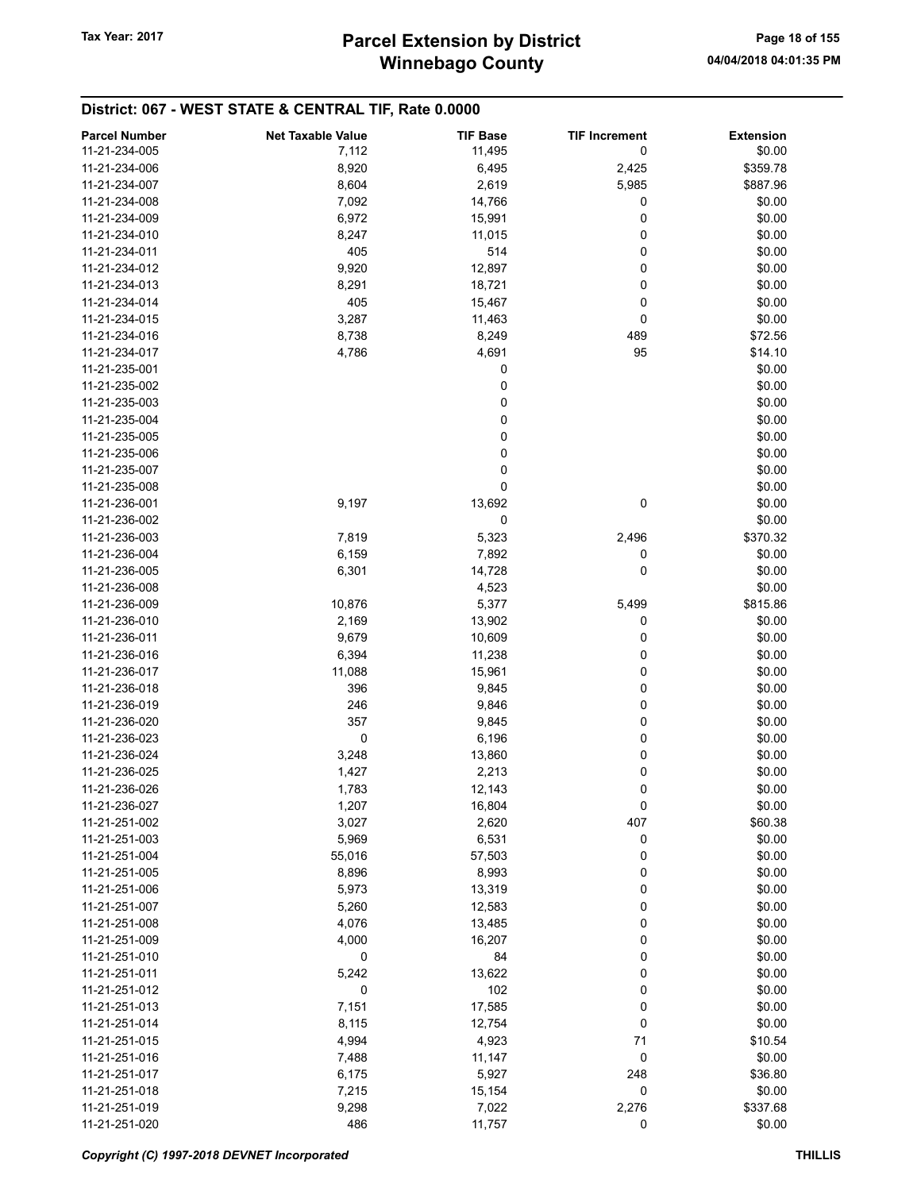## District: 067 - WEST STATE & CENTRAL TIF, Rate 0.0000

| Parcel Number | Net Taxable Value | TIF Base | TIF Increment | Extension |
|---|---|---|---|---|
| 11-21-234-005 | 7,112 | 11,495 | 0 | $0.00 |
| 11-21-234-006 | 8,920 | 6,495 | 2,425 | $359.78 |
| 11-21-234-007 | 8,604 | 2,619 | 5,985 | $887.96 |
| 11-21-234-008 | 7,092 | 14,766 | 0 | $0.00 |
| 11-21-234-009 | 6,972 | 15,991 | 0 | $0.00 |
| 11-21-234-010 | 8,247 | 11,015 | 0 | $0.00 |
| 11-21-234-011 | 405 | 514 | 0 | $0.00 |
| 11-21-234-012 | 9,920 | 12,897 | 0 | $0.00 |
| 11-21-234-013 | 8,291 | 18,721 | 0 | $0.00 |
| 11-21-234-014 | 405 | 15,467 | 0 | $0.00 |
| 11-21-234-015 | 3,287 | 11,463 | 0 | $0.00 |
| 11-21-234-016 | 8,738 | 8,249 | 489 | $72.56 |
| 11-21-234-017 | 4,786 | 4,691 | 95 | $14.10 |
| 11-21-235-001 | | 0 | | $0.00 |
| 11-21-235-002 | | 0 | | $0.00 |
| 11-21-235-003 | | 0 | | $0.00 |
| 11-21-235-004 | | 0 | | $0.00 |
| 11-21-235-005 | | 0 | | $0.00 |
| 11-21-235-006 | | 0 | | $0.00 |
| 11-21-235-007 | | 0 | | $0.00 |
| 11-21-235-008 | | 0 | | $0.00 |
| 11-21-236-001 | 9,197 | 13,692 | 0 | $0.00 |
| 11-21-236-002 | | 0 | | $0.00 |
| 11-21-236-003 | 7,819 | 5,323 | 2,496 | $370.32 |
| 11-21-236-004 | 6,159 | 7,892 | 0 | $0.00 |
| 11-21-236-005 | 6,301 | 14,728 | 0 | $0.00 |
| 11-21-236-008 | | 4,523 | | $0.00 |
| 11-21-236-009 | 10,876 | 5,377 | 5,499 | $815.86 |
| 11-21-236-010 | 2,169 | 13,902 | 0 | $0.00 |
| 11-21-236-011 | 9,679 | 10,609 | 0 | $0.00 |
| 11-21-236-016 | 6,394 | 11,238 | 0 | $0.00 |
| 11-21-236-017 | 11,088 | 15,961 | 0 | $0.00 |
| 11-21-236-018 | 396 | 9,845 | 0 | $0.00 |
| 11-21-236-019 | 246 | 9,846 | 0 | $0.00 |
| 11-21-236-020 | 357 | 9,845 | 0 | $0.00 |
| 11-21-236-023 | 0 | 6,196 | 0 | $0.00 |
| 11-21-236-024 | 3,248 | 13,860 | 0 | $0.00 |
| 11-21-236-025 | 1,427 | 2,213 | 0 | $0.00 |
| 11-21-236-026 | 1,783 | 12,143 | 0 | $0.00 |
| 11-21-236-027 | 1,207 | 16,804 | 0 | $0.00 |
| 11-21-251-002 | 3,027 | 2,620 | 407 | $60.38 |
| 11-21-251-003 | 5,969 | 6,531 | 0 | $0.00 |
| 11-21-251-004 | 55,016 | 57,503 | 0 | $0.00 |
| 11-21-251-005 | 8,896 | 8,993 | 0 | $0.00 |
| 11-21-251-006 | 5,973 | 13,319 | 0 | $0.00 |
| 11-21-251-007 | 5,260 | 12,583 | 0 | $0.00 |
| 11-21-251-008 | 4,076 | 13,485 | 0 | $0.00 |
| 11-21-251-009 | 4,000 | 16,207 | 0 | $0.00 |
| 11-21-251-010 | 0 | 84 | 0 | $0.00 |
| 11-21-251-011 | 5,242 | 13,622 | 0 | $0.00 |
| 11-21-251-012 | 0 | 102 | 0 | $0.00 |
| 11-21-251-013 | 7,151 | 17,585 | 0 | $0.00 |
| 11-21-251-014 | 8,115 | 12,754 | 0 | $0.00 |
| 11-21-251-015 | 4,994 | 4,923 | 71 | $10.54 |
| 11-21-251-016 | 7,488 | 11,147 | 0 | $0.00 |
| 11-21-251-017 | 6,175 | 5,927 | 248 | $36.80 |
| 11-21-251-018 | 7,215 | 15,154 | 0 | $0.00 |
| 11-21-251-019 | 9,298 | 7,022 | 2,276 | $337.68 |
| 11-21-251-020 | 486 | 11,757 | 0 | $0.00 |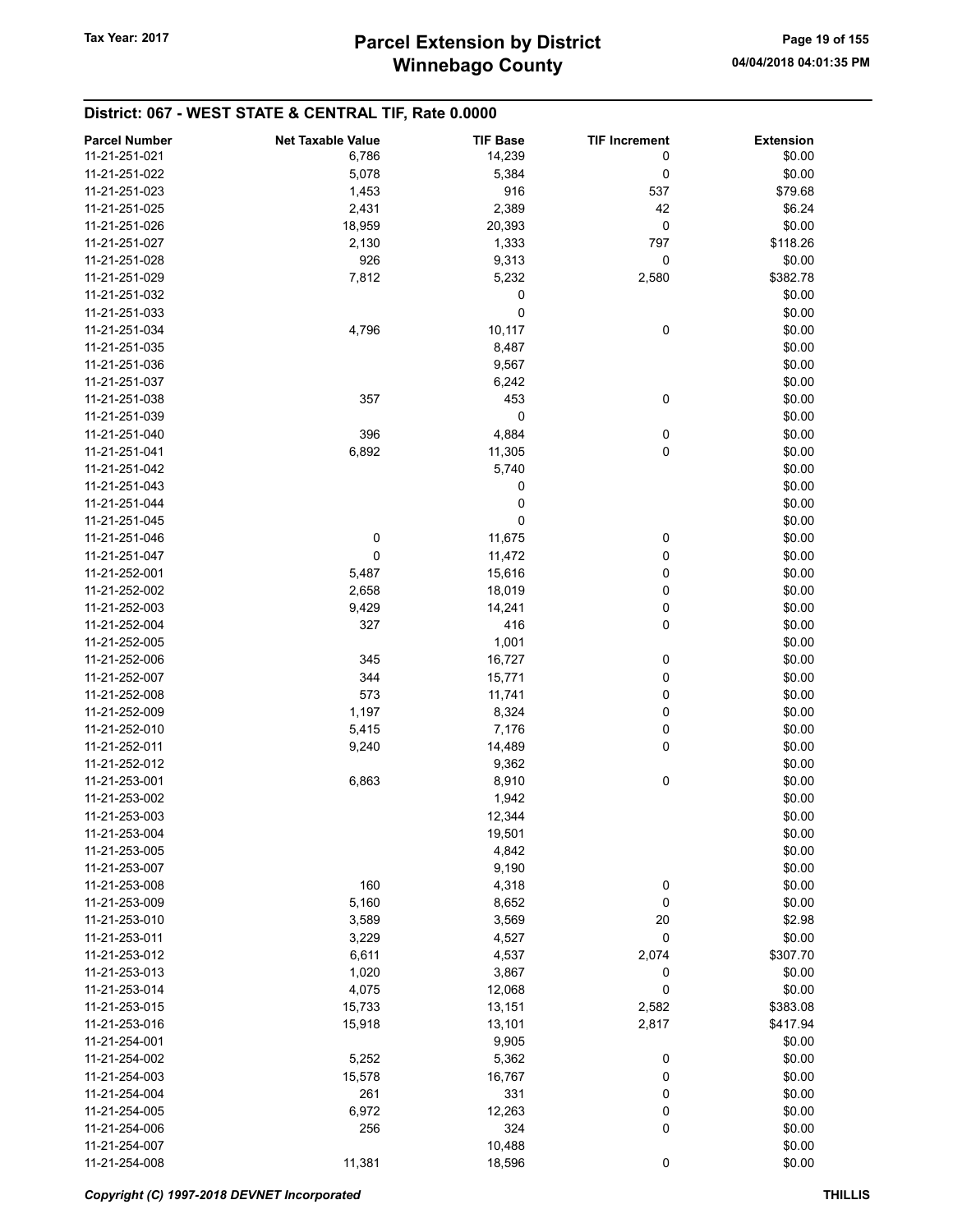## District: 067 - WEST STATE & CENTRAL TIF, Rate 0.0000

| Parcel Number | Net Taxable Value | TIF Base | TIF Increment | Extension |
|---|---|---|---|---|
| 11-21-251-021 | 6,786 | 14,239 | 0 | $0.00 |
| 11-21-251-022 | 5,078 | 5,384 | 0 | $0.00 |
| 11-21-251-023 | 1,453 | 916 | 537 | $79.68 |
| 11-21-251-025 | 2,431 | 2,389 | 42 | $6.24 |
| 11-21-251-026 | 18,959 | 20,393 | 0 | $0.00 |
| 11-21-251-027 | 2,130 | 1,333 | 797 | $118.26 |
| 11-21-251-028 | 926 | 9,313 | 0 | $0.00 |
| 11-21-251-029 | 7,812 | 5,232 | 2,580 | $382.78 |
| 11-21-251-032 | | 0 | | $0.00 |
| 11-21-251-033 | | 0 | | $0.00 |
| 11-21-251-034 | 4,796 | 10,117 | 0 | $0.00 |
| 11-21-251-035 | | 8,487 | | $0.00 |
| 11-21-251-036 | | 9,567 | | $0.00 |
| 11-21-251-037 | | 6,242 | | $0.00 |
| 11-21-251-038 | 357 | 453 | 0 | $0.00 |
| 11-21-251-039 | | 0 | | $0.00 |
| 11-21-251-040 | 396 | 4,884 | 0 | $0.00 |
| 11-21-251-041 | 6,892 | 11,305 | 0 | $0.00 |
| 11-21-251-042 | | 5,740 | | $0.00 |
| 11-21-251-043 | | 0 | | $0.00 |
| 11-21-251-044 | | 0 | | $0.00 |
| 11-21-251-045 | | 0 | | $0.00 |
| 11-21-251-046 | 0 | 11,675 | 0 | $0.00 |
| 11-21-251-047 | 0 | 11,472 | 0 | $0.00 |
| 11-21-252-001 | 5,487 | 15,616 | 0 | $0.00 |
| 11-21-252-002 | 2,658 | 18,019 | 0 | $0.00 |
| 11-21-252-003 | 9,429 | 14,241 | 0 | $0.00 |
| 11-21-252-004 | 327 | 416 | 0 | $0.00 |
| 11-21-252-005 | | 1,001 | | $0.00 |
| 11-21-252-006 | 345 | 16,727 | 0 | $0.00 |
| 11-21-252-007 | 344 | 15,771 | 0 | $0.00 |
| 11-21-252-008 | 573 | 11,741 | 0 | $0.00 |
| 11-21-252-009 | 1,197 | 8,324 | 0 | $0.00 |
| 11-21-252-010 | 5,415 | 7,176 | 0 | $0.00 |
| 11-21-252-011 | 9,240 | 14,489 | 0 | $0.00 |
| 11-21-252-012 | | 9,362 | | $0.00 |
| 11-21-253-001 | 6,863 | 8,910 | 0 | $0.00 |
| 11-21-253-002 | | 1,942 | | $0.00 |
| 11-21-253-003 | | 12,344 | | $0.00 |
| 11-21-253-004 | | 19,501 | | $0.00 |
| 11-21-253-005 | | 4,842 | | $0.00 |
| 11-21-253-007 | | 9,190 | | $0.00 |
| 11-21-253-008 | 160 | 4,318 | 0 | $0.00 |
| 11-21-253-009 | 5,160 | 8,652 | 0 | $0.00 |
| 11-21-253-010 | 3,589 | 3,569 | 20 | $2.98 |
| 11-21-253-011 | 3,229 | 4,527 | 0 | $0.00 |
| 11-21-253-012 | 6,611 | 4,537 | 2,074 | $307.70 |
| 11-21-253-013 | 1,020 | 3,867 | 0 | $0.00 |
| 11-21-253-014 | 4,075 | 12,068 | 0 | $0.00 |
| 11-21-253-015 | 15,733 | 13,151 | 2,582 | $383.08 |
| 11-21-253-016 | 15,918 | 13,101 | 2,817 | $417.94 |
| 11-21-254-001 | | 9,905 | | $0.00 |
| 11-21-254-002 | 5,252 | 5,362 | 0 | $0.00 |
| 11-21-254-003 | 15,578 | 16,767 | 0 | $0.00 |
| 11-21-254-004 | 261 | 331 | 0 | $0.00 |
| 11-21-254-005 | 6,972 | 12,263 | 0 | $0.00 |
| 11-21-254-006 | 256 | 324 | 0 | $0.00 |
| 11-21-254-007 | | 10,488 | | $0.00 |
| 11-21-254-008 | 11,381 | 18,596 | 0 | $0.00 |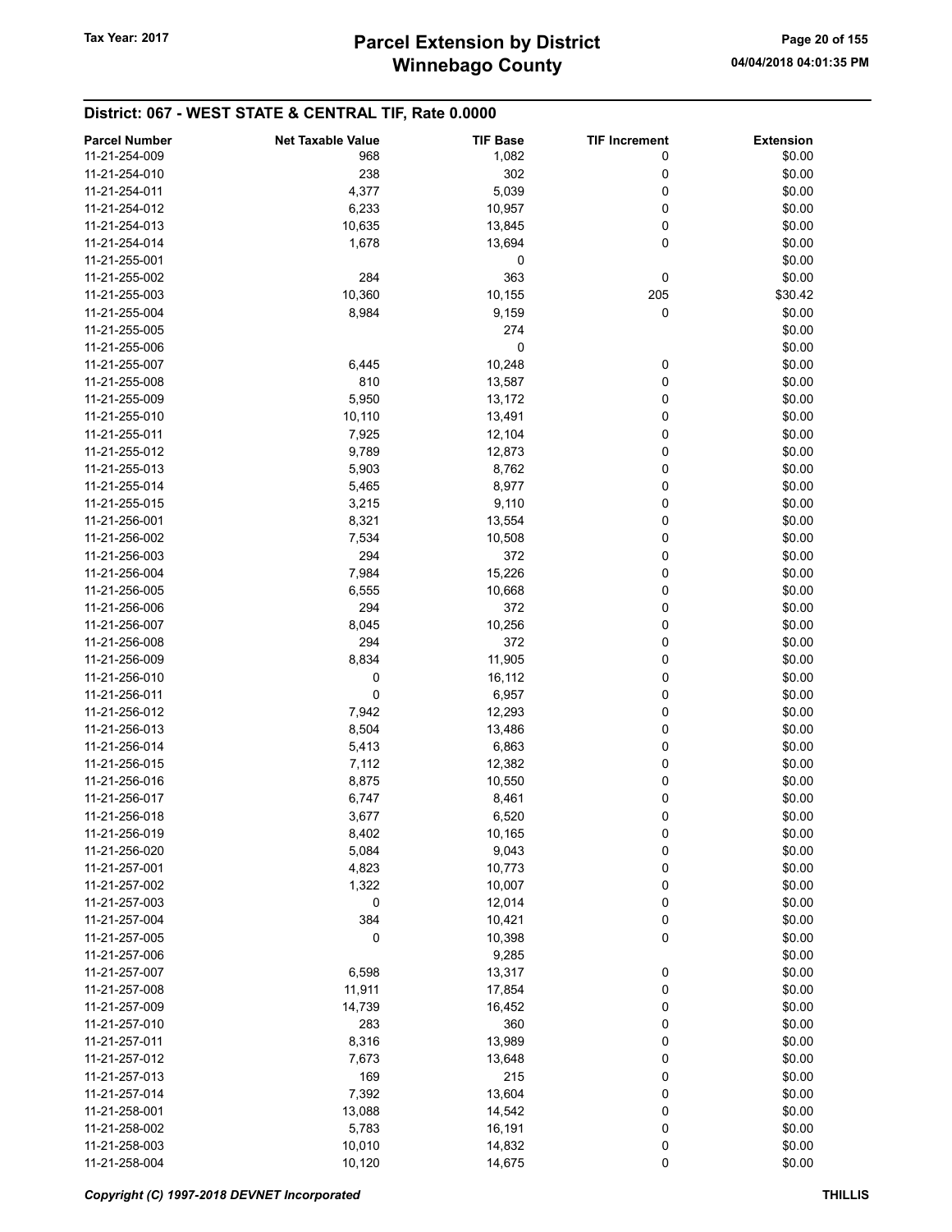## District: 067 - WEST STATE & CENTRAL TIF, Rate 0.0000

| Parcel Number | Net Taxable Value | TIF Base | TIF Increment | Extension |
|---|---|---|---|---|
| 11-21-254-009 | 968 | 1,082 | 0 | $0.00 |
| 11-21-254-010 | 238 | 302 | 0 | $0.00 |
| 11-21-254-011 | 4,377 | 5,039 | 0 | $0.00 |
| 11-21-254-012 | 6,233 | 10,957 | 0 | $0.00 |
| 11-21-254-013 | 10,635 | 13,845 | 0 | $0.00 |
| 11-21-254-014 | 1,678 | 13,694 | 0 | $0.00 |
| 11-21-255-001 | | 0 | | $0.00 |
| 11-21-255-002 | 284 | 363 | 0 | $0.00 |
| 11-21-255-003 | 10,360 | 10,155 | 205 | $30.42 |
| 11-21-255-004 | 8,984 | 9,159 | 0 | $0.00 |
| 11-21-255-005 | | 274 | | $0.00 |
| 11-21-255-006 | | 0 | | $0.00 |
| 11-21-255-007 | 6,445 | 10,248 | 0 | $0.00 |
| 11-21-255-008 | 810 | 13,587 | 0 | $0.00 |
| 11-21-255-009 | 5,950 | 13,172 | 0 | $0.00 |
| 11-21-255-010 | 10,110 | 13,491 | 0 | $0.00 |
| 11-21-255-011 | 7,925 | 12,104 | 0 | $0.00 |
| 11-21-255-012 | 9,789 | 12,873 | 0 | $0.00 |
| 11-21-255-013 | 5,903 | 8,762 | 0 | $0.00 |
| 11-21-255-014 | 5,465 | 8,977 | 0 | $0.00 |
| 11-21-255-015 | 3,215 | 9,110 | 0 | $0.00 |
| 11-21-256-001 | 8,321 | 13,554 | 0 | $0.00 |
| 11-21-256-002 | 7,534 | 10,508 | 0 | $0.00 |
| 11-21-256-003 | 294 | 372 | 0 | $0.00 |
| 11-21-256-004 | 7,984 | 15,226 | 0 | $0.00 |
| 11-21-256-005 | 6,555 | 10,668 | 0 | $0.00 |
| 11-21-256-006 | 294 | 372 | 0 | $0.00 |
| 11-21-256-007 | 8,045 | 10,256 | 0 | $0.00 |
| 11-21-256-008 | 294 | 372 | 0 | $0.00 |
| 11-21-256-009 | 8,834 | 11,905 | 0 | $0.00 |
| 11-21-256-010 | 0 | 16,112 | 0 | $0.00 |
| 11-21-256-011 | 0 | 6,957 | 0 | $0.00 |
| 11-21-256-012 | 7,942 | 12,293 | 0 | $0.00 |
| 11-21-256-013 | 8,504 | 13,486 | 0 | $0.00 |
| 11-21-256-014 | 5,413 | 6,863 | 0 | $0.00 |
| 11-21-256-015 | 7,112 | 12,382 | 0 | $0.00 |
| 11-21-256-016 | 8,875 | 10,550 | 0 | $0.00 |
| 11-21-256-017 | 6,747 | 8,461 | 0 | $0.00 |
| 11-21-256-018 | 3,677 | 6,520 | 0 | $0.00 |
| 11-21-256-019 | 8,402 | 10,165 | 0 | $0.00 |
| 11-21-256-020 | 5,084 | 9,043 | 0 | $0.00 |
| 11-21-257-001 | 4,823 | 10,773 | 0 | $0.00 |
| 11-21-257-002 | 1,322 | 10,007 | 0 | $0.00 |
| 11-21-257-003 | 0 | 12,014 | 0 | $0.00 |
| 11-21-257-004 | 384 | 10,421 | 0 | $0.00 |
| 11-21-257-005 | 0 | 10,398 | 0 | $0.00 |
| 11-21-257-006 | | 9,285 | | $0.00 |
| 11-21-257-007 | 6,598 | 13,317 | 0 | $0.00 |
| 11-21-257-008 | 11,911 | 17,854 | 0 | $0.00 |
| 11-21-257-009 | 14,739 | 16,452 | 0 | $0.00 |
| 11-21-257-010 | 283 | 360 | 0 | $0.00 |
| 11-21-257-011 | 8,316 | 13,989 | 0 | $0.00 |
| 11-21-257-012 | 7,673 | 13,648 | 0 | $0.00 |
| 11-21-257-013 | 169 | 215 | 0 | $0.00 |
| 11-21-257-014 | 7,392 | 13,604 | 0 | $0.00 |
| 11-21-258-001 | 13,088 | 14,542 | 0 | $0.00 |
| 11-21-258-002 | 5,783 | 16,191 | 0 | $0.00 |
| 11-21-258-003 | 10,010 | 14,832 | 0 | $0.00 |
| 11-21-258-004 | 10,120 | 14,675 | 0 | $0.00 |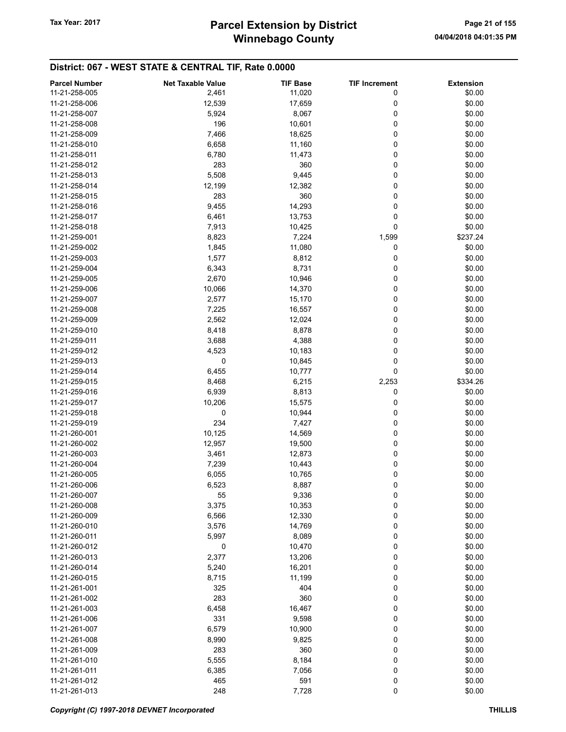## District: 067 - WEST STATE & CENTRAL TIF, Rate 0.0000

| Parcel Number | Net Taxable Value | TIF Base | TIF Increment | Extension |
|---|---|---|---|---|
| 11-21-258-005 | 2,461 | 11,020 | 0 | $0.00 |
| 11-21-258-006 | 12,539 | 17,659 | 0 | $0.00 |
| 11-21-258-007 | 5,924 | 8,067 | 0 | $0.00 |
| 11-21-258-008 | 196 | 10,601 | 0 | $0.00 |
| 11-21-258-009 | 7,466 | 18,625 | 0 | $0.00 |
| 11-21-258-010 | 6,658 | 11,160 | 0 | $0.00 |
| 11-21-258-011 | 6,780 | 11,473 | 0 | $0.00 |
| 11-21-258-012 | 283 | 360 | 0 | $0.00 |
| 11-21-258-013 | 5,508 | 9,445 | 0 | $0.00 |
| 11-21-258-014 | 12,199 | 12,382 | 0 | $0.00 |
| 11-21-258-015 | 283 | 360 | 0 | $0.00 |
| 11-21-258-016 | 9,455 | 14,293 | 0 | $0.00 |
| 11-21-258-017 | 6,461 | 13,753 | 0 | $0.00 |
| 11-21-258-018 | 7,913 | 10,425 | 0 | $0.00 |
| 11-21-259-001 | 8,823 | 7,224 | 1,599 | $237.24 |
| 11-21-259-002 | 1,845 | 11,080 | 0 | $0.00 |
| 11-21-259-003 | 1,577 | 8,812 | 0 | $0.00 |
| 11-21-259-004 | 6,343 | 8,731 | 0 | $0.00 |
| 11-21-259-005 | 2,670 | 10,946 | 0 | $0.00 |
| 11-21-259-006 | 10,066 | 14,370 | 0 | $0.00 |
| 11-21-259-007 | 2,577 | 15,170 | 0 | $0.00 |
| 11-21-259-008 | 7,225 | 16,557 | 0 | $0.00 |
| 11-21-259-009 | 2,562 | 12,024 | 0 | $0.00 |
| 11-21-259-010 | 8,418 | 8,878 | 0 | $0.00 |
| 11-21-259-011 | 3,688 | 4,388 | 0 | $0.00 |
| 11-21-259-012 | 4,523 | 10,183 | 0 | $0.00 |
| 11-21-259-013 | 0 | 10,845 | 0 | $0.00 |
| 11-21-259-014 | 6,455 | 10,777 | 0 | $0.00 |
| 11-21-259-015 | 8,468 | 6,215 | 2,253 | $334.26 |
| 11-21-259-016 | 6,939 | 8,813 | 0 | $0.00 |
| 11-21-259-017 | 10,206 | 15,575 | 0 | $0.00 |
| 11-21-259-018 | 0 | 10,944 | 0 | $0.00 |
| 11-21-259-019 | 234 | 7,427 | 0 | $0.00 |
| 11-21-260-001 | 10,125 | 14,569 | 0 | $0.00 |
| 11-21-260-002 | 12,957 | 19,500 | 0 | $0.00 |
| 11-21-260-003 | 3,461 | 12,873 | 0 | $0.00 |
| 11-21-260-004 | 7,239 | 10,443 | 0 | $0.00 |
| 11-21-260-005 | 6,055 | 10,765 | 0 | $0.00 |
| 11-21-260-006 | 6,523 | 8,887 | 0 | $0.00 |
| 11-21-260-007 | 55 | 9,336 | 0 | $0.00 |
| 11-21-260-008 | 3,375 | 10,353 | 0 | $0.00 |
| 11-21-260-009 | 6,566 | 12,330 | 0 | $0.00 |
| 11-21-260-010 | 3,576 | 14,769 | 0 | $0.00 |
| 11-21-260-011 | 5,997 | 8,089 | 0 | $0.00 |
| 11-21-260-012 | 0 | 10,470 | 0 | $0.00 |
| 11-21-260-013 | 2,377 | 13,206 | 0 | $0.00 |
| 11-21-260-014 | 5,240 | 16,201 | 0 | $0.00 |
| 11-21-260-015 | 8,715 | 11,199 | 0 | $0.00 |
| 11-21-261-001 | 325 | 404 | 0 | $0.00 |
| 11-21-261-002 | 283 | 360 | 0 | $0.00 |
| 11-21-261-003 | 6,458 | 16,467 | 0 | $0.00 |
| 11-21-261-006 | 331 | 9,598 | 0 | $0.00 |
| 11-21-261-007 | 6,579 | 10,900 | 0 | $0.00 |
| 11-21-261-008 | 8,990 | 9,825 | 0 | $0.00 |
| 11-21-261-009 | 283 | 360 | 0 | $0.00 |
| 11-21-261-010 | 5,555 | 8,184 | 0 | $0.00 |
| 11-21-261-011 | 6,385 | 7,056 | 0 | $0.00 |
| 11-21-261-012 | 465 | 591 | 0 | $0.00 |
| 11-21-261-013 | 248 | 7,728 | 0 | $0.00 |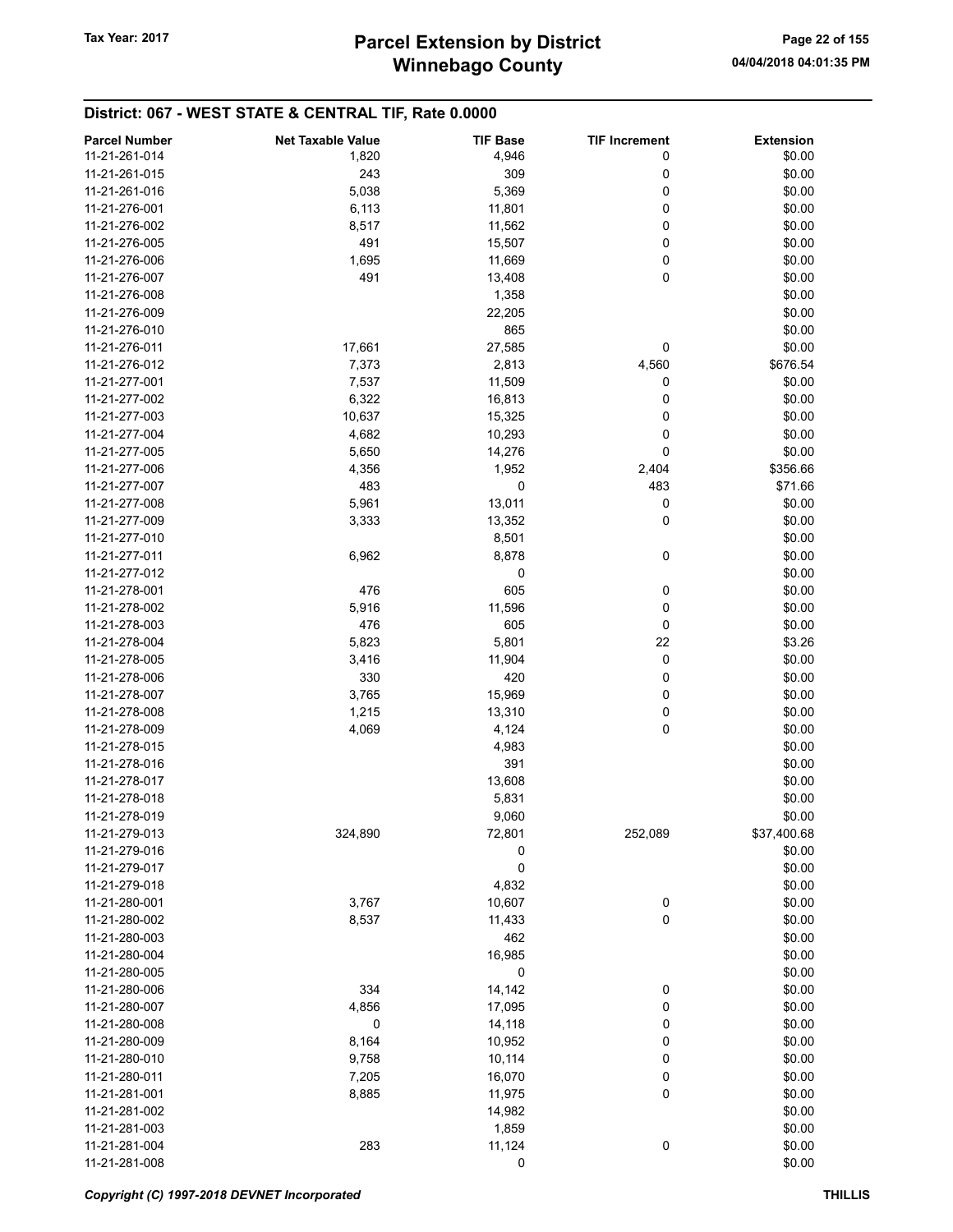## District: 067 - WEST STATE & CENTRAL TIF, Rate 0.0000

| Parcel Number | Net Taxable Value | TIF Base | TIF Increment | Extension |
|---|---|---|---|---|
| 11-21-261-014 | 1,820 | 4,946 | 0 | $0.00 |
| 11-21-261-015 | 243 | 309 | 0 | $0.00 |
| 11-21-261-016 | 5,038 | 5,369 | 0 | $0.00 |
| 11-21-276-001 | 6,113 | 11,801 | 0 | $0.00 |
| 11-21-276-002 | 8,517 | 11,562 | 0 | $0.00 |
| 11-21-276-005 | 491 | 15,507 | 0 | $0.00 |
| 11-21-276-006 | 1,695 | 11,669 | 0 | $0.00 |
| 11-21-276-007 | 491 | 13,408 | 0 | $0.00 |
| 11-21-276-008 | | 1,358 | | $0.00 |
| 11-21-276-009 | | 22,205 | | $0.00 |
| 11-21-276-010 | | 865 | | $0.00 |
| 11-21-276-011 | 17,661 | 27,585 | 0 | $0.00 |
| 11-21-276-012 | 7,373 | 2,813 | 4,560 | $676.54 |
| 11-21-277-001 | 7,537 | 11,509 | 0 | $0.00 |
| 11-21-277-002 | 6,322 | 16,813 | 0 | $0.00 |
| 11-21-277-003 | 10,637 | 15,325 | 0 | $0.00 |
| 11-21-277-004 | 4,682 | 10,293 | 0 | $0.00 |
| 11-21-277-005 | 5,650 | 14,276 | 0 | $0.00 |
| 11-21-277-006 | 4,356 | 1,952 | 2,404 | $356.66 |
| 11-21-277-007 | 483 | 0 | 483 | $71.66 |
| 11-21-277-008 | 5,961 | 13,011 | 0 | $0.00 |
| 11-21-277-009 | 3,333 | 13,352 | 0 | $0.00 |
| 11-21-277-010 | | 8,501 | | $0.00 |
| 11-21-277-011 | 6,962 | 8,878 | 0 | $0.00 |
| 11-21-277-012 | | 0 | | $0.00 |
| 11-21-278-001 | 476 | 605 | 0 | $0.00 |
| 11-21-278-002 | 5,916 | 11,596 | 0 | $0.00 |
| 11-21-278-003 | 476 | 605 | 0 | $0.00 |
| 11-21-278-004 | 5,823 | 5,801 | 22 | $3.26 |
| 11-21-278-005 | 3,416 | 11,904 | 0 | $0.00 |
| 11-21-278-006 | 330 | 420 | 0 | $0.00 |
| 11-21-278-007 | 3,765 | 15,969 | 0 | $0.00 |
| 11-21-278-008 | 1,215 | 13,310 | 0 | $0.00 |
| 11-21-278-009 | 4,069 | 4,124 | 0 | $0.00 |
| 11-21-278-015 | | 4,983 | | $0.00 |
| 11-21-278-016 | | 391 | | $0.00 |
| 11-21-278-017 | | 13,608 | | $0.00 |
| 11-21-278-018 | | 5,831 | | $0.00 |
| 11-21-278-019 | | 9,060 | | $0.00 |
| 11-21-279-013 | 324,890 | 72,801 | 252,089 | $37,400.68 |
| 11-21-279-016 | | 0 | | $0.00 |
| 11-21-279-017 | | 0 | | $0.00 |
| 11-21-279-018 | | 4,832 | | $0.00 |
| 11-21-280-001 | 3,767 | 10,607 | 0 | $0.00 |
| 11-21-280-002 | 8,537 | 11,433 | 0 | $0.00 |
| 11-21-280-003 | | 462 | | $0.00 |
| 11-21-280-004 | | 16,985 | | $0.00 |
| 11-21-280-005 | | 0 | | $0.00 |
| 11-21-280-006 | 334 | 14,142 | 0 | $0.00 |
| 11-21-280-007 | 4,856 | 17,095 | 0 | $0.00 |
| 11-21-280-008 | 0 | 14,118 | 0 | $0.00 |
| 11-21-280-009 | 8,164 | 10,952 | 0 | $0.00 |
| 11-21-280-010 | 9,758 | 10,114 | 0 | $0.00 |
| 11-21-280-011 | 7,205 | 16,070 | 0 | $0.00 |
| 11-21-281-001 | 8,885 | 11,975 | 0 | $0.00 |
| 11-21-281-002 | | 14,982 | | $0.00 |
| 11-21-281-003 | | 1,859 | | $0.00 |
| 11-21-281-004 | 283 | 11,124 | 0 | $0.00 |
| 11-21-281-008 | | 0 | | $0.00 |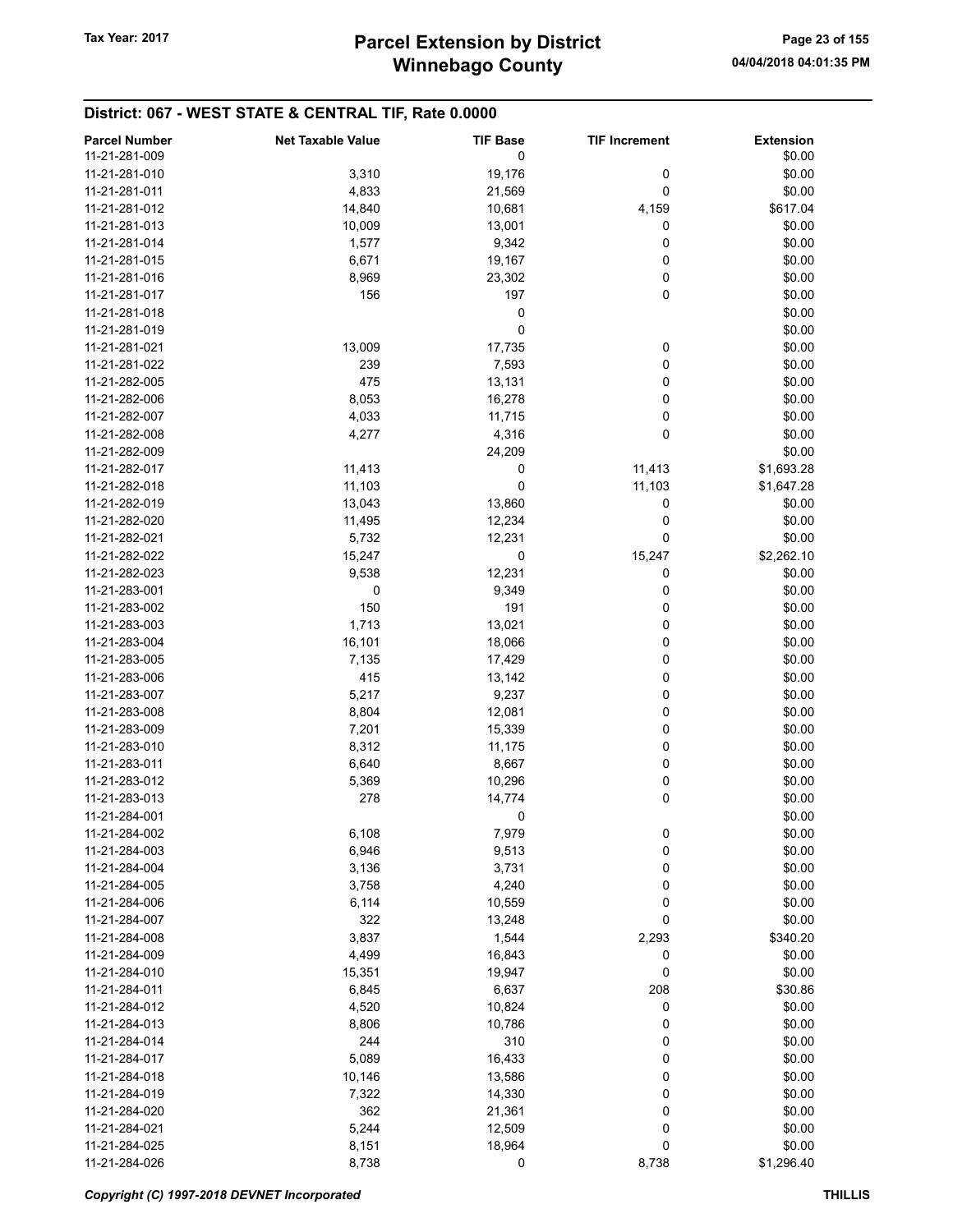## District: 067 - WEST STATE & CENTRAL TIF, Rate 0.0000

| Parcel Number | Net Taxable Value | TIF Base | TIF Increment | Extension |
|---|---|---|---|---|
| 11-21-281-009 | | 0 | | $0.00 |
| 11-21-281-010 | 3,310 | 19,176 | 0 | $0.00 |
| 11-21-281-011 | 4,833 | 21,569 | 0 | $0.00 |
| 11-21-281-012 | 14,840 | 10,681 | 4,159 | $617.04 |
| 11-21-281-013 | 10,009 | 13,001 | 0 | $0.00 |
| 11-21-281-014 | 1,577 | 9,342 | 0 | $0.00 |
| 11-21-281-015 | 6,671 | 19,167 | 0 | $0.00 |
| 11-21-281-016 | 8,969 | 23,302 | 0 | $0.00 |
| 11-21-281-017 | 156 | 197 | 0 | $0.00 |
| 11-21-281-018 | | 0 | | $0.00 |
| 11-21-281-019 | | 0 | | $0.00 |
| 11-21-281-021 | 13,009 | 17,735 | 0 | $0.00 |
| 11-21-281-022 | 239 | 7,593 | 0 | $0.00 |
| 11-21-282-005 | 475 | 13,131 | 0 | $0.00 |
| 11-21-282-006 | 8,053 | 16,278 | 0 | $0.00 |
| 11-21-282-007 | 4,033 | 11,715 | 0 | $0.00 |
| 11-21-282-008 | 4,277 | 4,316 | 0 | $0.00 |
| 11-21-282-009 | | 24,209 | | $0.00 |
| 11-21-282-017 | 11,413 | 0 | 11,413 | $1,693.28 |
| 11-21-282-018 | 11,103 | 0 | 11,103 | $1,647.28 |
| 11-21-282-019 | 13,043 | 13,860 | 0 | $0.00 |
| 11-21-282-020 | 11,495 | 12,234 | 0 | $0.00 |
| 11-21-282-021 | 5,732 | 12,231 | 0 | $0.00 |
| 11-21-282-022 | 15,247 | 0 | 15,247 | $2,262.10 |
| 11-21-282-023 | 9,538 | 12,231 | 0 | $0.00 |
| 11-21-283-001 | 0 | 9,349 | 0 | $0.00 |
| 11-21-283-002 | 150 | 191 | 0 | $0.00 |
| 11-21-283-003 | 1,713 | 13,021 | 0 | $0.00 |
| 11-21-283-004 | 16,101 | 18,066 | 0 | $0.00 |
| 11-21-283-005 | 7,135 | 17,429 | 0 | $0.00 |
| 11-21-283-006 | 415 | 13,142 | 0 | $0.00 |
| 11-21-283-007 | 5,217 | 9,237 | 0 | $0.00 |
| 11-21-283-008 | 8,804 | 12,081 | 0 | $0.00 |
| 11-21-283-009 | 7,201 | 15,339 | 0 | $0.00 |
| 11-21-283-010 | 8,312 | 11,175 | 0 | $0.00 |
| 11-21-283-011 | 6,640 | 8,667 | 0 | $0.00 |
| 11-21-283-012 | 5,369 | 10,296 | 0 | $0.00 |
| 11-21-283-013 | 278 | 14,774 | 0 | $0.00 |
| 11-21-284-001 | | 0 | | $0.00 |
| 11-21-284-002 | 6,108 | 7,979 | 0 | $0.00 |
| 11-21-284-003 | 6,946 | 9,513 | 0 | $0.00 |
| 11-21-284-004 | 3,136 | 3,731 | 0 | $0.00 |
| 11-21-284-005 | 3,758 | 4,240 | 0 | $0.00 |
| 11-21-284-006 | 6,114 | 10,559 | 0 | $0.00 |
| 11-21-284-007 | 322 | 13,248 | 0 | $0.00 |
| 11-21-284-008 | 3,837 | 1,544 | 2,293 | $340.20 |
| 11-21-284-009 | 4,499 | 16,843 | 0 | $0.00 |
| 11-21-284-010 | 15,351 | 19,947 | 0 | $0.00 |
| 11-21-284-011 | 6,845 | 6,637 | 208 | $30.86 |
| 11-21-284-012 | 4,520 | 10,824 | 0 | $0.00 |
| 11-21-284-013 | 8,806 | 10,786 | 0 | $0.00 |
| 11-21-284-014 | 244 | 310 | 0 | $0.00 |
| 11-21-284-017 | 5,089 | 16,433 | 0 | $0.00 |
| 11-21-284-018 | 10,146 | 13,586 | 0 | $0.00 |
| 11-21-284-019 | 7,322 | 14,330 | 0 | $0.00 |
| 11-21-284-020 | 362 | 21,361 | 0 | $0.00 |
| 11-21-284-021 | 5,244 | 12,509 | 0 | $0.00 |
| 11-21-284-025 | 8,151 | 18,964 | 0 | $0.00 |
| 11-21-284-026 | 8,738 | 0 | 8,738 | $1,296.40 |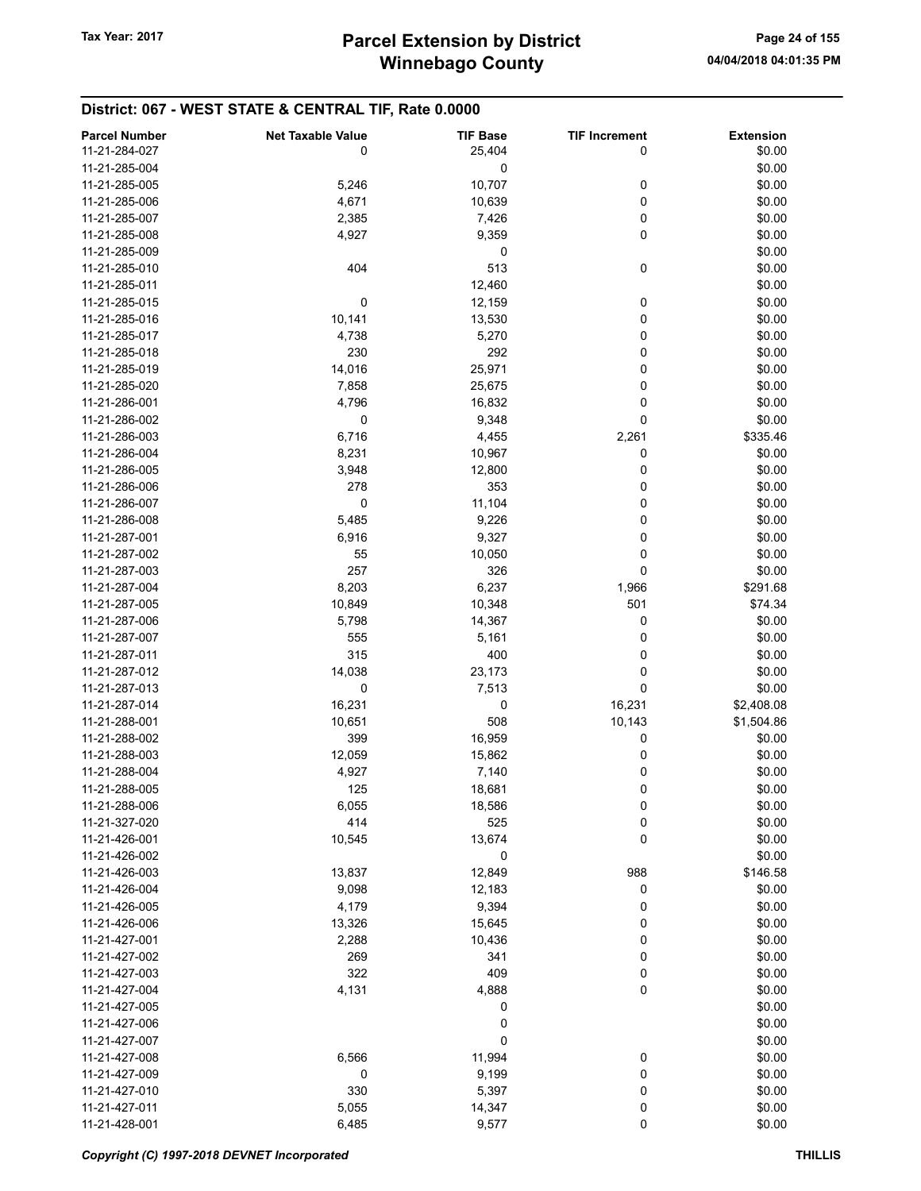## District: 067 - WEST STATE & CENTRAL TIF, Rate 0.0000

| Parcel Number | Net Taxable Value | TIF Base | TIF Increment | Extension |
|---|---|---|---|---|
| 11-21-284-027 | 0 | 25,404 | 0 | $0.00 |
| 11-21-285-004 | | 0 | | $0.00 |
| 11-21-285-005 | 5,246 | 10,707 | 0 | $0.00 |
| 11-21-285-006 | 4,671 | 10,639 | 0 | $0.00 |
| 11-21-285-007 | 2,385 | 7,426 | 0 | $0.00 |
| 11-21-285-008 | 4,927 | 9,359 | 0 | $0.00 |
| 11-21-285-009 | | 0 | | $0.00 |
| 11-21-285-010 | 404 | 513 | 0 | $0.00 |
| 11-21-285-011 | | 12,460 | | $0.00 |
| 11-21-285-015 | 0 | 12,159 | 0 | $0.00 |
| 11-21-285-016 | 10,141 | 13,530 | 0 | $0.00 |
| 11-21-285-017 | 4,738 | 5,270 | 0 | $0.00 |
| 11-21-285-018 | 230 | 292 | 0 | $0.00 |
| 11-21-285-019 | 14,016 | 25,971 | 0 | $0.00 |
| 11-21-285-020 | 7,858 | 25,675 | 0 | $0.00 |
| 11-21-286-001 | 4,796 | 16,832 | 0 | $0.00 |
| 11-21-286-002 | 0 | 9,348 | 0 | $0.00 |
| 11-21-286-003 | 6,716 | 4,455 | 2,261 | $335.46 |
| 11-21-286-004 | 8,231 | 10,967 | 0 | $0.00 |
| 11-21-286-005 | 3,948 | 12,800 | 0 | $0.00 |
| 11-21-286-006 | 278 | 353 | 0 | $0.00 |
| 11-21-286-007 | 0 | 11,104 | 0 | $0.00 |
| 11-21-286-008 | 5,485 | 9,226 | 0 | $0.00 |
| 11-21-287-001 | 6,916 | 9,327 | 0 | $0.00 |
| 11-21-287-002 | 55 | 10,050 | 0 | $0.00 |
| 11-21-287-003 | 257 | 326 | 0 | $0.00 |
| 11-21-287-004 | 8,203 | 6,237 | 1,966 | $291.68 |
| 11-21-287-005 | 10,849 | 10,348 | 501 | $74.34 |
| 11-21-287-006 | 5,798 | 14,367 | 0 | $0.00 |
| 11-21-287-007 | 555 | 5,161 | 0 | $0.00 |
| 11-21-287-011 | 315 | 400 | 0 | $0.00 |
| 11-21-287-012 | 14,038 | 23,173 | 0 | $0.00 |
| 11-21-287-013 | 0 | 7,513 | 0 | $0.00 |
| 11-21-287-014 | 16,231 | 0 | 16,231 | $2,408.08 |
| 11-21-288-001 | 10,651 | 508 | 10,143 | $1,504.86 |
| 11-21-288-002 | 399 | 16,959 | 0 | $0.00 |
| 11-21-288-003 | 12,059 | 15,862 | 0 | $0.00 |
| 11-21-288-004 | 4,927 | 7,140 | 0 | $0.00 |
| 11-21-288-005 | 125 | 18,681 | 0 | $0.00 |
| 11-21-288-006 | 6,055 | 18,586 | 0 | $0.00 |
| 11-21-327-020 | 414 | 525 | 0 | $0.00 |
| 11-21-426-001 | 10,545 | 13,674 | 0 | $0.00 |
| 11-21-426-002 | | 0 | | $0.00 |
| 11-21-426-003 | 13,837 | 12,849 | 988 | $146.58 |
| 11-21-426-004 | 9,098 | 12,183 | 0 | $0.00 |
| 11-21-426-005 | 4,179 | 9,394 | 0 | $0.00 |
| 11-21-426-006 | 13,326 | 15,645 | 0 | $0.00 |
| 11-21-427-001 | 2,288 | 10,436 | 0 | $0.00 |
| 11-21-427-002 | 269 | 341 | 0 | $0.00 |
| 11-21-427-003 | 322 | 409 | 0 | $0.00 |
| 11-21-427-004 | 4,131 | 4,888 | 0 | $0.00 |
| 11-21-427-005 | | 0 | | $0.00 |
| 11-21-427-006 | | 0 | | $0.00 |
| 11-21-427-007 | | 0 | | $0.00 |
| 11-21-427-008 | 6,566 | 11,994 | 0 | $0.00 |
| 11-21-427-009 | 0 | 9,199 | 0 | $0.00 |
| 11-21-427-010 | 330 | 5,397 | 0 | $0.00 |
| 11-21-427-011 | 5,055 | 14,347 | 0 | $0.00 |
| 11-21-428-001 | 6,485 | 9,577 | 0 | $0.00 |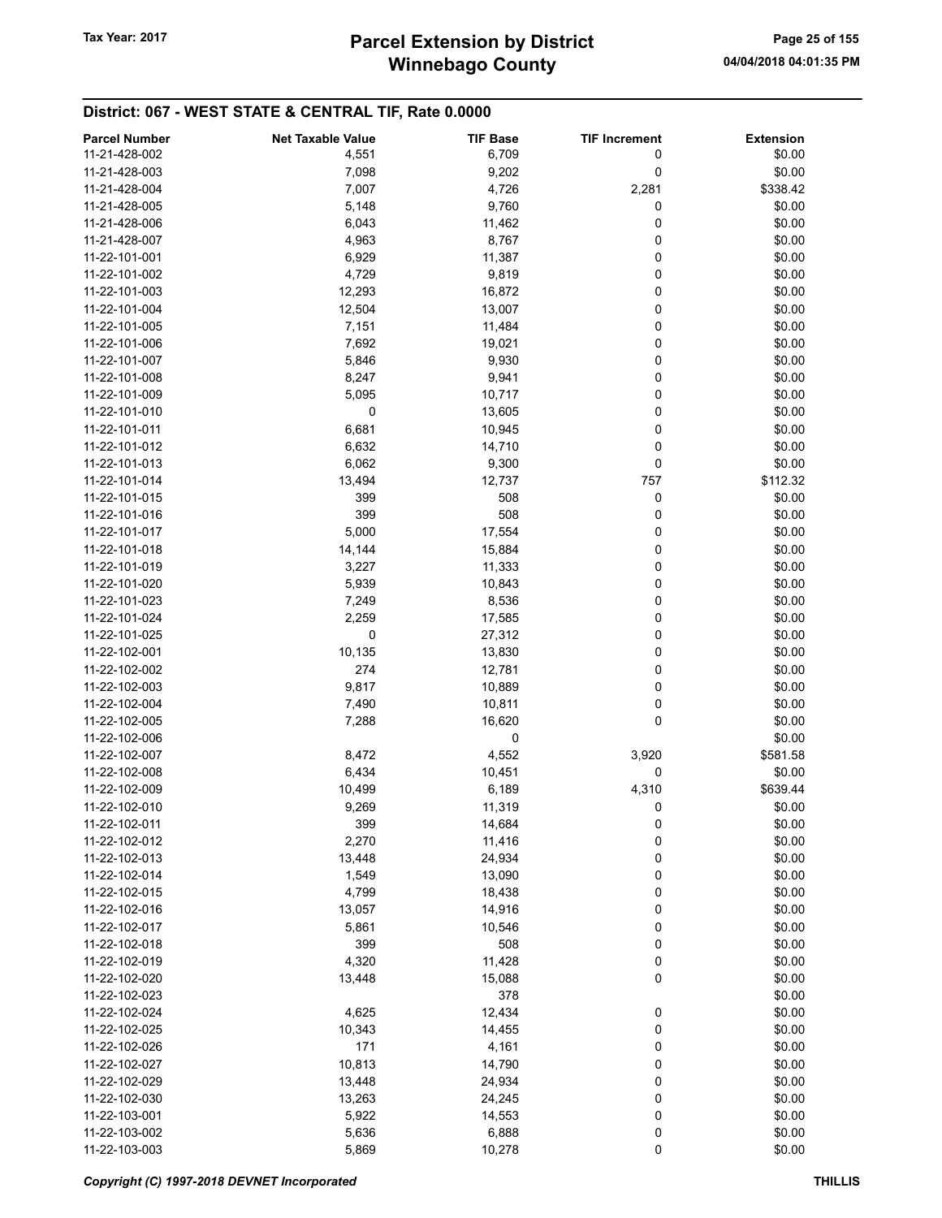## District: 067 - WEST STATE & CENTRAL TIF, Rate 0.0000

| Parcel Number | Net Taxable Value | TIF Base | TIF Increment | Extension |
|---|---|---|---|---|
| 11-21-428-002 | 4,551 | 6,709 | 0 | $0.00 |
| 11-21-428-003 | 7,098 | 9,202 | 0 | $0.00 |
| 11-21-428-004 | 7,007 | 4,726 | 2,281 | $338.42 |
| 11-21-428-005 | 5,148 | 9,760 | 0 | $0.00 |
| 11-21-428-006 | 6,043 | 11,462 | 0 | $0.00 |
| 11-21-428-007 | 4,963 | 8,767 | 0 | $0.00 |
| 11-22-101-001 | 6,929 | 11,387 | 0 | $0.00 |
| 11-22-101-002 | 4,729 | 9,819 | 0 | $0.00 |
| 11-22-101-003 | 12,293 | 16,872 | 0 | $0.00 |
| 11-22-101-004 | 12,504 | 13,007 | 0 | $0.00 |
| 11-22-101-005 | 7,151 | 11,484 | 0 | $0.00 |
| 11-22-101-006 | 7,692 | 19,021 | 0 | $0.00 |
| 11-22-101-007 | 5,846 | 9,930 | 0 | $0.00 |
| 11-22-101-008 | 8,247 | 9,941 | 0 | $0.00 |
| 11-22-101-009 | 5,095 | 10,717 | 0 | $0.00 |
| 11-22-101-010 | 0 | 13,605 | 0 | $0.00 |
| 11-22-101-011 | 6,681 | 10,945 | 0 | $0.00 |
| 11-22-101-012 | 6,632 | 14,710 | 0 | $0.00 |
| 11-22-101-013 | 6,062 | 9,300 | 0 | $0.00 |
| 11-22-101-014 | 13,494 | 12,737 | 757 | $112.32 |
| 11-22-101-015 | 399 | 508 | 0 | $0.00 |
| 11-22-101-016 | 399 | 508 | 0 | $0.00 |
| 11-22-101-017 | 5,000 | 17,554 | 0 | $0.00 |
| 11-22-101-018 | 14,144 | 15,884 | 0 | $0.00 |
| 11-22-101-019 | 3,227 | 11,333 | 0 | $0.00 |
| 11-22-101-020 | 5,939 | 10,843 | 0 | $0.00 |
| 11-22-101-023 | 7,249 | 8,536 | 0 | $0.00 |
| 11-22-101-024 | 2,259 | 17,585 | 0 | $0.00 |
| 11-22-101-025 | 0 | 27,312 | 0 | $0.00 |
| 11-22-102-001 | 10,135 | 13,830 | 0 | $0.00 |
| 11-22-102-002 | 274 | 12,781 | 0 | $0.00 |
| 11-22-102-003 | 9,817 | 10,889 | 0 | $0.00 |
| 11-22-102-004 | 7,490 | 10,811 | 0 | $0.00 |
| 11-22-102-005 | 7,288 | 16,620 | 0 | $0.00 |
| 11-22-102-006 | | 0 | | $0.00 |
| 11-22-102-007 | 8,472 | 4,552 | 3,920 | $581.58 |
| 11-22-102-008 | 6,434 | 10,451 | 0 | $0.00 |
| 11-22-102-009 | 10,499 | 6,189 | 4,310 | $639.44 |
| 11-22-102-010 | 9,269 | 11,319 | 0 | $0.00 |
| 11-22-102-011 | 399 | 14,684 | 0 | $0.00 |
| 11-22-102-012 | 2,270 | 11,416 | 0 | $0.00 |
| 11-22-102-013 | 13,448 | 24,934 | 0 | $0.00 |
| 11-22-102-014 | 1,549 | 13,090 | 0 | $0.00 |
| 11-22-102-015 | 4,799 | 18,438 | 0 | $0.00 |
| 11-22-102-016 | 13,057 | 14,916 | 0 | $0.00 |
| 11-22-102-017 | 5,861 | 10,546 | 0 | $0.00 |
| 11-22-102-018 | 399 | 508 | 0 | $0.00 |
| 11-22-102-019 | 4,320 | 11,428 | 0 | $0.00 |
| 11-22-102-020 | 13,448 | 15,088 | 0 | $0.00 |
| 11-22-102-023 | | 378 | | $0.00 |
| 11-22-102-024 | 4,625 | 12,434 | 0 | $0.00 |
| 11-22-102-025 | 10,343 | 14,455 | 0 | $0.00 |
| 11-22-102-026 | 171 | 4,161 | 0 | $0.00 |
| 11-22-102-027 | 10,813 | 14,790 | 0 | $0.00 |
| 11-22-102-029 | 13,448 | 24,934 | 0 | $0.00 |
| 11-22-102-030 | 13,263 | 24,245 | 0 | $0.00 |
| 11-22-103-001 | 5,922 | 14,553 | 0 | $0.00 |
| 11-22-103-002 | 5,636 | 6,888 | 0 | $0.00 |
| 11-22-103-003 | 5,869 | 10,278 | 0 | $0.00 |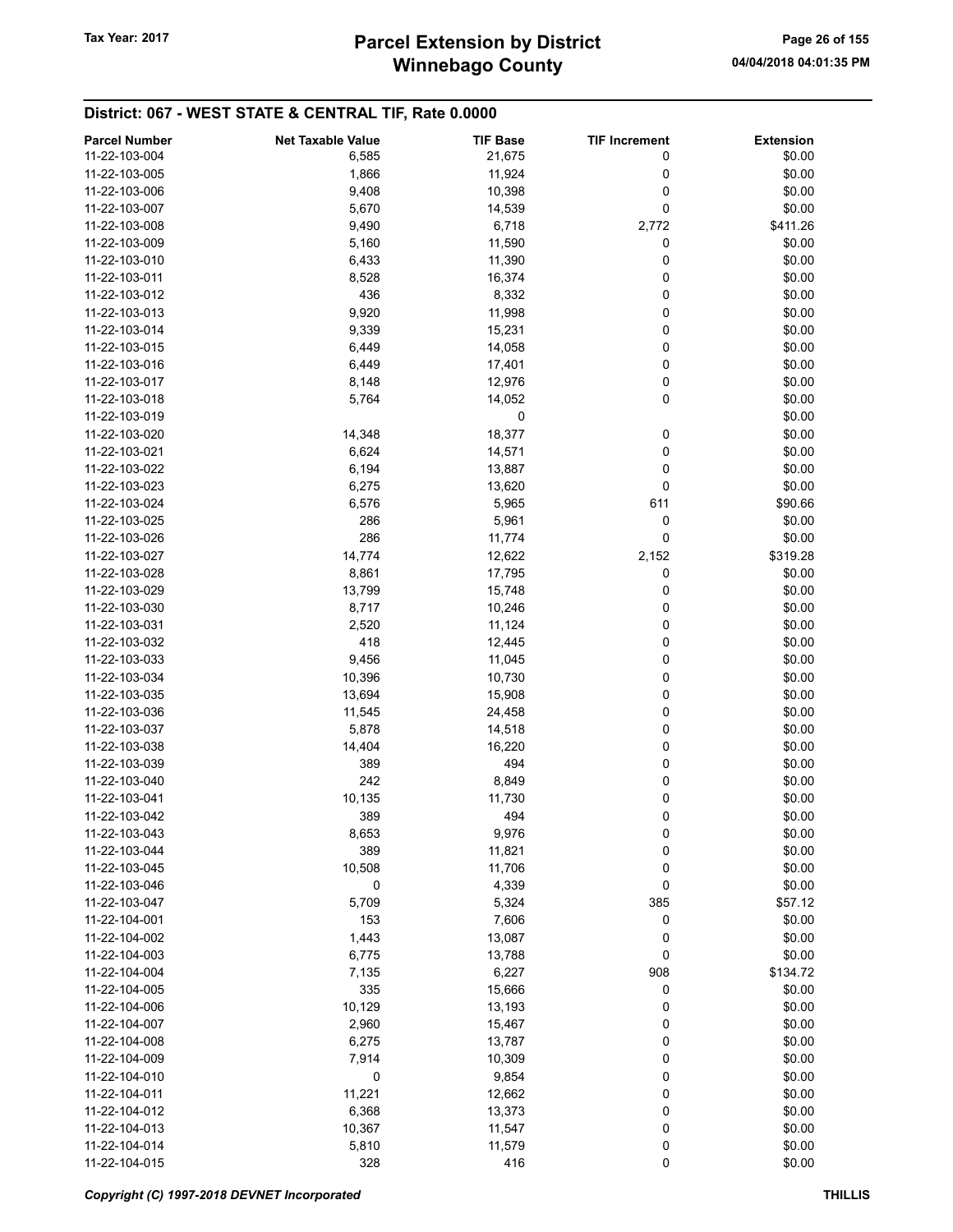## District: 067 - WEST STATE & CENTRAL TIF, Rate 0.0000

| Parcel Number | Net Taxable Value | TIF Base | TIF Increment | Extension |
|---|---|---|---|---|
| 11-22-103-004 | 6,585 | 21,675 | 0 | $0.00 |
| 11-22-103-005 | 1,866 | 11,924 | 0 | $0.00 |
| 11-22-103-006 | 9,408 | 10,398 | 0 | $0.00 |
| 11-22-103-007 | 5,670 | 14,539 | 0 | $0.00 |
| 11-22-103-008 | 9,490 | 6,718 | 2,772 | $411.26 |
| 11-22-103-009 | 5,160 | 11,590 | 0 | $0.00 |
| 11-22-103-010 | 6,433 | 11,390 | 0 | $0.00 |
| 11-22-103-011 | 8,528 | 16,374 | 0 | $0.00 |
| 11-22-103-012 | 436 | 8,332 | 0 | $0.00 |
| 11-22-103-013 | 9,920 | 11,998 | 0 | $0.00 |
| 11-22-103-014 | 9,339 | 15,231 | 0 | $0.00 |
| 11-22-103-015 | 6,449 | 14,058 | 0 | $0.00 |
| 11-22-103-016 | 6,449 | 17,401 | 0 | $0.00 |
| 11-22-103-017 | 8,148 | 12,976 | 0 | $0.00 |
| 11-22-103-018 | 5,764 | 14,052 | 0 | $0.00 |
| 11-22-103-019 | | 0 | | $0.00 |
| 11-22-103-020 | 14,348 | 18,377 | 0 | $0.00 |
| 11-22-103-021 | 6,624 | 14,571 | 0 | $0.00 |
| 11-22-103-022 | 6,194 | 13,887 | 0 | $0.00 |
| 11-22-103-023 | 6,275 | 13,620 | 0 | $0.00 |
| 11-22-103-024 | 6,576 | 5,965 | 611 | $90.66 |
| 11-22-103-025 | 286 | 5,961 | 0 | $0.00 |
| 11-22-103-026 | 286 | 11,774 | 0 | $0.00 |
| 11-22-103-027 | 14,774 | 12,622 | 2,152 | $319.28 |
| 11-22-103-028 | 8,861 | 17,795 | 0 | $0.00 |
| 11-22-103-029 | 13,799 | 15,748 | 0 | $0.00 |
| 11-22-103-030 | 8,717 | 10,246 | 0 | $0.00 |
| 11-22-103-031 | 2,520 | 11,124 | 0 | $0.00 |
| 11-22-103-032 | 418 | 12,445 | 0 | $0.00 |
| 11-22-103-033 | 9,456 | 11,045 | 0 | $0.00 |
| 11-22-103-034 | 10,396 | 10,730 | 0 | $0.00 |
| 11-22-103-035 | 13,694 | 15,908 | 0 | $0.00 |
| 11-22-103-036 | 11,545 | 24,458 | 0 | $0.00 |
| 11-22-103-037 | 5,878 | 14,518 | 0 | $0.00 |
| 11-22-103-038 | 14,404 | 16,220 | 0 | $0.00 |
| 11-22-103-039 | 389 | 494 | 0 | $0.00 |
| 11-22-103-040 | 242 | 8,849 | 0 | $0.00 |
| 11-22-103-041 | 10,135 | 11,730 | 0 | $0.00 |
| 11-22-103-042 | 389 | 494 | 0 | $0.00 |
| 11-22-103-043 | 8,653 | 9,976 | 0 | $0.00 |
| 11-22-103-044 | 389 | 11,821 | 0 | $0.00 |
| 11-22-103-045 | 10,508 | 11,706 | 0 | $0.00 |
| 11-22-103-046 | 0 | 4,339 | 0 | $0.00 |
| 11-22-103-047 | 5,709 | 5,324 | 385 | $57.12 |
| 11-22-104-001 | 153 | 7,606 | 0 | $0.00 |
| 11-22-104-002 | 1,443 | 13,087 | 0 | $0.00 |
| 11-22-104-003 | 6,775 | 13,788 | 0 | $0.00 |
| 11-22-104-004 | 7,135 | 6,227 | 908 | $134.72 |
| 11-22-104-005 | 335 | 15,666 | 0 | $0.00 |
| 11-22-104-006 | 10,129 | 13,193 | 0 | $0.00 |
| 11-22-104-007 | 2,960 | 15,467 | 0 | $0.00 |
| 11-22-104-008 | 6,275 | 13,787 | 0 | $0.00 |
| 11-22-104-009 | 7,914 | 10,309 | 0 | $0.00 |
| 11-22-104-010 | 0 | 9,854 | 0 | $0.00 |
| 11-22-104-011 | 11,221 | 12,662 | 0 | $0.00 |
| 11-22-104-012 | 6,368 | 13,373 | 0 | $0.00 |
| 11-22-104-013 | 10,367 | 11,547 | 0 | $0.00 |
| 11-22-104-014 | 5,810 | 11,579 | 0 | $0.00 |
| 11-22-104-015 | 328 | 416 | 0 | $0.00 |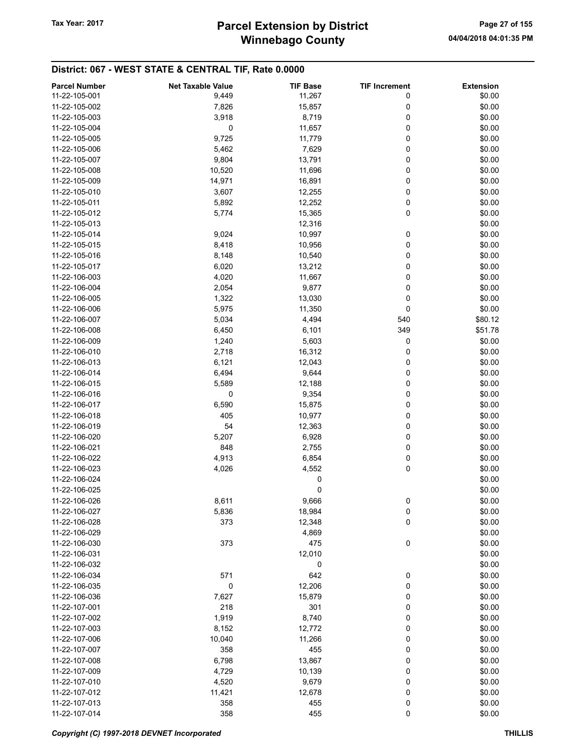## District: 067 - WEST STATE & CENTRAL TIF, Rate 0.0000

| Parcel Number | Net Taxable Value | TIF Base | TIF Increment | Extension |
|---|---|---|---|---|
| 11-22-105-001 | 9,449 | 11,267 | 0 | $0.00 |
| 11-22-105-002 | 7,826 | 15,857 | 0 | $0.00 |
| 11-22-105-003 | 3,918 | 8,719 | 0 | $0.00 |
| 11-22-105-004 | 0 | 11,657 | 0 | $0.00 |
| 11-22-105-005 | 9,725 | 11,779 | 0 | $0.00 |
| 11-22-105-006 | 5,462 | 7,629 | 0 | $0.00 |
| 11-22-105-007 | 9,804 | 13,791 | 0 | $0.00 |
| 11-22-105-008 | 10,520 | 11,696 | 0 | $0.00 |
| 11-22-105-009 | 14,971 | 16,891 | 0 | $0.00 |
| 11-22-105-010 | 3,607 | 12,255 | 0 | $0.00 |
| 11-22-105-011 | 5,892 | 12,252 | 0 | $0.00 |
| 11-22-105-012 | 5,774 | 15,365 | 0 | $0.00 |
| 11-22-105-013 | | 12,316 | | $0.00 |
| 11-22-105-014 | 9,024 | 10,997 | 0 | $0.00 |
| 11-22-105-015 | 8,418 | 10,956 | 0 | $0.00 |
| 11-22-105-016 | 8,148 | 10,540 | 0 | $0.00 |
| 11-22-105-017 | 6,020 | 13,212 | 0 | $0.00 |
| 11-22-106-003 | 4,020 | 11,667 | 0 | $0.00 |
| 11-22-106-004 | 2,054 | 9,877 | 0 | $0.00 |
| 11-22-106-005 | 1,322 | 13,030 | 0 | $0.00 |
| 11-22-106-006 | 5,975 | 11,350 | 0 | $0.00 |
| 11-22-106-007 | 5,034 | 4,494 | 540 | $80.12 |
| 11-22-106-008 | 6,450 | 6,101 | 349 | $51.78 |
| 11-22-106-009 | 1,240 | 5,603 | 0 | $0.00 |
| 11-22-106-010 | 2,718 | 16,312 | 0 | $0.00 |
| 11-22-106-013 | 6,121 | 12,043 | 0 | $0.00 |
| 11-22-106-014 | 6,494 | 9,644 | 0 | $0.00 |
| 11-22-106-015 | 5,589 | 12,188 | 0 | $0.00 |
| 11-22-106-016 | 0 | 9,354 | 0 | $0.00 |
| 11-22-106-017 | 6,590 | 15,875 | 0 | $0.00 |
| 11-22-106-018 | 405 | 10,977 | 0 | $0.00 |
| 11-22-106-019 | 54 | 12,363 | 0 | $0.00 |
| 11-22-106-020 | 5,207 | 6,928 | 0 | $0.00 |
| 11-22-106-021 | 848 | 2,755 | 0 | $0.00 |
| 11-22-106-022 | 4,913 | 6,854 | 0 | $0.00 |
| 11-22-106-023 | 4,026 | 4,552 | 0 | $0.00 |
| 11-22-106-024 | | 0 | | $0.00 |
| 11-22-106-025 | | 0 | | $0.00 |
| 11-22-106-026 | 8,611 | 9,666 | 0 | $0.00 |
| 11-22-106-027 | 5,836 | 18,984 | 0 | $0.00 |
| 11-22-106-028 | 373 | 12,348 | 0 | $0.00 |
| 11-22-106-029 | | 4,869 | | $0.00 |
| 11-22-106-030 | 373 | 475 | 0 | $0.00 |
| 11-22-106-031 | | 12,010 | | $0.00 |
| 11-22-106-032 | | 0 | | $0.00 |
| 11-22-106-034 | 571 | 642 | 0 | $0.00 |
| 11-22-106-035 | 0 | 12,206 | 0 | $0.00 |
| 11-22-106-036 | 7,627 | 15,879 | 0 | $0.00 |
| 11-22-107-001 | 218 | 301 | 0 | $0.00 |
| 11-22-107-002 | 1,919 | 8,740 | 0 | $0.00 |
| 11-22-107-003 | 8,152 | 12,772 | 0 | $0.00 |
| 11-22-107-006 | 10,040 | 11,266 | 0 | $0.00 |
| 11-22-107-007 | 358 | 455 | 0 | $0.00 |
| 11-22-107-008 | 6,798 | 13,867 | 0 | $0.00 |
| 11-22-107-009 | 4,729 | 10,139 | 0 | $0.00 |
| 11-22-107-010 | 4,520 | 9,679 | 0 | $0.00 |
| 11-22-107-012 | 11,421 | 12,678 | 0 | $0.00 |
| 11-22-107-013 | 358 | 455 | 0 | $0.00 |
| 11-22-107-014 | 358 | 455 | 0 | $0.00 |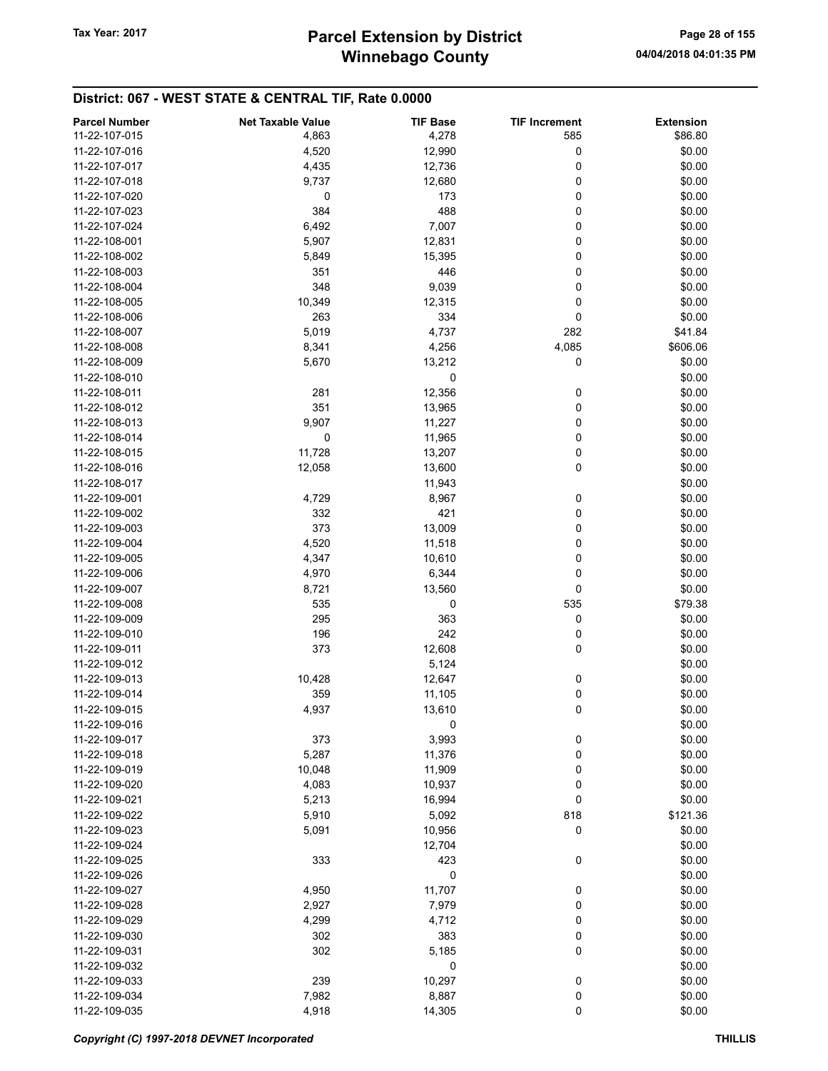## District: 067 - WEST STATE & CENTRAL TIF, Rate 0.0000

| Parcel Number | Net Taxable Value | TIF Base | TIF Increment | Extension |
|---|---|---|---|---|
| 11-22-107-015 | 4,863 | 4,278 | 585 | $86.80 |
| 11-22-107-016 | 4,520 | 12,990 | 0 | $0.00 |
| 11-22-107-017 | 4,435 | 12,736 | 0 | $0.00 |
| 11-22-107-018 | 9,737 | 12,680 | 0 | $0.00 |
| 11-22-107-020 | 0 | 173 | 0 | $0.00 |
| 11-22-107-023 | 384 | 488 | 0 | $0.00 |
| 11-22-107-024 | 6,492 | 7,007 | 0 | $0.00 |
| 11-22-108-001 | 5,907 | 12,831 | 0 | $0.00 |
| 11-22-108-002 | 5,849 | 15,395 | 0 | $0.00 |
| 11-22-108-003 | 351 | 446 | 0 | $0.00 |
| 11-22-108-004 | 348 | 9,039 | 0 | $0.00 |
| 11-22-108-005 | 10,349 | 12,315 | 0 | $0.00 |
| 11-22-108-006 | 263 | 334 | 0 | $0.00 |
| 11-22-108-007 | 5,019 | 4,737 | 282 | $41.84 |
| 11-22-108-008 | 8,341 | 4,256 | 4,085 | $606.06 |
| 11-22-108-009 | 5,670 | 13,212 | 0 | $0.00 |
| 11-22-108-010 | | 0 | | $0.00 |
| 11-22-108-011 | 281 | 12,356 | 0 | $0.00 |
| 11-22-108-012 | 351 | 13,965 | 0 | $0.00 |
| 11-22-108-013 | 9,907 | 11,227 | 0 | $0.00 |
| 11-22-108-014 | 0 | 11,965 | 0 | $0.00 |
| 11-22-108-015 | 11,728 | 13,207 | 0 | $0.00 |
| 11-22-108-016 | 12,058 | 13,600 | 0 | $0.00 |
| 11-22-108-017 | | 11,943 | | $0.00 |
| 11-22-109-001 | 4,729 | 8,967 | 0 | $0.00 |
| 11-22-109-002 | 332 | 421 | 0 | $0.00 |
| 11-22-109-003 | 373 | 13,009 | 0 | $0.00 |
| 11-22-109-004 | 4,520 | 11,518 | 0 | $0.00 |
| 11-22-109-005 | 4,347 | 10,610 | 0 | $0.00 |
| 11-22-109-006 | 4,970 | 6,344 | 0 | $0.00 |
| 11-22-109-007 | 8,721 | 13,560 | 0 | $0.00 |
| 11-22-109-008 | 535 | 0 | 535 | $79.38 |
| 11-22-109-009 | 295 | 363 | 0 | $0.00 |
| 11-22-109-010 | 196 | 242 | 0 | $0.00 |
| 11-22-109-011 | 373 | 12,608 | 0 | $0.00 |
| 11-22-109-012 | | 5,124 | | $0.00 |
| 11-22-109-013 | 10,428 | 12,647 | 0 | $0.00 |
| 11-22-109-014 | 359 | 11,105 | 0 | $0.00 |
| 11-22-109-015 | 4,937 | 13,610 | 0 | $0.00 |
| 11-22-109-016 | | 0 | | $0.00 |
| 11-22-109-017 | 373 | 3,993 | 0 | $0.00 |
| 11-22-109-018 | 5,287 | 11,376 | 0 | $0.00 |
| 11-22-109-019 | 10,048 | 11,909 | 0 | $0.00 |
| 11-22-109-020 | 4,083 | 10,937 | 0 | $0.00 |
| 11-22-109-021 | 5,213 | 16,994 | 0 | $0.00 |
| 11-22-109-022 | 5,910 | 5,092 | 818 | $121.36 |
| 11-22-109-023 | 5,091 | 10,956 | 0 | $0.00 |
| 11-22-109-024 | | 12,704 | | $0.00 |
| 11-22-109-025 | 333 | 423 | 0 | $0.00 |
| 11-22-109-026 | | 0 | | $0.00 |
| 11-22-109-027 | 4,950 | 11,707 | 0 | $0.00 |
| 11-22-109-028 | 2,927 | 7,979 | 0 | $0.00 |
| 11-22-109-029 | 4,299 | 4,712 | 0 | $0.00 |
| 11-22-109-030 | 302 | 383 | 0 | $0.00 |
| 11-22-109-031 | 302 | 5,185 | 0 | $0.00 |
| 11-22-109-032 | | 0 | | $0.00 |
| 11-22-109-033 | 239 | 10,297 | 0 | $0.00 |
| 11-22-109-034 | 7,982 | 8,887 | 0 | $0.00 |
| 11-22-109-035 | 4,918 | 14,305 | 0 | $0.00 |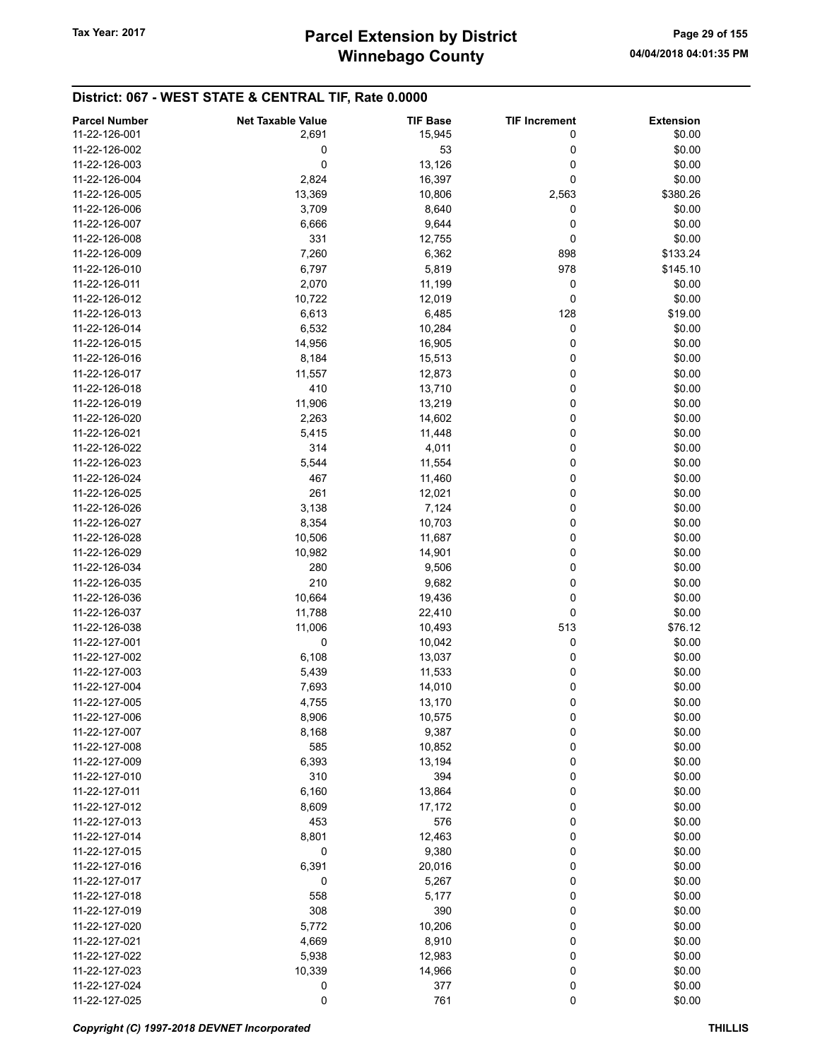## District: 067 - WEST STATE & CENTRAL TIF, Rate 0.0000

| Parcel Number | Net Taxable Value | TIF Base | TIF Increment | Extension |
|---|---|---|---|---|
| 11-22-126-001 | 2,691 | 15,945 | 0 | $0.00 |
| 11-22-126-002 | 0 | 53 | 0 | $0.00 |
| 11-22-126-003 | 0 | 13,126 | 0 | $0.00 |
| 11-22-126-004 | 2,824 | 16,397 | 0 | $0.00 |
| 11-22-126-005 | 13,369 | 10,806 | 2,563 | $380.26 |
| 11-22-126-006 | 3,709 | 8,640 | 0 | $0.00 |
| 11-22-126-007 | 6,666 | 9,644 | 0 | $0.00 |
| 11-22-126-008 | 331 | 12,755 | 0 | $0.00 |
| 11-22-126-009 | 7,260 | 6,362 | 898 | $133.24 |
| 11-22-126-010 | 6,797 | 5,819 | 978 | $145.10 |
| 11-22-126-011 | 2,070 | 11,199 | 0 | $0.00 |
| 11-22-126-012 | 10,722 | 12,019 | 0 | $0.00 |
| 11-22-126-013 | 6,613 | 6,485 | 128 | $19.00 |
| 11-22-126-014 | 6,532 | 10,284 | 0 | $0.00 |
| 11-22-126-015 | 14,956 | 16,905 | 0 | $0.00 |
| 11-22-126-016 | 8,184 | 15,513 | 0 | $0.00 |
| 11-22-126-017 | 11,557 | 12,873 | 0 | $0.00 |
| 11-22-126-018 | 410 | 13,710 | 0 | $0.00 |
| 11-22-126-019 | 11,906 | 13,219 | 0 | $0.00 |
| 11-22-126-020 | 2,263 | 14,602 | 0 | $0.00 |
| 11-22-126-021 | 5,415 | 11,448 | 0 | $0.00 |
| 11-22-126-022 | 314 | 4,011 | 0 | $0.00 |
| 11-22-126-023 | 5,544 | 11,554 | 0 | $0.00 |
| 11-22-126-024 | 467 | 11,460 | 0 | $0.00 |
| 11-22-126-025 | 261 | 12,021 | 0 | $0.00 |
| 11-22-126-026 | 3,138 | 7,124 | 0 | $0.00 |
| 11-22-126-027 | 8,354 | 10,703 | 0 | $0.00 |
| 11-22-126-028 | 10,506 | 11,687 | 0 | $0.00 |
| 11-22-126-029 | 10,982 | 14,901 | 0 | $0.00 |
| 11-22-126-034 | 280 | 9,506 | 0 | $0.00 |
| 11-22-126-035 | 210 | 9,682 | 0 | $0.00 |
| 11-22-126-036 | 10,664 | 19,436 | 0 | $0.00 |
| 11-22-126-037 | 11,788 | 22,410 | 0 | $0.00 |
| 11-22-126-038 | 11,006 | 10,493 | 513 | $76.12 |
| 11-22-127-001 | 0 | 10,042 | 0 | $0.00 |
| 11-22-127-002 | 6,108 | 13,037 | 0 | $0.00 |
| 11-22-127-003 | 5,439 | 11,533 | 0 | $0.00 |
| 11-22-127-004 | 7,693 | 14,010 | 0 | $0.00 |
| 11-22-127-005 | 4,755 | 13,170 | 0 | $0.00 |
| 11-22-127-006 | 8,906 | 10,575 | 0 | $0.00 |
| 11-22-127-007 | 8,168 | 9,387 | 0 | $0.00 |
| 11-22-127-008 | 585 | 10,852 | 0 | $0.00 |
| 11-22-127-009 | 6,393 | 13,194 | 0 | $0.00 |
| 11-22-127-010 | 310 | 394 | 0 | $0.00 |
| 11-22-127-011 | 6,160 | 13,864 | 0 | $0.00 |
| 11-22-127-012 | 8,609 | 17,172 | 0 | $0.00 |
| 11-22-127-013 | 453 | 576 | 0 | $0.00 |
| 11-22-127-014 | 8,801 | 12,463 | 0 | $0.00 |
| 11-22-127-015 | 0 | 9,380 | 0 | $0.00 |
| 11-22-127-016 | 6,391 | 20,016 | 0 | $0.00 |
| 11-22-127-017 | 0 | 5,267 | 0 | $0.00 |
| 11-22-127-018 | 558 | 5,177 | 0 | $0.00 |
| 11-22-127-019 | 308 | 390 | 0 | $0.00 |
| 11-22-127-020 | 5,772 | 10,206 | 0 | $0.00 |
| 11-22-127-021 | 4,669 | 8,910 | 0 | $0.00 |
| 11-22-127-022 | 5,938 | 12,983 | 0 | $0.00 |
| 11-22-127-023 | 10,339 | 14,966 | 0 | $0.00 |
| 11-22-127-024 | 0 | 377 | 0 | $0.00 |
| 11-22-127-025 | 0 | 761 | 0 | $0.00 |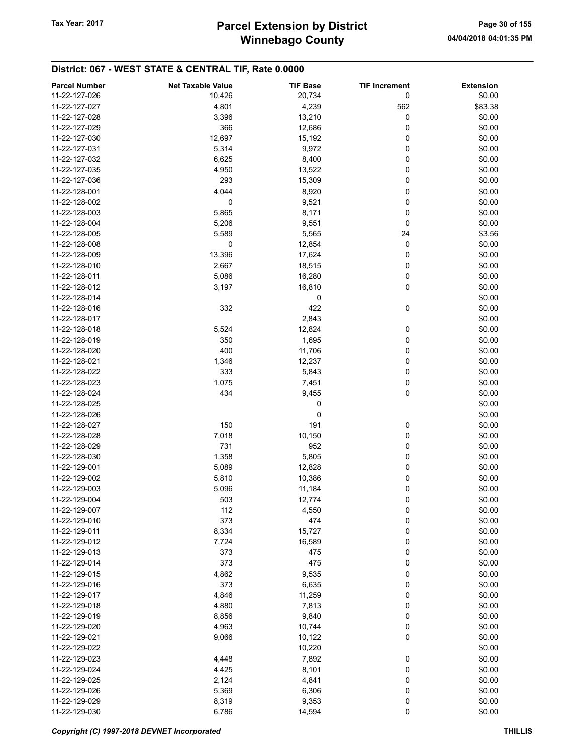## District: 067 - WEST STATE & CENTRAL TIF, Rate 0.0000

| Parcel Number | Net Taxable Value | TIF Base | TIF Increment | Extension |
|---|---|---|---|---|
| 11-22-127-026 | 10,426 | 20,734 | 0 | $0.00 |
| 11-22-127-027 | 4,801 | 4,239 | 562 | $83.38 |
| 11-22-127-028 | 3,396 | 13,210 | 0 | $0.00 |
| 11-22-127-029 | 366 | 12,686 | 0 | $0.00 |
| 11-22-127-030 | 12,697 | 15,192 | 0 | $0.00 |
| 11-22-127-031 | 5,314 | 9,972 | 0 | $0.00 |
| 11-22-127-032 | 6,625 | 8,400 | 0 | $0.00 |
| 11-22-127-035 | 4,950 | 13,522 | 0 | $0.00 |
| 11-22-127-036 | 293 | 15,309 | 0 | $0.00 |
| 11-22-128-001 | 4,044 | 8,920 | 0 | $0.00 |
| 11-22-128-002 | 0 | 9,521 | 0 | $0.00 |
| 11-22-128-003 | 5,865 | 8,171 | 0 | $0.00 |
| 11-22-128-004 | 5,206 | 9,551 | 0 | $0.00 |
| 11-22-128-005 | 5,589 | 5,565 | 24 | $3.56 |
| 11-22-128-008 | 0 | 12,854 | 0 | $0.00 |
| 11-22-128-009 | 13,396 | 17,624 | 0 | $0.00 |
| 11-22-128-010 | 2,667 | 18,515 | 0 | $0.00 |
| 11-22-128-011 | 5,086 | 16,280 | 0 | $0.00 |
| 11-22-128-012 | 3,197 | 16,810 | 0 | $0.00 |
| 11-22-128-014 | | 0 | | $0.00 |
| 11-22-128-016 | 332 | 422 | 0 | $0.00 |
| 11-22-128-017 | | 2,843 | | $0.00 |
| 11-22-128-018 | 5,524 | 12,824 | 0 | $0.00 |
| 11-22-128-019 | 350 | 1,695 | 0 | $0.00 |
| 11-22-128-020 | 400 | 11,706 | 0 | $0.00 |
| 11-22-128-021 | 1,346 | 12,237 | 0 | $0.00 |
| 11-22-128-022 | 333 | 5,843 | 0 | $0.00 |
| 11-22-128-023 | 1,075 | 7,451 | 0 | $0.00 |
| 11-22-128-024 | 434 | 9,455 | 0 | $0.00 |
| 11-22-128-025 | | 0 | | $0.00 |
| 11-22-128-026 | | 0 | | $0.00 |
| 11-22-128-027 | 150 | 191 | 0 | $0.00 |
| 11-22-128-028 | 7,018 | 10,150 | 0 | $0.00 |
| 11-22-128-029 | 731 | 952 | 0 | $0.00 |
| 11-22-128-030 | 1,358 | 5,805 | 0 | $0.00 |
| 11-22-129-001 | 5,089 | 12,828 | 0 | $0.00 |
| 11-22-129-002 | 5,810 | 10,386 | 0 | $0.00 |
| 11-22-129-003 | 5,096 | 11,184 | 0 | $0.00 |
| 11-22-129-004 | 503 | 12,774 | 0 | $0.00 |
| 11-22-129-007 | 112 | 4,550 | 0 | $0.00 |
| 11-22-129-010 | 373 | 474 | 0 | $0.00 |
| 11-22-129-011 | 8,334 | 15,727 | 0 | $0.00 |
| 11-22-129-012 | 7,724 | 16,589 | 0 | $0.00 |
| 11-22-129-013 | 373 | 475 | 0 | $0.00 |
| 11-22-129-014 | 373 | 475 | 0 | $0.00 |
| 11-22-129-015 | 4,862 | 9,535 | 0 | $0.00 |
| 11-22-129-016 | 373 | 6,635 | 0 | $0.00 |
| 11-22-129-017 | 4,846 | 11,259 | 0 | $0.00 |
| 11-22-129-018 | 4,880 | 7,813 | 0 | $0.00 |
| 11-22-129-019 | 8,856 | 9,840 | 0 | $0.00 |
| 11-22-129-020 | 4,963 | 10,744 | 0 | $0.00 |
| 11-22-129-021 | 9,066 | 10,122 | 0 | $0.00 |
| 11-22-129-022 | | 10,220 | | $0.00 |
| 11-22-129-023 | 4,448 | 7,892 | 0 | $0.00 |
| 11-22-129-024 | 4,425 | 8,101 | 0 | $0.00 |
| 11-22-129-025 | 2,124 | 4,841 | 0 | $0.00 |
| 11-22-129-026 | 5,369 | 6,306 | 0 | $0.00 |
| 11-22-129-029 | 8,319 | 9,353 | 0 | $0.00 |
| 11-22-129-030 | 6,786 | 14,594 | 0 | $0.00 |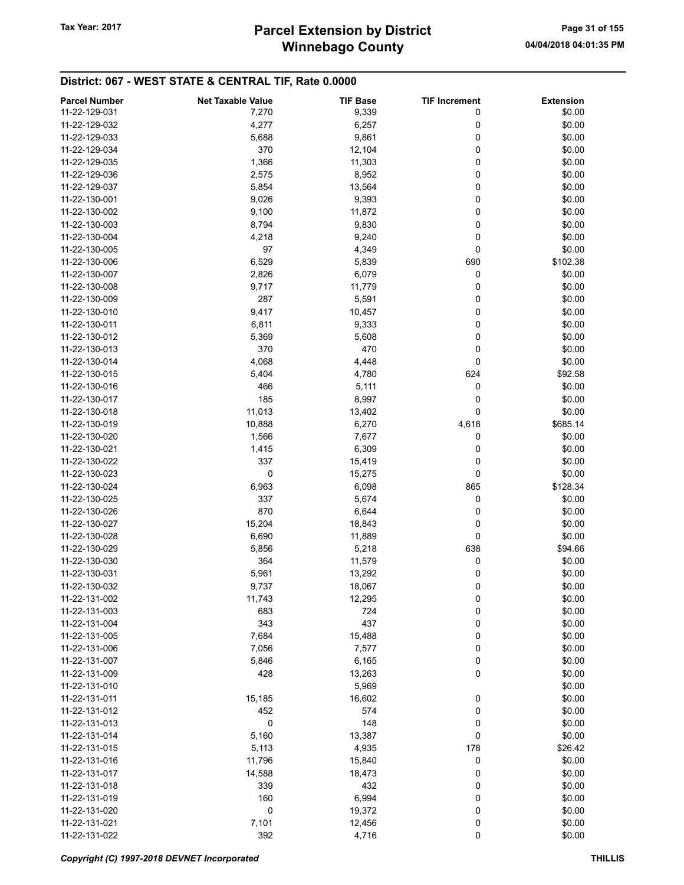## District: 067 - WEST STATE & CENTRAL TIF, Rate 0.0000

| Parcel Number | Net Taxable Value | TIF Base | TIF Increment | Extension |
|---|---|---|---|---|
| 11-22-129-031 | 7,270 | 9,339 | 0 | $0.00 |
| 11-22-129-032 | 4,277 | 6,257 | 0 | $0.00 |
| 11-22-129-033 | 5,688 | 9,861 | 0 | $0.00 |
| 11-22-129-034 | 370 | 12,104 | 0 | $0.00 |
| 11-22-129-035 | 1,366 | 11,303 | 0 | $0.00 |
| 11-22-129-036 | 2,575 | 8,952 | 0 | $0.00 |
| 11-22-129-037 | 5,854 | 13,564 | 0 | $0.00 |
| 11-22-130-001 | 9,026 | 9,393 | 0 | $0.00 |
| 11-22-130-002 | 9,100 | 11,872 | 0 | $0.00 |
| 11-22-130-003 | 8,794 | 9,830 | 0 | $0.00 |
| 11-22-130-004 | 4,218 | 9,240 | 0 | $0.00 |
| 11-22-130-005 | 97 | 4,349 | 0 | $0.00 |
| 11-22-130-006 | 6,529 | 5,839 | 690 | $102.38 |
| 11-22-130-007 | 2,826 | 6,079 | 0 | $0.00 |
| 11-22-130-008 | 9,717 | 11,779 | 0 | $0.00 |
| 11-22-130-009 | 287 | 5,591 | 0 | $0.00 |
| 11-22-130-010 | 9,417 | 10,457 | 0 | $0.00 |
| 11-22-130-011 | 6,811 | 9,333 | 0 | $0.00 |
| 11-22-130-012 | 5,369 | 5,608 | 0 | $0.00 |
| 11-22-130-013 | 370 | 470 | 0 | $0.00 |
| 11-22-130-014 | 4,068 | 4,448 | 0 | $0.00 |
| 11-22-130-015 | 5,404 | 4,780 | 624 | $92.58 |
| 11-22-130-016 | 466 | 5,111 | 0 | $0.00 |
| 11-22-130-017 | 185 | 8,997 | 0 | $0.00 |
| 11-22-130-018 | 11,013 | 13,402 | 0 | $0.00 |
| 11-22-130-019 | 10,888 | 6,270 | 4,618 | $685.14 |
| 11-22-130-020 | 1,566 | 7,677 | 0 | $0.00 |
| 11-22-130-021 | 1,415 | 6,309 | 0 | $0.00 |
| 11-22-130-022 | 337 | 15,419 | 0 | $0.00 |
| 11-22-130-023 | 0 | 15,275 | 0 | $0.00 |
| 11-22-130-024 | 6,963 | 6,098 | 865 | $128.34 |
| 11-22-130-025 | 337 | 5,674 | 0 | $0.00 |
| 11-22-130-026 | 870 | 6,644 | 0 | $0.00 |
| 11-22-130-027 | 15,204 | 18,843 | 0 | $0.00 |
| 11-22-130-028 | 6,690 | 11,889 | 0 | $0.00 |
| 11-22-130-029 | 5,856 | 5,218 | 638 | $94.66 |
| 11-22-130-030 | 364 | 11,579 | 0 | $0.00 |
| 11-22-130-031 | 5,961 | 13,292 | 0 | $0.00 |
| 11-22-130-032 | 9,737 | 18,067 | 0 | $0.00 |
| 11-22-131-002 | 11,743 | 12,295 | 0 | $0.00 |
| 11-22-131-003 | 683 | 724 | 0 | $0.00 |
| 11-22-131-004 | 343 | 437 | 0 | $0.00 |
| 11-22-131-005 | 7,684 | 15,488 | 0 | $0.00 |
| 11-22-131-006 | 7,056 | 7,577 | 0 | $0.00 |
| 11-22-131-007 | 5,846 | 6,165 | 0 | $0.00 |
| 11-22-131-009 | 428 | 13,263 | 0 | $0.00 |
| 11-22-131-010 | | 5,969 | | $0.00 |
| 11-22-131-011 | 15,185 | 16,602 | 0 | $0.00 |
| 11-22-131-012 | 452 | 574 | 0 | $0.00 |
| 11-22-131-013 | 0 | 148 | 0 | $0.00 |
| 11-22-131-014 | 5,160 | 13,387 | 0 | $0.00 |
| 11-22-131-015 | 5,113 | 4,935 | 178 | $26.42 |
| 11-22-131-016 | 11,796 | 15,840 | 0 | $0.00 |
| 11-22-131-017 | 14,588 | 18,473 | 0 | $0.00 |
| 11-22-131-018 | 339 | 432 | 0 | $0.00 |
| 11-22-131-019 | 160 | 6,994 | 0 | $0.00 |
| 11-22-131-020 | 0 | 19,372 | 0 | $0.00 |
| 11-22-131-021 | 7,101 | 12,456 | 0 | $0.00 |
| 11-22-131-022 | 392 | 4,716 | 0 | $0.00 |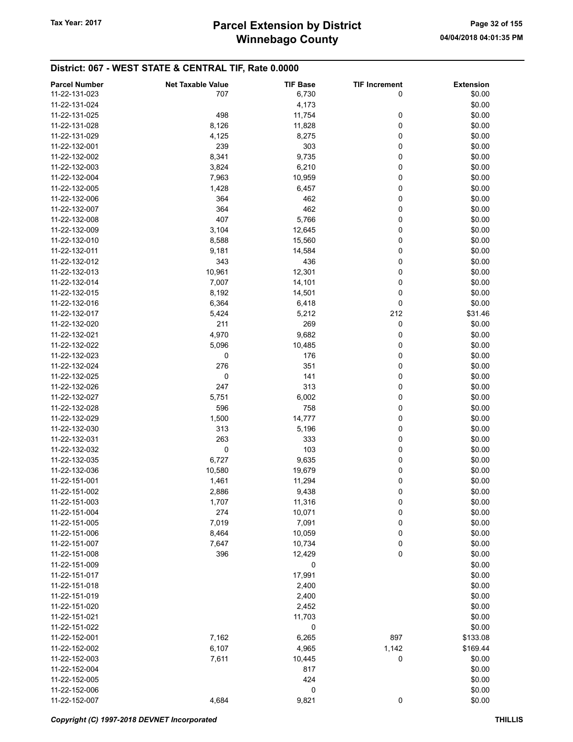## District: 067 - WEST STATE & CENTRAL TIF, Rate 0.0000

| Parcel Number | Net Taxable Value | TIF Base | TIF Increment | Extension |
|---|---|---|---|---|
| 11-22-131-023 | 707 | 6,730 | 0 | $0.00 |
| 11-22-131-024 | | 4,173 | | $0.00 |
| 11-22-131-025 | 498 | 11,754 | 0 | $0.00 |
| 11-22-131-028 | 8,126 | 11,828 | 0 | $0.00 |
| 11-22-131-029 | 4,125 | 8,275 | 0 | $0.00 |
| 11-22-132-001 | 239 | 303 | 0 | $0.00 |
| 11-22-132-002 | 8,341 | 9,735 | 0 | $0.00 |
| 11-22-132-003 | 3,824 | 6,210 | 0 | $0.00 |
| 11-22-132-004 | 7,963 | 10,959 | 0 | $0.00 |
| 11-22-132-005 | 1,428 | 6,457 | 0 | $0.00 |
| 11-22-132-006 | 364 | 462 | 0 | $0.00 |
| 11-22-132-007 | 364 | 462 | 0 | $0.00 |
| 11-22-132-008 | 407 | 5,766 | 0 | $0.00 |
| 11-22-132-009 | 3,104 | 12,645 | 0 | $0.00 |
| 11-22-132-010 | 8,588 | 15,560 | 0 | $0.00 |
| 11-22-132-011 | 9,181 | 14,584 | 0 | $0.00 |
| 11-22-132-012 | 343 | 436 | 0 | $0.00 |
| 11-22-132-013 | 10,961 | 12,301 | 0 | $0.00 |
| 11-22-132-014 | 7,007 | 14,101 | 0 | $0.00 |
| 11-22-132-015 | 8,192 | 14,501 | 0 | $0.00 |
| 11-22-132-016 | 6,364 | 6,418 | 0 | $0.00 |
| 11-22-132-017 | 5,424 | 5,212 | 212 | $31.46 |
| 11-22-132-020 | 211 | 269 | 0 | $0.00 |
| 11-22-132-021 | 4,970 | 9,682 | 0 | $0.00 |
| 11-22-132-022 | 5,096 | 10,485 | 0 | $0.00 |
| 11-22-132-023 | 0 | 176 | 0 | $0.00 |
| 11-22-132-024 | 276 | 351 | 0 | $0.00 |
| 11-22-132-025 | 0 | 141 | 0 | $0.00 |
| 11-22-132-026 | 247 | 313 | 0 | $0.00 |
| 11-22-132-027 | 5,751 | 6,002 | 0 | $0.00 |
| 11-22-132-028 | 596 | 758 | 0 | $0.00 |
| 11-22-132-029 | 1,500 | 14,777 | 0 | $0.00 |
| 11-22-132-030 | 313 | 5,196 | 0 | $0.00 |
| 11-22-132-031 | 263 | 333 | 0 | $0.00 |
| 11-22-132-032 | 0 | 103 | 0 | $0.00 |
| 11-22-132-035 | 6,727 | 9,635 | 0 | $0.00 |
| 11-22-132-036 | 10,580 | 19,679 | 0 | $0.00 |
| 11-22-151-001 | 1,461 | 11,294 | 0 | $0.00 |
| 11-22-151-002 | 2,886 | 9,438 | 0 | $0.00 |
| 11-22-151-003 | 1,707 | 11,316 | 0 | $0.00 |
| 11-22-151-004 | 274 | 10,071 | 0 | $0.00 |
| 11-22-151-005 | 7,019 | 7,091 | 0 | $0.00 |
| 11-22-151-006 | 8,464 | 10,059 | 0 | $0.00 |
| 11-22-151-007 | 7,647 | 10,734 | 0 | $0.00 |
| 11-22-151-008 | 396 | 12,429 | 0 | $0.00 |
| 11-22-151-009 | | 0 | | $0.00 |
| 11-22-151-017 | | 17,991 | | $0.00 |
| 11-22-151-018 | | 2,400 | | $0.00 |
| 11-22-151-019 | | 2,400 | | $0.00 |
| 11-22-151-020 | | 2,452 | | $0.00 |
| 11-22-151-021 | | 11,703 | | $0.00 |
| 11-22-151-022 | | 0 | | $0.00 |
| 11-22-152-001 | 7,162 | 6,265 | 897 | $133.08 |
| 11-22-152-002 | 6,107 | 4,965 | 1,142 | $169.44 |
| 11-22-152-003 | 7,611 | 10,445 | 0 | $0.00 |
| 11-22-152-004 | | 817 | | $0.00 |
| 11-22-152-005 | | 424 | | $0.00 |
| 11-22-152-006 | | 0 | | $0.00 |
| 11-22-152-007 | 4,684 | 9,821 | 0 | $0.00 |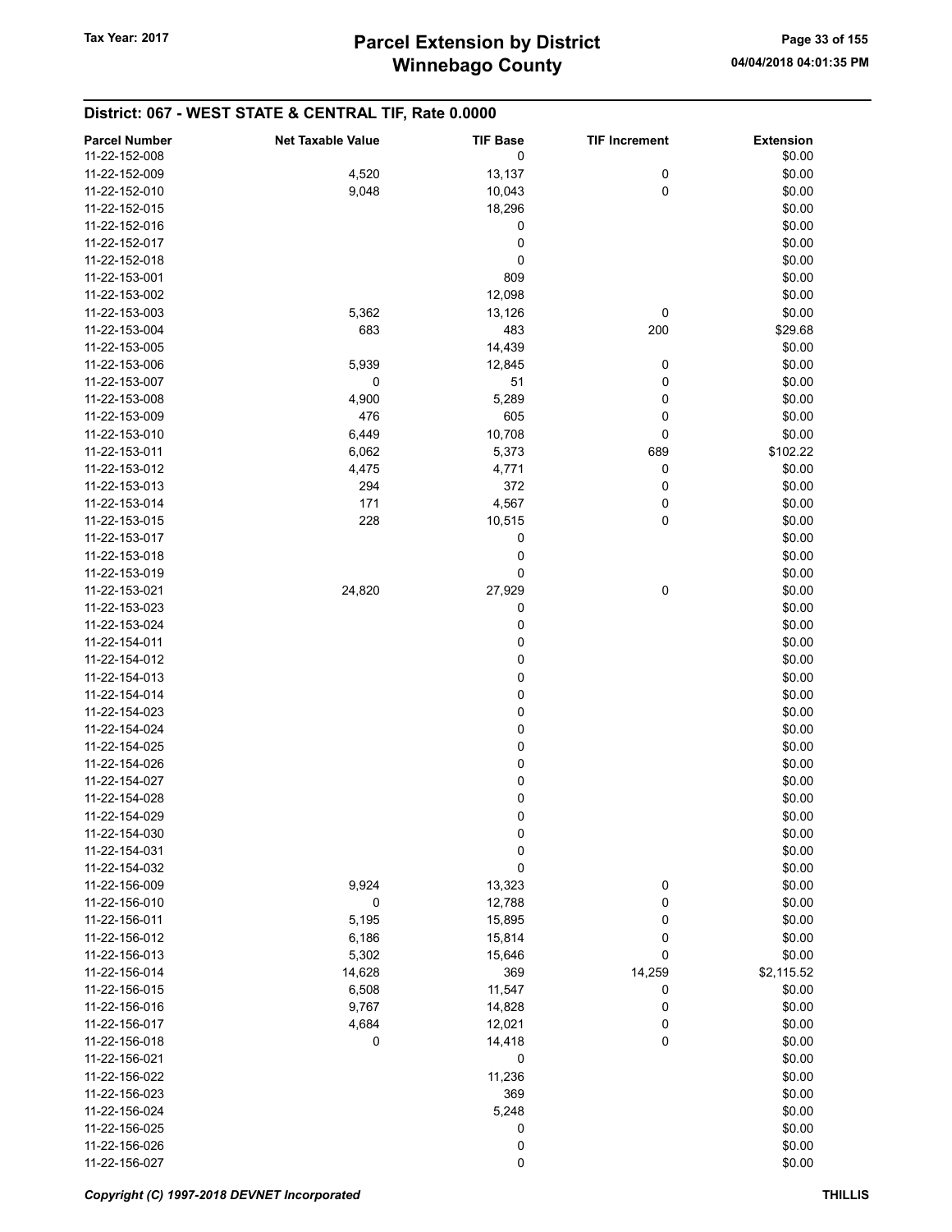## District: 067 - WEST STATE & CENTRAL TIF, Rate 0.0000

| Parcel Number | Net Taxable Value | TIF Base | TIF Increment | Extension |
|---|---|---|---|---|
| 11-22-152-008 | | 0 | | $0.00 |
| 11-22-152-009 | 4,520 | 13,137 | 0 | $0.00 |
| 11-22-152-010 | 9,048 | 10,043 | 0 | $0.00 |
| 11-22-152-015 | | 18,296 | | $0.00 |
| 11-22-152-016 | | 0 | | $0.00 |
| 11-22-152-017 | | 0 | | $0.00 |
| 11-22-152-018 | | 0 | | $0.00 |
| 11-22-153-001 | | 809 | | $0.00 |
| 11-22-153-002 | | 12,098 | | $0.00 |
| 11-22-153-003 | 5,362 | 13,126 | 0 | $0.00 |
| 11-22-153-004 | 683 | 483 | 200 | $29.68 |
| 11-22-153-005 | | 14,439 | | $0.00 |
| 11-22-153-006 | 5,939 | 12,845 | 0 | $0.00 |
| 11-22-153-007 | 0 | 51 | 0 | $0.00 |
| 11-22-153-008 | 4,900 | 5,289 | 0 | $0.00 |
| 11-22-153-009 | 476 | 605 | 0 | $0.00 |
| 11-22-153-010 | 6,449 | 10,708 | 0 | $0.00 |
| 11-22-153-011 | 6,062 | 5,373 | 689 | $102.22 |
| 11-22-153-012 | 4,475 | 4,771 | 0 | $0.00 |
| 11-22-153-013 | 294 | 372 | 0 | $0.00 |
| 11-22-153-014 | 171 | 4,567 | 0 | $0.00 |
| 11-22-153-015 | 228 | 10,515 | 0 | $0.00 |
| 11-22-153-017 | | 0 | | $0.00 |
| 11-22-153-018 | | 0 | | $0.00 |
| 11-22-153-019 | | 0 | | $0.00 |
| 11-22-153-021 | 24,820 | 27,929 | 0 | $0.00 |
| 11-22-153-023 | | 0 | | $0.00 |
| 11-22-153-024 | | 0 | | $0.00 |
| 11-22-154-011 | | 0 | | $0.00 |
| 11-22-154-012 | | 0 | | $0.00 |
| 11-22-154-013 | | 0 | | $0.00 |
| 11-22-154-014 | | 0 | | $0.00 |
| 11-22-154-023 | | 0 | | $0.00 |
| 11-22-154-024 | | 0 | | $0.00 |
| 11-22-154-025 | | 0 | | $0.00 |
| 11-22-154-026 | | 0 | | $0.00 |
| 11-22-154-027 | | 0 | | $0.00 |
| 11-22-154-028 | | 0 | | $0.00 |
| 11-22-154-029 | | 0 | | $0.00 |
| 11-22-154-030 | | 0 | | $0.00 |
| 11-22-154-031 | | 0 | | $0.00 |
| 11-22-154-032 | | 0 | | $0.00 |
| 11-22-156-009 | 9,924 | 13,323 | 0 | $0.00 |
| 11-22-156-010 | 0 | 12,788 | 0 | $0.00 |
| 11-22-156-011 | 5,195 | 15,895 | 0 | $0.00 |
| 11-22-156-012 | 6,186 | 15,814 | 0 | $0.00 |
| 11-22-156-013 | 5,302 | 15,646 | 0 | $0.00 |
| 11-22-156-014 | 14,628 | 369 | 14,259 | $2,115.52 |
| 11-22-156-015 | 6,508 | 11,547 | 0 | $0.00 |
| 11-22-156-016 | 9,767 | 14,828 | 0 | $0.00 |
| 11-22-156-017 | 4,684 | 12,021 | 0 | $0.00 |
| 11-22-156-018 | 0 | 14,418 | 0 | $0.00 |
| 11-22-156-021 | | 0 | | $0.00 |
| 11-22-156-022 | | 11,236 | | $0.00 |
| 11-22-156-023 | | 369 | | $0.00 |
| 11-22-156-024 | | 5,248 | | $0.00 |
| 11-22-156-025 | | 0 | | $0.00 |
| 11-22-156-026 | | 0 | | $0.00 |
| 11-22-156-027 | | 0 | | $0.00 |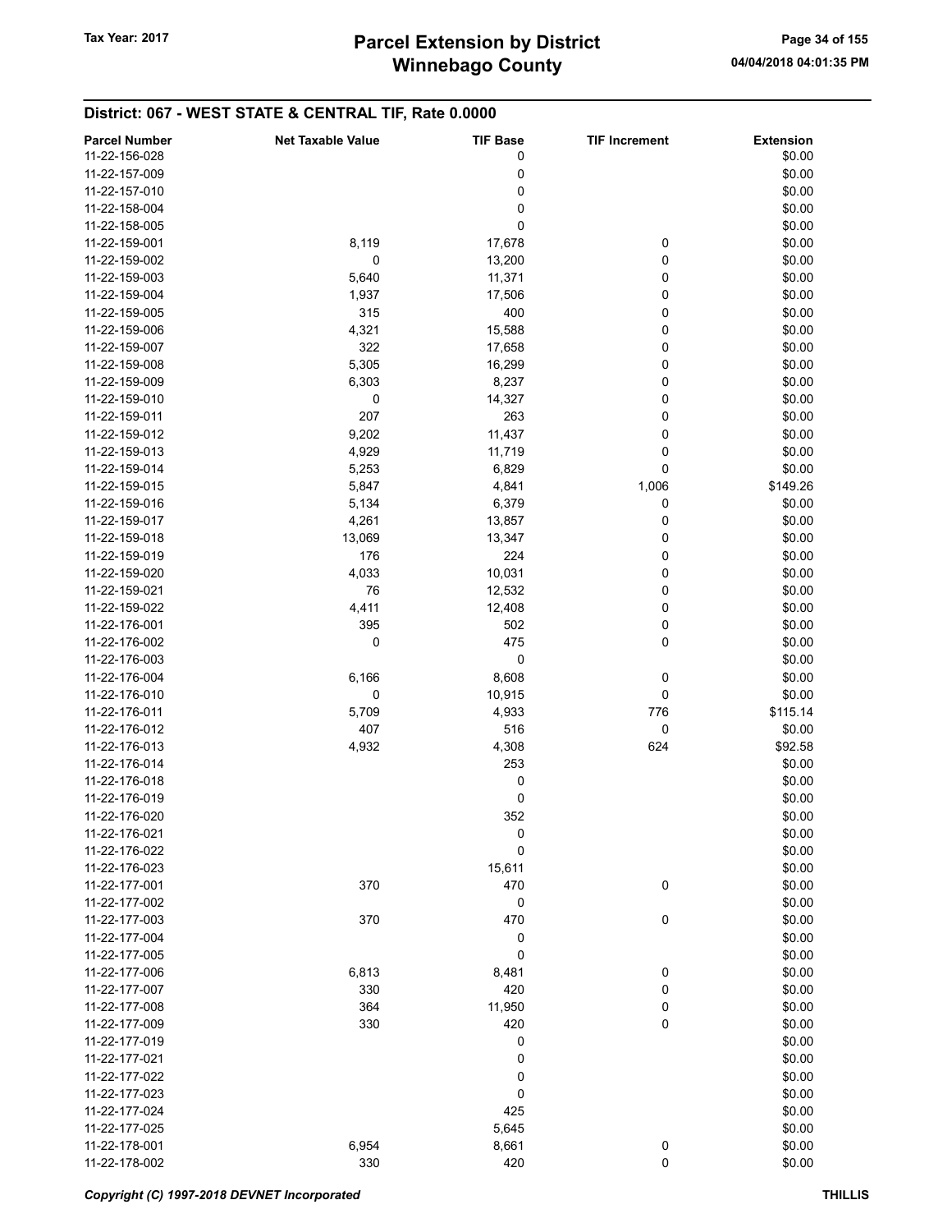## District: 067 - WEST STATE & CENTRAL TIF, Rate 0.0000

| Parcel Number | Net Taxable Value | TIF Base | TIF Increment | Extension |
|---|---|---|---|---|
| 11-22-156-028 | | 0 | | $0.00 |
| 11-22-157-009 | | 0 | | $0.00 |
| 11-22-157-010 | | 0 | | $0.00 |
| 11-22-158-004 | | 0 | | $0.00 |
| 11-22-158-005 | | 0 | | $0.00 |
| 11-22-159-001 | 8,119 | 17,678 | 0 | $0.00 |
| 11-22-159-002 | 0 | 13,200 | 0 | $0.00 |
| 11-22-159-003 | 5,640 | 11,371 | 0 | $0.00 |
| 11-22-159-004 | 1,937 | 17,506 | 0 | $0.00 |
| 11-22-159-005 | 315 | 400 | 0 | $0.00 |
| 11-22-159-006 | 4,321 | 15,588 | 0 | $0.00 |
| 11-22-159-007 | 322 | 17,658 | 0 | $0.00 |
| 11-22-159-008 | 5,305 | 16,299 | 0 | $0.00 |
| 11-22-159-009 | 6,303 | 8,237 | 0 | $0.00 |
| 11-22-159-010 | 0 | 14,327 | 0 | $0.00 |
| 11-22-159-011 | 207 | 263 | 0 | $0.00 |
| 11-22-159-012 | 9,202 | 11,437 | 0 | $0.00 |
| 11-22-159-013 | 4,929 | 11,719 | 0 | $0.00 |
| 11-22-159-014 | 5,253 | 6,829 | 0 | $0.00 |
| 11-22-159-015 | 5,847 | 4,841 | 1,006 | $149.26 |
| 11-22-159-016 | 5,134 | 6,379 | 0 | $0.00 |
| 11-22-159-017 | 4,261 | 13,857 | 0 | $0.00 |
| 11-22-159-018 | 13,069 | 13,347 | 0 | $0.00 |
| 11-22-159-019 | 176 | 224 | 0 | $0.00 |
| 11-22-159-020 | 4,033 | 10,031 | 0 | $0.00 |
| 11-22-159-021 | 76 | 12,532 | 0 | $0.00 |
| 11-22-159-022 | 4,411 | 12,408 | 0 | $0.00 |
| 11-22-176-001 | 395 | 502 | 0 | $0.00 |
| 11-22-176-002 | 0 | 475 | 0 | $0.00 |
| 11-22-176-003 | | 0 | | $0.00 |
| 11-22-176-004 | 6,166 | 8,608 | 0 | $0.00 |
| 11-22-176-010 | 0 | 10,915 | 0 | $0.00 |
| 11-22-176-011 | 5,709 | 4,933 | 776 | $115.14 |
| 11-22-176-012 | 407 | 516 | 0 | $0.00 |
| 11-22-176-013 | 4,932 | 4,308 | 624 | $92.58 |
| 11-22-176-014 | | 253 | | $0.00 |
| 11-22-176-018 | | 0 | | $0.00 |
| 11-22-176-019 | | 0 | | $0.00 |
| 11-22-176-020 | | 352 | | $0.00 |
| 11-22-176-021 | | 0 | | $0.00 |
| 11-22-176-022 | | 0 | | $0.00 |
| 11-22-176-023 | | 15,611 | | $0.00 |
| 11-22-177-001 | 370 | 470 | 0 | $0.00 |
| 11-22-177-002 | | 0 | | $0.00 |
| 11-22-177-003 | 370 | 470 | 0 | $0.00 |
| 11-22-177-004 | | 0 | | $0.00 |
| 11-22-177-005 | | 0 | | $0.00 |
| 11-22-177-006 | 6,813 | 8,481 | 0 | $0.00 |
| 11-22-177-007 | 330 | 420 | 0 | $0.00 |
| 11-22-177-008 | 364 | 11,950 | 0 | $0.00 |
| 11-22-177-009 | 330 | 420 | 0 | $0.00 |
| 11-22-177-019 | | 0 | | $0.00 |
| 11-22-177-021 | | 0 | | $0.00 |
| 11-22-177-022 | | 0 | | $0.00 |
| 11-22-177-023 | | 0 | | $0.00 |
| 11-22-177-024 | | 425 | | $0.00 |
| 11-22-177-025 | | 5,645 | | $0.00 |
| 11-22-178-001 | 6,954 | 8,661 | 0 | $0.00 |
| 11-22-178-002 | 330 | 420 | 0 | $0.00 |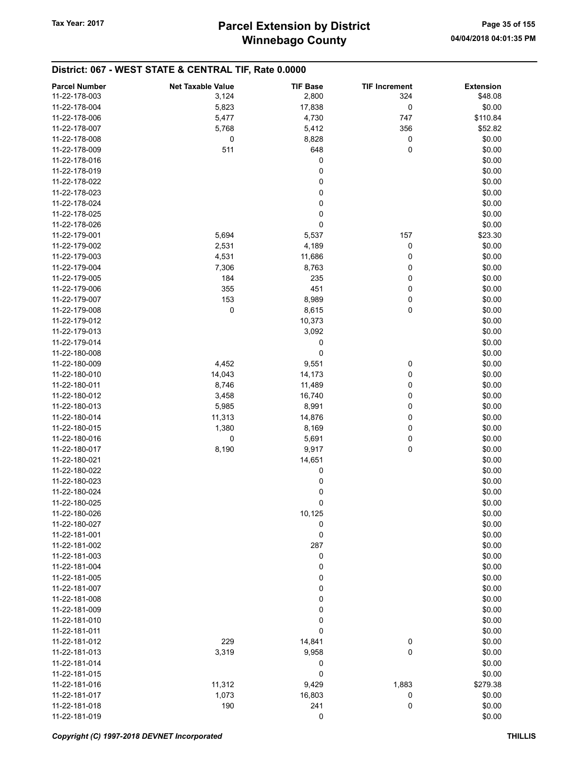## District: 067 - WEST STATE & CENTRAL TIF, Rate 0.0000

| Parcel Number | Net Taxable Value | TIF Base | TIF Increment | Extension |
|---|---|---|---|---|
| 11-22-178-003 | 3,124 | 2,800 | 324 | $48.08 |
| 11-22-178-004 | 5,823 | 17,838 | 0 | $0.00 |
| 11-22-178-006 | 5,477 | 4,730 | 747 | $110.84 |
| 11-22-178-007 | 5,768 | 5,412 | 356 | $52.82 |
| 11-22-178-008 | 0 | 8,828 | 0 | $0.00 |
| 11-22-178-009 | 511 | 648 | 0 | $0.00 |
| 11-22-178-016 | | 0 | | $0.00 |
| 11-22-178-019 | | 0 | | $0.00 |
| 11-22-178-022 | | 0 | | $0.00 |
| 11-22-178-023 | | 0 | | $0.00 |
| 11-22-178-024 | | 0 | | $0.00 |
| 11-22-178-025 | | 0 | | $0.00 |
| 11-22-178-026 | | 0 | | $0.00 |
| 11-22-179-001 | 5,694 | 5,537 | 157 | $23.30 |
| 11-22-179-002 | 2,531 | 4,189 | 0 | $0.00 |
| 11-22-179-003 | 4,531 | 11,686 | 0 | $0.00 |
| 11-22-179-004 | 7,306 | 8,763 | 0 | $0.00 |
| 11-22-179-005 | 184 | 235 | 0 | $0.00 |
| 11-22-179-006 | 355 | 451 | 0 | $0.00 |
| 11-22-179-007 | 153 | 8,989 | 0 | $0.00 |
| 11-22-179-008 | 0 | 8,615 | 0 | $0.00 |
| 11-22-179-012 | | 10,373 | | $0.00 |
| 11-22-179-013 | | 3,092 | | $0.00 |
| 11-22-179-014 | | 0 | | $0.00 |
| 11-22-180-008 | | 0 | | $0.00 |
| 11-22-180-009 | 4,452 | 9,551 | 0 | $0.00 |
| 11-22-180-010 | 14,043 | 14,173 | 0 | $0.00 |
| 11-22-180-011 | 8,746 | 11,489 | 0 | $0.00 |
| 11-22-180-012 | 3,458 | 16,740 | 0 | $0.00 |
| 11-22-180-013 | 5,985 | 8,991 | 0 | $0.00 |
| 11-22-180-014 | 11,313 | 14,876 | 0 | $0.00 |
| 11-22-180-015 | 1,380 | 8,169 | 0 | $0.00 |
| 11-22-180-016 | 0 | 5,691 | 0 | $0.00 |
| 11-22-180-017 | 8,190 | 9,917 | 0 | $0.00 |
| 11-22-180-021 | | 14,651 | | $0.00 |
| 11-22-180-022 | | 0 | | $0.00 |
| 11-22-180-023 | | 0 | | $0.00 |
| 11-22-180-024 | | 0 | | $0.00 |
| 11-22-180-025 | | 0 | | $0.00 |
| 11-22-180-026 | | 10,125 | | $0.00 |
| 11-22-180-027 | | 0 | | $0.00 |
| 11-22-181-001 | | 0 | | $0.00 |
| 11-22-181-002 | | 287 | | $0.00 |
| 11-22-181-003 | | 0 | | $0.00 |
| 11-22-181-004 | | 0 | | $0.00 |
| 11-22-181-005 | | 0 | | $0.00 |
| 11-22-181-007 | | 0 | | $0.00 |
| 11-22-181-008 | | 0 | | $0.00 |
| 11-22-181-009 | | 0 | | $0.00 |
| 11-22-181-010 | | 0 | | $0.00 |
| 11-22-181-011 | | 0 | | $0.00 |
| 11-22-181-012 | 229 | 14,841 | 0 | $0.00 |
| 11-22-181-013 | 3,319 | 9,958 | 0 | $0.00 |
| 11-22-181-014 | | 0 | | $0.00 |
| 11-22-181-015 | | 0 | | $0.00 |
| 11-22-181-016 | 11,312 | 9,429 | 1,883 | $279.38 |
| 11-22-181-017 | 1,073 | 16,803 | 0 | $0.00 |
| 11-22-181-018 | 190 | 241 | 0 | $0.00 |
| 11-22-181-019 | | 0 | | $0.00 |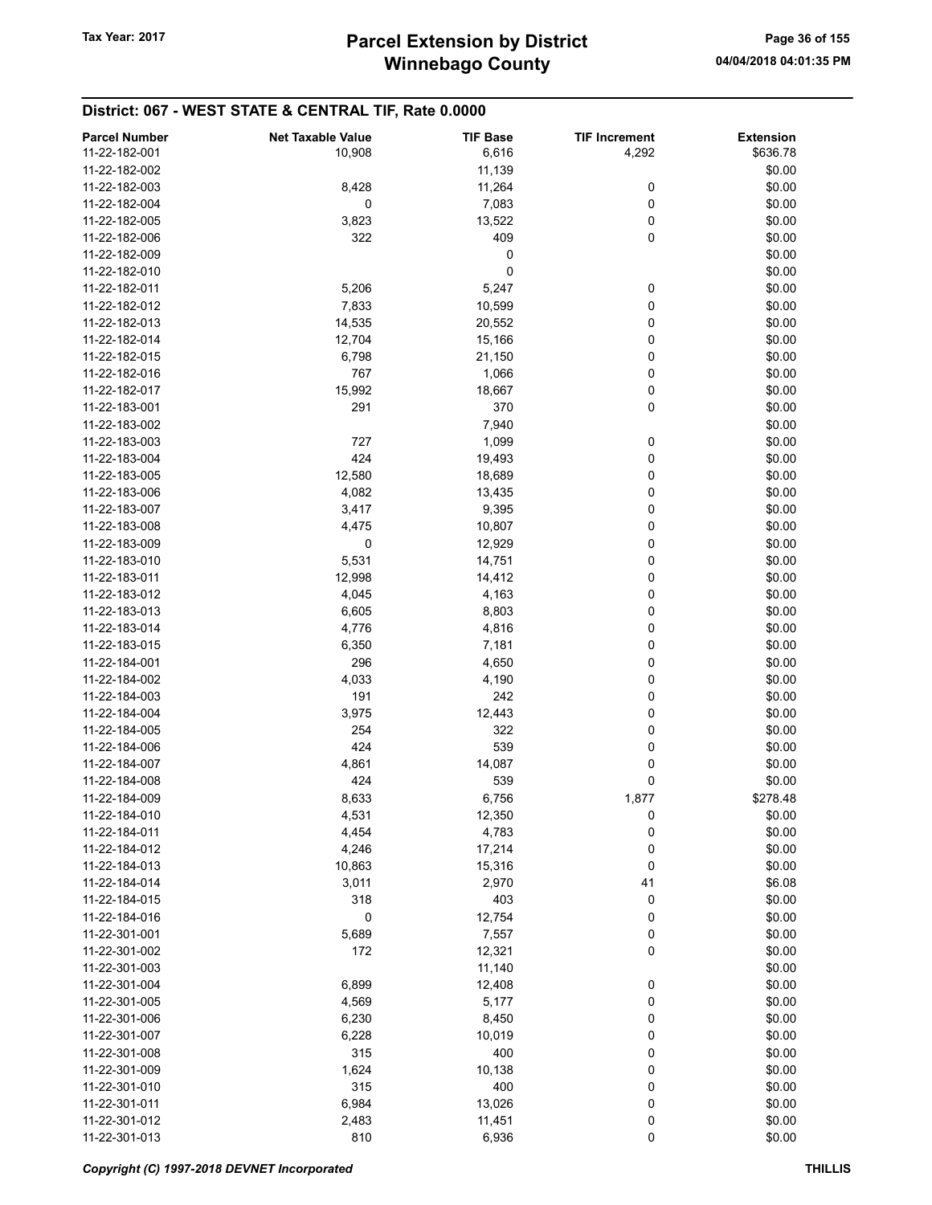**Tax Year: 2017**

# Parcel Extension by District
# Winnebago County

04/04/2018 04:01:35 PM

## District: 067 - WEST STATE & CENTRAL TIF, Rate 0.0000

| Parcel Number | Net Taxable Value | TIF Base | TIF Increment | Extension |
|---|---|---|---|---|
| 11-22-182-001 | 10,908 | 6,616 | 4,292 | $636.78 |
| 11-22-182-002 | | 11,139 | | $0.00 |
| 11-22-182-003 | 8,428 | 11,264 | 0 | $0.00 |
| 11-22-182-004 | 0 | 7,083 | 0 | $0.00 |
| 11-22-182-005 | 3,823 | 13,522 | 0 | $0.00 |
| 11-22-182-006 | 322 | 409 | 0 | $0.00 |
| 11-22-182-009 | | 0 | | $0.00 |
| 11-22-182-010 | | 0 | | $0.00 |
| 11-22-182-011 | 5,206 | 5,247 | 0 | $0.00 |
| 11-22-182-012 | 7,833 | 10,599 | 0 | $0.00 |
| 11-22-182-013 | 14,535 | 20,552 | 0 | $0.00 |
| 11-22-182-014 | 12,704 | 15,166 | 0 | $0.00 |
| 11-22-182-015 | 6,798 | 21,150 | 0 | $0.00 |
| 11-22-182-016 | 767 | 1,066 | 0 | $0.00 |
| 11-22-182-017 | 15,992 | 18,667 | 0 | $0.00 |
| 11-22-183-001 | 291 | 370 | 0 | $0.00 |
| 11-22-183-002 | | 7,940 | | $0.00 |
| 11-22-183-003 | 727 | 1,099 | 0 | $0.00 |
| 11-22-183-004 | 424 | 19,493 | 0 | $0.00 |
| 11-22-183-005 | 12,580 | 18,689 | 0 | $0.00 |
| 11-22-183-006 | 4,082 | 13,435 | 0 | $0.00 |
| 11-22-183-007 | 3,417 | 9,395 | 0 | $0.00 |
| 11-22-183-008 | 4,475 | 10,807 | 0 | $0.00 |
| 11-22-183-009 | 0 | 12,929 | 0 | $0.00 |
| 11-22-183-010 | 5,531 | 14,751 | 0 | $0.00 |
| 11-22-183-011 | 12,998 | 14,412 | 0 | $0.00 |
| 11-22-183-012 | 4,045 | 4,163 | 0 | $0.00 |
| 11-22-183-013 | 6,605 | 8,803 | 0 | $0.00 |
| 11-22-183-014 | 4,776 | 4,816 | 0 | $0.00 |
| 11-22-183-015 | 6,350 | 7,181 | 0 | $0.00 |
| 11-22-184-001 | 296 | 4,650 | 0 | $0.00 |
| 11-22-184-002 | 4,033 | 4,190 | 0 | $0.00 |
| 11-22-184-003 | 191 | 242 | 0 | $0.00 |
| 11-22-184-004 | 3,975 | 12,443 | 0 | $0.00 |
| 11-22-184-005 | 254 | 322 | 0 | $0.00 |
| 11-22-184-006 | 424 | 539 | 0 | $0.00 |
| 11-22-184-007 | 4,861 | 14,087 | 0 | $0.00 |
| 11-22-184-008 | 424 | 539 | 0 | $0.00 |
| 11-22-184-009 | 8,633 | 6,756 | 1,877 | $278.48 |
| 11-22-184-010 | 4,531 | 12,350 | 0 | $0.00 |
| 11-22-184-011 | 4,454 | 4,783 | 0 | $0.00 |
| 11-22-184-012 | 4,246 | 17,214 | 0 | $0.00 |
| 11-22-184-013 | 10,863 | 15,316 | 0 | $0.00 |
| 11-22-184-014 | 3,011 | 2,970 | 41 | $6.08 |
| 11-22-184-015 | 318 | 403 | 0 | $0.00 |
| 11-22-184-016 | 0 | 12,754 | 0 | $0.00 |
| 11-22-301-001 | 5,689 | 7,557 | 0 | $0.00 |
| 11-22-301-002 | 172 | 12,321 | 0 | $0.00 |
| 11-22-301-003 | | 11,140 | | $0.00 |
| 11-22-301-004 | 6,899 | 12,408 | 0 | $0.00 |
| 11-22-301-005 | 4,569 | 5,177 | 0 | $0.00 |
| 11-22-301-006 | 6,230 | 8,450 | 0 | $0.00 |
| 11-22-301-007 | 6,228 | 10,019 | 0 | $0.00 |
| 11-22-301-008 | 315 | 400 | 0 | $0.00 |
| 11-22-301-009 | 1,624 | 10,138 | 0 | $0.00 |
| 11-22-301-010 | 315 | 400 | 0 | $0.00 |
| 11-22-301-011 | 6,984 | 13,026 | 0 | $0.00 |
| 11-22-301-012 | 2,483 | 11,451 | 0 | $0.00 |
| 11-22-301-013 | 810 | 6,936 | 0 | $0.00 |

*Copyright (C) 1997-2018 DEVNET Incorporated* THILLIS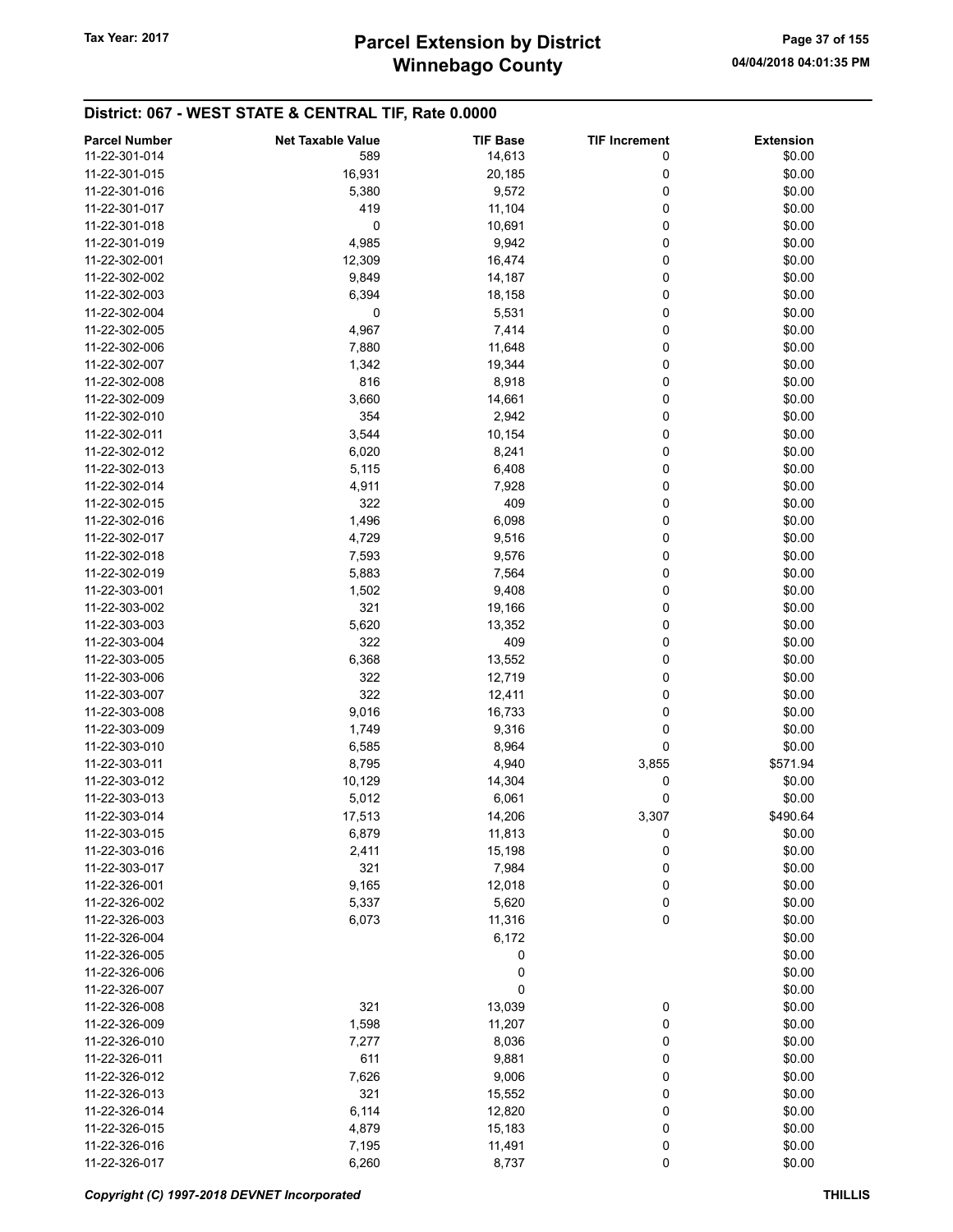## District: 067 - WEST STATE & CENTRAL TIF, Rate 0.0000

| Parcel Number | Net Taxable Value | TIF Base | TIF Increment | Extension |
|---|---|---|---|---|
| 11-22-301-014 | 589 | 14,613 | 0 | $0.00 |
| 11-22-301-015 | 16,931 | 20,185 | 0 | $0.00 |
| 11-22-301-016 | 5,380 | 9,572 | 0 | $0.00 |
| 11-22-301-017 | 419 | 11,104 | 0 | $0.00 |
| 11-22-301-018 | 0 | 10,691 | 0 | $0.00 |
| 11-22-301-019 | 4,985 | 9,942 | 0 | $0.00 |
| 11-22-302-001 | 12,309 | 16,474 | 0 | $0.00 |
| 11-22-302-002 | 9,849 | 14,187 | 0 | $0.00 |
| 11-22-302-003 | 6,394 | 18,158 | 0 | $0.00 |
| 11-22-302-004 | 0 | 5,531 | 0 | $0.00 |
| 11-22-302-005 | 4,967 | 7,414 | 0 | $0.00 |
| 11-22-302-006 | 7,880 | 11,648 | 0 | $0.00 |
| 11-22-302-007 | 1,342 | 19,344 | 0 | $0.00 |
| 11-22-302-008 | 816 | 8,918 | 0 | $0.00 |
| 11-22-302-009 | 3,660 | 14,661 | 0 | $0.00 |
| 11-22-302-010 | 354 | 2,942 | 0 | $0.00 |
| 11-22-302-011 | 3,544 | 10,154 | 0 | $0.00 |
| 11-22-302-012 | 6,020 | 8,241 | 0 | $0.00 |
| 11-22-302-013 | 5,115 | 6,408 | 0 | $0.00 |
| 11-22-302-014 | 4,911 | 7,928 | 0 | $0.00 |
| 11-22-302-015 | 322 | 409 | 0 | $0.00 |
| 11-22-302-016 | 1,496 | 6,098 | 0 | $0.00 |
| 11-22-302-017 | 4,729 | 9,516 | 0 | $0.00 |
| 11-22-302-018 | 7,593 | 9,576 | 0 | $0.00 |
| 11-22-302-019 | 5,883 | 7,564 | 0 | $0.00 |
| 11-22-303-001 | 1,502 | 9,408 | 0 | $0.00 |
| 11-22-303-002 | 321 | 19,166 | 0 | $0.00 |
| 11-22-303-003 | 5,620 | 13,352 | 0 | $0.00 |
| 11-22-303-004 | 322 | 409 | 0 | $0.00 |
| 11-22-303-005 | 6,368 | 13,552 | 0 | $0.00 |
| 11-22-303-006 | 322 | 12,719 | 0 | $0.00 |
| 11-22-303-007 | 322 | 12,411 | 0 | $0.00 |
| 11-22-303-008 | 9,016 | 16,733 | 0 | $0.00 |
| 11-22-303-009 | 1,749 | 9,316 | 0 | $0.00 |
| 11-22-303-010 | 6,585 | 8,964 | 0 | $0.00 |
| 11-22-303-011 | 8,795 | 4,940 | 3,855 | $571.94 |
| 11-22-303-012 | 10,129 | 14,304 | 0 | $0.00 |
| 11-22-303-013 | 5,012 | 6,061 | 0 | $0.00 |
| 11-22-303-014 | 17,513 | 14,206 | 3,307 | $490.64 |
| 11-22-303-015 | 6,879 | 11,813 | 0 | $0.00 |
| 11-22-303-016 | 2,411 | 15,198 | 0 | $0.00 |
| 11-22-303-017 | 321 | 7,984 | 0 | $0.00 |
| 11-22-326-001 | 9,165 | 12,018 | 0 | $0.00 |
| 11-22-326-002 | 5,337 | 5,620 | 0 | $0.00 |
| 11-22-326-003 | 6,073 | 11,316 | 0 | $0.00 |
| 11-22-326-004 | | 6,172 | | $0.00 |
| 11-22-326-005 | | 0 | | $0.00 |
| 11-22-326-006 | | 0 | | $0.00 |
| 11-22-326-007 | | 0 | | $0.00 |
| 11-22-326-008 | 321 | 13,039 | 0 | $0.00 |
| 11-22-326-009 | 1,598 | 11,207 | 0 | $0.00 |
| 11-22-326-010 | 7,277 | 8,036 | 0 | $0.00 |
| 11-22-326-011 | 611 | 9,881 | 0 | $0.00 |
| 11-22-326-012 | 7,626 | 9,006 | 0 | $0.00 |
| 11-22-326-013 | 321 | 15,552 | 0 | $0.00 |
| 11-22-326-014 | 6,114 | 12,820 | 0 | $0.00 |
| 11-22-326-015 | 4,879 | 15,183 | 0 | $0.00 |
| 11-22-326-016 | 7,195 | 11,491 | 0 | $0.00 |
| 11-22-326-017 | 6,260 | 8,737 | 0 | $0.00 |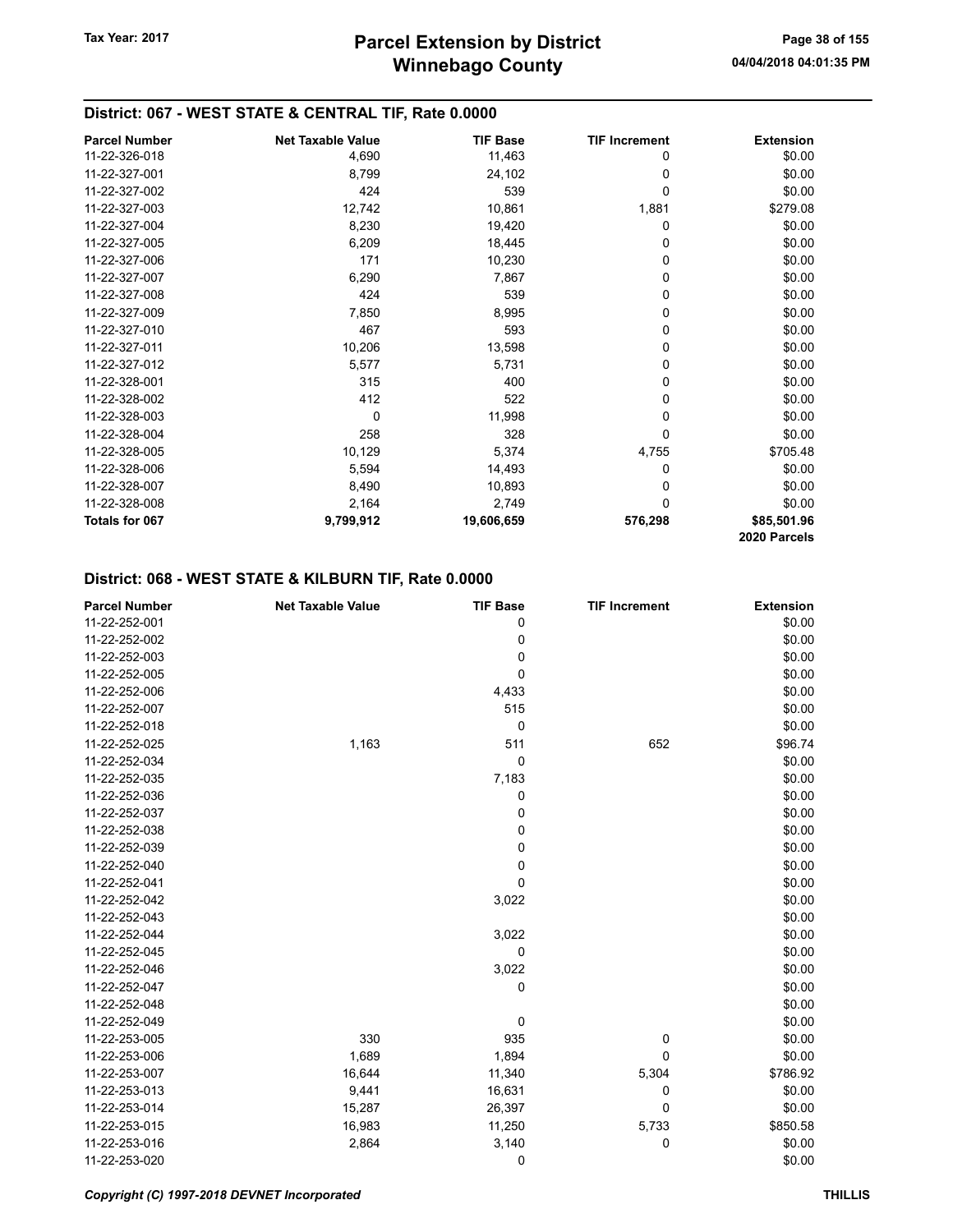## District: 067 - WEST STATE & CENTRAL TIF, Rate 0.0000

| Parcel Number | Net Taxable Value | TIF Base | TIF Increment | Extension |
|---|---|---|---|---|
| 11-22-326-018 | 4,690 | 11,463 | 0 | $0.00 |
| 11-22-327-001 | 8,799 | 24,102 | 0 | $0.00 |
| 11-22-327-002 | 424 | 539 | 0 | $0.00 |
| 11-22-327-003 | 12,742 | 10,861 | 1,881 | $279.08 |
| 11-22-327-004 | 8,230 | 19,420 | 0 | $0.00 |
| 11-22-327-005 | 6,209 | 18,445 | 0 | $0.00 |
| 11-22-327-006 | 171 | 10,230 | 0 | $0.00 |
| 11-22-327-007 | 6,290 | 7,867 | 0 | $0.00 |
| 11-22-327-008 | 424 | 539 | 0 | $0.00 |
| 11-22-327-009 | 7,850 | 8,995 | 0 | $0.00 |
| 11-22-327-010 | 467 | 593 | 0 | $0.00 |
| 11-22-327-011 | 10,206 | 13,598 | 0 | $0.00 |
| 11-22-327-012 | 5,577 | 5,731 | 0 | $0.00 |
| 11-22-328-001 | 315 | 400 | 0 | $0.00 |
| 11-22-328-002 | 412 | 522 | 0 | $0.00 |
| 11-22-328-003 | 0 | 11,998 | 0 | $0.00 |
| 11-22-328-004 | 258 | 328 | 0 | $0.00 |
| 11-22-328-005 | 10,129 | 5,374 | 4,755 | $705.48 |
| 11-22-328-006 | 5,594 | 14,493 | 0 | $0.00 |
| 11-22-328-007 | 8,490 | 10,893 | 0 | $0.00 |
| 11-22-328-008 | 2,164 | 2,749 | 0 | $0.00 |
| **Totals for 067** | **9,799,912** | **19,606,659** | **576,298** | **$85,501.96** |
| | | | | **2020 Parcels** |

## District: 068 - WEST STATE & KILBURN TIF, Rate 0.0000

| Parcel Number | Net Taxable Value | TIF Base | TIF Increment | Extension |
|---|---|---|---|---|
| 11-22-252-001 | | 0 | | $0.00 |
| 11-22-252-002 | | 0 | | $0.00 |
| 11-22-252-003 | | 0 | | $0.00 |
| 11-22-252-005 | | 0 | | $0.00 |
| 11-22-252-006 | | 4,433 | | $0.00 |
| 11-22-252-007 | | 515 | | $0.00 |
| 11-22-252-018 | | 0 | | $0.00 |
| 11-22-252-025 | 1,163 | 511 | 652 | $96.74 |
| 11-22-252-034 | | 0 | | $0.00 |
| 11-22-252-035 | | 7,183 | | $0.00 |
| 11-22-252-036 | | 0 | | $0.00 |
| 11-22-252-037 | | 0 | | $0.00 |
| 11-22-252-038 | | 0 | | $0.00 |
| 11-22-252-039 | | 0 | | $0.00 |
| 11-22-252-040 | | 0 | | $0.00 |
| 11-22-252-041 | | 0 | | $0.00 |
| 11-22-252-042 | | 3,022 | | $0.00 |
| 11-22-252-043 | | | | $0.00 |
| 11-22-252-044 | | 3,022 | | $0.00 |
| 11-22-252-045 | | 0 | | $0.00 |
| 11-22-252-046 | | 3,022 | | $0.00 |
| 11-22-252-047 | | 0 | | $0.00 |
| 11-22-252-048 | | | | $0.00 |
| 11-22-252-049 | | 0 | | $0.00 |
| 11-22-253-005 | 330 | 935 | 0 | $0.00 |
| 11-22-253-006 | 1,689 | 1,894 | 0 | $0.00 |
| 11-22-253-007 | 16,644 | 11,340 | 5,304 | $786.92 |
| 11-22-253-013 | 9,441 | 16,631 | 0 | $0.00 |
| 11-22-253-014 | 15,287 | 26,397 | 0 | $0.00 |
| 11-22-253-015 | 16,983 | 11,250 | 5,733 | $850.58 |
| 11-22-253-016 | 2,864 | 3,140 | 0 | $0.00 |
| 11-22-253-020 | | 0 | | $0.00 |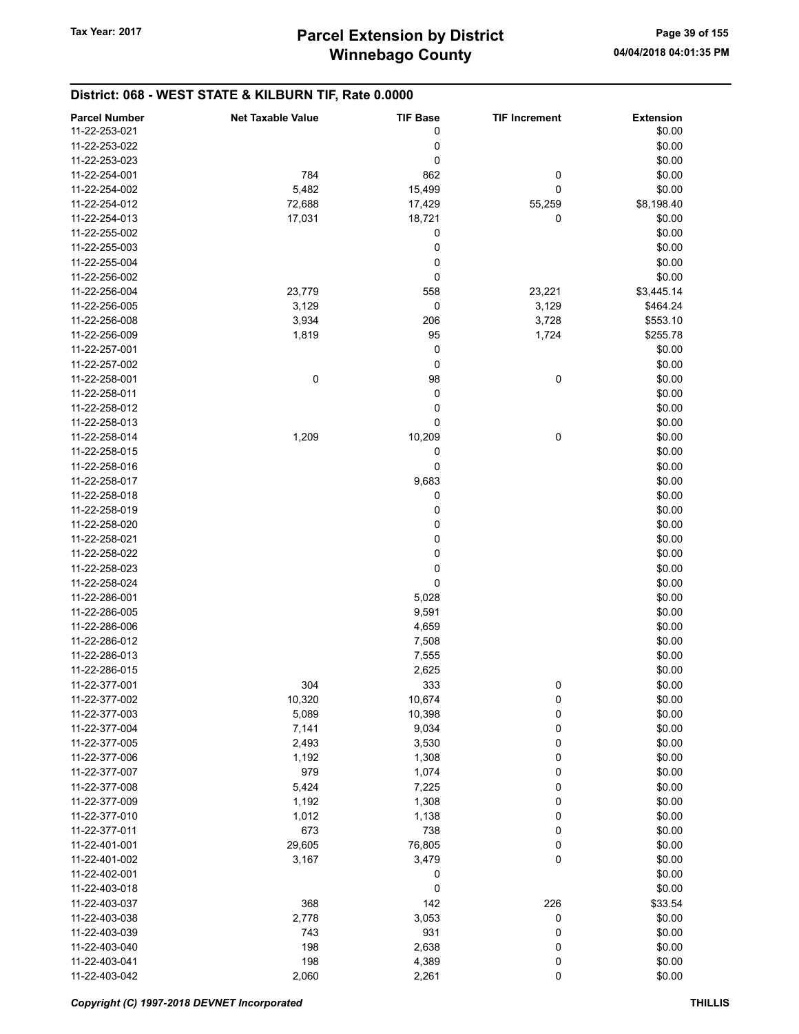## District: 068 - WEST STATE & KILBURN TIF, Rate 0.0000

| Parcel Number | Net Taxable Value | TIF Base | TIF Increment | Extension |
|---|---|---|---|---|
| 11-22-253-021 | | 0 | | $0.00 |
| 11-22-253-022 | | 0 | | $0.00 |
| 11-22-253-023 | | 0 | | $0.00 |
| 11-22-254-001 | 784 | 862 | 0 | $0.00 |
| 11-22-254-002 | 5,482 | 15,499 | 0 | $0.00 |
| 11-22-254-012 | 72,688 | 17,429 | 55,259 | $8,198.40 |
| 11-22-254-013 | 17,031 | 18,721 | 0 | $0.00 |
| 11-22-255-002 | | 0 | | $0.00 |
| 11-22-255-003 | | 0 | | $0.00 |
| 11-22-255-004 | | 0 | | $0.00 |
| 11-22-256-002 | | 0 | | $0.00 |
| 11-22-256-004 | 23,779 | 558 | 23,221 | $3,445.14 |
| 11-22-256-005 | 3,129 | 0 | 3,129 | $464.24 |
| 11-22-256-008 | 3,934 | 206 | 3,728 | $553.10 |
| 11-22-256-009 | 1,819 | 95 | 1,724 | $255.78 |
| 11-22-257-001 | | 0 | | $0.00 |
| 11-22-257-002 | | 0 | | $0.00 |
| 11-22-258-001 | 0 | 98 | 0 | $0.00 |
| 11-22-258-011 | | 0 | | $0.00 |
| 11-22-258-012 | | 0 | | $0.00 |
| 11-22-258-013 | | 0 | | $0.00 |
| 11-22-258-014 | 1,209 | 10,209 | 0 | $0.00 |
| 11-22-258-015 | | 0 | | $0.00 |
| 11-22-258-016 | | 0 | | $0.00 |
| 11-22-258-017 | | 9,683 | | $0.00 |
| 11-22-258-018 | | 0 | | $0.00 |
| 11-22-258-019 | | 0 | | $0.00 |
| 11-22-258-020 | | 0 | | $0.00 |
| 11-22-258-021 | | 0 | | $0.00 |
| 11-22-258-022 | | 0 | | $0.00 |
| 11-22-258-023 | | 0 | | $0.00 |
| 11-22-258-024 | | 0 | | $0.00 |
| 11-22-286-001 | | 5,028 | | $0.00 |
| 11-22-286-005 | | 9,591 | | $0.00 |
| 11-22-286-006 | | 4,659 | | $0.00 |
| 11-22-286-012 | | 7,508 | | $0.00 |
| 11-22-286-013 | | 7,555 | | $0.00 |
| 11-22-286-015 | | 2,625 | | $0.00 |
| 11-22-377-001 | 304 | 333 | 0 | $0.00 |
| 11-22-377-002 | 10,320 | 10,674 | 0 | $0.00 |
| 11-22-377-003 | 5,089 | 10,398 | 0 | $0.00 |
| 11-22-377-004 | 7,141 | 9,034 | 0 | $0.00 |
| 11-22-377-005 | 2,493 | 3,530 | 0 | $0.00 |
| 11-22-377-006 | 1,192 | 1,308 | 0 | $0.00 |
| 11-22-377-007 | 979 | 1,074 | 0 | $0.00 |
| 11-22-377-008 | 5,424 | 7,225 | 0 | $0.00 |
| 11-22-377-009 | 1,192 | 1,308 | 0 | $0.00 |
| 11-22-377-010 | 1,012 | 1,138 | 0 | $0.00 |
| 11-22-377-011 | 673 | 738 | 0 | $0.00 |
| 11-22-401-001 | 29,605 | 76,805 | 0 | $0.00 |
| 11-22-401-002 | 3,167 | 3,479 | 0 | $0.00 |
| 11-22-402-001 | | 0 | | $0.00 |
| 11-22-403-018 | | 0 | | $0.00 |
| 11-22-403-037 | 368 | 142 | 226 | $33.54 |
| 11-22-403-038 | 2,778 | 3,053 | 0 | $0.00 |
| 11-22-403-039 | 743 | 931 | 0 | $0.00 |
| 11-22-403-040 | 198 | 2,638 | 0 | $0.00 |
| 11-22-403-041 | 198 | 4,389 | 0 | $0.00 |
| 11-22-403-042 | 2,060 | 2,261 | 0 | $0.00 |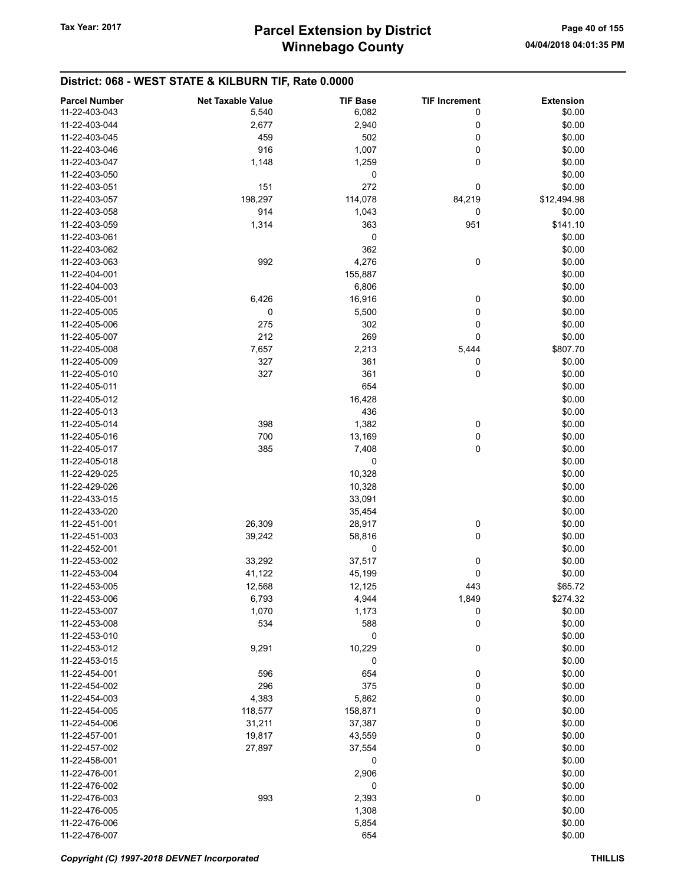## District: 068 - WEST STATE & KILBURN TIF, Rate 0.0000

| Parcel Number | Net Taxable Value | TIF Base | TIF Increment | Extension |
|---|---|---|---|---|
| 11-22-403-043 | 5,540 | 6,082 | 0 | $0.00 |
| 11-22-403-044 | 2,677 | 2,940 | 0 | $0.00 |
| 11-22-403-045 | 459 | 502 | 0 | $0.00 |
| 11-22-403-046 | 916 | 1,007 | 0 | $0.00 |
| 11-22-403-047 | 1,148 | 1,259 | 0 | $0.00 |
| 11-22-403-050 | | 0 | | $0.00 |
| 11-22-403-051 | 151 | 272 | 0 | $0.00 |
| 11-22-403-057 | 198,297 | 114,078 | 84,219 | $12,494.98 |
| 11-22-403-058 | 914 | 1,043 | 0 | $0.00 |
| 11-22-403-059 | 1,314 | 363 | 951 | $141.10 |
| 11-22-403-061 | | 0 | | $0.00 |
| 11-22-403-062 | | 362 | | $0.00 |
| 11-22-403-063 | 992 | 4,276 | 0 | $0.00 |
| 11-22-404-001 | | 155,887 | | $0.00 |
| 11-22-404-003 | | 6,806 | | $0.00 |
| 11-22-405-001 | 6,426 | 16,916 | 0 | $0.00 |
| 11-22-405-005 | 0 | 5,500 | 0 | $0.00 |
| 11-22-405-006 | 275 | 302 | 0 | $0.00 |
| 11-22-405-007 | 212 | 269 | 0 | $0.00 |
| 11-22-405-008 | 7,657 | 2,213 | 5,444 | $807.70 |
| 11-22-405-009 | 327 | 361 | 0 | $0.00 |
| 11-22-405-010 | 327 | 361 | 0 | $0.00 |
| 11-22-405-011 | | 654 | | $0.00 |
| 11-22-405-012 | | 16,428 | | $0.00 |
| 11-22-405-013 | | 436 | | $0.00 |
| 11-22-405-014 | 398 | 1,382 | 0 | $0.00 |
| 11-22-405-016 | 700 | 13,169 | 0 | $0.00 |
| 11-22-405-017 | 385 | 7,408 | 0 | $0.00 |
| 11-22-405-018 | | 0 | | $0.00 |
| 11-22-429-025 | | 10,328 | | $0.00 |
| 11-22-429-026 | | 10,328 | | $0.00 |
| 11-22-433-015 | | 33,091 | | $0.00 |
| 11-22-433-020 | | 35,454 | | $0.00 |
| 11-22-451-001 | 26,309 | 28,917 | 0 | $0.00 |
| 11-22-451-003 | 39,242 | 58,816 | 0 | $0.00 |
| 11-22-452-001 | | 0 | | $0.00 |
| 11-22-453-002 | 33,292 | 37,517 | 0 | $0.00 |
| 11-22-453-004 | 41,122 | 45,199 | 0 | $0.00 |
| 11-22-453-005 | 12,568 | 12,125 | 443 | $65.72 |
| 11-22-453-006 | 6,793 | 4,944 | 1,849 | $274.32 |
| 11-22-453-007 | 1,070 | 1,173 | 0 | $0.00 |
| 11-22-453-008 | 534 | 588 | 0 | $0.00 |
| 11-22-453-010 | | 0 | | $0.00 |
| 11-22-453-012 | 9,291 | 10,229 | 0 | $0.00 |
| 11-22-453-015 | | 0 | | $0.00 |
| 11-22-454-001 | 596 | 654 | 0 | $0.00 |
| 11-22-454-002 | 296 | 375 | 0 | $0.00 |
| 11-22-454-003 | 4,383 | 5,862 | 0 | $0.00 |
| 11-22-454-005 | 118,577 | 158,871 | 0 | $0.00 |
| 11-22-454-006 | 31,211 | 37,387 | 0 | $0.00 |
| 11-22-457-001 | 19,817 | 43,559 | 0 | $0.00 |
| 11-22-457-002 | 27,897 | 37,554 | 0 | $0.00 |
| 11-22-458-001 | | 0 | | $0.00 |
| 11-22-476-001 | | 2,906 | | $0.00 |
| 11-22-476-002 | | 0 | | $0.00 |
| 11-22-476-003 | 993 | 2,393 | 0 | $0.00 |
| 11-22-476-005 | | 1,308 | | $0.00 |
| 11-22-476-006 | | 5,854 | | $0.00 |
| 11-22-476-007 | | 654 | | $0.00 |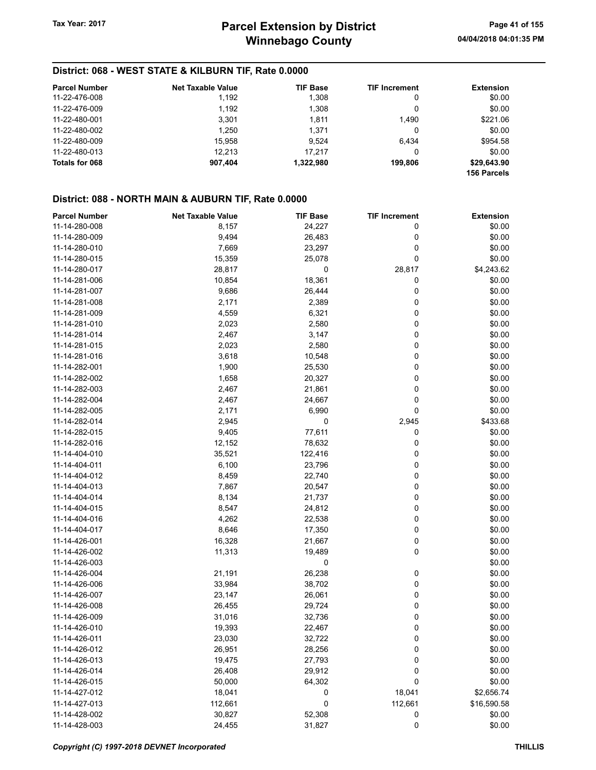## District: 068 - WEST STATE & KILBURN TIF, Rate 0.0000

| Parcel Number | Net Taxable Value | TIF Base | TIF Increment | Extension |
|---|---|---|---|---|
| 11-22-476-008 | 1,192 | 1,308 | 0 | $0.00 |
| 11-22-476-009 | 1,192 | 1,308 | 0 | $0.00 |
| 11-22-480-001 | 3,301 | 1,811 | 1,490 | $221.06 |
| 11-22-480-002 | 1,250 | 1,371 | 0 | $0.00 |
| 11-22-480-009 | 15,958 | 9,524 | 6,434 | $954.58 |
| 11-22-480-013 | 12,213 | 17,217 | 0 | $0.00 |
| **Totals for 068** | **907,404** | **1,322,980** | **199,806** | **$29,643.90** |
| | | | | **156 Parcels** |

## District: 088 - NORTH MAIN & AUBURN TIF, Rate 0.0000

| Parcel Number | Net Taxable Value | TIF Base | TIF Increment | Extension |
|---|---|---|---|---|
| 11-14-280-008 | 8,157 | 24,227 | 0 | $0.00 |
| 11-14-280-009 | 9,494 | 26,483 | 0 | $0.00 |
| 11-14-280-010 | 7,669 | 23,297 | 0 | $0.00 |
| 11-14-280-015 | 15,359 | 25,078 | 0 | $0.00 |
| 11-14-280-017 | 28,817 | 0 | 28,817 | $4,243.62 |
| 11-14-281-006 | 10,854 | 18,361 | 0 | $0.00 |
| 11-14-281-007 | 9,686 | 26,444 | 0 | $0.00 |
| 11-14-281-008 | 2,171 | 2,389 | 0 | $0.00 |
| 11-14-281-009 | 4,559 | 6,321 | 0 | $0.00 |
| 11-14-281-010 | 2,023 | 2,580 | 0 | $0.00 |
| 11-14-281-014 | 2,467 | 3,147 | 0 | $0.00 |
| 11-14-281-015 | 2,023 | 2,580 | 0 | $0.00 |
| 11-14-281-016 | 3,618 | 10,548 | 0 | $0.00 |
| 11-14-282-001 | 1,900 | 25,530 | 0 | $0.00 |
| 11-14-282-002 | 1,658 | 20,327 | 0 | $0.00 |
| 11-14-282-003 | 2,467 | 21,861 | 0 | $0.00 |
| 11-14-282-004 | 2,467 | 24,667 | 0 | $0.00 |
| 11-14-282-005 | 2,171 | 6,990 | 0 | $0.00 |
| 11-14-282-014 | 2,945 | 0 | 2,945 | $433.68 |
| 11-14-282-015 | 9,405 | 77,611 | 0 | $0.00 |
| 11-14-282-016 | 12,152 | 78,632 | 0 | $0.00 |
| 11-14-404-010 | 35,521 | 122,416 | 0 | $0.00 |
| 11-14-404-011 | 6,100 | 23,796 | 0 | $0.00 |
| 11-14-404-012 | 8,459 | 22,740 | 0 | $0.00 |
| 11-14-404-013 | 7,867 | 20,547 | 0 | $0.00 |
| 11-14-404-014 | 8,134 | 21,737 | 0 | $0.00 |
| 11-14-404-015 | 8,547 | 24,812 | 0 | $0.00 |
| 11-14-404-016 | 4,262 | 22,538 | 0 | $0.00 |
| 11-14-404-017 | 8,646 | 17,350 | 0 | $0.00 |
| 11-14-426-001 | 16,328 | 21,667 | 0 | $0.00 |
| 11-14-426-002 | 11,313 | 19,489 | 0 | $0.00 |
| 11-14-426-003 | | 0 | | $0.00 |
| 11-14-426-004 | 21,191 | 26,238 | 0 | $0.00 |
| 11-14-426-006 | 33,984 | 38,702 | 0 | $0.00 |
| 11-14-426-007 | 23,147 | 26,061 | 0 | $0.00 |
| 11-14-426-008 | 26,455 | 29,724 | 0 | $0.00 |
| 11-14-426-009 | 31,016 | 32,736 | 0 | $0.00 |
| 11-14-426-010 | 19,393 | 22,467 | 0 | $0.00 |
| 11-14-426-011 | 23,030 | 32,722 | 0 | $0.00 |
| 11-14-426-012 | 26,951 | 28,256 | 0 | $0.00 |
| 11-14-426-013 | 19,475 | 27,793 | 0 | $0.00 |
| 11-14-426-014 | 26,408 | 29,912 | 0 | $0.00 |
| 11-14-426-015 | 50,000 | 64,302 | 0 | $0.00 |
| 11-14-427-012 | 18,041 | 0 | 18,041 | $2,656.74 |
| 11-14-427-013 | 112,661 | 0 | 112,661 | $16,590.58 |
| 11-14-428-002 | 30,827 | 52,308 | 0 | $0.00 |
| 11-14-428-003 | 24,455 | 31,827 | 0 | $0.00 |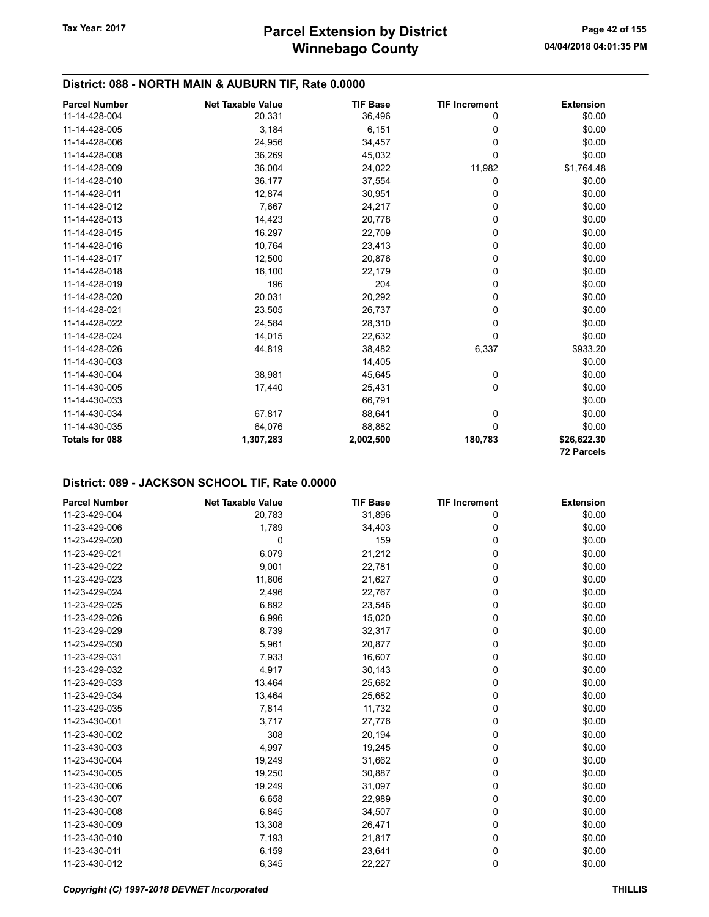## District: 088 - NORTH MAIN & AUBURN TIF, Rate 0.0000

| Parcel Number | Net Taxable Value | TIF Base | TIF Increment | Extension |
|---|---|---|---|---|
| 11-14-428-004 | 20,331 | 36,496 | 0 | $0.00 |
| 11-14-428-005 | 3,184 | 6,151 | 0 | $0.00 |
| 11-14-428-006 | 24,956 | 34,457 | 0 | $0.00 |
| 11-14-428-008 | 36,269 | 45,032 | 0 | $0.00 |
| 11-14-428-009 | 36,004 | 24,022 | 11,982 | $1,764.48 |
| 11-14-428-010 | 36,177 | 37,554 | 0 | $0.00 |
| 11-14-428-011 | 12,874 | 30,951 | 0 | $0.00 |
| 11-14-428-012 | 7,667 | 24,217 | 0 | $0.00 |
| 11-14-428-013 | 14,423 | 20,778 | 0 | $0.00 |
| 11-14-428-015 | 16,297 | 22,709 | 0 | $0.00 |
| 11-14-428-016 | 10,764 | 23,413 | 0 | $0.00 |
| 11-14-428-017 | 12,500 | 20,876 | 0 | $0.00 |
| 11-14-428-018 | 16,100 | 22,179 | 0 | $0.00 |
| 11-14-428-019 | 196 | 204 | 0 | $0.00 |
| 11-14-428-020 | 20,031 | 20,292 | 0 | $0.00 |
| 11-14-428-021 | 23,505 | 26,737 | 0 | $0.00 |
| 11-14-428-022 | 24,584 | 28,310 | 0 | $0.00 |
| 11-14-428-024 | 14,015 | 22,632 | 0 | $0.00 |
| 11-14-428-026 | 44,819 | 38,482 | 6,337 | $933.20 |
| 11-14-430-003 | | 14,405 | | $0.00 |
| 11-14-430-004 | 38,981 | 45,645 | 0 | $0.00 |
| 11-14-430-005 | 17,440 | 25,431 | 0 | $0.00 |
| 11-14-430-033 | | 66,791 | | $0.00 |
| 11-14-430-034 | 67,817 | 88,641 | 0 | $0.00 |
| 11-14-430-035 | 64,076 | 88,882 | 0 | $0.00 |
| **Totals for 088** | **1,307,283** | **2,002,500** | **180,783** | **$26,622.30** |
| | | | | **72 Parcels** |

## District: 089 - JACKSON SCHOOL TIF, Rate 0.0000

| Parcel Number | Net Taxable Value | TIF Base | TIF Increment | Extension |
|---|---|---|---|---|
| 11-23-429-004 | 20,783 | 31,896 | 0 | $0.00 |
| 11-23-429-006 | 1,789 | 34,403 | 0 | $0.00 |
| 11-23-429-020 | 0 | 159 | 0 | $0.00 |
| 11-23-429-021 | 6,079 | 21,212 | 0 | $0.00 |
| 11-23-429-022 | 9,001 | 22,781 | 0 | $0.00 |
| 11-23-429-023 | 11,606 | 21,627 | 0 | $0.00 |
| 11-23-429-024 | 2,496 | 22,767 | 0 | $0.00 |
| 11-23-429-025 | 6,892 | 23,546 | 0 | $0.00 |
| 11-23-429-026 | 6,996 | 15,020 | 0 | $0.00 |
| 11-23-429-029 | 8,739 | 32,317 | 0 | $0.00 |
| 11-23-429-030 | 5,961 | 20,877 | 0 | $0.00 |
| 11-23-429-031 | 7,933 | 16,607 | 0 | $0.00 |
| 11-23-429-032 | 4,917 | 30,143 | 0 | $0.00 |
| 11-23-429-033 | 13,464 | 25,682 | 0 | $0.00 |
| 11-23-429-034 | 13,464 | 25,682 | 0 | $0.00 |
| 11-23-429-035 | 7,814 | 11,732 | 0 | $0.00 |
| 11-23-430-001 | 3,717 | 27,776 | 0 | $0.00 |
| 11-23-430-002 | 308 | 20,194 | 0 | $0.00 |
| 11-23-430-003 | 4,997 | 19,245 | 0 | $0.00 |
| 11-23-430-004 | 19,249 | 31,662 | 0 | $0.00 |
| 11-23-430-005 | 19,250 | 30,887 | 0 | $0.00 |
| 11-23-430-006 | 19,249 | 31,097 | 0 | $0.00 |
| 11-23-430-007 | 6,658 | 22,989 | 0 | $0.00 |
| 11-23-430-008 | 6,845 | 34,507 | 0 | $0.00 |
| 11-23-430-009 | 13,308 | 26,471 | 0 | $0.00 |
| 11-23-430-010 | 7,193 | 21,817 | 0 | $0.00 |
| 11-23-430-011 | 6,159 | 23,641 | 0 | $0.00 |
| 11-23-430-012 | 6,345 | 22,227 | 0 | $0.00 |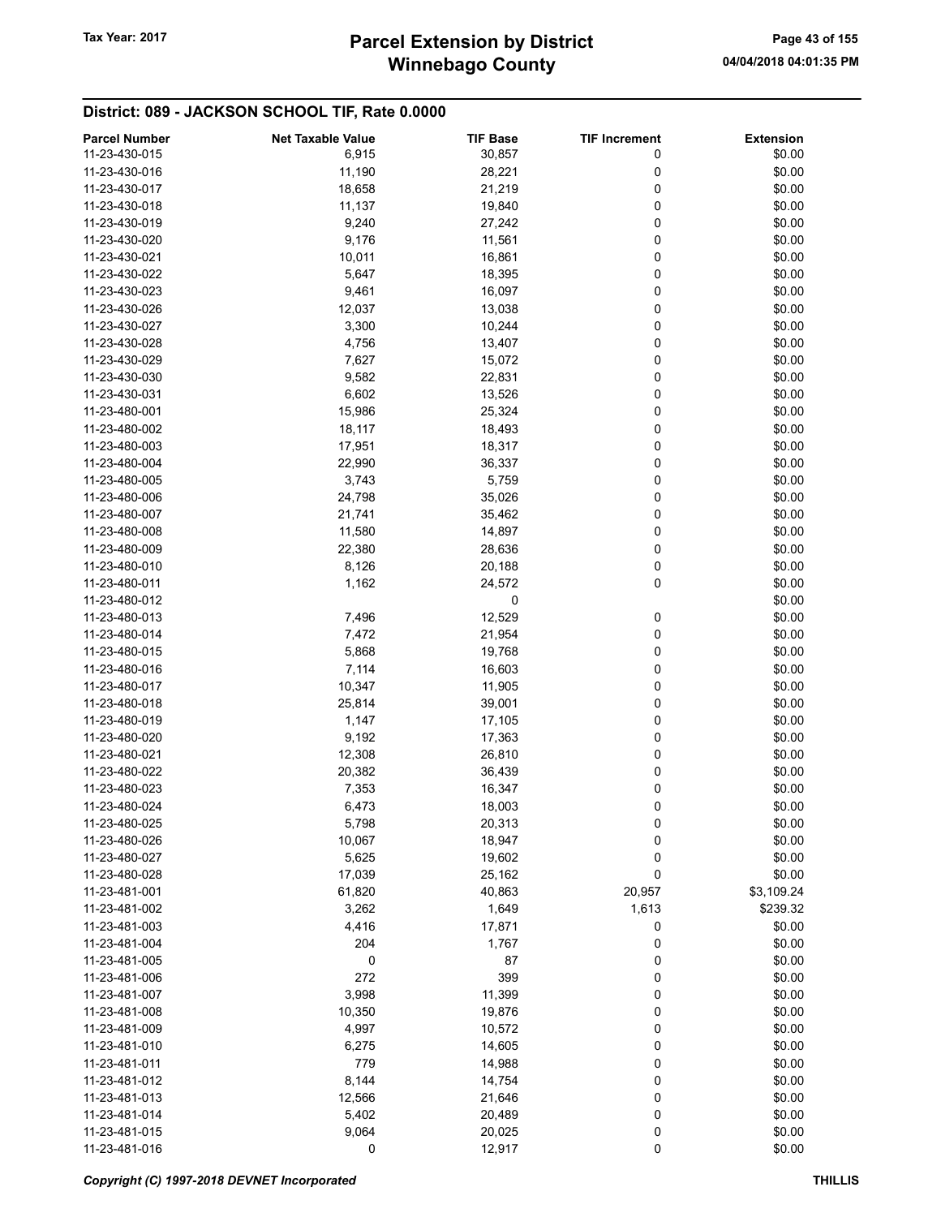## District: 089 - JACKSON SCHOOL TIF, Rate 0.0000

| Parcel Number | Net Taxable Value | TIF Base | TIF Increment | Extension |
|---|---|---|---|---|
| 11-23-430-015 | 6,915 | 30,857 | 0 | $0.00 |
| 11-23-430-016 | 11,190 | 28,221 | 0 | $0.00 |
| 11-23-430-017 | 18,658 | 21,219 | 0 | $0.00 |
| 11-23-430-018 | 11,137 | 19,840 | 0 | $0.00 |
| 11-23-430-019 | 9,240 | 27,242 | 0 | $0.00 |
| 11-23-430-020 | 9,176 | 11,561 | 0 | $0.00 |
| 11-23-430-021 | 10,011 | 16,861 | 0 | $0.00 |
| 11-23-430-022 | 5,647 | 18,395 | 0 | $0.00 |
| 11-23-430-023 | 9,461 | 16,097 | 0 | $0.00 |
| 11-23-430-026 | 12,037 | 13,038 | 0 | $0.00 |
| 11-23-430-027 | 3,300 | 10,244 | 0 | $0.00 |
| 11-23-430-028 | 4,756 | 13,407 | 0 | $0.00 |
| 11-23-430-029 | 7,627 | 15,072 | 0 | $0.00 |
| 11-23-430-030 | 9,582 | 22,831 | 0 | $0.00 |
| 11-23-430-031 | 6,602 | 13,526 | 0 | $0.00 |
| 11-23-480-001 | 15,986 | 25,324 | 0 | $0.00 |
| 11-23-480-002 | 18,117 | 18,493 | 0 | $0.00 |
| 11-23-480-003 | 17,951 | 18,317 | 0 | $0.00 |
| 11-23-480-004 | 22,990 | 36,337 | 0 | $0.00 |
| 11-23-480-005 | 3,743 | 5,759 | 0 | $0.00 |
| 11-23-480-006 | 24,798 | 35,026 | 0 | $0.00 |
| 11-23-480-007 | 21,741 | 35,462 | 0 | $0.00 |
| 11-23-480-008 | 11,580 | 14,897 | 0 | $0.00 |
| 11-23-480-009 | 22,380 | 28,636 | 0 | $0.00 |
| 11-23-480-010 | 8,126 | 20,188 | 0 | $0.00 |
| 11-23-480-011 | 1,162 | 24,572 | 0 | $0.00 |
| 11-23-480-012 | | 0 | | $0.00 |
| 11-23-480-013 | 7,496 | 12,529 | 0 | $0.00 |
| 11-23-480-014 | 7,472 | 21,954 | 0 | $0.00 |
| 11-23-480-015 | 5,868 | 19,768 | 0 | $0.00 |
| 11-23-480-016 | 7,114 | 16,603 | 0 | $0.00 |
| 11-23-480-017 | 10,347 | 11,905 | 0 | $0.00 |
| 11-23-480-018 | 25,814 | 39,001 | 0 | $0.00 |
| 11-23-480-019 | 1,147 | 17,105 | 0 | $0.00 |
| 11-23-480-020 | 9,192 | 17,363 | 0 | $0.00 |
| 11-23-480-021 | 12,308 | 26,810 | 0 | $0.00 |
| 11-23-480-022 | 20,382 | 36,439 | 0 | $0.00 |
| 11-23-480-023 | 7,353 | 16,347 | 0 | $0.00 |
| 11-23-480-024 | 6,473 | 18,003 | 0 | $0.00 |
| 11-23-480-025 | 5,798 | 20,313 | 0 | $0.00 |
| 11-23-480-026 | 10,067 | 18,947 | 0 | $0.00 |
| 11-23-480-027 | 5,625 | 19,602 | 0 | $0.00 |
| 11-23-480-028 | 17,039 | 25,162 | 0 | $0.00 |
| 11-23-481-001 | 61,820 | 40,863 | 20,957 | $3,109.24 |
| 11-23-481-002 | 3,262 | 1,649 | 1,613 | $239.32 |
| 11-23-481-003 | 4,416 | 17,871 | 0 | $0.00 |
| 11-23-481-004 | 204 | 1,767 | 0 | $0.00 |
| 11-23-481-005 | 0 | 87 | 0 | $0.00 |
| 11-23-481-006 | 272 | 399 | 0 | $0.00 |
| 11-23-481-007 | 3,998 | 11,399 | 0 | $0.00 |
| 11-23-481-008 | 10,350 | 19,876 | 0 | $0.00 |
| 11-23-481-009 | 4,997 | 10,572 | 0 | $0.00 |
| 11-23-481-010 | 6,275 | 14,605 | 0 | $0.00 |
| 11-23-481-011 | 779 | 14,988 | 0 | $0.00 |
| 11-23-481-012 | 8,144 | 14,754 | 0 | $0.00 |
| 11-23-481-013 | 12,566 | 21,646 | 0 | $0.00 |
| 11-23-481-014 | 5,402 | 20,489 | 0 | $0.00 |
| 11-23-481-015 | 9,064 | 20,025 | 0 | $0.00 |
| 11-23-481-016 | 0 | 12,917 | 0 | $0.00 |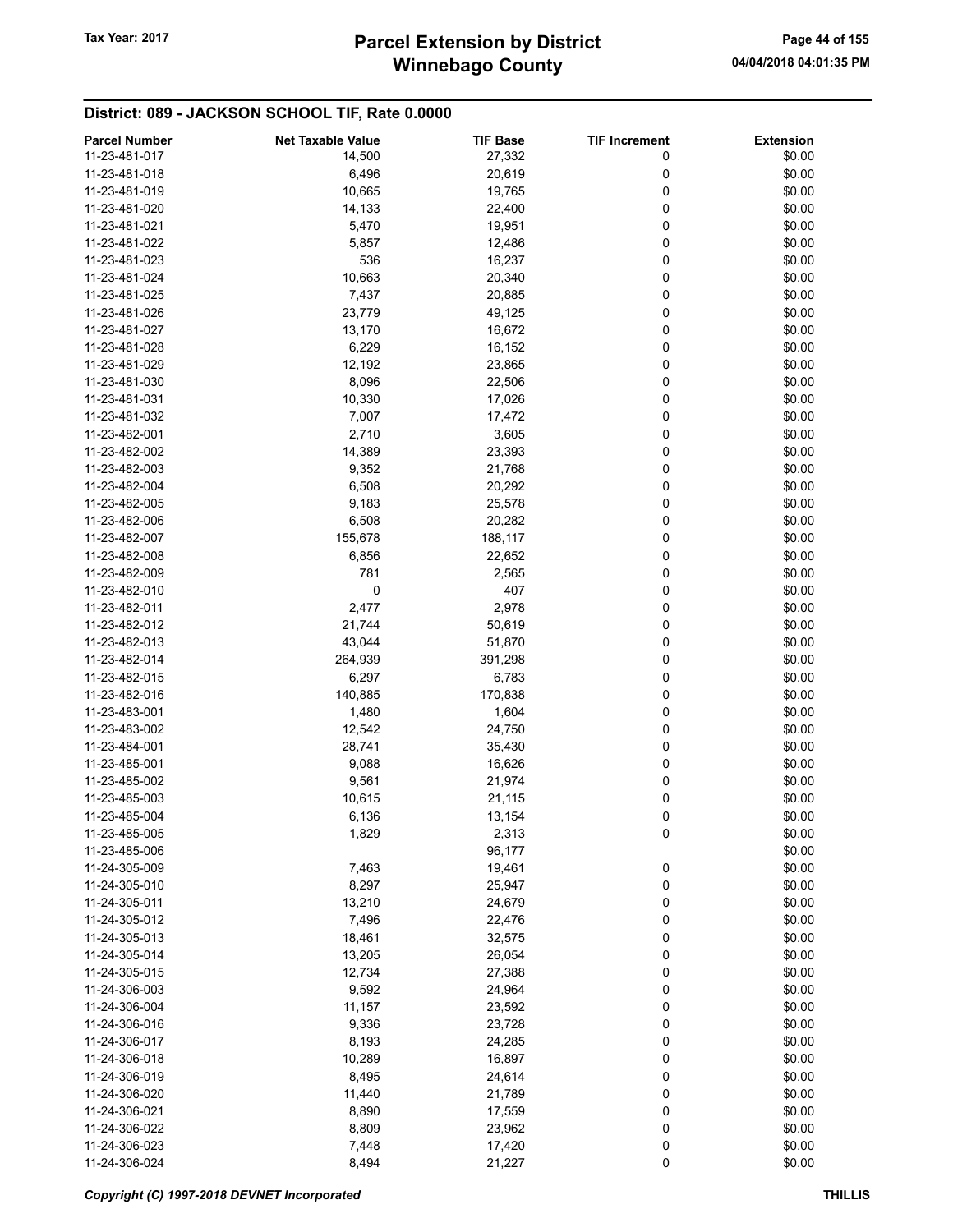## District: 089 - JACKSON SCHOOL TIF, Rate 0.0000

| Parcel Number | Net Taxable Value | TIF Base | TIF Increment | Extension |
|---|---|---|---|---|
| 11-23-481-017 | 14,500 | 27,332 | 0 | $0.00 |
| 11-23-481-018 | 6,496 | 20,619 | 0 | $0.00 |
| 11-23-481-019 | 10,665 | 19,765 | 0 | $0.00 |
| 11-23-481-020 | 14,133 | 22,400 | 0 | $0.00 |
| 11-23-481-021 | 5,470 | 19,951 | 0 | $0.00 |
| 11-23-481-022 | 5,857 | 12,486 | 0 | $0.00 |
| 11-23-481-023 | 536 | 16,237 | 0 | $0.00 |
| 11-23-481-024 | 10,663 | 20,340 | 0 | $0.00 |
| 11-23-481-025 | 7,437 | 20,885 | 0 | $0.00 |
| 11-23-481-026 | 23,779 | 49,125 | 0 | $0.00 |
| 11-23-481-027 | 13,170 | 16,672 | 0 | $0.00 |
| 11-23-481-028 | 6,229 | 16,152 | 0 | $0.00 |
| 11-23-481-029 | 12,192 | 23,865 | 0 | $0.00 |
| 11-23-481-030 | 8,096 | 22,506 | 0 | $0.00 |
| 11-23-481-031 | 10,330 | 17,026 | 0 | $0.00 |
| 11-23-481-032 | 7,007 | 17,472 | 0 | $0.00 |
| 11-23-482-001 | 2,710 | 3,605 | 0 | $0.00 |
| 11-23-482-002 | 14,389 | 23,393 | 0 | $0.00 |
| 11-23-482-003 | 9,352 | 21,768 | 0 | $0.00 |
| 11-23-482-004 | 6,508 | 20,292 | 0 | $0.00 |
| 11-23-482-005 | 9,183 | 25,578 | 0 | $0.00 |
| 11-23-482-006 | 6,508 | 20,282 | 0 | $0.00 |
| 11-23-482-007 | 155,678 | 188,117 | 0 | $0.00 |
| 11-23-482-008 | 6,856 | 22,652 | 0 | $0.00 |
| 11-23-482-009 | 781 | 2,565 | 0 | $0.00 |
| 11-23-482-010 | 0 | 407 | 0 | $0.00 |
| 11-23-482-011 | 2,477 | 2,978 | 0 | $0.00 |
| 11-23-482-012 | 21,744 | 50,619 | 0 | $0.00 |
| 11-23-482-013 | 43,044 | 51,870 | 0 | $0.00 |
| 11-23-482-014 | 264,939 | 391,298 | 0 | $0.00 |
| 11-23-482-015 | 6,297 | 6,783 | 0 | $0.00 |
| 11-23-482-016 | 140,885 | 170,838 | 0 | $0.00 |
| 11-23-483-001 | 1,480 | 1,604 | 0 | $0.00 |
| 11-23-483-002 | 12,542 | 24,750 | 0 | $0.00 |
| 11-23-484-001 | 28,741 | 35,430 | 0 | $0.00 |
| 11-23-485-001 | 9,088 | 16,626 | 0 | $0.00 |
| 11-23-485-002 | 9,561 | 21,974 | 0 | $0.00 |
| 11-23-485-003 | 10,615 | 21,115 | 0 | $0.00 |
| 11-23-485-004 | 6,136 | 13,154 | 0 | $0.00 |
| 11-23-485-005 | 1,829 | 2,313 | 0 | $0.00 |
| 11-23-485-006 | | 96,177 | | $0.00 |
| 11-24-305-009 | 7,463 | 19,461 | 0 | $0.00 |
| 11-24-305-010 | 8,297 | 25,947 | 0 | $0.00 |
| 11-24-305-011 | 13,210 | 24,679 | 0 | $0.00 |
| 11-24-305-012 | 7,496 | 22,476 | 0 | $0.00 |
| 11-24-305-013 | 18,461 | 32,575 | 0 | $0.00 |
| 11-24-305-014 | 13,205 | 26,054 | 0 | $0.00 |
| 11-24-305-015 | 12,734 | 27,388 | 0 | $0.00 |
| 11-24-306-003 | 9,592 | 24,964 | 0 | $0.00 |
| 11-24-306-004 | 11,157 | 23,592 | 0 | $0.00 |
| 11-24-306-016 | 9,336 | 23,728 | 0 | $0.00 |
| 11-24-306-017 | 8,193 | 24,285 | 0 | $0.00 |
| 11-24-306-018 | 10,289 | 16,897 | 0 | $0.00 |
| 11-24-306-019 | 8,495 | 24,614 | 0 | $0.00 |
| 11-24-306-020 | 11,440 | 21,789 | 0 | $0.00 |
| 11-24-306-021 | 8,890 | 17,559 | 0 | $0.00 |
| 11-24-306-022 | 8,809 | 23,962 | 0 | $0.00 |
| 11-24-306-023 | 7,448 | 17,420 | 0 | $0.00 |
| 11-24-306-024 | 8,494 | 21,227 | 0 | $0.00 |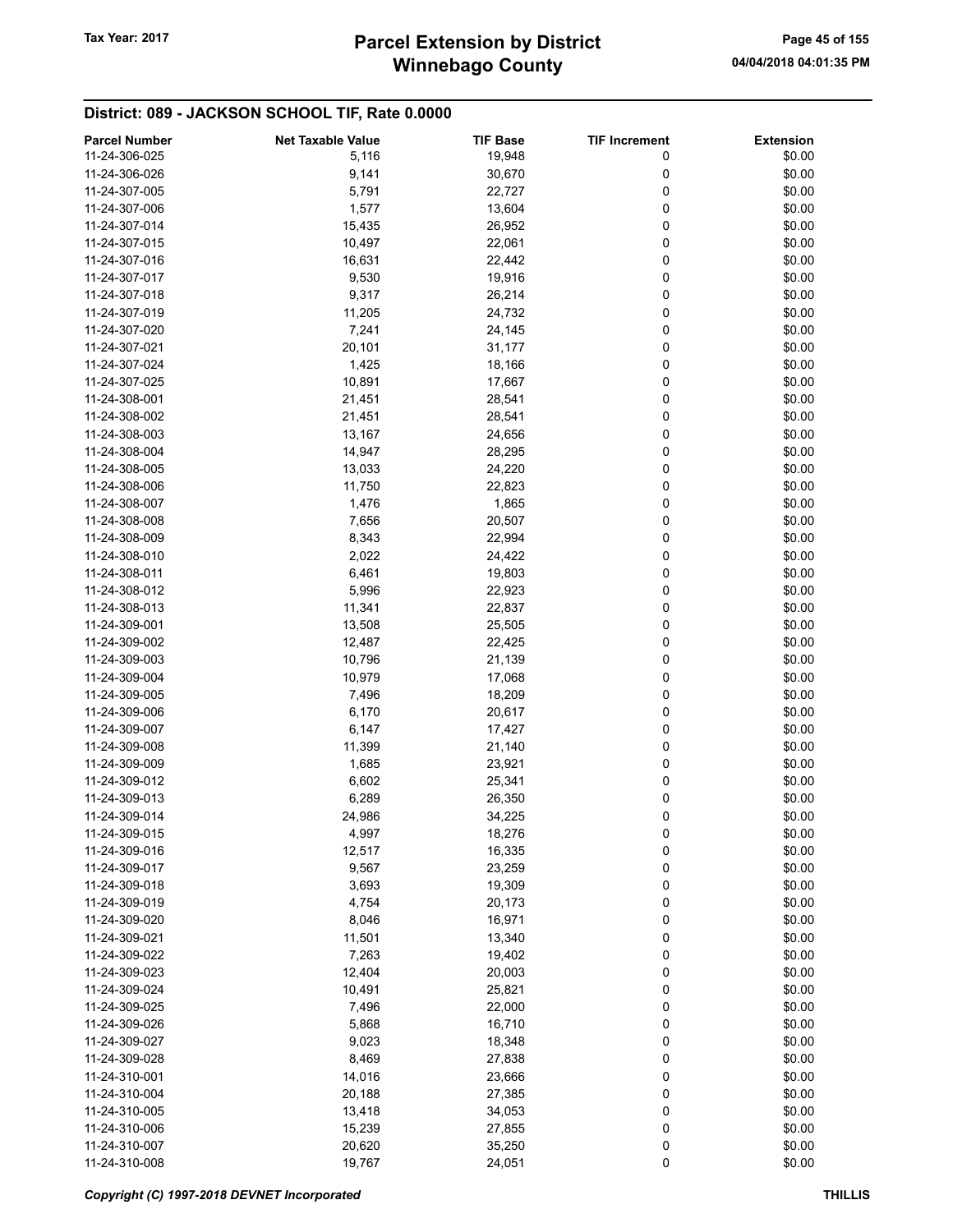## District: 089 - JACKSON SCHOOL TIF, Rate 0.0000

| Parcel Number | Net Taxable Value | TIF Base | TIF Increment | Extension |
|---|---|---|---|---|
| 11-24-306-025 | 5,116 | 19,948 | 0 | $0.00 |
| 11-24-306-026 | 9,141 | 30,670 | 0 | $0.00 |
| 11-24-307-005 | 5,791 | 22,727 | 0 | $0.00 |
| 11-24-307-006 | 1,577 | 13,604 | 0 | $0.00 |
| 11-24-307-014 | 15,435 | 26,952 | 0 | $0.00 |
| 11-24-307-015 | 10,497 | 22,061 | 0 | $0.00 |
| 11-24-307-016 | 16,631 | 22,442 | 0 | $0.00 |
| 11-24-307-017 | 9,530 | 19,916 | 0 | $0.00 |
| 11-24-307-018 | 9,317 | 26,214 | 0 | $0.00 |
| 11-24-307-019 | 11,205 | 24,732 | 0 | $0.00 |
| 11-24-307-020 | 7,241 | 24,145 | 0 | $0.00 |
| 11-24-307-021 | 20,101 | 31,177 | 0 | $0.00 |
| 11-24-307-024 | 1,425 | 18,166 | 0 | $0.00 |
| 11-24-307-025 | 10,891 | 17,667 | 0 | $0.00 |
| 11-24-308-001 | 21,451 | 28,541 | 0 | $0.00 |
| 11-24-308-002 | 21,451 | 28,541 | 0 | $0.00 |
| 11-24-308-003 | 13,167 | 24,656 | 0 | $0.00 |
| 11-24-308-004 | 14,947 | 28,295 | 0 | $0.00 |
| 11-24-308-005 | 13,033 | 24,220 | 0 | $0.00 |
| 11-24-308-006 | 11,750 | 22,823 | 0 | $0.00 |
| 11-24-308-007 | 1,476 | 1,865 | 0 | $0.00 |
| 11-24-308-008 | 7,656 | 20,507 | 0 | $0.00 |
| 11-24-308-009 | 8,343 | 22,994 | 0 | $0.00 |
| 11-24-308-010 | 2,022 | 24,422 | 0 | $0.00 |
| 11-24-308-011 | 6,461 | 19,803 | 0 | $0.00 |
| 11-24-308-012 | 5,996 | 22,923 | 0 | $0.00 |
| 11-24-308-013 | 11,341 | 22,837 | 0 | $0.00 |
| 11-24-309-001 | 13,508 | 25,505 | 0 | $0.00 |
| 11-24-309-002 | 12,487 | 22,425 | 0 | $0.00 |
| 11-24-309-003 | 10,796 | 21,139 | 0 | $0.00 |
| 11-24-309-004 | 10,979 | 17,068 | 0 | $0.00 |
| 11-24-309-005 | 7,496 | 18,209 | 0 | $0.00 |
| 11-24-309-006 | 6,170 | 20,617 | 0 | $0.00 |
| 11-24-309-007 | 6,147 | 17,427 | 0 | $0.00 |
| 11-24-309-008 | 11,399 | 21,140 | 0 | $0.00 |
| 11-24-309-009 | 1,685 | 23,921 | 0 | $0.00 |
| 11-24-309-012 | 6,602 | 25,341 | 0 | $0.00 |
| 11-24-309-013 | 6,289 | 26,350 | 0 | $0.00 |
| 11-24-309-014 | 24,986 | 34,225 | 0 | $0.00 |
| 11-24-309-015 | 4,997 | 18,276 | 0 | $0.00 |
| 11-24-309-016 | 12,517 | 16,335 | 0 | $0.00 |
| 11-24-309-017 | 9,567 | 23,259 | 0 | $0.00 |
| 11-24-309-018 | 3,693 | 19,309 | 0 | $0.00 |
| 11-24-309-019 | 4,754 | 20,173 | 0 | $0.00 |
| 11-24-309-020 | 8,046 | 16,971 | 0 | $0.00 |
| 11-24-309-021 | 11,501 | 13,340 | 0 | $0.00 |
| 11-24-309-022 | 7,263 | 19,402 | 0 | $0.00 |
| 11-24-309-023 | 12,404 | 20,003 | 0 | $0.00 |
| 11-24-309-024 | 10,491 | 25,821 | 0 | $0.00 |
| 11-24-309-025 | 7,496 | 22,000 | 0 | $0.00 |
| 11-24-309-026 | 5,868 | 16,710 | 0 | $0.00 |
| 11-24-309-027 | 9,023 | 18,348 | 0 | $0.00 |
| 11-24-309-028 | 8,469 | 27,838 | 0 | $0.00 |
| 11-24-310-001 | 14,016 | 23,666 | 0 | $0.00 |
| 11-24-310-004 | 20,188 | 27,385 | 0 | $0.00 |
| 11-24-310-005 | 13,418 | 34,053 | 0 | $0.00 |
| 11-24-310-006 | 15,239 | 27,855 | 0 | $0.00 |
| 11-24-310-007 | 20,620 | 35,250 | 0 | $0.00 |
| 11-24-310-008 | 19,767 | 24,051 | 0 | $0.00 |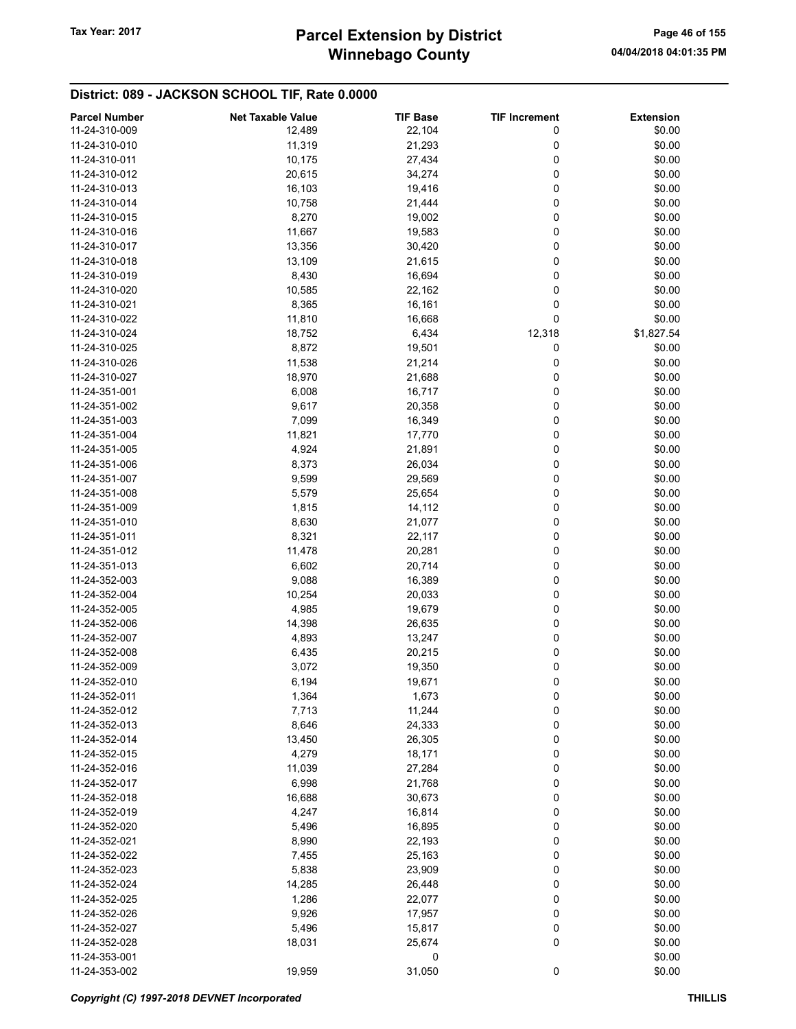## District: 089 - JACKSON SCHOOL TIF, Rate 0.0000

| Parcel Number | Net Taxable Value | TIF Base | TIF Increment | Extension |
|---|---|---|---|---|
| 11-24-310-009 | 12,489 | 22,104 | 0 | $0.00 |
| 11-24-310-010 | 11,319 | 21,293 | 0 | $0.00 |
| 11-24-310-011 | 10,175 | 27,434 | 0 | $0.00 |
| 11-24-310-012 | 20,615 | 34,274 | 0 | $0.00 |
| 11-24-310-013 | 16,103 | 19,416 | 0 | $0.00 |
| 11-24-310-014 | 10,758 | 21,444 | 0 | $0.00 |
| 11-24-310-015 | 8,270 | 19,002 | 0 | $0.00 |
| 11-24-310-016 | 11,667 | 19,583 | 0 | $0.00 |
| 11-24-310-017 | 13,356 | 30,420 | 0 | $0.00 |
| 11-24-310-018 | 13,109 | 21,615 | 0 | $0.00 |
| 11-24-310-019 | 8,430 | 16,694 | 0 | $0.00 |
| 11-24-310-020 | 10,585 | 22,162 | 0 | $0.00 |
| 11-24-310-021 | 8,365 | 16,161 | 0 | $0.00 |
| 11-24-310-022 | 11,810 | 16,668 | 0 | $0.00 |
| 11-24-310-024 | 18,752 | 6,434 | 12,318 | $1,827.54 |
| 11-24-310-025 | 8,872 | 19,501 | 0 | $0.00 |
| 11-24-310-026 | 11,538 | 21,214 | 0 | $0.00 |
| 11-24-310-027 | 18,970 | 21,688 | 0 | $0.00 |
| 11-24-351-001 | 6,008 | 16,717 | 0 | $0.00 |
| 11-24-351-002 | 9,617 | 20,358 | 0 | $0.00 |
| 11-24-351-003 | 7,099 | 16,349 | 0 | $0.00 |
| 11-24-351-004 | 11,821 | 17,770 | 0 | $0.00 |
| 11-24-351-005 | 4,924 | 21,891 | 0 | $0.00 |
| 11-24-351-006 | 8,373 | 26,034 | 0 | $0.00 |
| 11-24-351-007 | 9,599 | 29,569 | 0 | $0.00 |
| 11-24-351-008 | 5,579 | 25,654 | 0 | $0.00 |
| 11-24-351-009 | 1,815 | 14,112 | 0 | $0.00 |
| 11-24-351-010 | 8,630 | 21,077 | 0 | $0.00 |
| 11-24-351-011 | 8,321 | 22,117 | 0 | $0.00 |
| 11-24-351-012 | 11,478 | 20,281 | 0 | $0.00 |
| 11-24-351-013 | 6,602 | 20,714 | 0 | $0.00 |
| 11-24-352-003 | 9,088 | 16,389 | 0 | $0.00 |
| 11-24-352-004 | 10,254 | 20,033 | 0 | $0.00 |
| 11-24-352-005 | 4,985 | 19,679 | 0 | $0.00 |
| 11-24-352-006 | 14,398 | 26,635 | 0 | $0.00 |
| 11-24-352-007 | 4,893 | 13,247 | 0 | $0.00 |
| 11-24-352-008 | 6,435 | 20,215 | 0 | $0.00 |
| 11-24-352-009 | 3,072 | 19,350 | 0 | $0.00 |
| 11-24-352-010 | 6,194 | 19,671 | 0 | $0.00 |
| 11-24-352-011 | 1,364 | 1,673 | 0 | $0.00 |
| 11-24-352-012 | 7,713 | 11,244 | 0 | $0.00 |
| 11-24-352-013 | 8,646 | 24,333 | 0 | $0.00 |
| 11-24-352-014 | 13,450 | 26,305 | 0 | $0.00 |
| 11-24-352-015 | 4,279 | 18,171 | 0 | $0.00 |
| 11-24-352-016 | 11,039 | 27,284 | 0 | $0.00 |
| 11-24-352-017 | 6,998 | 21,768 | 0 | $0.00 |
| 11-24-352-018 | 16,688 | 30,673 | 0 | $0.00 |
| 11-24-352-019 | 4,247 | 16,814 | 0 | $0.00 |
| 11-24-352-020 | 5,496 | 16,895 | 0 | $0.00 |
| 11-24-352-021 | 8,990 | 22,193 | 0 | $0.00 |
| 11-24-352-022 | 7,455 | 25,163 | 0 | $0.00 |
| 11-24-352-023 | 5,838 | 23,909 | 0 | $0.00 |
| 11-24-352-024 | 14,285 | 26,448 | 0 | $0.00 |
| 11-24-352-025 | 1,286 | 22,077 | 0 | $0.00 |
| 11-24-352-026 | 9,926 | 17,957 | 0 | $0.00 |
| 11-24-352-027 | 5,496 | 15,817 | 0 | $0.00 |
| 11-24-352-028 | 18,031 | 25,674 | 0 | $0.00 |
| 11-24-353-001 | | 0 | | $0.00 |
| 11-24-353-002 | 19,959 | 31,050 | 0 | $0.00 |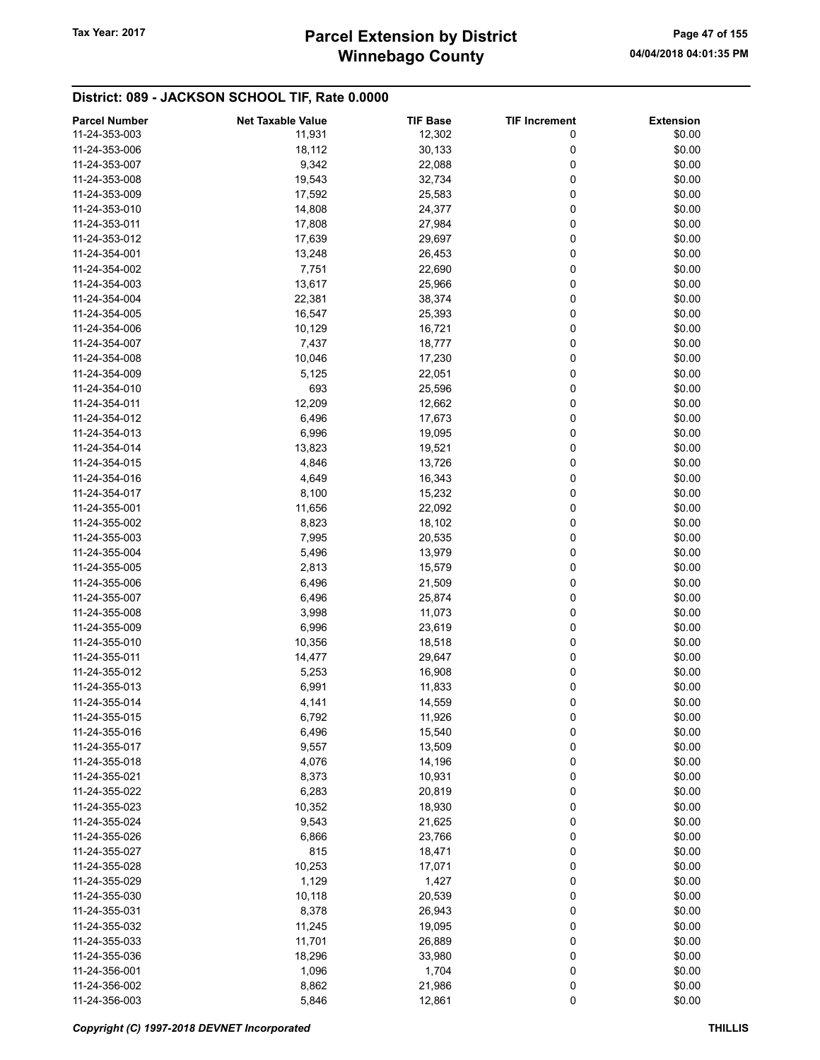## District: 089 - JACKSON SCHOOL TIF, Rate 0.0000

| Parcel Number | Net Taxable Value | TIF Base | TIF Increment | Extension |
|---|---|---|---|---|
| 11-24-353-003 | 11,931 | 12,302 | 0 | $0.00 |
| 11-24-353-006 | 18,112 | 30,133 | 0 | $0.00 |
| 11-24-353-007 | 9,342 | 22,088 | 0 | $0.00 |
| 11-24-353-008 | 19,543 | 32,734 | 0 | $0.00 |
| 11-24-353-009 | 17,592 | 25,583 | 0 | $0.00 |
| 11-24-353-010 | 14,808 | 24,377 | 0 | $0.00 |
| 11-24-353-011 | 17,808 | 27,984 | 0 | $0.00 |
| 11-24-353-012 | 17,639 | 29,697 | 0 | $0.00 |
| 11-24-354-001 | 13,248 | 26,453 | 0 | $0.00 |
| 11-24-354-002 | 7,751 | 22,690 | 0 | $0.00 |
| 11-24-354-003 | 13,617 | 25,966 | 0 | $0.00 |
| 11-24-354-004 | 22,381 | 38,374 | 0 | $0.00 |
| 11-24-354-005 | 16,547 | 25,393 | 0 | $0.00 |
| 11-24-354-006 | 10,129 | 16,721 | 0 | $0.00 |
| 11-24-354-007 | 7,437 | 18,777 | 0 | $0.00 |
| 11-24-354-008 | 10,046 | 17,230 | 0 | $0.00 |
| 11-24-354-009 | 5,125 | 22,051 | 0 | $0.00 |
| 11-24-354-010 | 693 | 25,596 | 0 | $0.00 |
| 11-24-354-011 | 12,209 | 12,662 | 0 | $0.00 |
| 11-24-354-012 | 6,496 | 17,673 | 0 | $0.00 |
| 11-24-354-013 | 6,996 | 19,095 | 0 | $0.00 |
| 11-24-354-014 | 13,823 | 19,521 | 0 | $0.00 |
| 11-24-354-015 | 4,846 | 13,726 | 0 | $0.00 |
| 11-24-354-016 | 4,649 | 16,343 | 0 | $0.00 |
| 11-24-354-017 | 8,100 | 15,232 | 0 | $0.00 |
| 11-24-355-001 | 11,656 | 22,092 | 0 | $0.00 |
| 11-24-355-002 | 8,823 | 18,102 | 0 | $0.00 |
| 11-24-355-003 | 7,995 | 20,535 | 0 | $0.00 |
| 11-24-355-004 | 5,496 | 13,979 | 0 | $0.00 |
| 11-24-355-005 | 2,813 | 15,579 | 0 | $0.00 |
| 11-24-355-006 | 6,496 | 21,509 | 0 | $0.00 |
| 11-24-355-007 | 6,496 | 25,874 | 0 | $0.00 |
| 11-24-355-008 | 3,998 | 11,073 | 0 | $0.00 |
| 11-24-355-009 | 6,996 | 23,619 | 0 | $0.00 |
| 11-24-355-010 | 10,356 | 18,518 | 0 | $0.00 |
| 11-24-355-011 | 14,477 | 29,647 | 0 | $0.00 |
| 11-24-355-012 | 5,253 | 16,908 | 0 | $0.00 |
| 11-24-355-013 | 6,991 | 11,833 | 0 | $0.00 |
| 11-24-355-014 | 4,141 | 14,559 | 0 | $0.00 |
| 11-24-355-015 | 6,792 | 11,926 | 0 | $0.00 |
| 11-24-355-016 | 6,496 | 15,540 | 0 | $0.00 |
| 11-24-355-017 | 9,557 | 13,509 | 0 | $0.00 |
| 11-24-355-018 | 4,076 | 14,196 | 0 | $0.00 |
| 11-24-355-021 | 8,373 | 10,931 | 0 | $0.00 |
| 11-24-355-022 | 6,283 | 20,819 | 0 | $0.00 |
| 11-24-355-023 | 10,352 | 18,930 | 0 | $0.00 |
| 11-24-355-024 | 9,543 | 21,625 | 0 | $0.00 |
| 11-24-355-026 | 6,866 | 23,766 | 0 | $0.00 |
| 11-24-355-027 | 815 | 18,471 | 0 | $0.00 |
| 11-24-355-028 | 10,253 | 17,071 | 0 | $0.00 |
| 11-24-355-029 | 1,129 | 1,427 | 0 | $0.00 |
| 11-24-355-030 | 10,118 | 20,539 | 0 | $0.00 |
| 11-24-355-031 | 8,378 | 26,943 | 0 | $0.00 |
| 11-24-355-032 | 11,245 | 19,095 | 0 | $0.00 |
| 11-24-355-033 | 11,701 | 26,889 | 0 | $0.00 |
| 11-24-355-036 | 18,296 | 33,980 | 0 | $0.00 |
| 11-24-356-001 | 1,096 | 1,704 | 0 | $0.00 |
| 11-24-356-002 | 8,862 | 21,986 | 0 | $0.00 |
| 11-24-356-003 | 5,846 | 12,861 | 0 | $0.00 |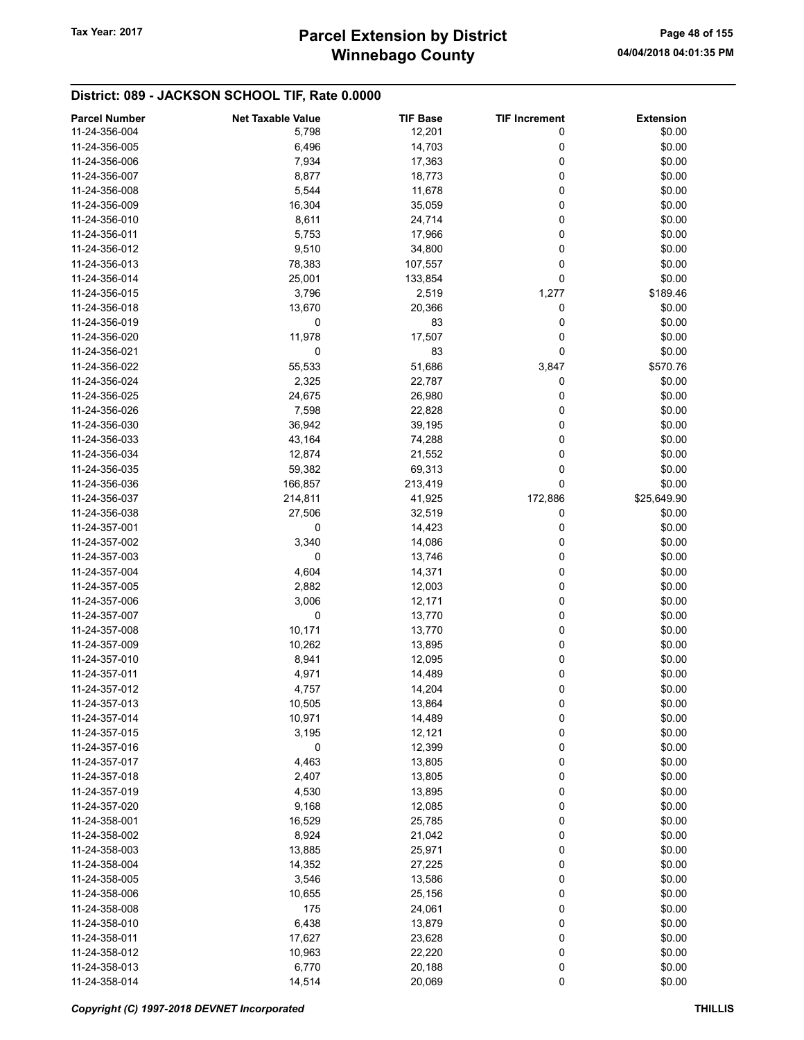## District: 089 - JACKSON SCHOOL TIF, Rate 0.0000

| Parcel Number | Net Taxable Value | TIF Base | TIF Increment | Extension |
|---|---|---|---|---|
| 11-24-356-004 | 5,798 | 12,201 | 0 | $0.00 |
| 11-24-356-005 | 6,496 | 14,703 | 0 | $0.00 |
| 11-24-356-006 | 7,934 | 17,363 | 0 | $0.00 |
| 11-24-356-007 | 8,877 | 18,773 | 0 | $0.00 |
| 11-24-356-008 | 5,544 | 11,678 | 0 | $0.00 |
| 11-24-356-009 | 16,304 | 35,059 | 0 | $0.00 |
| 11-24-356-010 | 8,611 | 24,714 | 0 | $0.00 |
| 11-24-356-011 | 5,753 | 17,966 | 0 | $0.00 |
| 11-24-356-012 | 9,510 | 34,800 | 0 | $0.00 |
| 11-24-356-013 | 78,383 | 107,557 | 0 | $0.00 |
| 11-24-356-014 | 25,001 | 133,854 | 0 | $0.00 |
| 11-24-356-015 | 3,796 | 2,519 | 1,277 | $189.46 |
| 11-24-356-018 | 13,670 | 20,366 | 0 | $0.00 |
| 11-24-356-019 | 0 | 83 | 0 | $0.00 |
| 11-24-356-020 | 11,978 | 17,507 | 0 | $0.00 |
| 11-24-356-021 | 0 | 83 | 0 | $0.00 |
| 11-24-356-022 | 55,533 | 51,686 | 3,847 | $570.76 |
| 11-24-356-024 | 2,325 | 22,787 | 0 | $0.00 |
| 11-24-356-025 | 24,675 | 26,980 | 0 | $0.00 |
| 11-24-356-026 | 7,598 | 22,828 | 0 | $0.00 |
| 11-24-356-030 | 36,942 | 39,195 | 0 | $0.00 |
| 11-24-356-033 | 43,164 | 74,288 | 0 | $0.00 |
| 11-24-356-034 | 12,874 | 21,552 | 0 | $0.00 |
| 11-24-356-035 | 59,382 | 69,313 | 0 | $0.00 |
| 11-24-356-036 | 166,857 | 213,419 | 0 | $0.00 |
| 11-24-356-037 | 214,811 | 41,925 | 172,886 | $25,649.90 |
| 11-24-356-038 | 27,506 | 32,519 | 0 | $0.00 |
| 11-24-357-001 | 0 | 14,423 | 0 | $0.00 |
| 11-24-357-002 | 3,340 | 14,086 | 0 | $0.00 |
| 11-24-357-003 | 0 | 13,746 | 0 | $0.00 |
| 11-24-357-004 | 4,604 | 14,371 | 0 | $0.00 |
| 11-24-357-005 | 2,882 | 12,003 | 0 | $0.00 |
| 11-24-357-006 | 3,006 | 12,171 | 0 | $0.00 |
| 11-24-357-007 | 0 | 13,770 | 0 | $0.00 |
| 11-24-357-008 | 10,171 | 13,770 | 0 | $0.00 |
| 11-24-357-009 | 10,262 | 13,895 | 0 | $0.00 |
| 11-24-357-010 | 8,941 | 12,095 | 0 | $0.00 |
| 11-24-357-011 | 4,971 | 14,489 | 0 | $0.00 |
| 11-24-357-012 | 4,757 | 14,204 | 0 | $0.00 |
| 11-24-357-013 | 10,505 | 13,864 | 0 | $0.00 |
| 11-24-357-014 | 10,971 | 14,489 | 0 | $0.00 |
| 11-24-357-015 | 3,195 | 12,121 | 0 | $0.00 |
| 11-24-357-016 | 0 | 12,399 | 0 | $0.00 |
| 11-24-357-017 | 4,463 | 13,805 | 0 | $0.00 |
| 11-24-357-018 | 2,407 | 13,805 | 0 | $0.00 |
| 11-24-357-019 | 4,530 | 13,895 | 0 | $0.00 |
| 11-24-357-020 | 9,168 | 12,085 | 0 | $0.00 |
| 11-24-358-001 | 16,529 | 25,785 | 0 | $0.00 |
| 11-24-358-002 | 8,924 | 21,042 | 0 | $0.00 |
| 11-24-358-003 | 13,885 | 25,971 | 0 | $0.00 |
| 11-24-358-004 | 14,352 | 27,225 | 0 | $0.00 |
| 11-24-358-005 | 3,546 | 13,586 | 0 | $0.00 |
| 11-24-358-006 | 10,655 | 25,156 | 0 | $0.00 |
| 11-24-358-008 | 175 | 24,061 | 0 | $0.00 |
| 11-24-358-010 | 6,438 | 13,879 | 0 | $0.00 |
| 11-24-358-011 | 17,627 | 23,628 | 0 | $0.00 |
| 11-24-358-012 | 10,963 | 22,220 | 0 | $0.00 |
| 11-24-358-013 | 6,770 | 20,188 | 0 | $0.00 |
| 11-24-358-014 | 14,514 | 20,069 | 0 | $0.00 |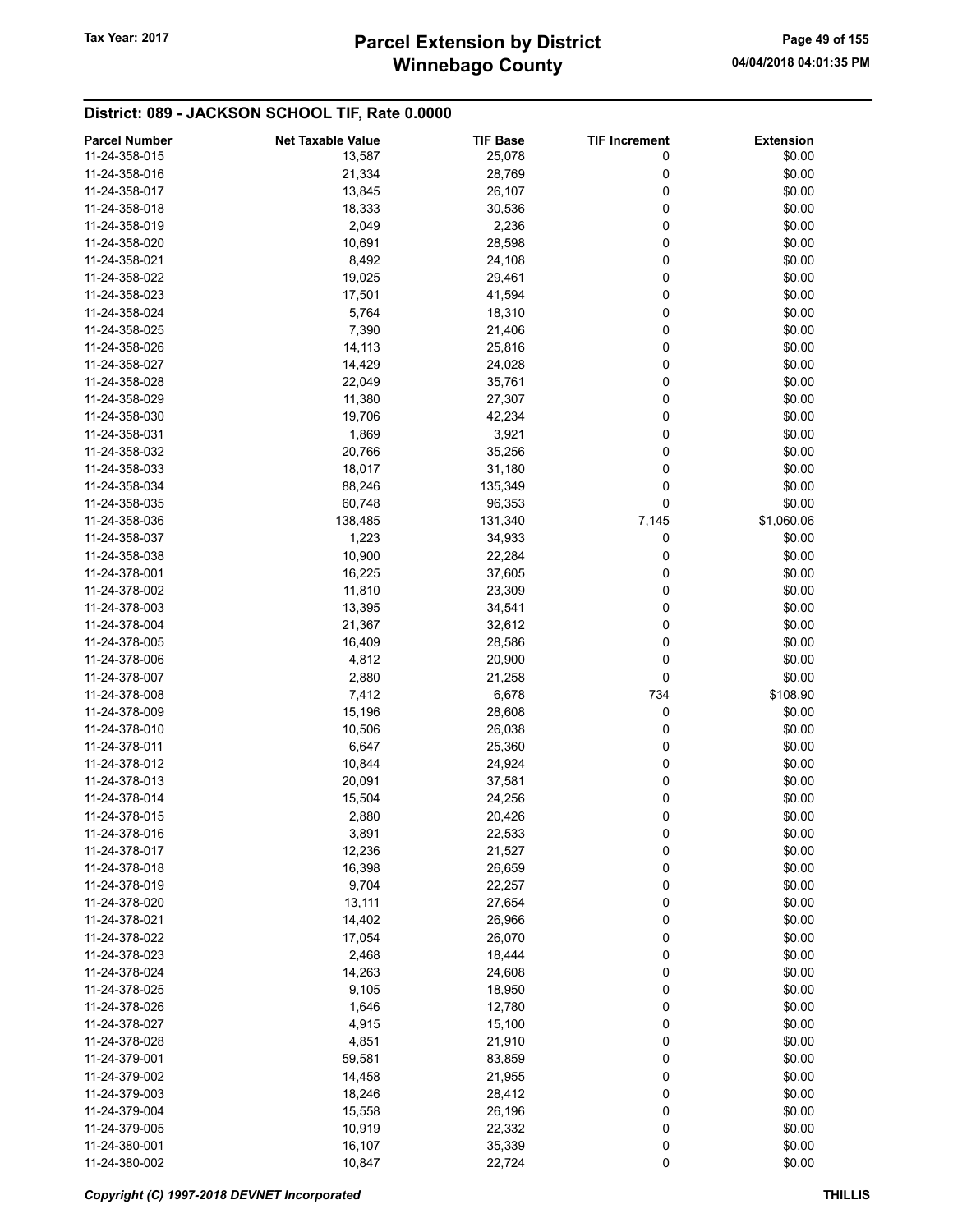## District: 089 - JACKSON SCHOOL TIF, Rate 0.0000

| Parcel Number | Net Taxable Value | TIF Base | TIF Increment | Extension |
|---|---|---|---|---|
| 11-24-358-015 | 13,587 | 25,078 | 0 | $0.00 |
| 11-24-358-016 | 21,334 | 28,769 | 0 | $0.00 |
| 11-24-358-017 | 13,845 | 26,107 | 0 | $0.00 |
| 11-24-358-018 | 18,333 | 30,536 | 0 | $0.00 |
| 11-24-358-019 | 2,049 | 2,236 | 0 | $0.00 |
| 11-24-358-020 | 10,691 | 28,598 | 0 | $0.00 |
| 11-24-358-021 | 8,492 | 24,108 | 0 | $0.00 |
| 11-24-358-022 | 19,025 | 29,461 | 0 | $0.00 |
| 11-24-358-023 | 17,501 | 41,594 | 0 | $0.00 |
| 11-24-358-024 | 5,764 | 18,310 | 0 | $0.00 |
| 11-24-358-025 | 7,390 | 21,406 | 0 | $0.00 |
| 11-24-358-026 | 14,113 | 25,816 | 0 | $0.00 |
| 11-24-358-027 | 14,429 | 24,028 | 0 | $0.00 |
| 11-24-358-028 | 22,049 | 35,761 | 0 | $0.00 |
| 11-24-358-029 | 11,380 | 27,307 | 0 | $0.00 |
| 11-24-358-030 | 19,706 | 42,234 | 0 | $0.00 |
| 11-24-358-031 | 1,869 | 3,921 | 0 | $0.00 |
| 11-24-358-032 | 20,766 | 35,256 | 0 | $0.00 |
| 11-24-358-033 | 18,017 | 31,180 | 0 | $0.00 |
| 11-24-358-034 | 88,246 | 135,349 | 0 | $0.00 |
| 11-24-358-035 | 60,748 | 96,353 | 0 | $0.00 |
| 11-24-358-036 | 138,485 | 131,340 | 7,145 | $1,060.06 |
| 11-24-358-037 | 1,223 | 34,933 | 0 | $0.00 |
| 11-24-358-038 | 10,900 | 22,284 | 0 | $0.00 |
| 11-24-378-001 | 16,225 | 37,605 | 0 | $0.00 |
| 11-24-378-002 | 11,810 | 23,309 | 0 | $0.00 |
| 11-24-378-003 | 13,395 | 34,541 | 0 | $0.00 |
| 11-24-378-004 | 21,367 | 32,612 | 0 | $0.00 |
| 11-24-378-005 | 16,409 | 28,586 | 0 | $0.00 |
| 11-24-378-006 | 4,812 | 20,900 | 0 | $0.00 |
| 11-24-378-007 | 2,880 | 21,258 | 0 | $0.00 |
| 11-24-378-008 | 7,412 | 6,678 | 734 | $108.90 |
| 11-24-378-009 | 15,196 | 28,608 | 0 | $0.00 |
| 11-24-378-010 | 10,506 | 26,038 | 0 | $0.00 |
| 11-24-378-011 | 6,647 | 25,360 | 0 | $0.00 |
| 11-24-378-012 | 10,844 | 24,924 | 0 | $0.00 |
| 11-24-378-013 | 20,091 | 37,581 | 0 | $0.00 |
| 11-24-378-014 | 15,504 | 24,256 | 0 | $0.00 |
| 11-24-378-015 | 2,880 | 20,426 | 0 | $0.00 |
| 11-24-378-016 | 3,891 | 22,533 | 0 | $0.00 |
| 11-24-378-017 | 12,236 | 21,527 | 0 | $0.00 |
| 11-24-378-018 | 16,398 | 26,659 | 0 | $0.00 |
| 11-24-378-019 | 9,704 | 22,257 | 0 | $0.00 |
| 11-24-378-020 | 13,111 | 27,654 | 0 | $0.00 |
| 11-24-378-021 | 14,402 | 26,966 | 0 | $0.00 |
| 11-24-378-022 | 17,054 | 26,070 | 0 | $0.00 |
| 11-24-378-023 | 2,468 | 18,444 | 0 | $0.00 |
| 11-24-378-024 | 14,263 | 24,608 | 0 | $0.00 |
| 11-24-378-025 | 9,105 | 18,950 | 0 | $0.00 |
| 11-24-378-026 | 1,646 | 12,780 | 0 | $0.00 |
| 11-24-378-027 | 4,915 | 15,100 | 0 | $0.00 |
| 11-24-378-028 | 4,851 | 21,910 | 0 | $0.00 |
| 11-24-379-001 | 59,581 | 83,859 | 0 | $0.00 |
| 11-24-379-002 | 14,458 | 21,955 | 0 | $0.00 |
| 11-24-379-003 | 18,246 | 28,412 | 0 | $0.00 |
| 11-24-379-004 | 15,558 | 26,196 | 0 | $0.00 |
| 11-24-379-005 | 10,919 | 22,332 | 0 | $0.00 |
| 11-24-380-001 | 16,107 | 35,339 | 0 | $0.00 |
| 11-24-380-002 | 10,847 | 22,724 | 0 | $0.00 |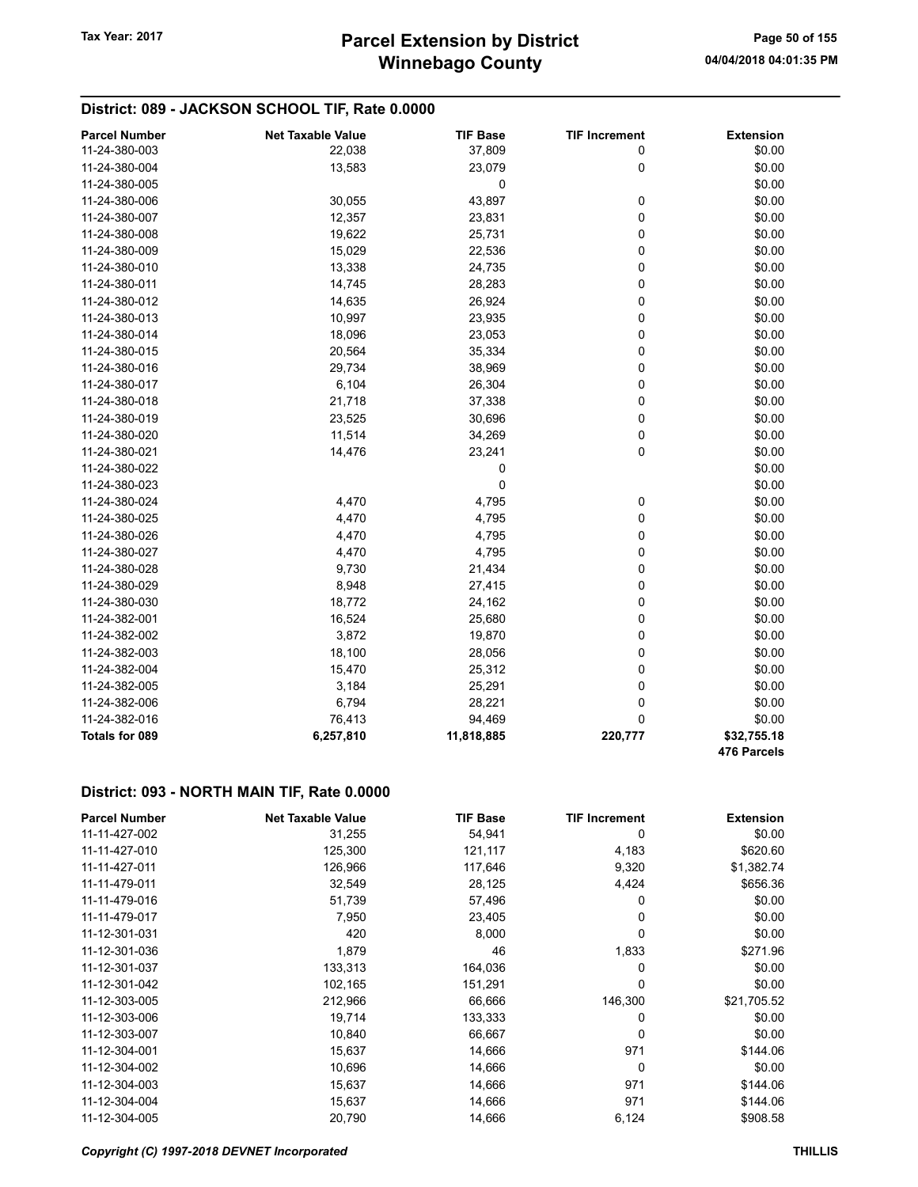## District: 089 - JACKSON SCHOOL TIF, Rate 0.0000

| Parcel Number | Net Taxable Value | TIF Base | TIF Increment | Extension |
|---|---|---|---|---|
| 11-24-380-003 | 22,038 | 37,809 | 0 | $0.00 |
| 11-24-380-004 | 13,583 | 23,079 | 0 | $0.00 |
| 11-24-380-005 | | 0 | | $0.00 |
| 11-24-380-006 | 30,055 | 43,897 | 0 | $0.00 |
| 11-24-380-007 | 12,357 | 23,831 | 0 | $0.00 |
| 11-24-380-008 | 19,622 | 25,731 | 0 | $0.00 |
| 11-24-380-009 | 15,029 | 22,536 | 0 | $0.00 |
| 11-24-380-010 | 13,338 | 24,735 | 0 | $0.00 |
| 11-24-380-011 | 14,745 | 28,283 | 0 | $0.00 |
| 11-24-380-012 | 14,635 | 26,924 | 0 | $0.00 |
| 11-24-380-013 | 10,997 | 23,935 | 0 | $0.00 |
| 11-24-380-014 | 18,096 | 23,053 | 0 | $0.00 |
| 11-24-380-015 | 20,564 | 35,334 | 0 | $0.00 |
| 11-24-380-016 | 29,734 | 38,969 | 0 | $0.00 |
| 11-24-380-017 | 6,104 | 26,304 | 0 | $0.00 |
| 11-24-380-018 | 21,718 | 37,338 | 0 | $0.00 |
| 11-24-380-019 | 23,525 | 30,696 | 0 | $0.00 |
| 11-24-380-020 | 11,514 | 34,269 | 0 | $0.00 |
| 11-24-380-021 | 14,476 | 23,241 | 0 | $0.00 |
| 11-24-380-022 | | 0 | | $0.00 |
| 11-24-380-023 | | 0 | | $0.00 |
| 11-24-380-024 | 4,470 | 4,795 | 0 | $0.00 |
| 11-24-380-025 | 4,470 | 4,795 | 0 | $0.00 |
| 11-24-380-026 | 4,470 | 4,795 | 0 | $0.00 |
| 11-24-380-027 | 4,470 | 4,795 | 0 | $0.00 |
| 11-24-380-028 | 9,730 | 21,434 | 0 | $0.00 |
| 11-24-380-029 | 8,948 | 27,415 | 0 | $0.00 |
| 11-24-380-030 | 18,772 | 24,162 | 0 | $0.00 |
| 11-24-382-001 | 16,524 | 25,680 | 0 | $0.00 |
| 11-24-382-002 | 3,872 | 19,870 | 0 | $0.00 |
| 11-24-382-003 | 18,100 | 28,056 | 0 | $0.00 |
| 11-24-382-004 | 15,470 | 25,312 | 0 | $0.00 |
| 11-24-382-005 | 3,184 | 25,291 | 0 | $0.00 |
| 11-24-382-006 | 6,794 | 28,221 | 0 | $0.00 |
| 11-24-382-016 | 76,413 | 94,469 | 0 | $0.00 |
| **Totals for 089** | **6,257,810** | **11,818,885** | **220,777** | **$32,755.18** |
| | | | | **476 Parcels** |

## District: 093 - NORTH MAIN TIF, Rate 0.0000

| Parcel Number | Net Taxable Value | TIF Base | TIF Increment | Extension |
|---|---|---|---|---|
| 11-11-427-002 | 31,255 | 54,941 | 0 | $0.00 |
| 11-11-427-010 | 125,300 | 121,117 | 4,183 | $620.60 |
| 11-11-427-011 | 126,966 | 117,646 | 9,320 | $1,382.74 |
| 11-11-479-011 | 32,549 | 28,125 | 4,424 | $656.36 |
| 11-11-479-016 | 51,739 | 57,496 | 0 | $0.00 |
| 11-11-479-017 | 7,950 | 23,405 | 0 | $0.00 |
| 11-12-301-031 | 420 | 8,000 | 0 | $0.00 |
| 11-12-301-036 | 1,879 | 46 | 1,833 | $271.96 |
| 11-12-301-037 | 133,313 | 164,036 | 0 | $0.00 |
| 11-12-301-042 | 102,165 | 151,291 | 0 | $0.00 |
| 11-12-303-005 | 212,966 | 66,666 | 146,300 | $21,705.52 |
| 11-12-303-006 | 19,714 | 133,333 | 0 | $0.00 |
| 11-12-303-007 | 10,840 | 66,667 | 0 | $0.00 |
| 11-12-304-001 | 15,637 | 14,666 | 971 | $144.06 |
| 11-12-304-002 | 10,696 | 14,666 | 0 | $0.00 |
| 11-12-304-003 | 15,637 | 14,666 | 971 | $144.06 |
| 11-12-304-004 | 15,637 | 14,666 | 971 | $144.06 |
| 11-12-304-005 | 20,790 | 14,666 | 6,124 | $908.58 |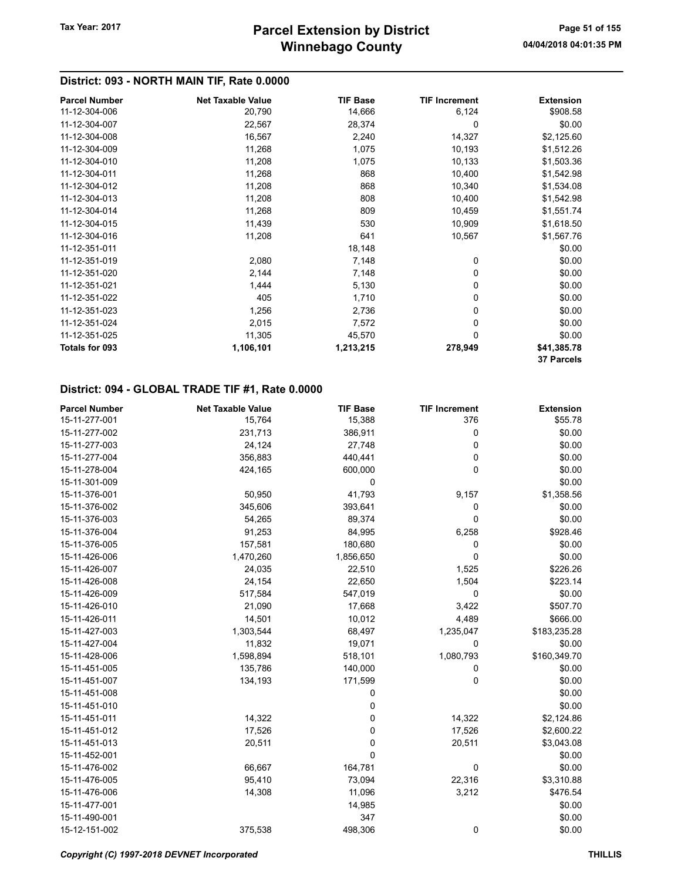## District: 093 - NORTH MAIN TIF, Rate 0.0000

| Parcel Number | Net Taxable Value | TIF Base | TIF Increment | Extension |
|---|---|---|---|---|
| 11-12-304-006 | 20,790 | 14,666 | 6,124 | $908.58 |
| 11-12-304-007 | 22,567 | 28,374 | 0 | $0.00 |
| 11-12-304-008 | 16,567 | 2,240 | 14,327 | $2,125.60 |
| 11-12-304-009 | 11,268 | 1,075 | 10,193 | $1,512.26 |
| 11-12-304-010 | 11,208 | 1,075 | 10,133 | $1,503.36 |
| 11-12-304-011 | 11,268 | 868 | 10,400 | $1,542.98 |
| 11-12-304-012 | 11,208 | 868 | 10,340 | $1,534.08 |
| 11-12-304-013 | 11,208 | 808 | 10,400 | $1,542.98 |
| 11-12-304-014 | 11,268 | 809 | 10,459 | $1,551.74 |
| 11-12-304-015 | 11,439 | 530 | 10,909 | $1,618.50 |
| 11-12-304-016 | 11,208 | 641 | 10,567 | $1,567.76 |
| 11-12-351-011 | | 18,148 | | $0.00 |
| 11-12-351-019 | 2,080 | 7,148 | 0 | $0.00 |
| 11-12-351-020 | 2,144 | 7,148 | 0 | $0.00 |
| 11-12-351-021 | 1,444 | 5,130 | 0 | $0.00 |
| 11-12-351-022 | 405 | 1,710 | 0 | $0.00 |
| 11-12-351-023 | 1,256 | 2,736 | 0 | $0.00 |
| 11-12-351-024 | 2,015 | 7,572 | 0 | $0.00 |
| 11-12-351-025 | 11,305 | 45,570 | 0 | $0.00 |
| **Totals for 093** | **1,106,101** | **1,213,215** | **278,949** | **$41,385.78** |
| | | | | **37 Parcels** |

## District: 094 - GLOBAL TRADE TIF #1, Rate 0.0000

| Parcel Number | Net Taxable Value | TIF Base | TIF Increment | Extension |
|---|---|---|---|---|
| 15-11-277-001 | 15,764 | 15,388 | 376 | $55.78 |
| 15-11-277-002 | 231,713 | 386,911 | 0 | $0.00 |
| 15-11-277-003 | 24,124 | 27,748 | 0 | $0.00 |
| 15-11-277-004 | 356,883 | 440,441 | 0 | $0.00 |
| 15-11-278-004 | 424,165 | 600,000 | 0 | $0.00 |
| 15-11-301-009 | | 0 | | $0.00 |
| 15-11-376-001 | 50,950 | 41,793 | 9,157 | $1,358.56 |
| 15-11-376-002 | 345,606 | 393,641 | 0 | $0.00 |
| 15-11-376-003 | 54,265 | 89,374 | 0 | $0.00 |
| 15-11-376-004 | 91,253 | 84,995 | 6,258 | $928.46 |
| 15-11-376-005 | 157,581 | 180,680 | 0 | $0.00 |
| 15-11-426-006 | 1,470,260 | 1,856,650 | 0 | $0.00 |
| 15-11-426-007 | 24,035 | 22,510 | 1,525 | $226.26 |
| 15-11-426-008 | 24,154 | 22,650 | 1,504 | $223.14 |
| 15-11-426-009 | 517,584 | 547,019 | 0 | $0.00 |
| 15-11-426-010 | 21,090 | 17,668 | 3,422 | $507.70 |
| 15-11-426-011 | 14,501 | 10,012 | 4,489 | $666.00 |
| 15-11-427-003 | 1,303,544 | 68,497 | 1,235,047 | $183,235.28 |
| 15-11-427-004 | 11,832 | 19,071 | 0 | $0.00 |
| 15-11-428-006 | 1,598,894 | 518,101 | 1,080,793 | $160,349.70 |
| 15-11-451-005 | 135,786 | 140,000 | 0 | $0.00 |
| 15-11-451-007 | 134,193 | 171,599 | 0 | $0.00 |
| 15-11-451-008 | | 0 | | $0.00 |
| 15-11-451-010 | | 0 | | $0.00 |
| 15-11-451-011 | 14,322 | 0 | 14,322 | $2,124.86 |
| 15-11-451-012 | 17,526 | 0 | 17,526 | $2,600.22 |
| 15-11-451-013 | 20,511 | 0 | 20,511 | $3,043.08 |
| 15-11-452-001 | | 0 | | $0.00 |
| 15-11-476-002 | 66,667 | 164,781 | 0 | $0.00 |
| 15-11-476-005 | 95,410 | 73,094 | 22,316 | $3,310.88 |
| 15-11-476-006 | 14,308 | 11,096 | 3,212 | $476.54 |
| 15-11-477-001 | | 14,985 | | $0.00 |
| 15-11-490-001 | | 347 | | $0.00 |
| 15-12-151-002 | 375,538 | 498,306 | 0 | $0.00 |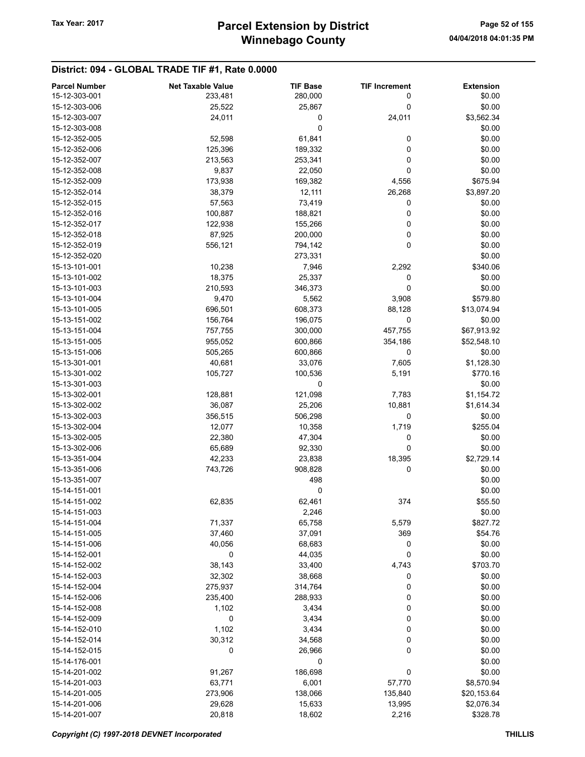# Parcel Extension by District
# Winnebago County

Tax Year: 2017

04/04/2018 04:01:35 PM

## District: 094 - GLOBAL TRADE TIF #1, Rate 0.0000

| Parcel Number | Net Taxable Value | TIF Base | TIF Increment | Extension |
|---|---|---|---|---|
| 15-12-303-001 | 233,481 | 280,000 | 0 | $0.00 |
| 15-12-303-006 | 25,522 | 25,867 | 0 | $0.00 |
| 15-12-303-007 | 24,011 | 0 | 24,011 | $3,562.34 |
| 15-12-303-008 | | 0 | | $0.00 |
| 15-12-352-005 | 52,598 | 61,841 | 0 | $0.00 |
| 15-12-352-006 | 125,396 | 189,332 | 0 | $0.00 |
| 15-12-352-007 | 213,563 | 253,341 | 0 | $0.00 |
| 15-12-352-008 | 9,837 | 22,050 | 0 | $0.00 |
| 15-12-352-009 | 173,938 | 169,382 | 4,556 | $675.94 |
| 15-12-352-014 | 38,379 | 12,111 | 26,268 | $3,897.20 |
| 15-12-352-015 | 57,563 | 73,419 | 0 | $0.00 |
| 15-12-352-016 | 100,887 | 188,821 | 0 | $0.00 |
| 15-12-352-017 | 122,938 | 155,266 | 0 | $0.00 |
| 15-12-352-018 | 87,925 | 200,000 | 0 | $0.00 |
| 15-12-352-019 | 556,121 | 794,142 | 0 | $0.00 |
| 15-12-352-020 | | 273,331 | | $0.00 |
| 15-13-101-001 | 10,238 | 7,946 | 2,292 | $340.06 |
| 15-13-101-002 | 18,375 | 25,337 | 0 | $0.00 |
| 15-13-101-003 | 210,593 | 346,373 | 0 | $0.00 |
| 15-13-101-004 | 9,470 | 5,562 | 3,908 | $579.80 |
| 15-13-101-005 | 696,501 | 608,373 | 88,128 | $13,074.94 |
| 15-13-151-002 | 156,764 | 196,075 | 0 | $0.00 |
| 15-13-151-004 | 757,755 | 300,000 | 457,755 | $67,913.92 |
| 15-13-151-005 | 955,052 | 600,866 | 354,186 | $52,548.10 |
| 15-13-151-006 | 505,265 | 600,866 | 0 | $0.00 |
| 15-13-301-001 | 40,681 | 33,076 | 7,605 | $1,128.30 |
| 15-13-301-002 | 105,727 | 100,536 | 5,191 | $770.16 |
| 15-13-301-003 | | 0 | | $0.00 |
| 15-13-302-001 | 128,881 | 121,098 | 7,783 | $1,154.72 |
| 15-13-302-002 | 36,087 | 25,206 | 10,881 | $1,614.34 |
| 15-13-302-003 | 356,515 | 506,298 | 0 | $0.00 |
| 15-13-302-004 | 12,077 | 10,358 | 1,719 | $255.04 |
| 15-13-302-005 | 22,380 | 47,304 | 0 | $0.00 |
| 15-13-302-006 | 65,689 | 92,330 | 0 | $0.00 |
| 15-13-351-004 | 42,233 | 23,838 | 18,395 | $2,729.14 |
| 15-13-351-006 | 743,726 | 908,828 | 0 | $0.00 |
| 15-13-351-007 | | 498 | | $0.00 |
| 15-14-151-001 | | 0 | | $0.00 |
| 15-14-151-002 | 62,835 | 62,461 | 374 | $55.50 |
| 15-14-151-003 | | 2,246 | | $0.00 |
| 15-14-151-004 | 71,337 | 65,758 | 5,579 | $827.72 |
| 15-14-151-005 | 37,460 | 37,091 | 369 | $54.76 |
| 15-14-151-006 | 40,056 | 68,683 | 0 | $0.00 |
| 15-14-152-001 | 0 | 44,035 | 0 | $0.00 |
| 15-14-152-002 | 38,143 | 33,400 | 4,743 | $703.70 |
| 15-14-152-003 | 32,302 | 38,668 | 0 | $0.00 |
| 15-14-152-004 | 275,937 | 314,764 | 0 | $0.00 |
| 15-14-152-006 | 235,400 | 288,933 | 0 | $0.00 |
| 15-14-152-008 | 1,102 | 3,434 | 0 | $0.00 |
| 15-14-152-009 | 0 | 3,434 | 0 | $0.00 |
| 15-14-152-010 | 1,102 | 3,434 | 0 | $0.00 |
| 15-14-152-014 | 30,312 | 34,568 | 0 | $0.00 |
| 15-14-152-015 | 0 | 26,966 | 0 | $0.00 |
| 15-14-176-001 | | 0 | | $0.00 |
| 15-14-201-002 | 91,267 | 186,698 | 0 | $0.00 |
| 15-14-201-003 | 63,771 | 6,001 | 57,770 | $8,570.94 |
| 15-14-201-005 | 273,906 | 138,066 | 135,840 | $20,153.64 |
| 15-14-201-006 | 29,628 | 15,633 | 13,995 | $2,076.34 |
| 15-14-201-007 | 20,818 | 18,602 | 2,216 | $328.78 |

*Copyright (C) 1997-2018 DEVNET Incorporated*

THILLIS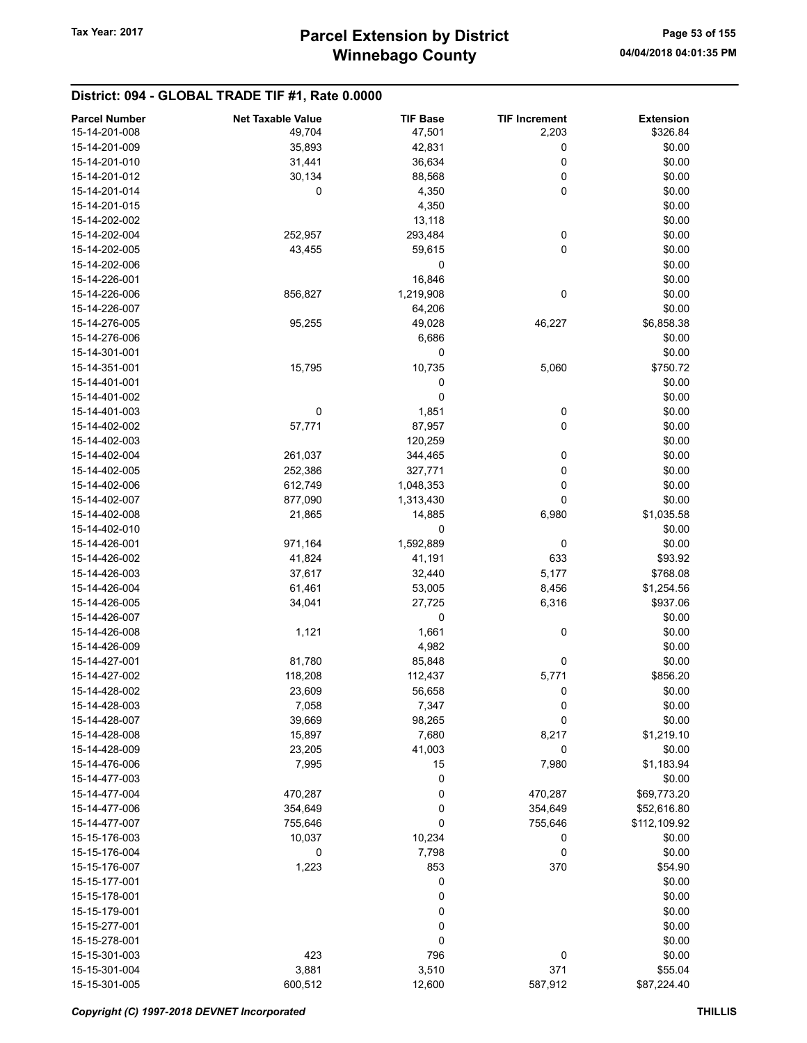## District: 094 - GLOBAL TRADE TIF #1, Rate 0.0000

| Parcel Number | Net Taxable Value | TIF Base | TIF Increment | Extension |
|---|---|---|---|---|
| 15-14-201-008 | 49,704 | 47,501 | 2,203 | $326.84 |
| 15-14-201-009 | 35,893 | 42,831 | 0 | $0.00 |
| 15-14-201-010 | 31,441 | 36,634 | 0 | $0.00 |
| 15-14-201-012 | 30,134 | 88,568 | 0 | $0.00 |
| 15-14-201-014 | 0 | 4,350 | 0 | $0.00 |
| 15-14-201-015 | | 4,350 | | $0.00 |
| 15-14-202-002 | | 13,118 | | $0.00 |
| 15-14-202-004 | 252,957 | 293,484 | 0 | $0.00 |
| 15-14-202-005 | 43,455 | 59,615 | 0 | $0.00 |
| 15-14-202-006 | | 0 | | $0.00 |
| 15-14-226-001 | | 16,846 | | $0.00 |
| 15-14-226-006 | 856,827 | 1,219,908 | 0 | $0.00 |
| 15-14-226-007 | | 64,206 | | $0.00 |
| 15-14-276-005 | 95,255 | 49,028 | 46,227 | $6,858.38 |
| 15-14-276-006 | | 6,686 | | $0.00 |
| 15-14-301-001 | | 0 | | $0.00 |
| 15-14-351-001 | 15,795 | 10,735 | 5,060 | $750.72 |
| 15-14-401-001 | | 0 | | $0.00 |
| 15-14-401-002 | | 0 | | $0.00 |
| 15-14-401-003 | 0 | 1,851 | 0 | $0.00 |
| 15-14-402-002 | 57,771 | 87,957 | 0 | $0.00 |
| 15-14-402-003 | | 120,259 | | $0.00 |
| 15-14-402-004 | 261,037 | 344,465 | 0 | $0.00 |
| 15-14-402-005 | 252,386 | 327,771 | 0 | $0.00 |
| 15-14-402-006 | 612,749 | 1,048,353 | 0 | $0.00 |
| 15-14-402-007 | 877,090 | 1,313,430 | 0 | $0.00 |
| 15-14-402-008 | 21,865 | 14,885 | 6,980 | $1,035.58 |
| 15-14-402-010 | | 0 | | $0.00 |
| 15-14-426-001 | 971,164 | 1,592,889 | 0 | $0.00 |
| 15-14-426-002 | 41,824 | 41,191 | 633 | $93.92 |
| 15-14-426-003 | 37,617 | 32,440 | 5,177 | $768.08 |
| 15-14-426-004 | 61,461 | 53,005 | 8,456 | $1,254.56 |
| 15-14-426-005 | 34,041 | 27,725 | 6,316 | $937.06 |
| 15-14-426-007 | | 0 | | $0.00 |
| 15-14-426-008 | 1,121 | 1,661 | 0 | $0.00 |
| 15-14-426-009 | | 4,982 | | $0.00 |
| 15-14-427-001 | 81,780 | 85,848 | 0 | $0.00 |
| 15-14-427-002 | 118,208 | 112,437 | 5,771 | $856.20 |
| 15-14-428-002 | 23,609 | 56,658 | 0 | $0.00 |
| 15-14-428-003 | 7,058 | 7,347 | 0 | $0.00 |
| 15-14-428-007 | 39,669 | 98,265 | 0 | $0.00 |
| 15-14-428-008 | 15,897 | 7,680 | 8,217 | $1,219.10 |
| 15-14-428-009 | 23,205 | 41,003 | 0 | $0.00 |
| 15-14-476-006 | 7,995 | 15 | 7,980 | $1,183.94 |
| 15-14-477-003 | | 0 | | $0.00 |
| 15-14-477-004 | 470,287 | 0 | 470,287 | $69,773.20 |
| 15-14-477-006 | 354,649 | 0 | 354,649 | $52,616.80 |
| 15-14-477-007 | 755,646 | 0 | 755,646 | $112,109.92 |
| 15-15-176-003 | 10,037 | 10,234 | 0 | $0.00 |
| 15-15-176-004 | 0 | 7,798 | 0 | $0.00 |
| 15-15-176-007 | 1,223 | 853 | 370 | $54.90 |
| 15-15-177-001 | | 0 | | $0.00 |
| 15-15-178-001 | | 0 | | $0.00 |
| 15-15-179-001 | | 0 | | $0.00 |
| 15-15-277-001 | | 0 | | $0.00 |
| 15-15-278-001 | | 0 | | $0.00 |
| 15-15-301-003 | 423 | 796 | 0 | $0.00 |
| 15-15-301-004 | 3,881 | 3,510 | 371 | $55.04 |
| 15-15-301-005 | 600,512 | 12,600 | 587,912 | $87,224.40 |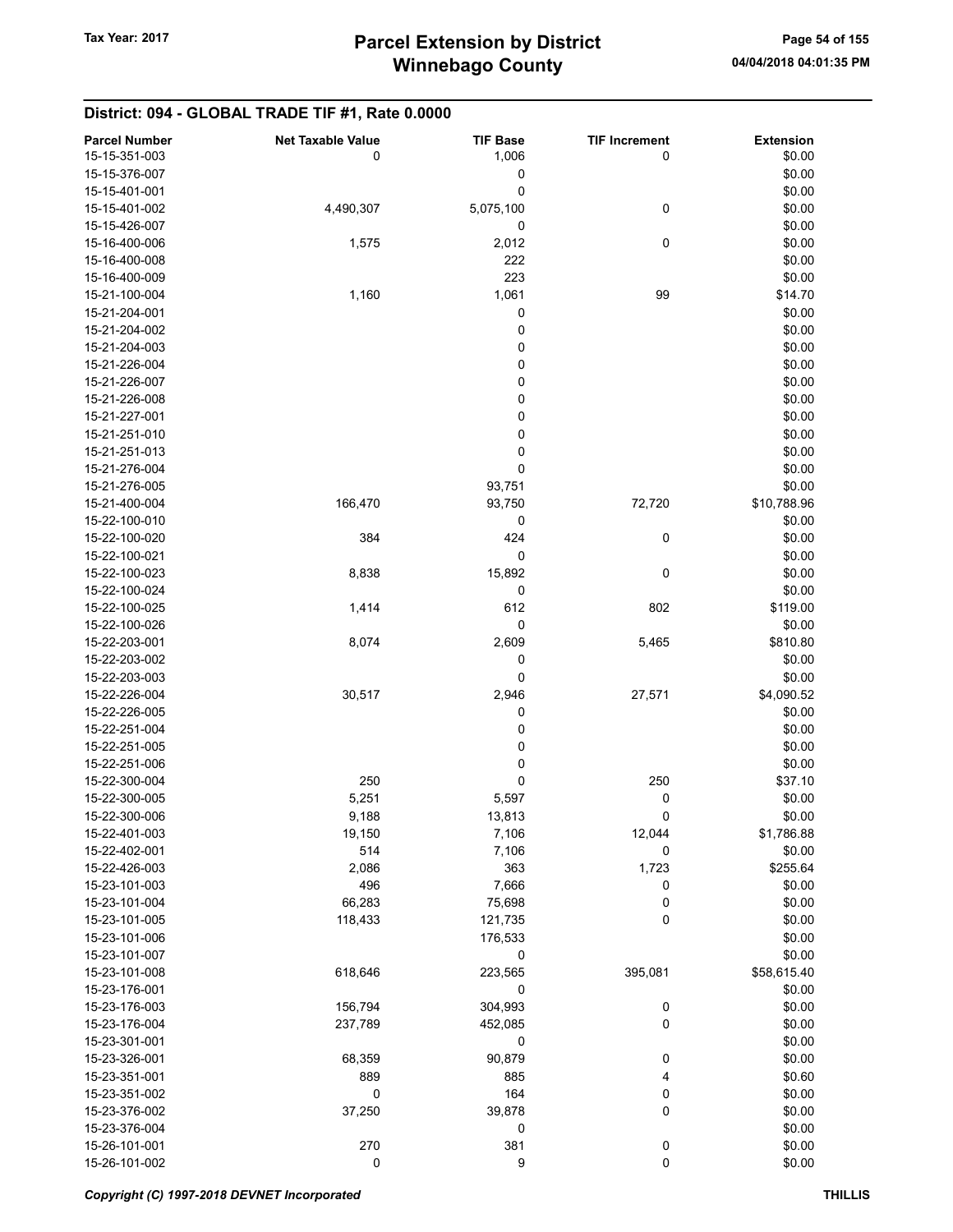## District: 094 - GLOBAL TRADE TIF #1, Rate 0.0000

| Parcel Number | Net Taxable Value | TIF Base | TIF Increment | Extension |
|---|---|---|---|---|
| 15-15-351-003 | 0 | 1,006 | 0 | $0.00 |
| 15-15-376-007 | | 0 | | $0.00 |
| 15-15-401-001 | | 0 | | $0.00 |
| 15-15-401-002 | 4,490,307 | 5,075,100 | 0 | $0.00 |
| 15-15-426-007 | | 0 | | $0.00 |
| 15-16-400-006 | 1,575 | 2,012 | 0 | $0.00 |
| 15-16-400-008 | | 222 | | $0.00 |
| 15-16-400-009 | | 223 | | $0.00 |
| 15-21-100-004 | 1,160 | 1,061 | 99 | $14.70 |
| 15-21-204-001 | | 0 | | $0.00 |
| 15-21-204-002 | | 0 | | $0.00 |
| 15-21-204-003 | | 0 | | $0.00 |
| 15-21-226-004 | | 0 | | $0.00 |
| 15-21-226-007 | | 0 | | $0.00 |
| 15-21-226-008 | | 0 | | $0.00 |
| 15-21-227-001 | | 0 | | $0.00 |
| 15-21-251-010 | | 0 | | $0.00 |
| 15-21-251-013 | | 0 | | $0.00 |
| 15-21-276-004 | | 0 | | $0.00 |
| 15-21-276-005 | | 93,751 | | $0.00 |
| 15-21-400-004 | 166,470 | 93,750 | 72,720 | $10,788.96 |
| 15-22-100-010 | | 0 | | $0.00 |
| 15-22-100-020 | 384 | 424 | 0 | $0.00 |
| 15-22-100-021 | | 0 | | $0.00 |
| 15-22-100-023 | 8,838 | 15,892 | 0 | $0.00 |
| 15-22-100-024 | | 0 | | $0.00 |
| 15-22-100-025 | 1,414 | 612 | 802 | $119.00 |
| 15-22-100-026 | | 0 | | $0.00 |
| 15-22-203-001 | 8,074 | 2,609 | 5,465 | $810.80 |
| 15-22-203-002 | | 0 | | $0.00 |
| 15-22-203-003 | | 0 | | $0.00 |
| 15-22-226-004 | 30,517 | 2,946 | 27,571 | $4,090.52 |
| 15-22-226-005 | | 0 | | $0.00 |
| 15-22-251-004 | | 0 | | $0.00 |
| 15-22-251-005 | | 0 | | $0.00 |
| 15-22-251-006 | | 0 | | $0.00 |
| 15-22-300-004 | 250 | 0 | 250 | $37.10 |
| 15-22-300-005 | 5,251 | 5,597 | 0 | $0.00 |
| 15-22-300-006 | 9,188 | 13,813 | 0 | $0.00 |
| 15-22-401-003 | 19,150 | 7,106 | 12,044 | $1,786.88 |
| 15-22-402-001 | 514 | 7,106 | 0 | $0.00 |
| 15-22-426-003 | 2,086 | 363 | 1,723 | $255.64 |
| 15-23-101-003 | 496 | 7,666 | 0 | $0.00 |
| 15-23-101-004 | 66,283 | 75,698 | 0 | $0.00 |
| 15-23-101-005 | 118,433 | 121,735 | 0 | $0.00 |
| 15-23-101-006 | | 176,533 | | $0.00 |
| 15-23-101-007 | | 0 | | $0.00 |
| 15-23-101-008 | 618,646 | 223,565 | 395,081 | $58,615.40 |
| 15-23-176-001 | | 0 | | $0.00 |
| 15-23-176-003 | 156,794 | 304,993 | 0 | $0.00 |
| 15-23-176-004 | 237,789 | 452,085 | 0 | $0.00 |
| 15-23-301-001 | | 0 | | $0.00 |
| 15-23-326-001 | 68,359 | 90,879 | 0 | $0.00 |
| 15-23-351-001 | 889 | 885 | 4 | $0.60 |
| 15-23-351-002 | 0 | 164 | 0 | $0.00 |
| 15-23-376-002 | 37,250 | 39,878 | 0 | $0.00 |
| 15-23-376-004 | | 0 | | $0.00 |
| 15-26-101-001 | 270 | 381 | 0 | $0.00 |
| 15-26-101-002 | 0 | 9 | 0 | $0.00 |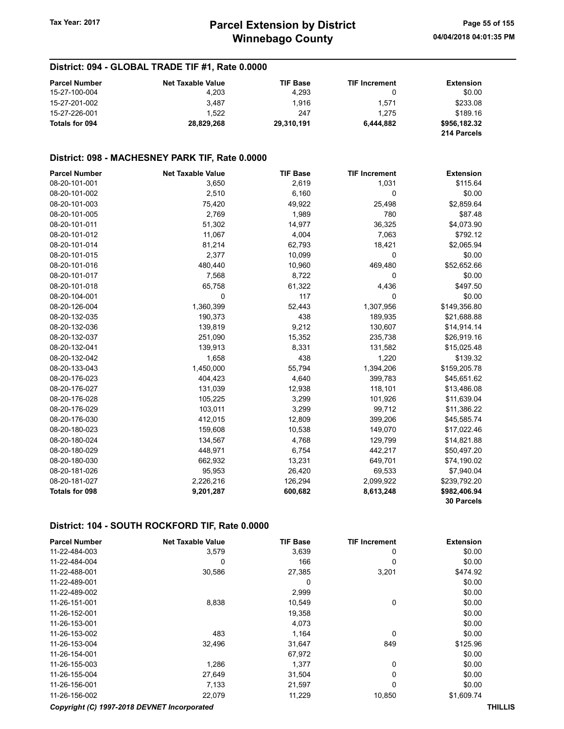## District: 094 - GLOBAL TRADE TIF #1, Rate 0.0000

| Parcel Number | Net Taxable Value | TIF Base | TIF Increment | Extension |
|---|---|---|---|---|
| 15-27-100-004 | 4,203 | 4,293 | 0 | $0.00 |
| 15-27-201-002 | 3,487 | 1,916 | 1,571 | $233.08 |
| 15-27-226-001 | 1,522 | 247 | 1,275 | $189.16 |
| **Totals for 094** | **28,829,268** | **29,310,191** | **6,444,882** | **$956,182.32** |
| | | | | **214 Parcels** |

## District: 098 - MACHESNEY PARK TIF, Rate 0.0000

| Parcel Number | Net Taxable Value | TIF Base | TIF Increment | Extension |
|---|---|---|---|---|
| 08-20-101-001 | 3,650 | 2,619 | 1,031 | $115.64 |
| 08-20-101-002 | 2,510 | 6,160 | 0 | $0.00 |
| 08-20-101-003 | 75,420 | 49,922 | 25,498 | $2,859.64 |
| 08-20-101-005 | 2,769 | 1,989 | 780 | $87.48 |
| 08-20-101-011 | 51,302 | 14,977 | 36,325 | $4,073.90 |
| 08-20-101-012 | 11,067 | 4,004 | 7,063 | $792.12 |
| 08-20-101-014 | 81,214 | 62,793 | 18,421 | $2,065.94 |
| 08-20-101-015 | 2,377 | 10,099 | 0 | $0.00 |
| 08-20-101-016 | 480,440 | 10,960 | 469,480 | $52,652.66 |
| 08-20-101-017 | 7,568 | 8,722 | 0 | $0.00 |
| 08-20-101-018 | 65,758 | 61,322 | 4,436 | $497.50 |
| 08-20-104-001 | 0 | 117 | 0 | $0.00 |
| 08-20-126-004 | 1,360,399 | 52,443 | 1,307,956 | $149,356.80 |
| 08-20-132-035 | 190,373 | 438 | 189,935 | $21,688.88 |
| 08-20-132-036 | 139,819 | 9,212 | 130,607 | $14,914.14 |
| 08-20-132-037 | 251,090 | 15,352 | 235,738 | $26,919.16 |
| 08-20-132-041 | 139,913 | 8,331 | 131,582 | $15,025.48 |
| 08-20-132-042 | 1,658 | 438 | 1,220 | $139.32 |
| 08-20-133-043 | 1,450,000 | 55,794 | 1,394,206 | $159,205.78 |
| 08-20-176-023 | 404,423 | 4,640 | 399,783 | $45,651.62 |
| 08-20-176-027 | 131,039 | 12,938 | 118,101 | $13,486.08 |
| 08-20-176-028 | 105,225 | 3,299 | 101,926 | $11,639.04 |
| 08-20-176-029 | 103,011 | 3,299 | 99,712 | $11,386.22 |
| 08-20-176-030 | 412,015 | 12,809 | 399,206 | $45,585.74 |
| 08-20-180-023 | 159,608 | 10,538 | 149,070 | $17,022.46 |
| 08-20-180-024 | 134,567 | 4,768 | 129,799 | $14,821.88 |
| 08-20-180-029 | 448,971 | 6,754 | 442,217 | $50,497.20 |
| 08-20-180-030 | 662,932 | 13,231 | 649,701 | $74,190.02 |
| 08-20-181-026 | 95,953 | 26,420 | 69,533 | $7,940.04 |
| 08-20-181-027 | 2,226,216 | 126,294 | 2,099,922 | $239,792.20 |
| **Totals for 098** | **9,201,287** | **600,682** | **8,613,248** | **$982,406.94** |
| | | | | **30 Parcels** |

## District: 104 - SOUTH ROCKFORD TIF, Rate 0.0000

| Parcel Number | Net Taxable Value | TIF Base | TIF Increment | Extension |
|---|---|---|---|---|
| 11-22-484-003 | 3,579 | 3,639 | 0 | $0.00 |
| 11-22-484-004 | 0 | 166 | 0 | $0.00 |
| 11-22-488-001 | 30,586 | 27,385 | 3,201 | $474.92 |
| 11-22-489-001 | | 0 | | $0.00 |
| 11-22-489-002 | | 2,999 | | $0.00 |
| 11-26-151-001 | 8,838 | 10,549 | 0 | $0.00 |
| 11-26-152-001 | | 19,358 | | $0.00 |
| 11-26-153-001 | | 4,073 | | $0.00 |
| 11-26-153-002 | 483 | 1,164 | 0 | $0.00 |
| 11-26-153-004 | 32,496 | 31,647 | 849 | $125.96 |
| 11-26-154-001 | | 67,972 | | $0.00 |
| 11-26-155-003 | 1,286 | 1,377 | 0 | $0.00 |
| 11-26-155-004 | 27,649 | 31,504 | 0 | $0.00 |
| 11-26-156-001 | 7,133 | 21,597 | 0 | $0.00 |
| 11-26-156-002 | 22,079 | 11,229 | 10,850 | $1,609.74 |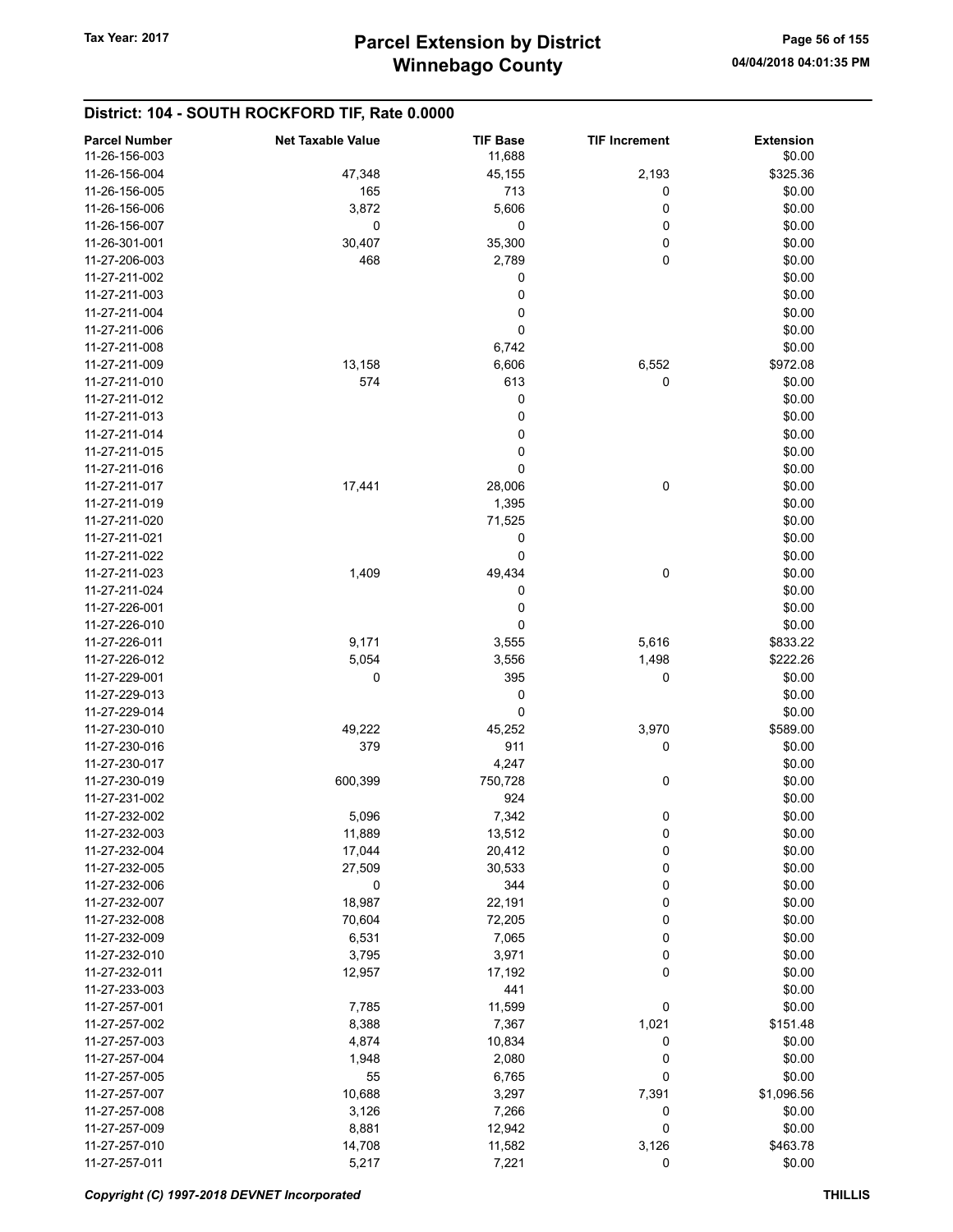## District: 104 - SOUTH ROCKFORD TIF, Rate 0.0000

| Parcel Number | Net Taxable Value | TIF Base | TIF Increment | Extension |
|---|---|---|---|---|
| 11-26-156-003 | | 11,688 | | $0.00 |
| 11-26-156-004 | 47,348 | 45,155 | 2,193 | $325.36 |
| 11-26-156-005 | 165 | 713 | 0 | $0.00 |
| 11-26-156-006 | 3,872 | 5,606 | 0 | $0.00 |
| 11-26-156-007 | 0 | 0 | 0 | $0.00 |
| 11-26-301-001 | 30,407 | 35,300 | 0 | $0.00 |
| 11-27-206-003 | 468 | 2,789 | 0 | $0.00 |
| 11-27-211-002 | | 0 | | $0.00 |
| 11-27-211-003 | | 0 | | $0.00 |
| 11-27-211-004 | | 0 | | $0.00 |
| 11-27-211-006 | | 0 | | $0.00 |
| 11-27-211-008 | | 6,742 | | $0.00 |
| 11-27-211-009 | 13,158 | 6,606 | 6,552 | $972.08 |
| 11-27-211-010 | 574 | 613 | 0 | $0.00 |
| 11-27-211-012 | | 0 | | $0.00 |
| 11-27-211-013 | | 0 | | $0.00 |
| 11-27-211-014 | | 0 | | $0.00 |
| 11-27-211-015 | | 0 | | $0.00 |
| 11-27-211-016 | | 0 | | $0.00 |
| 11-27-211-017 | 17,441 | 28,006 | 0 | $0.00 |
| 11-27-211-019 | | 1,395 | | $0.00 |
| 11-27-211-020 | | 71,525 | | $0.00 |
| 11-27-211-021 | | 0 | | $0.00 |
| 11-27-211-022 | | 0 | | $0.00 |
| 11-27-211-023 | 1,409 | 49,434 | 0 | $0.00 |
| 11-27-211-024 | | 0 | | $0.00 |
| 11-27-226-001 | | 0 | | $0.00 |
| 11-27-226-010 | | 0 | | $0.00 |
| 11-27-226-011 | 9,171 | 3,555 | 5,616 | $833.22 |
| 11-27-226-012 | 5,054 | 3,556 | 1,498 | $222.26 |
| 11-27-229-001 | 0 | 395 | 0 | $0.00 |
| 11-27-229-013 | | 0 | | $0.00 |
| 11-27-229-014 | | 0 | | $0.00 |
| 11-27-230-010 | 49,222 | 45,252 | 3,970 | $589.00 |
| 11-27-230-016 | 379 | 911 | 0 | $0.00 |
| 11-27-230-017 | | 4,247 | | $0.00 |
| 11-27-230-019 | 600,399 | 750,728 | 0 | $0.00 |
| 11-27-231-002 | | 924 | | $0.00 |
| 11-27-232-002 | 5,096 | 7,342 | 0 | $0.00 |
| 11-27-232-003 | 11,889 | 13,512 | 0 | $0.00 |
| 11-27-232-004 | 17,044 | 20,412 | 0 | $0.00 |
| 11-27-232-005 | 27,509 | 30,533 | 0 | $0.00 |
| 11-27-232-006 | 0 | 344 | 0 | $0.00 |
| 11-27-232-007 | 18,987 | 22,191 | 0 | $0.00 |
| 11-27-232-008 | 70,604 | 72,205 | 0 | $0.00 |
| 11-27-232-009 | 6,531 | 7,065 | 0 | $0.00 |
| 11-27-232-010 | 3,795 | 3,971 | 0 | $0.00 |
| 11-27-232-011 | 12,957 | 17,192 | 0 | $0.00 |
| 11-27-233-003 | | 441 | | $0.00 |
| 11-27-257-001 | 7,785 | 11,599 | 0 | $0.00 |
| 11-27-257-002 | 8,388 | 7,367 | 1,021 | $151.48 |
| 11-27-257-003 | 4,874 | 10,834 | 0 | $0.00 |
| 11-27-257-004 | 1,948 | 2,080 | 0 | $0.00 |
| 11-27-257-005 | 55 | 6,765 | 0 | $0.00 |
| 11-27-257-007 | 10,688 | 3,297 | 7,391 | $1,096.56 |
| 11-27-257-008 | 3,126 | 7,266 | 0 | $0.00 |
| 11-27-257-009 | 8,881 | 12,942 | 0 | $0.00 |
| 11-27-257-010 | 14,708 | 11,582 | 3,126 | $463.78 |
| 11-27-257-011 | 5,217 | 7,221 | 0 | $0.00 |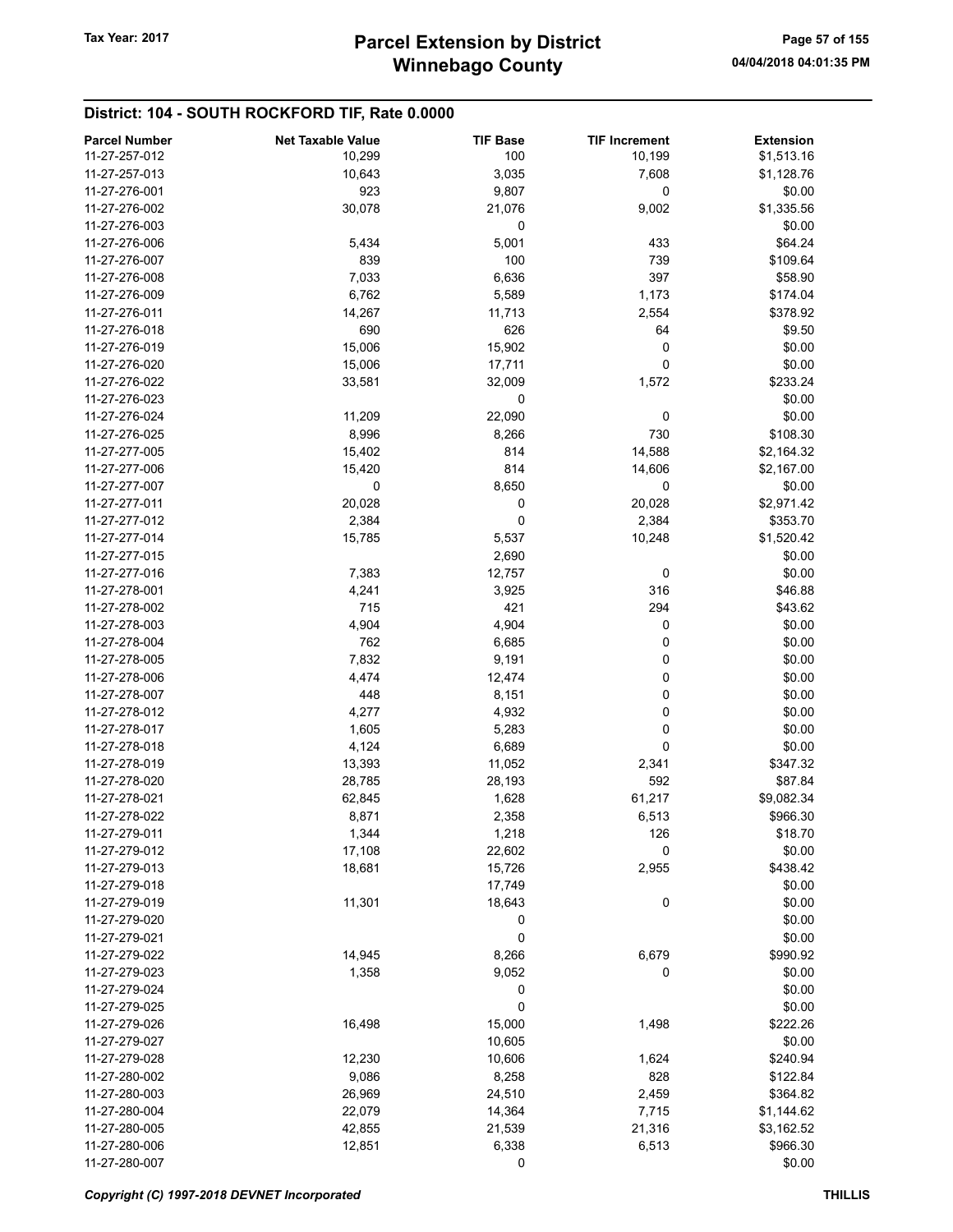## District: 104 - SOUTH ROCKFORD TIF, Rate 0.0000

| Parcel Number | Net Taxable Value | TIF Base | TIF Increment | Extension |
|---|---|---|---|---|
| 11-27-257-012 | 10,299 | 100 | 10,199 | $1,513.16 |
| 11-27-257-013 | 10,643 | 3,035 | 7,608 | $1,128.76 |
| 11-27-276-001 | 923 | 9,807 | 0 | $0.00 |
| 11-27-276-002 | 30,078 | 21,076 | 9,002 | $1,335.56 |
| 11-27-276-003 | | 0 | | $0.00 |
| 11-27-276-006 | 5,434 | 5,001 | 433 | $64.24 |
| 11-27-276-007 | 839 | 100 | 739 | $109.64 |
| 11-27-276-008 | 7,033 | 6,636 | 397 | $58.90 |
| 11-27-276-009 | 6,762 | 5,589 | 1,173 | $174.04 |
| 11-27-276-011 | 14,267 | 11,713 | 2,554 | $378.92 |
| 11-27-276-018 | 690 | 626 | 64 | $9.50 |
| 11-27-276-019 | 15,006 | 15,902 | 0 | $0.00 |
| 11-27-276-020 | 15,006 | 17,711 | 0 | $0.00 |
| 11-27-276-022 | 33,581 | 32,009 | 1,572 | $233.24 |
| 11-27-276-023 | | 0 | | $0.00 |
| 11-27-276-024 | 11,209 | 22,090 | 0 | $0.00 |
| 11-27-276-025 | 8,996 | 8,266 | 730 | $108.30 |
| 11-27-277-005 | 15,402 | 814 | 14,588 | $2,164.32 |
| 11-27-277-006 | 15,420 | 814 | 14,606 | $2,167.00 |
| 11-27-277-007 | 0 | 8,650 | 0 | $0.00 |
| 11-27-277-011 | 20,028 | 0 | 20,028 | $2,971.42 |
| 11-27-277-012 | 2,384 | 0 | 2,384 | $353.70 |
| 11-27-277-014 | 15,785 | 5,537 | 10,248 | $1,520.42 |
| 11-27-277-015 | | 2,690 | | $0.00 |
| 11-27-277-016 | 7,383 | 12,757 | 0 | $0.00 |
| 11-27-278-001 | 4,241 | 3,925 | 316 | $46.88 |
| 11-27-278-002 | 715 | 421 | 294 | $43.62 |
| 11-27-278-003 | 4,904 | 4,904 | 0 | $0.00 |
| 11-27-278-004 | 762 | 6,685 | 0 | $0.00 |
| 11-27-278-005 | 7,832 | 9,191 | 0 | $0.00 |
| 11-27-278-006 | 4,474 | 12,474 | 0 | $0.00 |
| 11-27-278-007 | 448 | 8,151 | 0 | $0.00 |
| 11-27-278-012 | 4,277 | 4,932 | 0 | $0.00 |
| 11-27-278-017 | 1,605 | 5,283 | 0 | $0.00 |
| 11-27-278-018 | 4,124 | 6,689 | 0 | $0.00 |
| 11-27-278-019 | 13,393 | 11,052 | 2,341 | $347.32 |
| 11-27-278-020 | 28,785 | 28,193 | 592 | $87.84 |
| 11-27-278-021 | 62,845 | 1,628 | 61,217 | $9,082.34 |
| 11-27-278-022 | 8,871 | 2,358 | 6,513 | $966.30 |
| 11-27-279-011 | 1,344 | 1,218 | 126 | $18.70 |
| 11-27-279-012 | 17,108 | 22,602 | 0 | $0.00 |
| 11-27-279-013 | 18,681 | 15,726 | 2,955 | $438.42 |
| 11-27-279-018 | | 17,749 | | $0.00 |
| 11-27-279-019 | 11,301 | 18,643 | 0 | $0.00 |
| 11-27-279-020 | | 0 | | $0.00 |
| 11-27-279-021 | | 0 | | $0.00 |
| 11-27-279-022 | 14,945 | 8,266 | 6,679 | $990.92 |
| 11-27-279-023 | 1,358 | 9,052 | 0 | $0.00 |
| 11-27-279-024 | | 0 | | $0.00 |
| 11-27-279-025 | | 0 | | $0.00 |
| 11-27-279-026 | 16,498 | 15,000 | 1,498 | $222.26 |
| 11-27-279-027 | | 10,605 | | $0.00 |
| 11-27-279-028 | 12,230 | 10,606 | 1,624 | $240.94 |
| 11-27-280-002 | 9,086 | 8,258 | 828 | $122.84 |
| 11-27-280-003 | 26,969 | 24,510 | 2,459 | $364.82 |
| 11-27-280-004 | 22,079 | 14,364 | 7,715 | $1,144.62 |
| 11-27-280-005 | 42,855 | 21,539 | 21,316 | $3,162.52 |
| 11-27-280-006 | 12,851 | 6,338 | 6,513 | $966.30 |
| 11-27-280-007 | | 0 | | $0.00 |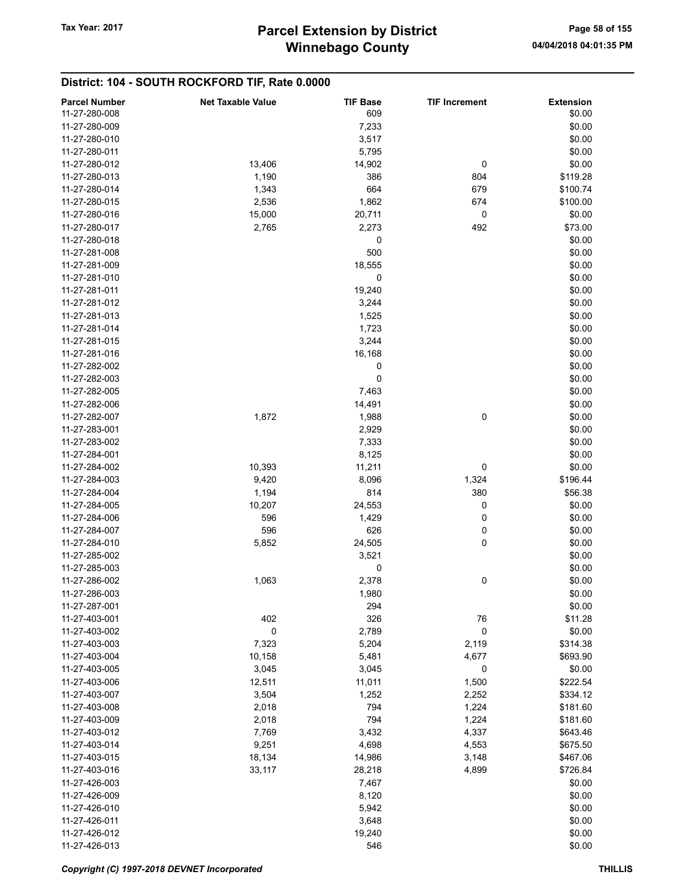## District: 104 - SOUTH ROCKFORD TIF, Rate 0.0000

| Parcel Number | Net Taxable Value | TIF Base | TIF Increment | Extension |
|---|---|---|---|---|
| 11-27-280-008 | | 609 | | $0.00 |
| 11-27-280-009 | | 7,233 | | $0.00 |
| 11-27-280-010 | | 3,517 | | $0.00 |
| 11-27-280-011 | | 5,795 | | $0.00 |
| 11-27-280-012 | 13,406 | 14,902 | 0 | $0.00 |
| 11-27-280-013 | 1,190 | 386 | 804 | $119.28 |
| 11-27-280-014 | 1,343 | 664 | 679 | $100.74 |
| 11-27-280-015 | 2,536 | 1,862 | 674 | $100.00 |
| 11-27-280-016 | 15,000 | 20,711 | 0 | $0.00 |
| 11-27-280-017 | 2,765 | 2,273 | 492 | $73.00 |
| 11-27-280-018 | | 0 | | $0.00 |
| 11-27-281-008 | | 500 | | $0.00 |
| 11-27-281-009 | | 18,555 | | $0.00 |
| 11-27-281-010 | | 0 | | $0.00 |
| 11-27-281-011 | | 19,240 | | $0.00 |
| 11-27-281-012 | | 3,244 | | $0.00 |
| 11-27-281-013 | | 1,525 | | $0.00 |
| 11-27-281-014 | | 1,723 | | $0.00 |
| 11-27-281-015 | | 3,244 | | $0.00 |
| 11-27-281-016 | | 16,168 | | $0.00 |
| 11-27-282-002 | | 0 | | $0.00 |
| 11-27-282-003 | | 0 | | $0.00 |
| 11-27-282-005 | | 7,463 | | $0.00 |
| 11-27-282-006 | | 14,491 | | $0.00 |
| 11-27-282-007 | 1,872 | 1,988 | 0 | $0.00 |
| 11-27-283-001 | | 2,929 | | $0.00 |
| 11-27-283-002 | | 7,333 | | $0.00 |
| 11-27-284-001 | | 8,125 | | $0.00 |
| 11-27-284-002 | 10,393 | 11,211 | 0 | $0.00 |
| 11-27-284-003 | 9,420 | 8,096 | 1,324 | $196.44 |
| 11-27-284-004 | 1,194 | 814 | 380 | $56.38 |
| 11-27-284-005 | 10,207 | 24,553 | 0 | $0.00 |
| 11-27-284-006 | 596 | 1,429 | 0 | $0.00 |
| 11-27-284-007 | 596 | 626 | 0 | $0.00 |
| 11-27-284-010 | 5,852 | 24,505 | 0 | $0.00 |
| 11-27-285-002 | | 3,521 | | $0.00 |
| 11-27-285-003 | | 0 | | $0.00 |
| 11-27-286-002 | 1,063 | 2,378 | 0 | $0.00 |
| 11-27-286-003 | | 1,980 | | $0.00 |
| 11-27-287-001 | | 294 | | $0.00 |
| 11-27-403-001 | 402 | 326 | 76 | $11.28 |
| 11-27-403-002 | 0 | 2,789 | 0 | $0.00 |
| 11-27-403-003 | 7,323 | 5,204 | 2,119 | $314.38 |
| 11-27-403-004 | 10,158 | 5,481 | 4,677 | $693.90 |
| 11-27-403-005 | 3,045 | 3,045 | 0 | $0.00 |
| 11-27-403-006 | 12,511 | 11,011 | 1,500 | $222.54 |
| 11-27-403-007 | 3,504 | 1,252 | 2,252 | $334.12 |
| 11-27-403-008 | 2,018 | 794 | 1,224 | $181.60 |
| 11-27-403-009 | 2,018 | 794 | 1,224 | $181.60 |
| 11-27-403-012 | 7,769 | 3,432 | 4,337 | $643.46 |
| 11-27-403-014 | 9,251 | 4,698 | 4,553 | $675.50 |
| 11-27-403-015 | 18,134 | 14,986 | 3,148 | $467.06 |
| 11-27-403-016 | 33,117 | 28,218 | 4,899 | $726.84 |
| 11-27-426-003 | | 7,467 | | $0.00 |
| 11-27-426-009 | | 8,120 | | $0.00 |
| 11-27-426-010 | | 5,942 | | $0.00 |
| 11-27-426-011 | | 3,648 | | $0.00 |
| 11-27-426-012 | | 19,240 | | $0.00 |
| 11-27-426-013 | | 546 | | $0.00 |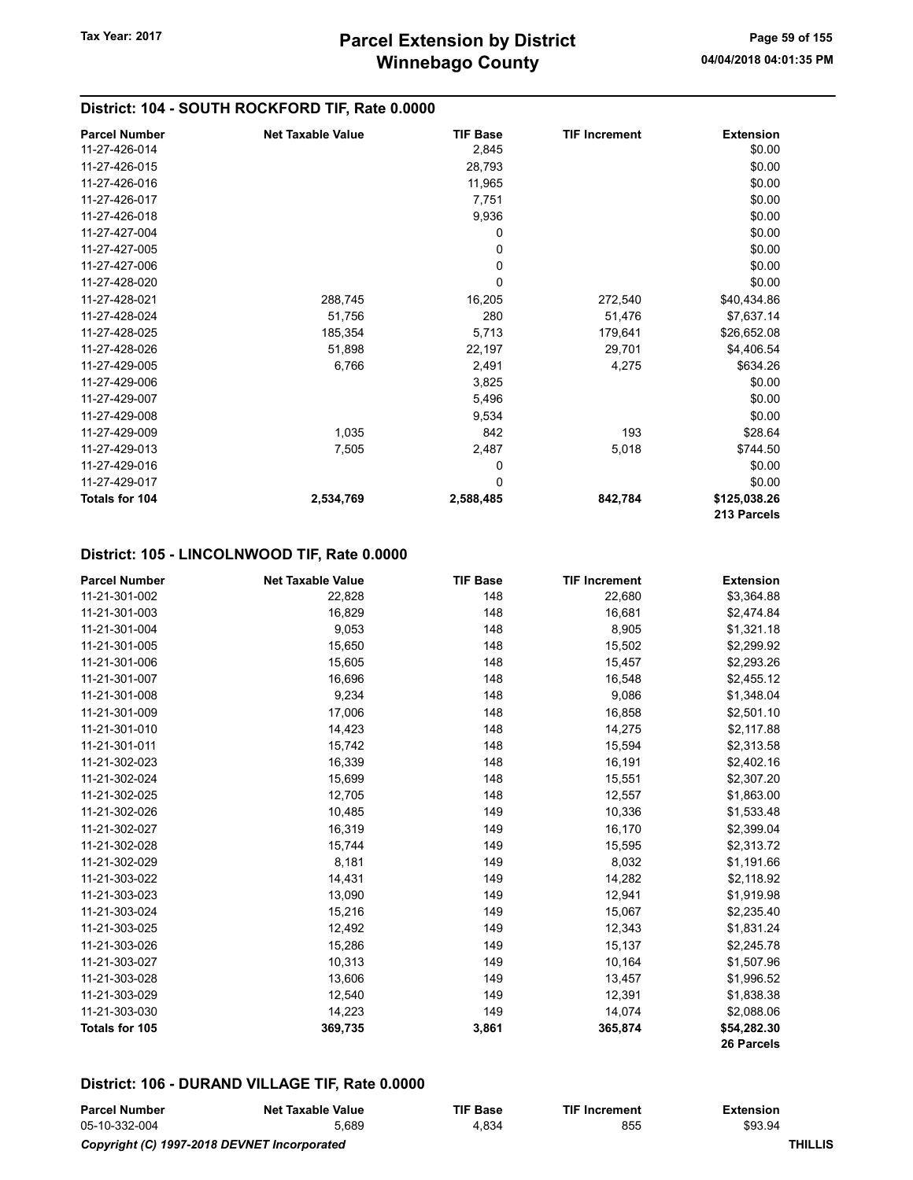## District: 104 - SOUTH ROCKFORD TIF, Rate 0.0000

| Parcel Number | Net Taxable Value | TIF Base | TIF Increment | Extension |
|---|---|---|---|---|
| 11-27-426-014 | | 2,845 | | $0.00 |
| 11-27-426-015 | | 28,793 | | $0.00 |
| 11-27-426-016 | | 11,965 | | $0.00 |
| 11-27-426-017 | | 7,751 | | $0.00 |
| 11-27-426-018 | | 9,936 | | $0.00 |
| 11-27-427-004 | | 0 | | $0.00 |
| 11-27-427-005 | | 0 | | $0.00 |
| 11-27-427-006 | | 0 | | $0.00 |
| 11-27-428-020 | | 0 | | $0.00 |
| 11-27-428-021 | 288,745 | 16,205 | 272,540 | $40,434.86 |
| 11-27-428-024 | 51,756 | 280 | 51,476 | $7,637.14 |
| 11-27-428-025 | 185,354 | 5,713 | 179,641 | $26,652.08 |
| 11-27-428-026 | 51,898 | 22,197 | 29,701 | $4,406.54 |
| 11-27-429-005 | 6,766 | 2,491 | 4,275 | $634.26 |
| 11-27-429-006 | | 3,825 | | $0.00 |
| 11-27-429-007 | | 5,496 | | $0.00 |
| 11-27-429-008 | | 9,534 | | $0.00 |
| 11-27-429-009 | 1,035 | 842 | 193 | $28.64 |
| 11-27-429-013 | 7,505 | 2,487 | 5,018 | $744.50 |
| 11-27-429-016 | | 0 | | $0.00 |
| 11-27-429-017 | | 0 | | $0.00 |
| **Totals for 104** | **2,534,769** | **2,588,485** | **842,784** | **$125,038.26** |
| | | | | **213 Parcels** |

## District: 105 - LINCOLNWOOD TIF, Rate 0.0000

| Parcel Number | Net Taxable Value | TIF Base | TIF Increment | Extension |
|---|---|---|---|---|
| 11-21-301-002 | 22,828 | 148 | 22,680 | $3,364.88 |
| 11-21-301-003 | 16,829 | 148 | 16,681 | $2,474.84 |
| 11-21-301-004 | 9,053 | 148 | 8,905 | $1,321.18 |
| 11-21-301-005 | 15,650 | 148 | 15,502 | $2,299.92 |
| 11-21-301-006 | 15,605 | 148 | 15,457 | $2,293.26 |
| 11-21-301-007 | 16,696 | 148 | 16,548 | $2,455.12 |
| 11-21-301-008 | 9,234 | 148 | 9,086 | $1,348.04 |
| 11-21-301-009 | 17,006 | 148 | 16,858 | $2,501.10 |
| 11-21-301-010 | 14,423 | 148 | 14,275 | $2,117.88 |
| 11-21-301-011 | 15,742 | 148 | 15,594 | $2,313.58 |
| 11-21-302-023 | 16,339 | 148 | 16,191 | $2,402.16 |
| 11-21-302-024 | 15,699 | 148 | 15,551 | $2,307.20 |
| 11-21-302-025 | 12,705 | 148 | 12,557 | $1,863.00 |
| 11-21-302-026 | 10,485 | 149 | 10,336 | $1,533.48 |
| 11-21-302-027 | 16,319 | 149 | 16,170 | $2,399.04 |
| 11-21-302-028 | 15,744 | 149 | 15,595 | $2,313.72 |
| 11-21-302-029 | 8,181 | 149 | 8,032 | $1,191.66 |
| 11-21-303-022 | 14,431 | 149 | 14,282 | $2,118.92 |
| 11-21-303-023 | 13,090 | 149 | 12,941 | $1,919.98 |
| 11-21-303-024 | 15,216 | 149 | 15,067 | $2,235.40 |
| 11-21-303-025 | 12,492 | 149 | 12,343 | $1,831.24 |
| 11-21-303-026 | 15,286 | 149 | 15,137 | $2,245.78 |
| 11-21-303-027 | 10,313 | 149 | 10,164 | $1,507.96 |
| 11-21-303-028 | 13,606 | 149 | 13,457 | $1,996.52 |
| 11-21-303-029 | 12,540 | 149 | 12,391 | $1,838.38 |
| 11-21-303-030 | 14,223 | 149 | 14,074 | $2,088.06 |
| **Totals for 105** | **369,735** | **3,861** | **365,874** | **$54,282.30** |
| | | | | **26 Parcels** |

## District: 106 - DURAND VILLAGE TIF, Rate 0.0000

| Parcel Number | Net Taxable Value | TIF Base | TIF Increment | Extension |
|---|---|---|---|---|
| 05-10-332-004 | 5,689 | 4,834 | 855 | $93.94 |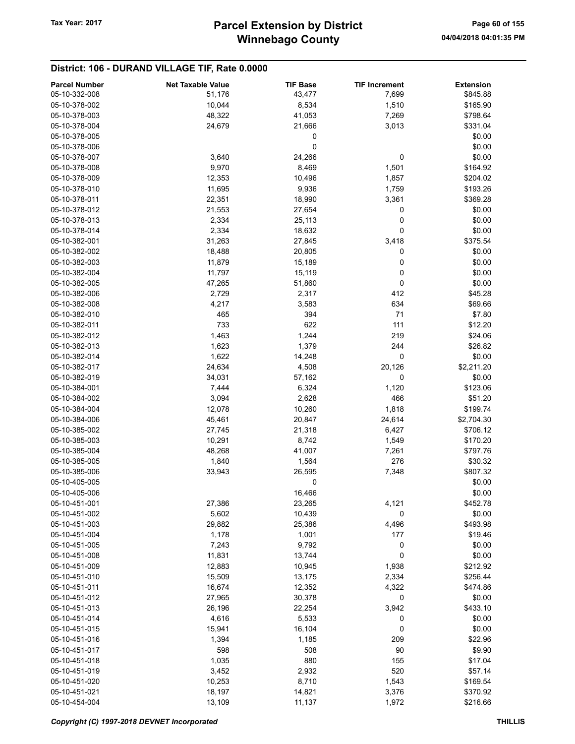## District: 106 - DURAND VILLAGE TIF, Rate 0.0000

| Parcel Number | Net Taxable Value | TIF Base | TIF Increment | Extension |
|---|---|---|---|---|
| 05-10-332-008 | 51,176 | 43,477 | 7,699 | $845.88 |
| 05-10-378-002 | 10,044 | 8,534 | 1,510 | $165.90 |
| 05-10-378-003 | 48,322 | 41,053 | 7,269 | $798.64 |
| 05-10-378-004 | 24,679 | 21,666 | 3,013 | $331.04 |
| 05-10-378-005 | | 0 | | $0.00 |
| 05-10-378-006 | | 0 | | $0.00 |
| 05-10-378-007 | 3,640 | 24,266 | 0 | $0.00 |
| 05-10-378-008 | 9,970 | 8,469 | 1,501 | $164.92 |
| 05-10-378-009 | 12,353 | 10,496 | 1,857 | $204.02 |
| 05-10-378-010 | 11,695 | 9,936 | 1,759 | $193.26 |
| 05-10-378-011 | 22,351 | 18,990 | 3,361 | $369.28 |
| 05-10-378-012 | 21,553 | 27,654 | 0 | $0.00 |
| 05-10-378-013 | 2,334 | 25,113 | 0 | $0.00 |
| 05-10-378-014 | 2,334 | 18,632 | 0 | $0.00 |
| 05-10-382-001 | 31,263 | 27,845 | 3,418 | $375.54 |
| 05-10-382-002 | 18,488 | 20,805 | 0 | $0.00 |
| 05-10-382-003 | 11,879 | 15,189 | 0 | $0.00 |
| 05-10-382-004 | 11,797 | 15,119 | 0 | $0.00 |
| 05-10-382-005 | 47,265 | 51,860 | 0 | $0.00 |
| 05-10-382-006 | 2,729 | 2,317 | 412 | $45.28 |
| 05-10-382-008 | 4,217 | 3,583 | 634 | $69.66 |
| 05-10-382-010 | 465 | 394 | 71 | $7.80 |
| 05-10-382-011 | 733 | 622 | 111 | $12.20 |
| 05-10-382-012 | 1,463 | 1,244 | 219 | $24.06 |
| 05-10-382-013 | 1,623 | 1,379 | 244 | $26.82 |
| 05-10-382-014 | 1,622 | 14,248 | 0 | $0.00 |
| 05-10-382-017 | 24,634 | 4,508 | 20,126 | $2,211.20 |
| 05-10-382-019 | 34,031 | 57,162 | 0 | $0.00 |
| 05-10-384-001 | 7,444 | 6,324 | 1,120 | $123.06 |
| 05-10-384-002 | 3,094 | 2,628 | 466 | $51.20 |
| 05-10-384-004 | 12,078 | 10,260 | 1,818 | $199.74 |
| 05-10-384-006 | 45,461 | 20,847 | 24,614 | $2,704.30 |
| 05-10-385-002 | 27,745 | 21,318 | 6,427 | $706.12 |
| 05-10-385-003 | 10,291 | 8,742 | 1,549 | $170.20 |
| 05-10-385-004 | 48,268 | 41,007 | 7,261 | $797.76 |
| 05-10-385-005 | 1,840 | 1,564 | 276 | $30.32 |
| 05-10-385-006 | 33,943 | 26,595 | 7,348 | $807.32 |
| 05-10-405-005 | | 0 | | $0.00 |
| 05-10-405-006 | | 16,466 | | $0.00 |
| 05-10-451-001 | 27,386 | 23,265 | 4,121 | $452.78 |
| 05-10-451-002 | 5,602 | 10,439 | 0 | $0.00 |
| 05-10-451-003 | 29,882 | 25,386 | 4,496 | $493.98 |
| 05-10-451-004 | 1,178 | 1,001 | 177 | $19.46 |
| 05-10-451-005 | 7,243 | 9,792 | 0 | $0.00 |
| 05-10-451-008 | 11,831 | 13,744 | 0 | $0.00 |
| 05-10-451-009 | 12,883 | 10,945 | 1,938 | $212.92 |
| 05-10-451-010 | 15,509 | 13,175 | 2,334 | $256.44 |
| 05-10-451-011 | 16,674 | 12,352 | 4,322 | $474.86 |
| 05-10-451-012 | 27,965 | 30,378 | 0 | $0.00 |
| 05-10-451-013 | 26,196 | 22,254 | 3,942 | $433.10 |
| 05-10-451-014 | 4,616 | 5,533 | 0 | $0.00 |
| 05-10-451-015 | 15,941 | 16,104 | 0 | $0.00 |
| 05-10-451-016 | 1,394 | 1,185 | 209 | $22.96 |
| 05-10-451-017 | 598 | 508 | 90 | $9.90 |
| 05-10-451-018 | 1,035 | 880 | 155 | $17.04 |
| 05-10-451-019 | 3,452 | 2,932 | 520 | $57.14 |
| 05-10-451-020 | 10,253 | 8,710 | 1,543 | $169.54 |
| 05-10-451-021 | 18,197 | 14,821 | 3,376 | $370.92 |
| 05-10-454-004 | 13,109 | 11,137 | 1,972 | $216.66 |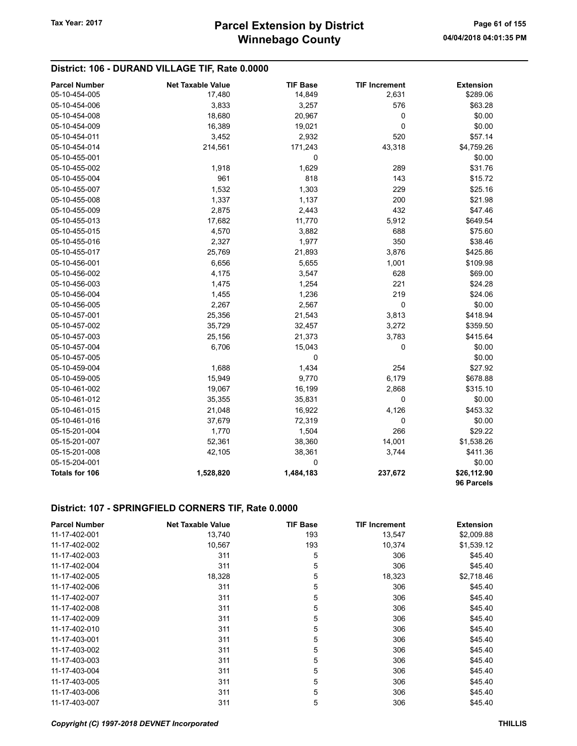## District: 106 - DURAND VILLAGE TIF, Rate 0.0000

| Parcel Number | Net Taxable Value | TIF Base | TIF Increment | Extension |
|---|---|---|---|---|
| 05-10-454-005 | 17,480 | 14,849 | 2,631 | $289.06 |
| 05-10-454-006 | 3,833 | 3,257 | 576 | $63.28 |
| 05-10-454-008 | 18,680 | 20,967 | 0 | $0.00 |
| 05-10-454-009 | 16,389 | 19,021 | 0 | $0.00 |
| 05-10-454-011 | 3,452 | 2,932 | 520 | $57.14 |
| 05-10-454-014 | 214,561 | 171,243 | 43,318 | $4,759.26 |
| 05-10-455-001 | | 0 | | $0.00 |
| 05-10-455-002 | 1,918 | 1,629 | 289 | $31.76 |
| 05-10-455-004 | 961 | 818 | 143 | $15.72 |
| 05-10-455-007 | 1,532 | 1,303 | 229 | $25.16 |
| 05-10-455-008 | 1,337 | 1,137 | 200 | $21.98 |
| 05-10-455-009 | 2,875 | 2,443 | 432 | $47.46 |
| 05-10-455-013 | 17,682 | 11,770 | 5,912 | $649.54 |
| 05-10-455-015 | 4,570 | 3,882 | 688 | $75.60 |
| 05-10-455-016 | 2,327 | 1,977 | 350 | $38.46 |
| 05-10-455-017 | 25,769 | 21,893 | 3,876 | $425.86 |
| 05-10-456-001 | 6,656 | 5,655 | 1,001 | $109.98 |
| 05-10-456-002 | 4,175 | 3,547 | 628 | $69.00 |
| 05-10-456-003 | 1,475 | 1,254 | 221 | $24.28 |
| 05-10-456-004 | 1,455 | 1,236 | 219 | $24.06 |
| 05-10-456-005 | 2,267 | 2,567 | 0 | $0.00 |
| 05-10-457-001 | 25,356 | 21,543 | 3,813 | $418.94 |
| 05-10-457-002 | 35,729 | 32,457 | 3,272 | $359.50 |
| 05-10-457-003 | 25,156 | 21,373 | 3,783 | $415.64 |
| 05-10-457-004 | 6,706 | 15,043 | 0 | $0.00 |
| 05-10-457-005 | | 0 | | $0.00 |
| 05-10-459-004 | 1,688 | 1,434 | 254 | $27.92 |
| 05-10-459-005 | 15,949 | 9,770 | 6,179 | $678.88 |
| 05-10-461-002 | 19,067 | 16,199 | 2,868 | $315.10 |
| 05-10-461-012 | 35,355 | 35,831 | 0 | $0.00 |
| 05-10-461-015 | 21,048 | 16,922 | 4,126 | $453.32 |
| 05-10-461-016 | 37,679 | 72,319 | 0 | $0.00 |
| 05-15-201-004 | 1,770 | 1,504 | 266 | $29.22 |
| 05-15-201-007 | 52,361 | 38,360 | 14,001 | $1,538.26 |
| 05-15-201-008 | 42,105 | 38,361 | 3,744 | $411.36 |
| 05-15-204-001 | | 0 | | $0.00 |
| **Totals for 106** | **1,528,820** | **1,484,183** | **237,672** | **$26,112.90** |
| | | | | **96 Parcels** |

## District: 107 - SPRINGFIELD CORNERS TIF, Rate 0.0000

| Parcel Number | Net Taxable Value | TIF Base | TIF Increment | Extension |
|---|---|---|---|---|
| 11-17-402-001 | 13,740 | 193 | 13,547 | $2,009.88 |
| 11-17-402-002 | 10,567 | 193 | 10,374 | $1,539.12 |
| 11-17-402-003 | 311 | 5 | 306 | $45.40 |
| 11-17-402-004 | 311 | 5 | 306 | $45.40 |
| 11-17-402-005 | 18,328 | 5 | 18,323 | $2,718.46 |
| 11-17-402-006 | 311 | 5 | 306 | $45.40 |
| 11-17-402-007 | 311 | 5 | 306 | $45.40 |
| 11-17-402-008 | 311 | 5 | 306 | $45.40 |
| 11-17-402-009 | 311 | 5 | 306 | $45.40 |
| 11-17-402-010 | 311 | 5 | 306 | $45.40 |
| 11-17-403-001 | 311 | 5 | 306 | $45.40 |
| 11-17-403-002 | 311 | 5 | 306 | $45.40 |
| 11-17-403-003 | 311 | 5 | 306 | $45.40 |
| 11-17-403-004 | 311 | 5 | 306 | $45.40 |
| 11-17-403-005 | 311 | 5 | 306 | $45.40 |
| 11-17-403-006 | 311 | 5 | 306 | $45.40 |
| 11-17-403-007 | 311 | 5 | 306 | $45.40 |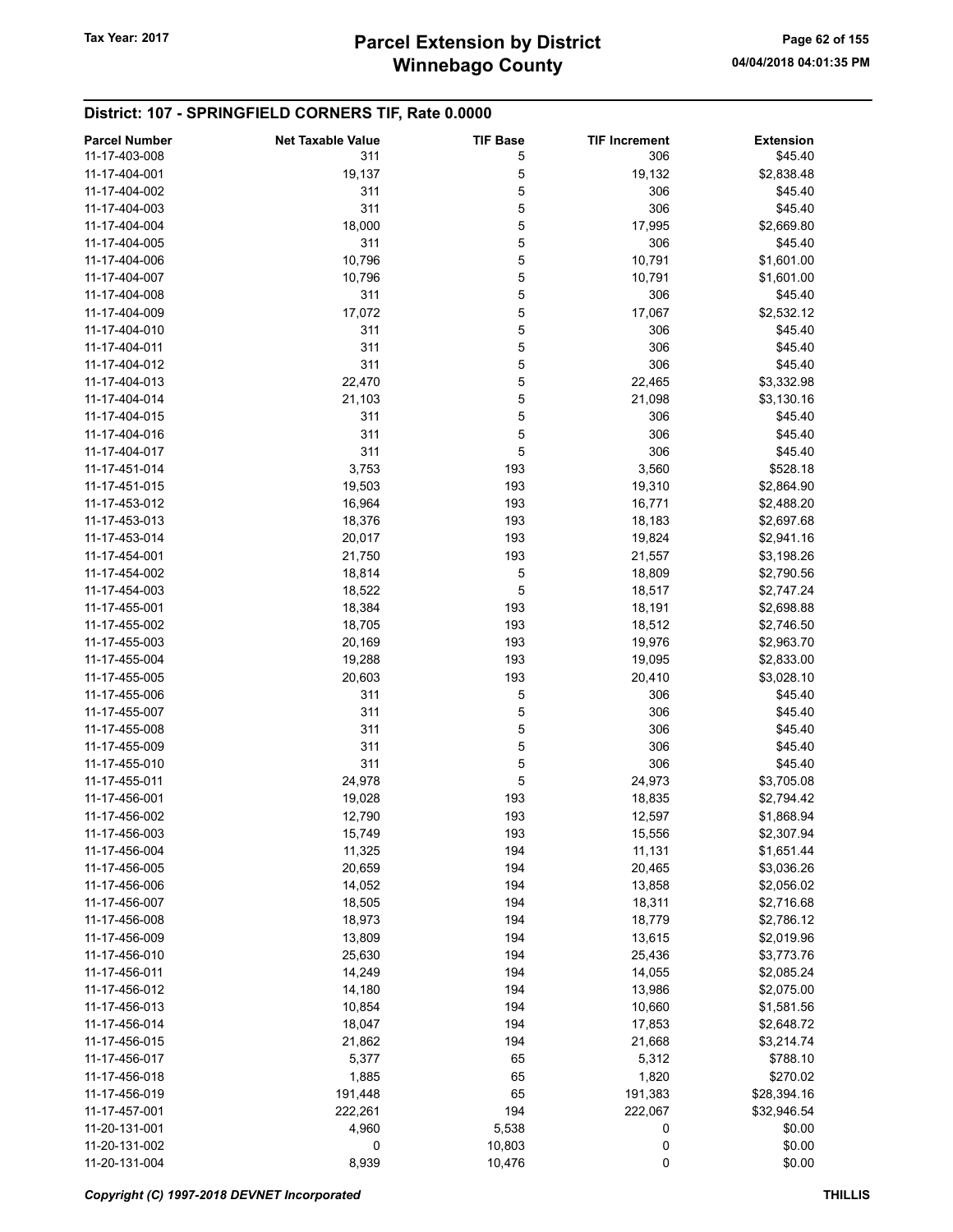## District: 107 - SPRINGFIELD CORNERS TIF, Rate 0.0000

| Parcel Number | Net Taxable Value | TIF Base | TIF Increment | Extension |
|---|---|---|---|---|
| 11-17-403-008 | 311 | 5 | 306 | $45.40 |
| 11-17-404-001 | 19,137 | 5 | 19,132 | $2,838.48 |
| 11-17-404-002 | 311 | 5 | 306 | $45.40 |
| 11-17-404-003 | 311 | 5 | 306 | $45.40 |
| 11-17-404-004 | 18,000 | 5 | 17,995 | $2,669.80 |
| 11-17-404-005 | 311 | 5 | 306 | $45.40 |
| 11-17-404-006 | 10,796 | 5 | 10,791 | $1,601.00 |
| 11-17-404-007 | 10,796 | 5 | 10,791 | $1,601.00 |
| 11-17-404-008 | 311 | 5 | 306 | $45.40 |
| 11-17-404-009 | 17,072 | 5 | 17,067 | $2,532.12 |
| 11-17-404-010 | 311 | 5 | 306 | $45.40 |
| 11-17-404-011 | 311 | 5 | 306 | $45.40 |
| 11-17-404-012 | 311 | 5 | 306 | $45.40 |
| 11-17-404-013 | 22,470 | 5 | 22,465 | $3,332.98 |
| 11-17-404-014 | 21,103 | 5 | 21,098 | $3,130.16 |
| 11-17-404-015 | 311 | 5 | 306 | $45.40 |
| 11-17-404-016 | 311 | 5 | 306 | $45.40 |
| 11-17-404-017 | 311 | 5 | 306 | $45.40 |
| 11-17-451-014 | 3,753 | 193 | 3,560 | $528.18 |
| 11-17-451-015 | 19,503 | 193 | 19,310 | $2,864.90 |
| 11-17-453-012 | 16,964 | 193 | 16,771 | $2,488.20 |
| 11-17-453-013 | 18,376 | 193 | 18,183 | $2,697.68 |
| 11-17-453-014 | 20,017 | 193 | 19,824 | $2,941.16 |
| 11-17-454-001 | 21,750 | 193 | 21,557 | $3,198.26 |
| 11-17-454-002 | 18,814 | 5 | 18,809 | $2,790.56 |
| 11-17-454-003 | 18,522 | 5 | 18,517 | $2,747.24 |
| 11-17-455-001 | 18,384 | 193 | 18,191 | $2,698.88 |
| 11-17-455-002 | 18,705 | 193 | 18,512 | $2,746.50 |
| 11-17-455-003 | 20,169 | 193 | 19,976 | $2,963.70 |
| 11-17-455-004 | 19,288 | 193 | 19,095 | $2,833.00 |
| 11-17-455-005 | 20,603 | 193 | 20,410 | $3,028.10 |
| 11-17-455-006 | 311 | 5 | 306 | $45.40 |
| 11-17-455-007 | 311 | 5 | 306 | $45.40 |
| 11-17-455-008 | 311 | 5 | 306 | $45.40 |
| 11-17-455-009 | 311 | 5 | 306 | $45.40 |
| 11-17-455-010 | 311 | 5 | 306 | $45.40 |
| 11-17-455-011 | 24,978 | 5 | 24,973 | $3,705.08 |
| 11-17-456-001 | 19,028 | 193 | 18,835 | $2,794.42 |
| 11-17-456-002 | 12,790 | 193 | 12,597 | $1,868.94 |
| 11-17-456-003 | 15,749 | 193 | 15,556 | $2,307.94 |
| 11-17-456-004 | 11,325 | 194 | 11,131 | $1,651.44 |
| 11-17-456-005 | 20,659 | 194 | 20,465 | $3,036.26 |
| 11-17-456-006 | 14,052 | 194 | 13,858 | $2,056.02 |
| 11-17-456-007 | 18,505 | 194 | 18,311 | $2,716.68 |
| 11-17-456-008 | 18,973 | 194 | 18,779 | $2,786.12 |
| 11-17-456-009 | 13,809 | 194 | 13,615 | $2,019.96 |
| 11-17-456-010 | 25,630 | 194 | 25,436 | $3,773.76 |
| 11-17-456-011 | 14,249 | 194 | 14,055 | $2,085.24 |
| 11-17-456-012 | 14,180 | 194 | 13,986 | $2,075.00 |
| 11-17-456-013 | 10,854 | 194 | 10,660 | $1,581.56 |
| 11-17-456-014 | 18,047 | 194 | 17,853 | $2,648.72 |
| 11-17-456-015 | 21,862 | 194 | 21,668 | $3,214.74 |
| 11-17-456-017 | 5,377 | 65 | 5,312 | $788.10 |
| 11-17-456-018 | 1,885 | 65 | 1,820 | $270.02 |
| 11-17-456-019 | 191,448 | 65 | 191,383 | $28,394.16 |
| 11-17-457-001 | 222,261 | 194 | 222,067 | $32,946.54 |
| 11-20-131-001 | 4,960 | 5,538 | 0 | $0.00 |
| 11-20-131-002 | 0 | 10,803 | 0 | $0.00 |
| 11-20-131-004 | 8,939 | 10,476 | 0 | $0.00 |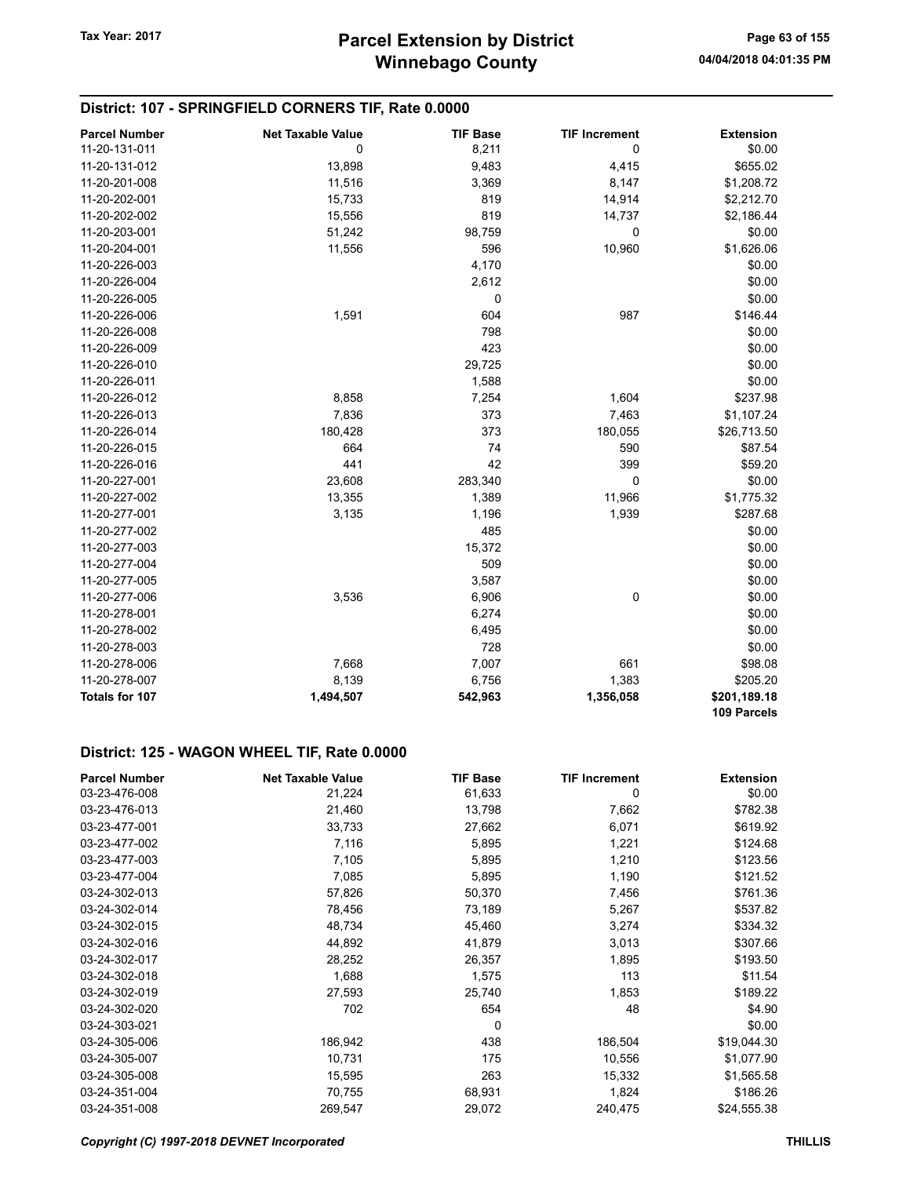## District: 107 - SPRINGFIELD CORNERS TIF, Rate 0.0000

| Parcel Number | Net Taxable Value | TIF Base | TIF Increment | Extension |
|---|---|---|---|---|
| 11-20-131-011 | 0 | 8,211 | 0 | $0.00 |
| 11-20-131-012 | 13,898 | 9,483 | 4,415 | $655.02 |
| 11-20-201-008 | 11,516 | 3,369 | 8,147 | $1,208.72 |
| 11-20-202-001 | 15,733 | 819 | 14,914 | $2,212.70 |
| 11-20-202-002 | 15,556 | 819 | 14,737 | $2,186.44 |
| 11-20-203-001 | 51,242 | 98,759 | 0 | $0.00 |
| 11-20-204-001 | 11,556 | 596 | 10,960 | $1,626.06 |
| 11-20-226-003 | | 4,170 | | $0.00 |
| 11-20-226-004 | | 2,612 | | $0.00 |
| 11-20-226-005 | | 0 | | $0.00 |
| 11-20-226-006 | 1,591 | 604 | 987 | $146.44 |
| 11-20-226-008 | | 798 | | $0.00 |
| 11-20-226-009 | | 423 | | $0.00 |
| 11-20-226-010 | | 29,725 | | $0.00 |
| 11-20-226-011 | | 1,588 | | $0.00 |
| 11-20-226-012 | 8,858 | 7,254 | 1,604 | $237.98 |
| 11-20-226-013 | 7,836 | 373 | 7,463 | $1,107.24 |
| 11-20-226-014 | 180,428 | 373 | 180,055 | $26,713.50 |
| 11-20-226-015 | 664 | 74 | 590 | $87.54 |
| 11-20-226-016 | 441 | 42 | 399 | $59.20 |
| 11-20-227-001 | 23,608 | 283,340 | 0 | $0.00 |
| 11-20-227-002 | 13,355 | 1,389 | 11,966 | $1,775.32 |
| 11-20-277-001 | 3,135 | 1,196 | 1,939 | $287.68 |
| 11-20-277-002 | | 485 | | $0.00 |
| 11-20-277-003 | | 15,372 | | $0.00 |
| 11-20-277-004 | | 509 | | $0.00 |
| 11-20-277-005 | | 3,587 | | $0.00 |
| 11-20-277-006 | 3,536 | 6,906 | 0 | $0.00 |
| 11-20-278-001 | | 6,274 | | $0.00 |
| 11-20-278-002 | | 6,495 | | $0.00 |
| 11-20-278-003 | | 728 | | $0.00 |
| 11-20-278-006 | 7,668 | 7,007 | 661 | $98.08 |
| 11-20-278-007 | 8,139 | 6,756 | 1,383 | $205.20 |
| **Totals for 107** | **1,494,507** | **542,963** | **1,356,058** | **$201,189.18** |
| | | | | **109 Parcels** |

## District: 125 - WAGON WHEEL TIF, Rate 0.0000

| Parcel Number | Net Taxable Value | TIF Base | TIF Increment | Extension |
|---|---|---|---|---|
| 03-23-476-008 | 21,224 | 61,633 | 0 | $0.00 |
| 03-23-476-013 | 21,460 | 13,798 | 7,662 | $782.38 |
| 03-23-477-001 | 33,733 | 27,662 | 6,071 | $619.92 |
| 03-23-477-002 | 7,116 | 5,895 | 1,221 | $124.68 |
| 03-23-477-003 | 7,105 | 5,895 | 1,210 | $123.56 |
| 03-23-477-004 | 7,085 | 5,895 | 1,190 | $121.52 |
| 03-24-302-013 | 57,826 | 50,370 | 7,456 | $761.36 |
| 03-24-302-014 | 78,456 | 73,189 | 5,267 | $537.82 |
| 03-24-302-015 | 48,734 | 45,460 | 3,274 | $334.32 |
| 03-24-302-016 | 44,892 | 41,879 | 3,013 | $307.66 |
| 03-24-302-017 | 28,252 | 26,357 | 1,895 | $193.50 |
| 03-24-302-018 | 1,688 | 1,575 | 113 | $11.54 |
| 03-24-302-019 | 27,593 | 25,740 | 1,853 | $189.22 |
| 03-24-302-020 | 702 | 654 | 48 | $4.90 |
| 03-24-303-021 | | 0 | | $0.00 |
| 03-24-305-006 | 186,942 | 438 | 186,504 | $19,044.30 |
| 03-24-305-007 | 10,731 | 175 | 10,556 | $1,077.90 |
| 03-24-305-008 | 15,595 | 263 | 15,332 | $1,565.58 |
| 03-24-351-004 | 70,755 | 68,931 | 1,824 | $186.26 |
| 03-24-351-008 | 269,547 | 29,072 | 240,475 | $24,555.38 |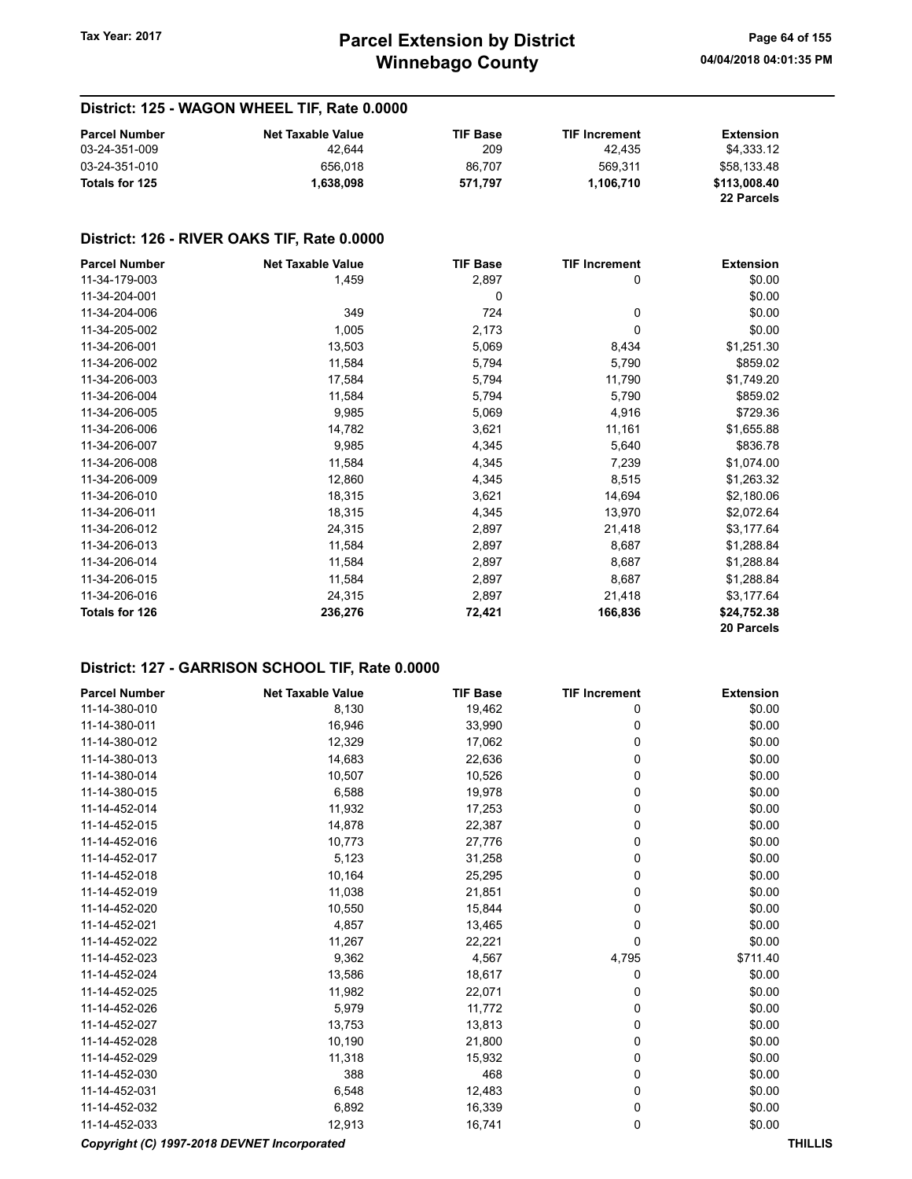## District: 125 - WAGON WHEEL TIF, Rate 0.0000

| Parcel Number | Net Taxable Value | TIF Base | TIF Increment | Extension |
|---|---|---|---|---|
| 03-24-351-009 | 42,644 | 209 | 42,435 | $4,333.12 |
| 03-24-351-010 | 656,018 | 86,707 | 569,311 | $58,133.48 |
| **Totals for 125** | **1,638,098** | **571,797** | **1,106,710** | **$113,008.40** |
| | | | | **22 Parcels** |

## District: 126 - RIVER OAKS TIF, Rate 0.0000

| Parcel Number | Net Taxable Value | TIF Base | TIF Increment | Extension |
|---|---|---|---|---|
| 11-34-179-003 | 1,459 | 2,897 | 0 | $0.00 |
| 11-34-204-001 | | 0 | | $0.00 |
| 11-34-204-006 | 349 | 724 | 0 | $0.00 |
| 11-34-205-002 | 1,005 | 2,173 | 0 | $0.00 |
| 11-34-206-001 | 13,503 | 5,069 | 8,434 | $1,251.30 |
| 11-34-206-002 | 11,584 | 5,794 | 5,790 | $859.02 |
| 11-34-206-003 | 17,584 | 5,794 | 11,790 | $1,749.20 |
| 11-34-206-004 | 11,584 | 5,794 | 5,790 | $859.02 |
| 11-34-206-005 | 9,985 | 5,069 | 4,916 | $729.36 |
| 11-34-206-006 | 14,782 | 3,621 | 11,161 | $1,655.88 |
| 11-34-206-007 | 9,985 | 4,345 | 5,640 | $836.78 |
| 11-34-206-008 | 11,584 | 4,345 | 7,239 | $1,074.00 |
| 11-34-206-009 | 12,860 | 4,345 | 8,515 | $1,263.32 |
| 11-34-206-010 | 18,315 | 3,621 | 14,694 | $2,180.06 |
| 11-34-206-011 | 18,315 | 4,345 | 13,970 | $2,072.64 |
| 11-34-206-012 | 24,315 | 2,897 | 21,418 | $3,177.64 |
| 11-34-206-013 | 11,584 | 2,897 | 8,687 | $1,288.84 |
| 11-34-206-014 | 11,584 | 2,897 | 8,687 | $1,288.84 |
| 11-34-206-015 | 11,584 | 2,897 | 8,687 | $1,288.84 |
| 11-34-206-016 | 24,315 | 2,897 | 21,418 | $3,177.64 |
| **Totals for 126** | **236,276** | **72,421** | **166,836** | **$24,752.38** |
| | | | | **20 Parcels** |

## District: 127 - GARRISON SCHOOL TIF, Rate 0.0000

| Parcel Number | Net Taxable Value | TIF Base | TIF Increment | Extension |
|---|---|---|---|---|
| 11-14-380-010 | 8,130 | 19,462 | 0 | $0.00 |
| 11-14-380-011 | 16,946 | 33,990 | 0 | $0.00 |
| 11-14-380-012 | 12,329 | 17,062 | 0 | $0.00 |
| 11-14-380-013 | 14,683 | 22,636 | 0 | $0.00 |
| 11-14-380-014 | 10,507 | 10,526 | 0 | $0.00 |
| 11-14-380-015 | 6,588 | 19,978 | 0 | $0.00 |
| 11-14-452-014 | 11,932 | 17,253 | 0 | $0.00 |
| 11-14-452-015 | 14,878 | 22,387 | 0 | $0.00 |
| 11-14-452-016 | 10,773 | 27,776 | 0 | $0.00 |
| 11-14-452-017 | 5,123 | 31,258 | 0 | $0.00 |
| 11-14-452-018 | 10,164 | 25,295 | 0 | $0.00 |
| 11-14-452-019 | 11,038 | 21,851 | 0 | $0.00 |
| 11-14-452-020 | 10,550 | 15,844 | 0 | $0.00 |
| 11-14-452-021 | 4,857 | 13,465 | 0 | $0.00 |
| 11-14-452-022 | 11,267 | 22,221 | 0 | $0.00 |
| 11-14-452-023 | 9,362 | 4,567 | 4,795 | $711.40 |
| 11-14-452-024 | 13,586 | 18,617 | 0 | $0.00 |
| 11-14-452-025 | 11,982 | 22,071 | 0 | $0.00 |
| 11-14-452-026 | 5,979 | 11,772 | 0 | $0.00 |
| 11-14-452-027 | 13,753 | 13,813 | 0 | $0.00 |
| 11-14-452-028 | 10,190 | 21,800 | 0 | $0.00 |
| 11-14-452-029 | 11,318 | 15,932 | 0 | $0.00 |
| 11-14-452-030 | 388 | 468 | 0 | $0.00 |
| 11-14-452-031 | 6,548 | 12,483 | 0 | $0.00 |
| 11-14-452-032 | 6,892 | 16,339 | 0 | $0.00 |
| 11-14-452-033 | 12,913 | 16,741 | 0 | $0.00 |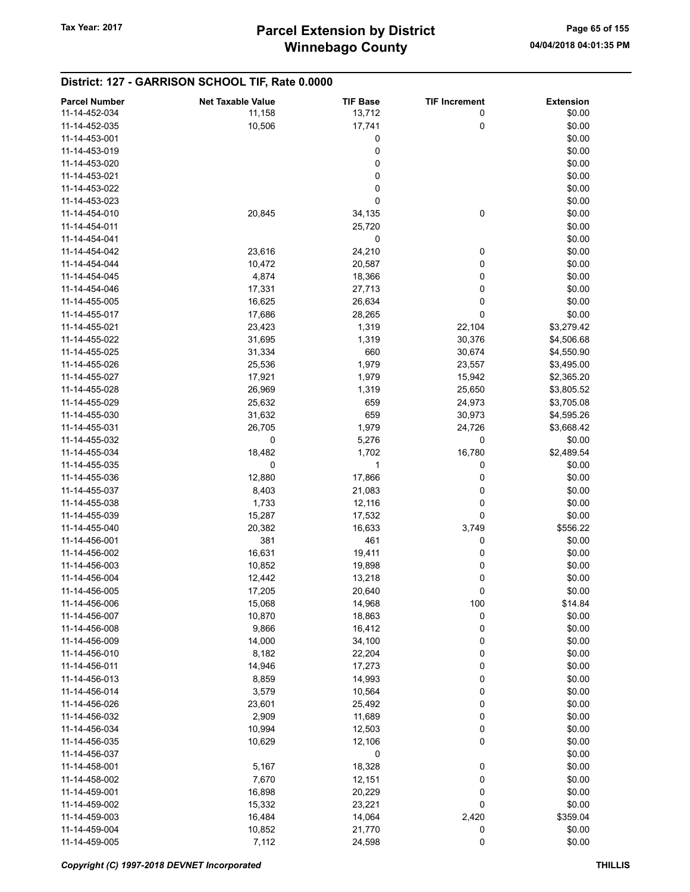## District: 127 - GARRISON SCHOOL TIF, Rate 0.0000

| Parcel Number | Net Taxable Value | TIF Base | TIF Increment | Extension |
|---|---|---|---|---|
| 11-14-452-034 | 11,158 | 13,712 | 0 | $0.00 |
| 11-14-452-035 | 10,506 | 17,741 | 0 | $0.00 |
| 11-14-453-001 | | 0 | | $0.00 |
| 11-14-453-019 | | 0 | | $0.00 |
| 11-14-453-020 | | 0 | | $0.00 |
| 11-14-453-021 | | 0 | | $0.00 |
| 11-14-453-022 | | 0 | | $0.00 |
| 11-14-453-023 | | 0 | | $0.00 |
| 11-14-454-010 | 20,845 | 34,135 | 0 | $0.00 |
| 11-14-454-011 | | 25,720 | | $0.00 |
| 11-14-454-041 | | 0 | | $0.00 |
| 11-14-454-042 | 23,616 | 24,210 | 0 | $0.00 |
| 11-14-454-044 | 10,472 | 20,587 | 0 | $0.00 |
| 11-14-454-045 | 4,874 | 18,366 | 0 | $0.00 |
| 11-14-454-046 | 17,331 | 27,713 | 0 | $0.00 |
| 11-14-455-005 | 16,625 | 26,634 | 0 | $0.00 |
| 11-14-455-017 | 17,686 | 28,265 | 0 | $0.00 |
| 11-14-455-021 | 23,423 | 1,319 | 22,104 | $3,279.42 |
| 11-14-455-022 | 31,695 | 1,319 | 30,376 | $4,506.68 |
| 11-14-455-025 | 31,334 | 660 | 30,674 | $4,550.90 |
| 11-14-455-026 | 25,536 | 1,979 | 23,557 | $3,495.00 |
| 11-14-455-027 | 17,921 | 1,979 | 15,942 | $2,365.20 |
| 11-14-455-028 | 26,969 | 1,319 | 25,650 | $3,805.52 |
| 11-14-455-029 | 25,632 | 659 | 24,973 | $3,705.08 |
| 11-14-455-030 | 31,632 | 659 | 30,973 | $4,595.26 |
| 11-14-455-031 | 26,705 | 1,979 | 24,726 | $3,668.42 |
| 11-14-455-032 | 0 | 5,276 | 0 | $0.00 |
| 11-14-455-034 | 18,482 | 1,702 | 16,780 | $2,489.54 |
| 11-14-455-035 | 0 | 1 | 0 | $0.00 |
| 11-14-455-036 | 12,880 | 17,866 | 0 | $0.00 |
| 11-14-455-037 | 8,403 | 21,083 | 0 | $0.00 |
| 11-14-455-038 | 1,733 | 12,116 | 0 | $0.00 |
| 11-14-455-039 | 15,287 | 17,532 | 0 | $0.00 |
| 11-14-455-040 | 20,382 | 16,633 | 3,749 | $556.22 |
| 11-14-456-001 | 381 | 461 | 0 | $0.00 |
| 11-14-456-002 | 16,631 | 19,411 | 0 | $0.00 |
| 11-14-456-003 | 10,852 | 19,898 | 0 | $0.00 |
| 11-14-456-004 | 12,442 | 13,218 | 0 | $0.00 |
| 11-14-456-005 | 17,205 | 20,640 | 0 | $0.00 |
| 11-14-456-006 | 15,068 | 14,968 | 100 | $14.84 |
| 11-14-456-007 | 10,870 | 18,863 | 0 | $0.00 |
| 11-14-456-008 | 9,866 | 16,412 | 0 | $0.00 |
| 11-14-456-009 | 14,000 | 34,100 | 0 | $0.00 |
| 11-14-456-010 | 8,182 | 22,204 | 0 | $0.00 |
| 11-14-456-011 | 14,946 | 17,273 | 0 | $0.00 |
| 11-14-456-013 | 8,859 | 14,993 | 0 | $0.00 |
| 11-14-456-014 | 3,579 | 10,564 | 0 | $0.00 |
| 11-14-456-026 | 23,601 | 25,492 | 0 | $0.00 |
| 11-14-456-032 | 2,909 | 11,689 | 0 | $0.00 |
| 11-14-456-034 | 10,994 | 12,503 | 0 | $0.00 |
| 11-14-456-035 | 10,629 | 12,106 | 0 | $0.00 |
| 11-14-456-037 | | 0 | | $0.00 |
| 11-14-458-001 | 5,167 | 18,328 | 0 | $0.00 |
| 11-14-458-002 | 7,670 | 12,151 | 0 | $0.00 |
| 11-14-459-001 | 16,898 | 20,229 | 0 | $0.00 |
| 11-14-459-002 | 15,332 | 23,221 | 0 | $0.00 |
| 11-14-459-003 | 16,484 | 14,064 | 2,420 | $359.04 |
| 11-14-459-004 | 10,852 | 21,770 | 0 | $0.00 |
| 11-14-459-005 | 7,112 | 24,598 | 0 | $0.00 |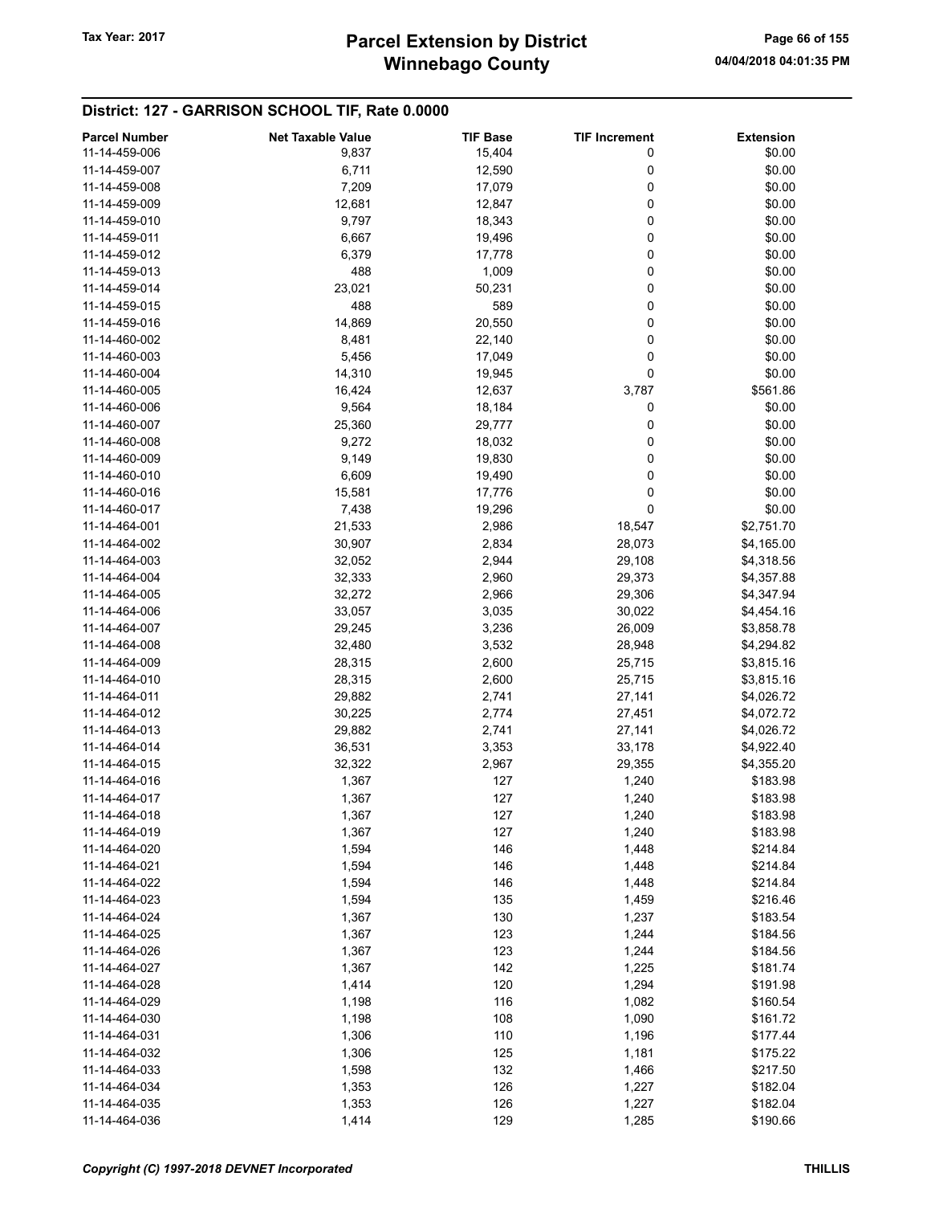## District: 127 - GARRISON SCHOOL TIF, Rate 0.0000

| Parcel Number | Net Taxable Value | TIF Base | TIF Increment | Extension |
|---|---|---|---|---|
| 11-14-459-006 | 9,837 | 15,404 | 0 | $0.00 |
| 11-14-459-007 | 6,711 | 12,590 | 0 | $0.00 |
| 11-14-459-008 | 7,209 | 17,079 | 0 | $0.00 |
| 11-14-459-009 | 12,681 | 12,847 | 0 | $0.00 |
| 11-14-459-010 | 9,797 | 18,343 | 0 | $0.00 |
| 11-14-459-011 | 6,667 | 19,496 | 0 | $0.00 |
| 11-14-459-012 | 6,379 | 17,778 | 0 | $0.00 |
| 11-14-459-013 | 488 | 1,009 | 0 | $0.00 |
| 11-14-459-014 | 23,021 | 50,231 | 0 | $0.00 |
| 11-14-459-015 | 488 | 589 | 0 | $0.00 |
| 11-14-459-016 | 14,869 | 20,550 | 0 | $0.00 |
| 11-14-460-002 | 8,481 | 22,140 | 0 | $0.00 |
| 11-14-460-003 | 5,456 | 17,049 | 0 | $0.00 |
| 11-14-460-004 | 14,310 | 19,945 | 0 | $0.00 |
| 11-14-460-005 | 16,424 | 12,637 | 3,787 | $561.86 |
| 11-14-460-006 | 9,564 | 18,184 | 0 | $0.00 |
| 11-14-460-007 | 25,360 | 29,777 | 0 | $0.00 |
| 11-14-460-008 | 9,272 | 18,032 | 0 | $0.00 |
| 11-14-460-009 | 9,149 | 19,830 | 0 | $0.00 |
| 11-14-460-010 | 6,609 | 19,490 | 0 | $0.00 |
| 11-14-460-016 | 15,581 | 17,776 | 0 | $0.00 |
| 11-14-460-017 | 7,438 | 19,296 | 0 | $0.00 |
| 11-14-464-001 | 21,533 | 2,986 | 18,547 | $2,751.70 |
| 11-14-464-002 | 30,907 | 2,834 | 28,073 | $4,165.00 |
| 11-14-464-003 | 32,052 | 2,944 | 29,108 | $4,318.56 |
| 11-14-464-004 | 32,333 | 2,960 | 29,373 | $4,357.88 |
| 11-14-464-005 | 32,272 | 2,966 | 29,306 | $4,347.94 |
| 11-14-464-006 | 33,057 | 3,035 | 30,022 | $4,454.16 |
| 11-14-464-007 | 29,245 | 3,236 | 26,009 | $3,858.78 |
| 11-14-464-008 | 32,480 | 3,532 | 28,948 | $4,294.82 |
| 11-14-464-009 | 28,315 | 2,600 | 25,715 | $3,815.16 |
| 11-14-464-010 | 28,315 | 2,600 | 25,715 | $3,815.16 |
| 11-14-464-011 | 29,882 | 2,741 | 27,141 | $4,026.72 |
| 11-14-464-012 | 30,225 | 2,774 | 27,451 | $4,072.72 |
| 11-14-464-013 | 29,882 | 2,741 | 27,141 | $4,026.72 |
| 11-14-464-014 | 36,531 | 3,353 | 33,178 | $4,922.40 |
| 11-14-464-015 | 32,322 | 2,967 | 29,355 | $4,355.20 |
| 11-14-464-016 | 1,367 | 127 | 1,240 | $183.98 |
| 11-14-464-017 | 1,367 | 127 | 1,240 | $183.98 |
| 11-14-464-018 | 1,367 | 127 | 1,240 | $183.98 |
| 11-14-464-019 | 1,367 | 127 | 1,240 | $183.98 |
| 11-14-464-020 | 1,594 | 146 | 1,448 | $214.84 |
| 11-14-464-021 | 1,594 | 146 | 1,448 | $214.84 |
| 11-14-464-022 | 1,594 | 146 | 1,448 | $214.84 |
| 11-14-464-023 | 1,594 | 135 | 1,459 | $216.46 |
| 11-14-464-024 | 1,367 | 130 | 1,237 | $183.54 |
| 11-14-464-025 | 1,367 | 123 | 1,244 | $184.56 |
| 11-14-464-026 | 1,367 | 123 | 1,244 | $184.56 |
| 11-14-464-027 | 1,367 | 142 | 1,225 | $181.74 |
| 11-14-464-028 | 1,414 | 120 | 1,294 | $191.98 |
| 11-14-464-029 | 1,198 | 116 | 1,082 | $160.54 |
| 11-14-464-030 | 1,198 | 108 | 1,090 | $161.72 |
| 11-14-464-031 | 1,306 | 110 | 1,196 | $177.44 |
| 11-14-464-032 | 1,306 | 125 | 1,181 | $175.22 |
| 11-14-464-033 | 1,598 | 132 | 1,466 | $217.50 |
| 11-14-464-034 | 1,353 | 126 | 1,227 | $182.04 |
| 11-14-464-035 | 1,353 | 126 | 1,227 | $182.04 |
| 11-14-464-036 | 1,414 | 129 | 1,285 | $190.66 |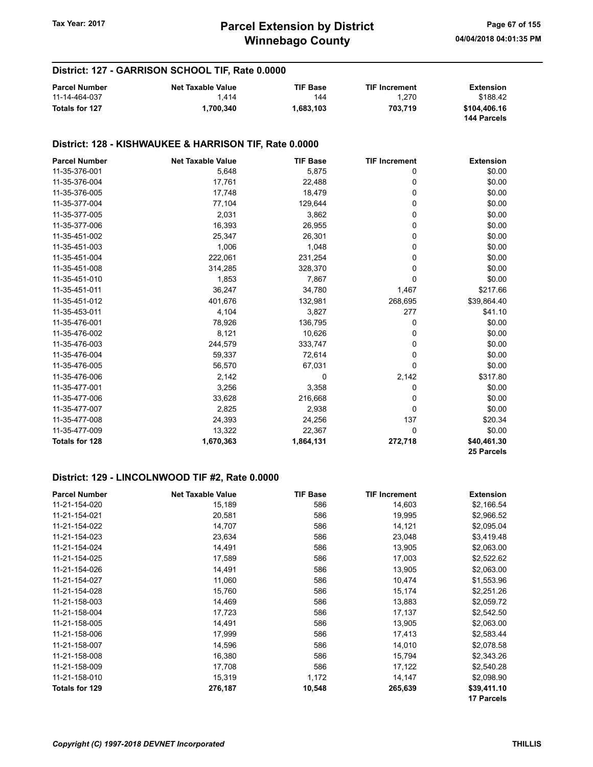# Parcel Extension by District
# Winnebago County

Tax Year: 2017

04/04/2018 04:01:35 PM

## District: 127 - GARRISON SCHOOL TIF, Rate 0.0000

| Parcel Number | Net Taxable Value | TIF Base | TIF Increment | Extension |
|---|---|---|---|---|
| 11-14-464-037 | 1,414 | 144 | 1,270 | $188.42 |
| **Totals for 127** | **1,700,340** | **1,683,103** | **703,719** | **$104,406.16** |
| | | | | **144 Parcels** |

## District: 128 - KISHWAUKEE & HARRISON TIF, Rate 0.0000

| Parcel Number | Net Taxable Value | TIF Base | TIF Increment | Extension |
|---|---|---|---|---|
| 11-35-376-001 | 5,648 | 5,875 | 0 | $0.00 |
| 11-35-376-004 | 17,761 | 22,488 | 0 | $0.00 |
| 11-35-376-005 | 17,748 | 18,479 | 0 | $0.00 |
| 11-35-377-004 | 77,104 | 129,644 | 0 | $0.00 |
| 11-35-377-005 | 2,031 | 3,862 | 0 | $0.00 |
| 11-35-377-006 | 16,393 | 26,955 | 0 | $0.00 |
| 11-35-451-002 | 25,347 | 26,301 | 0 | $0.00 |
| 11-35-451-003 | 1,006 | 1,048 | 0 | $0.00 |
| 11-35-451-004 | 222,061 | 231,254 | 0 | $0.00 |
| 11-35-451-008 | 314,285 | 328,370 | 0 | $0.00 |
| 11-35-451-010 | 1,853 | 7,867 | 0 | $0.00 |
| 11-35-451-011 | 36,247 | 34,780 | 1,467 | $217.66 |
| 11-35-451-012 | 401,676 | 132,981 | 268,695 | $39,864.40 |
| 11-35-453-011 | 4,104 | 3,827 | 277 | $41.10 |
| 11-35-476-001 | 78,926 | 136,795 | 0 | $0.00 |
| 11-35-476-002 | 8,121 | 10,626 | 0 | $0.00 |
| 11-35-476-003 | 244,579 | 333,747 | 0 | $0.00 |
| 11-35-476-004 | 59,337 | 72,614 | 0 | $0.00 |
| 11-35-476-005 | 56,570 | 67,031 | 0 | $0.00 |
| 11-35-476-006 | 2,142 | 0 | 2,142 | $317.80 |
| 11-35-477-001 | 3,256 | 3,358 | 0 | $0.00 |
| 11-35-477-006 | 33,628 | 216,668 | 0 | $0.00 |
| 11-35-477-007 | 2,825 | 2,938 | 0 | $0.00 |
| 11-35-477-008 | 24,393 | 24,256 | 137 | $20.34 |
| 11-35-477-009 | 13,322 | 22,367 | 0 | $0.00 |
| **Totals for 128** | **1,670,363** | **1,864,131** | **272,718** | **$40,461.30** |
| | | | | **25 Parcels** |

## District: 129 - LINCOLNWOOD TIF #2, Rate 0.0000

| Parcel Number | Net Taxable Value | TIF Base | TIF Increment | Extension |
|---|---|---|---|---|
| 11-21-154-020 | 15,189 | 586 | 14,603 | $2,166.54 |
| 11-21-154-021 | 20,581 | 586 | 19,995 | $2,966.52 |
| 11-21-154-022 | 14,707 | 586 | 14,121 | $2,095.04 |
| 11-21-154-023 | 23,634 | 586 | 23,048 | $3,419.48 |
| 11-21-154-024 | 14,491 | 586 | 13,905 | $2,063.00 |
| 11-21-154-025 | 17,589 | 586 | 17,003 | $2,522.62 |
| 11-21-154-026 | 14,491 | 586 | 13,905 | $2,063.00 |
| 11-21-154-027 | 11,060 | 586 | 10,474 | $1,553.96 |
| 11-21-154-028 | 15,760 | 586 | 15,174 | $2,251.26 |
| 11-21-158-003 | 14,469 | 586 | 13,883 | $2,059.72 |
| 11-21-158-004 | 17,723 | 586 | 17,137 | $2,542.50 |
| 11-21-158-005 | 14,491 | 586 | 13,905 | $2,063.00 |
| 11-21-158-006 | 17,999 | 586 | 17,413 | $2,583.44 |
| 11-21-158-007 | 14,596 | 586 | 14,010 | $2,078.58 |
| 11-21-158-008 | 16,380 | 586 | 15,794 | $2,343.26 |
| 11-21-158-009 | 17,708 | 586 | 17,122 | $2,540.28 |
| 11-21-158-010 | 15,319 | 1,172 | 14,147 | $2,098.90 |
| **Totals for 129** | **276,187** | **10,548** | **265,639** | **$39,411.10** |
| | | | | **17 Parcels** |

*Copyright (C) 1997-2018 DEVNET Incorporated* THILLIS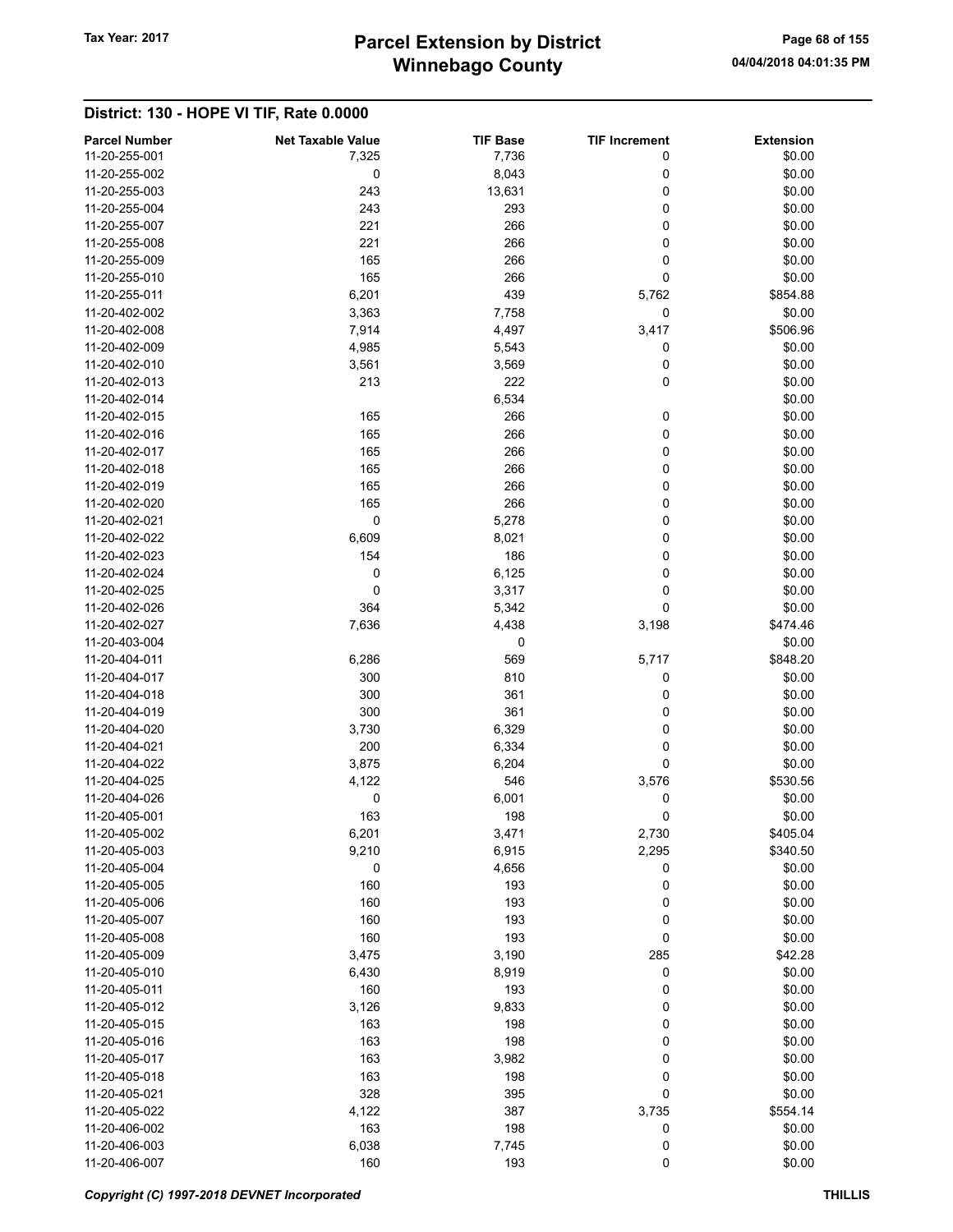## District: 130 - HOPE VI TIF, Rate 0.0000

| Parcel Number | Net Taxable Value | TIF Base | TIF Increment | Extension |
|---|---|---|---|---|
| 11-20-255-001 | 7,325 | 7,736 | 0 | $0.00 |
| 11-20-255-002 | 0 | 8,043 | 0 | $0.00 |
| 11-20-255-003 | 243 | 13,631 | 0 | $0.00 |
| 11-20-255-004 | 243 | 293 | 0 | $0.00 |
| 11-20-255-007 | 221 | 266 | 0 | $0.00 |
| 11-20-255-008 | 221 | 266 | 0 | $0.00 |
| 11-20-255-009 | 165 | 266 | 0 | $0.00 |
| 11-20-255-010 | 165 | 266 | 0 | $0.00 |
| 11-20-255-011 | 6,201 | 439 | 5,762 | $854.88 |
| 11-20-402-002 | 3,363 | 7,758 | 0 | $0.00 |
| 11-20-402-008 | 7,914 | 4,497 | 3,417 | $506.96 |
| 11-20-402-009 | 4,985 | 5,543 | 0 | $0.00 |
| 11-20-402-010 | 3,561 | 3,569 | 0 | $0.00 |
| 11-20-402-013 | 213 | 222 | 0 | $0.00 |
| 11-20-402-014 | | 6,534 | | $0.00 |
| 11-20-402-015 | 165 | 266 | 0 | $0.00 |
| 11-20-402-016 | 165 | 266 | 0 | $0.00 |
| 11-20-402-017 | 165 | 266 | 0 | $0.00 |
| 11-20-402-018 | 165 | 266 | 0 | $0.00 |
| 11-20-402-019 | 165 | 266 | 0 | $0.00 |
| 11-20-402-020 | 165 | 266 | 0 | $0.00 |
| 11-20-402-021 | 0 | 5,278 | 0 | $0.00 |
| 11-20-402-022 | 6,609 | 8,021 | 0 | $0.00 |
| 11-20-402-023 | 154 | 186 | 0 | $0.00 |
| 11-20-402-024 | 0 | 6,125 | 0 | $0.00 |
| 11-20-402-025 | 0 | 3,317 | 0 | $0.00 |
| 11-20-402-026 | 364 | 5,342 | 0 | $0.00 |
| 11-20-402-027 | 7,636 | 4,438 | 3,198 | $474.46 |
| 11-20-403-004 | | 0 | | $0.00 |
| 11-20-404-011 | 6,286 | 569 | 5,717 | $848.20 |
| 11-20-404-017 | 300 | 810 | 0 | $0.00 |
| 11-20-404-018 | 300 | 361 | 0 | $0.00 |
| 11-20-404-019 | 300 | 361 | 0 | $0.00 |
| 11-20-404-020 | 3,730 | 6,329 | 0 | $0.00 |
| 11-20-404-021 | 200 | 6,334 | 0 | $0.00 |
| 11-20-404-022 | 3,875 | 6,204 | 0 | $0.00 |
| 11-20-404-025 | 4,122 | 546 | 3,576 | $530.56 |
| 11-20-404-026 | 0 | 6,001 | 0 | $0.00 |
| 11-20-405-001 | 163 | 198 | 0 | $0.00 |
| 11-20-405-002 | 6,201 | 3,471 | 2,730 | $405.04 |
| 11-20-405-003 | 9,210 | 6,915 | 2,295 | $340.50 |
| 11-20-405-004 | 0 | 4,656 | 0 | $0.00 |
| 11-20-405-005 | 160 | 193 | 0 | $0.00 |
| 11-20-405-006 | 160 | 193 | 0 | $0.00 |
| 11-20-405-007 | 160 | 193 | 0 | $0.00 |
| 11-20-405-008 | 160 | 193 | 0 | $0.00 |
| 11-20-405-009 | 3,475 | 3,190 | 285 | $42.28 |
| 11-20-405-010 | 6,430 | 8,919 | 0 | $0.00 |
| 11-20-405-011 | 160 | 193 | 0 | $0.00 |
| 11-20-405-012 | 3,126 | 9,833 | 0 | $0.00 |
| 11-20-405-015 | 163 | 198 | 0 | $0.00 |
| 11-20-405-016 | 163 | 198 | 0 | $0.00 |
| 11-20-405-017 | 163 | 3,982 | 0 | $0.00 |
| 11-20-405-018 | 163 | 198 | 0 | $0.00 |
| 11-20-405-021 | 328 | 395 | 0 | $0.00 |
| 11-20-405-022 | 4,122 | 387 | 3,735 | $554.14 |
| 11-20-406-002 | 163 | 198 | 0 | $0.00 |
| 11-20-406-003 | 6,038 | 7,745 | 0 | $0.00 |
| 11-20-406-007 | 160 | 193 | 0 | $0.00 |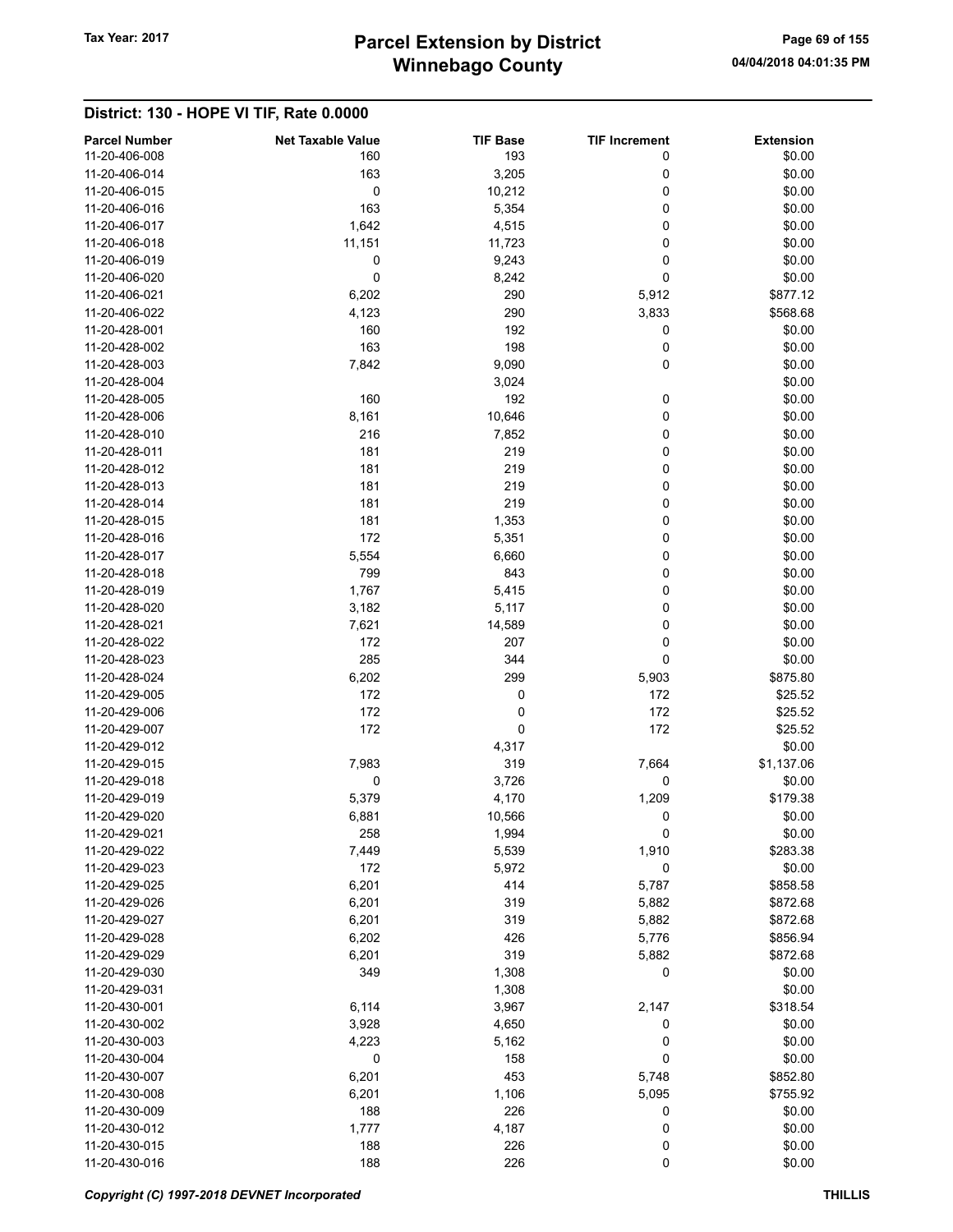## District: 130 - HOPE VI TIF, Rate 0.0000

| Parcel Number | Net Taxable Value | TIF Base | TIF Increment | Extension |
|---|---|---|---|---|
| 11-20-406-008 | 160 | 193 | 0 | $0.00 |
| 11-20-406-014 | 163 | 3,205 | 0 | $0.00 |
| 11-20-406-015 | 0 | 10,212 | 0 | $0.00 |
| 11-20-406-016 | 163 | 5,354 | 0 | $0.00 |
| 11-20-406-017 | 1,642 | 4,515 | 0 | $0.00 |
| 11-20-406-018 | 11,151 | 11,723 | 0 | $0.00 |
| 11-20-406-019 | 0 | 9,243 | 0 | $0.00 |
| 11-20-406-020 | 0 | 8,242 | 0 | $0.00 |
| 11-20-406-021 | 6,202 | 290 | 5,912 | $877.12 |
| 11-20-406-022 | 4,123 | 290 | 3,833 | $568.68 |
| 11-20-428-001 | 160 | 192 | 0 | $0.00 |
| 11-20-428-002 | 163 | 198 | 0 | $0.00 |
| 11-20-428-003 | 7,842 | 9,090 | 0 | $0.00 |
| 11-20-428-004 | | 3,024 | | $0.00 |
| 11-20-428-005 | 160 | 192 | 0 | $0.00 |
| 11-20-428-006 | 8,161 | 10,646 | 0 | $0.00 |
| 11-20-428-010 | 216 | 7,852 | 0 | $0.00 |
| 11-20-428-011 | 181 | 219 | 0 | $0.00 |
| 11-20-428-012 | 181 | 219 | 0 | $0.00 |
| 11-20-428-013 | 181 | 219 | 0 | $0.00 |
| 11-20-428-014 | 181 | 219 | 0 | $0.00 |
| 11-20-428-015 | 181 | 1,353 | 0 | $0.00 |
| 11-20-428-016 | 172 | 5,351 | 0 | $0.00 |
| 11-20-428-017 | 5,554 | 6,660 | 0 | $0.00 |
| 11-20-428-018 | 799 | 843 | 0 | $0.00 |
| 11-20-428-019 | 1,767 | 5,415 | 0 | $0.00 |
| 11-20-428-020 | 3,182 | 5,117 | 0 | $0.00 |
| 11-20-428-021 | 7,621 | 14,589 | 0 | $0.00 |
| 11-20-428-022 | 172 | 207 | 0 | $0.00 |
| 11-20-428-023 | 285 | 344 | 0 | $0.00 |
| 11-20-428-024 | 6,202 | 299 | 5,903 | $875.80 |
| 11-20-429-005 | 172 | 0 | 172 | $25.52 |
| 11-20-429-006 | 172 | 0 | 172 | $25.52 |
| 11-20-429-007 | 172 | 0 | 172 | $25.52 |
| 11-20-429-012 | | 4,317 | | $0.00 |
| 11-20-429-015 | 7,983 | 319 | 7,664 | $1,137.06 |
| 11-20-429-018 | 0 | 3,726 | 0 | $0.00 |
| 11-20-429-019 | 5,379 | 4,170 | 1,209 | $179.38 |
| 11-20-429-020 | 6,881 | 10,566 | 0 | $0.00 |
| 11-20-429-021 | 258 | 1,994 | 0 | $0.00 |
| 11-20-429-022 | 7,449 | 5,539 | 1,910 | $283.38 |
| 11-20-429-023 | 172 | 5,972 | 0 | $0.00 |
| 11-20-429-025 | 6,201 | 414 | 5,787 | $858.58 |
| 11-20-429-026 | 6,201 | 319 | 5,882 | $872.68 |
| 11-20-429-027 | 6,201 | 319 | 5,882 | $872.68 |
| 11-20-429-028 | 6,202 | 426 | 5,776 | $856.94 |
| 11-20-429-029 | 6,201 | 319 | 5,882 | $872.68 |
| 11-20-429-030 | 349 | 1,308 | 0 | $0.00 |
| 11-20-429-031 | | 1,308 | | $0.00 |
| 11-20-430-001 | 6,114 | 3,967 | 2,147 | $318.54 |
| 11-20-430-002 | 3,928 | 4,650 | 0 | $0.00 |
| 11-20-430-003 | 4,223 | 5,162 | 0 | $0.00 |
| 11-20-430-004 | 0 | 158 | 0 | $0.00 |
| 11-20-430-007 | 6,201 | 453 | 5,748 | $852.80 |
| 11-20-430-008 | 6,201 | 1,106 | 5,095 | $755.92 |
| 11-20-430-009 | 188 | 226 | 0 | $0.00 |
| 11-20-430-012 | 1,777 | 4,187 | 0 | $0.00 |
| 11-20-430-015 | 188 | 226 | 0 | $0.00 |
| 11-20-430-016 | 188 | 226 | 0 | $0.00 |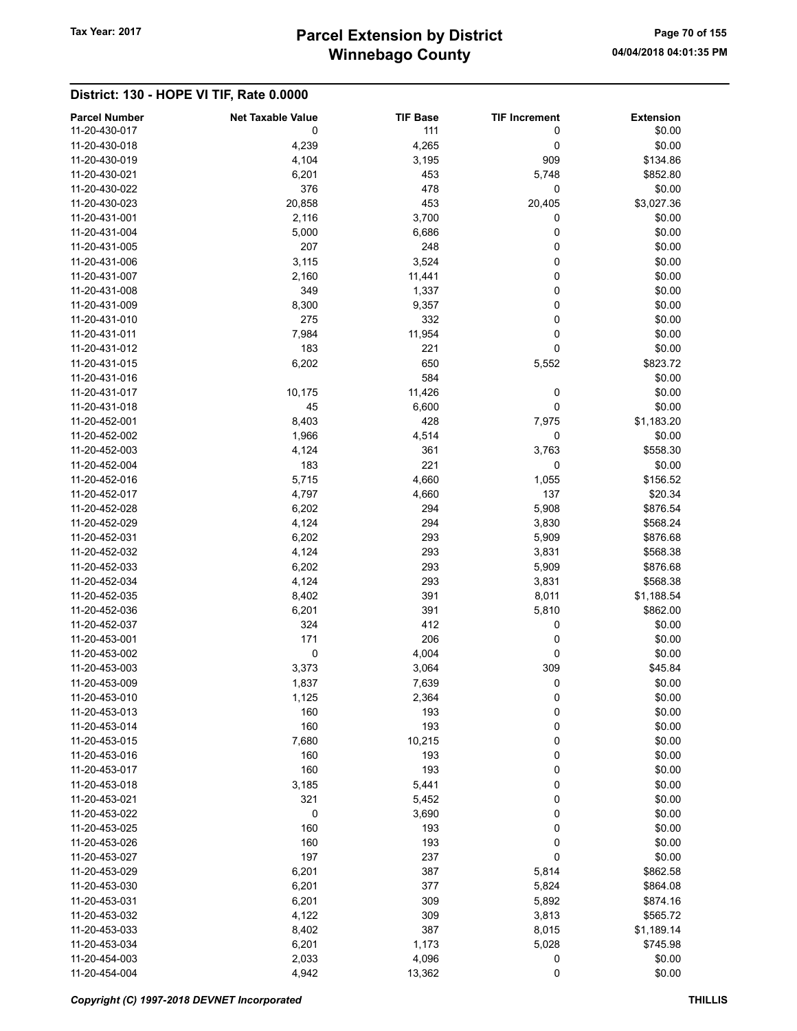## District: 130 - HOPE VI TIF, Rate 0.0000

| Parcel Number | Net Taxable Value | TIF Base | TIF Increment | Extension |
|---|---|---|---|---|
| 11-20-430-017 | 0 | 111 | 0 | $0.00 |
| 11-20-430-018 | 4,239 | 4,265 | 0 | $0.00 |
| 11-20-430-019 | 4,104 | 3,195 | 909 | $134.86 |
| 11-20-430-021 | 6,201 | 453 | 5,748 | $852.80 |
| 11-20-430-022 | 376 | 478 | 0 | $0.00 |
| 11-20-430-023 | 20,858 | 453 | 20,405 | $3,027.36 |
| 11-20-431-001 | 2,116 | 3,700 | 0 | $0.00 |
| 11-20-431-004 | 5,000 | 6,686 | 0 | $0.00 |
| 11-20-431-005 | 207 | 248 | 0 | $0.00 |
| 11-20-431-006 | 3,115 | 3,524 | 0 | $0.00 |
| 11-20-431-007 | 2,160 | 11,441 | 0 | $0.00 |
| 11-20-431-008 | 349 | 1,337 | 0 | $0.00 |
| 11-20-431-009 | 8,300 | 9,357 | 0 | $0.00 |
| 11-20-431-010 | 275 | 332 | 0 | $0.00 |
| 11-20-431-011 | 7,984 | 11,954 | 0 | $0.00 |
| 11-20-431-012 | 183 | 221 | 0 | $0.00 |
| 11-20-431-015 | 6,202 | 650 | 5,552 | $823.72 |
| 11-20-431-016 | | 584 | | $0.00 |
| 11-20-431-017 | 10,175 | 11,426 | 0 | $0.00 |
| 11-20-431-018 | 45 | 6,600 | 0 | $0.00 |
| 11-20-452-001 | 8,403 | 428 | 7,975 | $1,183.20 |
| 11-20-452-002 | 1,966 | 4,514 | 0 | $0.00 |
| 11-20-452-003 | 4,124 | 361 | 3,763 | $558.30 |
| 11-20-452-004 | 183 | 221 | 0 | $0.00 |
| 11-20-452-016 | 5,715 | 4,660 | 1,055 | $156.52 |
| 11-20-452-017 | 4,797 | 4,660 | 137 | $20.34 |
| 11-20-452-028 | 6,202 | 294 | 5,908 | $876.54 |
| 11-20-452-029 | 4,124 | 294 | 3,830 | $568.24 |
| 11-20-452-031 | 6,202 | 293 | 5,909 | $876.68 |
| 11-20-452-032 | 4,124 | 293 | 3,831 | $568.38 |
| 11-20-452-033 | 6,202 | 293 | 5,909 | $876.68 |
| 11-20-452-034 | 4,124 | 293 | 3,831 | $568.38 |
| 11-20-452-035 | 8,402 | 391 | 8,011 | $1,188.54 |
| 11-20-452-036 | 6,201 | 391 | 5,810 | $862.00 |
| 11-20-452-037 | 324 | 412 | 0 | $0.00 |
| 11-20-453-001 | 171 | 206 | 0 | $0.00 |
| 11-20-453-002 | 0 | 4,004 | 0 | $0.00 |
| 11-20-453-003 | 3,373 | 3,064 | 309 | $45.84 |
| 11-20-453-009 | 1,837 | 7,639 | 0 | $0.00 |
| 11-20-453-010 | 1,125 | 2,364 | 0 | $0.00 |
| 11-20-453-013 | 160 | 193 | 0 | $0.00 |
| 11-20-453-014 | 160 | 193 | 0 | $0.00 |
| 11-20-453-015 | 7,680 | 10,215 | 0 | $0.00 |
| 11-20-453-016 | 160 | 193 | 0 | $0.00 |
| 11-20-453-017 | 160 | 193 | 0 | $0.00 |
| 11-20-453-018 | 3,185 | 5,441 | 0 | $0.00 |
| 11-20-453-021 | 321 | 5,452 | 0 | $0.00 |
| 11-20-453-022 | 0 | 3,690 | 0 | $0.00 |
| 11-20-453-025 | 160 | 193 | 0 | $0.00 |
| 11-20-453-026 | 160 | 193 | 0 | $0.00 |
| 11-20-453-027 | 197 | 237 | 0 | $0.00 |
| 11-20-453-029 | 6,201 | 387 | 5,814 | $862.58 |
| 11-20-453-030 | 6,201 | 377 | 5,824 | $864.08 |
| 11-20-453-031 | 6,201 | 309 | 5,892 | $874.16 |
| 11-20-453-032 | 4,122 | 309 | 3,813 | $565.72 |
| 11-20-453-033 | 8,402 | 387 | 8,015 | $1,189.14 |
| 11-20-453-034 | 6,201 | 1,173 | 5,028 | $745.98 |
| 11-20-454-003 | 2,033 | 4,096 | 0 | $0.00 |
| 11-20-454-004 | 4,942 | 13,362 | 0 | $0.00 |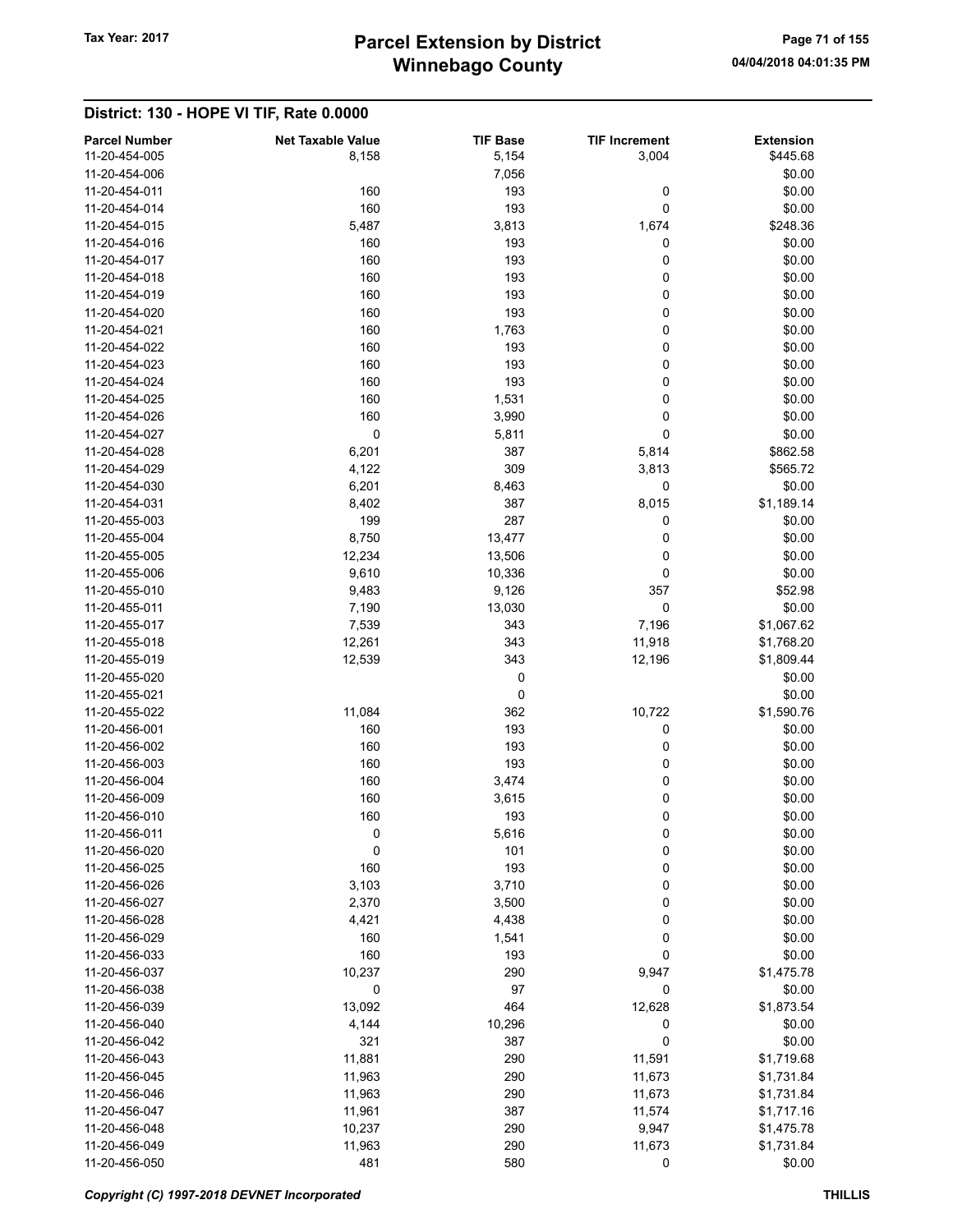## District: 130 - HOPE VI TIF, Rate 0.0000

| Parcel Number | Net Taxable Value | TIF Base | TIF Increment | Extension |
|---|---|---|---|---|
| 11-20-454-005 | 8,158 | 5,154 | 3,004 | $445.68 |
| 11-20-454-006 | | 7,056 | | $0.00 |
| 11-20-454-011 | 160 | 193 | 0 | $0.00 |
| 11-20-454-014 | 160 | 193 | 0 | $0.00 |
| 11-20-454-015 | 5,487 | 3,813 | 1,674 | $248.36 |
| 11-20-454-016 | 160 | 193 | 0 | $0.00 |
| 11-20-454-017 | 160 | 193 | 0 | $0.00 |
| 11-20-454-018 | 160 | 193 | 0 | $0.00 |
| 11-20-454-019 | 160 | 193 | 0 | $0.00 |
| 11-20-454-020 | 160 | 193 | 0 | $0.00 |
| 11-20-454-021 | 160 | 1,763 | 0 | $0.00 |
| 11-20-454-022 | 160 | 193 | 0 | $0.00 |
| 11-20-454-023 | 160 | 193 | 0 | $0.00 |
| 11-20-454-024 | 160 | 193 | 0 | $0.00 |
| 11-20-454-025 | 160 | 1,531 | 0 | $0.00 |
| 11-20-454-026 | 160 | 3,990 | 0 | $0.00 |
| 11-20-454-027 | 0 | 5,811 | 0 | $0.00 |
| 11-20-454-028 | 6,201 | 387 | 5,814 | $862.58 |
| 11-20-454-029 | 4,122 | 309 | 3,813 | $565.72 |
| 11-20-454-030 | 6,201 | 8,463 | 0 | $0.00 |
| 11-20-454-031 | 8,402 | 387 | 8,015 | $1,189.14 |
| 11-20-455-003 | 199 | 287 | 0 | $0.00 |
| 11-20-455-004 | 8,750 | 13,477 | 0 | $0.00 |
| 11-20-455-005 | 12,234 | 13,506 | 0 | $0.00 |
| 11-20-455-006 | 9,610 | 10,336 | 0 | $0.00 |
| 11-20-455-010 | 9,483 | 9,126 | 357 | $52.98 |
| 11-20-455-011 | 7,190 | 13,030 | 0 | $0.00 |
| 11-20-455-017 | 7,539 | 343 | 7,196 | $1,067.62 |
| 11-20-455-018 | 12,261 | 343 | 11,918 | $1,768.20 |
| 11-20-455-019 | 12,539 | 343 | 12,196 | $1,809.44 |
| 11-20-455-020 | | 0 | | $0.00 |
| 11-20-455-021 | | 0 | | $0.00 |
| 11-20-455-022 | 11,084 | 362 | 10,722 | $1,590.76 |
| 11-20-456-001 | 160 | 193 | 0 | $0.00 |
| 11-20-456-002 | 160 | 193 | 0 | $0.00 |
| 11-20-456-003 | 160 | 193 | 0 | $0.00 |
| 11-20-456-004 | 160 | 3,474 | 0 | $0.00 |
| 11-20-456-009 | 160 | 3,615 | 0 | $0.00 |
| 11-20-456-010 | 160 | 193 | 0 | $0.00 |
| 11-20-456-011 | 0 | 5,616 | 0 | $0.00 |
| 11-20-456-020 | 0 | 101 | 0 | $0.00 |
| 11-20-456-025 | 160 | 193 | 0 | $0.00 |
| 11-20-456-026 | 3,103 | 3,710 | 0 | $0.00 |
| 11-20-456-027 | 2,370 | 3,500 | 0 | $0.00 |
| 11-20-456-028 | 4,421 | 4,438 | 0 | $0.00 |
| 11-20-456-029 | 160 | 1,541 | 0 | $0.00 |
| 11-20-456-033 | 160 | 193 | 0 | $0.00 |
| 11-20-456-037 | 10,237 | 290 | 9,947 | $1,475.78 |
| 11-20-456-038 | 0 | 97 | 0 | $0.00 |
| 11-20-456-039 | 13,092 | 464 | 12,628 | $1,873.54 |
| 11-20-456-040 | 4,144 | 10,296 | 0 | $0.00 |
| 11-20-456-042 | 321 | 387 | 0 | $0.00 |
| 11-20-456-043 | 11,881 | 290 | 11,591 | $1,719.68 |
| 11-20-456-045 | 11,963 | 290 | 11,673 | $1,731.84 |
| 11-20-456-046 | 11,963 | 290 | 11,673 | $1,731.84 |
| 11-20-456-047 | 11,961 | 387 | 11,574 | $1,717.16 |
| 11-20-456-048 | 10,237 | 290 | 9,947 | $1,475.78 |
| 11-20-456-049 | 11,963 | 290 | 11,673 | $1,731.84 |
| 11-20-456-050 | 481 | 580 | 0 | $0.00 |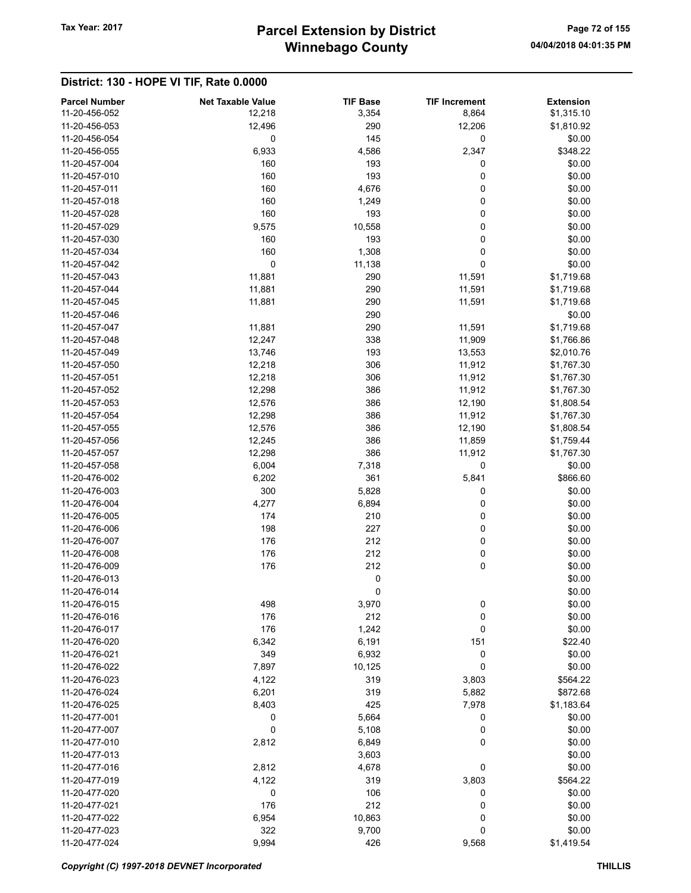# Parcel Extension by District
# Winnebago County

Tax Year: 2017

04/04/2018 04:01:35 PM

## District: 130 - HOPE VI TIF, Rate 0.0000

| Parcel Number | Net Taxable Value | TIF Base | TIF Increment | Extension |
|---|---|---|---|---|
| 11-20-456-052 | 12,218 | 3,354 | 8,864 | $1,315.10 |
| 11-20-456-053 | 12,496 | 290 | 12,206 | $1,810.92 |
| 11-20-456-054 | 0 | 145 | 0 | $0.00 |
| 11-20-456-055 | 6,933 | 4,586 | 2,347 | $348.22 |
| 11-20-457-004 | 160 | 193 | 0 | $0.00 |
| 11-20-457-010 | 160 | 193 | 0 | $0.00 |
| 11-20-457-011 | 160 | 4,676 | 0 | $0.00 |
| 11-20-457-018 | 160 | 1,249 | 0 | $0.00 |
| 11-20-457-028 | 160 | 193 | 0 | $0.00 |
| 11-20-457-029 | 9,575 | 10,558 | 0 | $0.00 |
| 11-20-457-030 | 160 | 193 | 0 | $0.00 |
| 11-20-457-034 | 160 | 1,308 | 0 | $0.00 |
| 11-20-457-042 | 0 | 11,138 | 0 | $0.00 |
| 11-20-457-043 | 11,881 | 290 | 11,591 | $1,719.68 |
| 11-20-457-044 | 11,881 | 290 | 11,591 | $1,719.68 |
| 11-20-457-045 | 11,881 | 290 | 11,591 | $1,719.68 |
| 11-20-457-046 | | 290 | | $0.00 |
| 11-20-457-047 | 11,881 | 290 | 11,591 | $1,719.68 |
| 11-20-457-048 | 12,247 | 338 | 11,909 | $1,766.86 |
| 11-20-457-049 | 13,746 | 193 | 13,553 | $2,010.76 |
| 11-20-457-050 | 12,218 | 306 | 11,912 | $1,767.30 |
| 11-20-457-051 | 12,218 | 306 | 11,912 | $1,767.30 |
| 11-20-457-052 | 12,298 | 386 | 11,912 | $1,767.30 |
| 11-20-457-053 | 12,576 | 386 | 12,190 | $1,808.54 |
| 11-20-457-054 | 12,298 | 386 | 11,912 | $1,767.30 |
| 11-20-457-055 | 12,576 | 386 | 12,190 | $1,808.54 |
| 11-20-457-056 | 12,245 | 386 | 11,859 | $1,759.44 |
| 11-20-457-057 | 12,298 | 386 | 11,912 | $1,767.30 |
| 11-20-457-058 | 6,004 | 7,318 | 0 | $0.00 |
| 11-20-476-002 | 6,202 | 361 | 5,841 | $866.60 |
| 11-20-476-003 | 300 | 5,828 | 0 | $0.00 |
| 11-20-476-004 | 4,277 | 6,894 | 0 | $0.00 |
| 11-20-476-005 | 174 | 210 | 0 | $0.00 |
| 11-20-476-006 | 198 | 227 | 0 | $0.00 |
| 11-20-476-007 | 176 | 212 | 0 | $0.00 |
| 11-20-476-008 | 176 | 212 | 0 | $0.00 |
| 11-20-476-009 | 176 | 212 | 0 | $0.00 |
| 11-20-476-013 | | 0 | | $0.00 |
| 11-20-476-014 | | 0 | | $0.00 |
| 11-20-476-015 | 498 | 3,970 | 0 | $0.00 |
| 11-20-476-016 | 176 | 212 | 0 | $0.00 |
| 11-20-476-017 | 176 | 1,242 | 0 | $0.00 |
| 11-20-476-020 | 6,342 | 6,191 | 151 | $22.40 |
| 11-20-476-021 | 349 | 6,932 | 0 | $0.00 |
| 11-20-476-022 | 7,897 | 10,125 | 0 | $0.00 |
| 11-20-476-023 | 4,122 | 319 | 3,803 | $564.22 |
| 11-20-476-024 | 6,201 | 319 | 5,882 | $872.68 |
| 11-20-476-025 | 8,403 | 425 | 7,978 | $1,183.64 |
| 11-20-477-001 | 0 | 5,664 | 0 | $0.00 |
| 11-20-477-007 | 0 | 5,108 | 0 | $0.00 |
| 11-20-477-010 | 2,812 | 6,849 | 0 | $0.00 |
| 11-20-477-013 | | 3,603 | | $0.00 |
| 11-20-477-016 | 2,812 | 4,678 | 0 | $0.00 |
| 11-20-477-019 | 4,122 | 319 | 3,803 | $564.22 |
| 11-20-477-020 | 0 | 106 | 0 | $0.00 |
| 11-20-477-021 | 176 | 212 | 0 | $0.00 |
| 11-20-477-022 | 6,954 | 10,863 | 0 | $0.00 |
| 11-20-477-023 | 322 | 9,700 | 0 | $0.00 |
| 11-20-477-024 | 9,994 | 426 | 9,568 | $1,419.54 |

*Copyright (C) 1997-2018 DEVNET Incorporated*

THILLIS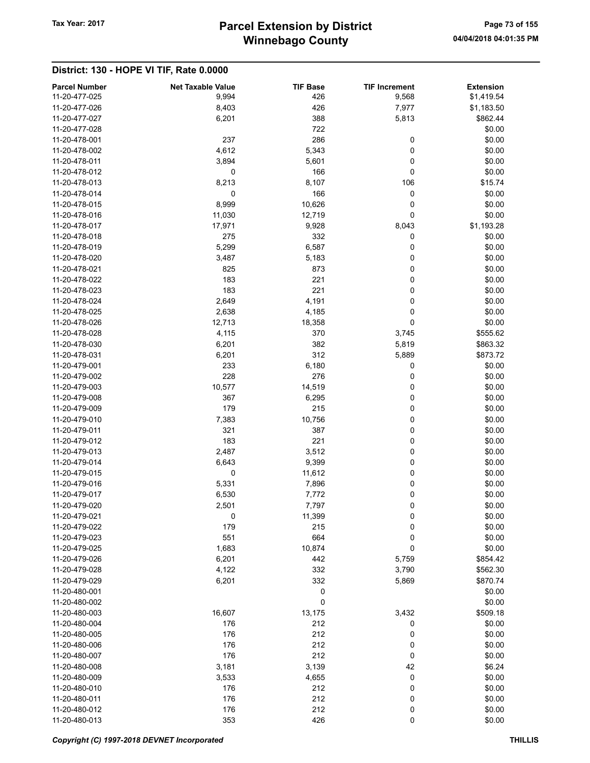## District: 130 - HOPE VI TIF, Rate 0.0000

| Parcel Number | Net Taxable Value | TIF Base | TIF Increment | Extension |
|---|---|---|---|---|
| 11-20-477-025 | 9,994 | 426 | 9,568 | $1,419.54 |
| 11-20-477-026 | 8,403 | 426 | 7,977 | $1,183.50 |
| 11-20-477-027 | 6,201 | 388 | 5,813 | $862.44 |
| 11-20-477-028 | | 722 | | $0.00 |
| 11-20-478-001 | 237 | 286 | 0 | $0.00 |
| 11-20-478-002 | 4,612 | 5,343 | 0 | $0.00 |
| 11-20-478-011 | 3,894 | 5,601 | 0 | $0.00 |
| 11-20-478-012 | 0 | 166 | 0 | $0.00 |
| 11-20-478-013 | 8,213 | 8,107 | 106 | $15.74 |
| 11-20-478-014 | 0 | 166 | 0 | $0.00 |
| 11-20-478-015 | 8,999 | 10,626 | 0 | $0.00 |
| 11-20-478-016 | 11,030 | 12,719 | 0 | $0.00 |
| 11-20-478-017 | 17,971 | 9,928 | 8,043 | $1,193.28 |
| 11-20-478-018 | 275 | 332 | 0 | $0.00 |
| 11-20-478-019 | 5,299 | 6,587 | 0 | $0.00 |
| 11-20-478-020 | 3,487 | 5,183 | 0 | $0.00 |
| 11-20-478-021 | 825 | 873 | 0 | $0.00 |
| 11-20-478-022 | 183 | 221 | 0 | $0.00 |
| 11-20-478-023 | 183 | 221 | 0 | $0.00 |
| 11-20-478-024 | 2,649 | 4,191 | 0 | $0.00 |
| 11-20-478-025 | 2,638 | 4,185 | 0 | $0.00 |
| 11-20-478-026 | 12,713 | 18,358 | 0 | $0.00 |
| 11-20-478-028 | 4,115 | 370 | 3,745 | $555.62 |
| 11-20-478-030 | 6,201 | 382 | 5,819 | $863.32 |
| 11-20-478-031 | 6,201 | 312 | 5,889 | $873.72 |
| 11-20-479-001 | 233 | 6,180 | 0 | $0.00 |
| 11-20-479-002 | 228 | 276 | 0 | $0.00 |
| 11-20-479-003 | 10,577 | 14,519 | 0 | $0.00 |
| 11-20-479-008 | 367 | 6,295 | 0 | $0.00 |
| 11-20-479-009 | 179 | 215 | 0 | $0.00 |
| 11-20-479-010 | 7,383 | 10,756 | 0 | $0.00 |
| 11-20-479-011 | 321 | 387 | 0 | $0.00 |
| 11-20-479-012 | 183 | 221 | 0 | $0.00 |
| 11-20-479-013 | 2,487 | 3,512 | 0 | $0.00 |
| 11-20-479-014 | 6,643 | 9,399 | 0 | $0.00 |
| 11-20-479-015 | 0 | 11,612 | 0 | $0.00 |
| 11-20-479-016 | 5,331 | 7,896 | 0 | $0.00 |
| 11-20-479-017 | 6,530 | 7,772 | 0 | $0.00 |
| 11-20-479-020 | 2,501 | 7,797 | 0 | $0.00 |
| 11-20-479-021 | 0 | 11,399 | 0 | $0.00 |
| 11-20-479-022 | 179 | 215 | 0 | $0.00 |
| 11-20-479-023 | 551 | 664 | 0 | $0.00 |
| 11-20-479-025 | 1,683 | 10,874 | 0 | $0.00 |
| 11-20-479-026 | 6,201 | 442 | 5,759 | $854.42 |
| 11-20-479-028 | 4,122 | 332 | 3,790 | $562.30 |
| 11-20-479-029 | 6,201 | 332 | 5,869 | $870.74 |
| 11-20-480-001 | | 0 | | $0.00 |
| 11-20-480-002 | | 0 | | $0.00 |
| 11-20-480-003 | 16,607 | 13,175 | 3,432 | $509.18 |
| 11-20-480-004 | 176 | 212 | 0 | $0.00 |
| 11-20-480-005 | 176 | 212 | 0 | $0.00 |
| 11-20-480-006 | 176 | 212 | 0 | $0.00 |
| 11-20-480-007 | 176 | 212 | 0 | $0.00 |
| 11-20-480-008 | 3,181 | 3,139 | 42 | $6.24 |
| 11-20-480-009 | 3,533 | 4,655 | 0 | $0.00 |
| 11-20-480-010 | 176 | 212 | 0 | $0.00 |
| 11-20-480-011 | 176 | 212 | 0 | $0.00 |
| 11-20-480-012 | 176 | 212 | 0 | $0.00 |
| 11-20-480-013 | 353 | 426 | 0 | $0.00 |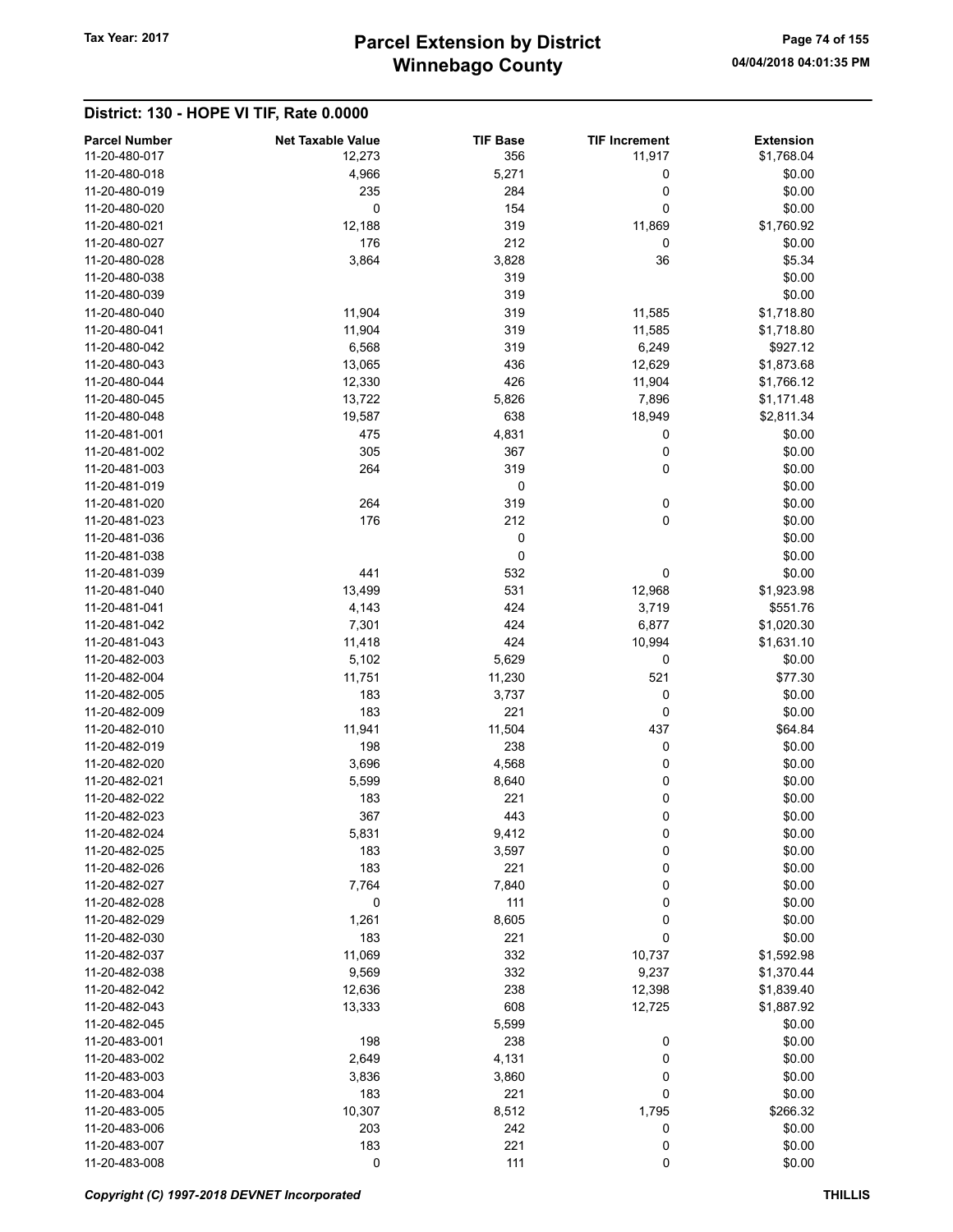## District: 130 - HOPE VI TIF, Rate 0.0000

| Parcel Number | Net Taxable Value | TIF Base | TIF Increment | Extension |
|---|---|---|---|---|
| 11-20-480-017 | 12,273 | 356 | 11,917 | $1,768.04 |
| 11-20-480-018 | 4,966 | 5,271 | 0 | $0.00 |
| 11-20-480-019 | 235 | 284 | 0 | $0.00 |
| 11-20-480-020 | 0 | 154 | 0 | $0.00 |
| 11-20-480-021 | 12,188 | 319 | 11,869 | $1,760.92 |
| 11-20-480-027 | 176 | 212 | 0 | $0.00 |
| 11-20-480-028 | 3,864 | 3,828 | 36 | $5.34 |
| 11-20-480-038 | | 319 | | $0.00 |
| 11-20-480-039 | | 319 | | $0.00 |
| 11-20-480-040 | 11,904 | 319 | 11,585 | $1,718.80 |
| 11-20-480-041 | 11,904 | 319 | 11,585 | $1,718.80 |
| 11-20-480-042 | 6,568 | 319 | 6,249 | $927.12 |
| 11-20-480-043 | 13,065 | 436 | 12,629 | $1,873.68 |
| 11-20-480-044 | 12,330 | 426 | 11,904 | $1,766.12 |
| 11-20-480-045 | 13,722 | 5,826 | 7,896 | $1,171.48 |
| 11-20-480-048 | 19,587 | 638 | 18,949 | $2,811.34 |
| 11-20-481-001 | 475 | 4,831 | 0 | $0.00 |
| 11-20-481-002 | 305 | 367 | 0 | $0.00 |
| 11-20-481-003 | 264 | 319 | 0 | $0.00 |
| 11-20-481-019 | | 0 | | $0.00 |
| 11-20-481-020 | 264 | 319 | 0 | $0.00 |
| 11-20-481-023 | 176 | 212 | 0 | $0.00 |
| 11-20-481-036 | | 0 | | $0.00 |
| 11-20-481-038 | | 0 | | $0.00 |
| 11-20-481-039 | 441 | 532 | 0 | $0.00 |
| 11-20-481-040 | 13,499 | 531 | 12,968 | $1,923.98 |
| 11-20-481-041 | 4,143 | 424 | 3,719 | $551.76 |
| 11-20-481-042 | 7,301 | 424 | 6,877 | $1,020.30 |
| 11-20-481-043 | 11,418 | 424 | 10,994 | $1,631.10 |
| 11-20-482-003 | 5,102 | 5,629 | 0 | $0.00 |
| 11-20-482-004 | 11,751 | 11,230 | 521 | $77.30 |
| 11-20-482-005 | 183 | 3,737 | 0 | $0.00 |
| 11-20-482-009 | 183 | 221 | 0 | $0.00 |
| 11-20-482-010 | 11,941 | 11,504 | 437 | $64.84 |
| 11-20-482-019 | 198 | 238 | 0 | $0.00 |
| 11-20-482-020 | 3,696 | 4,568 | 0 | $0.00 |
| 11-20-482-021 | 5,599 | 8,640 | 0 | $0.00 |
| 11-20-482-022 | 183 | 221 | 0 | $0.00 |
| 11-20-482-023 | 367 | 443 | 0 | $0.00 |
| 11-20-482-024 | 5,831 | 9,412 | 0 | $0.00 |
| 11-20-482-025 | 183 | 3,597 | 0 | $0.00 |
| 11-20-482-026 | 183 | 221 | 0 | $0.00 |
| 11-20-482-027 | 7,764 | 7,840 | 0 | $0.00 |
| 11-20-482-028 | 0 | 111 | 0 | $0.00 |
| 11-20-482-029 | 1,261 | 8,605 | 0 | $0.00 |
| 11-20-482-030 | 183 | 221 | 0 | $0.00 |
| 11-20-482-037 | 11,069 | 332 | 10,737 | $1,592.98 |
| 11-20-482-038 | 9,569 | 332 | 9,237 | $1,370.44 |
| 11-20-482-042 | 12,636 | 238 | 12,398 | $1,839.40 |
| 11-20-482-043 | 13,333 | 608 | 12,725 | $1,887.92 |
| 11-20-482-045 | | 5,599 | | $0.00 |
| 11-20-483-001 | 198 | 238 | 0 | $0.00 |
| 11-20-483-002 | 2,649 | 4,131 | 0 | $0.00 |
| 11-20-483-003 | 3,836 | 3,860 | 0 | $0.00 |
| 11-20-483-004 | 183 | 221 | 0 | $0.00 |
| 11-20-483-005 | 10,307 | 8,512 | 1,795 | $266.32 |
| 11-20-483-006 | 203 | 242 | 0 | $0.00 |
| 11-20-483-007 | 183 | 221 | 0 | $0.00 |
| 11-20-483-008 | 0 | 111 | 0 | $0.00 |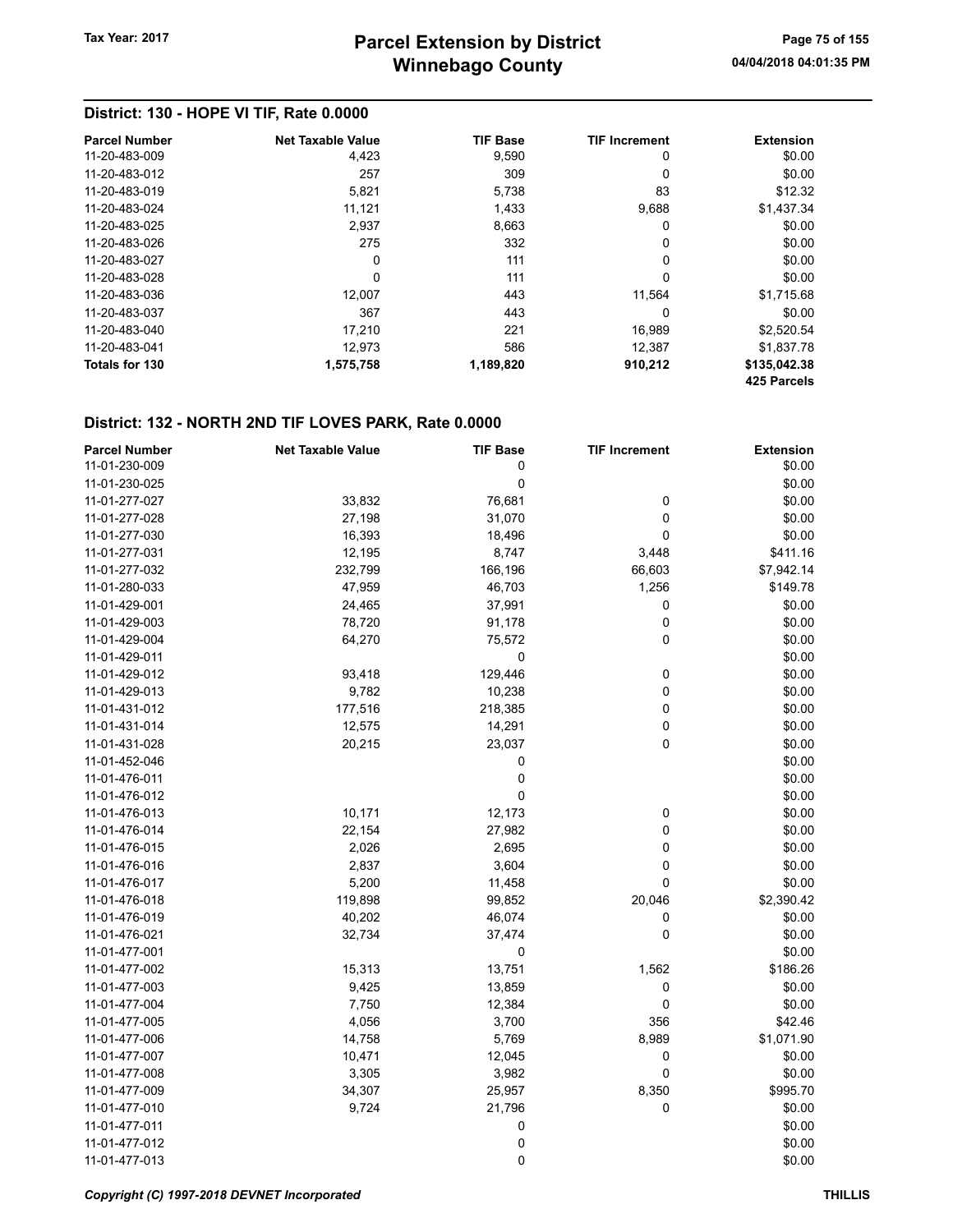## District: 130 - HOPE VI TIF, Rate 0.0000

| Parcel Number | Net Taxable Value | TIF Base | TIF Increment | Extension |
|---|---|---|---|---|
| 11-20-483-009 | 4,423 | 9,590 | 0 | $0.00 |
| 11-20-483-012 | 257 | 309 | 0 | $0.00 |
| 11-20-483-019 | 5,821 | 5,738 | 83 | $12.32 |
| 11-20-483-024 | 11,121 | 1,433 | 9,688 | $1,437.34 |
| 11-20-483-025 | 2,937 | 8,663 | 0 | $0.00 |
| 11-20-483-026 | 275 | 332 | 0 | $0.00 |
| 11-20-483-027 | 0 | 111 | 0 | $0.00 |
| 11-20-483-028 | 0 | 111 | 0 | $0.00 |
| 11-20-483-036 | 12,007 | 443 | 11,564 | $1,715.68 |
| 11-20-483-037 | 367 | 443 | 0 | $0.00 |
| 11-20-483-040 | 17,210 | 221 | 16,989 | $2,520.54 |
| 11-20-483-041 | 12,973 | 586 | 12,387 | $1,837.78 |
| **Totals for 130** | **1,575,758** | **1,189,820** | **910,212** | **$135,042.38** |
| | | | | **425 Parcels** |

## District: 132 - NORTH 2ND TIF LOVES PARK, Rate 0.0000

| Parcel Number | Net Taxable Value | TIF Base | TIF Increment | Extension |
|---|---|---|---|---|
| 11-01-230-009 | | 0 | | $0.00 |
| 11-01-230-025 | | 0 | | $0.00 |
| 11-01-277-027 | 33,832 | 76,681 | 0 | $0.00 |
| 11-01-277-028 | 27,198 | 31,070 | 0 | $0.00 |
| 11-01-277-030 | 16,393 | 18,496 | 0 | $0.00 |
| 11-01-277-031 | 12,195 | 8,747 | 3,448 | $411.16 |
| 11-01-277-032 | 232,799 | 166,196 | 66,603 | $7,942.14 |
| 11-01-280-033 | 47,959 | 46,703 | 1,256 | $149.78 |
| 11-01-429-001 | 24,465 | 37,991 | 0 | $0.00 |
| 11-01-429-003 | 78,720 | 91,178 | 0 | $0.00 |
| 11-01-429-004 | 64,270 | 75,572 | 0 | $0.00 |
| 11-01-429-011 | | 0 | | $0.00 |
| 11-01-429-012 | 93,418 | 129,446 | 0 | $0.00 |
| 11-01-429-013 | 9,782 | 10,238 | 0 | $0.00 |
| 11-01-431-012 | 177,516 | 218,385 | 0 | $0.00 |
| 11-01-431-014 | 12,575 | 14,291 | 0 | $0.00 |
| 11-01-431-028 | 20,215 | 23,037 | 0 | $0.00 |
| 11-01-452-046 | | 0 | | $0.00 |
| 11-01-476-011 | | 0 | | $0.00 |
| 11-01-476-012 | | 0 | | $0.00 |
| 11-01-476-013 | 10,171 | 12,173 | 0 | $0.00 |
| 11-01-476-014 | 22,154 | 27,982 | 0 | $0.00 |
| 11-01-476-015 | 2,026 | 2,695 | 0 | $0.00 |
| 11-01-476-016 | 2,837 | 3,604 | 0 | $0.00 |
| 11-01-476-017 | 5,200 | 11,458 | 0 | $0.00 |
| 11-01-476-018 | 119,898 | 99,852 | 20,046 | $2,390.42 |
| 11-01-476-019 | 40,202 | 46,074 | 0 | $0.00 |
| 11-01-476-021 | 32,734 | 37,474 | 0 | $0.00 |
| 11-01-477-001 | | 0 | | $0.00 |
| 11-01-477-002 | 15,313 | 13,751 | 1,562 | $186.26 |
| 11-01-477-003 | 9,425 | 13,859 | 0 | $0.00 |
| 11-01-477-004 | 7,750 | 12,384 | 0 | $0.00 |
| 11-01-477-005 | 4,056 | 3,700 | 356 | $42.46 |
| 11-01-477-006 | 14,758 | 5,769 | 8,989 | $1,071.90 |
| 11-01-477-007 | 10,471 | 12,045 | 0 | $0.00 |
| 11-01-477-008 | 3,305 | 3,982 | 0 | $0.00 |
| 11-01-477-009 | 34,307 | 25,957 | 8,350 | $995.70 |
| 11-01-477-010 | 9,724 | 21,796 | 0 | $0.00 |
| 11-01-477-011 | | 0 | | $0.00 |
| 11-01-477-012 | | 0 | | $0.00 |
| 11-01-477-013 | | 0 | | $0.00 |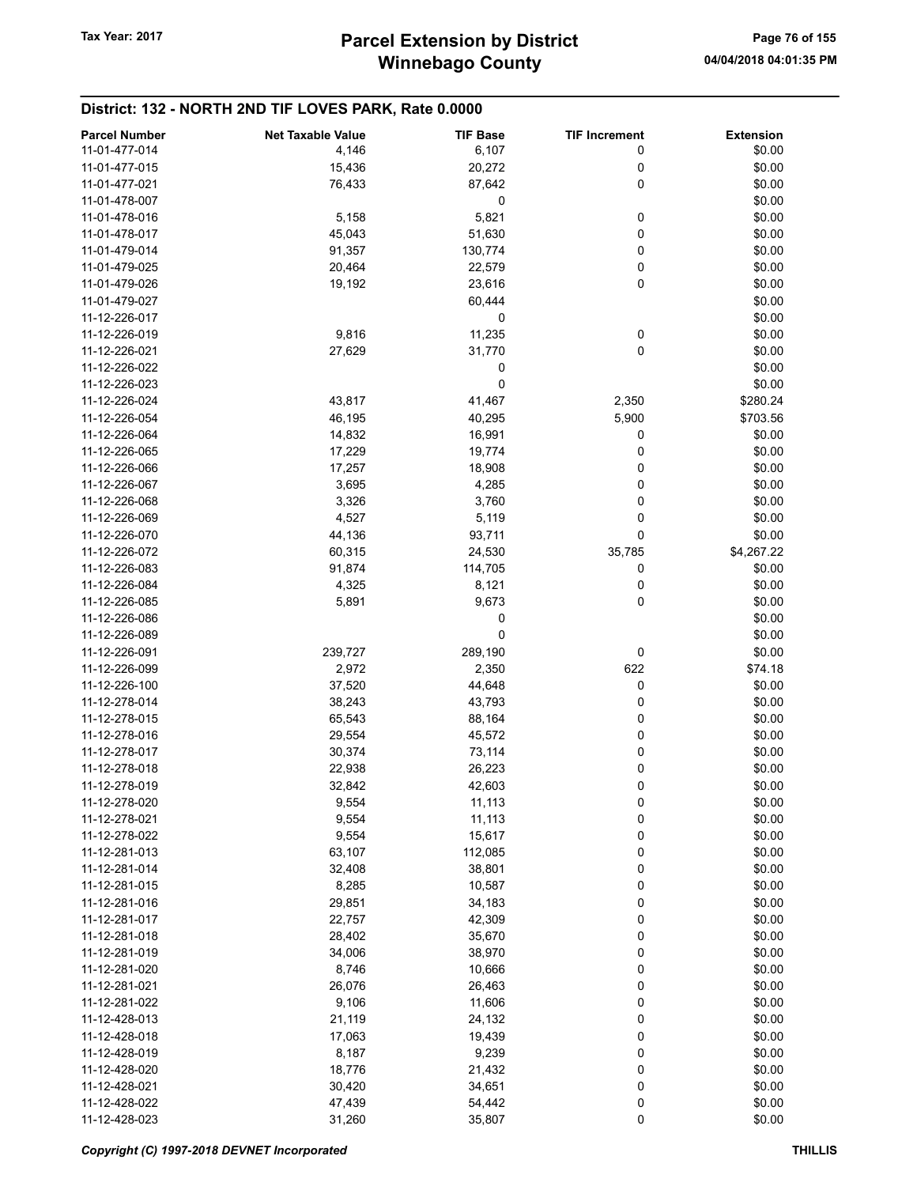## District: 132 - NORTH 2ND TIF LOVES PARK, Rate 0.0000

| Parcel Number | Net Taxable Value | TIF Base | TIF Increment | Extension |
|---|---|---|---|---|
| 11-01-477-014 | 4,146 | 6,107 | 0 | $0.00 |
| 11-01-477-015 | 15,436 | 20,272 | 0 | $0.00 |
| 11-01-477-021 | 76,433 | 87,642 | 0 | $0.00 |
| 11-01-478-007 | | 0 | | $0.00 |
| 11-01-478-016 | 5,158 | 5,821 | 0 | $0.00 |
| 11-01-478-017 | 45,043 | 51,630 | 0 | $0.00 |
| 11-01-479-014 | 91,357 | 130,774 | 0 | $0.00 |
| 11-01-479-025 | 20,464 | 22,579 | 0 | $0.00 |
| 11-01-479-026 | 19,192 | 23,616 | 0 | $0.00 |
| 11-01-479-027 | | 60,444 | | $0.00 |
| 11-12-226-017 | | 0 | | $0.00 |
| 11-12-226-019 | 9,816 | 11,235 | 0 | $0.00 |
| 11-12-226-021 | 27,629 | 31,770 | 0 | $0.00 |
| 11-12-226-022 | | 0 | | $0.00 |
| 11-12-226-023 | | 0 | | $0.00 |
| 11-12-226-024 | 43,817 | 41,467 | 2,350 | $280.24 |
| 11-12-226-054 | 46,195 | 40,295 | 5,900 | $703.56 |
| 11-12-226-064 | 14,832 | 16,991 | 0 | $0.00 |
| 11-12-226-065 | 17,229 | 19,774 | 0 | $0.00 |
| 11-12-226-066 | 17,257 | 18,908 | 0 | $0.00 |
| 11-12-226-067 | 3,695 | 4,285 | 0 | $0.00 |
| 11-12-226-068 | 3,326 | 3,760 | 0 | $0.00 |
| 11-12-226-069 | 4,527 | 5,119 | 0 | $0.00 |
| 11-12-226-070 | 44,136 | 93,711 | 0 | $0.00 |
| 11-12-226-072 | 60,315 | 24,530 | 35,785 | $4,267.22 |
| 11-12-226-083 | 91,874 | 114,705 | 0 | $0.00 |
| 11-12-226-084 | 4,325 | 8,121 | 0 | $0.00 |
| 11-12-226-085 | 5,891 | 9,673 | 0 | $0.00 |
| 11-12-226-086 | | 0 | | $0.00 |
| 11-12-226-089 | | 0 | | $0.00 |
| 11-12-226-091 | 239,727 | 289,190 | 0 | $0.00 |
| 11-12-226-099 | 2,972 | 2,350 | 622 | $74.18 |
| 11-12-226-100 | 37,520 | 44,648 | 0 | $0.00 |
| 11-12-278-014 | 38,243 | 43,793 | 0 | $0.00 |
| 11-12-278-015 | 65,543 | 88,164 | 0 | $0.00 |
| 11-12-278-016 | 29,554 | 45,572 | 0 | $0.00 |
| 11-12-278-017 | 30,374 | 73,114 | 0 | $0.00 |
| 11-12-278-018 | 22,938 | 26,223 | 0 | $0.00 |
| 11-12-278-019 | 32,842 | 42,603 | 0 | $0.00 |
| 11-12-278-020 | 9,554 | 11,113 | 0 | $0.00 |
| 11-12-278-021 | 9,554 | 11,113 | 0 | $0.00 |
| 11-12-278-022 | 9,554 | 15,617 | 0 | $0.00 |
| 11-12-281-013 | 63,107 | 112,085 | 0 | $0.00 |
| 11-12-281-014 | 32,408 | 38,801 | 0 | $0.00 |
| 11-12-281-015 | 8,285 | 10,587 | 0 | $0.00 |
| 11-12-281-016 | 29,851 | 34,183 | 0 | $0.00 |
| 11-12-281-017 | 22,757 | 42,309 | 0 | $0.00 |
| 11-12-281-018 | 28,402 | 35,670 | 0 | $0.00 |
| 11-12-281-019 | 34,006 | 38,970 | 0 | $0.00 |
| 11-12-281-020 | 8,746 | 10,666 | 0 | $0.00 |
| 11-12-281-021 | 26,076 | 26,463 | 0 | $0.00 |
| 11-12-281-022 | 9,106 | 11,606 | 0 | $0.00 |
| 11-12-428-013 | 21,119 | 24,132 | 0 | $0.00 |
| 11-12-428-018 | 17,063 | 19,439 | 0 | $0.00 |
| 11-12-428-019 | 8,187 | 9,239 | 0 | $0.00 |
| 11-12-428-020 | 18,776 | 21,432 | 0 | $0.00 |
| 11-12-428-021 | 30,420 | 34,651 | 0 | $0.00 |
| 11-12-428-022 | 47,439 | 54,442 | 0 | $0.00 |
| 11-12-428-023 | 31,260 | 35,807 | 0 | $0.00 |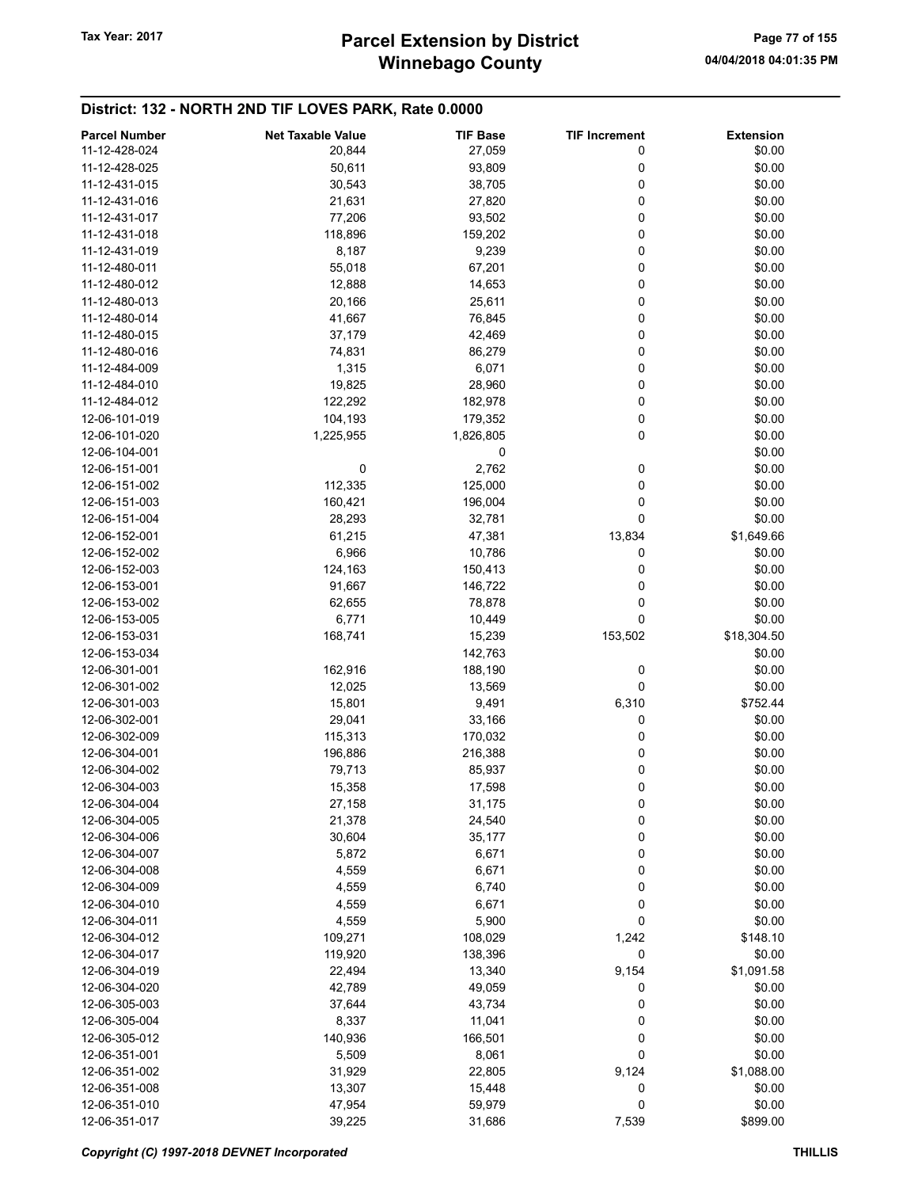## District: 132 - NORTH 2ND TIF LOVES PARK, Rate 0.0000

| Parcel Number | Net Taxable Value | TIF Base | TIF Increment | Extension |
|---|---|---|---|---|
| 11-12-428-024 | 20,844 | 27,059 | 0 | $0.00 |
| 11-12-428-025 | 50,611 | 93,809 | 0 | $0.00 |
| 11-12-431-015 | 30,543 | 38,705 | 0 | $0.00 |
| 11-12-431-016 | 21,631 | 27,820 | 0 | $0.00 |
| 11-12-431-017 | 77,206 | 93,502 | 0 | $0.00 |
| 11-12-431-018 | 118,896 | 159,202 | 0 | $0.00 |
| 11-12-431-019 | 8,187 | 9,239 | 0 | $0.00 |
| 11-12-480-011 | 55,018 | 67,201 | 0 | $0.00 |
| 11-12-480-012 | 12,888 | 14,653 | 0 | $0.00 |
| 11-12-480-013 | 20,166 | 25,611 | 0 | $0.00 |
| 11-12-480-014 | 41,667 | 76,845 | 0 | $0.00 |
| 11-12-480-015 | 37,179 | 42,469 | 0 | $0.00 |
| 11-12-480-016 | 74,831 | 86,279 | 0 | $0.00 |
| 11-12-484-009 | 1,315 | 6,071 | 0 | $0.00 |
| 11-12-484-010 | 19,825 | 28,960 | 0 | $0.00 |
| 11-12-484-012 | 122,292 | 182,978 | 0 | $0.00 |
| 12-06-101-019 | 104,193 | 179,352 | 0 | $0.00 |
| 12-06-101-020 | 1,225,955 | 1,826,805 | 0 | $0.00 |
| 12-06-104-001 | | 0 | | $0.00 |
| 12-06-151-001 | 0 | 2,762 | 0 | $0.00 |
| 12-06-151-002 | 112,335 | 125,000 | 0 | $0.00 |
| 12-06-151-003 | 160,421 | 196,004 | 0 | $0.00 |
| 12-06-151-004 | 28,293 | 32,781 | 0 | $0.00 |
| 12-06-152-001 | 61,215 | 47,381 | 13,834 | $1,649.66 |
| 12-06-152-002 | 6,966 | 10,786 | 0 | $0.00 |
| 12-06-152-003 | 124,163 | 150,413 | 0 | $0.00 |
| 12-06-153-001 | 91,667 | 146,722 | 0 | $0.00 |
| 12-06-153-002 | 62,655 | 78,878 | 0 | $0.00 |
| 12-06-153-005 | 6,771 | 10,449 | 0 | $0.00 |
| 12-06-153-031 | 168,741 | 15,239 | 153,502 | $18,304.50 |
| 12-06-153-034 | | 142,763 | | $0.00 |
| 12-06-301-001 | 162,916 | 188,190 | 0 | $0.00 |
| 12-06-301-002 | 12,025 | 13,569 | 0 | $0.00 |
| 12-06-301-003 | 15,801 | 9,491 | 6,310 | $752.44 |
| 12-06-302-001 | 29,041 | 33,166 | 0 | $0.00 |
| 12-06-302-009 | 115,313 | 170,032 | 0 | $0.00 |
| 12-06-304-001 | 196,886 | 216,388 | 0 | $0.00 |
| 12-06-304-002 | 79,713 | 85,937 | 0 | $0.00 |
| 12-06-304-003 | 15,358 | 17,598 | 0 | $0.00 |
| 12-06-304-004 | 27,158 | 31,175 | 0 | $0.00 |
| 12-06-304-005 | 21,378 | 24,540 | 0 | $0.00 |
| 12-06-304-006 | 30,604 | 35,177 | 0 | $0.00 |
| 12-06-304-007 | 5,872 | 6,671 | 0 | $0.00 |
| 12-06-304-008 | 4,559 | 6,671 | 0 | $0.00 |
| 12-06-304-009 | 4,559 | 6,740 | 0 | $0.00 |
| 12-06-304-010 | 4,559 | 6,671 | 0 | $0.00 |
| 12-06-304-011 | 4,559 | 5,900 | 0 | $0.00 |
| 12-06-304-012 | 109,271 | 108,029 | 1,242 | $148.10 |
| 12-06-304-017 | 119,920 | 138,396 | 0 | $0.00 |
| 12-06-304-019 | 22,494 | 13,340 | 9,154 | $1,091.58 |
| 12-06-304-020 | 42,789 | 49,059 | 0 | $0.00 |
| 12-06-305-003 | 37,644 | 43,734 | 0 | $0.00 |
| 12-06-305-004 | 8,337 | 11,041 | 0 | $0.00 |
| 12-06-305-012 | 140,936 | 166,501 | 0 | $0.00 |
| 12-06-351-001 | 5,509 | 8,061 | 0 | $0.00 |
| 12-06-351-002 | 31,929 | 22,805 | 9,124 | $1,088.00 |
| 12-06-351-008 | 13,307 | 15,448 | 0 | $0.00 |
| 12-06-351-010 | 47,954 | 59,979 | 0 | $0.00 |
| 12-06-351-017 | 39,225 | 31,686 | 7,539 | $899.00 |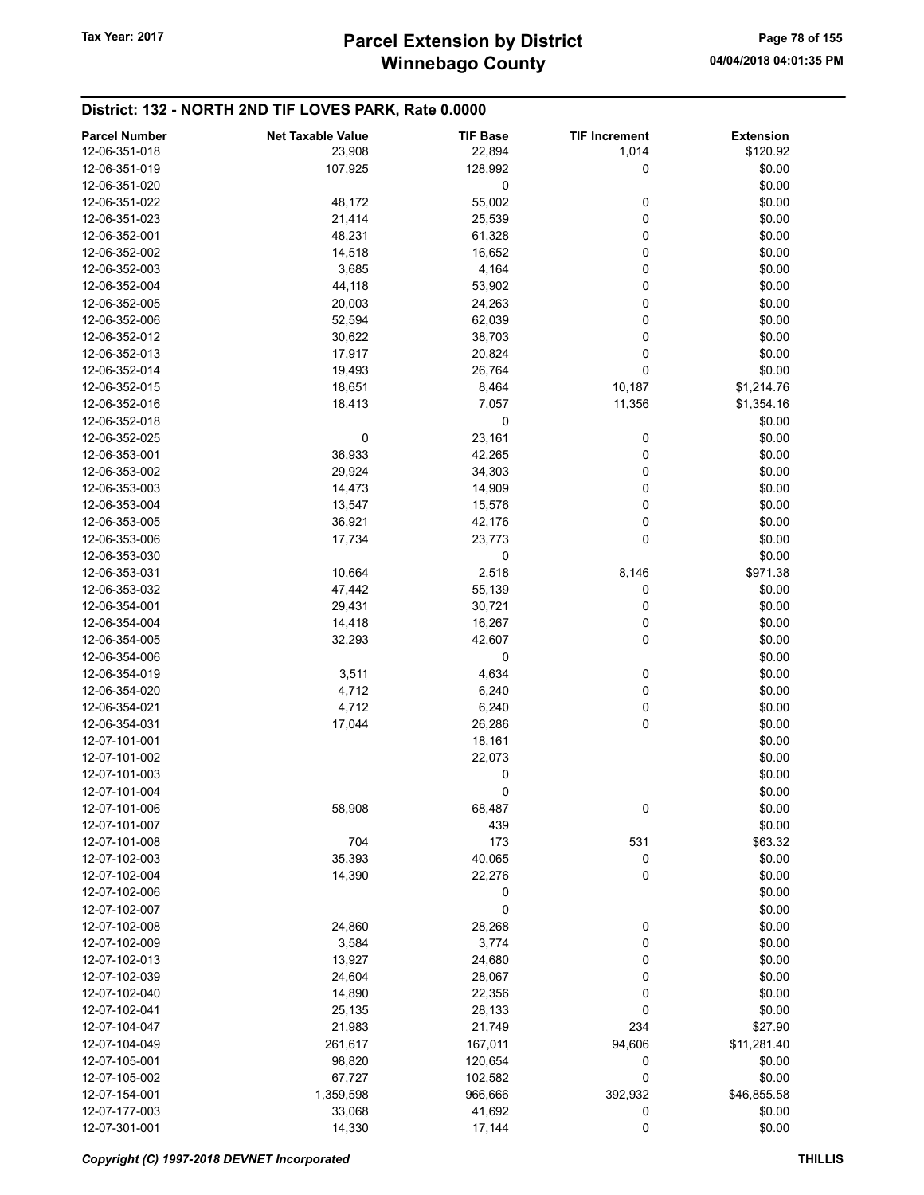## District: 132 - NORTH 2ND TIF LOVES PARK, Rate 0.0000

| Parcel Number | Net Taxable Value | TIF Base | TIF Increment | Extension |
|---|---|---|---|---|
| 12-06-351-018 | 23,908 | 22,894 | 1,014 | $120.92 |
| 12-06-351-019 | 107,925 | 128,992 | 0 | $0.00 |
| 12-06-351-020 | | 0 | | $0.00 |
| 12-06-351-022 | 48,172 | 55,002 | 0 | $0.00 |
| 12-06-351-023 | 21,414 | 25,539 | 0 | $0.00 |
| 12-06-352-001 | 48,231 | 61,328 | 0 | $0.00 |
| 12-06-352-002 | 14,518 | 16,652 | 0 | $0.00 |
| 12-06-352-003 | 3,685 | 4,164 | 0 | $0.00 |
| 12-06-352-004 | 44,118 | 53,902 | 0 | $0.00 |
| 12-06-352-005 | 20,003 | 24,263 | 0 | $0.00 |
| 12-06-352-006 | 52,594 | 62,039 | 0 | $0.00 |
| 12-06-352-012 | 30,622 | 38,703 | 0 | $0.00 |
| 12-06-352-013 | 17,917 | 20,824 | 0 | $0.00 |
| 12-06-352-014 | 19,493 | 26,764 | 0 | $0.00 |
| 12-06-352-015 | 18,651 | 8,464 | 10,187 | $1,214.76 |
| 12-06-352-016 | 18,413 | 7,057 | 11,356 | $1,354.16 |
| 12-06-352-018 | | 0 | | $0.00 |
| 12-06-352-025 | 0 | 23,161 | 0 | $0.00 |
| 12-06-353-001 | 36,933 | 42,265 | 0 | $0.00 |
| 12-06-353-002 | 29,924 | 34,303 | 0 | $0.00 |
| 12-06-353-003 | 14,473 | 14,909 | 0 | $0.00 |
| 12-06-353-004 | 13,547 | 15,576 | 0 | $0.00 |
| 12-06-353-005 | 36,921 | 42,176 | 0 | $0.00 |
| 12-06-353-006 | 17,734 | 23,773 | 0 | $0.00 |
| 12-06-353-030 | | 0 | | $0.00 |
| 12-06-353-031 | 10,664 | 2,518 | 8,146 | $971.38 |
| 12-06-353-032 | 47,442 | 55,139 | 0 | $0.00 |
| 12-06-354-001 | 29,431 | 30,721 | 0 | $0.00 |
| 12-06-354-004 | 14,418 | 16,267 | 0 | $0.00 |
| 12-06-354-005 | 32,293 | 42,607 | 0 | $0.00 |
| 12-06-354-006 | | 0 | | $0.00 |
| 12-06-354-019 | 3,511 | 4,634 | 0 | $0.00 |
| 12-06-354-020 | 4,712 | 6,240 | 0 | $0.00 |
| 12-06-354-021 | 4,712 | 6,240 | 0 | $0.00 |
| 12-06-354-031 | 17,044 | 26,286 | 0 | $0.00 |
| 12-07-101-001 | | 18,161 | | $0.00 |
| 12-07-101-002 | | 22,073 | | $0.00 |
| 12-07-101-003 | | 0 | | $0.00 |
| 12-07-101-004 | | 0 | | $0.00 |
| 12-07-101-006 | 58,908 | 68,487 | 0 | $0.00 |
| 12-07-101-007 | | 439 | | $0.00 |
| 12-07-101-008 | 704 | 173 | 531 | $63.32 |
| 12-07-102-003 | 35,393 | 40,065 | 0 | $0.00 |
| 12-07-102-004 | 14,390 | 22,276 | 0 | $0.00 |
| 12-07-102-006 | | 0 | | $0.00 |
| 12-07-102-007 | | 0 | | $0.00 |
| 12-07-102-008 | 24,860 | 28,268 | 0 | $0.00 |
| 12-07-102-009 | 3,584 | 3,774 | 0 | $0.00 |
| 12-07-102-013 | 13,927 | 24,680 | 0 | $0.00 |
| 12-07-102-039 | 24,604 | 28,067 | 0 | $0.00 |
| 12-07-102-040 | 14,890 | 22,356 | 0 | $0.00 |
| 12-07-102-041 | 25,135 | 28,133 | 0 | $0.00 |
| 12-07-104-047 | 21,983 | 21,749 | 234 | $27.90 |
| 12-07-104-049 | 261,617 | 167,011 | 94,606 | $11,281.40 |
| 12-07-105-001 | 98,820 | 120,654 | 0 | $0.00 |
| 12-07-105-002 | 67,727 | 102,582 | 0 | $0.00 |
| 12-07-154-001 | 1,359,598 | 966,666 | 392,932 | $46,855.58 |
| 12-07-177-003 | 33,068 | 41,692 | 0 | $0.00 |
| 12-07-301-001 | 14,330 | 17,144 | 0 | $0.00 |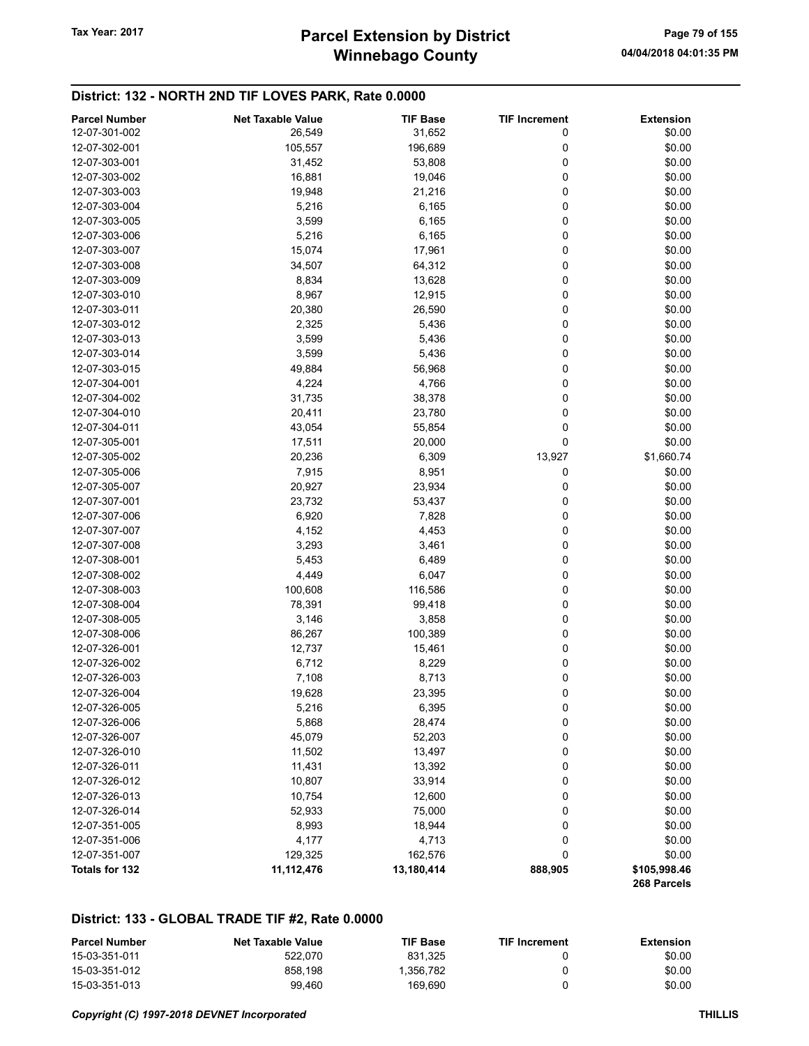## District: 132 - NORTH 2ND TIF LOVES PARK, Rate 0.0000

| Parcel Number | Net Taxable Value | TIF Base | TIF Increment | Extension |
|---|---|---|---|---|
| 12-07-301-002 | 26,549 | 31,652 | 0 | $0.00 |
| 12-07-302-001 | 105,557 | 196,689 | 0 | $0.00 |
| 12-07-303-001 | 31,452 | 53,808 | 0 | $0.00 |
| 12-07-303-002 | 16,881 | 19,046 | 0 | $0.00 |
| 12-07-303-003 | 19,948 | 21,216 | 0 | $0.00 |
| 12-07-303-004 | 5,216 | 6,165 | 0 | $0.00 |
| 12-07-303-005 | 3,599 | 6,165 | 0 | $0.00 |
| 12-07-303-006 | 5,216 | 6,165 | 0 | $0.00 |
| 12-07-303-007 | 15,074 | 17,961 | 0 | $0.00 |
| 12-07-303-008 | 34,507 | 64,312 | 0 | $0.00 |
| 12-07-303-009 | 8,834 | 13,628 | 0 | $0.00 |
| 12-07-303-010 | 8,967 | 12,915 | 0 | $0.00 |
| 12-07-303-011 | 20,380 | 26,590 | 0 | $0.00 |
| 12-07-303-012 | 2,325 | 5,436 | 0 | $0.00 |
| 12-07-303-013 | 3,599 | 5,436 | 0 | $0.00 |
| 12-07-303-014 | 3,599 | 5,436 | 0 | $0.00 |
| 12-07-303-015 | 49,884 | 56,968 | 0 | $0.00 |
| 12-07-304-001 | 4,224 | 4,766 | 0 | $0.00 |
| 12-07-304-002 | 31,735 | 38,378 | 0 | $0.00 |
| 12-07-304-010 | 20,411 | 23,780 | 0 | $0.00 |
| 12-07-304-011 | 43,054 | 55,854 | 0 | $0.00 |
| 12-07-305-001 | 17,511 | 20,000 | 0 | $0.00 |
| 12-07-305-002 | 20,236 | 6,309 | 13,927 | $1,660.74 |
| 12-07-305-006 | 7,915 | 8,951 | 0 | $0.00 |
| 12-07-305-007 | 20,927 | 23,934 | 0 | $0.00 |
| 12-07-307-001 | 23,732 | 53,437 | 0 | $0.00 |
| 12-07-307-006 | 6,920 | 7,828 | 0 | $0.00 |
| 12-07-307-007 | 4,152 | 4,453 | 0 | $0.00 |
| 12-07-307-008 | 3,293 | 3,461 | 0 | $0.00 |
| 12-07-308-001 | 5,453 | 6,489 | 0 | $0.00 |
| 12-07-308-002 | 4,449 | 6,047 | 0 | $0.00 |
| 12-07-308-003 | 100,608 | 116,586 | 0 | $0.00 |
| 12-07-308-004 | 78,391 | 99,418 | 0 | $0.00 |
| 12-07-308-005 | 3,146 | 3,858 | 0 | $0.00 |
| 12-07-308-006 | 86,267 | 100,389 | 0 | $0.00 |
| 12-07-326-001 | 12,737 | 15,461 | 0 | $0.00 |
| 12-07-326-002 | 6,712 | 8,229 | 0 | $0.00 |
| 12-07-326-003 | 7,108 | 8,713 | 0 | $0.00 |
| 12-07-326-004 | 19,628 | 23,395 | 0 | $0.00 |
| 12-07-326-005 | 5,216 | 6,395 | 0 | $0.00 |
| 12-07-326-006 | 5,868 | 28,474 | 0 | $0.00 |
| 12-07-326-007 | 45,079 | 52,203 | 0 | $0.00 |
| 12-07-326-010 | 11,502 | 13,497 | 0 | $0.00 |
| 12-07-326-011 | 11,431 | 13,392 | 0 | $0.00 |
| 12-07-326-012 | 10,807 | 33,914 | 0 | $0.00 |
| 12-07-326-013 | 10,754 | 12,600 | 0 | $0.00 |
| 12-07-326-014 | 52,933 | 75,000 | 0 | $0.00 |
| 12-07-351-005 | 8,993 | 18,944 | 0 | $0.00 |
| 12-07-351-006 | 4,177 | 4,713 | 0 | $0.00 |
| 12-07-351-007 | 129,325 | 162,576 | 0 | $0.00 |
| **Totals for 132** | **11,112,476** | **13,180,414** | **888,905** | **$105,998.46** |
| | | | | **268 Parcels** |

## District: 133 - GLOBAL TRADE TIF #2, Rate 0.0000

| Parcel Number | Net Taxable Value | TIF Base | TIF Increment | Extension |
|---|---|---|---|---|
| 15-03-351-011 | 522,070 | 831,325 | 0 | $0.00 |
| 15-03-351-012 | 858,198 | 1,356,782 | 0 | $0.00 |
| 15-03-351-013 | 99,460 | 169,690 | 0 | $0.00 |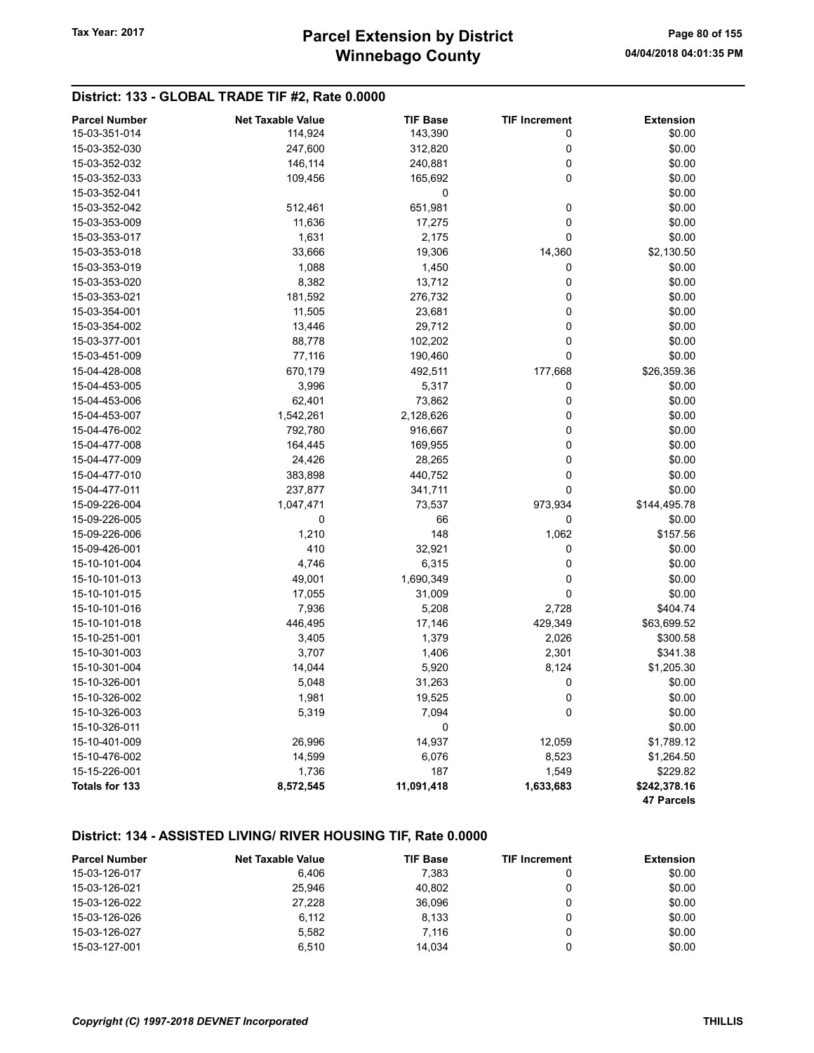## District: 133 - GLOBAL TRADE TIF #2, Rate 0.0000

| Parcel Number | Net Taxable Value | TIF Base | TIF Increment | Extension |
|---|---|---|---|---|
| 15-03-351-014 | 114,924 | 143,390 | 0 | $0.00 |
| 15-03-352-030 | 247,600 | 312,820 | 0 | $0.00 |
| 15-03-352-032 | 146,114 | 240,881 | 0 | $0.00 |
| 15-03-352-033 | 109,456 | 165,692 | 0 | $0.00 |
| 15-03-352-041 | | 0 | | $0.00 |
| 15-03-352-042 | 512,461 | 651,981 | 0 | $0.00 |
| 15-03-353-009 | 11,636 | 17,275 | 0 | $0.00 |
| 15-03-353-017 | 1,631 | 2,175 | 0 | $0.00 |
| 15-03-353-018 | 33,666 | 19,306 | 14,360 | $2,130.50 |
| 15-03-353-019 | 1,088 | 1,450 | 0 | $0.00 |
| 15-03-353-020 | 8,382 | 13,712 | 0 | $0.00 |
| 15-03-353-021 | 181,592 | 276,732 | 0 | $0.00 |
| 15-03-354-001 | 11,505 | 23,681 | 0 | $0.00 |
| 15-03-354-002 | 13,446 | 29,712 | 0 | $0.00 |
| 15-03-377-001 | 88,778 | 102,202 | 0 | $0.00 |
| 15-03-451-009 | 77,116 | 190,460 | 0 | $0.00 |
| 15-04-428-008 | 670,179 | 492,511 | 177,668 | $26,359.36 |
| 15-04-453-005 | 3,996 | 5,317 | 0 | $0.00 |
| 15-04-453-006 | 62,401 | 73,862 | 0 | $0.00 |
| 15-04-453-007 | 1,542,261 | 2,128,626 | 0 | $0.00 |
| 15-04-476-002 | 792,780 | 916,667 | 0 | $0.00 |
| 15-04-477-008 | 164,445 | 169,955 | 0 | $0.00 |
| 15-04-477-009 | 24,426 | 28,265 | 0 | $0.00 |
| 15-04-477-010 | 383,898 | 440,752 | 0 | $0.00 |
| 15-04-477-011 | 237,877 | 341,711 | 0 | $0.00 |
| 15-09-226-004 | 1,047,471 | 73,537 | 973,934 | $144,495.78 |
| 15-09-226-005 | 0 | 66 | 0 | $0.00 |
| 15-09-226-006 | 1,210 | 148 | 1,062 | $157.56 |
| 15-09-426-001 | 410 | 32,921 | 0 | $0.00 |
| 15-10-101-004 | 4,746 | 6,315 | 0 | $0.00 |
| 15-10-101-013 | 49,001 | 1,690,349 | 0 | $0.00 |
| 15-10-101-015 | 17,055 | 31,009 | 0 | $0.00 |
| 15-10-101-016 | 7,936 | 5,208 | 2,728 | $404.74 |
| 15-10-101-018 | 446,495 | 17,146 | 429,349 | $63,699.52 |
| 15-10-251-001 | 3,405 | 1,379 | 2,026 | $300.58 |
| 15-10-301-003 | 3,707 | 1,406 | 2,301 | $341.38 |
| 15-10-301-004 | 14,044 | 5,920 | 8,124 | $1,205.30 |
| 15-10-326-001 | 5,048 | 31,263 | 0 | $0.00 |
| 15-10-326-002 | 1,981 | 19,525 | 0 | $0.00 |
| 15-10-326-003 | 5,319 | 7,094 | 0 | $0.00 |
| 15-10-326-011 | | 0 | | $0.00 |
| 15-10-401-009 | 26,996 | 14,937 | 12,059 | $1,789.12 |
| 15-10-476-002 | 14,599 | 6,076 | 8,523 | $1,264.50 |
| 15-15-226-001 | 1,736 | 187 | 1,549 | $229.82 |
| **Totals for 133** | **8,572,545** | **11,091,418** | **1,633,683** | **$242,378.16** |
| | | | | **47 Parcels** |

## District: 134 - ASSISTED LIVING/ RIVER HOUSING TIF, Rate 0.0000

| Parcel Number | Net Taxable Value | TIF Base | TIF Increment | Extension |
|---|---|---|---|---|
| 15-03-126-017 | 6,406 | 7,383 | 0 | $0.00 |
| 15-03-126-021 | 25,946 | 40,802 | 0 | $0.00 |
| 15-03-126-022 | 27,228 | 36,096 | 0 | $0.00 |
| 15-03-126-026 | 6,112 | 8,133 | 0 | $0.00 |
| 15-03-126-027 | 5,582 | 7,116 | 0 | $0.00 |
| 15-03-127-001 | 6,510 | 14,034 | 0 | $0.00 |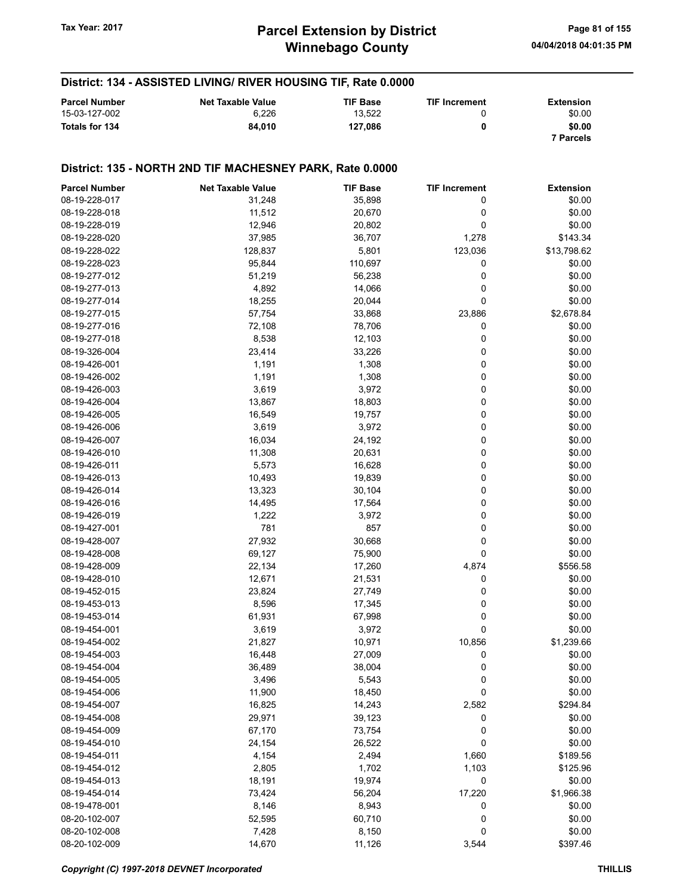## District: 134 - ASSISTED LIVING/ RIVER HOUSING TIF, Rate 0.0000

| Parcel Number | Net Taxable Value | TIF Base | TIF Increment | Extension |
|---|---|---|---|---|
| 15-03-127-002 | 6,226 | 13,522 | 0 | $0.00 |
| **Totals for 134** | **84,010** | **127,086** | **0** | **$0.00** |
| | | | | **7 Parcels** |

## District: 135 - NORTH 2ND TIF MACHESNEY PARK, Rate 0.0000

| Parcel Number | Net Taxable Value | TIF Base | TIF Increment | Extension |
|---|---|---|---|---|
| 08-19-228-017 | 31,248 | 35,898 | 0 | $0.00 |
| 08-19-228-018 | 11,512 | 20,670 | 0 | $0.00 |
| 08-19-228-019 | 12,946 | 20,802 | 0 | $0.00 |
| 08-19-228-020 | 37,985 | 36,707 | 1,278 | $143.34 |
| 08-19-228-022 | 128,837 | 5,801 | 123,036 | $13,798.62 |
| 08-19-228-023 | 95,844 | 110,697 | 0 | $0.00 |
| 08-19-277-012 | 51,219 | 56,238 | 0 | $0.00 |
| 08-19-277-013 | 4,892 | 14,066 | 0 | $0.00 |
| 08-19-277-014 | 18,255 | 20,044 | 0 | $0.00 |
| 08-19-277-015 | 57,754 | 33,868 | 23,886 | $2,678.84 |
| 08-19-277-016 | 72,108 | 78,706 | 0 | $0.00 |
| 08-19-277-018 | 8,538 | 12,103 | 0 | $0.00 |
| 08-19-326-004 | 23,414 | 33,226 | 0 | $0.00 |
| 08-19-426-001 | 1,191 | 1,308 | 0 | $0.00 |
| 08-19-426-002 | 1,191 | 1,308 | 0 | $0.00 |
| 08-19-426-003 | 3,619 | 3,972 | 0 | $0.00 |
| 08-19-426-004 | 13,867 | 18,803 | 0 | $0.00 |
| 08-19-426-005 | 16,549 | 19,757 | 0 | $0.00 |
| 08-19-426-006 | 3,619 | 3,972 | 0 | $0.00 |
| 08-19-426-007 | 16,034 | 24,192 | 0 | $0.00 |
| 08-19-426-010 | 11,308 | 20,631 | 0 | $0.00 |
| 08-19-426-011 | 5,573 | 16,628 | 0 | $0.00 |
| 08-19-426-013 | 10,493 | 19,839 | 0 | $0.00 |
| 08-19-426-014 | 13,323 | 30,104 | 0 | $0.00 |
| 08-19-426-016 | 14,495 | 17,564 | 0 | $0.00 |
| 08-19-426-019 | 1,222 | 3,972 | 0 | $0.00 |
| 08-19-427-001 | 781 | 857 | 0 | $0.00 |
| 08-19-428-007 | 27,932 | 30,668 | 0 | $0.00 |
| 08-19-428-008 | 69,127 | 75,900 | 0 | $0.00 |
| 08-19-428-009 | 22,134 | 17,260 | 4,874 | $556.58 |
| 08-19-428-010 | 12,671 | 21,531 | 0 | $0.00 |
| 08-19-452-015 | 23,824 | 27,749 | 0 | $0.00 |
| 08-19-453-013 | 8,596 | 17,345 | 0 | $0.00 |
| 08-19-453-014 | 61,931 | 67,998 | 0 | $0.00 |
| 08-19-454-001 | 3,619 | 3,972 | 0 | $0.00 |
| 08-19-454-002 | 21,827 | 10,971 | 10,856 | $1,239.66 |
| 08-19-454-003 | 16,448 | 27,009 | 0 | $0.00 |
| 08-19-454-004 | 36,489 | 38,004 | 0 | $0.00 |
| 08-19-454-005 | 3,496 | 5,543 | 0 | $0.00 |
| 08-19-454-006 | 11,900 | 18,450 | 0 | $0.00 |
| 08-19-454-007 | 16,825 | 14,243 | 2,582 | $294.84 |
| 08-19-454-008 | 29,971 | 39,123 | 0 | $0.00 |
| 08-19-454-009 | 67,170 | 73,754 | 0 | $0.00 |
| 08-19-454-010 | 24,154 | 26,522 | 0 | $0.00 |
| 08-19-454-011 | 4,154 | 2,494 | 1,660 | $189.56 |
| 08-19-454-012 | 2,805 | 1,702 | 1,103 | $125.96 |
| 08-19-454-013 | 18,191 | 19,974 | 0 | $0.00 |
| 08-19-454-014 | 73,424 | 56,204 | 17,220 | $1,966.38 |
| 08-19-478-001 | 8,146 | 8,943 | 0 | $0.00 |
| 08-20-102-007 | 52,595 | 60,710 | 0 | $0.00 |
| 08-20-102-008 | 7,428 | 8,150 | 0 | $0.00 |
| 08-20-102-009 | 14,670 | 11,126 | 3,544 | $397.46 |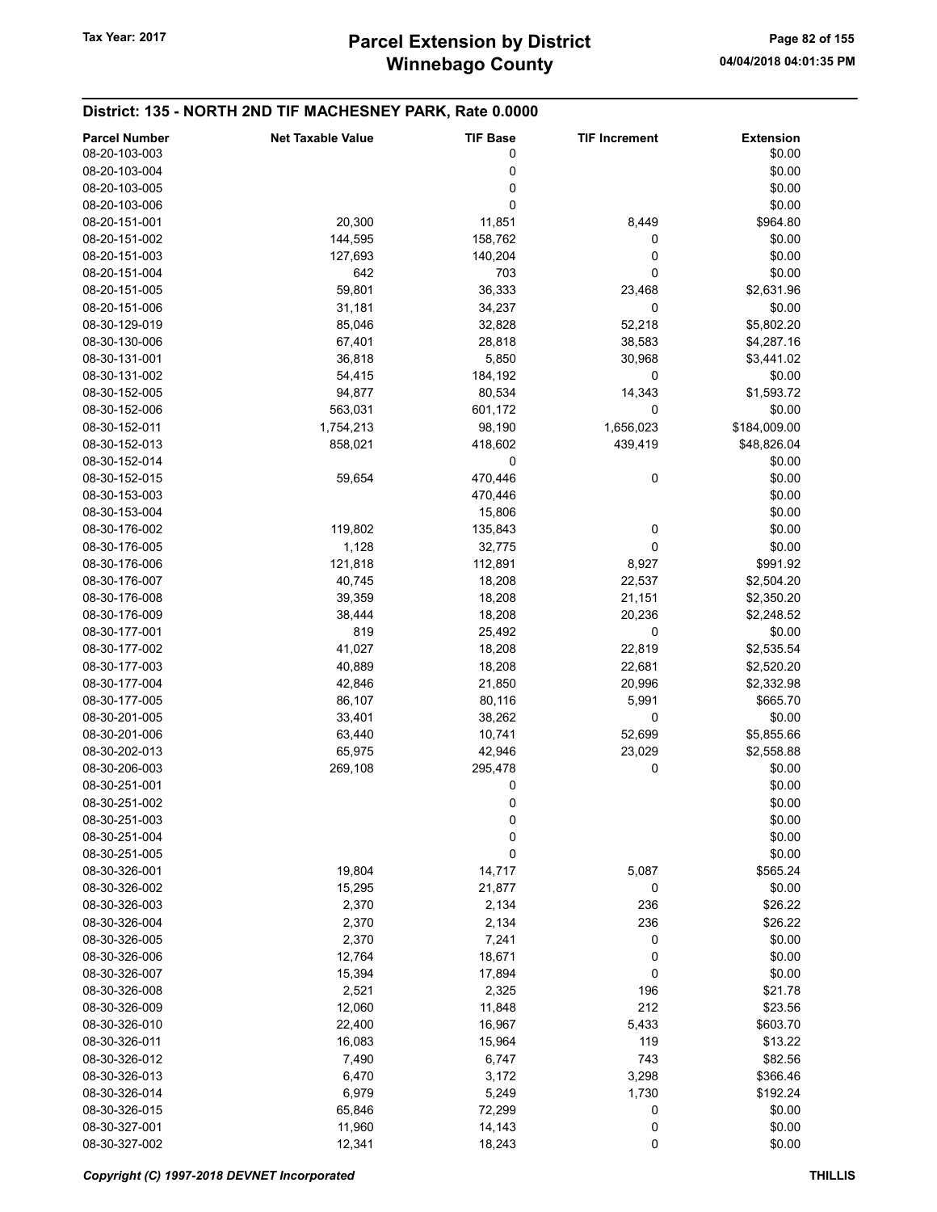## District: 135 - NORTH 2ND TIF MACHESNEY PARK, Rate 0.0000

| Parcel Number | Net Taxable Value | TIF Base | TIF Increment | Extension |
|---|---|---|---|---|
| 08-20-103-003 | | 0 | | $0.00 |
| 08-20-103-004 | | 0 | | $0.00 |
| 08-20-103-005 | | 0 | | $0.00 |
| 08-20-103-006 | | 0 | | $0.00 |
| 08-20-151-001 | 20,300 | 11,851 | 8,449 | $964.80 |
| 08-20-151-002 | 144,595 | 158,762 | 0 | $0.00 |
| 08-20-151-003 | 127,693 | 140,204 | 0 | $0.00 |
| 08-20-151-004 | 642 | 703 | 0 | $0.00 |
| 08-20-151-005 | 59,801 | 36,333 | 23,468 | $2,631.96 |
| 08-20-151-006 | 31,181 | 34,237 | 0 | $0.00 |
| 08-30-129-019 | 85,046 | 32,828 | 52,218 | $5,802.20 |
| 08-30-130-006 | 67,401 | 28,818 | 38,583 | $4,287.16 |
| 08-30-131-001 | 36,818 | 5,850 | 30,968 | $3,441.02 |
| 08-30-131-002 | 54,415 | 184,192 | 0 | $0.00 |
| 08-30-152-005 | 94,877 | 80,534 | 14,343 | $1,593.72 |
| 08-30-152-006 | 563,031 | 601,172 | 0 | $0.00 |
| 08-30-152-011 | 1,754,213 | 98,190 | 1,656,023 | $184,009.00 |
| 08-30-152-013 | 858,021 | 418,602 | 439,419 | $48,826.04 |
| 08-30-152-014 | | 0 | | $0.00 |
| 08-30-152-015 | 59,654 | 470,446 | 0 | $0.00 |
| 08-30-153-003 | | 470,446 | | $0.00 |
| 08-30-153-004 | | 15,806 | | $0.00 |
| 08-30-176-002 | 119,802 | 135,843 | 0 | $0.00 |
| 08-30-176-005 | 1,128 | 32,775 | 0 | $0.00 |
| 08-30-176-006 | 121,818 | 112,891 | 8,927 | $991.92 |
| 08-30-176-007 | 40,745 | 18,208 | 22,537 | $2,504.20 |
| 08-30-176-008 | 39,359 | 18,208 | 21,151 | $2,350.20 |
| 08-30-176-009 | 38,444 | 18,208 | 20,236 | $2,248.52 |
| 08-30-177-001 | 819 | 25,492 | 0 | $0.00 |
| 08-30-177-002 | 41,027 | 18,208 | 22,819 | $2,535.54 |
| 08-30-177-003 | 40,889 | 18,208 | 22,681 | $2,520.20 |
| 08-30-177-004 | 42,846 | 21,850 | 20,996 | $2,332.98 |
| 08-30-177-005 | 86,107 | 80,116 | 5,991 | $665.70 |
| 08-30-201-005 | 33,401 | 38,262 | 0 | $0.00 |
| 08-30-201-006 | 63,440 | 10,741 | 52,699 | $5,855.66 |
| 08-30-202-013 | 65,975 | 42,946 | 23,029 | $2,558.88 |
| 08-30-206-003 | 269,108 | 295,478 | 0 | $0.00 |
| 08-30-251-001 | | 0 | | $0.00 |
| 08-30-251-002 | | 0 | | $0.00 |
| 08-30-251-003 | | 0 | | $0.00 |
| 08-30-251-004 | | 0 | | $0.00 |
| 08-30-251-005 | | 0 | | $0.00 |
| 08-30-326-001 | 19,804 | 14,717 | 5,087 | $565.24 |
| 08-30-326-002 | 15,295 | 21,877 | 0 | $0.00 |
| 08-30-326-003 | 2,370 | 2,134 | 236 | $26.22 |
| 08-30-326-004 | 2,370 | 2,134 | 236 | $26.22 |
| 08-30-326-005 | 2,370 | 7,241 | 0 | $0.00 |
| 08-30-326-006 | 12,764 | 18,671 | 0 | $0.00 |
| 08-30-326-007 | 15,394 | 17,894 | 0 | $0.00 |
| 08-30-326-008 | 2,521 | 2,325 | 196 | $21.78 |
| 08-30-326-009 | 12,060 | 11,848 | 212 | $23.56 |
| 08-30-326-010 | 22,400 | 16,967 | 5,433 | $603.70 |
| 08-30-326-011 | 16,083 | 15,964 | 119 | $13.22 |
| 08-30-326-012 | 7,490 | 6,747 | 743 | $82.56 |
| 08-30-326-013 | 6,470 | 3,172 | 3,298 | $366.46 |
| 08-30-326-014 | 6,979 | 5,249 | 1,730 | $192.24 |
| 08-30-326-015 | 65,846 | 72,299 | 0 | $0.00 |
| 08-30-327-001 | 11,960 | 14,143 | 0 | $0.00 |
| 08-30-327-002 | 12,341 | 18,243 | 0 | $0.00 |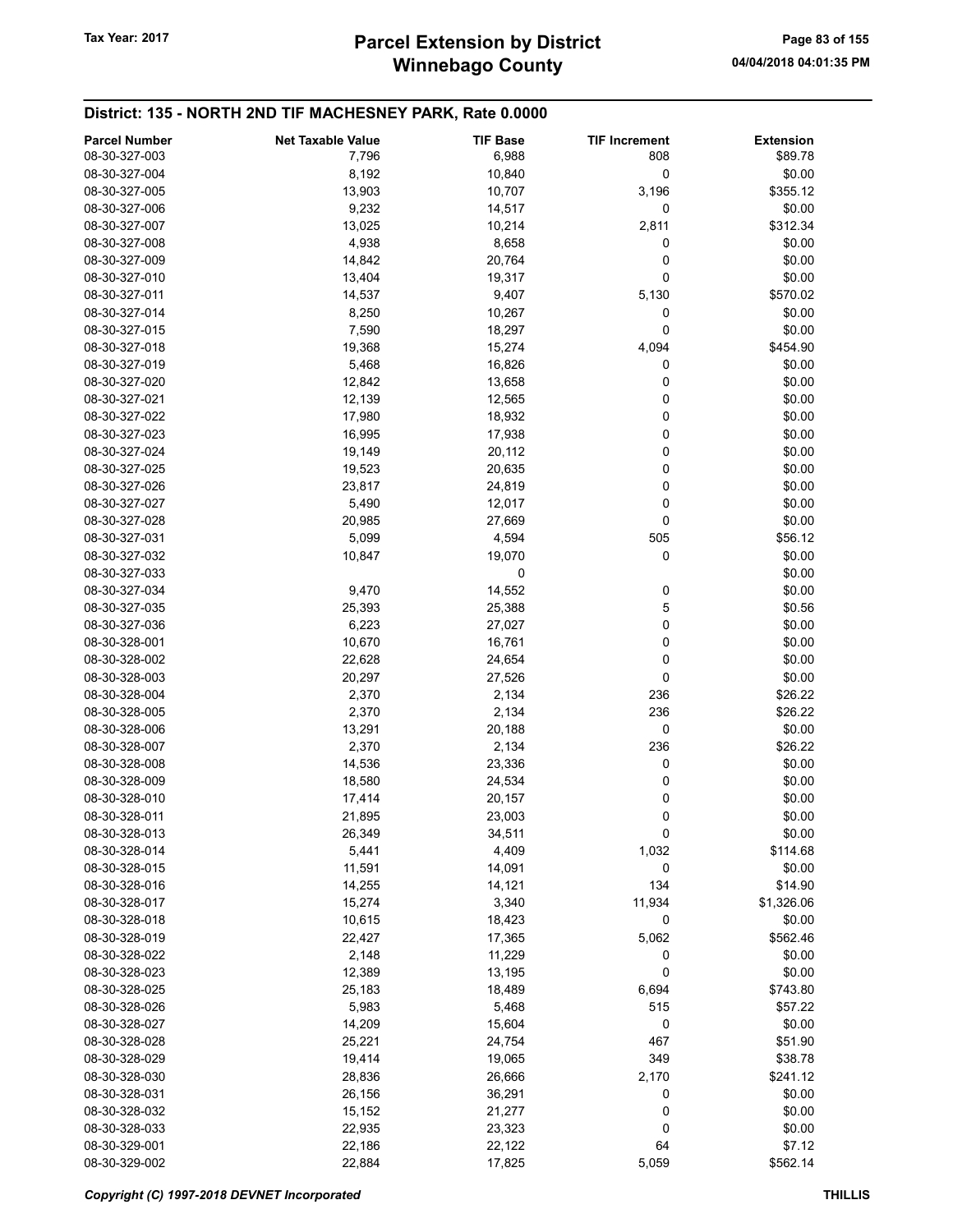## District: 135 - NORTH 2ND TIF MACHESNEY PARK, Rate 0.0000

| Parcel Number | Net Taxable Value | TIF Base | TIF Increment | Extension |
|---|---|---|---|---|
| 08-30-327-003 | 7,796 | 6,988 | 808 | $89.78 |
| 08-30-327-004 | 8,192 | 10,840 | 0 | $0.00 |
| 08-30-327-005 | 13,903 | 10,707 | 3,196 | $355.12 |
| 08-30-327-006 | 9,232 | 14,517 | 0 | $0.00 |
| 08-30-327-007 | 13,025 | 10,214 | 2,811 | $312.34 |
| 08-30-327-008 | 4,938 | 8,658 | 0 | $0.00 |
| 08-30-327-009 | 14,842 | 20,764 | 0 | $0.00 |
| 08-30-327-010 | 13,404 | 19,317 | 0 | $0.00 |
| 08-30-327-011 | 14,537 | 9,407 | 5,130 | $570.02 |
| 08-30-327-014 | 8,250 | 10,267 | 0 | $0.00 |
| 08-30-327-015 | 7,590 | 18,297 | 0 | $0.00 |
| 08-30-327-018 | 19,368 | 15,274 | 4,094 | $454.90 |
| 08-30-327-019 | 5,468 | 16,826 | 0 | $0.00 |
| 08-30-327-020 | 12,842 | 13,658 | 0 | $0.00 |
| 08-30-327-021 | 12,139 | 12,565 | 0 | $0.00 |
| 08-30-327-022 | 17,980 | 18,932 | 0 | $0.00 |
| 08-30-327-023 | 16,995 | 17,938 | 0 | $0.00 |
| 08-30-327-024 | 19,149 | 20,112 | 0 | $0.00 |
| 08-30-327-025 | 19,523 | 20,635 | 0 | $0.00 |
| 08-30-327-026 | 23,817 | 24,819 | 0 | $0.00 |
| 08-30-327-027 | 5,490 | 12,017 | 0 | $0.00 |
| 08-30-327-028 | 20,985 | 27,669 | 0 | $0.00 |
| 08-30-327-031 | 5,099 | 4,594 | 505 | $56.12 |
| 08-30-327-032 | 10,847 | 19,070 | 0 | $0.00 |
| 08-30-327-033 | | 0 | | $0.00 |
| 08-30-327-034 | 9,470 | 14,552 | 0 | $0.00 |
| 08-30-327-035 | 25,393 | 25,388 | 5 | $0.56 |
| 08-30-327-036 | 6,223 | 27,027 | 0 | $0.00 |
| 08-30-328-001 | 10,670 | 16,761 | 0 | $0.00 |
| 08-30-328-002 | 22,628 | 24,654 | 0 | $0.00 |
| 08-30-328-003 | 20,297 | 27,526 | 0 | $0.00 |
| 08-30-328-004 | 2,370 | 2,134 | 236 | $26.22 |
| 08-30-328-005 | 2,370 | 2,134 | 236 | $26.22 |
| 08-30-328-006 | 13,291 | 20,188 | 0 | $0.00 |
| 08-30-328-007 | 2,370 | 2,134 | 236 | $26.22 |
| 08-30-328-008 | 14,536 | 23,336 | 0 | $0.00 |
| 08-30-328-009 | 18,580 | 24,534 | 0 | $0.00 |
| 08-30-328-010 | 17,414 | 20,157 | 0 | $0.00 |
| 08-30-328-011 | 21,895 | 23,003 | 0 | $0.00 |
| 08-30-328-013 | 26,349 | 34,511 | 0 | $0.00 |
| 08-30-328-014 | 5,441 | 4,409 | 1,032 | $114.68 |
| 08-30-328-015 | 11,591 | 14,091 | 0 | $0.00 |
| 08-30-328-016 | 14,255 | 14,121 | 134 | $14.90 |
| 08-30-328-017 | 15,274 | 3,340 | 11,934 | $1,326.06 |
| 08-30-328-018 | 10,615 | 18,423 | 0 | $0.00 |
| 08-30-328-019 | 22,427 | 17,365 | 5,062 | $562.46 |
| 08-30-328-022 | 2,148 | 11,229 | 0 | $0.00 |
| 08-30-328-023 | 12,389 | 13,195 | 0 | $0.00 |
| 08-30-328-025 | 25,183 | 18,489 | 6,694 | $743.80 |
| 08-30-328-026 | 5,983 | 5,468 | 515 | $57.22 |
| 08-30-328-027 | 14,209 | 15,604 | 0 | $0.00 |
| 08-30-328-028 | 25,221 | 24,754 | 467 | $51.90 |
| 08-30-328-029 | 19,414 | 19,065 | 349 | $38.78 |
| 08-30-328-030 | 28,836 | 26,666 | 2,170 | $241.12 |
| 08-30-328-031 | 26,156 | 36,291 | 0 | $0.00 |
| 08-30-328-032 | 15,152 | 21,277 | 0 | $0.00 |
| 08-30-328-033 | 22,935 | 23,323 | 0 | $0.00 |
| 08-30-329-001 | 22,186 | 22,122 | 64 | $7.12 |
| 08-30-329-002 | 22,884 | 17,825 | 5,059 | $562.14 |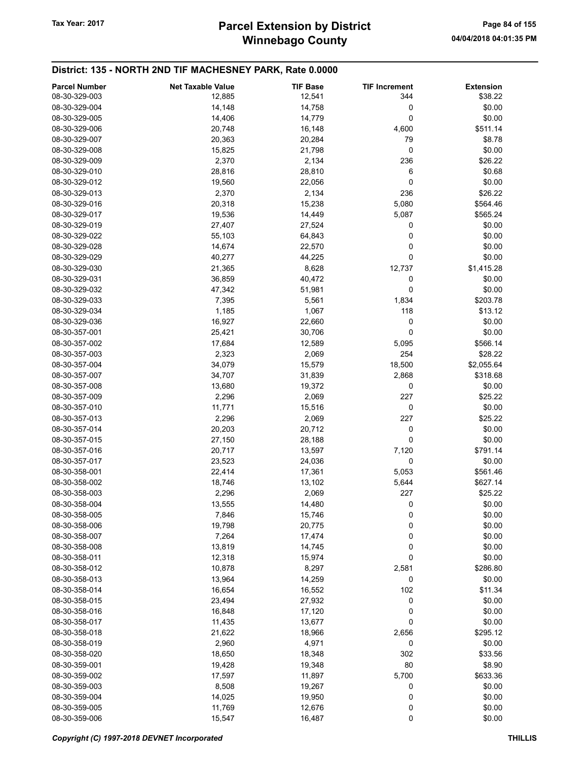## District: 135 - NORTH 2ND TIF MACHESNEY PARK, Rate 0.0000

| Parcel Number | Net Taxable Value | TIF Base | TIF Increment | Extension |
|---|---|---|---|---|
| 08-30-329-003 | 12,885 | 12,541 | 344 | $38.22 |
| 08-30-329-004 | 14,148 | 14,758 | 0 | $0.00 |
| 08-30-329-005 | 14,406 | 14,779 | 0 | $0.00 |
| 08-30-329-006 | 20,748 | 16,148 | 4,600 | $511.14 |
| 08-30-329-007 | 20,363 | 20,284 | 79 | $8.78 |
| 08-30-329-008 | 15,825 | 21,798 | 0 | $0.00 |
| 08-30-329-009 | 2,370 | 2,134 | 236 | $26.22 |
| 08-30-329-010 | 28,816 | 28,810 | 6 | $0.68 |
| 08-30-329-012 | 19,560 | 22,056 | 0 | $0.00 |
| 08-30-329-013 | 2,370 | 2,134 | 236 | $26.22 |
| 08-30-329-016 | 20,318 | 15,238 | 5,080 | $564.46 |
| 08-30-329-017 | 19,536 | 14,449 | 5,087 | $565.24 |
| 08-30-329-019 | 27,407 | 27,524 | 0 | $0.00 |
| 08-30-329-022 | 55,103 | 64,843 | 0 | $0.00 |
| 08-30-329-028 | 14,674 | 22,570 | 0 | $0.00 |
| 08-30-329-029 | 40,277 | 44,225 | 0 | $0.00 |
| 08-30-329-030 | 21,365 | 8,628 | 12,737 | $1,415.28 |
| 08-30-329-031 | 36,859 | 40,472 | 0 | $0.00 |
| 08-30-329-032 | 47,342 | 51,981 | 0 | $0.00 |
| 08-30-329-033 | 7,395 | 5,561 | 1,834 | $203.78 |
| 08-30-329-034 | 1,185 | 1,067 | 118 | $13.12 |
| 08-30-329-036 | 16,927 | 22,660 | 0 | $0.00 |
| 08-30-357-001 | 25,421 | 30,706 | 0 | $0.00 |
| 08-30-357-002 | 17,684 | 12,589 | 5,095 | $566.14 |
| 08-30-357-003 | 2,323 | 2,069 | 254 | $28.22 |
| 08-30-357-004 | 34,079 | 15,579 | 18,500 | $2,055.64 |
| 08-30-357-007 | 34,707 | 31,839 | 2,868 | $318.68 |
| 08-30-357-008 | 13,680 | 19,372 | 0 | $0.00 |
| 08-30-357-009 | 2,296 | 2,069 | 227 | $25.22 |
| 08-30-357-010 | 11,771 | 15,516 | 0 | $0.00 |
| 08-30-357-013 | 2,296 | 2,069 | 227 | $25.22 |
| 08-30-357-014 | 20,203 | 20,712 | 0 | $0.00 |
| 08-30-357-015 | 27,150 | 28,188 | 0 | $0.00 |
| 08-30-357-016 | 20,717 | 13,597 | 7,120 | $791.14 |
| 08-30-357-017 | 23,523 | 24,036 | 0 | $0.00 |
| 08-30-358-001 | 22,414 | 17,361 | 5,053 | $561.46 |
| 08-30-358-002 | 18,746 | 13,102 | 5,644 | $627.14 |
| 08-30-358-003 | 2,296 | 2,069 | 227 | $25.22 |
| 08-30-358-004 | 13,555 | 14,480 | 0 | $0.00 |
| 08-30-358-005 | 7,846 | 15,746 | 0 | $0.00 |
| 08-30-358-006 | 19,798 | 20,775 | 0 | $0.00 |
| 08-30-358-007 | 7,264 | 17,474 | 0 | $0.00 |
| 08-30-358-008 | 13,819 | 14,745 | 0 | $0.00 |
| 08-30-358-011 | 12,318 | 15,974 | 0 | $0.00 |
| 08-30-358-012 | 10,878 | 8,297 | 2,581 | $286.80 |
| 08-30-358-013 | 13,964 | 14,259 | 0 | $0.00 |
| 08-30-358-014 | 16,654 | 16,552 | 102 | $11.34 |
| 08-30-358-015 | 23,494 | 27,932 | 0 | $0.00 |
| 08-30-358-016 | 16,848 | 17,120 | 0 | $0.00 |
| 08-30-358-017 | 11,435 | 13,677 | 0 | $0.00 |
| 08-30-358-018 | 21,622 | 18,966 | 2,656 | $295.12 |
| 08-30-358-019 | 2,960 | 4,971 | 0 | $0.00 |
| 08-30-358-020 | 18,650 | 18,348 | 302 | $33.56 |
| 08-30-359-001 | 19,428 | 19,348 | 80 | $8.90 |
| 08-30-359-002 | 17,597 | 11,897 | 5,700 | $633.36 |
| 08-30-359-003 | 8,508 | 19,267 | 0 | $0.00 |
| 08-30-359-004 | 14,025 | 19,950 | 0 | $0.00 |
| 08-30-359-005 | 11,769 | 12,676 | 0 | $0.00 |
| 08-30-359-006 | 15,547 | 16,487 | 0 | $0.00 |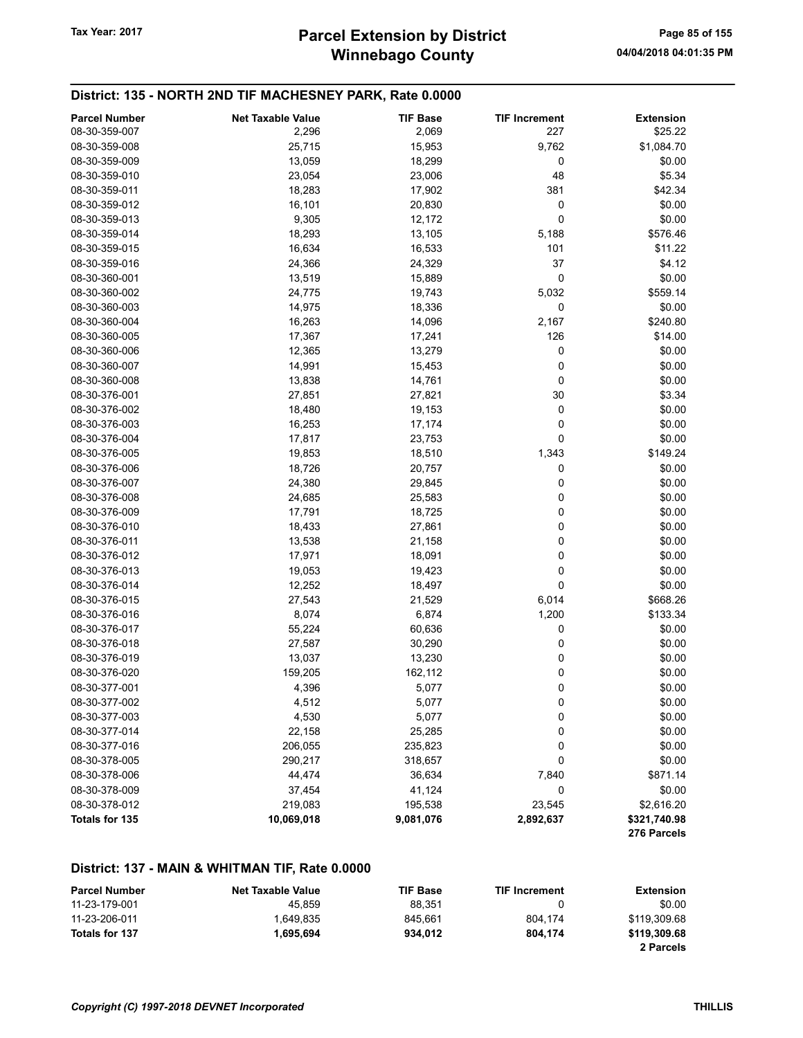## District: 135 - NORTH 2ND TIF MACHESNEY PARK, Rate 0.0000

| Parcel Number | Net Taxable Value | TIF Base | TIF Increment | Extension |
|---|---|---|---|---|
| 08-30-359-007 | 2,296 | 2,069 | 227 | $25.22 |
| 08-30-359-008 | 25,715 | 15,953 | 9,762 | $1,084.70 |
| 08-30-359-009 | 13,059 | 18,299 | 0 | $0.00 |
| 08-30-359-010 | 23,054 | 23,006 | 48 | $5.34 |
| 08-30-359-011 | 18,283 | 17,902 | 381 | $42.34 |
| 08-30-359-012 | 16,101 | 20,830 | 0 | $0.00 |
| 08-30-359-013 | 9,305 | 12,172 | 0 | $0.00 |
| 08-30-359-014 | 18,293 | 13,105 | 5,188 | $576.46 |
| 08-30-359-015 | 16,634 | 16,533 | 101 | $11.22 |
| 08-30-359-016 | 24,366 | 24,329 | 37 | $4.12 |
| 08-30-360-001 | 13,519 | 15,889 | 0 | $0.00 |
| 08-30-360-002 | 24,775 | 19,743 | 5,032 | $559.14 |
| 08-30-360-003 | 14,975 | 18,336 | 0 | $0.00 |
| 08-30-360-004 | 16,263 | 14,096 | 2,167 | $240.80 |
| 08-30-360-005 | 17,367 | 17,241 | 126 | $14.00 |
| 08-30-360-006 | 12,365 | 13,279 | 0 | $0.00 |
| 08-30-360-007 | 14,991 | 15,453 | 0 | $0.00 |
| 08-30-360-008 | 13,838 | 14,761 | 0 | $0.00 |
| 08-30-376-001 | 27,851 | 27,821 | 30 | $3.34 |
| 08-30-376-002 | 18,480 | 19,153 | 0 | $0.00 |
| 08-30-376-003 | 16,253 | 17,174 | 0 | $0.00 |
| 08-30-376-004 | 17,817 | 23,753 | 0 | $0.00 |
| 08-30-376-005 | 19,853 | 18,510 | 1,343 | $149.24 |
| 08-30-376-006 | 18,726 | 20,757 | 0 | $0.00 |
| 08-30-376-007 | 24,380 | 29,845 | 0 | $0.00 |
| 08-30-376-008 | 24,685 | 25,583 | 0 | $0.00 |
| 08-30-376-009 | 17,791 | 18,725 | 0 | $0.00 |
| 08-30-376-010 | 18,433 | 27,861 | 0 | $0.00 |
| 08-30-376-011 | 13,538 | 21,158 | 0 | $0.00 |
| 08-30-376-012 | 17,971 | 18,091 | 0 | $0.00 |
| 08-30-376-013 | 19,053 | 19,423 | 0 | $0.00 |
| 08-30-376-014 | 12,252 | 18,497 | 0 | $0.00 |
| 08-30-376-015 | 27,543 | 21,529 | 6,014 | $668.26 |
| 08-30-376-016 | 8,074 | 6,874 | 1,200 | $133.34 |
| 08-30-376-017 | 55,224 | 60,636 | 0 | $0.00 |
| 08-30-376-018 | 27,587 | 30,290 | 0 | $0.00 |
| 08-30-376-019 | 13,037 | 13,230 | 0 | $0.00 |
| 08-30-376-020 | 159,205 | 162,112 | 0 | $0.00 |
| 08-30-377-001 | 4,396 | 5,077 | 0 | $0.00 |
| 08-30-377-002 | 4,512 | 5,077 | 0 | $0.00 |
| 08-30-377-003 | 4,530 | 5,077 | 0 | $0.00 |
| 08-30-377-014 | 22,158 | 25,285 | 0 | $0.00 |
| 08-30-377-016 | 206,055 | 235,823 | 0 | $0.00 |
| 08-30-378-005 | 290,217 | 318,657 | 0 | $0.00 |
| 08-30-378-006 | 44,474 | 36,634 | 7,840 | $871.14 |
| 08-30-378-009 | 37,454 | 41,124 | 0 | $0.00 |
| 08-30-378-012 | 219,083 | 195,538 | 23,545 | $2,616.20 |
| **Totals for 135** | **10,069,018** | **9,081,076** | **2,892,637** | **$321,740.98** |
| | | | | **276 Parcels** |

## District: 137 - MAIN & WHITMAN TIF, Rate 0.0000

| Parcel Number | Net Taxable Value | TIF Base | TIF Increment | Extension |
|---|---|---|---|---|
| 11-23-179-001 | 45,859 | 88,351 | 0 | $0.00 |
| 11-23-206-011 | 1,649,835 | 845,661 | 804,174 | $119,309.68 |
| **Totals for 137** | **1,695,694** | **934,012** | **804,174** | **$119,309.68** |
| | | | | **2 Parcels** |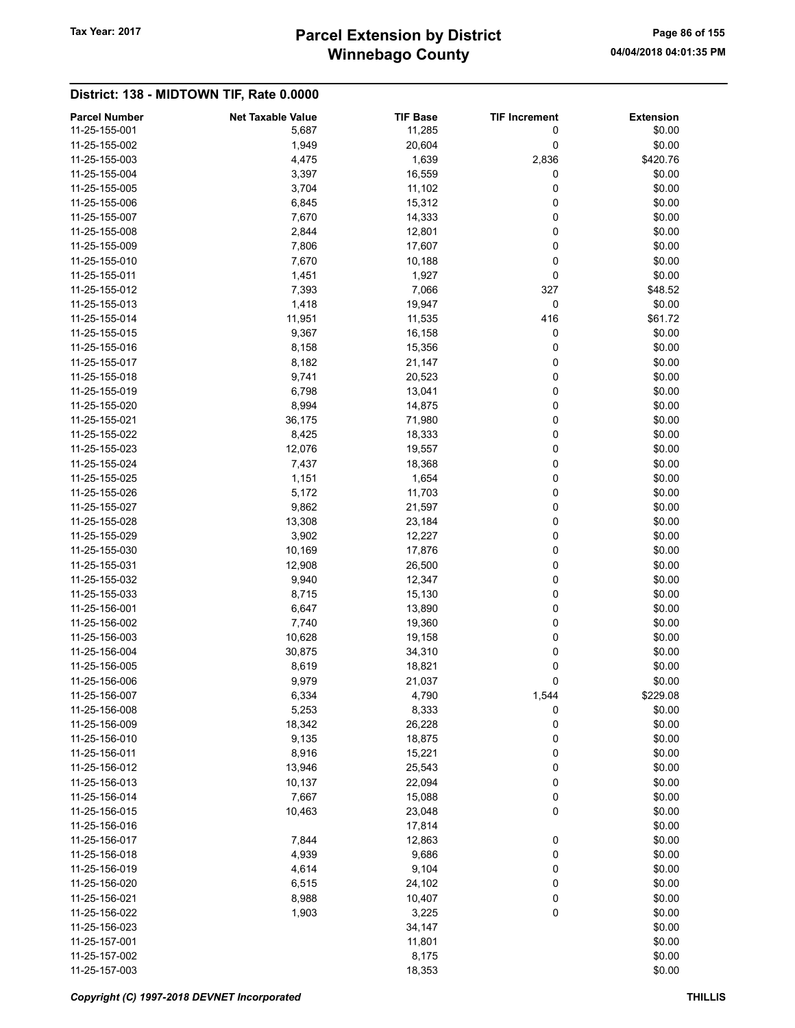## District: 138 - MIDTOWN TIF, Rate 0.0000

| Parcel Number | Net Taxable Value | TIF Base | TIF Increment | Extension |
|---|---|---|---|---|
| 11-25-155-001 | 5,687 | 11,285 | 0 | $0.00 |
| 11-25-155-002 | 1,949 | 20,604 | 0 | $0.00 |
| 11-25-155-003 | 4,475 | 1,639 | 2,836 | $420.76 |
| 11-25-155-004 | 3,397 | 16,559 | 0 | $0.00 |
| 11-25-155-005 | 3,704 | 11,102 | 0 | $0.00 |
| 11-25-155-006 | 6,845 | 15,312 | 0 | $0.00 |
| 11-25-155-007 | 7,670 | 14,333 | 0 | $0.00 |
| 11-25-155-008 | 2,844 | 12,801 | 0 | $0.00 |
| 11-25-155-009 | 7,806 | 17,607 | 0 | $0.00 |
| 11-25-155-010 | 7,670 | 10,188 | 0 | $0.00 |
| 11-25-155-011 | 1,451 | 1,927 | 0 | $0.00 |
| 11-25-155-012 | 7,393 | 7,066 | 327 | $48.52 |
| 11-25-155-013 | 1,418 | 19,947 | 0 | $0.00 |
| 11-25-155-014 | 11,951 | 11,535 | 416 | $61.72 |
| 11-25-155-015 | 9,367 | 16,158 | 0 | $0.00 |
| 11-25-155-016 | 8,158 | 15,356 | 0 | $0.00 |
| 11-25-155-017 | 8,182 | 21,147 | 0 | $0.00 |
| 11-25-155-018 | 9,741 | 20,523 | 0 | $0.00 |
| 11-25-155-019 | 6,798 | 13,041 | 0 | $0.00 |
| 11-25-155-020 | 8,994 | 14,875 | 0 | $0.00 |
| 11-25-155-021 | 36,175 | 71,980 | 0 | $0.00 |
| 11-25-155-022 | 8,425 | 18,333 | 0 | $0.00 |
| 11-25-155-023 | 12,076 | 19,557 | 0 | $0.00 |
| 11-25-155-024 | 7,437 | 18,368 | 0 | $0.00 |
| 11-25-155-025 | 1,151 | 1,654 | 0 | $0.00 |
| 11-25-155-026 | 5,172 | 11,703 | 0 | $0.00 |
| 11-25-155-027 | 9,862 | 21,597 | 0 | $0.00 |
| 11-25-155-028 | 13,308 | 23,184 | 0 | $0.00 |
| 11-25-155-029 | 3,902 | 12,227 | 0 | $0.00 |
| 11-25-155-030 | 10,169 | 17,876 | 0 | $0.00 |
| 11-25-155-031 | 12,908 | 26,500 | 0 | $0.00 |
| 11-25-155-032 | 9,940 | 12,347 | 0 | $0.00 |
| 11-25-155-033 | 8,715 | 15,130 | 0 | $0.00 |
| 11-25-156-001 | 6,647 | 13,890 | 0 | $0.00 |
| 11-25-156-002 | 7,740 | 19,360 | 0 | $0.00 |
| 11-25-156-003 | 10,628 | 19,158 | 0 | $0.00 |
| 11-25-156-004 | 30,875 | 34,310 | 0 | $0.00 |
| 11-25-156-005 | 8,619 | 18,821 | 0 | $0.00 |
| 11-25-156-006 | 9,979 | 21,037 | 0 | $0.00 |
| 11-25-156-007 | 6,334 | 4,790 | 1,544 | $229.08 |
| 11-25-156-008 | 5,253 | 8,333 | 0 | $0.00 |
| 11-25-156-009 | 18,342 | 26,228 | 0 | $0.00 |
| 11-25-156-010 | 9,135 | 18,875 | 0 | $0.00 |
| 11-25-156-011 | 8,916 | 15,221 | 0 | $0.00 |
| 11-25-156-012 | 13,946 | 25,543 | 0 | $0.00 |
| 11-25-156-013 | 10,137 | 22,094 | 0 | $0.00 |
| 11-25-156-014 | 7,667 | 15,088 | 0 | $0.00 |
| 11-25-156-015 | 10,463 | 23,048 | 0 | $0.00 |
| 11-25-156-016 | | 17,814 | | $0.00 |
| 11-25-156-017 | 7,844 | 12,863 | 0 | $0.00 |
| 11-25-156-018 | 4,939 | 9,686 | 0 | $0.00 |
| 11-25-156-019 | 4,614 | 9,104 | 0 | $0.00 |
| 11-25-156-020 | 6,515 | 24,102 | 0 | $0.00 |
| 11-25-156-021 | 8,988 | 10,407 | 0 | $0.00 |
| 11-25-156-022 | 1,903 | 3,225 | 0 | $0.00 |
| 11-25-156-023 | | 34,147 | | $0.00 |
| 11-25-157-001 | | 11,801 | | $0.00 |
| 11-25-157-002 | | 8,175 | | $0.00 |
| 11-25-157-003 | | 18,353 | | $0.00 |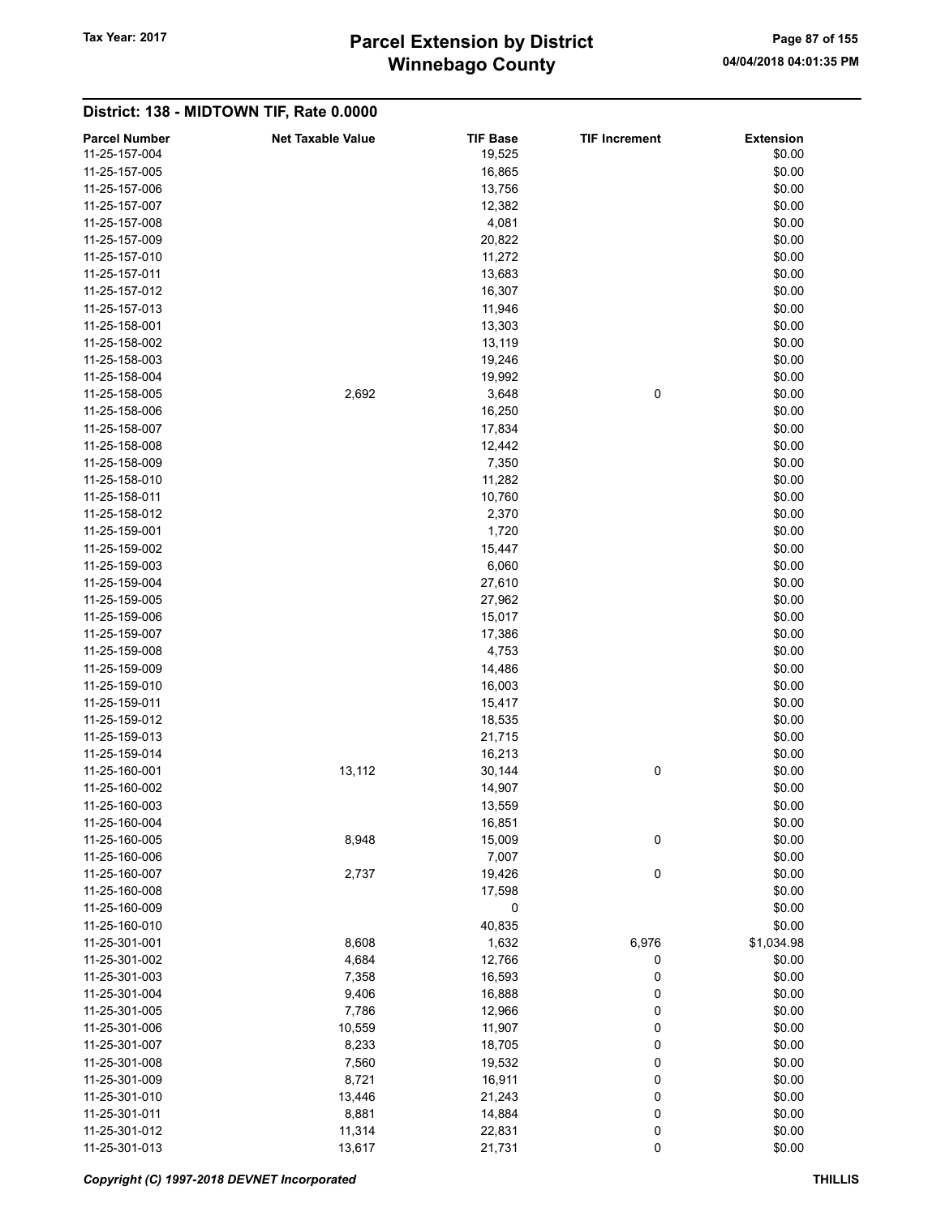## District: 138 - MIDTOWN TIF, Rate 0.0000

| Parcel Number | Net Taxable Value | TIF Base | TIF Increment | Extension |
|---|---|---|---|---|
| 11-25-157-004 | | 19,525 | | $0.00 |
| 11-25-157-005 | | 16,865 | | $0.00 |
| 11-25-157-006 | | 13,756 | | $0.00 |
| 11-25-157-007 | | 12,382 | | $0.00 |
| 11-25-157-008 | | 4,081 | | $0.00 |
| 11-25-157-009 | | 20,822 | | $0.00 |
| 11-25-157-010 | | 11,272 | | $0.00 |
| 11-25-157-011 | | 13,683 | | $0.00 |
| 11-25-157-012 | | 16,307 | | $0.00 |
| 11-25-157-013 | | 11,946 | | $0.00 |
| 11-25-158-001 | | 13,303 | | $0.00 |
| 11-25-158-002 | | 13,119 | | $0.00 |
| 11-25-158-003 | | 19,246 | | $0.00 |
| 11-25-158-004 | | 19,992 | | $0.00 |
| 11-25-158-005 | 2,692 | 3,648 | 0 | $0.00 |
| 11-25-158-006 | | 16,250 | | $0.00 |
| 11-25-158-007 | | 17,834 | | $0.00 |
| 11-25-158-008 | | 12,442 | | $0.00 |
| 11-25-158-009 | | 7,350 | | $0.00 |
| 11-25-158-010 | | 11,282 | | $0.00 |
| 11-25-158-011 | | 10,760 | | $0.00 |
| 11-25-158-012 | | 2,370 | | $0.00 |
| 11-25-159-001 | | 1,720 | | $0.00 |
| 11-25-159-002 | | 15,447 | | $0.00 |
| 11-25-159-003 | | 6,060 | | $0.00 |
| 11-25-159-004 | | 27,610 | | $0.00 |
| 11-25-159-005 | | 27,962 | | $0.00 |
| 11-25-159-006 | | 15,017 | | $0.00 |
| 11-25-159-007 | | 17,386 | | $0.00 |
| 11-25-159-008 | | 4,753 | | $0.00 |
| 11-25-159-009 | | 14,486 | | $0.00 |
| 11-25-159-010 | | 16,003 | | $0.00 |
| 11-25-159-011 | | 15,417 | | $0.00 |
| 11-25-159-012 | | 18,535 | | $0.00 |
| 11-25-159-013 | | 21,715 | | $0.00 |
| 11-25-159-014 | | 16,213 | | $0.00 |
| 11-25-160-001 | 13,112 | 30,144 | 0 | $0.00 |
| 11-25-160-002 | | 14,907 | | $0.00 |
| 11-25-160-003 | | 13,559 | | $0.00 |
| 11-25-160-004 | | 16,851 | | $0.00 |
| 11-25-160-005 | 8,948 | 15,009 | 0 | $0.00 |
| 11-25-160-006 | | 7,007 | | $0.00 |
| 11-25-160-007 | 2,737 | 19,426 | 0 | $0.00 |
| 11-25-160-008 | | 17,598 | | $0.00 |
| 11-25-160-009 | | 0 | | $0.00 |
| 11-25-160-010 | | 40,835 | | $0.00 |
| 11-25-301-001 | 8,608 | 1,632 | 6,976 | $1,034.98 |
| 11-25-301-002 | 4,684 | 12,766 | 0 | $0.00 |
| 11-25-301-003 | 7,358 | 16,593 | 0 | $0.00 |
| 11-25-301-004 | 9,406 | 16,888 | 0 | $0.00 |
| 11-25-301-005 | 7,786 | 12,966 | 0 | $0.00 |
| 11-25-301-006 | 10,559 | 11,907 | 0 | $0.00 |
| 11-25-301-007 | 8,233 | 18,705 | 0 | $0.00 |
| 11-25-301-008 | 7,560 | 19,532 | 0 | $0.00 |
| 11-25-301-009 | 8,721 | 16,911 | 0 | $0.00 |
| 11-25-301-010 | 13,446 | 21,243 | 0 | $0.00 |
| 11-25-301-011 | 8,881 | 14,884 | 0 | $0.00 |
| 11-25-301-012 | 11,314 | 22,831 | 0 | $0.00 |
| 11-25-301-013 | 13,617 | 21,731 | 0 | $0.00 |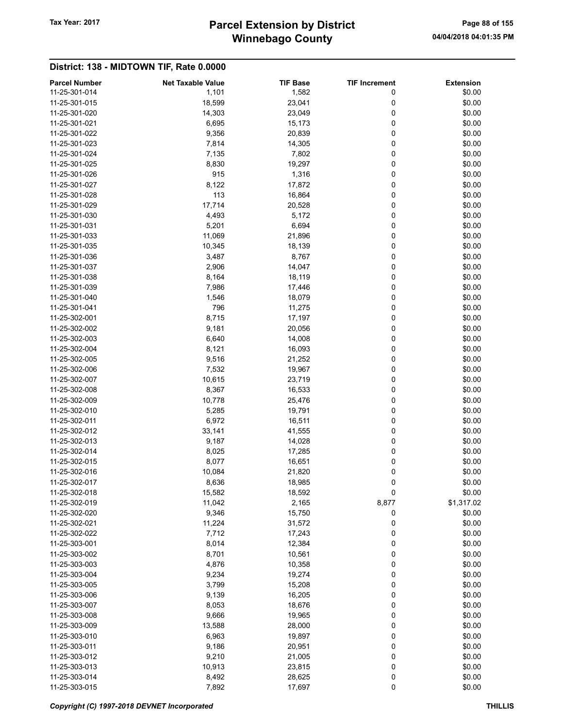## District: 138 - MIDTOWN TIF, Rate 0.0000

| Parcel Number | Net Taxable Value | TIF Base | TIF Increment | Extension |
|---|---|---|---|---|
| 11-25-301-014 | 1,101 | 1,582 | 0 | $0.00 |
| 11-25-301-015 | 18,599 | 23,041 | 0 | $0.00 |
| 11-25-301-020 | 14,303 | 23,049 | 0 | $0.00 |
| 11-25-301-021 | 6,695 | 15,173 | 0 | $0.00 |
| 11-25-301-022 | 9,356 | 20,839 | 0 | $0.00 |
| 11-25-301-023 | 7,814 | 14,305 | 0 | $0.00 |
| 11-25-301-024 | 7,135 | 7,802 | 0 | $0.00 |
| 11-25-301-025 | 8,830 | 19,297 | 0 | $0.00 |
| 11-25-301-026 | 915 | 1,316 | 0 | $0.00 |
| 11-25-301-027 | 8,122 | 17,872 | 0 | $0.00 |
| 11-25-301-028 | 113 | 16,864 | 0 | $0.00 |
| 11-25-301-029 | 17,714 | 20,528 | 0 | $0.00 |
| 11-25-301-030 | 4,493 | 5,172 | 0 | $0.00 |
| 11-25-301-031 | 5,201 | 6,694 | 0 | $0.00 |
| 11-25-301-033 | 11,069 | 21,896 | 0 | $0.00 |
| 11-25-301-035 | 10,345 | 18,139 | 0 | $0.00 |
| 11-25-301-036 | 3,487 | 8,767 | 0 | $0.00 |
| 11-25-301-037 | 2,906 | 14,047 | 0 | $0.00 |
| 11-25-301-038 | 8,164 | 18,119 | 0 | $0.00 |
| 11-25-301-039 | 7,986 | 17,446 | 0 | $0.00 |
| 11-25-301-040 | 1,546 | 18,079 | 0 | $0.00 |
| 11-25-301-041 | 796 | 11,275 | 0 | $0.00 |
| 11-25-302-001 | 8,715 | 17,197 | 0 | $0.00 |
| 11-25-302-002 | 9,181 | 20,056 | 0 | $0.00 |
| 11-25-302-003 | 6,640 | 14,008 | 0 | $0.00 |
| 11-25-302-004 | 8,121 | 16,093 | 0 | $0.00 |
| 11-25-302-005 | 9,516 | 21,252 | 0 | $0.00 |
| 11-25-302-006 | 7,532 | 19,967 | 0 | $0.00 |
| 11-25-302-007 | 10,615 | 23,719 | 0 | $0.00 |
| 11-25-302-008 | 8,367 | 16,533 | 0 | $0.00 |
| 11-25-302-009 | 10,778 | 25,476 | 0 | $0.00 |
| 11-25-302-010 | 5,285 | 19,791 | 0 | $0.00 |
| 11-25-302-011 | 6,972 | 16,511 | 0 | $0.00 |
| 11-25-302-012 | 33,141 | 41,555 | 0 | $0.00 |
| 11-25-302-013 | 9,187 | 14,028 | 0 | $0.00 |
| 11-25-302-014 | 8,025 | 17,285 | 0 | $0.00 |
| 11-25-302-015 | 8,077 | 16,651 | 0 | $0.00 |
| 11-25-302-016 | 10,084 | 21,820 | 0 | $0.00 |
| 11-25-302-017 | 8,636 | 18,985 | 0 | $0.00 |
| 11-25-302-018 | 15,582 | 18,592 | 0 | $0.00 |
| 11-25-302-019 | 11,042 | 2,165 | 8,877 | $1,317.02 |
| 11-25-302-020 | 9,346 | 15,750 | 0 | $0.00 |
| 11-25-302-021 | 11,224 | 31,572 | 0 | $0.00 |
| 11-25-302-022 | 7,712 | 17,243 | 0 | $0.00 |
| 11-25-303-001 | 8,014 | 12,384 | 0 | $0.00 |
| 11-25-303-002 | 8,701 | 10,561 | 0 | $0.00 |
| 11-25-303-003 | 4,876 | 10,358 | 0 | $0.00 |
| 11-25-303-004 | 9,234 | 19,274 | 0 | $0.00 |
| 11-25-303-005 | 3,799 | 15,208 | 0 | $0.00 |
| 11-25-303-006 | 9,139 | 16,205 | 0 | $0.00 |
| 11-25-303-007 | 8,053 | 18,676 | 0 | $0.00 |
| 11-25-303-008 | 9,666 | 19,965 | 0 | $0.00 |
| 11-25-303-009 | 13,588 | 28,000 | 0 | $0.00 |
| 11-25-303-010 | 6,963 | 19,897 | 0 | $0.00 |
| 11-25-303-011 | 9,186 | 20,951 | 0 | $0.00 |
| 11-25-303-012 | 9,210 | 21,005 | 0 | $0.00 |
| 11-25-303-013 | 10,913 | 23,815 | 0 | $0.00 |
| 11-25-303-014 | 8,492 | 28,625 | 0 | $0.00 |
| 11-25-303-015 | 7,892 | 17,697 | 0 | $0.00 |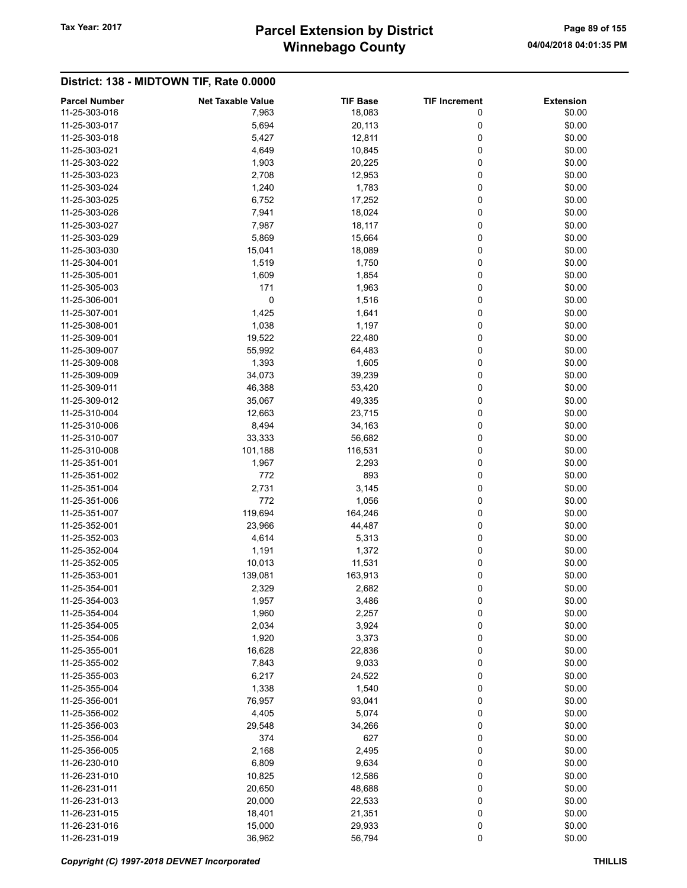## District: 138 - MIDTOWN TIF, Rate 0.0000

| Parcel Number | Net Taxable Value | TIF Base | TIF Increment | Extension |
|---|---|---|---|---|
| 11-25-303-016 | 7,963 | 18,083 | 0 | $0.00 |
| 11-25-303-017 | 5,694 | 20,113 | 0 | $0.00 |
| 11-25-303-018 | 5,427 | 12,811 | 0 | $0.00 |
| 11-25-303-021 | 4,649 | 10,845 | 0 | $0.00 |
| 11-25-303-022 | 1,903 | 20,225 | 0 | $0.00 |
| 11-25-303-023 | 2,708 | 12,953 | 0 | $0.00 |
| 11-25-303-024 | 1,240 | 1,783 | 0 | $0.00 |
| 11-25-303-025 | 6,752 | 17,252 | 0 | $0.00 |
| 11-25-303-026 | 7,941 | 18,024 | 0 | $0.00 |
| 11-25-303-027 | 7,987 | 18,117 | 0 | $0.00 |
| 11-25-303-029 | 5,869 | 15,664 | 0 | $0.00 |
| 11-25-303-030 | 15,041 | 18,089 | 0 | $0.00 |
| 11-25-304-001 | 1,519 | 1,750 | 0 | $0.00 |
| 11-25-305-001 | 1,609 | 1,854 | 0 | $0.00 |
| 11-25-305-003 | 171 | 1,963 | 0 | $0.00 |
| 11-25-306-001 | 0 | 1,516 | 0 | $0.00 |
| 11-25-307-001 | 1,425 | 1,641 | 0 | $0.00 |
| 11-25-308-001 | 1,038 | 1,197 | 0 | $0.00 |
| 11-25-309-001 | 19,522 | 22,480 | 0 | $0.00 |
| 11-25-309-007 | 55,992 | 64,483 | 0 | $0.00 |
| 11-25-309-008 | 1,393 | 1,605 | 0 | $0.00 |
| 11-25-309-009 | 34,073 | 39,239 | 0 | $0.00 |
| 11-25-309-011 | 46,388 | 53,420 | 0 | $0.00 |
| 11-25-309-012 | 35,067 | 49,335 | 0 | $0.00 |
| 11-25-310-004 | 12,663 | 23,715 | 0 | $0.00 |
| 11-25-310-006 | 8,494 | 34,163 | 0 | $0.00 |
| 11-25-310-007 | 33,333 | 56,682 | 0 | $0.00 |
| 11-25-310-008 | 101,188 | 116,531 | 0 | $0.00 |
| 11-25-351-001 | 1,967 | 2,293 | 0 | $0.00 |
| 11-25-351-002 | 772 | 893 | 0 | $0.00 |
| 11-25-351-004 | 2,731 | 3,145 | 0 | $0.00 |
| 11-25-351-006 | 772 | 1,056 | 0 | $0.00 |
| 11-25-351-007 | 119,694 | 164,246 | 0 | $0.00 |
| 11-25-352-001 | 23,966 | 44,487 | 0 | $0.00 |
| 11-25-352-003 | 4,614 | 5,313 | 0 | $0.00 |
| 11-25-352-004 | 1,191 | 1,372 | 0 | $0.00 |
| 11-25-352-005 | 10,013 | 11,531 | 0 | $0.00 |
| 11-25-353-001 | 139,081 | 163,913 | 0 | $0.00 |
| 11-25-354-001 | 2,329 | 2,682 | 0 | $0.00 |
| 11-25-354-003 | 1,957 | 3,486 | 0 | $0.00 |
| 11-25-354-004 | 1,960 | 2,257 | 0 | $0.00 |
| 11-25-354-005 | 2,034 | 3,924 | 0 | $0.00 |
| 11-25-354-006 | 1,920 | 3,373 | 0 | $0.00 |
| 11-25-355-001 | 16,628 | 22,836 | 0 | $0.00 |
| 11-25-355-002 | 7,843 | 9,033 | 0 | $0.00 |
| 11-25-355-003 | 6,217 | 24,522 | 0 | $0.00 |
| 11-25-355-004 | 1,338 | 1,540 | 0 | $0.00 |
| 11-25-356-001 | 76,957 | 93,041 | 0 | $0.00 |
| 11-25-356-002 | 4,405 | 5,074 | 0 | $0.00 |
| 11-25-356-003 | 29,548 | 34,266 | 0 | $0.00 |
| 11-25-356-004 | 374 | 627 | 0 | $0.00 |
| 11-25-356-005 | 2,168 | 2,495 | 0 | $0.00 |
| 11-26-230-010 | 6,809 | 9,634 | 0 | $0.00 |
| 11-26-231-010 | 10,825 | 12,586 | 0 | $0.00 |
| 11-26-231-011 | 20,650 | 48,688 | 0 | $0.00 |
| 11-26-231-013 | 20,000 | 22,533 | 0 | $0.00 |
| 11-26-231-015 | 18,401 | 21,351 | 0 | $0.00 |
| 11-26-231-016 | 15,000 | 29,933 | 0 | $0.00 |
| 11-26-231-019 | 36,962 | 56,794 | 0 | $0.00 |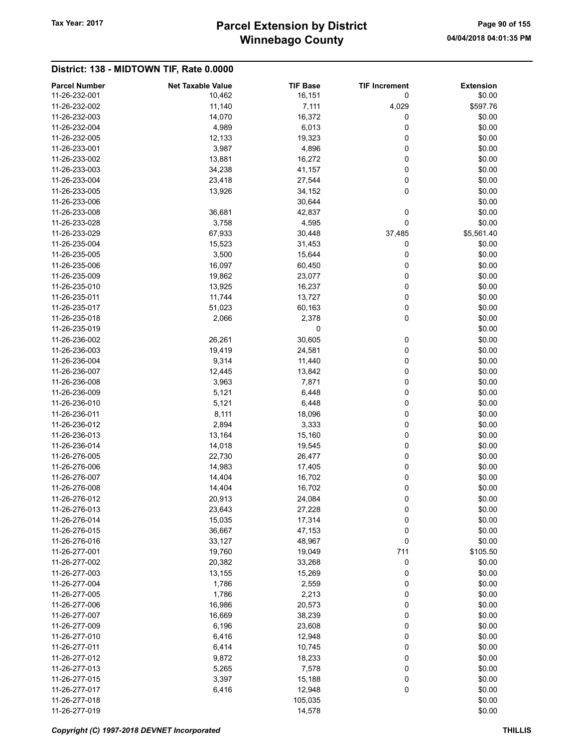## District: 138 - MIDTOWN TIF, Rate 0.0000

| Parcel Number | Net Taxable Value | TIF Base | TIF Increment | Extension |
|---|---|---|---|---|
| 11-26-232-001 | 10,462 | 16,151 | 0 | $0.00 |
| 11-26-232-002 | 11,140 | 7,111 | 4,029 | $597.76 |
| 11-26-232-003 | 14,070 | 16,372 | 0 | $0.00 |
| 11-26-232-004 | 4,989 | 6,013 | 0 | $0.00 |
| 11-26-232-005 | 12,133 | 19,323 | 0 | $0.00 |
| 11-26-233-001 | 3,987 | 4,896 | 0 | $0.00 |
| 11-26-233-002 | 13,881 | 16,272 | 0 | $0.00 |
| 11-26-233-003 | 34,238 | 41,157 | 0 | $0.00 |
| 11-26-233-004 | 23,418 | 27,544 | 0 | $0.00 |
| 11-26-233-005 | 13,926 | 34,152 | 0 | $0.00 |
| 11-26-233-006 | | 30,644 | | $0.00 |
| 11-26-233-008 | 36,681 | 42,837 | 0 | $0.00 |
| 11-26-233-028 | 3,758 | 4,595 | 0 | $0.00 |
| 11-26-233-029 | 67,933 | 30,448 | 37,485 | $5,561.40 |
| 11-26-235-004 | 15,523 | 31,453 | 0 | $0.00 |
| 11-26-235-005 | 3,500 | 15,644 | 0 | $0.00 |
| 11-26-235-006 | 16,097 | 60,450 | 0 | $0.00 |
| 11-26-235-009 | 19,862 | 23,077 | 0 | $0.00 |
| 11-26-235-010 | 13,925 | 16,237 | 0 | $0.00 |
| 11-26-235-011 | 11,744 | 13,727 | 0 | $0.00 |
| 11-26-235-017 | 51,023 | 60,163 | 0 | $0.00 |
| 11-26-235-018 | 2,066 | 2,378 | 0 | $0.00 |
| 11-26-235-019 | | 0 | | $0.00 |
| 11-26-236-002 | 26,261 | 30,605 | 0 | $0.00 |
| 11-26-236-003 | 19,419 | 24,581 | 0 | $0.00 |
| 11-26-236-004 | 9,314 | 11,440 | 0 | $0.00 |
| 11-26-236-007 | 12,445 | 13,842 | 0 | $0.00 |
| 11-26-236-008 | 3,963 | 7,871 | 0 | $0.00 |
| 11-26-236-009 | 5,121 | 6,448 | 0 | $0.00 |
| 11-26-236-010 | 5,121 | 6,448 | 0 | $0.00 |
| 11-26-236-011 | 8,111 | 18,096 | 0 | $0.00 |
| 11-26-236-012 | 2,894 | 3,333 | 0 | $0.00 |
| 11-26-236-013 | 13,164 | 15,160 | 0 | $0.00 |
| 11-26-236-014 | 14,018 | 19,545 | 0 | $0.00 |
| 11-26-276-005 | 22,730 | 26,477 | 0 | $0.00 |
| 11-26-276-006 | 14,983 | 17,405 | 0 | $0.00 |
| 11-26-276-007 | 14,404 | 16,702 | 0 | $0.00 |
| 11-26-276-008 | 14,404 | 16,702 | 0 | $0.00 |
| 11-26-276-012 | 20,913 | 24,084 | 0 | $0.00 |
| 11-26-276-013 | 23,643 | 27,228 | 0 | $0.00 |
| 11-26-276-014 | 15,035 | 17,314 | 0 | $0.00 |
| 11-26-276-015 | 36,667 | 47,153 | 0 | $0.00 |
| 11-26-276-016 | 33,127 | 48,967 | 0 | $0.00 |
| 11-26-277-001 | 19,760 | 19,049 | 711 | $105.50 |
| 11-26-277-002 | 20,382 | 33,268 | 0 | $0.00 |
| 11-26-277-003 | 13,155 | 15,269 | 0 | $0.00 |
| 11-26-277-004 | 1,786 | 2,559 | 0 | $0.00 |
| 11-26-277-005 | 1,786 | 2,213 | 0 | $0.00 |
| 11-26-277-006 | 16,986 | 20,573 | 0 | $0.00 |
| 11-26-277-007 | 16,669 | 38,239 | 0 | $0.00 |
| 11-26-277-009 | 6,196 | 23,608 | 0 | $0.00 |
| 11-26-277-010 | 6,416 | 12,948 | 0 | $0.00 |
| 11-26-277-011 | 6,414 | 10,745 | 0 | $0.00 |
| 11-26-277-012 | 9,872 | 18,233 | 0 | $0.00 |
| 11-26-277-013 | 5,265 | 7,578 | 0 | $0.00 |
| 11-26-277-015 | 3,397 | 15,188 | 0 | $0.00 |
| 11-26-277-017 | 6,416 | 12,948 | 0 | $0.00 |
| 11-26-277-018 | | 105,035 | | $0.00 |
| 11-26-277-019 | | 14,578 | | $0.00 |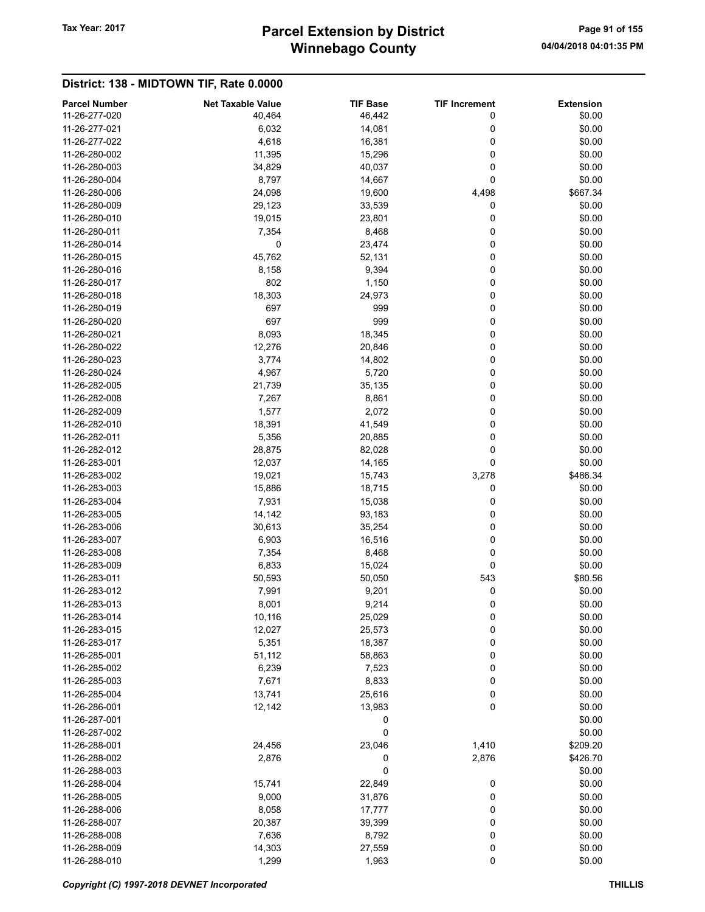## District: 138 - MIDTOWN TIF, Rate 0.0000

| Parcel Number | Net Taxable Value | TIF Base | TIF Increment | Extension |
|---|---|---|---|---|
| 11-26-277-020 | 40,464 | 46,442 | 0 | $0.00 |
| 11-26-277-021 | 6,032 | 14,081 | 0 | $0.00 |
| 11-26-277-022 | 4,618 | 16,381 | 0 | $0.00 |
| 11-26-280-002 | 11,395 | 15,296 | 0 | $0.00 |
| 11-26-280-003 | 34,829 | 40,037 | 0 | $0.00 |
| 11-26-280-004 | 8,797 | 14,667 | 0 | $0.00 |
| 11-26-280-006 | 24,098 | 19,600 | 4,498 | $667.34 |
| 11-26-280-009 | 29,123 | 33,539 | 0 | $0.00 |
| 11-26-280-010 | 19,015 | 23,801 | 0 | $0.00 |
| 11-26-280-011 | 7,354 | 8,468 | 0 | $0.00 |
| 11-26-280-014 | 0 | 23,474 | 0 | $0.00 |
| 11-26-280-015 | 45,762 | 52,131 | 0 | $0.00 |
| 11-26-280-016 | 8,158 | 9,394 | 0 | $0.00 |
| 11-26-280-017 | 802 | 1,150 | 0 | $0.00 |
| 11-26-280-018 | 18,303 | 24,973 | 0 | $0.00 |
| 11-26-280-019 | 697 | 999 | 0 | $0.00 |
| 11-26-280-020 | 697 | 999 | 0 | $0.00 |
| 11-26-280-021 | 8,093 | 18,345 | 0 | $0.00 |
| 11-26-280-022 | 12,276 | 20,846 | 0 | $0.00 |
| 11-26-280-023 | 3,774 | 14,802 | 0 | $0.00 |
| 11-26-280-024 | 4,967 | 5,720 | 0 | $0.00 |
| 11-26-282-005 | 21,739 | 35,135 | 0 | $0.00 |
| 11-26-282-008 | 7,267 | 8,861 | 0 | $0.00 |
| 11-26-282-009 | 1,577 | 2,072 | 0 | $0.00 |
| 11-26-282-010 | 18,391 | 41,549 | 0 | $0.00 |
| 11-26-282-011 | 5,356 | 20,885 | 0 | $0.00 |
| 11-26-282-012 | 28,875 | 82,028 | 0 | $0.00 |
| 11-26-283-001 | 12,037 | 14,165 | 0 | $0.00 |
| 11-26-283-002 | 19,021 | 15,743 | 3,278 | $486.34 |
| 11-26-283-003 | 15,886 | 18,715 | 0 | $0.00 |
| 11-26-283-004 | 7,931 | 15,038 | 0 | $0.00 |
| 11-26-283-005 | 14,142 | 93,183 | 0 | $0.00 |
| 11-26-283-006 | 30,613 | 35,254 | 0 | $0.00 |
| 11-26-283-007 | 6,903 | 16,516 | 0 | $0.00 |
| 11-26-283-008 | 7,354 | 8,468 | 0 | $0.00 |
| 11-26-283-009 | 6,833 | 15,024 | 0 | $0.00 |
| 11-26-283-011 | 50,593 | 50,050 | 543 | $80.56 |
| 11-26-283-012 | 7,991 | 9,201 | 0 | $0.00 |
| 11-26-283-013 | 8,001 | 9,214 | 0 | $0.00 |
| 11-26-283-014 | 10,116 | 25,029 | 0 | $0.00 |
| 11-26-283-015 | 12,027 | 25,573 | 0 | $0.00 |
| 11-26-283-017 | 5,351 | 18,387 | 0 | $0.00 |
| 11-26-285-001 | 51,112 | 58,863 | 0 | $0.00 |
| 11-26-285-002 | 6,239 | 7,523 | 0 | $0.00 |
| 11-26-285-003 | 7,671 | 8,833 | 0 | $0.00 |
| 11-26-285-004 | 13,741 | 25,616 | 0 | $0.00 |
| 11-26-286-001 | 12,142 | 13,983 | 0 | $0.00 |
| 11-26-287-001 | | 0 | | $0.00 |
| 11-26-287-002 | | 0 | | $0.00 |
| 11-26-288-001 | 24,456 | 23,046 | 1,410 | $209.20 |
| 11-26-288-002 | 2,876 | 0 | 2,876 | $426.70 |
| 11-26-288-003 | | 0 | | $0.00 |
| 11-26-288-004 | 15,741 | 22,849 | 0 | $0.00 |
| 11-26-288-005 | 9,000 | 31,876 | 0 | $0.00 |
| 11-26-288-006 | 8,058 | 17,777 | 0 | $0.00 |
| 11-26-288-007 | 20,387 | 39,399 | 0 | $0.00 |
| 11-26-288-008 | 7,636 | 8,792 | 0 | $0.00 |
| 11-26-288-009 | 14,303 | 27,559 | 0 | $0.00 |
| 11-26-288-010 | 1,299 | 1,963 | 0 | $0.00 |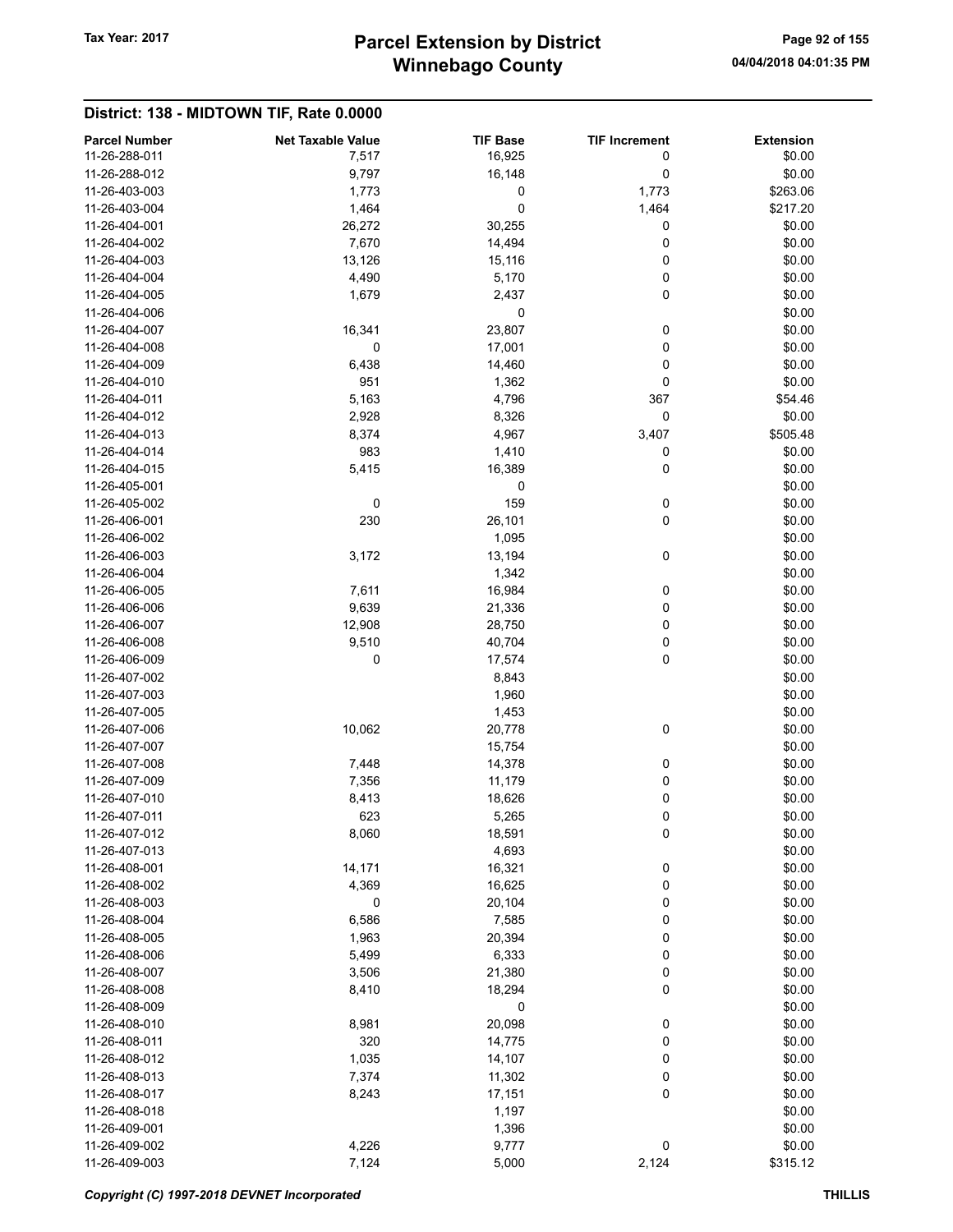## District: 138 - MIDTOWN TIF, Rate 0.0000

| Parcel Number | Net Taxable Value | TIF Base | TIF Increment | Extension |
|---|---|---|---|---|
| 11-26-288-011 | 7,517 | 16,925 | 0 | $0.00 |
| 11-26-288-012 | 9,797 | 16,148 | 0 | $0.00 |
| 11-26-403-003 | 1,773 | 0 | 1,773 | $263.06 |
| 11-26-403-004 | 1,464 | 0 | 1,464 | $217.20 |
| 11-26-404-001 | 26,272 | 30,255 | 0 | $0.00 |
| 11-26-404-002 | 7,670 | 14,494 | 0 | $0.00 |
| 11-26-404-003 | 13,126 | 15,116 | 0 | $0.00 |
| 11-26-404-004 | 4,490 | 5,170 | 0 | $0.00 |
| 11-26-404-005 | 1,679 | 2,437 | 0 | $0.00 |
| 11-26-404-006 | | 0 | | $0.00 |
| 11-26-404-007 | 16,341 | 23,807 | 0 | $0.00 |
| 11-26-404-008 | 0 | 17,001 | 0 | $0.00 |
| 11-26-404-009 | 6,438 | 14,460 | 0 | $0.00 |
| 11-26-404-010 | 951 | 1,362 | 0 | $0.00 |
| 11-26-404-011 | 5,163 | 4,796 | 367 | $54.46 |
| 11-26-404-012 | 2,928 | 8,326 | 0 | $0.00 |
| 11-26-404-013 | 8,374 | 4,967 | 3,407 | $505.48 |
| 11-26-404-014 | 983 | 1,410 | 0 | $0.00 |
| 11-26-404-015 | 5,415 | 16,389 | 0 | $0.00 |
| 11-26-405-001 | | 0 | | $0.00 |
| 11-26-405-002 | 0 | 159 | 0 | $0.00 |
| 11-26-406-001 | 230 | 26,101 | 0 | $0.00 |
| 11-26-406-002 | | 1,095 | | $0.00 |
| 11-26-406-003 | 3,172 | 13,194 | 0 | $0.00 |
| 11-26-406-004 | | 1,342 | | $0.00 |
| 11-26-406-005 | 7,611 | 16,984 | 0 | $0.00 |
| 11-26-406-006 | 9,639 | 21,336 | 0 | $0.00 |
| 11-26-406-007 | 12,908 | 28,750 | 0 | $0.00 |
| 11-26-406-008 | 9,510 | 40,704 | 0 | $0.00 |
| 11-26-406-009 | 0 | 17,574 | 0 | $0.00 |
| 11-26-407-002 | | 8,843 | | $0.00 |
| 11-26-407-003 | | 1,960 | | $0.00 |
| 11-26-407-005 | | 1,453 | | $0.00 |
| 11-26-407-006 | 10,062 | 20,778 | 0 | $0.00 |
| 11-26-407-007 | | 15,754 | | $0.00 |
| 11-26-407-008 | 7,448 | 14,378 | 0 | $0.00 |
| 11-26-407-009 | 7,356 | 11,179 | 0 | $0.00 |
| 11-26-407-010 | 8,413 | 18,626 | 0 | $0.00 |
| 11-26-407-011 | 623 | 5,265 | 0 | $0.00 |
| 11-26-407-012 | 8,060 | 18,591 | 0 | $0.00 |
| 11-26-407-013 | | 4,693 | | $0.00 |
| 11-26-408-001 | 14,171 | 16,321 | 0 | $0.00 |
| 11-26-408-002 | 4,369 | 16,625 | 0 | $0.00 |
| 11-26-408-003 | 0 | 20,104 | 0 | $0.00 |
| 11-26-408-004 | 6,586 | 7,585 | 0 | $0.00 |
| 11-26-408-005 | 1,963 | 20,394 | 0 | $0.00 |
| 11-26-408-006 | 5,499 | 6,333 | 0 | $0.00 |
| 11-26-408-007 | 3,506 | 21,380 | 0 | $0.00 |
| 11-26-408-008 | 8,410 | 18,294 | 0 | $0.00 |
| 11-26-408-009 | | 0 | | $0.00 |
| 11-26-408-010 | 8,981 | 20,098 | 0 | $0.00 |
| 11-26-408-011 | 320 | 14,775 | 0 | $0.00 |
| 11-26-408-012 | 1,035 | 14,107 | 0 | $0.00 |
| 11-26-408-013 | 7,374 | 11,302 | 0 | $0.00 |
| 11-26-408-017 | 8,243 | 17,151 | 0 | $0.00 |
| 11-26-408-018 | | 1,197 | | $0.00 |
| 11-26-409-001 | | 1,396 | | $0.00 |
| 11-26-409-002 | 4,226 | 9,777 | 0 | $0.00 |
| 11-26-409-003 | 7,124 | 5,000 | 2,124 | $315.12 |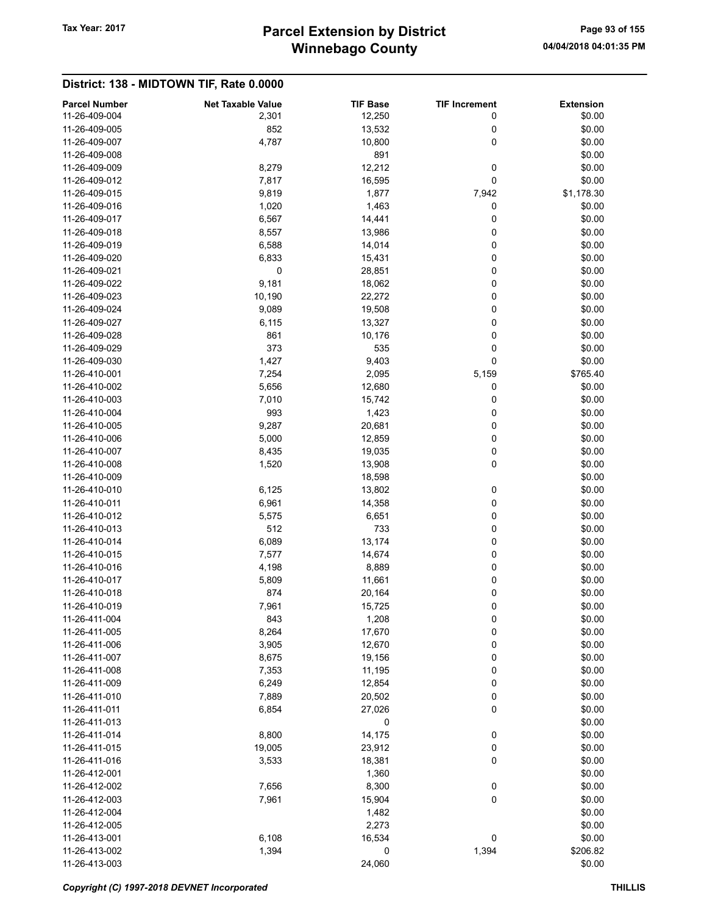## District: 138 - MIDTOWN TIF, Rate 0.0000

| Parcel Number | Net Taxable Value | TIF Base | TIF Increment | Extension |
|---|---|---|---|---|
| 11-26-409-004 | 2,301 | 12,250 | 0 | $0.00 |
| 11-26-409-005 | 852 | 13,532 | 0 | $0.00 |
| 11-26-409-007 | 4,787 | 10,800 | 0 | $0.00 |
| 11-26-409-008 | | 891 | | $0.00 |
| 11-26-409-009 | 8,279 | 12,212 | 0 | $0.00 |
| 11-26-409-012 | 7,817 | 16,595 | 0 | $0.00 |
| 11-26-409-015 | 9,819 | 1,877 | 7,942 | $1,178.30 |
| 11-26-409-016 | 1,020 | 1,463 | 0 | $0.00 |
| 11-26-409-017 | 6,567 | 14,441 | 0 | $0.00 |
| 11-26-409-018 | 8,557 | 13,986 | 0 | $0.00 |
| 11-26-409-019 | 6,588 | 14,014 | 0 | $0.00 |
| 11-26-409-020 | 6,833 | 15,431 | 0 | $0.00 |
| 11-26-409-021 | 0 | 28,851 | 0 | $0.00 |
| 11-26-409-022 | 9,181 | 18,062 | 0 | $0.00 |
| 11-26-409-023 | 10,190 | 22,272 | 0 | $0.00 |
| 11-26-409-024 | 9,089 | 19,508 | 0 | $0.00 |
| 11-26-409-027 | 6,115 | 13,327 | 0 | $0.00 |
| 11-26-409-028 | 861 | 10,176 | 0 | $0.00 |
| 11-26-409-029 | 373 | 535 | 0 | $0.00 |
| 11-26-409-030 | 1,427 | 9,403 | 0 | $0.00 |
| 11-26-410-001 | 7,254 | 2,095 | 5,159 | $765.40 |
| 11-26-410-002 | 5,656 | 12,680 | 0 | $0.00 |
| 11-26-410-003 | 7,010 | 15,742 | 0 | $0.00 |
| 11-26-410-004 | 993 | 1,423 | 0 | $0.00 |
| 11-26-410-005 | 9,287 | 20,681 | 0 | $0.00 |
| 11-26-410-006 | 5,000 | 12,859 | 0 | $0.00 |
| 11-26-410-007 | 8,435 | 19,035 | 0 | $0.00 |
| 11-26-410-008 | 1,520 | 13,908 | 0 | $0.00 |
| 11-26-410-009 | | 18,598 | | $0.00 |
| 11-26-410-010 | 6,125 | 13,802 | 0 | $0.00 |
| 11-26-410-011 | 6,961 | 14,358 | 0 | $0.00 |
| 11-26-410-012 | 5,575 | 6,651 | 0 | $0.00 |
| 11-26-410-013 | 512 | 733 | 0 | $0.00 |
| 11-26-410-014 | 6,089 | 13,174 | 0 | $0.00 |
| 11-26-410-015 | 7,577 | 14,674 | 0 | $0.00 |
| 11-26-410-016 | 4,198 | 8,889 | 0 | $0.00 |
| 11-26-410-017 | 5,809 | 11,661 | 0 | $0.00 |
| 11-26-410-018 | 874 | 20,164 | 0 | $0.00 |
| 11-26-410-019 | 7,961 | 15,725 | 0 | $0.00 |
| 11-26-411-004 | 843 | 1,208 | 0 | $0.00 |
| 11-26-411-005 | 8,264 | 17,670 | 0 | $0.00 |
| 11-26-411-006 | 3,905 | 12,670 | 0 | $0.00 |
| 11-26-411-007 | 8,675 | 19,156 | 0 | $0.00 |
| 11-26-411-008 | 7,353 | 11,195 | 0 | $0.00 |
| 11-26-411-009 | 6,249 | 12,854 | 0 | $0.00 |
| 11-26-411-010 | 7,889 | 20,502 | 0 | $0.00 |
| 11-26-411-011 | 6,854 | 27,026 | 0 | $0.00 |
| 11-26-411-013 | | 0 | | $0.00 |
| 11-26-411-014 | 8,800 | 14,175 | 0 | $0.00 |
| 11-26-411-015 | 19,005 | 23,912 | 0 | $0.00 |
| 11-26-411-016 | 3,533 | 18,381 | 0 | $0.00 |
| 11-26-412-001 | | 1,360 | | $0.00 |
| 11-26-412-002 | 7,656 | 8,300 | 0 | $0.00 |
| 11-26-412-003 | 7,961 | 15,904 | 0 | $0.00 |
| 11-26-412-004 | | 1,482 | | $0.00 |
| 11-26-412-005 | | 2,273 | | $0.00 |
| 11-26-413-001 | 6,108 | 16,534 | 0 | $0.00 |
| 11-26-413-002 | 1,394 | 0 | 1,394 | $206.82 |
| 11-26-413-003 | | 24,060 | | $0.00 |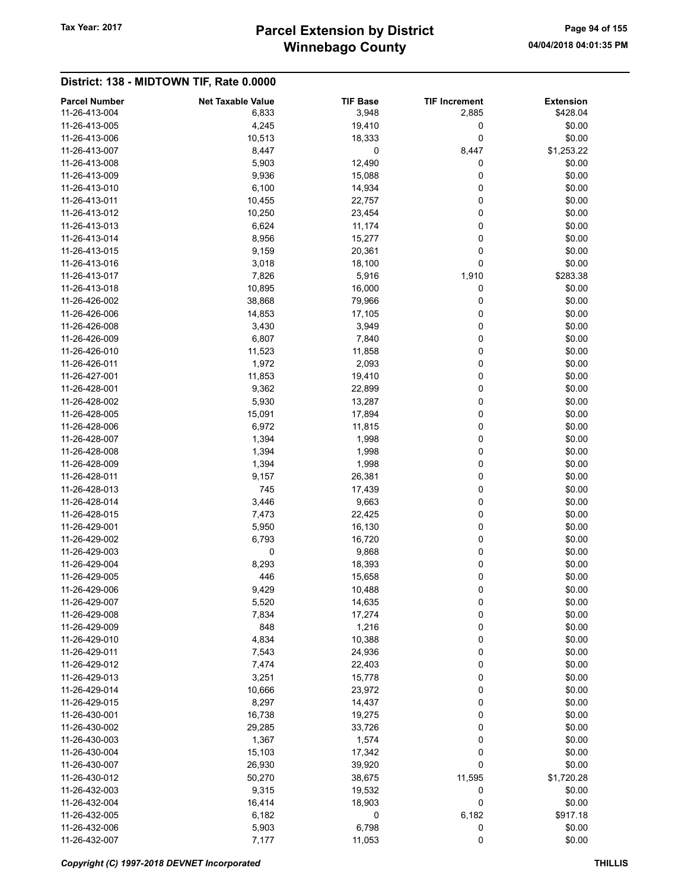## District: 138 - MIDTOWN TIF, Rate 0.0000

| Parcel Number | Net Taxable Value | TIF Base | TIF Increment | Extension |
|---|---|---|---|---|
| 11-26-413-004 | 6,833 | 3,948 | 2,885 | $428.04 |
| 11-26-413-005 | 4,245 | 19,410 | 0 | $0.00 |
| 11-26-413-006 | 10,513 | 18,333 | 0 | $0.00 |
| 11-26-413-007 | 8,447 | 0 | 8,447 | $1,253.22 |
| 11-26-413-008 | 5,903 | 12,490 | 0 | $0.00 |
| 11-26-413-009 | 9,936 | 15,088 | 0 | $0.00 |
| 11-26-413-010 | 6,100 | 14,934 | 0 | $0.00 |
| 11-26-413-011 | 10,455 | 22,757 | 0 | $0.00 |
| 11-26-413-012 | 10,250 | 23,454 | 0 | $0.00 |
| 11-26-413-013 | 6,624 | 11,174 | 0 | $0.00 |
| 11-26-413-014 | 8,956 | 15,277 | 0 | $0.00 |
| 11-26-413-015 | 9,159 | 20,361 | 0 | $0.00 |
| 11-26-413-016 | 3,018 | 18,100 | 0 | $0.00 |
| 11-26-413-017 | 7,826 | 5,916 | 1,910 | $283.38 |
| 11-26-413-018 | 10,895 | 16,000 | 0 | $0.00 |
| 11-26-426-002 | 38,868 | 79,966 | 0 | $0.00 |
| 11-26-426-006 | 14,853 | 17,105 | 0 | $0.00 |
| 11-26-426-008 | 3,430 | 3,949 | 0 | $0.00 |
| 11-26-426-009 | 6,807 | 7,840 | 0 | $0.00 |
| 11-26-426-010 | 11,523 | 11,858 | 0 | $0.00 |
| 11-26-426-011 | 1,972 | 2,093 | 0 | $0.00 |
| 11-26-427-001 | 11,853 | 19,410 | 0 | $0.00 |
| 11-26-428-001 | 9,362 | 22,899 | 0 | $0.00 |
| 11-26-428-002 | 5,930 | 13,287 | 0 | $0.00 |
| 11-26-428-005 | 15,091 | 17,894 | 0 | $0.00 |
| 11-26-428-006 | 6,972 | 11,815 | 0 | $0.00 |
| 11-26-428-007 | 1,394 | 1,998 | 0 | $0.00 |
| 11-26-428-008 | 1,394 | 1,998 | 0 | $0.00 |
| 11-26-428-009 | 1,394 | 1,998 | 0 | $0.00 |
| 11-26-428-011 | 9,157 | 26,381 | 0 | $0.00 |
| 11-26-428-013 | 745 | 17,439 | 0 | $0.00 |
| 11-26-428-014 | 3,446 | 9,663 | 0 | $0.00 |
| 11-26-428-015 | 7,473 | 22,425 | 0 | $0.00 |
| 11-26-429-001 | 5,950 | 16,130 | 0 | $0.00 |
| 11-26-429-002 | 6,793 | 16,720 | 0 | $0.00 |
| 11-26-429-003 | 0 | 9,868 | 0 | $0.00 |
| 11-26-429-004 | 8,293 | 18,393 | 0 | $0.00 |
| 11-26-429-005 | 446 | 15,658 | 0 | $0.00 |
| 11-26-429-006 | 9,429 | 10,488 | 0 | $0.00 |
| 11-26-429-007 | 5,520 | 14,635 | 0 | $0.00 |
| 11-26-429-008 | 7,834 | 17,274 | 0 | $0.00 |
| 11-26-429-009 | 848 | 1,216 | 0 | $0.00 |
| 11-26-429-010 | 4,834 | 10,388 | 0 | $0.00 |
| 11-26-429-011 | 7,543 | 24,936 | 0 | $0.00 |
| 11-26-429-012 | 7,474 | 22,403 | 0 | $0.00 |
| 11-26-429-013 | 3,251 | 15,778 | 0 | $0.00 |
| 11-26-429-014 | 10,666 | 23,972 | 0 | $0.00 |
| 11-26-429-015 | 8,297 | 14,437 | 0 | $0.00 |
| 11-26-430-001 | 16,738 | 19,275 | 0 | $0.00 |
| 11-26-430-002 | 29,285 | 33,726 | 0 | $0.00 |
| 11-26-430-003 | 1,367 | 1,574 | 0 | $0.00 |
| 11-26-430-004 | 15,103 | 17,342 | 0 | $0.00 |
| 11-26-430-007 | 26,930 | 39,920 | 0 | $0.00 |
| 11-26-430-012 | 50,270 | 38,675 | 11,595 | $1,720.28 |
| 11-26-432-003 | 9,315 | 19,532 | 0 | $0.00 |
| 11-26-432-004 | 16,414 | 18,903 | 0 | $0.00 |
| 11-26-432-005 | 6,182 | 0 | 6,182 | $917.18 |
| 11-26-432-006 | 5,903 | 6,798 | 0 | $0.00 |
| 11-26-432-007 | 7,177 | 11,053 | 0 | $0.00 |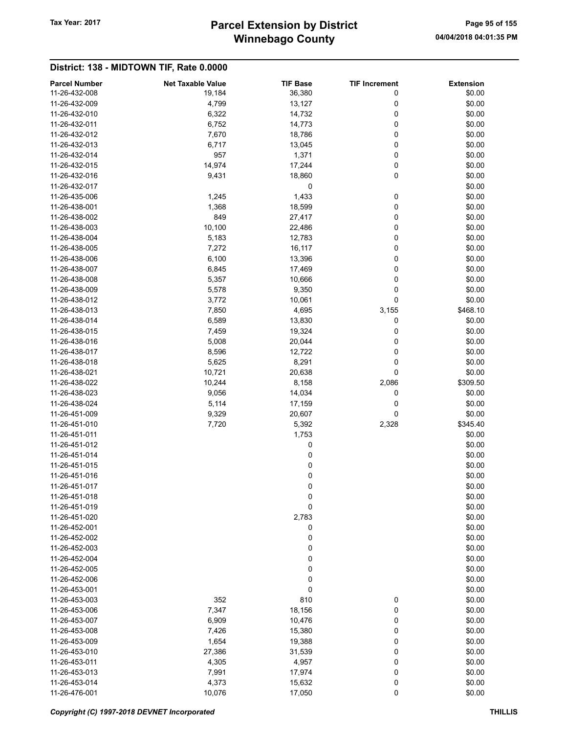## District: 138 - MIDTOWN TIF, Rate 0.0000

| Parcel Number | Net Taxable Value | TIF Base | TIF Increment | Extension |
|---|---|---|---|---|
| 11-26-432-008 | 19,184 | 36,380 | 0 | $0.00 |
| 11-26-432-009 | 4,799 | 13,127 | 0 | $0.00 |
| 11-26-432-010 | 6,322 | 14,732 | 0 | $0.00 |
| 11-26-432-011 | 6,752 | 14,773 | 0 | $0.00 |
| 11-26-432-012 | 7,670 | 18,786 | 0 | $0.00 |
| 11-26-432-013 | 6,717 | 13,045 | 0 | $0.00 |
| 11-26-432-014 | 957 | 1,371 | 0 | $0.00 |
| 11-26-432-015 | 14,974 | 17,244 | 0 | $0.00 |
| 11-26-432-016 | 9,431 | 18,860 | 0 | $0.00 |
| 11-26-432-017 | | 0 | | $0.00 |
| 11-26-435-006 | 1,245 | 1,433 | 0 | $0.00 |
| 11-26-438-001 | 1,368 | 18,599 | 0 | $0.00 |
| 11-26-438-002 | 849 | 27,417 | 0 | $0.00 |
| 11-26-438-003 | 10,100 | 22,486 | 0 | $0.00 |
| 11-26-438-004 | 5,183 | 12,783 | 0 | $0.00 |
| 11-26-438-005 | 7,272 | 16,117 | 0 | $0.00 |
| 11-26-438-006 | 6,100 | 13,396 | 0 | $0.00 |
| 11-26-438-007 | 6,845 | 17,469 | 0 | $0.00 |
| 11-26-438-008 | 5,357 | 10,666 | 0 | $0.00 |
| 11-26-438-009 | 5,578 | 9,350 | 0 | $0.00 |
| 11-26-438-012 | 3,772 | 10,061 | 0 | $0.00 |
| 11-26-438-013 | 7,850 | 4,695 | 3,155 | $468.10 |
| 11-26-438-014 | 6,589 | 13,830 | 0 | $0.00 |
| 11-26-438-015 | 7,459 | 19,324 | 0 | $0.00 |
| 11-26-438-016 | 5,008 | 20,044 | 0 | $0.00 |
| 11-26-438-017 | 8,596 | 12,722 | 0 | $0.00 |
| 11-26-438-018 | 5,625 | 8,291 | 0 | $0.00 |
| 11-26-438-021 | 10,721 | 20,638 | 0 | $0.00 |
| 11-26-438-022 | 10,244 | 8,158 | 2,086 | $309.50 |
| 11-26-438-023 | 9,056 | 14,034 | 0 | $0.00 |
| 11-26-438-024 | 5,114 | 17,159 | 0 | $0.00 |
| 11-26-451-009 | 9,329 | 20,607 | 0 | $0.00 |
| 11-26-451-010 | 7,720 | 5,392 | 2,328 | $345.40 |
| 11-26-451-011 | | 1,753 | | $0.00 |
| 11-26-451-012 | | 0 | | $0.00 |
| 11-26-451-014 | | 0 | | $0.00 |
| 11-26-451-015 | | 0 | | $0.00 |
| 11-26-451-016 | | 0 | | $0.00 |
| 11-26-451-017 | | 0 | | $0.00 |
| 11-26-451-018 | | 0 | | $0.00 |
| 11-26-451-019 | | 0 | | $0.00 |
| 11-26-451-020 | | 2,783 | | $0.00 |
| 11-26-452-001 | | 0 | | $0.00 |
| 11-26-452-002 | | 0 | | $0.00 |
| 11-26-452-003 | | 0 | | $0.00 |
| 11-26-452-004 | | 0 | | $0.00 |
| 11-26-452-005 | | 0 | | $0.00 |
| 11-26-452-006 | | 0 | | $0.00 |
| 11-26-453-001 | | 0 | | $0.00 |
| 11-26-453-003 | 352 | 810 | 0 | $0.00 |
| 11-26-453-006 | 7,347 | 18,156 | 0 | $0.00 |
| 11-26-453-007 | 6,909 | 10,476 | 0 | $0.00 |
| 11-26-453-008 | 7,426 | 15,380 | 0 | $0.00 |
| 11-26-453-009 | 1,654 | 19,388 | 0 | $0.00 |
| 11-26-453-010 | 27,386 | 31,539 | 0 | $0.00 |
| 11-26-453-011 | 4,305 | 4,957 | 0 | $0.00 |
| 11-26-453-013 | 7,991 | 17,974 | 0 | $0.00 |
| 11-26-453-014 | 4,373 | 15,632 | 0 | $0.00 |
| 11-26-476-001 | 10,076 | 17,050 | 0 | $0.00 |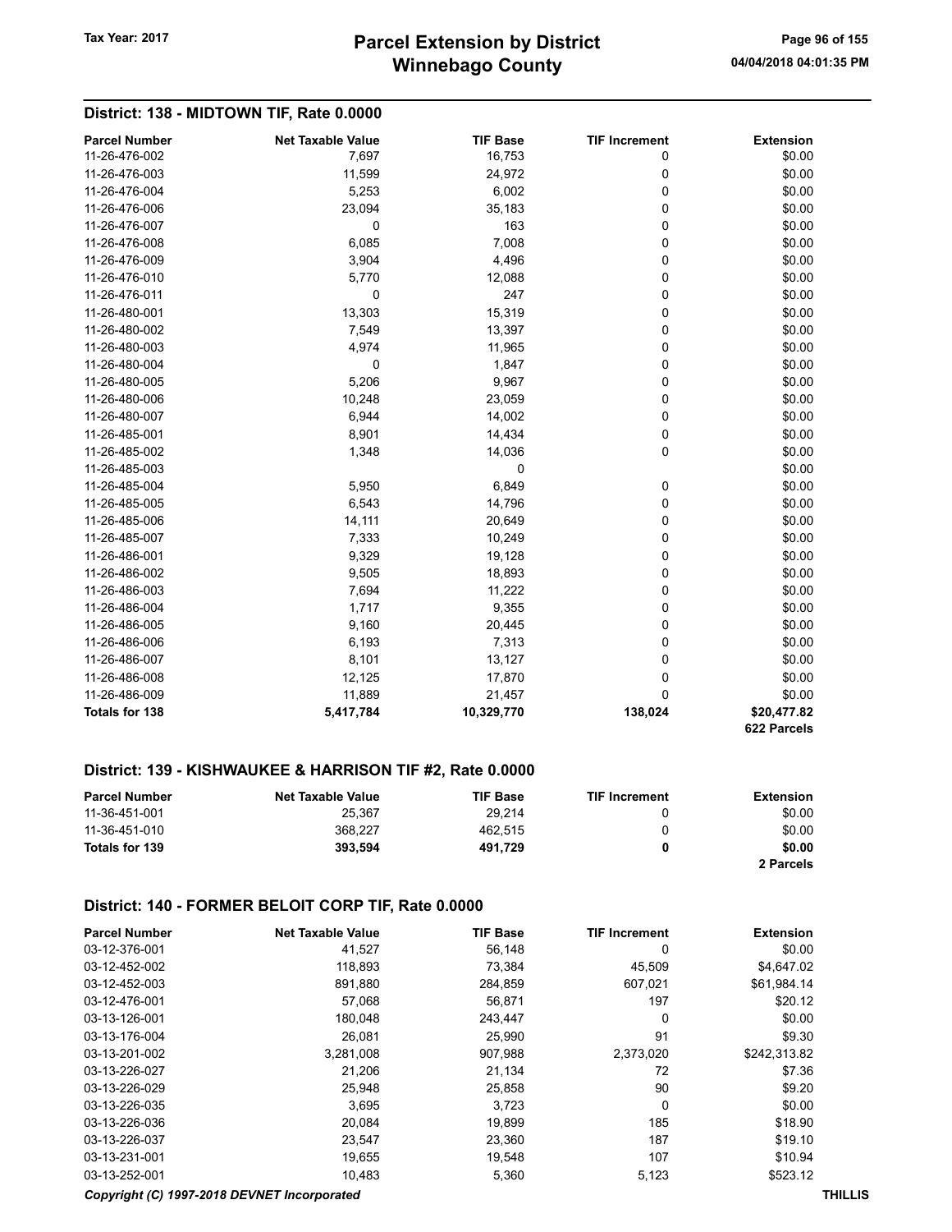## District: 138 - MIDTOWN TIF, Rate 0.0000

| Parcel Number | Net Taxable Value | TIF Base | TIF Increment | Extension |
|---|---|---|---|---|
| 11-26-476-002 | 7,697 | 16,753 | 0 | $0.00 |
| 11-26-476-003 | 11,599 | 24,972 | 0 | $0.00 |
| 11-26-476-004 | 5,253 | 6,002 | 0 | $0.00 |
| 11-26-476-006 | 23,094 | 35,183 | 0 | $0.00 |
| 11-26-476-007 | 0 | 163 | 0 | $0.00 |
| 11-26-476-008 | 6,085 | 7,008 | 0 | $0.00 |
| 11-26-476-009 | 3,904 | 4,496 | 0 | $0.00 |
| 11-26-476-010 | 5,770 | 12,088 | 0 | $0.00 |
| 11-26-476-011 | 0 | 247 | 0 | $0.00 |
| 11-26-480-001 | 13,303 | 15,319 | 0 | $0.00 |
| 11-26-480-002 | 7,549 | 13,397 | 0 | $0.00 |
| 11-26-480-003 | 4,974 | 11,965 | 0 | $0.00 |
| 11-26-480-004 | 0 | 1,847 | 0 | $0.00 |
| 11-26-480-005 | 5,206 | 9,967 | 0 | $0.00 |
| 11-26-480-006 | 10,248 | 23,059 | 0 | $0.00 |
| 11-26-480-007 | 6,944 | 14,002 | 0 | $0.00 |
| 11-26-485-001 | 8,901 | 14,434 | 0 | $0.00 |
| 11-26-485-002 | 1,348 | 14,036 | 0 | $0.00 |
| 11-26-485-003 | | 0 | | $0.00 |
| 11-26-485-004 | 5,950 | 6,849 | 0 | $0.00 |
| 11-26-485-005 | 6,543 | 14,796 | 0 | $0.00 |
| 11-26-485-006 | 14,111 | 20,649 | 0 | $0.00 |
| 11-26-485-007 | 7,333 | 10,249 | 0 | $0.00 |
| 11-26-486-001 | 9,329 | 19,128 | 0 | $0.00 |
| 11-26-486-002 | 9,505 | 18,893 | 0 | $0.00 |
| 11-26-486-003 | 7,694 | 11,222 | 0 | $0.00 |
| 11-26-486-004 | 1,717 | 9,355 | 0 | $0.00 |
| 11-26-486-005 | 9,160 | 20,445 | 0 | $0.00 |
| 11-26-486-006 | 6,193 | 7,313 | 0 | $0.00 |
| 11-26-486-007 | 8,101 | 13,127 | 0 | $0.00 |
| 11-26-486-008 | 12,125 | 17,870 | 0 | $0.00 |
| 11-26-486-009 | 11,889 | 21,457 | 0 | $0.00 |
| **Totals for 138** | **5,417,784** | **10,329,770** | **138,024** | **$20,477.82** |
| | | | | **622 Parcels** |

## District: 139 - KISHWAUKEE & HARRISON TIF #2, Rate 0.0000

| Parcel Number | Net Taxable Value | TIF Base | TIF Increment | Extension |
|---|---|---|---|---|
| 11-36-451-001 | 25,367 | 29,214 | 0 | $0.00 |
| 11-36-451-010 | 368,227 | 462,515 | 0 | $0.00 |
| **Totals for 139** | **393,594** | **491,729** | **0** | **$0.00** |
| | | | | **2 Parcels** |

## District: 140 - FORMER BELOIT CORP TIF, Rate 0.0000

| Parcel Number | Net Taxable Value | TIF Base | TIF Increment | Extension |
|---|---|---|---|---|
| 03-12-376-001 | 41,527 | 56,148 | 0 | $0.00 |
| 03-12-452-002 | 118,893 | 73,384 | 45,509 | $4,647.02 |
| 03-12-452-003 | 891,880 | 284,859 | 607,021 | $61,984.14 |
| 03-12-476-001 | 57,068 | 56,871 | 197 | $20.12 |
| 03-13-126-001 | 180,048 | 243,447 | 0 | $0.00 |
| 03-13-176-004 | 26,081 | 25,990 | 91 | $9.30 |
| 03-13-201-002 | 3,281,008 | 907,988 | 2,373,020 | $242,313.82 |
| 03-13-226-027 | 21,206 | 21,134 | 72 | $7.36 |
| 03-13-226-029 | 25,948 | 25,858 | 90 | $9.20 |
| 03-13-226-035 | 3,695 | 3,723 | 0 | $0.00 |
| 03-13-226-036 | 20,084 | 19,899 | 185 | $18.90 |
| 03-13-226-037 | 23,547 | 23,360 | 187 | $19.10 |
| 03-13-231-001 | 19,655 | 19,548 | 107 | $10.94 |
| 03-13-252-001 | 10,483 | 5,360 | 5,123 | $523.12 |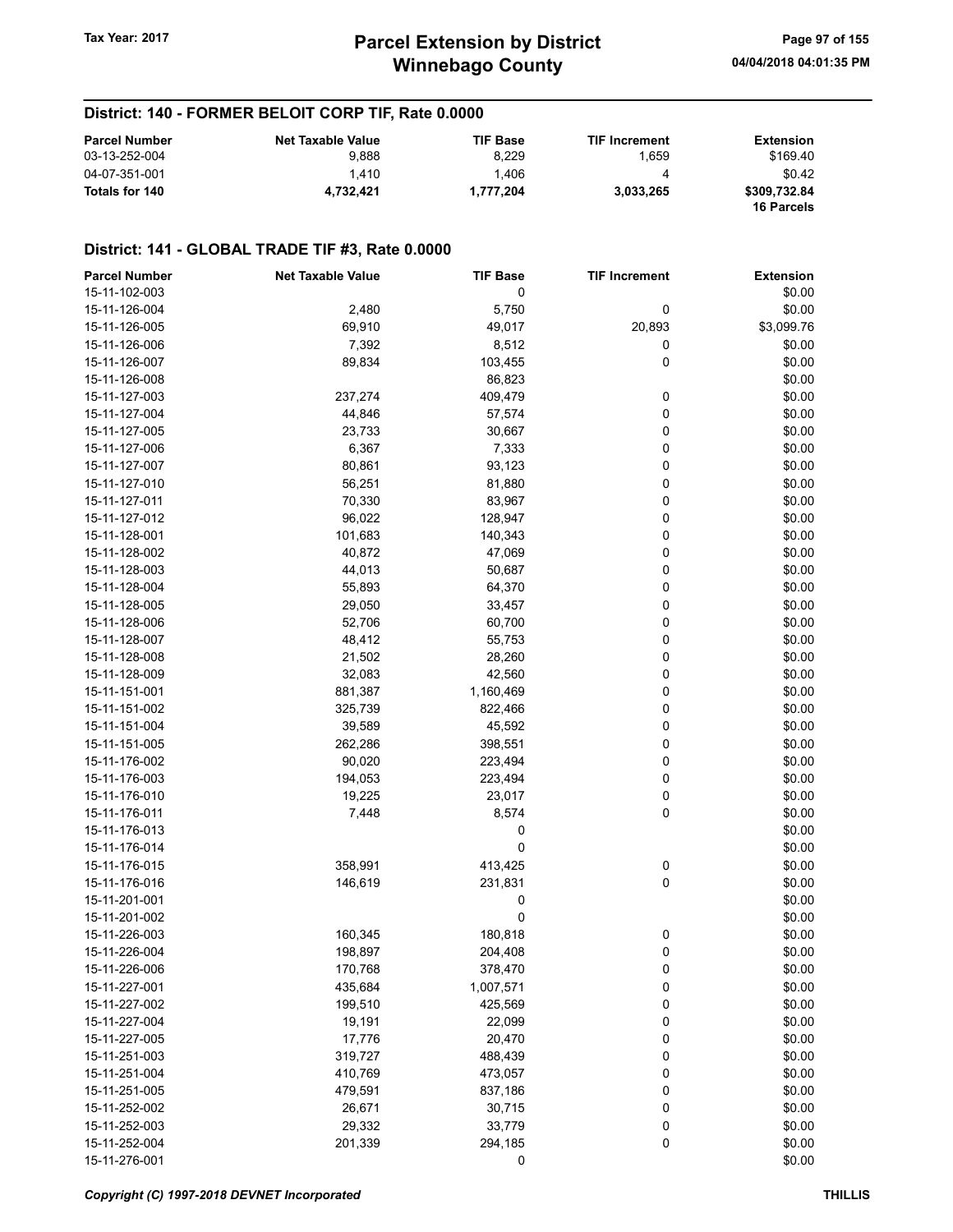## District: 140 - FORMER BELOIT CORP TIF, Rate 0.0000

| Parcel Number | Net Taxable Value | TIF Base | TIF Increment | Extension |
|---|---|---|---|---|
| 03-13-252-004 | 9,888 | 8,229 | 1,659 | $169.40 |
| 04-07-351-001 | 1,410 | 1,406 | 4 | $0.42 |
| **Totals for 140** | **4,732,421** | **1,777,204** | **3,033,265** | **$309,732.84** **16 Parcels** |

## District: 141 - GLOBAL TRADE TIF #3, Rate 0.0000

| Parcel Number | Net Taxable Value | TIF Base | TIF Increment | Extension |
|---|---|---|---|---|
| 15-11-102-003 | | 0 | | $0.00 |
| 15-11-126-004 | 2,480 | 5,750 | 0 | $0.00 |
| 15-11-126-005 | 69,910 | 49,017 | 20,893 | $3,099.76 |
| 15-11-126-006 | 7,392 | 8,512 | 0 | $0.00 |
| 15-11-126-007 | 89,834 | 103,455 | 0 | $0.00 |
| 15-11-126-008 | | 86,823 | | $0.00 |
| 15-11-127-003 | 237,274 | 409,479 | 0 | $0.00 |
| 15-11-127-004 | 44,846 | 57,574 | 0 | $0.00 |
| 15-11-127-005 | 23,733 | 30,667 | 0 | $0.00 |
| 15-11-127-006 | 6,367 | 7,333 | 0 | $0.00 |
| 15-11-127-007 | 80,861 | 93,123 | 0 | $0.00 |
| 15-11-127-010 | 56,251 | 81,880 | 0 | $0.00 |
| 15-11-127-011 | 70,330 | 83,967 | 0 | $0.00 |
| 15-11-127-012 | 96,022 | 128,947 | 0 | $0.00 |
| 15-11-128-001 | 101,683 | 140,343 | 0 | $0.00 |
| 15-11-128-002 | 40,872 | 47,069 | 0 | $0.00 |
| 15-11-128-003 | 44,013 | 50,687 | 0 | $0.00 |
| 15-11-128-004 | 55,893 | 64,370 | 0 | $0.00 |
| 15-11-128-005 | 29,050 | 33,457 | 0 | $0.00 |
| 15-11-128-006 | 52,706 | 60,700 | 0 | $0.00 |
| 15-11-128-007 | 48,412 | 55,753 | 0 | $0.00 |
| 15-11-128-008 | 21,502 | 28,260 | 0 | $0.00 |
| 15-11-128-009 | 32,083 | 42,560 | 0 | $0.00 |
| 15-11-151-001 | 881,387 | 1,160,469 | 0 | $0.00 |
| 15-11-151-002 | 325,739 | 822,466 | 0 | $0.00 |
| 15-11-151-004 | 39,589 | 45,592 | 0 | $0.00 |
| 15-11-151-005 | 262,286 | 398,551 | 0 | $0.00 |
| 15-11-176-002 | 90,020 | 223,494 | 0 | $0.00 |
| 15-11-176-003 | 194,053 | 223,494 | 0 | $0.00 |
| 15-11-176-010 | 19,225 | 23,017 | 0 | $0.00 |
| 15-11-176-011 | 7,448 | 8,574 | 0 | $0.00 |
| 15-11-176-013 | | 0 | | $0.00 |
| 15-11-176-014 | | 0 | | $0.00 |
| 15-11-176-015 | 358,991 | 413,425 | 0 | $0.00 |
| 15-11-176-016 | 146,619 | 231,831 | 0 | $0.00 |
| 15-11-201-001 | | 0 | | $0.00 |
| 15-11-201-002 | | 0 | | $0.00 |
| 15-11-226-003 | 160,345 | 180,818 | 0 | $0.00 |
| 15-11-226-004 | 198,897 | 204,408 | 0 | $0.00 |
| 15-11-226-006 | 170,768 | 378,470 | 0 | $0.00 |
| 15-11-227-001 | 435,684 | 1,007,571 | 0 | $0.00 |
| 15-11-227-002 | 199,510 | 425,569 | 0 | $0.00 |
| 15-11-227-004 | 19,191 | 22,099 | 0 | $0.00 |
| 15-11-227-005 | 17,776 | 20,470 | 0 | $0.00 |
| 15-11-251-003 | 319,727 | 488,439 | 0 | $0.00 |
| 15-11-251-004 | 410,769 | 473,057 | 0 | $0.00 |
| 15-11-251-005 | 479,591 | 837,186 | 0 | $0.00 |
| 15-11-252-002 | 26,671 | 30,715 | 0 | $0.00 |
| 15-11-252-003 | 29,332 | 33,779 | 0 | $0.00 |
| 15-11-252-004 | 201,339 | 294,185 | 0 | $0.00 |
| 15-11-276-001 | | 0 | | $0.00 |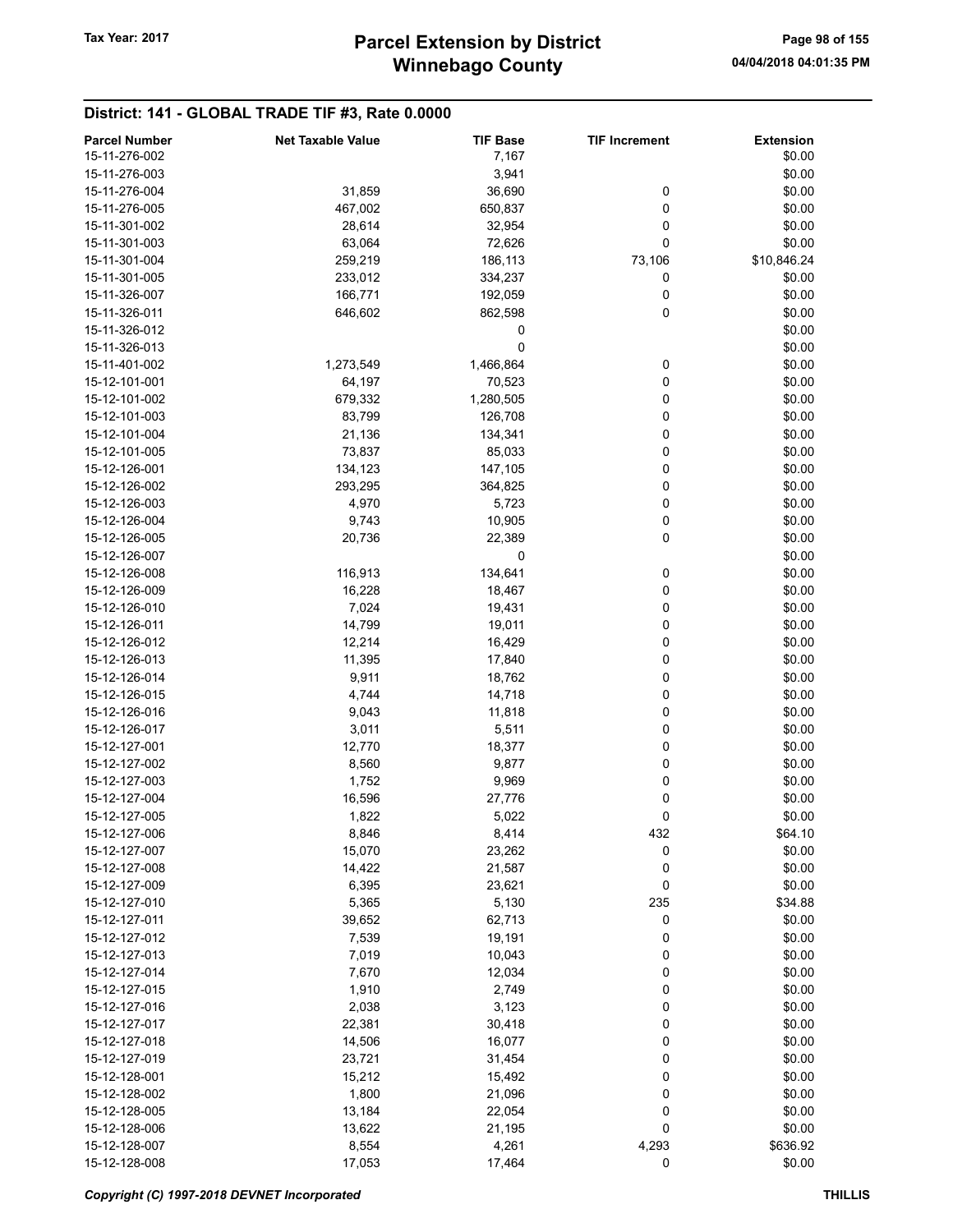## District: 141 - GLOBAL TRADE TIF #3, Rate 0.0000

| Parcel Number | Net Taxable Value | TIF Base | TIF Increment | Extension |
|---|---|---|---|---|
| 15-11-276-002 | | 7,167 | | $0.00 |
| 15-11-276-003 | | 3,941 | | $0.00 |
| 15-11-276-004 | 31,859 | 36,690 | 0 | $0.00 |
| 15-11-276-005 | 467,002 | 650,837 | 0 | $0.00 |
| 15-11-301-002 | 28,614 | 32,954 | 0 | $0.00 |
| 15-11-301-003 | 63,064 | 72,626 | 0 | $0.00 |
| 15-11-301-004 | 259,219 | 186,113 | 73,106 | $10,846.24 |
| 15-11-301-005 | 233,012 | 334,237 | 0 | $0.00 |
| 15-11-326-007 | 166,771 | 192,059 | 0 | $0.00 |
| 15-11-326-011 | 646,602 | 862,598 | 0 | $0.00 |
| 15-11-326-012 | | 0 | | $0.00 |
| 15-11-326-013 | | 0 | | $0.00 |
| 15-11-401-002 | 1,273,549 | 1,466,864 | 0 | $0.00 |
| 15-12-101-001 | 64,197 | 70,523 | 0 | $0.00 |
| 15-12-101-002 | 679,332 | 1,280,505 | 0 | $0.00 |
| 15-12-101-003 | 83,799 | 126,708 | 0 | $0.00 |
| 15-12-101-004 | 21,136 | 134,341 | 0 | $0.00 |
| 15-12-101-005 | 73,837 | 85,033 | 0 | $0.00 |
| 15-12-126-001 | 134,123 | 147,105 | 0 | $0.00 |
| 15-12-126-002 | 293,295 | 364,825 | 0 | $0.00 |
| 15-12-126-003 | 4,970 | 5,723 | 0 | $0.00 |
| 15-12-126-004 | 9,743 | 10,905 | 0 | $0.00 |
| 15-12-126-005 | 20,736 | 22,389 | 0 | $0.00 |
| 15-12-126-007 | | 0 | | $0.00 |
| 15-12-126-008 | 116,913 | 134,641 | 0 | $0.00 |
| 15-12-126-009 | 16,228 | 18,467 | 0 | $0.00 |
| 15-12-126-010 | 7,024 | 19,431 | 0 | $0.00 |
| 15-12-126-011 | 14,799 | 19,011 | 0 | $0.00 |
| 15-12-126-012 | 12,214 | 16,429 | 0 | $0.00 |
| 15-12-126-013 | 11,395 | 17,840 | 0 | $0.00 |
| 15-12-126-014 | 9,911 | 18,762 | 0 | $0.00 |
| 15-12-126-015 | 4,744 | 14,718 | 0 | $0.00 |
| 15-12-126-016 | 9,043 | 11,818 | 0 | $0.00 |
| 15-12-126-017 | 3,011 | 5,511 | 0 | $0.00 |
| 15-12-127-001 | 12,770 | 18,377 | 0 | $0.00 |
| 15-12-127-002 | 8,560 | 9,877 | 0 | $0.00 |
| 15-12-127-003 | 1,752 | 9,969 | 0 | $0.00 |
| 15-12-127-004 | 16,596 | 27,776 | 0 | $0.00 |
| 15-12-127-005 | 1,822 | 5,022 | 0 | $0.00 |
| 15-12-127-006 | 8,846 | 8,414 | 432 | $64.10 |
| 15-12-127-007 | 15,070 | 23,262 | 0 | $0.00 |
| 15-12-127-008 | 14,422 | 21,587 | 0 | $0.00 |
| 15-12-127-009 | 6,395 | 23,621 | 0 | $0.00 |
| 15-12-127-010 | 5,365 | 5,130 | 235 | $34.88 |
| 15-12-127-011 | 39,652 | 62,713 | 0 | $0.00 |
| 15-12-127-012 | 7,539 | 19,191 | 0 | $0.00 |
| 15-12-127-013 | 7,019 | 10,043 | 0 | $0.00 |
| 15-12-127-014 | 7,670 | 12,034 | 0 | $0.00 |
| 15-12-127-015 | 1,910 | 2,749 | 0 | $0.00 |
| 15-12-127-016 | 2,038 | 3,123 | 0 | $0.00 |
| 15-12-127-017 | 22,381 | 30,418 | 0 | $0.00 |
| 15-12-127-018 | 14,506 | 16,077 | 0 | $0.00 |
| 15-12-127-019 | 23,721 | 31,454 | 0 | $0.00 |
| 15-12-128-001 | 15,212 | 15,492 | 0 | $0.00 |
| 15-12-128-002 | 1,800 | 21,096 | 0 | $0.00 |
| 15-12-128-005 | 13,184 | 22,054 | 0 | $0.00 |
| 15-12-128-006 | 13,622 | 21,195 | 0 | $0.00 |
| 15-12-128-007 | 8,554 | 4,261 | 4,293 | $636.92 |
| 15-12-128-008 | 17,053 | 17,464 | 0 | $0.00 |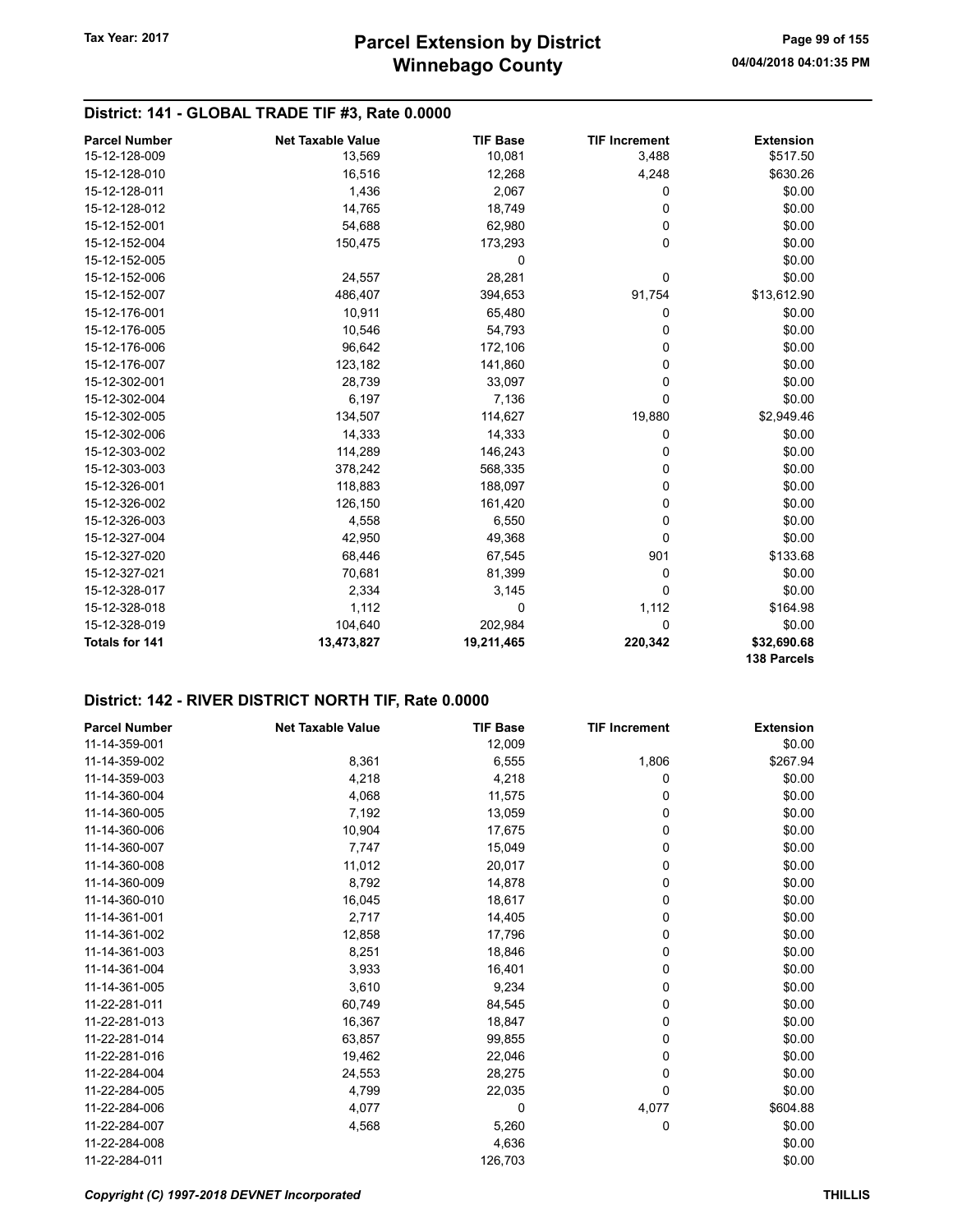## District: 141 - GLOBAL TRADE TIF #3, Rate 0.0000

| Parcel Number | Net Taxable Value | TIF Base | TIF Increment | Extension |
|---|---|---|---|---|
| 15-12-128-009 | 13,569 | 10,081 | 3,488 | $517.50 |
| 15-12-128-010 | 16,516 | 12,268 | 4,248 | $630.26 |
| 15-12-128-011 | 1,436 | 2,067 | 0 | $0.00 |
| 15-12-128-012 | 14,765 | 18,749 | 0 | $0.00 |
| 15-12-152-001 | 54,688 | 62,980 | 0 | $0.00 |
| 15-12-152-004 | 150,475 | 173,293 | 0 | $0.00 |
| 15-12-152-005 | | 0 | | $0.00 |
| 15-12-152-006 | 24,557 | 28,281 | 0 | $0.00 |
| 15-12-152-007 | 486,407 | 394,653 | 91,754 | $13,612.90 |
| 15-12-176-001 | 10,911 | 65,480 | 0 | $0.00 |
| 15-12-176-005 | 10,546 | 54,793 | 0 | $0.00 |
| 15-12-176-006 | 96,642 | 172,106 | 0 | $0.00 |
| 15-12-176-007 | 123,182 | 141,860 | 0 | $0.00 |
| 15-12-302-001 | 28,739 | 33,097 | 0 | $0.00 |
| 15-12-302-004 | 6,197 | 7,136 | 0 | $0.00 |
| 15-12-302-005 | 134,507 | 114,627 | 19,880 | $2,949.46 |
| 15-12-302-006 | 14,333 | 14,333 | 0 | $0.00 |
| 15-12-303-002 | 114,289 | 146,243 | 0 | $0.00 |
| 15-12-303-003 | 378,242 | 568,335 | 0 | $0.00 |
| 15-12-326-001 | 118,883 | 188,097 | 0 | $0.00 |
| 15-12-326-002 | 126,150 | 161,420 | 0 | $0.00 |
| 15-12-326-003 | 4,558 | 6,550 | 0 | $0.00 |
| 15-12-327-004 | 42,950 | 49,368 | 0 | $0.00 |
| 15-12-327-020 | 68,446 | 67,545 | 901 | $133.68 |
| 15-12-327-021 | 70,681 | 81,399 | 0 | $0.00 |
| 15-12-328-017 | 2,334 | 3,145 | 0 | $0.00 |
| 15-12-328-018 | 1,112 | 0 | 1,112 | $164.98 |
| 15-12-328-019 | 104,640 | 202,984 | 0 | $0.00 |
| **Totals for 141** | **13,473,827** | **19,211,465** | **220,342** | **$32,690.68** |
| | | | | **138 Parcels** |

## District: 142 - RIVER DISTRICT NORTH TIF, Rate 0.0000

| Parcel Number | Net Taxable Value | TIF Base | TIF Increment | Extension |
|---|---|---|---|---|
| 11-14-359-001 | | 12,009 | | $0.00 |
| 11-14-359-002 | 8,361 | 6,555 | 1,806 | $267.94 |
| 11-14-359-003 | 4,218 | 4,218 | 0 | $0.00 |
| 11-14-360-004 | 4,068 | 11,575 | 0 | $0.00 |
| 11-14-360-005 | 7,192 | 13,059 | 0 | $0.00 |
| 11-14-360-006 | 10,904 | 17,675 | 0 | $0.00 |
| 11-14-360-007 | 7,747 | 15,049 | 0 | $0.00 |
| 11-14-360-008 | 11,012 | 20,017 | 0 | $0.00 |
| 11-14-360-009 | 8,792 | 14,878 | 0 | $0.00 |
| 11-14-360-010 | 16,045 | 18,617 | 0 | $0.00 |
| 11-14-361-001 | 2,717 | 14,405 | 0 | $0.00 |
| 11-14-361-002 | 12,858 | 17,796 | 0 | $0.00 |
| 11-14-361-003 | 8,251 | 18,846 | 0 | $0.00 |
| 11-14-361-004 | 3,933 | 16,401 | 0 | $0.00 |
| 11-14-361-005 | 3,610 | 9,234 | 0 | $0.00 |
| 11-22-281-011 | 60,749 | 84,545 | 0 | $0.00 |
| 11-22-281-013 | 16,367 | 18,847 | 0 | $0.00 |
| 11-22-281-014 | 63,857 | 99,855 | 0 | $0.00 |
| 11-22-281-016 | 19,462 | 22,046 | 0 | $0.00 |
| 11-22-284-004 | 24,553 | 28,275 | 0 | $0.00 |
| 11-22-284-005 | 4,799 | 22,035 | 0 | $0.00 |
| 11-22-284-006 | 4,077 | 0 | 4,077 | $604.88 |
| 11-22-284-007 | 4,568 | 5,260 | 0 | $0.00 |
| 11-22-284-008 | | 4,636 | | $0.00 |
| 11-22-284-011 | | 126,703 | | $0.00 |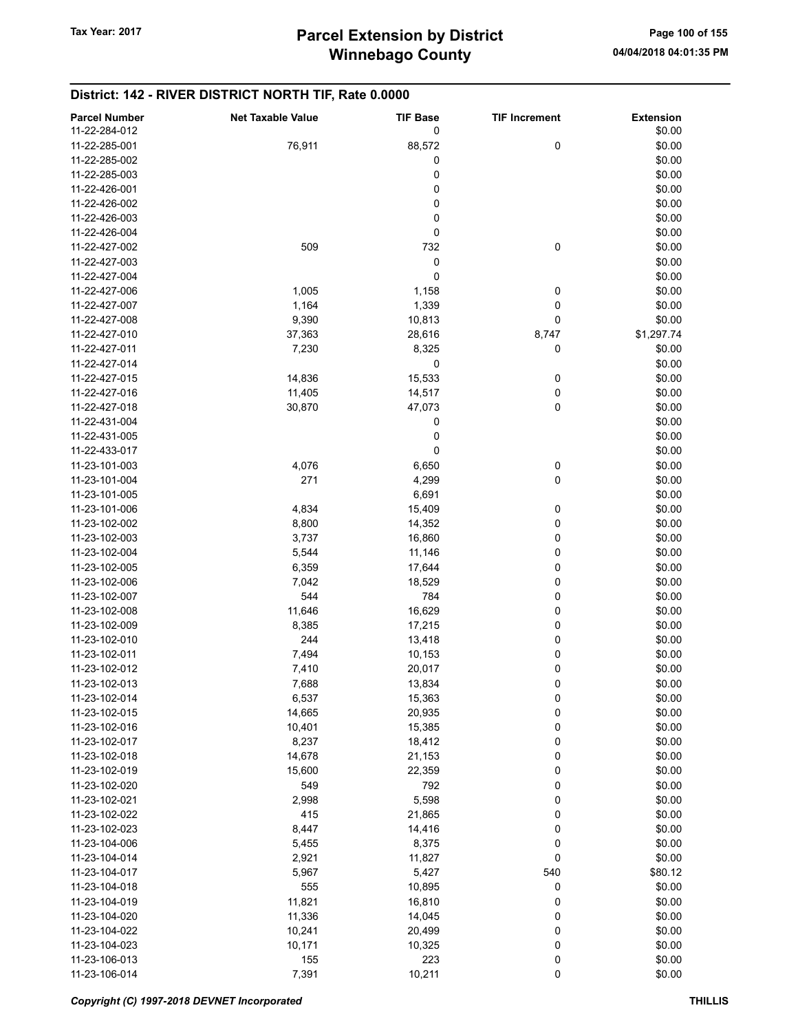## District: 142 - RIVER DISTRICT NORTH TIF, Rate 0.0000

| Parcel Number | Net Taxable Value | TIF Base | TIF Increment | Extension |
|---|---|---|---|---|
| 11-22-284-012 | | 0 | | $0.00 |
| 11-22-285-001 | 76,911 | 88,572 | 0 | $0.00 |
| 11-22-285-002 | | 0 | | $0.00 |
| 11-22-285-003 | | 0 | | $0.00 |
| 11-22-426-001 | | 0 | | $0.00 |
| 11-22-426-002 | | 0 | | $0.00 |
| 11-22-426-003 | | 0 | | $0.00 |
| 11-22-426-004 | | 0 | | $0.00 |
| 11-22-427-002 | 509 | 732 | 0 | $0.00 |
| 11-22-427-003 | | 0 | | $0.00 |
| 11-22-427-004 | | 0 | | $0.00 |
| 11-22-427-006 | 1,005 | 1,158 | 0 | $0.00 |
| 11-22-427-007 | 1,164 | 1,339 | 0 | $0.00 |
| 11-22-427-008 | 9,390 | 10,813 | 0 | $0.00 |
| 11-22-427-010 | 37,363 | 28,616 | 8,747 | $1,297.74 |
| 11-22-427-011 | 7,230 | 8,325 | 0 | $0.00 |
| 11-22-427-014 | | 0 | | $0.00 |
| 11-22-427-015 | 14,836 | 15,533 | 0 | $0.00 |
| 11-22-427-016 | 11,405 | 14,517 | 0 | $0.00 |
| 11-22-427-018 | 30,870 | 47,073 | 0 | $0.00 |
| 11-22-431-004 | | 0 | | $0.00 |
| 11-22-431-005 | | 0 | | $0.00 |
| 11-22-433-017 | | 0 | | $0.00 |
| 11-23-101-003 | 4,076 | 6,650 | 0 | $0.00 |
| 11-23-101-004 | 271 | 4,299 | 0 | $0.00 |
| 11-23-101-005 | | 6,691 | | $0.00 |
| 11-23-101-006 | 4,834 | 15,409 | 0 | $0.00 |
| 11-23-102-002 | 8,800 | 14,352 | 0 | $0.00 |
| 11-23-102-003 | 3,737 | 16,860 | 0 | $0.00 |
| 11-23-102-004 | 5,544 | 11,146 | 0 | $0.00 |
| 11-23-102-005 | 6,359 | 17,644 | 0 | $0.00 |
| 11-23-102-006 | 7,042 | 18,529 | 0 | $0.00 |
| 11-23-102-007 | 544 | 784 | 0 | $0.00 |
| 11-23-102-008 | 11,646 | 16,629 | 0 | $0.00 |
| 11-23-102-009 | 8,385 | 17,215 | 0 | $0.00 |
| 11-23-102-010 | 244 | 13,418 | 0 | $0.00 |
| 11-23-102-011 | 7,494 | 10,153 | 0 | $0.00 |
| 11-23-102-012 | 7,410 | 20,017 | 0 | $0.00 |
| 11-23-102-013 | 7,688 | 13,834 | 0 | $0.00 |
| 11-23-102-014 | 6,537 | 15,363 | 0 | $0.00 |
| 11-23-102-015 | 14,665 | 20,935 | 0 | $0.00 |
| 11-23-102-016 | 10,401 | 15,385 | 0 | $0.00 |
| 11-23-102-017 | 8,237 | 18,412 | 0 | $0.00 |
| 11-23-102-018 | 14,678 | 21,153 | 0 | $0.00 |
| 11-23-102-019 | 15,600 | 22,359 | 0 | $0.00 |
| 11-23-102-020 | 549 | 792 | 0 | $0.00 |
| 11-23-102-021 | 2,998 | 5,598 | 0 | $0.00 |
| 11-23-102-022 | 415 | 21,865 | 0 | $0.00 |
| 11-23-102-023 | 8,447 | 14,416 | 0 | $0.00 |
| 11-23-104-006 | 5,455 | 8,375 | 0 | $0.00 |
| 11-23-104-014 | 2,921 | 11,827 | 0 | $0.00 |
| 11-23-104-017 | 5,967 | 5,427 | 540 | $80.12 |
| 11-23-104-018 | 555 | 10,895 | 0 | $0.00 |
| 11-23-104-019 | 11,821 | 16,810 | 0 | $0.00 |
| 11-23-104-020 | 11,336 | 14,045 | 0 | $0.00 |
| 11-23-104-022 | 10,241 | 20,499 | 0 | $0.00 |
| 11-23-104-023 | 10,171 | 10,325 | 0 | $0.00 |
| 11-23-106-013 | 155 | 223 | 0 | $0.00 |
| 11-23-106-014 | 7,391 | 10,211 | 0 | $0.00 |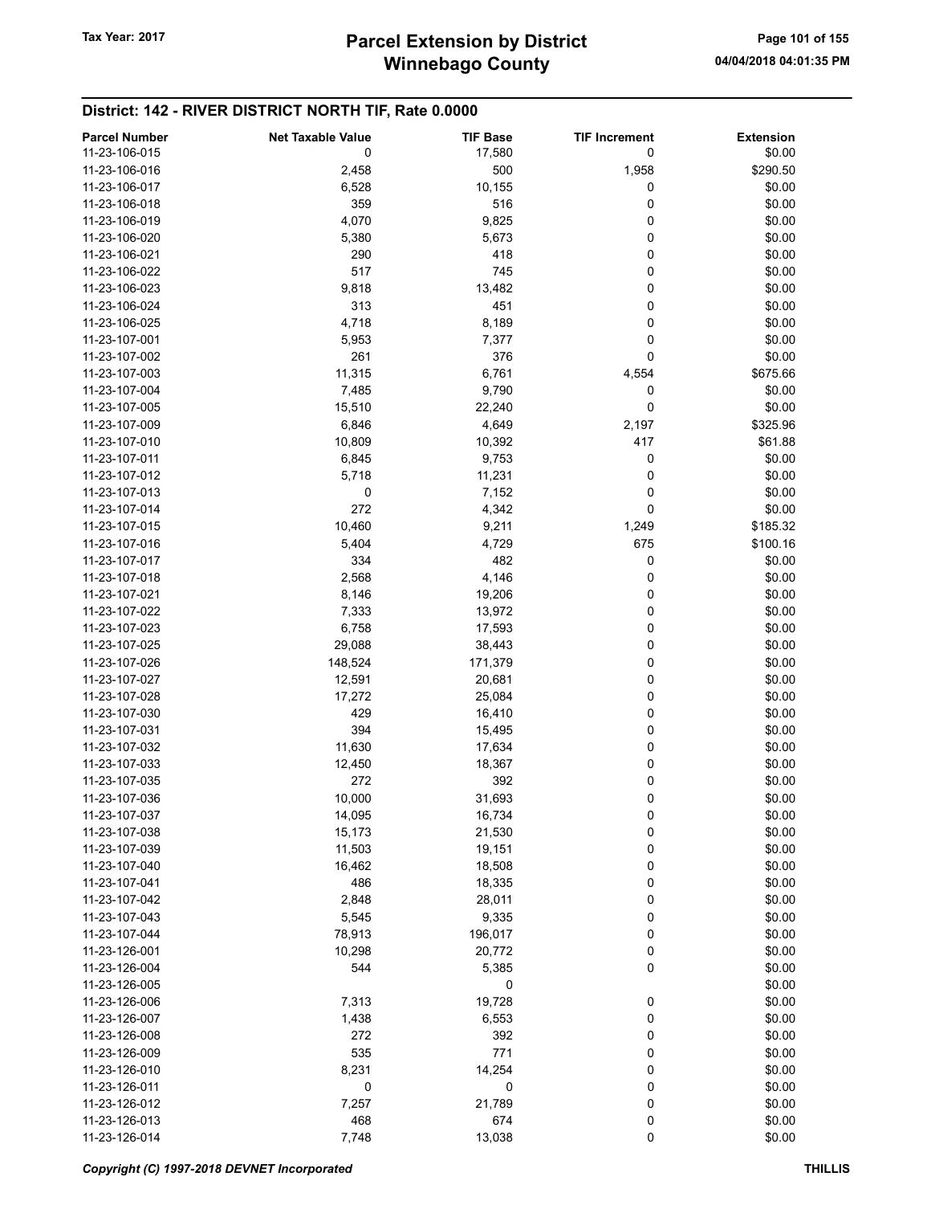## District: 142 - RIVER DISTRICT NORTH TIF, Rate 0.0000

| Parcel Number | Net Taxable Value | TIF Base | TIF Increment | Extension |
|---|---|---|---|---|
| 11-23-106-015 | 0 | 17,580 | 0 | $0.00 |
| 11-23-106-016 | 2,458 | 500 | 1,958 | $290.50 |
| 11-23-106-017 | 6,528 | 10,155 | 0 | $0.00 |
| 11-23-106-018 | 359 | 516 | 0 | $0.00 |
| 11-23-106-019 | 4,070 | 9,825 | 0 | $0.00 |
| 11-23-106-020 | 5,380 | 5,673 | 0 | $0.00 |
| 11-23-106-021 | 290 | 418 | 0 | $0.00 |
| 11-23-106-022 | 517 | 745 | 0 | $0.00 |
| 11-23-106-023 | 9,818 | 13,482 | 0 | $0.00 |
| 11-23-106-024 | 313 | 451 | 0 | $0.00 |
| 11-23-106-025 | 4,718 | 8,189 | 0 | $0.00 |
| 11-23-107-001 | 5,953 | 7,377 | 0 | $0.00 |
| 11-23-107-002 | 261 | 376 | 0 | $0.00 |
| 11-23-107-003 | 11,315 | 6,761 | 4,554 | $675.66 |
| 11-23-107-004 | 7,485 | 9,790 | 0 | $0.00 |
| 11-23-107-005 | 15,510 | 22,240 | 0 | $0.00 |
| 11-23-107-009 | 6,846 | 4,649 | 2,197 | $325.96 |
| 11-23-107-010 | 10,809 | 10,392 | 417 | $61.88 |
| 11-23-107-011 | 6,845 | 9,753 | 0 | $0.00 |
| 11-23-107-012 | 5,718 | 11,231 | 0 | $0.00 |
| 11-23-107-013 | 0 | 7,152 | 0 | $0.00 |
| 11-23-107-014 | 272 | 4,342 | 0 | $0.00 |
| 11-23-107-015 | 10,460 | 9,211 | 1,249 | $185.32 |
| 11-23-107-016 | 5,404 | 4,729 | 675 | $100.16 |
| 11-23-107-017 | 334 | 482 | 0 | $0.00 |
| 11-23-107-018 | 2,568 | 4,146 | 0 | $0.00 |
| 11-23-107-021 | 8,146 | 19,206 | 0 | $0.00 |
| 11-23-107-022 | 7,333 | 13,972 | 0 | $0.00 |
| 11-23-107-023 | 6,758 | 17,593 | 0 | $0.00 |
| 11-23-107-025 | 29,088 | 38,443 | 0 | $0.00 |
| 11-23-107-026 | 148,524 | 171,379 | 0 | $0.00 |
| 11-23-107-027 | 12,591 | 20,681 | 0 | $0.00 |
| 11-23-107-028 | 17,272 | 25,084 | 0 | $0.00 |
| 11-23-107-030 | 429 | 16,410 | 0 | $0.00 |
| 11-23-107-031 | 394 | 15,495 | 0 | $0.00 |
| 11-23-107-032 | 11,630 | 17,634 | 0 | $0.00 |
| 11-23-107-033 | 12,450 | 18,367 | 0 | $0.00 |
| 11-23-107-035 | 272 | 392 | 0 | $0.00 |
| 11-23-107-036 | 10,000 | 31,693 | 0 | $0.00 |
| 11-23-107-037 | 14,095 | 16,734 | 0 | $0.00 |
| 11-23-107-038 | 15,173 | 21,530 | 0 | $0.00 |
| 11-23-107-039 | 11,503 | 19,151 | 0 | $0.00 |
| 11-23-107-040 | 16,462 | 18,508 | 0 | $0.00 |
| 11-23-107-041 | 486 | 18,335 | 0 | $0.00 |
| 11-23-107-042 | 2,848 | 28,011 | 0 | $0.00 |
| 11-23-107-043 | 5,545 | 9,335 | 0 | $0.00 |
| 11-23-107-044 | 78,913 | 196,017 | 0 | $0.00 |
| 11-23-126-001 | 10,298 | 20,772 | 0 | $0.00 |
| 11-23-126-004 | 544 | 5,385 | 0 | $0.00 |
| 11-23-126-005 | | 0 | | $0.00 |
| 11-23-126-006 | 7,313 | 19,728 | 0 | $0.00 |
| 11-23-126-007 | 1,438 | 6,553 | 0 | $0.00 |
| 11-23-126-008 | 272 | 392 | 0 | $0.00 |
| 11-23-126-009 | 535 | 771 | 0 | $0.00 |
| 11-23-126-010 | 8,231 | 14,254 | 0 | $0.00 |
| 11-23-126-011 | 0 | 0 | 0 | $0.00 |
| 11-23-126-012 | 7,257 | 21,789 | 0 | $0.00 |
| 11-23-126-013 | 468 | 674 | 0 | $0.00 |
| 11-23-126-014 | 7,748 | 13,038 | 0 | $0.00 |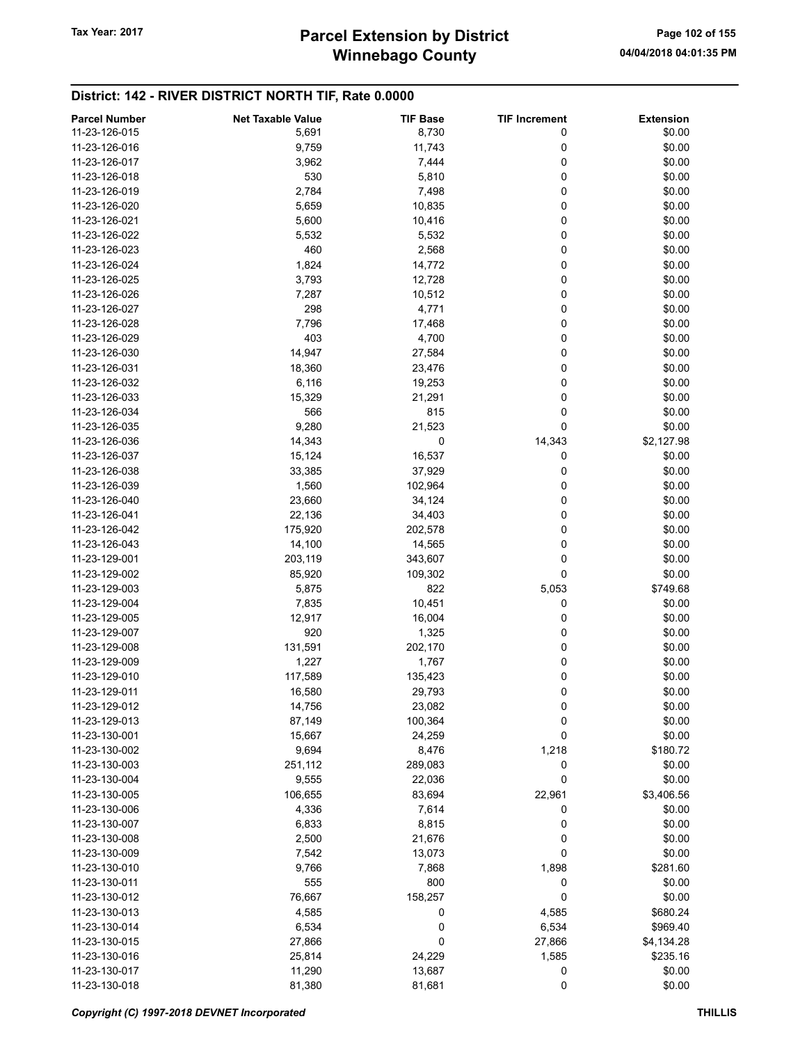## District: 142 - RIVER DISTRICT NORTH TIF, Rate 0.0000

| Parcel Number | Net Taxable Value | TIF Base | TIF Increment | Extension |
|---|---|---|---|---|
| 11-23-126-015 | 5,691 | 8,730 | 0 | $0.00 |
| 11-23-126-016 | 9,759 | 11,743 | 0 | $0.00 |
| 11-23-126-017 | 3,962 | 7,444 | 0 | $0.00 |
| 11-23-126-018 | 530 | 5,810 | 0 | $0.00 |
| 11-23-126-019 | 2,784 | 7,498 | 0 | $0.00 |
| 11-23-126-020 | 5,659 | 10,835 | 0 | $0.00 |
| 11-23-126-021 | 5,600 | 10,416 | 0 | $0.00 |
| 11-23-126-022 | 5,532 | 5,532 | 0 | $0.00 |
| 11-23-126-023 | 460 | 2,568 | 0 | $0.00 |
| 11-23-126-024 | 1,824 | 14,772 | 0 | $0.00 |
| 11-23-126-025 | 3,793 | 12,728 | 0 | $0.00 |
| 11-23-126-026 | 7,287 | 10,512 | 0 | $0.00 |
| 11-23-126-027 | 298 | 4,771 | 0 | $0.00 |
| 11-23-126-028 | 7,796 | 17,468 | 0 | $0.00 |
| 11-23-126-029 | 403 | 4,700 | 0 | $0.00 |
| 11-23-126-030 | 14,947 | 27,584 | 0 | $0.00 |
| 11-23-126-031 | 18,360 | 23,476 | 0 | $0.00 |
| 11-23-126-032 | 6,116 | 19,253 | 0 | $0.00 |
| 11-23-126-033 | 15,329 | 21,291 | 0 | $0.00 |
| 11-23-126-034 | 566 | 815 | 0 | $0.00 |
| 11-23-126-035 | 9,280 | 21,523 | 0 | $0.00 |
| 11-23-126-036 | 14,343 | 0 | 14,343 | $2,127.98 |
| 11-23-126-037 | 15,124 | 16,537 | 0 | $0.00 |
| 11-23-126-038 | 33,385 | 37,929 | 0 | $0.00 |
| 11-23-126-039 | 1,560 | 102,964 | 0 | $0.00 |
| 11-23-126-040 | 23,660 | 34,124 | 0 | $0.00 |
| 11-23-126-041 | 22,136 | 34,403 | 0 | $0.00 |
| 11-23-126-042 | 175,920 | 202,578 | 0 | $0.00 |
| 11-23-126-043 | 14,100 | 14,565 | 0 | $0.00 |
| 11-23-129-001 | 203,119 | 343,607 | 0 | $0.00 |
| 11-23-129-002 | 85,920 | 109,302 | 0 | $0.00 |
| 11-23-129-003 | 5,875 | 822 | 5,053 | $749.68 |
| 11-23-129-004 | 7,835 | 10,451 | 0 | $0.00 |
| 11-23-129-005 | 12,917 | 16,004 | 0 | $0.00 |
| 11-23-129-007 | 920 | 1,325 | 0 | $0.00 |
| 11-23-129-008 | 131,591 | 202,170 | 0 | $0.00 |
| 11-23-129-009 | 1,227 | 1,767 | 0 | $0.00 |
| 11-23-129-010 | 117,589 | 135,423 | 0 | $0.00 |
| 11-23-129-011 | 16,580 | 29,793 | 0 | $0.00 |
| 11-23-129-012 | 14,756 | 23,082 | 0 | $0.00 |
| 11-23-129-013 | 87,149 | 100,364 | 0 | $0.00 |
| 11-23-130-001 | 15,667 | 24,259 | 0 | $0.00 |
| 11-23-130-002 | 9,694 | 8,476 | 1,218 | $180.72 |
| 11-23-130-003 | 251,112 | 289,083 | 0 | $0.00 |
| 11-23-130-004 | 9,555 | 22,036 | 0 | $0.00 |
| 11-23-130-005 | 106,655 | 83,694 | 22,961 | $3,406.56 |
| 11-23-130-006 | 4,336 | 7,614 | 0 | $0.00 |
| 11-23-130-007 | 6,833 | 8,815 | 0 | $0.00 |
| 11-23-130-008 | 2,500 | 21,676 | 0 | $0.00 |
| 11-23-130-009 | 7,542 | 13,073 | 0 | $0.00 |
| 11-23-130-010 | 9,766 | 7,868 | 1,898 | $281.60 |
| 11-23-130-011 | 555 | 800 | 0 | $0.00 |
| 11-23-130-012 | 76,667 | 158,257 | 0 | $0.00 |
| 11-23-130-013 | 4,585 | 0 | 4,585 | $680.24 |
| 11-23-130-014 | 6,534 | 0 | 6,534 | $969.40 |
| 11-23-130-015 | 27,866 | 0 | 27,866 | $4,134.28 |
| 11-23-130-016 | 25,814 | 24,229 | 1,585 | $235.16 |
| 11-23-130-017 | 11,290 | 13,687 | 0 | $0.00 |
| 11-23-130-018 | 81,380 | 81,681 | 0 | $0.00 |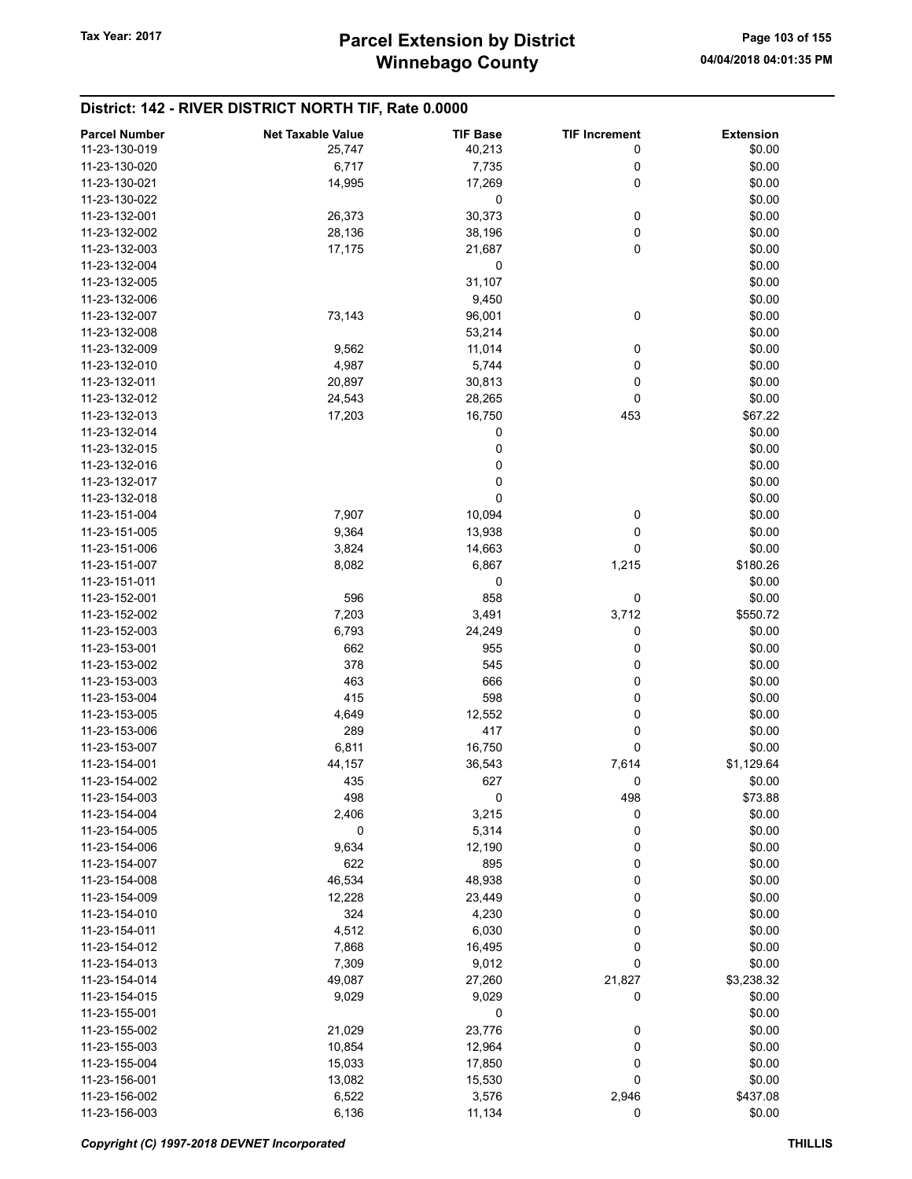## District: 142 - RIVER DISTRICT NORTH TIF, Rate 0.0000

| Parcel Number | Net Taxable Value | TIF Base | TIF Increment | Extension |
|---|---|---|---|---|
| 11-23-130-019 | 25,747 | 40,213 | 0 | $0.00 |
| 11-23-130-020 | 6,717 | 7,735 | 0 | $0.00 |
| 11-23-130-021 | 14,995 | 17,269 | 0 | $0.00 |
| 11-23-130-022 | | 0 | | $0.00 |
| 11-23-132-001 | 26,373 | 30,373 | 0 | $0.00 |
| 11-23-132-002 | 28,136 | 38,196 | 0 | $0.00 |
| 11-23-132-003 | 17,175 | 21,687 | 0 | $0.00 |
| 11-23-132-004 | | 0 | | $0.00 |
| 11-23-132-005 | | 31,107 | | $0.00 |
| 11-23-132-006 | | 9,450 | | $0.00 |
| 11-23-132-007 | 73,143 | 96,001 | 0 | $0.00 |
| 11-23-132-008 | | 53,214 | | $0.00 |
| 11-23-132-009 | 9,562 | 11,014 | 0 | $0.00 |
| 11-23-132-010 | 4,987 | 5,744 | 0 | $0.00 |
| 11-23-132-011 | 20,897 | 30,813 | 0 | $0.00 |
| 11-23-132-012 | 24,543 | 28,265 | 0 | $0.00 |
| 11-23-132-013 | 17,203 | 16,750 | 453 | $67.22 |
| 11-23-132-014 | | 0 | | $0.00 |
| 11-23-132-015 | | 0 | | $0.00 |
| 11-23-132-016 | | 0 | | $0.00 |
| 11-23-132-017 | | 0 | | $0.00 |
| 11-23-132-018 | | 0 | | $0.00 |
| 11-23-151-004 | 7,907 | 10,094 | 0 | $0.00 |
| 11-23-151-005 | 9,364 | 13,938 | 0 | $0.00 |
| 11-23-151-006 | 3,824 | 14,663 | 0 | $0.00 |
| 11-23-151-007 | 8,082 | 6,867 | 1,215 | $180.26 |
| 11-23-151-011 | | 0 | | $0.00 |
| 11-23-152-001 | 596 | 858 | 0 | $0.00 |
| 11-23-152-002 | 7,203 | 3,491 | 3,712 | $550.72 |
| 11-23-152-003 | 6,793 | 24,249 | 0 | $0.00 |
| 11-23-153-001 | 662 | 955 | 0 | $0.00 |
| 11-23-153-002 | 378 | 545 | 0 | $0.00 |
| 11-23-153-003 | 463 | 666 | 0 | $0.00 |
| 11-23-153-004 | 415 | 598 | 0 | $0.00 |
| 11-23-153-005 | 4,649 | 12,552 | 0 | $0.00 |
| 11-23-153-006 | 289 | 417 | 0 | $0.00 |
| 11-23-153-007 | 6,811 | 16,750 | 0 | $0.00 |
| 11-23-154-001 | 44,157 | 36,543 | 7,614 | $1,129.64 |
| 11-23-154-002 | 435 | 627 | 0 | $0.00 |
| 11-23-154-003 | 498 | 0 | 498 | $73.88 |
| 11-23-154-004 | 2,406 | 3,215 | 0 | $0.00 |
| 11-23-154-005 | 0 | 5,314 | 0 | $0.00 |
| 11-23-154-006 | 9,634 | 12,190 | 0 | $0.00 |
| 11-23-154-007 | 622 | 895 | 0 | $0.00 |
| 11-23-154-008 | 46,534 | 48,938 | 0 | $0.00 |
| 11-23-154-009 | 12,228 | 23,449 | 0 | $0.00 |
| 11-23-154-010 | 324 | 4,230 | 0 | $0.00 |
| 11-23-154-011 | 4,512 | 6,030 | 0 | $0.00 |
| 11-23-154-012 | 7,868 | 16,495 | 0 | $0.00 |
| 11-23-154-013 | 7,309 | 9,012 | 0 | $0.00 |
| 11-23-154-014 | 49,087 | 27,260 | 21,827 | $3,238.32 |
| 11-23-154-015 | 9,029 | 9,029 | 0 | $0.00 |
| 11-23-155-001 | | 0 | | $0.00 |
| 11-23-155-002 | 21,029 | 23,776 | 0 | $0.00 |
| 11-23-155-003 | 10,854 | 12,964 | 0 | $0.00 |
| 11-23-155-004 | 15,033 | 17,850 | 0 | $0.00 |
| 11-23-156-001 | 13,082 | 15,530 | 0 | $0.00 |
| 11-23-156-002 | 6,522 | 3,576 | 2,946 | $437.08 |
| 11-23-156-003 | 6,136 | 11,134 | 0 | $0.00 |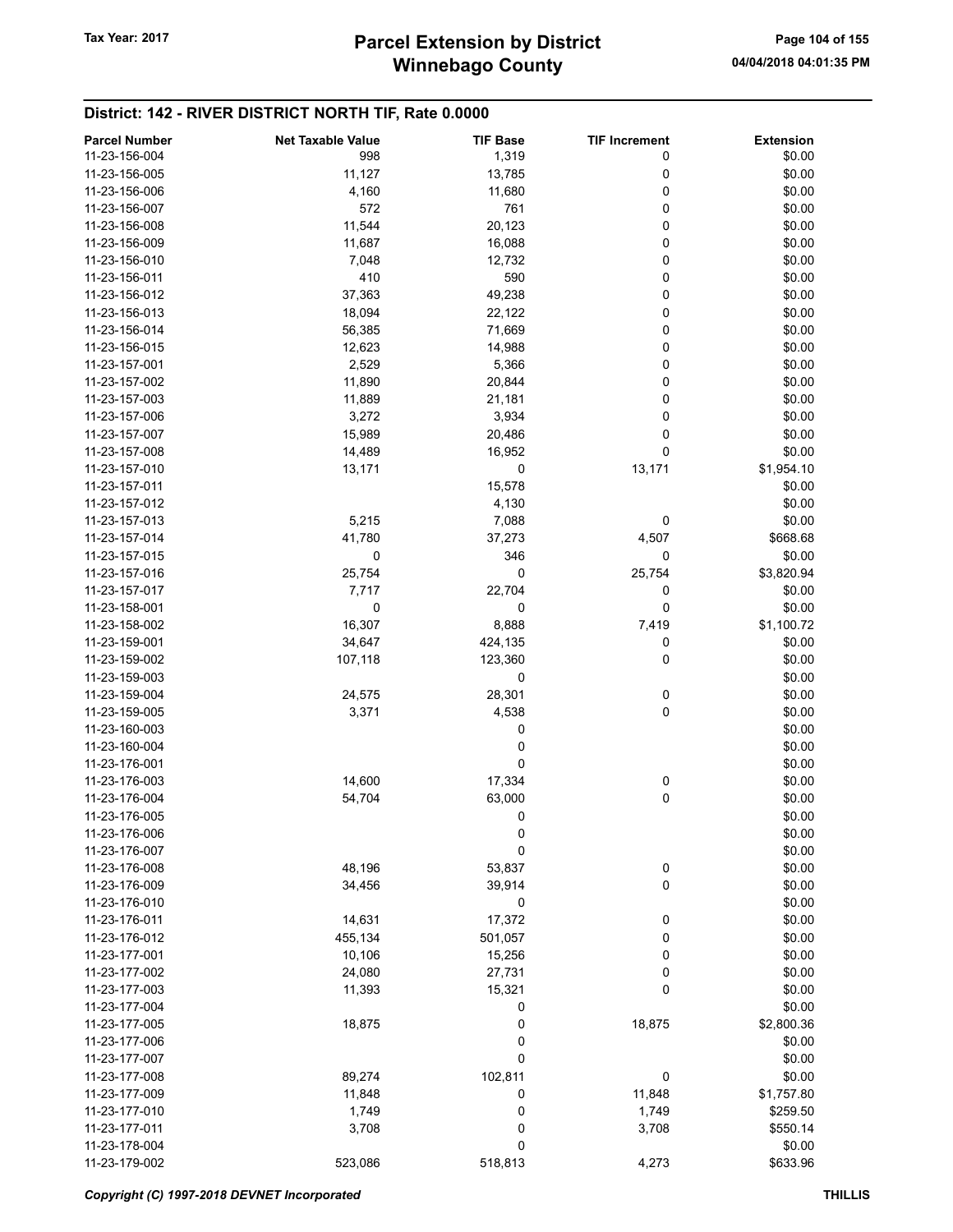## District: 142 - RIVER DISTRICT NORTH TIF, Rate 0.0000

| Parcel Number | Net Taxable Value | TIF Base | TIF Increment | Extension |
|---|---|---|---|---|
| 11-23-156-004 | 998 | 1,319 | 0 | $0.00 |
| 11-23-156-005 | 11,127 | 13,785 | 0 | $0.00 |
| 11-23-156-006 | 4,160 | 11,680 | 0 | $0.00 |
| 11-23-156-007 | 572 | 761 | 0 | $0.00 |
| 11-23-156-008 | 11,544 | 20,123 | 0 | $0.00 |
| 11-23-156-009 | 11,687 | 16,088 | 0 | $0.00 |
| 11-23-156-010 | 7,048 | 12,732 | 0 | $0.00 |
| 11-23-156-011 | 410 | 590 | 0 | $0.00 |
| 11-23-156-012 | 37,363 | 49,238 | 0 | $0.00 |
| 11-23-156-013 | 18,094 | 22,122 | 0 | $0.00 |
| 11-23-156-014 | 56,385 | 71,669 | 0 | $0.00 |
| 11-23-156-015 | 12,623 | 14,988 | 0 | $0.00 |
| 11-23-157-001 | 2,529 | 5,366 | 0 | $0.00 |
| 11-23-157-002 | 11,890 | 20,844 | 0 | $0.00 |
| 11-23-157-003 | 11,889 | 21,181 | 0 | $0.00 |
| 11-23-157-006 | 3,272 | 3,934 | 0 | $0.00 |
| 11-23-157-007 | 15,989 | 20,486 | 0 | $0.00 |
| 11-23-157-008 | 14,489 | 16,952 | 0 | $0.00 |
| 11-23-157-010 | 13,171 | 0 | 13,171 | $1,954.10 |
| 11-23-157-011 | | 15,578 | | $0.00 |
| 11-23-157-012 | | 4,130 | | $0.00 |
| 11-23-157-013 | 5,215 | 7,088 | 0 | $0.00 |
| 11-23-157-014 | 41,780 | 37,273 | 4,507 | $668.68 |
| 11-23-157-015 | 0 | 346 | 0 | $0.00 |
| 11-23-157-016 | 25,754 | 0 | 25,754 | $3,820.94 |
| 11-23-157-017 | 7,717 | 22,704 | 0 | $0.00 |
| 11-23-158-001 | 0 | 0 | 0 | $0.00 |
| 11-23-158-002 | 16,307 | 8,888 | 7,419 | $1,100.72 |
| 11-23-159-001 | 34,647 | 424,135 | 0 | $0.00 |
| 11-23-159-002 | 107,118 | 123,360 | 0 | $0.00 |
| 11-23-159-003 | | 0 | | $0.00 |
| 11-23-159-004 | 24,575 | 28,301 | 0 | $0.00 |
| 11-23-159-005 | 3,371 | 4,538 | 0 | $0.00 |
| 11-23-160-003 | | 0 | | $0.00 |
| 11-23-160-004 | | 0 | | $0.00 |
| 11-23-176-001 | | 0 | | $0.00 |
| 11-23-176-003 | 14,600 | 17,334 | 0 | $0.00 |
| 11-23-176-004 | 54,704 | 63,000 | 0 | $0.00 |
| 11-23-176-005 | | 0 | | $0.00 |
| 11-23-176-006 | | 0 | | $0.00 |
| 11-23-176-007 | | 0 | | $0.00 |
| 11-23-176-008 | 48,196 | 53,837 | 0 | $0.00 |
| 11-23-176-009 | 34,456 | 39,914 | 0 | $0.00 |
| 11-23-176-010 | | 0 | | $0.00 |
| 11-23-176-011 | 14,631 | 17,372 | 0 | $0.00 |
| 11-23-176-012 | 455,134 | 501,057 | 0 | $0.00 |
| 11-23-177-001 | 10,106 | 15,256 | 0 | $0.00 |
| 11-23-177-002 | 24,080 | 27,731 | 0 | $0.00 |
| 11-23-177-003 | 11,393 | 15,321 | 0 | $0.00 |
| 11-23-177-004 | | 0 | | $0.00 |
| 11-23-177-005 | 18,875 | 0 | 18,875 | $2,800.36 |
| 11-23-177-006 | | 0 | | $0.00 |
| 11-23-177-007 | | 0 | | $0.00 |
| 11-23-177-008 | 89,274 | 102,811 | 0 | $0.00 |
| 11-23-177-009 | 11,848 | 0 | 11,848 | $1,757.80 |
| 11-23-177-010 | 1,749 | 0 | 1,749 | $259.50 |
| 11-23-177-011 | 3,708 | 0 | 3,708 | $550.14 |
| 11-23-178-004 | | 0 | | $0.00 |
| 11-23-179-002 | 523,086 | 518,813 | 4,273 | $633.96 |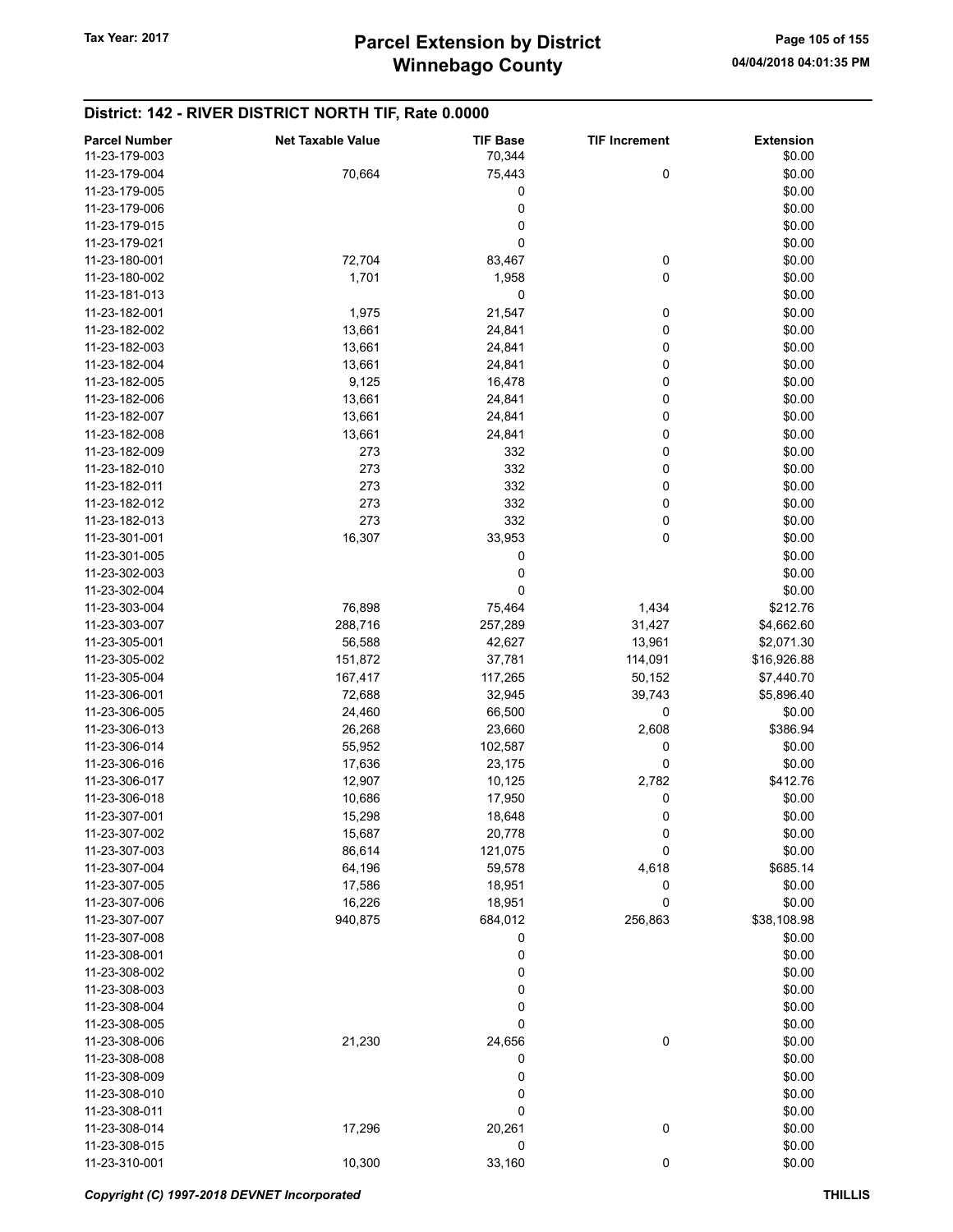## District: 142 - RIVER DISTRICT NORTH TIF, Rate 0.0000

| Parcel Number | Net Taxable Value | TIF Base | TIF Increment | Extension |
|---|---|---|---|---|
| 11-23-179-003 | | 70,344 | | $0.00 |
| 11-23-179-004 | 70,664 | 75,443 | 0 | $0.00 |
| 11-23-179-005 | | 0 | | $0.00 |
| 11-23-179-006 | | 0 | | $0.00 |
| 11-23-179-015 | | 0 | | $0.00 |
| 11-23-179-021 | | 0 | | $0.00 |
| 11-23-180-001 | 72,704 | 83,467 | 0 | $0.00 |
| 11-23-180-002 | 1,701 | 1,958 | 0 | $0.00 |
| 11-23-181-013 | | 0 | | $0.00 |
| 11-23-182-001 | 1,975 | 21,547 | 0 | $0.00 |
| 11-23-182-002 | 13,661 | 24,841 | 0 | $0.00 |
| 11-23-182-003 | 13,661 | 24,841 | 0 | $0.00 |
| 11-23-182-004 | 13,661 | 24,841 | 0 | $0.00 |
| 11-23-182-005 | 9,125 | 16,478 | 0 | $0.00 |
| 11-23-182-006 | 13,661 | 24,841 | 0 | $0.00 |
| 11-23-182-007 | 13,661 | 24,841 | 0 | $0.00 |
| 11-23-182-008 | 13,661 | 24,841 | 0 | $0.00 |
| 11-23-182-009 | 273 | 332 | 0 | $0.00 |
| 11-23-182-010 | 273 | 332 | 0 | $0.00 |
| 11-23-182-011 | 273 | 332 | 0 | $0.00 |
| 11-23-182-012 | 273 | 332 | 0 | $0.00 |
| 11-23-182-013 | 273 | 332 | 0 | $0.00 |
| 11-23-301-001 | 16,307 | 33,953 | 0 | $0.00 |
| 11-23-301-005 | | 0 | | $0.00 |
| 11-23-302-003 | | 0 | | $0.00 |
| 11-23-302-004 | | 0 | | $0.00 |
| 11-23-303-004 | 76,898 | 75,464 | 1,434 | $212.76 |
| 11-23-303-007 | 288,716 | 257,289 | 31,427 | $4,662.60 |
| 11-23-305-001 | 56,588 | 42,627 | 13,961 | $2,071.30 |
| 11-23-305-002 | 151,872 | 37,781 | 114,091 | $16,926.88 |
| 11-23-305-004 | 167,417 | 117,265 | 50,152 | $7,440.70 |
| 11-23-306-001 | 72,688 | 32,945 | 39,743 | $5,896.40 |
| 11-23-306-005 | 24,460 | 66,500 | 0 | $0.00 |
| 11-23-306-013 | 26,268 | 23,660 | 2,608 | $386.94 |
| 11-23-306-014 | 55,952 | 102,587 | 0 | $0.00 |
| 11-23-306-016 | 17,636 | 23,175 | 0 | $0.00 |
| 11-23-306-017 | 12,907 | 10,125 | 2,782 | $412.76 |
| 11-23-306-018 | 10,686 | 17,950 | 0 | $0.00 |
| 11-23-307-001 | 15,298 | 18,648 | 0 | $0.00 |
| 11-23-307-002 | 15,687 | 20,778 | 0 | $0.00 |
| 11-23-307-003 | 86,614 | 121,075 | 0 | $0.00 |
| 11-23-307-004 | 64,196 | 59,578 | 4,618 | $685.14 |
| 11-23-307-005 | 17,586 | 18,951 | 0 | $0.00 |
| 11-23-307-006 | 16,226 | 18,951 | 0 | $0.00 |
| 11-23-307-007 | 940,875 | 684,012 | 256,863 | $38,108.98 |
| 11-23-307-008 | | 0 | | $0.00 |
| 11-23-308-001 | | 0 | | $0.00 |
| 11-23-308-002 | | 0 | | $0.00 |
| 11-23-308-003 | | 0 | | $0.00 |
| 11-23-308-004 | | 0 | | $0.00 |
| 11-23-308-005 | | 0 | | $0.00 |
| 11-23-308-006 | 21,230 | 24,656 | 0 | $0.00 |
| 11-23-308-008 | | 0 | | $0.00 |
| 11-23-308-009 | | 0 | | $0.00 |
| 11-23-308-010 | | 0 | | $0.00 |
| 11-23-308-011 | | 0 | | $0.00 |
| 11-23-308-014 | 17,296 | 20,261 | 0 | $0.00 |
| 11-23-308-015 | | 0 | | $0.00 |
| 11-23-310-001 | 10,300 | 33,160 | 0 | $0.00 |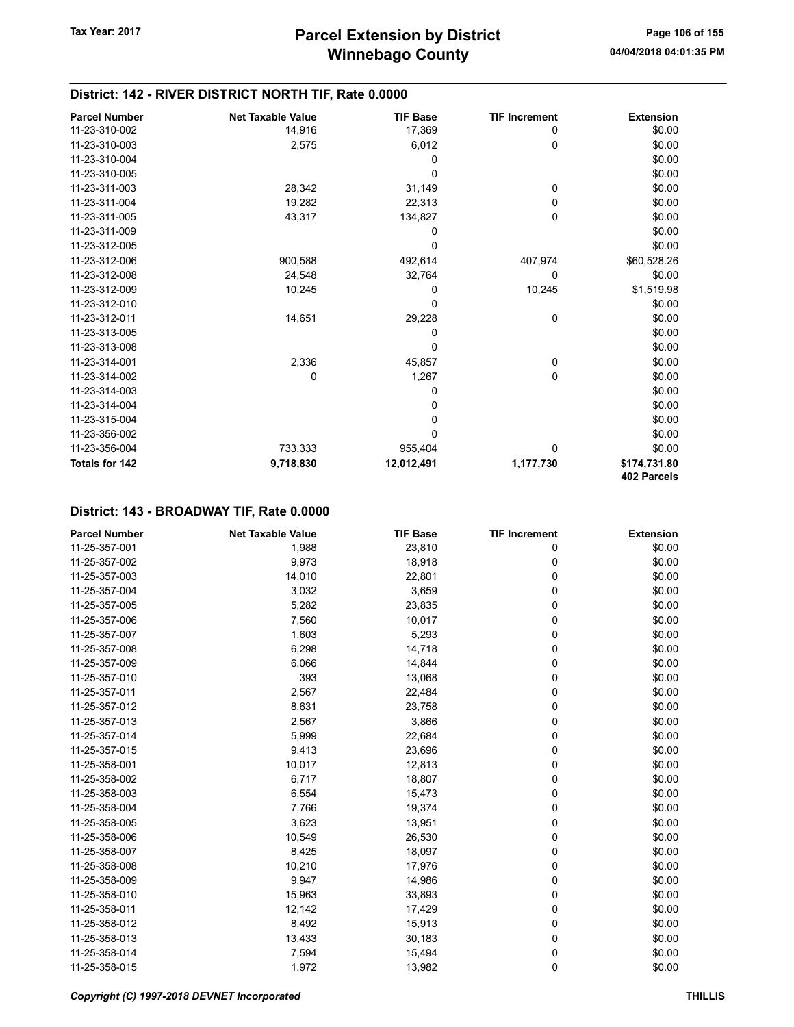## District: 142 - RIVER DISTRICT NORTH TIF, Rate 0.0000

| Parcel Number | Net Taxable Value | TIF Base | TIF Increment | Extension |
|---|---|---|---|---|
| 11-23-310-002 | 14,916 | 17,369 | 0 | $0.00 |
| 11-23-310-003 | 2,575 | 6,012 | 0 | $0.00 |
| 11-23-310-004 | | 0 | | $0.00 |
| 11-23-310-005 | | 0 | | $0.00 |
| 11-23-311-003 | 28,342 | 31,149 | 0 | $0.00 |
| 11-23-311-004 | 19,282 | 22,313 | 0 | $0.00 |
| 11-23-311-005 | 43,317 | 134,827 | 0 | $0.00 |
| 11-23-311-009 | | 0 | | $0.00 |
| 11-23-312-005 | | 0 | | $0.00 |
| 11-23-312-006 | 900,588 | 492,614 | 407,974 | $60,528.26 |
| 11-23-312-008 | 24,548 | 32,764 | 0 | $0.00 |
| 11-23-312-009 | 10,245 | 0 | 10,245 | $1,519.98 |
| 11-23-312-010 | | 0 | | $0.00 |
| 11-23-312-011 | 14,651 | 29,228 | 0 | $0.00 |
| 11-23-313-005 | | 0 | | $0.00 |
| 11-23-313-008 | | 0 | | $0.00 |
| 11-23-314-001 | 2,336 | 45,857 | 0 | $0.00 |
| 11-23-314-002 | 0 | 1,267 | 0 | $0.00 |
| 11-23-314-003 | | 0 | | $0.00 |
| 11-23-314-004 | | 0 | | $0.00 |
| 11-23-315-004 | | 0 | | $0.00 |
| 11-23-356-002 | | 0 | | $0.00 |
| 11-23-356-004 | 733,333 | 955,404 | 0 | $0.00 |
| **Totals for 142** | **9,718,830** | **12,012,491** | **1,177,730** | **$174,731.80** <br> **402 Parcels** |

## District: 143 - BROADWAY TIF, Rate 0.0000

| Parcel Number | Net Taxable Value | TIF Base | TIF Increment | Extension |
|---|---|---|---|---|
| 11-25-357-001 | 1,988 | 23,810 | 0 | $0.00 |
| 11-25-357-002 | 9,973 | 18,918 | 0 | $0.00 |
| 11-25-357-003 | 14,010 | 22,801 | 0 | $0.00 |
| 11-25-357-004 | 3,032 | 3,659 | 0 | $0.00 |
| 11-25-357-005 | 5,282 | 23,835 | 0 | $0.00 |
| 11-25-357-006 | 7,560 | 10,017 | 0 | $0.00 |
| 11-25-357-007 | 1,603 | 5,293 | 0 | $0.00 |
| 11-25-357-008 | 6,298 | 14,718 | 0 | $0.00 |
| 11-25-357-009 | 6,066 | 14,844 | 0 | $0.00 |
| 11-25-357-010 | 393 | 13,068 | 0 | $0.00 |
| 11-25-357-011 | 2,567 | 22,484 | 0 | $0.00 |
| 11-25-357-012 | 8,631 | 23,758 | 0 | $0.00 |
| 11-25-357-013 | 2,567 | 3,866 | 0 | $0.00 |
| 11-25-357-014 | 5,999 | 22,684 | 0 | $0.00 |
| 11-25-357-015 | 9,413 | 23,696 | 0 | $0.00 |
| 11-25-358-001 | 10,017 | 12,813 | 0 | $0.00 |
| 11-25-358-002 | 6,717 | 18,807 | 0 | $0.00 |
| 11-25-358-003 | 6,554 | 15,473 | 0 | $0.00 |
| 11-25-358-004 | 7,766 | 19,374 | 0 | $0.00 |
| 11-25-358-005 | 3,623 | 13,951 | 0 | $0.00 |
| 11-25-358-006 | 10,549 | 26,530 | 0 | $0.00 |
| 11-25-358-007 | 8,425 | 18,097 | 0 | $0.00 |
| 11-25-358-008 | 10,210 | 17,976 | 0 | $0.00 |
| 11-25-358-009 | 9,947 | 14,986 | 0 | $0.00 |
| 11-25-358-010 | 15,963 | 33,893 | 0 | $0.00 |
| 11-25-358-011 | 12,142 | 17,429 | 0 | $0.00 |
| 11-25-358-012 | 8,492 | 15,913 | 0 | $0.00 |
| 11-25-358-013 | 13,433 | 30,183 | 0 | $0.00 |
| 11-25-358-014 | 7,594 | 15,494 | 0 | $0.00 |
| 11-25-358-015 | 1,972 | 13,982 | 0 | $0.00 |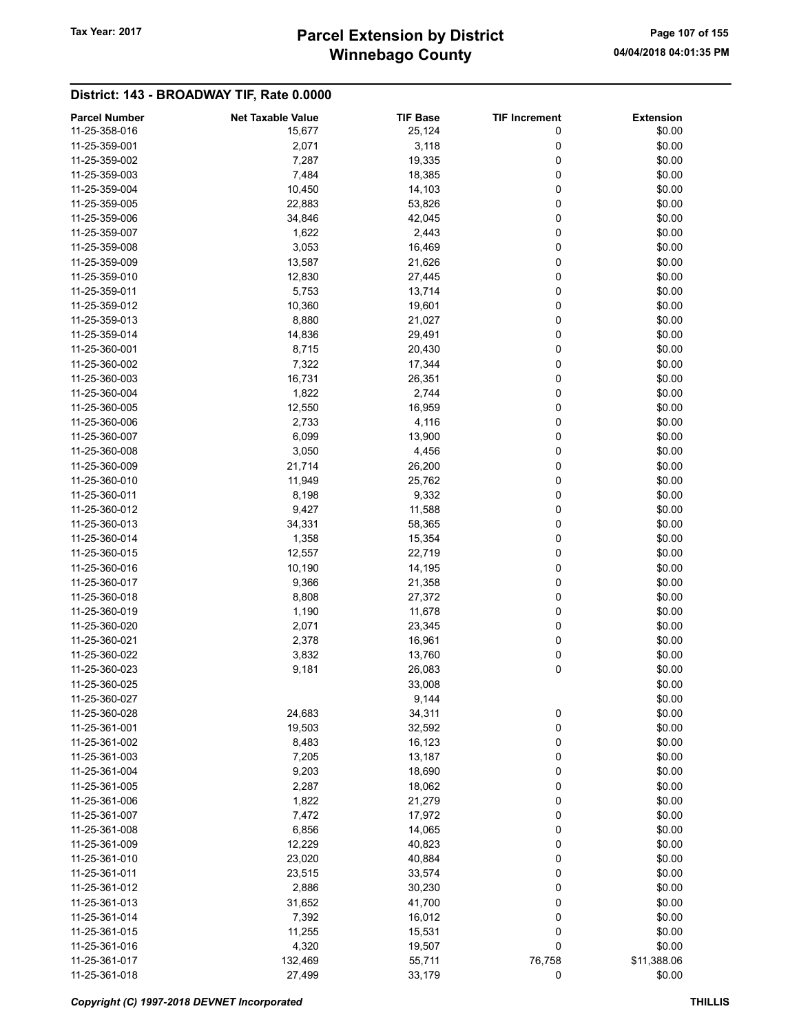## District: 143 - BROADWAY TIF, Rate 0.0000

| Parcel Number | Net Taxable Value | TIF Base | TIF Increment | Extension |
|---|---|---|---|---|
| 11-25-358-016 | 15,677 | 25,124 | 0 | $0.00 |
| 11-25-359-001 | 2,071 | 3,118 | 0 | $0.00 |
| 11-25-359-002 | 7,287 | 19,335 | 0 | $0.00 |
| 11-25-359-003 | 7,484 | 18,385 | 0 | $0.00 |
| 11-25-359-004 | 10,450 | 14,103 | 0 | $0.00 |
| 11-25-359-005 | 22,883 | 53,826 | 0 | $0.00 |
| 11-25-359-006 | 34,846 | 42,045 | 0 | $0.00 |
| 11-25-359-007 | 1,622 | 2,443 | 0 | $0.00 |
| 11-25-359-008 | 3,053 | 16,469 | 0 | $0.00 |
| 11-25-359-009 | 13,587 | 21,626 | 0 | $0.00 |
| 11-25-359-010 | 12,830 | 27,445 | 0 | $0.00 |
| 11-25-359-011 | 5,753 | 13,714 | 0 | $0.00 |
| 11-25-359-012 | 10,360 | 19,601 | 0 | $0.00 |
| 11-25-359-013 | 8,880 | 21,027 | 0 | $0.00 |
| 11-25-359-014 | 14,836 | 29,491 | 0 | $0.00 |
| 11-25-360-001 | 8,715 | 20,430 | 0 | $0.00 |
| 11-25-360-002 | 7,322 | 17,344 | 0 | $0.00 |
| 11-25-360-003 | 16,731 | 26,351 | 0 | $0.00 |
| 11-25-360-004 | 1,822 | 2,744 | 0 | $0.00 |
| 11-25-360-005 | 12,550 | 16,959 | 0 | $0.00 |
| 11-25-360-006 | 2,733 | 4,116 | 0 | $0.00 |
| 11-25-360-007 | 6,099 | 13,900 | 0 | $0.00 |
| 11-25-360-008 | 3,050 | 4,456 | 0 | $0.00 |
| 11-25-360-009 | 21,714 | 26,200 | 0 | $0.00 |
| 11-25-360-010 | 11,949 | 25,762 | 0 | $0.00 |
| 11-25-360-011 | 8,198 | 9,332 | 0 | $0.00 |
| 11-25-360-012 | 9,427 | 11,588 | 0 | $0.00 |
| 11-25-360-013 | 34,331 | 58,365 | 0 | $0.00 |
| 11-25-360-014 | 1,358 | 15,354 | 0 | $0.00 |
| 11-25-360-015 | 12,557 | 22,719 | 0 | $0.00 |
| 11-25-360-016 | 10,190 | 14,195 | 0 | $0.00 |
| 11-25-360-017 | 9,366 | 21,358 | 0 | $0.00 |
| 11-25-360-018 | 8,808 | 27,372 | 0 | $0.00 |
| 11-25-360-019 | 1,190 | 11,678 | 0 | $0.00 |
| 11-25-360-020 | 2,071 | 23,345 | 0 | $0.00 |
| 11-25-360-021 | 2,378 | 16,961 | 0 | $0.00 |
| 11-25-360-022 | 3,832 | 13,760 | 0 | $0.00 |
| 11-25-360-023 | 9,181 | 26,083 | 0 | $0.00 |
| 11-25-360-025 | | 33,008 | | $0.00 |
| 11-25-360-027 | | 9,144 | | $0.00 |
| 11-25-360-028 | 24,683 | 34,311 | 0 | $0.00 |
| 11-25-361-001 | 19,503 | 32,592 | 0 | $0.00 |
| 11-25-361-002 | 8,483 | 16,123 | 0 | $0.00 |
| 11-25-361-003 | 7,205 | 13,187 | 0 | $0.00 |
| 11-25-361-004 | 9,203 | 18,690 | 0 | $0.00 |
| 11-25-361-005 | 2,287 | 18,062 | 0 | $0.00 |
| 11-25-361-006 | 1,822 | 21,279 | 0 | $0.00 |
| 11-25-361-007 | 7,472 | 17,972 | 0 | $0.00 |
| 11-25-361-008 | 6,856 | 14,065 | 0 | $0.00 |
| 11-25-361-009 | 12,229 | 40,823 | 0 | $0.00 |
| 11-25-361-010 | 23,020 | 40,884 | 0 | $0.00 |
| 11-25-361-011 | 23,515 | 33,574 | 0 | $0.00 |
| 11-25-361-012 | 2,886 | 30,230 | 0 | $0.00 |
| 11-25-361-013 | 31,652 | 41,700 | 0 | $0.00 |
| 11-25-361-014 | 7,392 | 16,012 | 0 | $0.00 |
| 11-25-361-015 | 11,255 | 15,531 | 0 | $0.00 |
| 11-25-361-016 | 4,320 | 19,507 | 0 | $0.00 |
| 11-25-361-017 | 132,469 | 55,711 | 76,758 | $11,388.06 |
| 11-25-361-018 | 27,499 | 33,179 | 0 | $0.00 |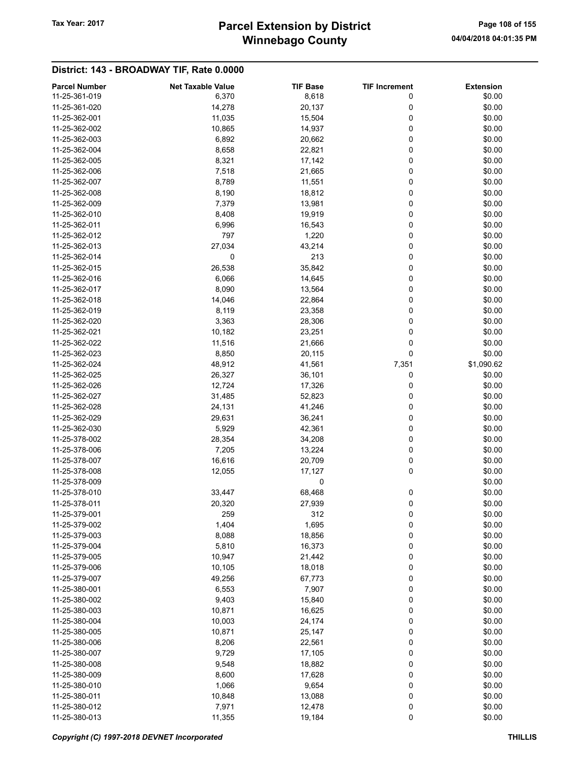## District: 143 - BROADWAY TIF, Rate 0.0000

| Parcel Number | Net Taxable Value | TIF Base | TIF Increment | Extension |
|---|---|---|---|---|
| 11-25-361-019 | 6,370 | 8,618 | 0 | $0.00 |
| 11-25-361-020 | 14,278 | 20,137 | 0 | $0.00 |
| 11-25-362-001 | 11,035 | 15,504 | 0 | $0.00 |
| 11-25-362-002 | 10,865 | 14,937 | 0 | $0.00 |
| 11-25-362-003 | 6,892 | 20,662 | 0 | $0.00 |
| 11-25-362-004 | 8,658 | 22,821 | 0 | $0.00 |
| 11-25-362-005 | 8,321 | 17,142 | 0 | $0.00 |
| 11-25-362-006 | 7,518 | 21,665 | 0 | $0.00 |
| 11-25-362-007 | 8,789 | 11,551 | 0 | $0.00 |
| 11-25-362-008 | 8,190 | 18,812 | 0 | $0.00 |
| 11-25-362-009 | 7,379 | 13,981 | 0 | $0.00 |
| 11-25-362-010 | 8,408 | 19,919 | 0 | $0.00 |
| 11-25-362-011 | 6,996 | 16,543 | 0 | $0.00 |
| 11-25-362-012 | 797 | 1,220 | 0 | $0.00 |
| 11-25-362-013 | 27,034 | 43,214 | 0 | $0.00 |
| 11-25-362-014 | 0 | 213 | 0 | $0.00 |
| 11-25-362-015 | 26,538 | 35,842 | 0 | $0.00 |
| 11-25-362-016 | 6,066 | 14,645 | 0 | $0.00 |
| 11-25-362-017 | 8,090 | 13,564 | 0 | $0.00 |
| 11-25-362-018 | 14,046 | 22,864 | 0 | $0.00 |
| 11-25-362-019 | 8,119 | 23,358 | 0 | $0.00 |
| 11-25-362-020 | 3,363 | 28,306 | 0 | $0.00 |
| 11-25-362-021 | 10,182 | 23,251 | 0 | $0.00 |
| 11-25-362-022 | 11,516 | 21,666 | 0 | $0.00 |
| 11-25-362-023 | 8,850 | 20,115 | 0 | $0.00 |
| 11-25-362-024 | 48,912 | 41,561 | 7,351 | $1,090.62 |
| 11-25-362-025 | 26,327 | 36,101 | 0 | $0.00 |
| 11-25-362-026 | 12,724 | 17,326 | 0 | $0.00 |
| 11-25-362-027 | 31,485 | 52,823 | 0 | $0.00 |
| 11-25-362-028 | 24,131 | 41,246 | 0 | $0.00 |
| 11-25-362-029 | 29,631 | 36,241 | 0 | $0.00 |
| 11-25-362-030 | 5,929 | 42,361 | 0 | $0.00 |
| 11-25-378-002 | 28,354 | 34,208 | 0 | $0.00 |
| 11-25-378-006 | 7,205 | 13,224 | 0 | $0.00 |
| 11-25-378-007 | 16,616 | 20,709 | 0 | $0.00 |
| 11-25-378-008 | 12,055 | 17,127 | 0 | $0.00 |
| 11-25-378-009 | | 0 | | $0.00 |
| 11-25-378-010 | 33,447 | 68,468 | 0 | $0.00 |
| 11-25-378-011 | 20,320 | 27,939 | 0 | $0.00 |
| 11-25-379-001 | 259 | 312 | 0 | $0.00 |
| 11-25-379-002 | 1,404 | 1,695 | 0 | $0.00 |
| 11-25-379-003 | 8,088 | 18,856 | 0 | $0.00 |
| 11-25-379-004 | 5,810 | 16,373 | 0 | $0.00 |
| 11-25-379-005 | 10,947 | 21,442 | 0 | $0.00 |
| 11-25-379-006 | 10,105 | 18,018 | 0 | $0.00 |
| 11-25-379-007 | 49,256 | 67,773 | 0 | $0.00 |
| 11-25-380-001 | 6,553 | 7,907 | 0 | $0.00 |
| 11-25-380-002 | 9,403 | 15,840 | 0 | $0.00 |
| 11-25-380-003 | 10,871 | 16,625 | 0 | $0.00 |
| 11-25-380-004 | 10,003 | 24,174 | 0 | $0.00 |
| 11-25-380-005 | 10,871 | 25,147 | 0 | $0.00 |
| 11-25-380-006 | 8,206 | 22,561 | 0 | $0.00 |
| 11-25-380-007 | 9,729 | 17,105 | 0 | $0.00 |
| 11-25-380-008 | 9,548 | 18,882 | 0 | $0.00 |
| 11-25-380-009 | 8,600 | 17,628 | 0 | $0.00 |
| 11-25-380-010 | 1,066 | 9,654 | 0 | $0.00 |
| 11-25-380-011 | 10,848 | 13,088 | 0 | $0.00 |
| 11-25-380-012 | 7,971 | 12,478 | 0 | $0.00 |
| 11-25-380-013 | 11,355 | 19,184 | 0 | $0.00 |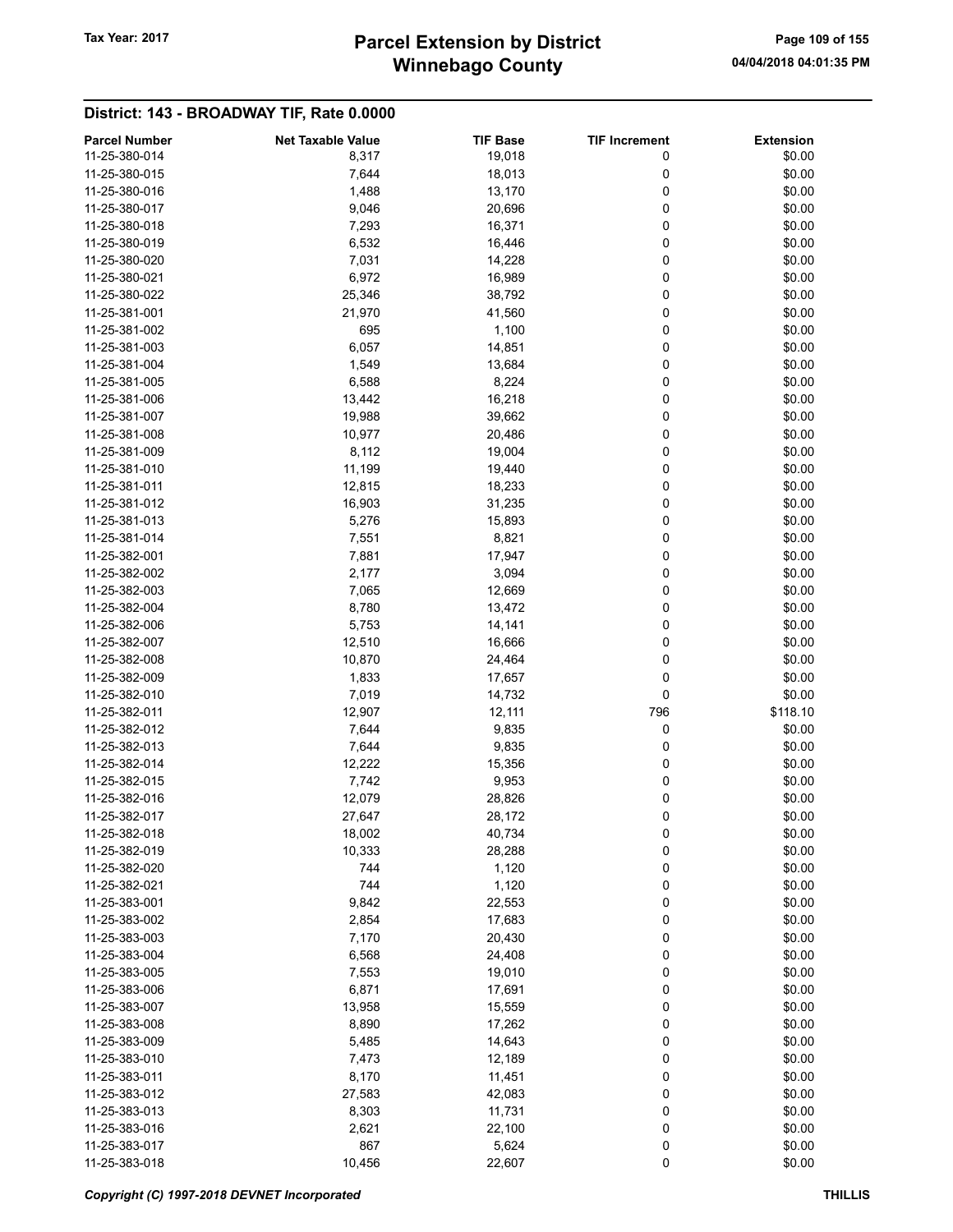## District: 143 - BROADWAY TIF, Rate 0.0000

| Parcel Number | Net Taxable Value | TIF Base | TIF Increment | Extension |
|---|---|---|---|---|
| 11-25-380-014 | 8,317 | 19,018 | 0 | $0.00 |
| 11-25-380-015 | 7,644 | 18,013 | 0 | $0.00 |
| 11-25-380-016 | 1,488 | 13,170 | 0 | $0.00 |
| 11-25-380-017 | 9,046 | 20,696 | 0 | $0.00 |
| 11-25-380-018 | 7,293 | 16,371 | 0 | $0.00 |
| 11-25-380-019 | 6,532 | 16,446 | 0 | $0.00 |
| 11-25-380-020 | 7,031 | 14,228 | 0 | $0.00 |
| 11-25-380-021 | 6,972 | 16,989 | 0 | $0.00 |
| 11-25-380-022 | 25,346 | 38,792 | 0 | $0.00 |
| 11-25-381-001 | 21,970 | 41,560 | 0 | $0.00 |
| 11-25-381-002 | 695 | 1,100 | 0 | $0.00 |
| 11-25-381-003 | 6,057 | 14,851 | 0 | $0.00 |
| 11-25-381-004 | 1,549 | 13,684 | 0 | $0.00 |
| 11-25-381-005 | 6,588 | 8,224 | 0 | $0.00 |
| 11-25-381-006 | 13,442 | 16,218 | 0 | $0.00 |
| 11-25-381-007 | 19,988 | 39,662 | 0 | $0.00 |
| 11-25-381-008 | 10,977 | 20,486 | 0 | $0.00 |
| 11-25-381-009 | 8,112 | 19,004 | 0 | $0.00 |
| 11-25-381-010 | 11,199 | 19,440 | 0 | $0.00 |
| 11-25-381-011 | 12,815 | 18,233 | 0 | $0.00 |
| 11-25-381-012 | 16,903 | 31,235 | 0 | $0.00 |
| 11-25-381-013 | 5,276 | 15,893 | 0 | $0.00 |
| 11-25-381-014 | 7,551 | 8,821 | 0 | $0.00 |
| 11-25-382-001 | 7,881 | 17,947 | 0 | $0.00 |
| 11-25-382-002 | 2,177 | 3,094 | 0 | $0.00 |
| 11-25-382-003 | 7,065 | 12,669 | 0 | $0.00 |
| 11-25-382-004 | 8,780 | 13,472 | 0 | $0.00 |
| 11-25-382-006 | 5,753 | 14,141 | 0 | $0.00 |
| 11-25-382-007 | 12,510 | 16,666 | 0 | $0.00 |
| 11-25-382-008 | 10,870 | 24,464 | 0 | $0.00 |
| 11-25-382-009 | 1,833 | 17,657 | 0 | $0.00 |
| 11-25-382-010 | 7,019 | 14,732 | 0 | $0.00 |
| 11-25-382-011 | 12,907 | 12,111 | 796 | $118.10 |
| 11-25-382-012 | 7,644 | 9,835 | 0 | $0.00 |
| 11-25-382-013 | 7,644 | 9,835 | 0 | $0.00 |
| 11-25-382-014 | 12,222 | 15,356 | 0 | $0.00 |
| 11-25-382-015 | 7,742 | 9,953 | 0 | $0.00 |
| 11-25-382-016 | 12,079 | 28,826 | 0 | $0.00 |
| 11-25-382-017 | 27,647 | 28,172 | 0 | $0.00 |
| 11-25-382-018 | 18,002 | 40,734 | 0 | $0.00 |
| 11-25-382-019 | 10,333 | 28,288 | 0 | $0.00 |
| 11-25-382-020 | 744 | 1,120 | 0 | $0.00 |
| 11-25-382-021 | 744 | 1,120 | 0 | $0.00 |
| 11-25-383-001 | 9,842 | 22,553 | 0 | $0.00 |
| 11-25-383-002 | 2,854 | 17,683 | 0 | $0.00 |
| 11-25-383-003 | 7,170 | 20,430 | 0 | $0.00 |
| 11-25-383-004 | 6,568 | 24,408 | 0 | $0.00 |
| 11-25-383-005 | 7,553 | 19,010 | 0 | $0.00 |
| 11-25-383-006 | 6,871 | 17,691 | 0 | $0.00 |
| 11-25-383-007 | 13,958 | 15,559 | 0 | $0.00 |
| 11-25-383-008 | 8,890 | 17,262 | 0 | $0.00 |
| 11-25-383-009 | 5,485 | 14,643 | 0 | $0.00 |
| 11-25-383-010 | 7,473 | 12,189 | 0 | $0.00 |
| 11-25-383-011 | 8,170 | 11,451 | 0 | $0.00 |
| 11-25-383-012 | 27,583 | 42,083 | 0 | $0.00 |
| 11-25-383-013 | 8,303 | 11,731 | 0 | $0.00 |
| 11-25-383-016 | 2,621 | 22,100 | 0 | $0.00 |
| 11-25-383-017 | 867 | 5,624 | 0 | $0.00 |
| 11-25-383-018 | 10,456 | 22,607 | 0 | $0.00 |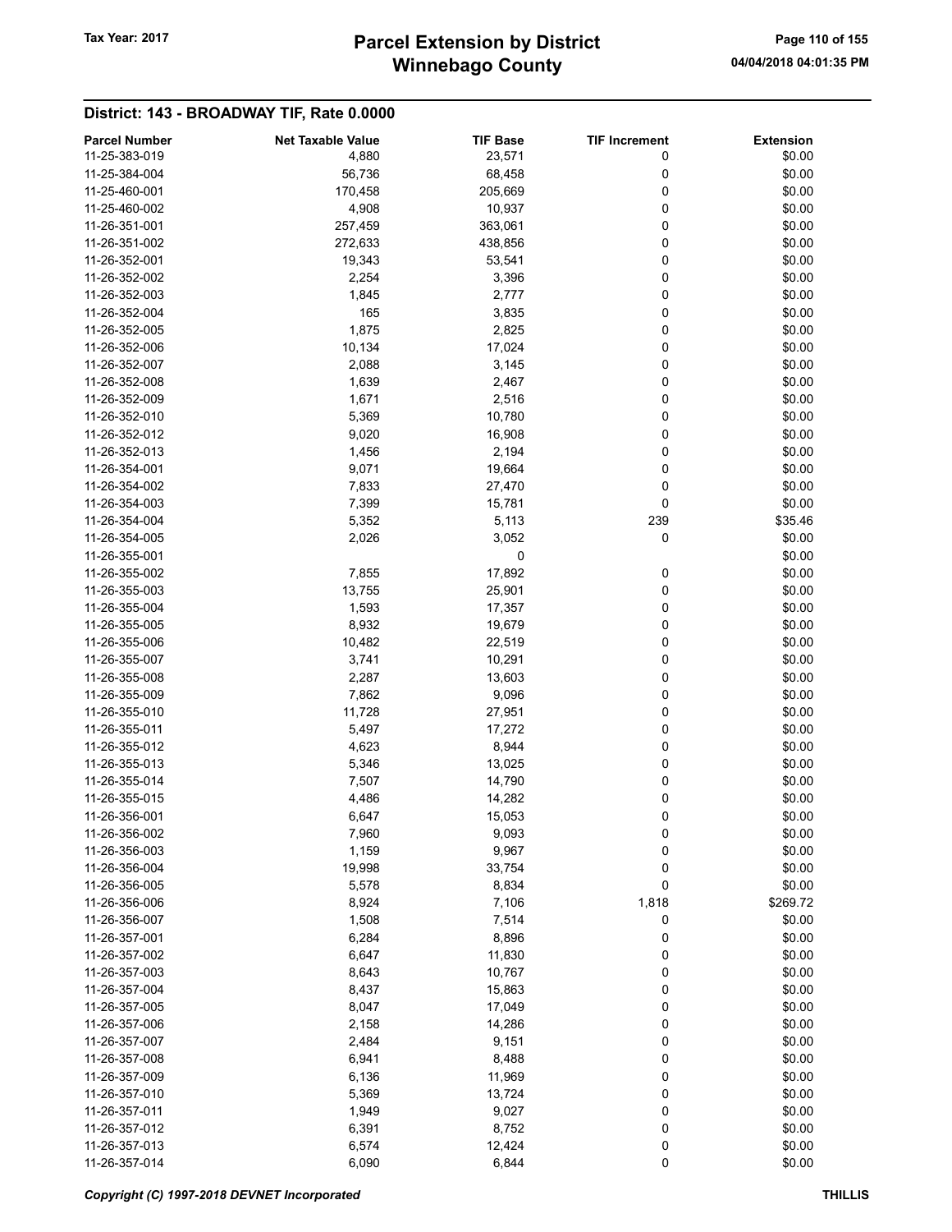## District: 143 - BROADWAY TIF, Rate 0.0000

| Parcel Number | Net Taxable Value | TIF Base | TIF Increment | Extension |
|---|---|---|---|---|
| 11-25-383-019 | 4,880 | 23,571 | 0 | $0.00 |
| 11-25-384-004 | 56,736 | 68,458 | 0 | $0.00 |
| 11-25-460-001 | 170,458 | 205,669 | 0 | $0.00 |
| 11-25-460-002 | 4,908 | 10,937 | 0 | $0.00 |
| 11-26-351-001 | 257,459 | 363,061 | 0 | $0.00 |
| 11-26-351-002 | 272,633 | 438,856 | 0 | $0.00 |
| 11-26-352-001 | 19,343 | 53,541 | 0 | $0.00 |
| 11-26-352-002 | 2,254 | 3,396 | 0 | $0.00 |
| 11-26-352-003 | 1,845 | 2,777 | 0 | $0.00 |
| 11-26-352-004 | 165 | 3,835 | 0 | $0.00 |
| 11-26-352-005 | 1,875 | 2,825 | 0 | $0.00 |
| 11-26-352-006 | 10,134 | 17,024 | 0 | $0.00 |
| 11-26-352-007 | 2,088 | 3,145 | 0 | $0.00 |
| 11-26-352-008 | 1,639 | 2,467 | 0 | $0.00 |
| 11-26-352-009 | 1,671 | 2,516 | 0 | $0.00 |
| 11-26-352-010 | 5,369 | 10,780 | 0 | $0.00 |
| 11-26-352-012 | 9,020 | 16,908 | 0 | $0.00 |
| 11-26-352-013 | 1,456 | 2,194 | 0 | $0.00 |
| 11-26-354-001 | 9,071 | 19,664 | 0 | $0.00 |
| 11-26-354-002 | 7,833 | 27,470 | 0 | $0.00 |
| 11-26-354-003 | 7,399 | 15,781 | 0 | $0.00 |
| 11-26-354-004 | 5,352 | 5,113 | 239 | $35.46 |
| 11-26-354-005 | 2,026 | 3,052 | 0 | $0.00 |
| 11-26-355-001 | | 0 | | $0.00 |
| 11-26-355-002 | 7,855 | 17,892 | 0 | $0.00 |
| 11-26-355-003 | 13,755 | 25,901 | 0 | $0.00 |
| 11-26-355-004 | 1,593 | 17,357 | 0 | $0.00 |
| 11-26-355-005 | 8,932 | 19,679 | 0 | $0.00 |
| 11-26-355-006 | 10,482 | 22,519 | 0 | $0.00 |
| 11-26-355-007 | 3,741 | 10,291 | 0 | $0.00 |
| 11-26-355-008 | 2,287 | 13,603 | 0 | $0.00 |
| 11-26-355-009 | 7,862 | 9,096 | 0 | $0.00 |
| 11-26-355-010 | 11,728 | 27,951 | 0 | $0.00 |
| 11-26-355-011 | 5,497 | 17,272 | 0 | $0.00 |
| 11-26-355-012 | 4,623 | 8,944 | 0 | $0.00 |
| 11-26-355-013 | 5,346 | 13,025 | 0 | $0.00 |
| 11-26-355-014 | 7,507 | 14,790 | 0 | $0.00 |
| 11-26-355-015 | 4,486 | 14,282 | 0 | $0.00 |
| 11-26-356-001 | 6,647 | 15,053 | 0 | $0.00 |
| 11-26-356-002 | 7,960 | 9,093 | 0 | $0.00 |
| 11-26-356-003 | 1,159 | 9,967 | 0 | $0.00 |
| 11-26-356-004 | 19,998 | 33,754 | 0 | $0.00 |
| 11-26-356-005 | 5,578 | 8,834 | 0 | $0.00 |
| 11-26-356-006 | 8,924 | 7,106 | 1,818 | $269.72 |
| 11-26-356-007 | 1,508 | 7,514 | 0 | $0.00 |
| 11-26-357-001 | 6,284 | 8,896 | 0 | $0.00 |
| 11-26-357-002 | 6,647 | 11,830 | 0 | $0.00 |
| 11-26-357-003 | 8,643 | 10,767 | 0 | $0.00 |
| 11-26-357-004 | 8,437 | 15,863 | 0 | $0.00 |
| 11-26-357-005 | 8,047 | 17,049 | 0 | $0.00 |
| 11-26-357-006 | 2,158 | 14,286 | 0 | $0.00 |
| 11-26-357-007 | 2,484 | 9,151 | 0 | $0.00 |
| 11-26-357-008 | 6,941 | 8,488 | 0 | $0.00 |
| 11-26-357-009 | 6,136 | 11,969 | 0 | $0.00 |
| 11-26-357-010 | 5,369 | 13,724 | 0 | $0.00 |
| 11-26-357-011 | 1,949 | 9,027 | 0 | $0.00 |
| 11-26-357-012 | 6,391 | 8,752 | 0 | $0.00 |
| 11-26-357-013 | 6,574 | 12,424 | 0 | $0.00 |
| 11-26-357-014 | 6,090 | 6,844 | 0 | $0.00 |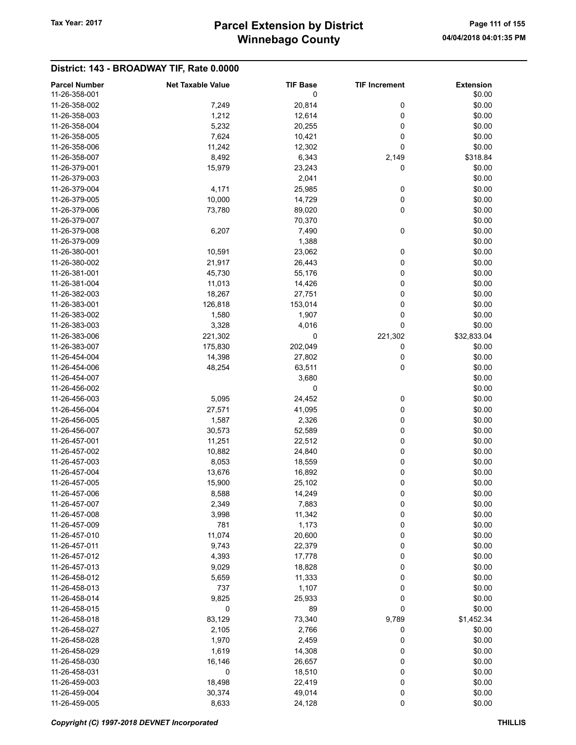## District: 143 - BROADWAY TIF, Rate 0.0000

| Parcel Number | Net Taxable Value | TIF Base | TIF Increment | Extension |
|---|---|---|---|---|
| 11-26-358-001 | | 0 | | $0.00 |
| 11-26-358-002 | 7,249 | 20,814 | 0 | $0.00 |
| 11-26-358-003 | 1,212 | 12,614 | 0 | $0.00 |
| 11-26-358-004 | 5,232 | 20,255 | 0 | $0.00 |
| 11-26-358-005 | 7,624 | 10,421 | 0 | $0.00 |
| 11-26-358-006 | 11,242 | 12,302 | 0 | $0.00 |
| 11-26-358-007 | 8,492 | 6,343 | 2,149 | $318.84 |
| 11-26-379-001 | 15,979 | 23,243 | 0 | $0.00 |
| 11-26-379-003 | | 2,041 | | $0.00 |
| 11-26-379-004 | 4,171 | 25,985 | 0 | $0.00 |
| 11-26-379-005 | 10,000 | 14,729 | 0 | $0.00 |
| 11-26-379-006 | 73,780 | 89,020 | 0 | $0.00 |
| 11-26-379-007 | | 70,370 | | $0.00 |
| 11-26-379-008 | 6,207 | 7,490 | 0 | $0.00 |
| 11-26-379-009 | | 1,388 | | $0.00 |
| 11-26-380-001 | 10,591 | 23,062 | 0 | $0.00 |
| 11-26-380-002 | 21,917 | 26,443 | 0 | $0.00 |
| 11-26-381-001 | 45,730 | 55,176 | 0 | $0.00 |
| 11-26-381-004 | 11,013 | 14,426 | 0 | $0.00 |
| 11-26-382-003 | 18,267 | 27,751 | 0 | $0.00 |
| 11-26-383-001 | 126,818 | 153,014 | 0 | $0.00 |
| 11-26-383-002 | 1,580 | 1,907 | 0 | $0.00 |
| 11-26-383-003 | 3,328 | 4,016 | 0 | $0.00 |
| 11-26-383-006 | 221,302 | 0 | 221,302 | $32,833.04 |
| 11-26-383-007 | 175,830 | 202,049 | 0 | $0.00 |
| 11-26-454-004 | 14,398 | 27,802 | 0 | $0.00 |
| 11-26-454-006 | 48,254 | 63,511 | 0 | $0.00 |
| 11-26-454-007 | | 3,680 | | $0.00 |
| 11-26-456-002 | | 0 | | $0.00 |
| 11-26-456-003 | 5,095 | 24,452 | 0 | $0.00 |
| 11-26-456-004 | 27,571 | 41,095 | 0 | $0.00 |
| 11-26-456-005 | 1,587 | 2,326 | 0 | $0.00 |
| 11-26-456-007 | 30,573 | 52,589 | 0 | $0.00 |
| 11-26-457-001 | 11,251 | 22,512 | 0 | $0.00 |
| 11-26-457-002 | 10,882 | 24,840 | 0 | $0.00 |
| 11-26-457-003 | 8,053 | 18,559 | 0 | $0.00 |
| 11-26-457-004 | 13,676 | 16,892 | 0 | $0.00 |
| 11-26-457-005 | 15,900 | 25,102 | 0 | $0.00 |
| 11-26-457-006 | 8,588 | 14,249 | 0 | $0.00 |
| 11-26-457-007 | 2,349 | 7,883 | 0 | $0.00 |
| 11-26-457-008 | 3,998 | 11,342 | 0 | $0.00 |
| 11-26-457-009 | 781 | 1,173 | 0 | $0.00 |
| 11-26-457-010 | 11,074 | 20,600 | 0 | $0.00 |
| 11-26-457-011 | 9,743 | 22,379 | 0 | $0.00 |
| 11-26-457-012 | 4,393 | 17,778 | 0 | $0.00 |
| 11-26-457-013 | 9,029 | 18,828 | 0 | $0.00 |
| 11-26-458-012 | 5,659 | 11,333 | 0 | $0.00 |
| 11-26-458-013 | 737 | 1,107 | 0 | $0.00 |
| 11-26-458-014 | 9,825 | 25,933 | 0 | $0.00 |
| 11-26-458-015 | 0 | 89 | 0 | $0.00 |
| 11-26-458-018 | 83,129 | 73,340 | 9,789 | $1,452.34 |
| 11-26-458-027 | 2,105 | 2,766 | 0 | $0.00 |
| 11-26-458-028 | 1,970 | 2,459 | 0 | $0.00 |
| 11-26-458-029 | 1,619 | 14,308 | 0 | $0.00 |
| 11-26-458-030 | 16,146 | 26,657 | 0 | $0.00 |
| 11-26-458-031 | 0 | 18,510 | 0 | $0.00 |
| 11-26-459-003 | 18,498 | 22,419 | 0 | $0.00 |
| 11-26-459-004 | 30,374 | 49,014 | 0 | $0.00 |
| 11-26-459-005 | 8,633 | 24,128 | 0 | $0.00 |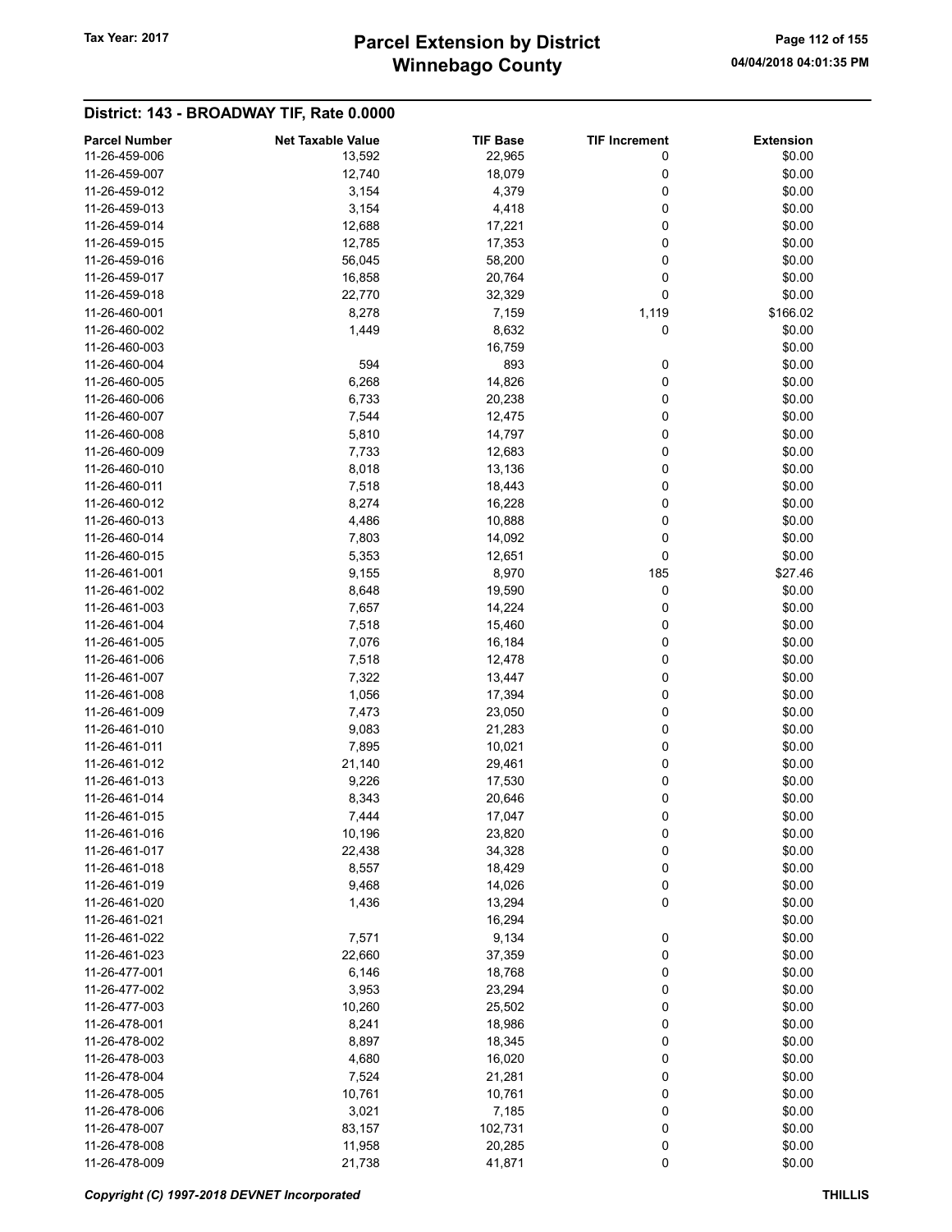# Parcel Extension by District
# Winnebago County

Tax Year: 2017

04/04/2018 04:01:35 PM

## District: 143 - BROADWAY TIF, Rate 0.0000

| Parcel Number | Net Taxable Value | TIF Base | TIF Increment | Extension |
|---|---|---|---|---|
| 11-26-459-006 | 13,592 | 22,965 | 0 | $0.00 |
| 11-26-459-007 | 12,740 | 18,079 | 0 | $0.00 |
| 11-26-459-012 | 3,154 | 4,379 | 0 | $0.00 |
| 11-26-459-013 | 3,154 | 4,418 | 0 | $0.00 |
| 11-26-459-014 | 12,688 | 17,221 | 0 | $0.00 |
| 11-26-459-015 | 12,785 | 17,353 | 0 | $0.00 |
| 11-26-459-016 | 56,045 | 58,200 | 0 | $0.00 |
| 11-26-459-017 | 16,858 | 20,764 | 0 | $0.00 |
| 11-26-459-018 | 22,770 | 32,329 | 0 | $0.00 |
| 11-26-460-001 | 8,278 | 7,159 | 1,119 | $166.02 |
| 11-26-460-002 | 1,449 | 8,632 | 0 | $0.00 |
| 11-26-460-003 | | 16,759 | | $0.00 |
| 11-26-460-004 | 594 | 893 | 0 | $0.00 |
| 11-26-460-005 | 6,268 | 14,826 | 0 | $0.00 |
| 11-26-460-006 | 6,733 | 20,238 | 0 | $0.00 |
| 11-26-460-007 | 7,544 | 12,475 | 0 | $0.00 |
| 11-26-460-008 | 5,810 | 14,797 | 0 | $0.00 |
| 11-26-460-009 | 7,733 | 12,683 | 0 | $0.00 |
| 11-26-460-010 | 8,018 | 13,136 | 0 | $0.00 |
| 11-26-460-011 | 7,518 | 18,443 | 0 | $0.00 |
| 11-26-460-012 | 8,274 | 16,228 | 0 | $0.00 |
| 11-26-460-013 | 4,486 | 10,888 | 0 | $0.00 |
| 11-26-460-014 | 7,803 | 14,092 | 0 | $0.00 |
| 11-26-460-015 | 5,353 | 12,651 | 0 | $0.00 |
| 11-26-461-001 | 9,155 | 8,970 | 185 | $27.46 |
| 11-26-461-002 | 8,648 | 19,590 | 0 | $0.00 |
| 11-26-461-003 | 7,657 | 14,224 | 0 | $0.00 |
| 11-26-461-004 | 7,518 | 15,460 | 0 | $0.00 |
| 11-26-461-005 | 7,076 | 16,184 | 0 | $0.00 |
| 11-26-461-006 | 7,518 | 12,478 | 0 | $0.00 |
| 11-26-461-007 | 7,322 | 13,447 | 0 | $0.00 |
| 11-26-461-008 | 1,056 | 17,394 | 0 | $0.00 |
| 11-26-461-009 | 7,473 | 23,050 | 0 | $0.00 |
| 11-26-461-010 | 9,083 | 21,283 | 0 | $0.00 |
| 11-26-461-011 | 7,895 | 10,021 | 0 | $0.00 |
| 11-26-461-012 | 21,140 | 29,461 | 0 | $0.00 |
| 11-26-461-013 | 9,226 | 17,530 | 0 | $0.00 |
| 11-26-461-014 | 8,343 | 20,646 | 0 | $0.00 |
| 11-26-461-015 | 7,444 | 17,047 | 0 | $0.00 |
| 11-26-461-016 | 10,196 | 23,820 | 0 | $0.00 |
| 11-26-461-017 | 22,438 | 34,328 | 0 | $0.00 |
| 11-26-461-018 | 8,557 | 18,429 | 0 | $0.00 |
| 11-26-461-019 | 9,468 | 14,026 | 0 | $0.00 |
| 11-26-461-020 | 1,436 | 13,294 | 0 | $0.00 |
| 11-26-461-021 | | 16,294 | | $0.00 |
| 11-26-461-022 | 7,571 | 9,134 | 0 | $0.00 |
| 11-26-461-023 | 22,660 | 37,359 | 0 | $0.00 |
| 11-26-477-001 | 6,146 | 18,768 | 0 | $0.00 |
| 11-26-477-002 | 3,953 | 23,294 | 0 | $0.00 |
| 11-26-477-003 | 10,260 | 25,502 | 0 | $0.00 |
| 11-26-478-001 | 8,241 | 18,986 | 0 | $0.00 |
| 11-26-478-002 | 8,897 | 18,345 | 0 | $0.00 |
| 11-26-478-003 | 4,680 | 16,020 | 0 | $0.00 |
| 11-26-478-004 | 7,524 | 21,281 | 0 | $0.00 |
| 11-26-478-005 | 10,761 | 10,761 | 0 | $0.00 |
| 11-26-478-006 | 3,021 | 7,185 | 0 | $0.00 |
| 11-26-478-007 | 83,157 | 102,731 | 0 | $0.00 |
| 11-26-478-008 | 11,958 | 20,285 | 0 | $0.00 |
| 11-26-478-009 | 21,738 | 41,871 | 0 | $0.00 |

*Copyright (C) 1997-2018 DEVNET Incorporated* THILLIS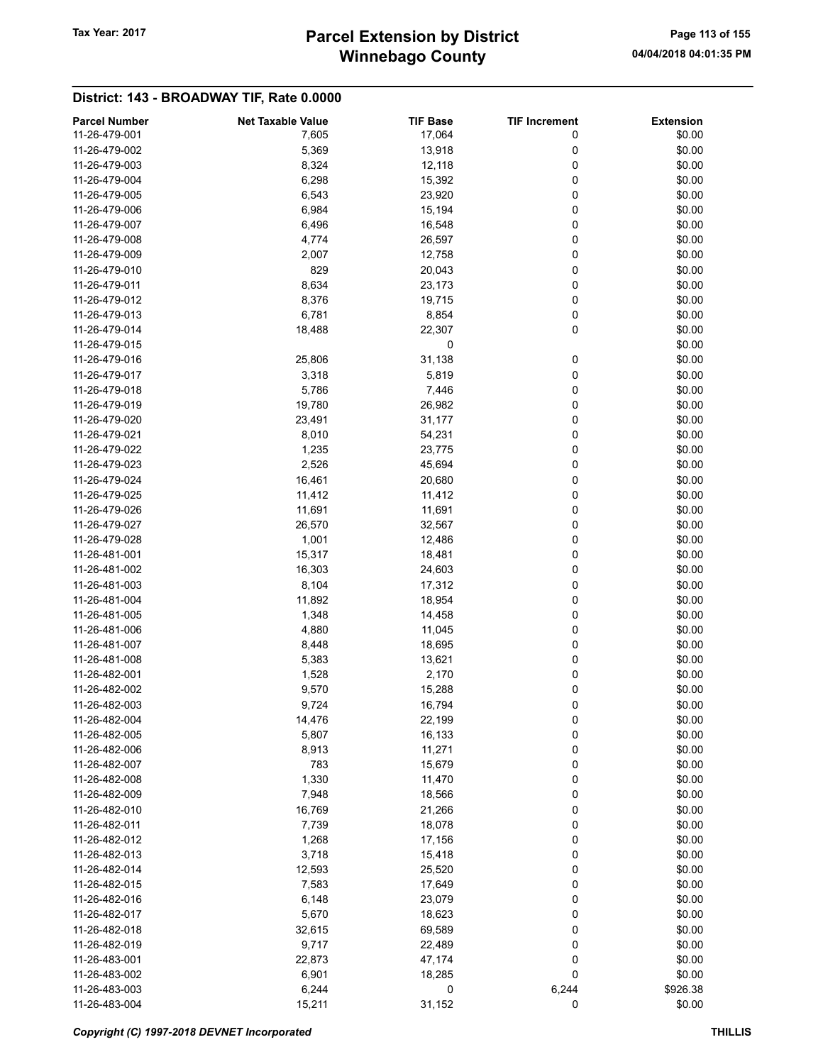## District: 143 - BROADWAY TIF, Rate 0.0000

| Parcel Number | Net Taxable Value | TIF Base | TIF Increment | Extension |
|---|---|---|---|---|
| 11-26-479-001 | 7,605 | 17,064 | 0 | $0.00 |
| 11-26-479-002 | 5,369 | 13,918 | 0 | $0.00 |
| 11-26-479-003 | 8,324 | 12,118 | 0 | $0.00 |
| 11-26-479-004 | 6,298 | 15,392 | 0 | $0.00 |
| 11-26-479-005 | 6,543 | 23,920 | 0 | $0.00 |
| 11-26-479-006 | 6,984 | 15,194 | 0 | $0.00 |
| 11-26-479-007 | 6,496 | 16,548 | 0 | $0.00 |
| 11-26-479-008 | 4,774 | 26,597 | 0 | $0.00 |
| 11-26-479-009 | 2,007 | 12,758 | 0 | $0.00 |
| 11-26-479-010 | 829 | 20,043 | 0 | $0.00 |
| 11-26-479-011 | 8,634 | 23,173 | 0 | $0.00 |
| 11-26-479-012 | 8,376 | 19,715 | 0 | $0.00 |
| 11-26-479-013 | 6,781 | 8,854 | 0 | $0.00 |
| 11-26-479-014 | 18,488 | 22,307 | 0 | $0.00 |
| 11-26-479-015 | | 0 | | $0.00 |
| 11-26-479-016 | 25,806 | 31,138 | 0 | $0.00 |
| 11-26-479-017 | 3,318 | 5,819 | 0 | $0.00 |
| 11-26-479-018 | 5,786 | 7,446 | 0 | $0.00 |
| 11-26-479-019 | 19,780 | 26,982 | 0 | $0.00 |
| 11-26-479-020 | 23,491 | 31,177 | 0 | $0.00 |
| 11-26-479-021 | 8,010 | 54,231 | 0 | $0.00 |
| 11-26-479-022 | 1,235 | 23,775 | 0 | $0.00 |
| 11-26-479-023 | 2,526 | 45,694 | 0 | $0.00 |
| 11-26-479-024 | 16,461 | 20,680 | 0 | $0.00 |
| 11-26-479-025 | 11,412 | 11,412 | 0 | $0.00 |
| 11-26-479-026 | 11,691 | 11,691 | 0 | $0.00 |
| 11-26-479-027 | 26,570 | 32,567 | 0 | $0.00 |
| 11-26-479-028 | 1,001 | 12,486 | 0 | $0.00 |
| 11-26-481-001 | 15,317 | 18,481 | 0 | $0.00 |
| 11-26-481-002 | 16,303 | 24,603 | 0 | $0.00 |
| 11-26-481-003 | 8,104 | 17,312 | 0 | $0.00 |
| 11-26-481-004 | 11,892 | 18,954 | 0 | $0.00 |
| 11-26-481-005 | 1,348 | 14,458 | 0 | $0.00 |
| 11-26-481-006 | 4,880 | 11,045 | 0 | $0.00 |
| 11-26-481-007 | 8,448 | 18,695 | 0 | $0.00 |
| 11-26-481-008 | 5,383 | 13,621 | 0 | $0.00 |
| 11-26-482-001 | 1,528 | 2,170 | 0 | $0.00 |
| 11-26-482-002 | 9,570 | 15,288 | 0 | $0.00 |
| 11-26-482-003 | 9,724 | 16,794 | 0 | $0.00 |
| 11-26-482-004 | 14,476 | 22,199 | 0 | $0.00 |
| 11-26-482-005 | 5,807 | 16,133 | 0 | $0.00 |
| 11-26-482-006 | 8,913 | 11,271 | 0 | $0.00 |
| 11-26-482-007 | 783 | 15,679 | 0 | $0.00 |
| 11-26-482-008 | 1,330 | 11,470 | 0 | $0.00 |
| 11-26-482-009 | 7,948 | 18,566 | 0 | $0.00 |
| 11-26-482-010 | 16,769 | 21,266 | 0 | $0.00 |
| 11-26-482-011 | 7,739 | 18,078 | 0 | $0.00 |
| 11-26-482-012 | 1,268 | 17,156 | 0 | $0.00 |
| 11-26-482-013 | 3,718 | 15,418 | 0 | $0.00 |
| 11-26-482-014 | 12,593 | 25,520 | 0 | $0.00 |
| 11-26-482-015 | 7,583 | 17,649 | 0 | $0.00 |
| 11-26-482-016 | 6,148 | 23,079 | 0 | $0.00 |
| 11-26-482-017 | 5,670 | 18,623 | 0 | $0.00 |
| 11-26-482-018 | 32,615 | 69,589 | 0 | $0.00 |
| 11-26-482-019 | 9,717 | 22,489 | 0 | $0.00 |
| 11-26-483-001 | 22,873 | 47,174 | 0 | $0.00 |
| 11-26-483-002 | 6,901 | 18,285 | 0 | $0.00 |
| 11-26-483-003 | 6,244 | 0 | 6,244 | $926.38 |
| 11-26-483-004 | 15,211 | 31,152 | 0 | $0.00 |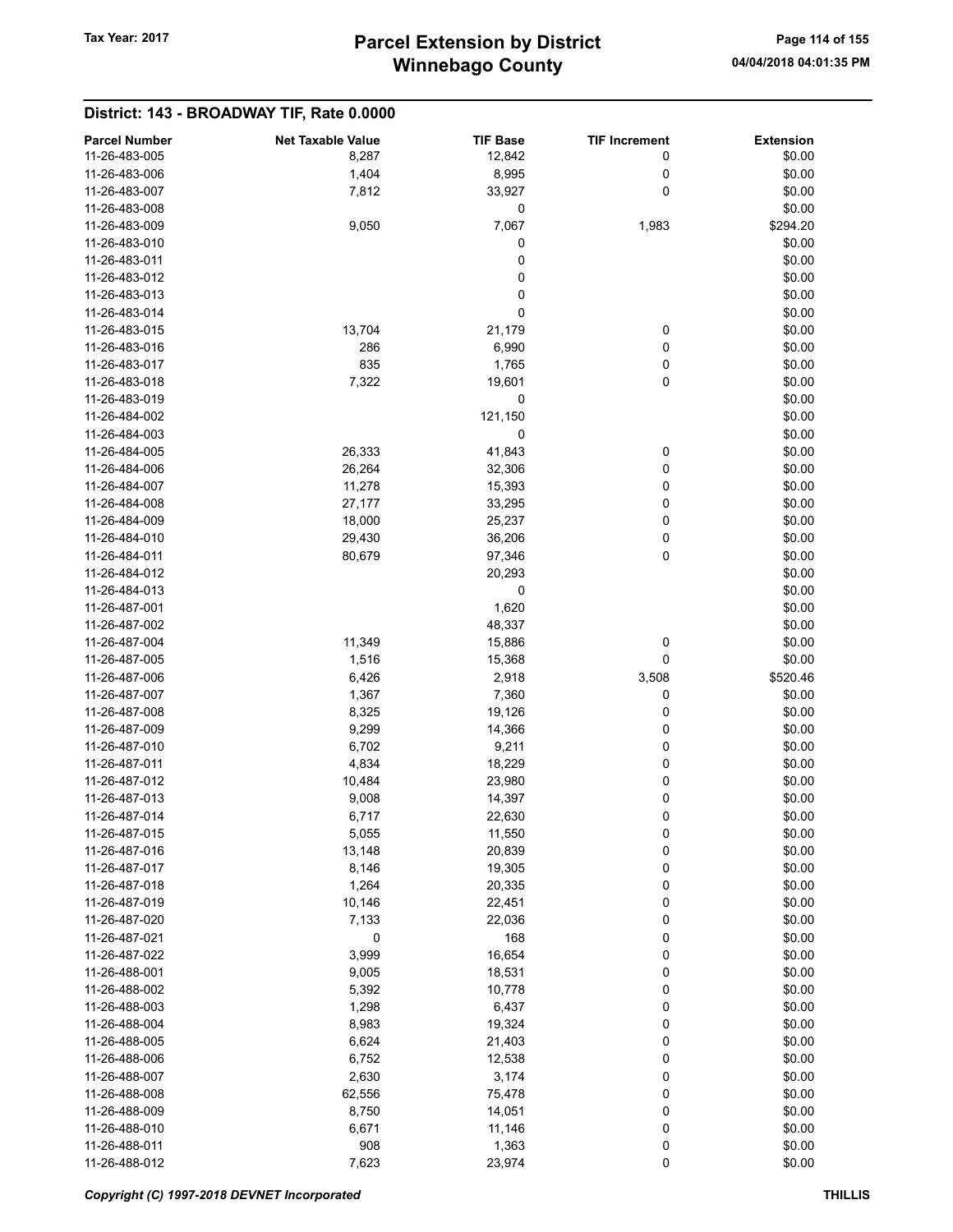## District: 143 - BROADWAY TIF, Rate 0.0000

| Parcel Number | Net Taxable Value | TIF Base | TIF Increment | Extension |
|---|---|---|---|---|
| 11-26-483-005 | 8,287 | 12,842 | 0 | $0.00 |
| 11-26-483-006 | 1,404 | 8,995 | 0 | $0.00 |
| 11-26-483-007 | 7,812 | 33,927 | 0 | $0.00 |
| 11-26-483-008 | | 0 | | $0.00 |
| 11-26-483-009 | 9,050 | 7,067 | 1,983 | $294.20 |
| 11-26-483-010 | | 0 | | $0.00 |
| 11-26-483-011 | | 0 | | $0.00 |
| 11-26-483-012 | | 0 | | $0.00 |
| 11-26-483-013 | | 0 | | $0.00 |
| 11-26-483-014 | | 0 | | $0.00 |
| 11-26-483-015 | 13,704 | 21,179 | 0 | $0.00 |
| 11-26-483-016 | 286 | 6,990 | 0 | $0.00 |
| 11-26-483-017 | 835 | 1,765 | 0 | $0.00 |
| 11-26-483-018 | 7,322 | 19,601 | 0 | $0.00 |
| 11-26-483-019 | | 0 | | $0.00 |
| 11-26-484-002 | | 121,150 | | $0.00 |
| 11-26-484-003 | | 0 | | $0.00 |
| 11-26-484-005 | 26,333 | 41,843 | 0 | $0.00 |
| 11-26-484-006 | 26,264 | 32,306 | 0 | $0.00 |
| 11-26-484-007 | 11,278 | 15,393 | 0 | $0.00 |
| 11-26-484-008 | 27,177 | 33,295 | 0 | $0.00 |
| 11-26-484-009 | 18,000 | 25,237 | 0 | $0.00 |
| 11-26-484-010 | 29,430 | 36,206 | 0 | $0.00 |
| 11-26-484-011 | 80,679 | 97,346 | 0 | $0.00 |
| 11-26-484-012 | | 20,293 | | $0.00 |
| 11-26-484-013 | | 0 | | $0.00 |
| 11-26-487-001 | | 1,620 | | $0.00 |
| 11-26-487-002 | | 48,337 | | $0.00 |
| 11-26-487-004 | 11,349 | 15,886 | 0 | $0.00 |
| 11-26-487-005 | 1,516 | 15,368 | 0 | $0.00 |
| 11-26-487-006 | 6,426 | 2,918 | 3,508 | $520.46 |
| 11-26-487-007 | 1,367 | 7,360 | 0 | $0.00 |
| 11-26-487-008 | 8,325 | 19,126 | 0 | $0.00 |
| 11-26-487-009 | 9,299 | 14,366 | 0 | $0.00 |
| 11-26-487-010 | 6,702 | 9,211 | 0 | $0.00 |
| 11-26-487-011 | 4,834 | 18,229 | 0 | $0.00 |
| 11-26-487-012 | 10,484 | 23,980 | 0 | $0.00 |
| 11-26-487-013 | 9,008 | 14,397 | 0 | $0.00 |
| 11-26-487-014 | 6,717 | 22,630 | 0 | $0.00 |
| 11-26-487-015 | 5,055 | 11,550 | 0 | $0.00 |
| 11-26-487-016 | 13,148 | 20,839 | 0 | $0.00 |
| 11-26-487-017 | 8,146 | 19,305 | 0 | $0.00 |
| 11-26-487-018 | 1,264 | 20,335 | 0 | $0.00 |
| 11-26-487-019 | 10,146 | 22,451 | 0 | $0.00 |
| 11-26-487-020 | 7,133 | 22,036 | 0 | $0.00 |
| 11-26-487-021 | 0 | 168 | 0 | $0.00 |
| 11-26-487-022 | 3,999 | 16,654 | 0 | $0.00 |
| 11-26-488-001 | 9,005 | 18,531 | 0 | $0.00 |
| 11-26-488-002 | 5,392 | 10,778 | 0 | $0.00 |
| 11-26-488-003 | 1,298 | 6,437 | 0 | $0.00 |
| 11-26-488-004 | 8,983 | 19,324 | 0 | $0.00 |
| 11-26-488-005 | 6,624 | 21,403 | 0 | $0.00 |
| 11-26-488-006 | 6,752 | 12,538 | 0 | $0.00 |
| 11-26-488-007 | 2,630 | 3,174 | 0 | $0.00 |
| 11-26-488-008 | 62,556 | 75,478 | 0 | $0.00 |
| 11-26-488-009 | 8,750 | 14,051 | 0 | $0.00 |
| 11-26-488-010 | 6,671 | 11,146 | 0 | $0.00 |
| 11-26-488-011 | 908 | 1,363 | 0 | $0.00 |
| 11-26-488-012 | 7,623 | 23,974 | 0 | $0.00 |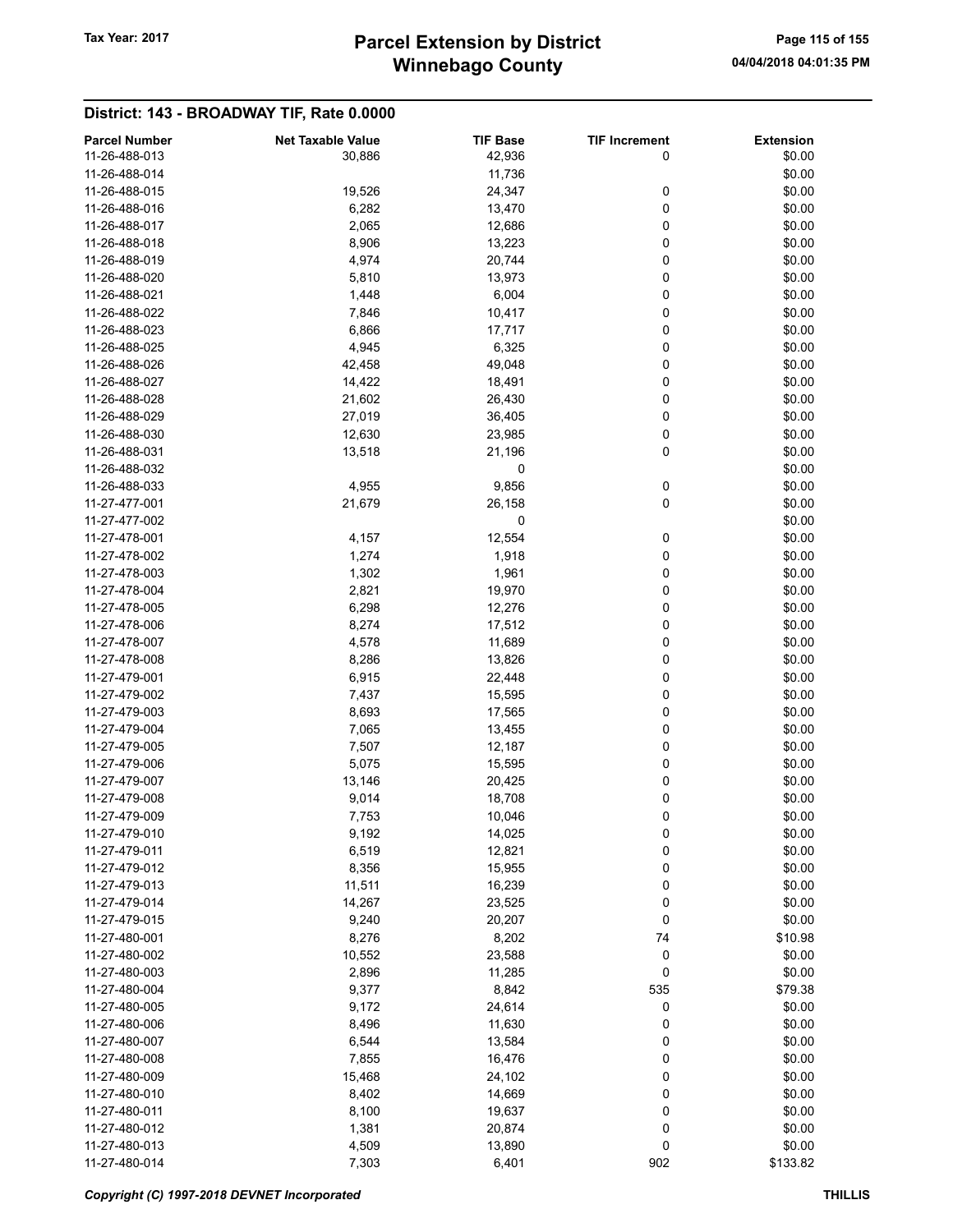## District: 143 - BROADWAY TIF, Rate 0.0000

| Parcel Number | Net Taxable Value | TIF Base | TIF Increment | Extension |
|---|---|---|---|---|
| 11-26-488-013 | 30,886 | 42,936 | 0 | $0.00 |
| 11-26-488-014 | | 11,736 | | $0.00 |
| 11-26-488-015 | 19,526 | 24,347 | 0 | $0.00 |
| 11-26-488-016 | 6,282 | 13,470 | 0 | $0.00 |
| 11-26-488-017 | 2,065 | 12,686 | 0 | $0.00 |
| 11-26-488-018 | 8,906 | 13,223 | 0 | $0.00 |
| 11-26-488-019 | 4,974 | 20,744 | 0 | $0.00 |
| 11-26-488-020 | 5,810 | 13,973 | 0 | $0.00 |
| 11-26-488-021 | 1,448 | 6,004 | 0 | $0.00 |
| 11-26-488-022 | 7,846 | 10,417 | 0 | $0.00 |
| 11-26-488-023 | 6,866 | 17,717 | 0 | $0.00 |
| 11-26-488-025 | 4,945 | 6,325 | 0 | $0.00 |
| 11-26-488-026 | 42,458 | 49,048 | 0 | $0.00 |
| 11-26-488-027 | 14,422 | 18,491 | 0 | $0.00 |
| 11-26-488-028 | 21,602 | 26,430 | 0 | $0.00 |
| 11-26-488-029 | 27,019 | 36,405 | 0 | $0.00 |
| 11-26-488-030 | 12,630 | 23,985 | 0 | $0.00 |
| 11-26-488-031 | 13,518 | 21,196 | 0 | $0.00 |
| 11-26-488-032 | | 0 | | $0.00 |
| 11-26-488-033 | 4,955 | 9,856 | 0 | $0.00 |
| 11-27-477-001 | 21,679 | 26,158 | 0 | $0.00 |
| 11-27-477-002 | | 0 | | $0.00 |
| 11-27-478-001 | 4,157 | 12,554 | 0 | $0.00 |
| 11-27-478-002 | 1,274 | 1,918 | 0 | $0.00 |
| 11-27-478-003 | 1,302 | 1,961 | 0 | $0.00 |
| 11-27-478-004 | 2,821 | 19,970 | 0 | $0.00 |
| 11-27-478-005 | 6,298 | 12,276 | 0 | $0.00 |
| 11-27-478-006 | 8,274 | 17,512 | 0 | $0.00 |
| 11-27-478-007 | 4,578 | 11,689 | 0 | $0.00 |
| 11-27-478-008 | 8,286 | 13,826 | 0 | $0.00 |
| 11-27-479-001 | 6,915 | 22,448 | 0 | $0.00 |
| 11-27-479-002 | 7,437 | 15,595 | 0 | $0.00 |
| 11-27-479-003 | 8,693 | 17,565 | 0 | $0.00 |
| 11-27-479-004 | 7,065 | 13,455 | 0 | $0.00 |
| 11-27-479-005 | 7,507 | 12,187 | 0 | $0.00 |
| 11-27-479-006 | 5,075 | 15,595 | 0 | $0.00 |
| 11-27-479-007 | 13,146 | 20,425 | 0 | $0.00 |
| 11-27-479-008 | 9,014 | 18,708 | 0 | $0.00 |
| 11-27-479-009 | 7,753 | 10,046 | 0 | $0.00 |
| 11-27-479-010 | 9,192 | 14,025 | 0 | $0.00 |
| 11-27-479-011 | 6,519 | 12,821 | 0 | $0.00 |
| 11-27-479-012 | 8,356 | 15,955 | 0 | $0.00 |
| 11-27-479-013 | 11,511 | 16,239 | 0 | $0.00 |
| 11-27-479-014 | 14,267 | 23,525 | 0 | $0.00 |
| 11-27-479-015 | 9,240 | 20,207 | 0 | $0.00 |
| 11-27-480-001 | 8,276 | 8,202 | 74 | $10.98 |
| 11-27-480-002 | 10,552 | 23,588 | 0 | $0.00 |
| 11-27-480-003 | 2,896 | 11,285 | 0 | $0.00 |
| 11-27-480-004 | 9,377 | 8,842 | 535 | $79.38 |
| 11-27-480-005 | 9,172 | 24,614 | 0 | $0.00 |
| 11-27-480-006 | 8,496 | 11,630 | 0 | $0.00 |
| 11-27-480-007 | 6,544 | 13,584 | 0 | $0.00 |
| 11-27-480-008 | 7,855 | 16,476 | 0 | $0.00 |
| 11-27-480-009 | 15,468 | 24,102 | 0 | $0.00 |
| 11-27-480-010 | 8,402 | 14,669 | 0 | $0.00 |
| 11-27-480-011 | 8,100 | 19,637 | 0 | $0.00 |
| 11-27-480-012 | 1,381 | 20,874 | 0 | $0.00 |
| 11-27-480-013 | 4,509 | 13,890 | 0 | $0.00 |
| 11-27-480-014 | 7,303 | 6,401 | 902 | $133.82 |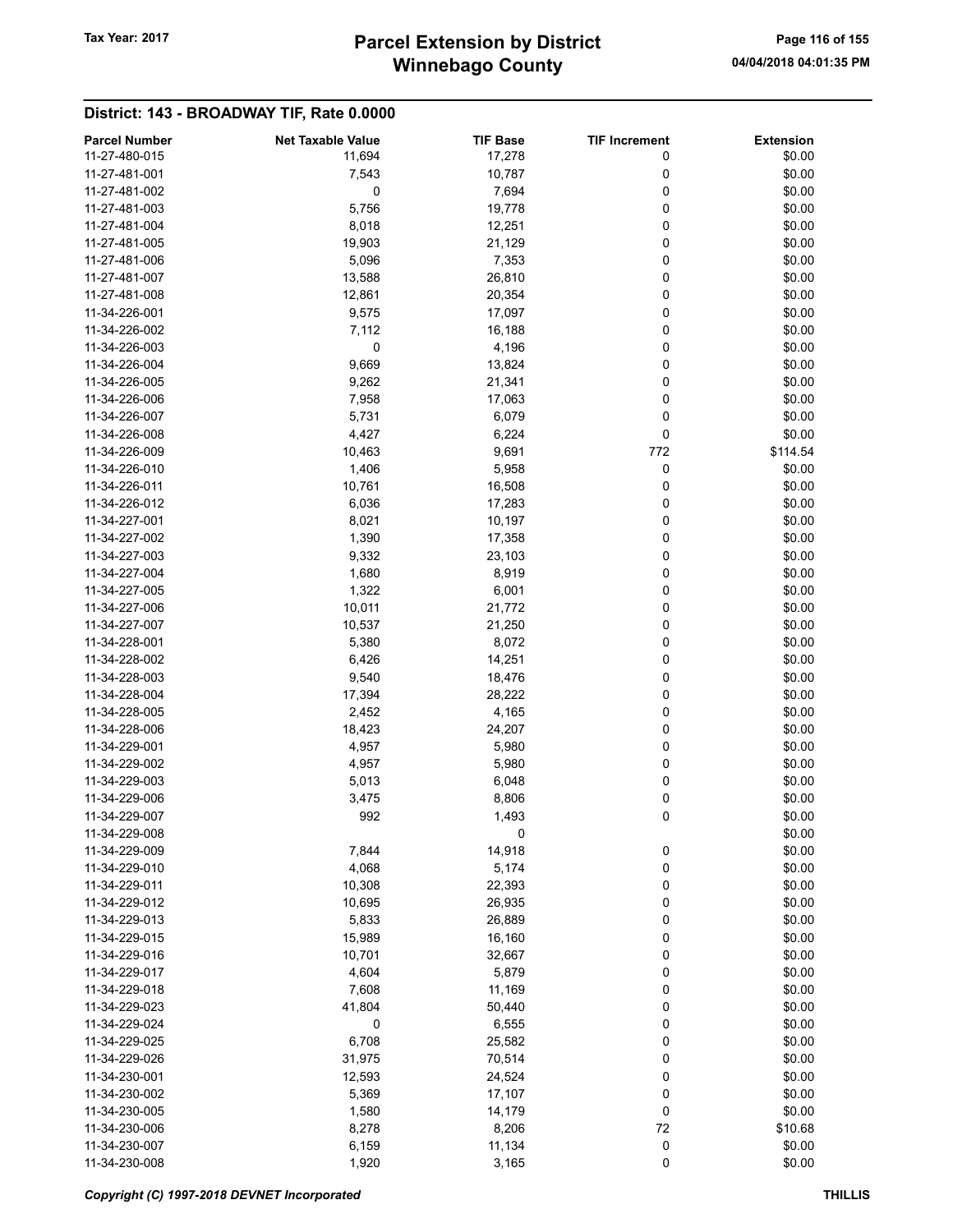## District: 143 - BROADWAY TIF, Rate 0.0000

| Parcel Number | Net Taxable Value | TIF Base | TIF Increment | Extension |
|---|---|---|---|---|
| 11-27-480-015 | 11,694 | 17,278 | 0 | $0.00 |
| 11-27-481-001 | 7,543 | 10,787 | 0 | $0.00 |
| 11-27-481-002 | 0 | 7,694 | 0 | $0.00 |
| 11-27-481-003 | 5,756 | 19,778 | 0 | $0.00 |
| 11-27-481-004 | 8,018 | 12,251 | 0 | $0.00 |
| 11-27-481-005 | 19,903 | 21,129 | 0 | $0.00 |
| 11-27-481-006 | 5,096 | 7,353 | 0 | $0.00 |
| 11-27-481-007 | 13,588 | 26,810 | 0 | $0.00 |
| 11-27-481-008 | 12,861 | 20,354 | 0 | $0.00 |
| 11-34-226-001 | 9,575 | 17,097 | 0 | $0.00 |
| 11-34-226-002 | 7,112 | 16,188 | 0 | $0.00 |
| 11-34-226-003 | 0 | 4,196 | 0 | $0.00 |
| 11-34-226-004 | 9,669 | 13,824 | 0 | $0.00 |
| 11-34-226-005 | 9,262 | 21,341 | 0 | $0.00 |
| 11-34-226-006 | 7,958 | 17,063 | 0 | $0.00 |
| 11-34-226-007 | 5,731 | 6,079 | 0 | $0.00 |
| 11-34-226-008 | 4,427 | 6,224 | 0 | $0.00 |
| 11-34-226-009 | 10,463 | 9,691 | 772 | $114.54 |
| 11-34-226-010 | 1,406 | 5,958 | 0 | $0.00 |
| 11-34-226-011 | 10,761 | 16,508 | 0 | $0.00 |
| 11-34-226-012 | 6,036 | 17,283 | 0 | $0.00 |
| 11-34-227-001 | 8,021 | 10,197 | 0 | $0.00 |
| 11-34-227-002 | 1,390 | 17,358 | 0 | $0.00 |
| 11-34-227-003 | 9,332 | 23,103 | 0 | $0.00 |
| 11-34-227-004 | 1,680 | 8,919 | 0 | $0.00 |
| 11-34-227-005 | 1,322 | 6,001 | 0 | $0.00 |
| 11-34-227-006 | 10,011 | 21,772 | 0 | $0.00 |
| 11-34-227-007 | 10,537 | 21,250 | 0 | $0.00 |
| 11-34-228-001 | 5,380 | 8,072 | 0 | $0.00 |
| 11-34-228-002 | 6,426 | 14,251 | 0 | $0.00 |
| 11-34-228-003 | 9,540 | 18,476 | 0 | $0.00 |
| 11-34-228-004 | 17,394 | 28,222 | 0 | $0.00 |
| 11-34-228-005 | 2,452 | 4,165 | 0 | $0.00 |
| 11-34-228-006 | 18,423 | 24,207 | 0 | $0.00 |
| 11-34-229-001 | 4,957 | 5,980 | 0 | $0.00 |
| 11-34-229-002 | 4,957 | 5,980 | 0 | $0.00 |
| 11-34-229-003 | 5,013 | 6,048 | 0 | $0.00 |
| 11-34-229-006 | 3,475 | 8,806 | 0 | $0.00 |
| 11-34-229-007 | 992 | 1,493 | 0 | $0.00 |
| 11-34-229-008 | | 0 | | $0.00 |
| 11-34-229-009 | 7,844 | 14,918 | 0 | $0.00 |
| 11-34-229-010 | 4,068 | 5,174 | 0 | $0.00 |
| 11-34-229-011 | 10,308 | 22,393 | 0 | $0.00 |
| 11-34-229-012 | 10,695 | 26,935 | 0 | $0.00 |
| 11-34-229-013 | 5,833 | 26,889 | 0 | $0.00 |
| 11-34-229-015 | 15,989 | 16,160 | 0 | $0.00 |
| 11-34-229-016 | 10,701 | 32,667 | 0 | $0.00 |
| 11-34-229-017 | 4,604 | 5,879 | 0 | $0.00 |
| 11-34-229-018 | 7,608 | 11,169 | 0 | $0.00 |
| 11-34-229-023 | 41,804 | 50,440 | 0 | $0.00 |
| 11-34-229-024 | 0 | 6,555 | 0 | $0.00 |
| 11-34-229-025 | 6,708 | 25,582 | 0 | $0.00 |
| 11-34-229-026 | 31,975 | 70,514 | 0 | $0.00 |
| 11-34-230-001 | 12,593 | 24,524 | 0 | $0.00 |
| 11-34-230-002 | 5,369 | 17,107 | 0 | $0.00 |
| 11-34-230-005 | 1,580 | 14,179 | 0 | $0.00 |
| 11-34-230-006 | 8,278 | 8,206 | 72 | $10.68 |
| 11-34-230-007 | 6,159 | 11,134 | 0 | $0.00 |
| 11-34-230-008 | 1,920 | 3,165 | 0 | $0.00 |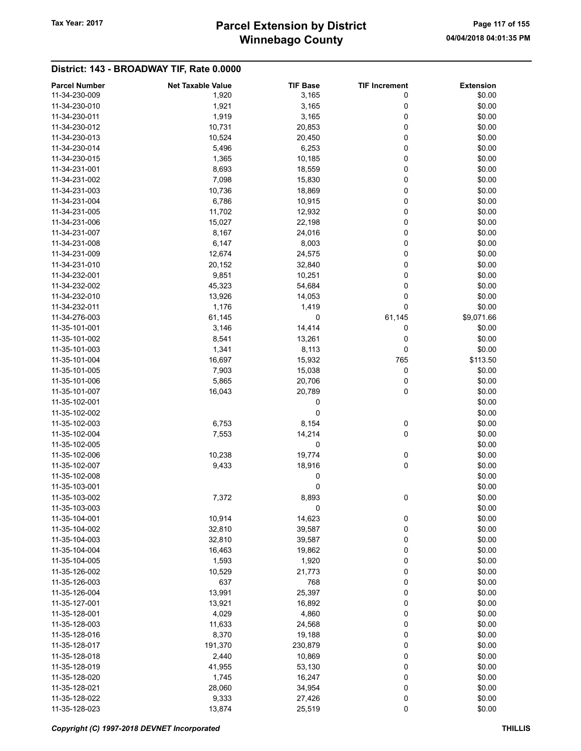## District: 143 - BROADWAY TIF, Rate 0.0000

| Parcel Number | Net Taxable Value | TIF Base | TIF Increment | Extension |
|---|---|---|---|---|
| 11-34-230-009 | 1,920 | 3,165 | 0 | $0.00 |
| 11-34-230-010 | 1,921 | 3,165 | 0 | $0.00 |
| 11-34-230-011 | 1,919 | 3,165 | 0 | $0.00 |
| 11-34-230-012 | 10,731 | 20,853 | 0 | $0.00 |
| 11-34-230-013 | 10,524 | 20,450 | 0 | $0.00 |
| 11-34-230-014 | 5,496 | 6,253 | 0 | $0.00 |
| 11-34-230-015 | 1,365 | 10,185 | 0 | $0.00 |
| 11-34-231-001 | 8,693 | 18,559 | 0 | $0.00 |
| 11-34-231-002 | 7,098 | 15,830 | 0 | $0.00 |
| 11-34-231-003 | 10,736 | 18,869 | 0 | $0.00 |
| 11-34-231-004 | 6,786 | 10,915 | 0 | $0.00 |
| 11-34-231-005 | 11,702 | 12,932 | 0 | $0.00 |
| 11-34-231-006 | 15,027 | 22,198 | 0 | $0.00 |
| 11-34-231-007 | 8,167 | 24,016 | 0 | $0.00 |
| 11-34-231-008 | 6,147 | 8,003 | 0 | $0.00 |
| 11-34-231-009 | 12,674 | 24,575 | 0 | $0.00 |
| 11-34-231-010 | 20,152 | 32,840 | 0 | $0.00 |
| 11-34-232-001 | 9,851 | 10,251 | 0 | $0.00 |
| 11-34-232-002 | 45,323 | 54,684 | 0 | $0.00 |
| 11-34-232-010 | 13,926 | 14,053 | 0 | $0.00 |
| 11-34-232-011 | 1,176 | 1,419 | 0 | $0.00 |
| 11-34-276-003 | 61,145 | 0 | 61,145 | $9,071.66 |
| 11-35-101-001 | 3,146 | 14,414 | 0 | $0.00 |
| 11-35-101-002 | 8,541 | 13,261 | 0 | $0.00 |
| 11-35-101-003 | 1,341 | 8,113 | 0 | $0.00 |
| 11-35-101-004 | 16,697 | 15,932 | 765 | $113.50 |
| 11-35-101-005 | 7,903 | 15,038 | 0 | $0.00 |
| 11-35-101-006 | 5,865 | 20,706 | 0 | $0.00 |
| 11-35-101-007 | 16,043 | 20,789 | 0 | $0.00 |
| 11-35-102-001 | | 0 | | $0.00 |
| 11-35-102-002 | | 0 | | $0.00 |
| 11-35-102-003 | 6,753 | 8,154 | 0 | $0.00 |
| 11-35-102-004 | 7,553 | 14,214 | 0 | $0.00 |
| 11-35-102-005 | | 0 | | $0.00 |
| 11-35-102-006 | 10,238 | 19,774 | 0 | $0.00 |
| 11-35-102-007 | 9,433 | 18,916 | 0 | $0.00 |
| 11-35-102-008 | | 0 | | $0.00 |
| 11-35-103-001 | | 0 | | $0.00 |
| 11-35-103-002 | 7,372 | 8,893 | 0 | $0.00 |
| 11-35-103-003 | | 0 | | $0.00 |
| 11-35-104-001 | 10,914 | 14,623 | 0 | $0.00 |
| 11-35-104-002 | 32,810 | 39,587 | 0 | $0.00 |
| 11-35-104-003 | 32,810 | 39,587 | 0 | $0.00 |
| 11-35-104-004 | 16,463 | 19,862 | 0 | $0.00 |
| 11-35-104-005 | 1,593 | 1,920 | 0 | $0.00 |
| 11-35-126-002 | 10,529 | 21,773 | 0 | $0.00 |
| 11-35-126-003 | 637 | 768 | 0 | $0.00 |
| 11-35-126-004 | 13,991 | 25,397 | 0 | $0.00 |
| 11-35-127-001 | 13,921 | 16,892 | 0 | $0.00 |
| 11-35-128-001 | 4,029 | 4,860 | 0 | $0.00 |
| 11-35-128-003 | 11,633 | 24,568 | 0 | $0.00 |
| 11-35-128-016 | 8,370 | 19,188 | 0 | $0.00 |
| 11-35-128-017 | 191,370 | 230,879 | 0 | $0.00 |
| 11-35-128-018 | 2,440 | 10,869 | 0 | $0.00 |
| 11-35-128-019 | 41,955 | 53,130 | 0 | $0.00 |
| 11-35-128-020 | 1,745 | 16,247 | 0 | $0.00 |
| 11-35-128-021 | 28,060 | 34,954 | 0 | $0.00 |
| 11-35-128-022 | 9,333 | 27,426 | 0 | $0.00 |
| 11-35-128-023 | 13,874 | 25,519 | 0 | $0.00 |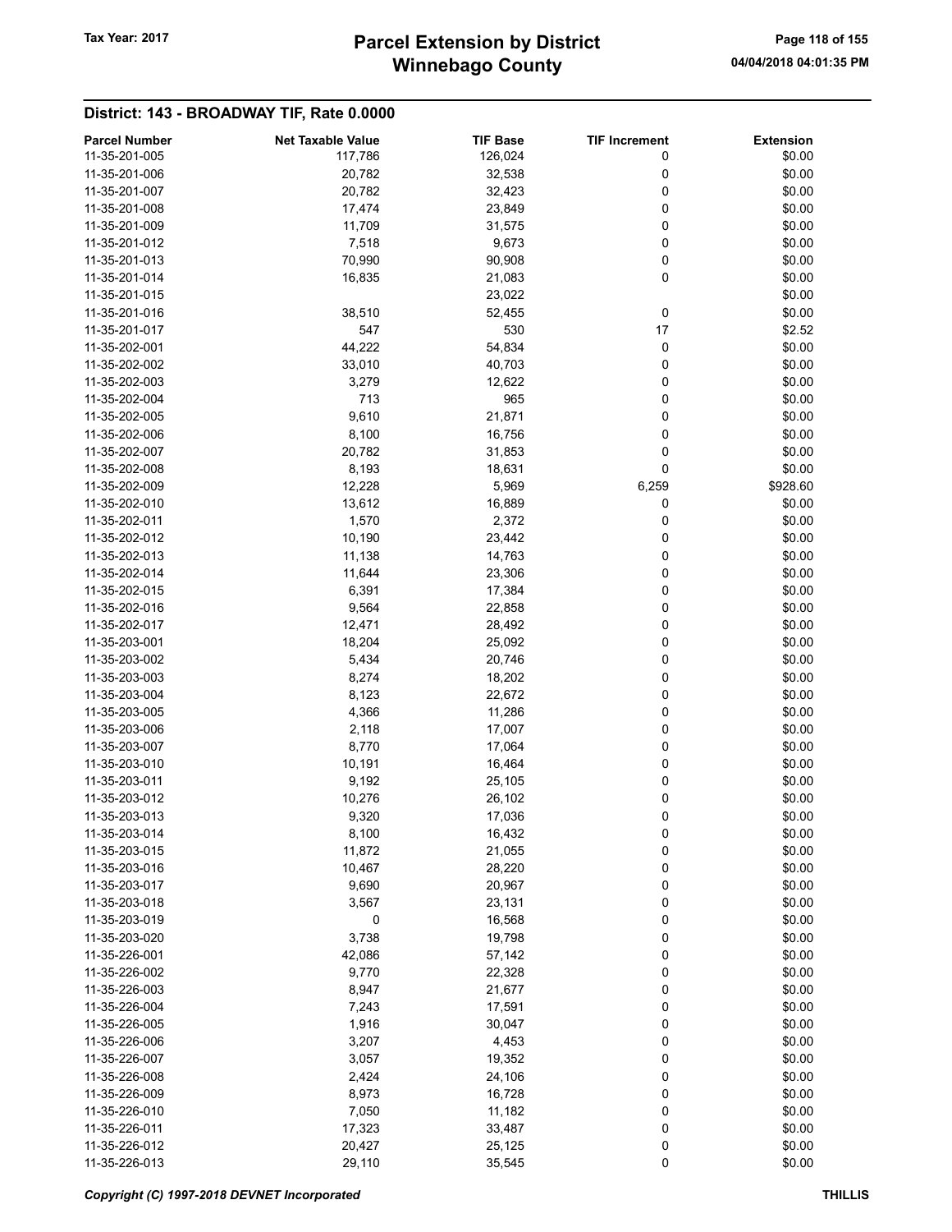## District: 143 - BROADWAY TIF, Rate 0.0000

| Parcel Number | Net Taxable Value | TIF Base | TIF Increment | Extension |
|---|---|---|---|---|
| 11-35-201-005 | 117,786 | 126,024 | 0 | $0.00 |
| 11-35-201-006 | 20,782 | 32,538 | 0 | $0.00 |
| 11-35-201-007 | 20,782 | 32,423 | 0 | $0.00 |
| 11-35-201-008 | 17,474 | 23,849 | 0 | $0.00 |
| 11-35-201-009 | 11,709 | 31,575 | 0 | $0.00 |
| 11-35-201-012 | 7,518 | 9,673 | 0 | $0.00 |
| 11-35-201-013 | 70,990 | 90,908 | 0 | $0.00 |
| 11-35-201-014 | 16,835 | 21,083 | 0 | $0.00 |
| 11-35-201-015 | | 23,022 | | $0.00 |
| 11-35-201-016 | 38,510 | 52,455 | 0 | $0.00 |
| 11-35-201-017 | 547 | 530 | 17 | $2.52 |
| 11-35-202-001 | 44,222 | 54,834 | 0 | $0.00 |
| 11-35-202-002 | 33,010 | 40,703 | 0 | $0.00 |
| 11-35-202-003 | 3,279 | 12,622 | 0 | $0.00 |
| 11-35-202-004 | 713 | 965 | 0 | $0.00 |
| 11-35-202-005 | 9,610 | 21,871 | 0 | $0.00 |
| 11-35-202-006 | 8,100 | 16,756 | 0 | $0.00 |
| 11-35-202-007 | 20,782 | 31,853 | 0 | $0.00 |
| 11-35-202-008 | 8,193 | 18,631 | 0 | $0.00 |
| 11-35-202-009 | 12,228 | 5,969 | 6,259 | $928.60 |
| 11-35-202-010 | 13,612 | 16,889 | 0 | $0.00 |
| 11-35-202-011 | 1,570 | 2,372 | 0 | $0.00 |
| 11-35-202-012 | 10,190 | 23,442 | 0 | $0.00 |
| 11-35-202-013 | 11,138 | 14,763 | 0 | $0.00 |
| 11-35-202-014 | 11,644 | 23,306 | 0 | $0.00 |
| 11-35-202-015 | 6,391 | 17,384 | 0 | $0.00 |
| 11-35-202-016 | 9,564 | 22,858 | 0 | $0.00 |
| 11-35-202-017 | 12,471 | 28,492 | 0 | $0.00 |
| 11-35-203-001 | 18,204 | 25,092 | 0 | $0.00 |
| 11-35-203-002 | 5,434 | 20,746 | 0 | $0.00 |
| 11-35-203-003 | 8,274 | 18,202 | 0 | $0.00 |
| 11-35-203-004 | 8,123 | 22,672 | 0 | $0.00 |
| 11-35-203-005 | 4,366 | 11,286 | 0 | $0.00 |
| 11-35-203-006 | 2,118 | 17,007 | 0 | $0.00 |
| 11-35-203-007 | 8,770 | 17,064 | 0 | $0.00 |
| 11-35-203-010 | 10,191 | 16,464 | 0 | $0.00 |
| 11-35-203-011 | 9,192 | 25,105 | 0 | $0.00 |
| 11-35-203-012 | 10,276 | 26,102 | 0 | $0.00 |
| 11-35-203-013 | 9,320 | 17,036 | 0 | $0.00 |
| 11-35-203-014 | 8,100 | 16,432 | 0 | $0.00 |
| 11-35-203-015 | 11,872 | 21,055 | 0 | $0.00 |
| 11-35-203-016 | 10,467 | 28,220 | 0 | $0.00 |
| 11-35-203-017 | 9,690 | 20,967 | 0 | $0.00 |
| 11-35-203-018 | 3,567 | 23,131 | 0 | $0.00 |
| 11-35-203-019 | 0 | 16,568 | 0 | $0.00 |
| 11-35-203-020 | 3,738 | 19,798 | 0 | $0.00 |
| 11-35-226-001 | 42,086 | 57,142 | 0 | $0.00 |
| 11-35-226-002 | 9,770 | 22,328 | 0 | $0.00 |
| 11-35-226-003 | 8,947 | 21,677 | 0 | $0.00 |
| 11-35-226-004 | 7,243 | 17,591 | 0 | $0.00 |
| 11-35-226-005 | 1,916 | 30,047 | 0 | $0.00 |
| 11-35-226-006 | 3,207 | 4,453 | 0 | $0.00 |
| 11-35-226-007 | 3,057 | 19,352 | 0 | $0.00 |
| 11-35-226-008 | 2,424 | 24,106 | 0 | $0.00 |
| 11-35-226-009 | 8,973 | 16,728 | 0 | $0.00 |
| 11-35-226-010 | 7,050 | 11,182 | 0 | $0.00 |
| 11-35-226-011 | 17,323 | 33,487 | 0 | $0.00 |
| 11-35-226-012 | 20,427 | 25,125 | 0 | $0.00 |
| 11-35-226-013 | 29,110 | 35,545 | 0 | $0.00 |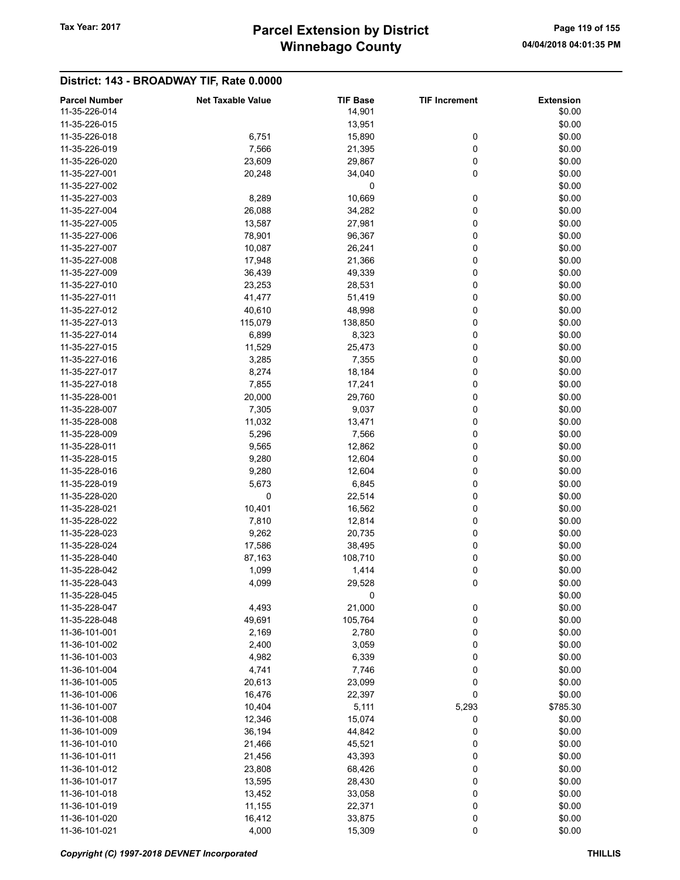## District: 143 - BROADWAY TIF, Rate 0.0000

| Parcel Number | Net Taxable Value | TIF Base | TIF Increment | Extension |
|---|---|---|---|---|
| 11-35-226-014 | | 14,901 | | $0.00 |
| 11-35-226-015 | | 13,951 | | $0.00 |
| 11-35-226-018 | 6,751 | 15,890 | 0 | $0.00 |
| 11-35-226-019 | 7,566 | 21,395 | 0 | $0.00 |
| 11-35-226-020 | 23,609 | 29,867 | 0 | $0.00 |
| 11-35-227-001 | 20,248 | 34,040 | 0 | $0.00 |
| 11-35-227-002 | | 0 | | $0.00 |
| 11-35-227-003 | 8,289 | 10,669 | 0 | $0.00 |
| 11-35-227-004 | 26,088 | 34,282 | 0 | $0.00 |
| 11-35-227-005 | 13,587 | 27,981 | 0 | $0.00 |
| 11-35-227-006 | 78,901 | 96,367 | 0 | $0.00 |
| 11-35-227-007 | 10,087 | 26,241 | 0 | $0.00 |
| 11-35-227-008 | 17,948 | 21,366 | 0 | $0.00 |
| 11-35-227-009 | 36,439 | 49,339 | 0 | $0.00 |
| 11-35-227-010 | 23,253 | 28,531 | 0 | $0.00 |
| 11-35-227-011 | 41,477 | 51,419 | 0 | $0.00 |
| 11-35-227-012 | 40,610 | 48,998 | 0 | $0.00 |
| 11-35-227-013 | 115,079 | 138,850 | 0 | $0.00 |
| 11-35-227-014 | 6,899 | 8,323 | 0 | $0.00 |
| 11-35-227-015 | 11,529 | 25,473 | 0 | $0.00 |
| 11-35-227-016 | 3,285 | 7,355 | 0 | $0.00 |
| 11-35-227-017 | 8,274 | 18,184 | 0 | $0.00 |
| 11-35-227-018 | 7,855 | 17,241 | 0 | $0.00 |
| 11-35-228-001 | 20,000 | 29,760 | 0 | $0.00 |
| 11-35-228-007 | 7,305 | 9,037 | 0 | $0.00 |
| 11-35-228-008 | 11,032 | 13,471 | 0 | $0.00 |
| 11-35-228-009 | 5,296 | 7,566 | 0 | $0.00 |
| 11-35-228-011 | 9,565 | 12,862 | 0 | $0.00 |
| 11-35-228-015 | 9,280 | 12,604 | 0 | $0.00 |
| 11-35-228-016 | 9,280 | 12,604 | 0 | $0.00 |
| 11-35-228-019 | 5,673 | 6,845 | 0 | $0.00 |
| 11-35-228-020 | 0 | 22,514 | 0 | $0.00 |
| 11-35-228-021 | 10,401 | 16,562 | 0 | $0.00 |
| 11-35-228-022 | 7,810 | 12,814 | 0 | $0.00 |
| 11-35-228-023 | 9,262 | 20,735 | 0 | $0.00 |
| 11-35-228-024 | 17,586 | 38,495 | 0 | $0.00 |
| 11-35-228-040 | 87,163 | 108,710 | 0 | $0.00 |
| 11-35-228-042 | 1,099 | 1,414 | 0 | $0.00 |
| 11-35-228-043 | 4,099 | 29,528 | 0 | $0.00 |
| 11-35-228-045 | | 0 | | $0.00 |
| 11-35-228-047 | 4,493 | 21,000 | 0 | $0.00 |
| 11-35-228-048 | 49,691 | 105,764 | 0 | $0.00 |
| 11-36-101-001 | 2,169 | 2,780 | 0 | $0.00 |
| 11-36-101-002 | 2,400 | 3,059 | 0 | $0.00 |
| 11-36-101-003 | 4,982 | 6,339 | 0 | $0.00 |
| 11-36-101-004 | 4,741 | 7,746 | 0 | $0.00 |
| 11-36-101-005 | 20,613 | 23,099 | 0 | $0.00 |
| 11-36-101-006 | 16,476 | 22,397 | 0 | $0.00 |
| 11-36-101-007 | 10,404 | 5,111 | 5,293 | $785.30 |
| 11-36-101-008 | 12,346 | 15,074 | 0 | $0.00 |
| 11-36-101-009 | 36,194 | 44,842 | 0 | $0.00 |
| 11-36-101-010 | 21,466 | 45,521 | 0 | $0.00 |
| 11-36-101-011 | 21,456 | 43,393 | 0 | $0.00 |
| 11-36-101-012 | 23,808 | 68,426 | 0 | $0.00 |
| 11-36-101-017 | 13,595 | 28,430 | 0 | $0.00 |
| 11-36-101-018 | 13,452 | 33,058 | 0 | $0.00 |
| 11-36-101-019 | 11,155 | 22,371 | 0 | $0.00 |
| 11-36-101-020 | 16,412 | 33,875 | 0 | $0.00 |
| 11-36-101-021 | 4,000 | 15,309 | 0 | $0.00 |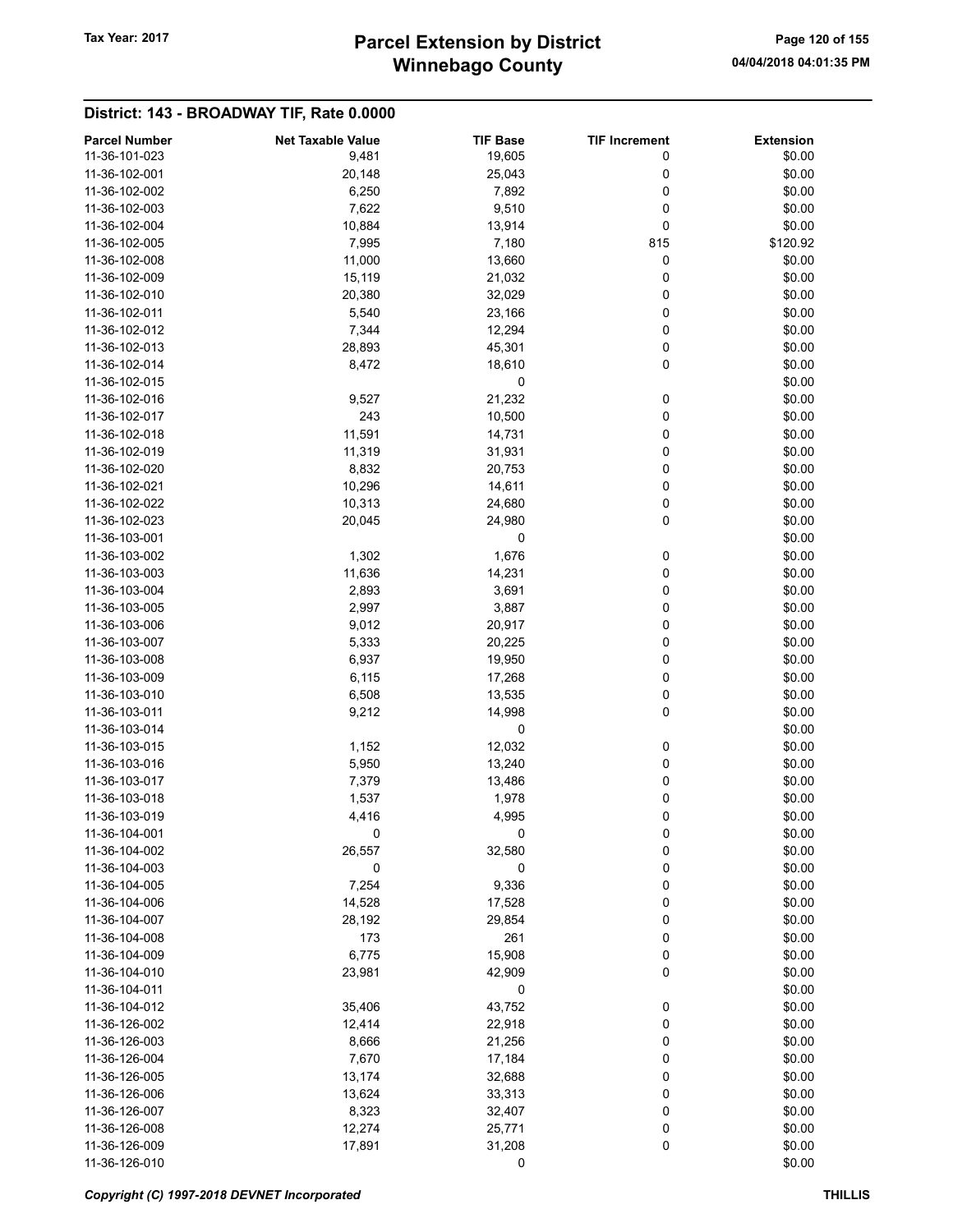## District: 143 - BROADWAY TIF, Rate 0.0000

| Parcel Number | Net Taxable Value | TIF Base | TIF Increment | Extension |
|---|---|---|---|---|
| 11-36-101-023 | 9,481 | 19,605 | 0 | $0.00 |
| 11-36-102-001 | 20,148 | 25,043 | 0 | $0.00 |
| 11-36-102-002 | 6,250 | 7,892 | 0 | $0.00 |
| 11-36-102-003 | 7,622 | 9,510 | 0 | $0.00 |
| 11-36-102-004 | 10,884 | 13,914 | 0 | $0.00 |
| 11-36-102-005 | 7,995 | 7,180 | 815 | $120.92 |
| 11-36-102-008 | 11,000 | 13,660 | 0 | $0.00 |
| 11-36-102-009 | 15,119 | 21,032 | 0 | $0.00 |
| 11-36-102-010 | 20,380 | 32,029 | 0 | $0.00 |
| 11-36-102-011 | 5,540 | 23,166 | 0 | $0.00 |
| 11-36-102-012 | 7,344 | 12,294 | 0 | $0.00 |
| 11-36-102-013 | 28,893 | 45,301 | 0 | $0.00 |
| 11-36-102-014 | 8,472 | 18,610 | 0 | $0.00 |
| 11-36-102-015 | | 0 | | $0.00 |
| 11-36-102-016 | 9,527 | 21,232 | 0 | $0.00 |
| 11-36-102-017 | 243 | 10,500 | 0 | $0.00 |
| 11-36-102-018 | 11,591 | 14,731 | 0 | $0.00 |
| 11-36-102-019 | 11,319 | 31,931 | 0 | $0.00 |
| 11-36-102-020 | 8,832 | 20,753 | 0 | $0.00 |
| 11-36-102-021 | 10,296 | 14,611 | 0 | $0.00 |
| 11-36-102-022 | 10,313 | 24,680 | 0 | $0.00 |
| 11-36-102-023 | 20,045 | 24,980 | 0 | $0.00 |
| 11-36-103-001 | | 0 | | $0.00 |
| 11-36-103-002 | 1,302 | 1,676 | 0 | $0.00 |
| 11-36-103-003 | 11,636 | 14,231 | 0 | $0.00 |
| 11-36-103-004 | 2,893 | 3,691 | 0 | $0.00 |
| 11-36-103-005 | 2,997 | 3,887 | 0 | $0.00 |
| 11-36-103-006 | 9,012 | 20,917 | 0 | $0.00 |
| 11-36-103-007 | 5,333 | 20,225 | 0 | $0.00 |
| 11-36-103-008 | 6,937 | 19,950 | 0 | $0.00 |
| 11-36-103-009 | 6,115 | 17,268 | 0 | $0.00 |
| 11-36-103-010 | 6,508 | 13,535 | 0 | $0.00 |
| 11-36-103-011 | 9,212 | 14,998 | 0 | $0.00 |
| 11-36-103-014 | | 0 | | $0.00 |
| 11-36-103-015 | 1,152 | 12,032 | 0 | $0.00 |
| 11-36-103-016 | 5,950 | 13,240 | 0 | $0.00 |
| 11-36-103-017 | 7,379 | 13,486 | 0 | $0.00 |
| 11-36-103-018 | 1,537 | 1,978 | 0 | $0.00 |
| 11-36-103-019 | 4,416 | 4,995 | 0 | $0.00 |
| 11-36-104-001 | 0 | 0 | 0 | $0.00 |
| 11-36-104-002 | 26,557 | 32,580 | 0 | $0.00 |
| 11-36-104-003 | 0 | 0 | 0 | $0.00 |
| 11-36-104-005 | 7,254 | 9,336 | 0 | $0.00 |
| 11-36-104-006 | 14,528 | 17,528 | 0 | $0.00 |
| 11-36-104-007 | 28,192 | 29,854 | 0 | $0.00 |
| 11-36-104-008 | 173 | 261 | 0 | $0.00 |
| 11-36-104-009 | 6,775 | 15,908 | 0 | $0.00 |
| 11-36-104-010 | 23,981 | 42,909 | 0 | $0.00 |
| 11-36-104-011 | | 0 | | $0.00 |
| 11-36-104-012 | 35,406 | 43,752 | 0 | $0.00 |
| 11-36-126-002 | 12,414 | 22,918 | 0 | $0.00 |
| 11-36-126-003 | 8,666 | 21,256 | 0 | $0.00 |
| 11-36-126-004 | 7,670 | 17,184 | 0 | $0.00 |
| 11-36-126-005 | 13,174 | 32,688 | 0 | $0.00 |
| 11-36-126-006 | 13,624 | 33,313 | 0 | $0.00 |
| 11-36-126-007 | 8,323 | 32,407 | 0 | $0.00 |
| 11-36-126-008 | 12,274 | 25,771 | 0 | $0.00 |
| 11-36-126-009 | 17,891 | 31,208 | 0 | $0.00 |
| 11-36-126-010 | | 0 | | $0.00 |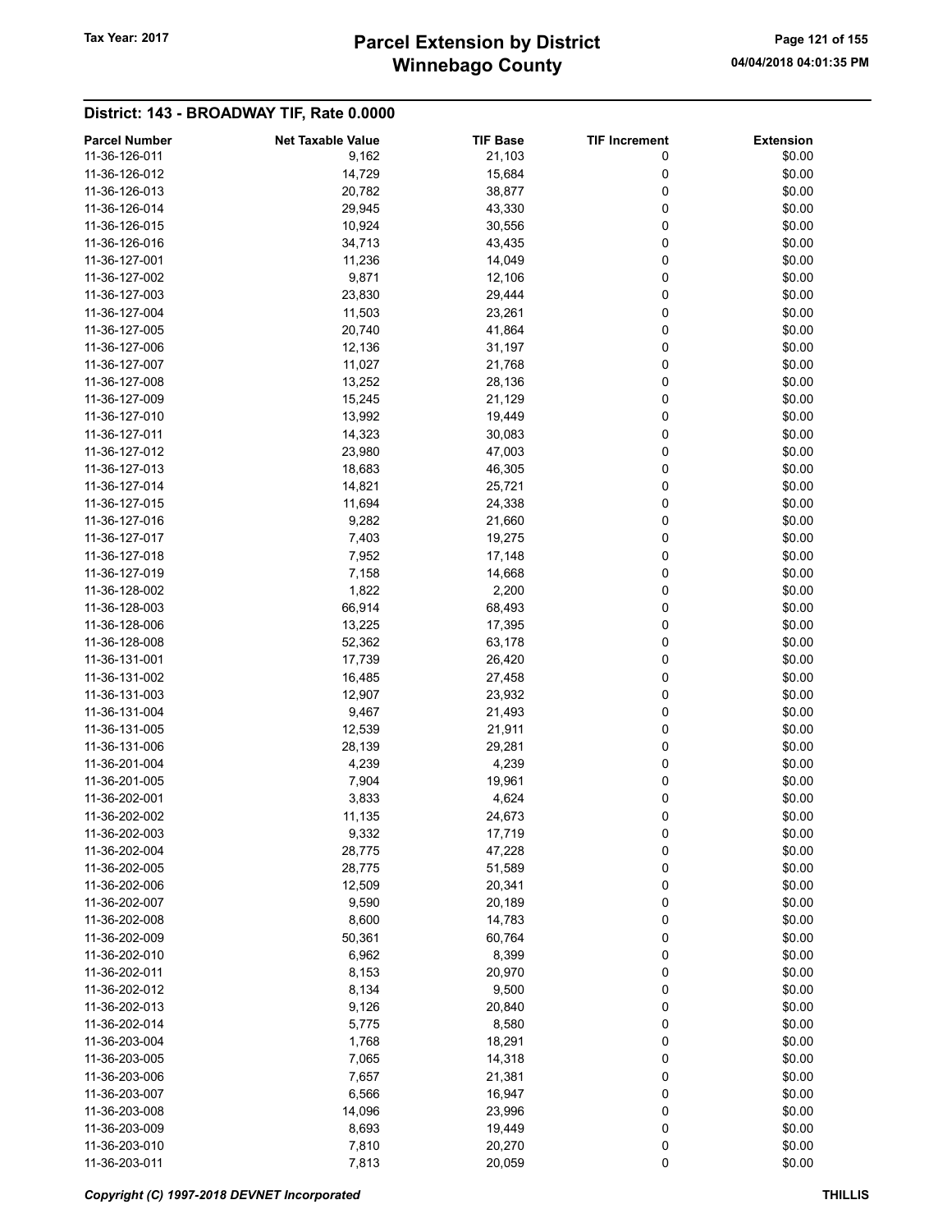## District: 143 - BROADWAY TIF, Rate 0.0000

| Parcel Number | Net Taxable Value | TIF Base | TIF Increment | Extension |
|---|---|---|---|---|
| 11-36-126-011 | 9,162 | 21,103 | 0 | $0.00 |
| 11-36-126-012 | 14,729 | 15,684 | 0 | $0.00 |
| 11-36-126-013 | 20,782 | 38,877 | 0 | $0.00 |
| 11-36-126-014 | 29,945 | 43,330 | 0 | $0.00 |
| 11-36-126-015 | 10,924 | 30,556 | 0 | $0.00 |
| 11-36-126-016 | 34,713 | 43,435 | 0 | $0.00 |
| 11-36-127-001 | 11,236 | 14,049 | 0 | $0.00 |
| 11-36-127-002 | 9,871 | 12,106 | 0 | $0.00 |
| 11-36-127-003 | 23,830 | 29,444 | 0 | $0.00 |
| 11-36-127-004 | 11,503 | 23,261 | 0 | $0.00 |
| 11-36-127-005 | 20,740 | 41,864 | 0 | $0.00 |
| 11-36-127-006 | 12,136 | 31,197 | 0 | $0.00 |
| 11-36-127-007 | 11,027 | 21,768 | 0 | $0.00 |
| 11-36-127-008 | 13,252 | 28,136 | 0 | $0.00 |
| 11-36-127-009 | 15,245 | 21,129 | 0 | $0.00 |
| 11-36-127-010 | 13,992 | 19,449 | 0 | $0.00 |
| 11-36-127-011 | 14,323 | 30,083 | 0 | $0.00 |
| 11-36-127-012 | 23,980 | 47,003 | 0 | $0.00 |
| 11-36-127-013 | 18,683 | 46,305 | 0 | $0.00 |
| 11-36-127-014 | 14,821 | 25,721 | 0 | $0.00 |
| 11-36-127-015 | 11,694 | 24,338 | 0 | $0.00 |
| 11-36-127-016 | 9,282 | 21,660 | 0 | $0.00 |
| 11-36-127-017 | 7,403 | 19,275 | 0 | $0.00 |
| 11-36-127-018 | 7,952 | 17,148 | 0 | $0.00 |
| 11-36-127-019 | 7,158 | 14,668 | 0 | $0.00 |
| 11-36-128-002 | 1,822 | 2,200 | 0 | $0.00 |
| 11-36-128-003 | 66,914 | 68,493 | 0 | $0.00 |
| 11-36-128-006 | 13,225 | 17,395 | 0 | $0.00 |
| 11-36-128-008 | 52,362 | 63,178 | 0 | $0.00 |
| 11-36-131-001 | 17,739 | 26,420 | 0 | $0.00 |
| 11-36-131-002 | 16,485 | 27,458 | 0 | $0.00 |
| 11-36-131-003 | 12,907 | 23,932 | 0 | $0.00 |
| 11-36-131-004 | 9,467 | 21,493 | 0 | $0.00 |
| 11-36-131-005 | 12,539 | 21,911 | 0 | $0.00 |
| 11-36-131-006 | 28,139 | 29,281 | 0 | $0.00 |
| 11-36-201-004 | 4,239 | 4,239 | 0 | $0.00 |
| 11-36-201-005 | 7,904 | 19,961 | 0 | $0.00 |
| 11-36-202-001 | 3,833 | 4,624 | 0 | $0.00 |
| 11-36-202-002 | 11,135 | 24,673 | 0 | $0.00 |
| 11-36-202-003 | 9,332 | 17,719 | 0 | $0.00 |
| 11-36-202-004 | 28,775 | 47,228 | 0 | $0.00 |
| 11-36-202-005 | 28,775 | 51,589 | 0 | $0.00 |
| 11-36-202-006 | 12,509 | 20,341 | 0 | $0.00 |
| 11-36-202-007 | 9,590 | 20,189 | 0 | $0.00 |
| 11-36-202-008 | 8,600 | 14,783 | 0 | $0.00 |
| 11-36-202-009 | 50,361 | 60,764 | 0 | $0.00 |
| 11-36-202-010 | 6,962 | 8,399 | 0 | $0.00 |
| 11-36-202-011 | 8,153 | 20,970 | 0 | $0.00 |
| 11-36-202-012 | 8,134 | 9,500 | 0 | $0.00 |
| 11-36-202-013 | 9,126 | 20,840 | 0 | $0.00 |
| 11-36-202-014 | 5,775 | 8,580 | 0 | $0.00 |
| 11-36-203-004 | 1,768 | 18,291 | 0 | $0.00 |
| 11-36-203-005 | 7,065 | 14,318 | 0 | $0.00 |
| 11-36-203-006 | 7,657 | 21,381 | 0 | $0.00 |
| 11-36-203-007 | 6,566 | 16,947 | 0 | $0.00 |
| 11-36-203-008 | 14,096 | 23,996 | 0 | $0.00 |
| 11-36-203-009 | 8,693 | 19,449 | 0 | $0.00 |
| 11-36-203-010 | 7,810 | 20,270 | 0 | $0.00 |
| 11-36-203-011 | 7,813 | 20,059 | 0 | $0.00 |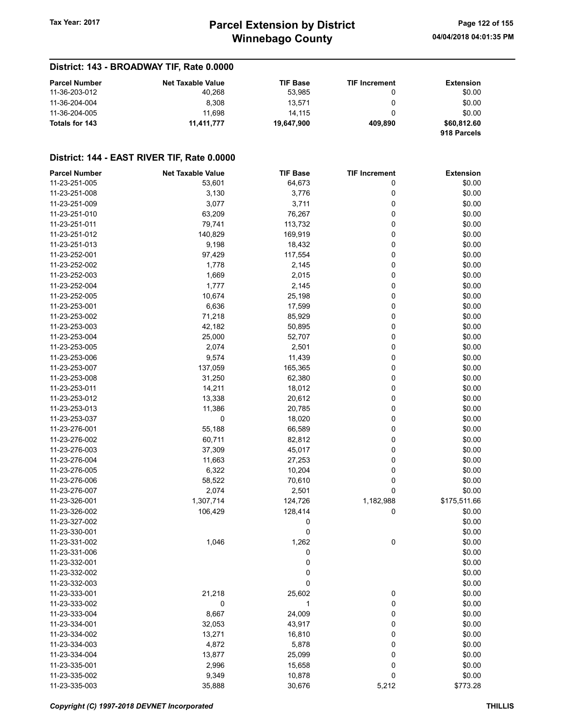## District: 143 - BROADWAY TIF, Rate 0.0000

| Parcel Number | Net Taxable Value | TIF Base | TIF Increment | Extension |
|---|---|---|---|---|
| 11-36-203-012 | 40,268 | 53,985 | 0 | $0.00 |
| 11-36-204-004 | 8,308 | 13,571 | 0 | $0.00 |
| 11-36-204-005 | 11,698 | 14,115 | 0 | $0.00 |
| **Totals for 143** | **11,411,777** | **19,647,900** | **409,890** | **$60,812.60** |
| | | | | **918 Parcels** |

## District: 144 - EAST RIVER TIF, Rate 0.0000

| Parcel Number | Net Taxable Value | TIF Base | TIF Increment | Extension |
|---|---|---|---|---|
| 11-23-251-005 | 53,601 | 64,673 | 0 | $0.00 |
| 11-23-251-008 | 3,130 | 3,776 | 0 | $0.00 |
| 11-23-251-009 | 3,077 | 3,711 | 0 | $0.00 |
| 11-23-251-010 | 63,209 | 76,267 | 0 | $0.00 |
| 11-23-251-011 | 79,741 | 113,732 | 0 | $0.00 |
| 11-23-251-012 | 140,829 | 169,919 | 0 | $0.00 |
| 11-23-251-013 | 9,198 | 18,432 | 0 | $0.00 |
| 11-23-252-001 | 97,429 | 117,554 | 0 | $0.00 |
| 11-23-252-002 | 1,778 | 2,145 | 0 | $0.00 |
| 11-23-252-003 | 1,669 | 2,015 | 0 | $0.00 |
| 11-23-252-004 | 1,777 | 2,145 | 0 | $0.00 |
| 11-23-252-005 | 10,674 | 25,198 | 0 | $0.00 |
| 11-23-253-001 | 6,636 | 17,599 | 0 | $0.00 |
| 11-23-253-002 | 71,218 | 85,929 | 0 | $0.00 |
| 11-23-253-003 | 42,182 | 50,895 | 0 | $0.00 |
| 11-23-253-004 | 25,000 | 52,707 | 0 | $0.00 |
| 11-23-253-005 | 2,074 | 2,501 | 0 | $0.00 |
| 11-23-253-006 | 9,574 | 11,439 | 0 | $0.00 |
| 11-23-253-007 | 137,059 | 165,365 | 0 | $0.00 |
| 11-23-253-008 | 31,250 | 62,380 | 0 | $0.00 |
| 11-23-253-011 | 14,211 | 18,012 | 0 | $0.00 |
| 11-23-253-012 | 13,338 | 20,612 | 0 | $0.00 |
| 11-23-253-013 | 11,386 | 20,785 | 0 | $0.00 |
| 11-23-253-037 | 0 | 18,020 | 0 | $0.00 |
| 11-23-276-001 | 55,188 | 66,589 | 0 | $0.00 |
| 11-23-276-002 | 60,711 | 82,812 | 0 | $0.00 |
| 11-23-276-003 | 37,309 | 45,017 | 0 | $0.00 |
| 11-23-276-004 | 11,663 | 27,253 | 0 | $0.00 |
| 11-23-276-005 | 6,322 | 10,204 | 0 | $0.00 |
| 11-23-276-006 | 58,522 | 70,610 | 0 | $0.00 |
| 11-23-276-007 | 2,074 | 2,501 | 0 | $0.00 |
| 11-23-326-001 | 1,307,714 | 124,726 | 1,182,988 | $175,511.66 |
| 11-23-326-002 | 106,429 | 128,414 | 0 | $0.00 |
| 11-23-327-002 | | 0 | | $0.00 |
| 11-23-330-001 | | 0 | | $0.00 |
| 11-23-331-002 | 1,046 | 1,262 | 0 | $0.00 |
| 11-23-331-006 | | 0 | | $0.00 |
| 11-23-332-001 | | 0 | | $0.00 |
| 11-23-332-002 | | 0 | | $0.00 |
| 11-23-332-003 | | 0 | | $0.00 |
| 11-23-333-001 | 21,218 | 25,602 | 0 | $0.00 |
| 11-23-333-002 | 0 | 1 | 0 | $0.00 |
| 11-23-333-004 | 8,667 | 24,009 | 0 | $0.00 |
| 11-23-334-001 | 32,053 | 43,917 | 0 | $0.00 |
| 11-23-334-002 | 13,271 | 16,810 | 0 | $0.00 |
| 11-23-334-003 | 4,872 | 5,878 | 0 | $0.00 |
| 11-23-334-004 | 13,877 | 25,099 | 0 | $0.00 |
| 11-23-335-001 | 2,996 | 15,658 | 0 | $0.00 |
| 11-23-335-002 | 9,349 | 10,878 | 0 | $0.00 |
| 11-23-335-003 | 35,888 | 30,676 | 5,212 | $773.28 |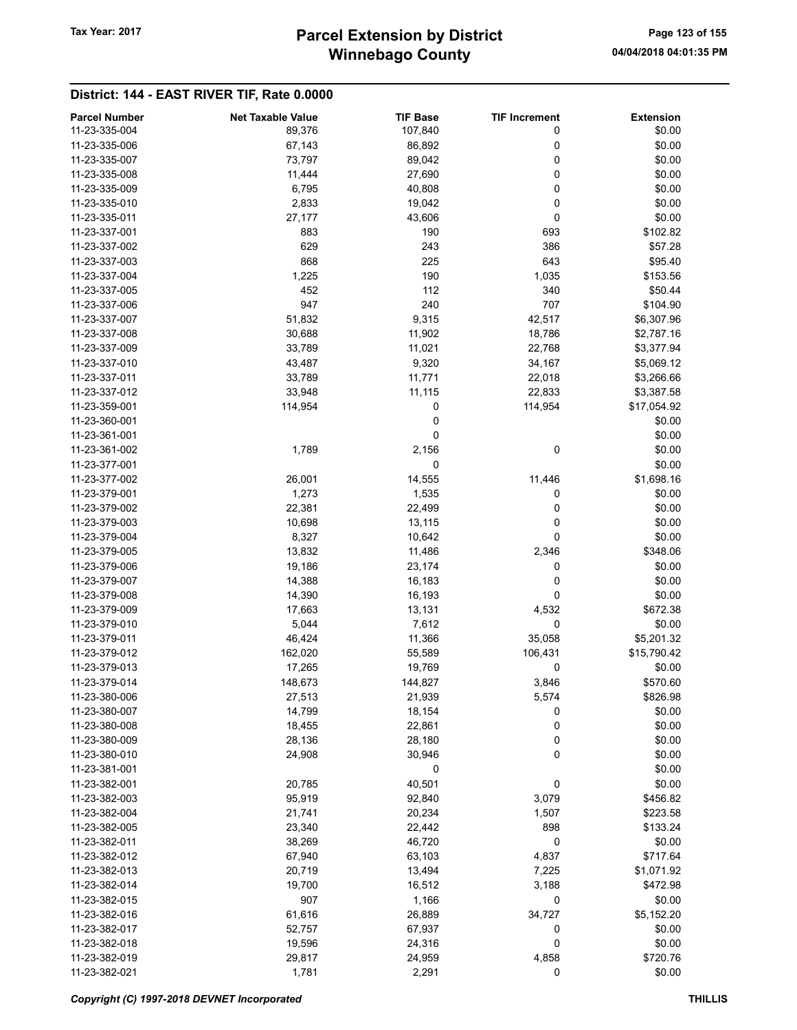## District: 144 - EAST RIVER TIF, Rate 0.0000

| Parcel Number | Net Taxable Value | TIF Base | TIF Increment | Extension |
|---|---|---|---|---|
| 11-23-335-004 | 89,376 | 107,840 | 0 | $0.00 |
| 11-23-335-006 | 67,143 | 86,892 | 0 | $0.00 |
| 11-23-335-007 | 73,797 | 89,042 | 0 | $0.00 |
| 11-23-335-008 | 11,444 | 27,690 | 0 | $0.00 |
| 11-23-335-009 | 6,795 | 40,808 | 0 | $0.00 |
| 11-23-335-010 | 2,833 | 19,042 | 0 | $0.00 |
| 11-23-335-011 | 27,177 | 43,606 | 0 | $0.00 |
| 11-23-337-001 | 883 | 190 | 693 | $102.82 |
| 11-23-337-002 | 629 | 243 | 386 | $57.28 |
| 11-23-337-003 | 868 | 225 | 643 | $95.40 |
| 11-23-337-004 | 1,225 | 190 | 1,035 | $153.56 |
| 11-23-337-005 | 452 | 112 | 340 | $50.44 |
| 11-23-337-006 | 947 | 240 | 707 | $104.90 |
| 11-23-337-007 | 51,832 | 9,315 | 42,517 | $6,307.96 |
| 11-23-337-008 | 30,688 | 11,902 | 18,786 | $2,787.16 |
| 11-23-337-009 | 33,789 | 11,021 | 22,768 | $3,377.94 |
| 11-23-337-010 | 43,487 | 9,320 | 34,167 | $5,069.12 |
| 11-23-337-011 | 33,789 | 11,771 | 22,018 | $3,266.66 |
| 11-23-337-012 | 33,948 | 11,115 | 22,833 | $3,387.58 |
| 11-23-359-001 | 114,954 | 0 | 114,954 | $17,054.92 |
| 11-23-360-001 | | 0 | | $0.00 |
| 11-23-361-001 | | 0 | | $0.00 |
| 11-23-361-002 | 1,789 | 2,156 | 0 | $0.00 |
| 11-23-377-001 | | 0 | | $0.00 |
| 11-23-377-002 | 26,001 | 14,555 | 11,446 | $1,698.16 |
| 11-23-379-001 | 1,273 | 1,535 | 0 | $0.00 |
| 11-23-379-002 | 22,381 | 22,499 | 0 | $0.00 |
| 11-23-379-003 | 10,698 | 13,115 | 0 | $0.00 |
| 11-23-379-004 | 8,327 | 10,642 | 0 | $0.00 |
| 11-23-379-005 | 13,832 | 11,486 | 2,346 | $348.06 |
| 11-23-379-006 | 19,186 | 23,174 | 0 | $0.00 |
| 11-23-379-007 | 14,388 | 16,183 | 0 | $0.00 |
| 11-23-379-008 | 14,390 | 16,193 | 0 | $0.00 |
| 11-23-379-009 | 17,663 | 13,131 | 4,532 | $672.38 |
| 11-23-379-010 | 5,044 | 7,612 | 0 | $0.00 |
| 11-23-379-011 | 46,424 | 11,366 | 35,058 | $5,201.32 |
| 11-23-379-012 | 162,020 | 55,589 | 106,431 | $15,790.42 |
| 11-23-379-013 | 17,265 | 19,769 | 0 | $0.00 |
| 11-23-379-014 | 148,673 | 144,827 | 3,846 | $570.60 |
| 11-23-380-006 | 27,513 | 21,939 | 5,574 | $826.98 |
| 11-23-380-007 | 14,799 | 18,154 | 0 | $0.00 |
| 11-23-380-008 | 18,455 | 22,861 | 0 | $0.00 |
| 11-23-380-009 | 28,136 | 28,180 | 0 | $0.00 |
| 11-23-380-010 | 24,908 | 30,946 | 0 | $0.00 |
| 11-23-381-001 | | 0 | | $0.00 |
| 11-23-382-001 | 20,785 | 40,501 | 0 | $0.00 |
| 11-23-382-003 | 95,919 | 92,840 | 3,079 | $456.82 |
| 11-23-382-004 | 21,741 | 20,234 | 1,507 | $223.58 |
| 11-23-382-005 | 23,340 | 22,442 | 898 | $133.24 |
| 11-23-382-011 | 38,269 | 46,720 | 0 | $0.00 |
| 11-23-382-012 | 67,940 | 63,103 | 4,837 | $717.64 |
| 11-23-382-013 | 20,719 | 13,494 | 7,225 | $1,071.92 |
| 11-23-382-014 | 19,700 | 16,512 | 3,188 | $472.98 |
| 11-23-382-015 | 907 | 1,166 | 0 | $0.00 |
| 11-23-382-016 | 61,616 | 26,889 | 34,727 | $5,152.20 |
| 11-23-382-017 | 52,757 | 67,937 | 0 | $0.00 |
| 11-23-382-018 | 19,596 | 24,316 | 0 | $0.00 |
| 11-23-382-019 | 29,817 | 24,959 | 4,858 | $720.76 |
| 11-23-382-021 | 1,781 | 2,291 | 0 | $0.00 |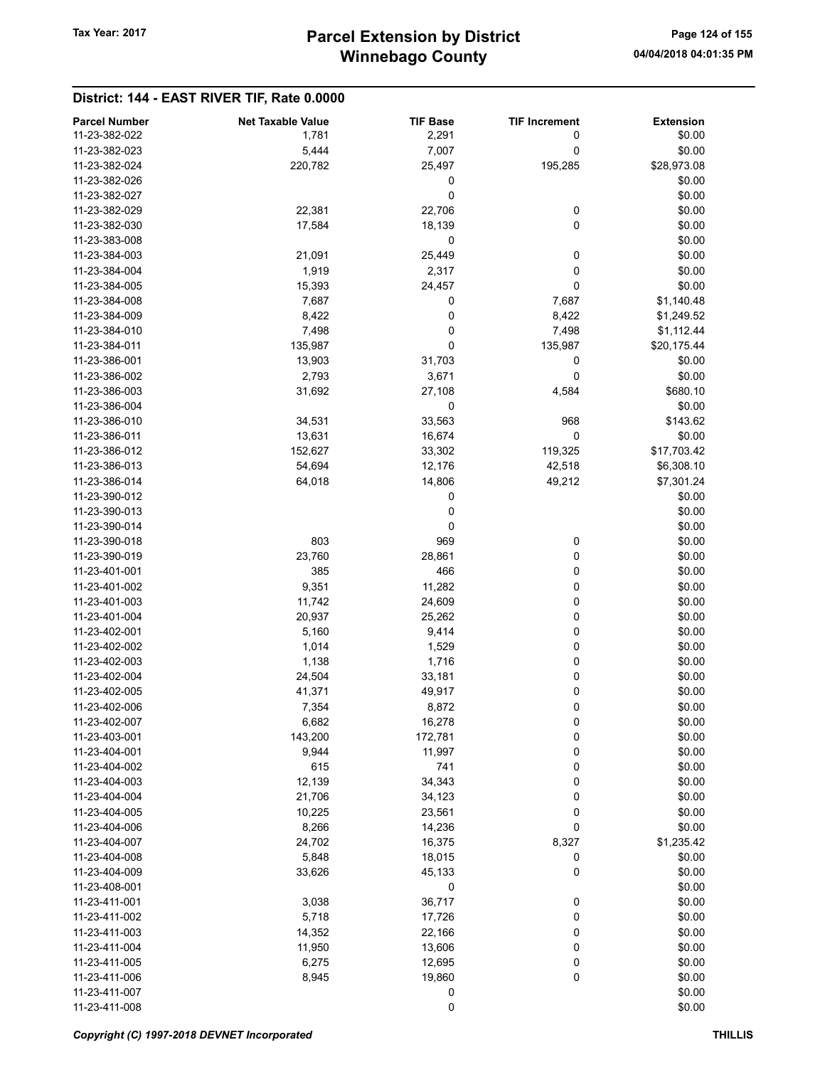## District: 144 - EAST RIVER TIF, Rate 0.0000

| Parcel Number | Net Taxable Value | TIF Base | TIF Increment | Extension |
|---|---|---|---|---|
| 11-23-382-022 | 1,781 | 2,291 | 0 | $0.00 |
| 11-23-382-023 | 5,444 | 7,007 | 0 | $0.00 |
| 11-23-382-024 | 220,782 | 25,497 | 195,285 | $28,973.08 |
| 11-23-382-026 | | 0 | | $0.00 |
| 11-23-382-027 | | 0 | | $0.00 |
| 11-23-382-029 | 22,381 | 22,706 | 0 | $0.00 |
| 11-23-382-030 | 17,584 | 18,139 | 0 | $0.00 |
| 11-23-383-008 | | 0 | | $0.00 |
| 11-23-384-003 | 21,091 | 25,449 | 0 | $0.00 |
| 11-23-384-004 | 1,919 | 2,317 | 0 | $0.00 |
| 11-23-384-005 | 15,393 | 24,457 | 0 | $0.00 |
| 11-23-384-008 | 7,687 | 0 | 7,687 | $1,140.48 |
| 11-23-384-009 | 8,422 | 0 | 8,422 | $1,249.52 |
| 11-23-384-010 | 7,498 | 0 | 7,498 | $1,112.44 |
| 11-23-384-011 | 135,987 | 0 | 135,987 | $20,175.44 |
| 11-23-386-001 | 13,903 | 31,703 | 0 | $0.00 |
| 11-23-386-002 | 2,793 | 3,671 | 0 | $0.00 |
| 11-23-386-003 | 31,692 | 27,108 | 4,584 | $680.10 |
| 11-23-386-004 | | 0 | | $0.00 |
| 11-23-386-010 | 34,531 | 33,563 | 968 | $143.62 |
| 11-23-386-011 | 13,631 | 16,674 | 0 | $0.00 |
| 11-23-386-012 | 152,627 | 33,302 | 119,325 | $17,703.42 |
| 11-23-386-013 | 54,694 | 12,176 | 42,518 | $6,308.10 |
| 11-23-386-014 | 64,018 | 14,806 | 49,212 | $7,301.24 |
| 11-23-390-012 | | 0 | | $0.00 |
| 11-23-390-013 | | 0 | | $0.00 |
| 11-23-390-014 | | 0 | | $0.00 |
| 11-23-390-018 | 803 | 969 | 0 | $0.00 |
| 11-23-390-019 | 23,760 | 28,861 | 0 | $0.00 |
| 11-23-401-001 | 385 | 466 | 0 | $0.00 |
| 11-23-401-002 | 9,351 | 11,282 | 0 | $0.00 |
| 11-23-401-003 | 11,742 | 24,609 | 0 | $0.00 |
| 11-23-401-004 | 20,937 | 25,262 | 0 | $0.00 |
| 11-23-402-001 | 5,160 | 9,414 | 0 | $0.00 |
| 11-23-402-002 | 1,014 | 1,529 | 0 | $0.00 |
| 11-23-402-003 | 1,138 | 1,716 | 0 | $0.00 |
| 11-23-402-004 | 24,504 | 33,181 | 0 | $0.00 |
| 11-23-402-005 | 41,371 | 49,917 | 0 | $0.00 |
| 11-23-402-006 | 7,354 | 8,872 | 0 | $0.00 |
| 11-23-402-007 | 6,682 | 16,278 | 0 | $0.00 |
| 11-23-403-001 | 143,200 | 172,781 | 0 | $0.00 |
| 11-23-404-001 | 9,944 | 11,997 | 0 | $0.00 |
| 11-23-404-002 | 615 | 741 | 0 | $0.00 |
| 11-23-404-003 | 12,139 | 34,343 | 0 | $0.00 |
| 11-23-404-004 | 21,706 | 34,123 | 0 | $0.00 |
| 11-23-404-005 | 10,225 | 23,561 | 0 | $0.00 |
| 11-23-404-006 | 8,266 | 14,236 | 0 | $0.00 |
| 11-23-404-007 | 24,702 | 16,375 | 8,327 | $1,235.42 |
| 11-23-404-008 | 5,848 | 18,015 | 0 | $0.00 |
| 11-23-404-009 | 33,626 | 45,133 | 0 | $0.00 |
| 11-23-408-001 | | 0 | | $0.00 |
| 11-23-411-001 | 3,038 | 36,717 | 0 | $0.00 |
| 11-23-411-002 | 5,718 | 17,726 | 0 | $0.00 |
| 11-23-411-003 | 14,352 | 22,166 | 0 | $0.00 |
| 11-23-411-004 | 11,950 | 13,606 | 0 | $0.00 |
| 11-23-411-005 | 6,275 | 12,695 | 0 | $0.00 |
| 11-23-411-006 | 8,945 | 19,860 | 0 | $0.00 |
| 11-23-411-007 | | 0 | | $0.00 |
| 11-23-411-008 | | 0 | | $0.00 |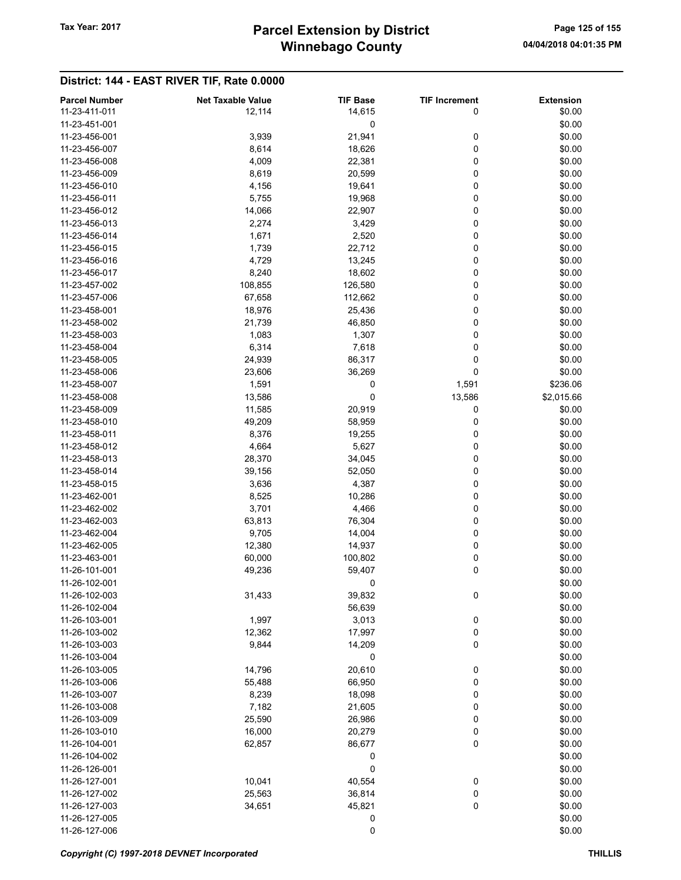## District: 144 - EAST RIVER TIF, Rate 0.0000

| Parcel Number | Net Taxable Value | TIF Base | TIF Increment | Extension |
|---|---|---|---|---|
| 11-23-411-011 | 12,114 | 14,615 | 0 | $0.00 |
| 11-23-451-001 | | 0 | | $0.00 |
| 11-23-456-001 | 3,939 | 21,941 | 0 | $0.00 |
| 11-23-456-007 | 8,614 | 18,626 | 0 | $0.00 |
| 11-23-456-008 | 4,009 | 22,381 | 0 | $0.00 |
| 11-23-456-009 | 8,619 | 20,599 | 0 | $0.00 |
| 11-23-456-010 | 4,156 | 19,641 | 0 | $0.00 |
| 11-23-456-011 | 5,755 | 19,968 | 0 | $0.00 |
| 11-23-456-012 | 14,066 | 22,907 | 0 | $0.00 |
| 11-23-456-013 | 2,274 | 3,429 | 0 | $0.00 |
| 11-23-456-014 | 1,671 | 2,520 | 0 | $0.00 |
| 11-23-456-015 | 1,739 | 22,712 | 0 | $0.00 |
| 11-23-456-016 | 4,729 | 13,245 | 0 | $0.00 |
| 11-23-456-017 | 8,240 | 18,602 | 0 | $0.00 |
| 11-23-457-002 | 108,855 | 126,580 | 0 | $0.00 |
| 11-23-457-006 | 67,658 | 112,662 | 0 | $0.00 |
| 11-23-458-001 | 18,976 | 25,436 | 0 | $0.00 |
| 11-23-458-002 | 21,739 | 46,850 | 0 | $0.00 |
| 11-23-458-003 | 1,083 | 1,307 | 0 | $0.00 |
| 11-23-458-004 | 6,314 | 7,618 | 0 | $0.00 |
| 11-23-458-005 | 24,939 | 86,317 | 0 | $0.00 |
| 11-23-458-006 | 23,606 | 36,269 | 0 | $0.00 |
| 11-23-458-007 | 1,591 | 0 | 1,591 | $236.06 |
| 11-23-458-008 | 13,586 | 0 | 13,586 | $2,015.66 |
| 11-23-458-009 | 11,585 | 20,919 | 0 | $0.00 |
| 11-23-458-010 | 49,209 | 58,959 | 0 | $0.00 |
| 11-23-458-011 | 8,376 | 19,255 | 0 | $0.00 |
| 11-23-458-012 | 4,664 | 5,627 | 0 | $0.00 |
| 11-23-458-013 | 28,370 | 34,045 | 0 | $0.00 |
| 11-23-458-014 | 39,156 | 52,050 | 0 | $0.00 |
| 11-23-458-015 | 3,636 | 4,387 | 0 | $0.00 |
| 11-23-462-001 | 8,525 | 10,286 | 0 | $0.00 |
| 11-23-462-002 | 3,701 | 4,466 | 0 | $0.00 |
| 11-23-462-003 | 63,813 | 76,304 | 0 | $0.00 |
| 11-23-462-004 | 9,705 | 14,004 | 0 | $0.00 |
| 11-23-462-005 | 12,380 | 14,937 | 0 | $0.00 |
| 11-23-463-001 | 60,000 | 100,802 | 0 | $0.00 |
| 11-26-101-001 | 49,236 | 59,407 | 0 | $0.00 |
| 11-26-102-001 | | 0 | | $0.00 |
| 11-26-102-003 | 31,433 | 39,832 | 0 | $0.00 |
| 11-26-102-004 | | 56,639 | | $0.00 |
| 11-26-103-001 | 1,997 | 3,013 | 0 | $0.00 |
| 11-26-103-002 | 12,362 | 17,997 | 0 | $0.00 |
| 11-26-103-003 | 9,844 | 14,209 | 0 | $0.00 |
| 11-26-103-004 | | 0 | | $0.00 |
| 11-26-103-005 | 14,796 | 20,610 | 0 | $0.00 |
| 11-26-103-006 | 55,488 | 66,950 | 0 | $0.00 |
| 11-26-103-007 | 8,239 | 18,098 | 0 | $0.00 |
| 11-26-103-008 | 7,182 | 21,605 | 0 | $0.00 |
| 11-26-103-009 | 25,590 | 26,986 | 0 | $0.00 |
| 11-26-103-010 | 16,000 | 20,279 | 0 | $0.00 |
| 11-26-104-001 | 62,857 | 86,677 | 0 | $0.00 |
| 11-26-104-002 | | 0 | | $0.00 |
| 11-26-126-001 | | 0 | | $0.00 |
| 11-26-127-001 | 10,041 | 40,554 | 0 | $0.00 |
| 11-26-127-002 | 25,563 | 36,814 | 0 | $0.00 |
| 11-26-127-003 | 34,651 | 45,821 | 0 | $0.00 |
| 11-26-127-005 | | 0 | | $0.00 |
| 11-26-127-006 | | 0 | | $0.00 |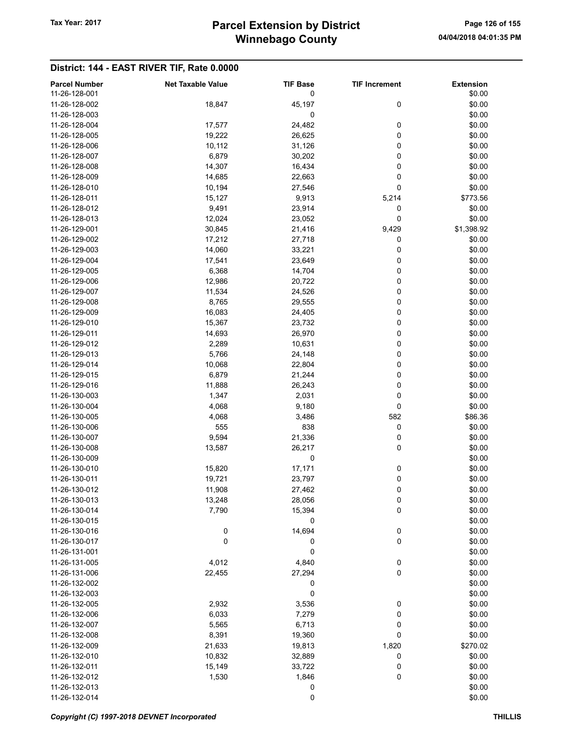## District: 144 - EAST RIVER TIF, Rate 0.0000

| Parcel Number | Net Taxable Value | TIF Base | TIF Increment | Extension |
|---|---|---|---|---|
| 11-26-128-001 | | 0 | | $0.00 |
| 11-26-128-002 | 18,847 | 45,197 | 0 | $0.00 |
| 11-26-128-003 | | 0 | | $0.00 |
| 11-26-128-004 | 17,577 | 24,482 | 0 | $0.00 |
| 11-26-128-005 | 19,222 | 26,625 | 0 | $0.00 |
| 11-26-128-006 | 10,112 | 31,126 | 0 | $0.00 |
| 11-26-128-007 | 6,879 | 30,202 | 0 | $0.00 |
| 11-26-128-008 | 14,307 | 16,434 | 0 | $0.00 |
| 11-26-128-009 | 14,685 | 22,663 | 0 | $0.00 |
| 11-26-128-010 | 10,194 | 27,546 | 0 | $0.00 |
| 11-26-128-011 | 15,127 | 9,913 | 5,214 | $773.56 |
| 11-26-128-012 | 9,491 | 23,914 | 0 | $0.00 |
| 11-26-128-013 | 12,024 | 23,052 | 0 | $0.00 |
| 11-26-129-001 | 30,845 | 21,416 | 9,429 | $1,398.92 |
| 11-26-129-002 | 17,212 | 27,718 | 0 | $0.00 |
| 11-26-129-003 | 14,060 | 33,221 | 0 | $0.00 |
| 11-26-129-004 | 17,541 | 23,649 | 0 | $0.00 |
| 11-26-129-005 | 6,368 | 14,704 | 0 | $0.00 |
| 11-26-129-006 | 12,986 | 20,722 | 0 | $0.00 |
| 11-26-129-007 | 11,534 | 24,526 | 0 | $0.00 |
| 11-26-129-008 | 8,765 | 29,555 | 0 | $0.00 |
| 11-26-129-009 | 16,083 | 24,405 | 0 | $0.00 |
| 11-26-129-010 | 15,367 | 23,732 | 0 | $0.00 |
| 11-26-129-011 | 14,693 | 26,970 | 0 | $0.00 |
| 11-26-129-012 | 2,289 | 10,631 | 0 | $0.00 |
| 11-26-129-013 | 5,766 | 24,148 | 0 | $0.00 |
| 11-26-129-014 | 10,068 | 22,804 | 0 | $0.00 |
| 11-26-129-015 | 6,879 | 21,244 | 0 | $0.00 |
| 11-26-129-016 | 11,888 | 26,243 | 0 | $0.00 |
| 11-26-130-003 | 1,347 | 2,031 | 0 | $0.00 |
| 11-26-130-004 | 4,068 | 9,180 | 0 | $0.00 |
| 11-26-130-005 | 4,068 | 3,486 | 582 | $86.36 |
| 11-26-130-006 | 555 | 838 | 0 | $0.00 |
| 11-26-130-007 | 9,594 | 21,336 | 0 | $0.00 |
| 11-26-130-008 | 13,587 | 26,217 | 0 | $0.00 |
| 11-26-130-009 | | 0 | | $0.00 |
| 11-26-130-010 | 15,820 | 17,171 | 0 | $0.00 |
| 11-26-130-011 | 19,721 | 23,797 | 0 | $0.00 |
| 11-26-130-012 | 11,908 | 27,462 | 0 | $0.00 |
| 11-26-130-013 | 13,248 | 28,056 | 0 | $0.00 |
| 11-26-130-014 | 7,790 | 15,394 | 0 | $0.00 |
| 11-26-130-015 | | 0 | | $0.00 |
| 11-26-130-016 | 0 | 14,694 | 0 | $0.00 |
| 11-26-130-017 | 0 | 0 | 0 | $0.00 |
| 11-26-131-001 | | 0 | | $0.00 |
| 11-26-131-005 | 4,012 | 4,840 | 0 | $0.00 |
| 11-26-131-006 | 22,455 | 27,294 | 0 | $0.00 |
| 11-26-132-002 | | 0 | | $0.00 |
| 11-26-132-003 | | 0 | | $0.00 |
| 11-26-132-005 | 2,932 | 3,536 | 0 | $0.00 |
| 11-26-132-006 | 6,033 | 7,279 | 0 | $0.00 |
| 11-26-132-007 | 5,565 | 6,713 | 0 | $0.00 |
| 11-26-132-008 | 8,391 | 19,360 | 0 | $0.00 |
| 11-26-132-009 | 21,633 | 19,813 | 1,820 | $270.02 |
| 11-26-132-010 | 10,832 | 32,889 | 0 | $0.00 |
| 11-26-132-011 | 15,149 | 33,722 | 0 | $0.00 |
| 11-26-132-012 | 1,530 | 1,846 | 0 | $0.00 |
| 11-26-132-013 | | 0 | | $0.00 |
| 11-26-132-014 | | 0 | | $0.00 |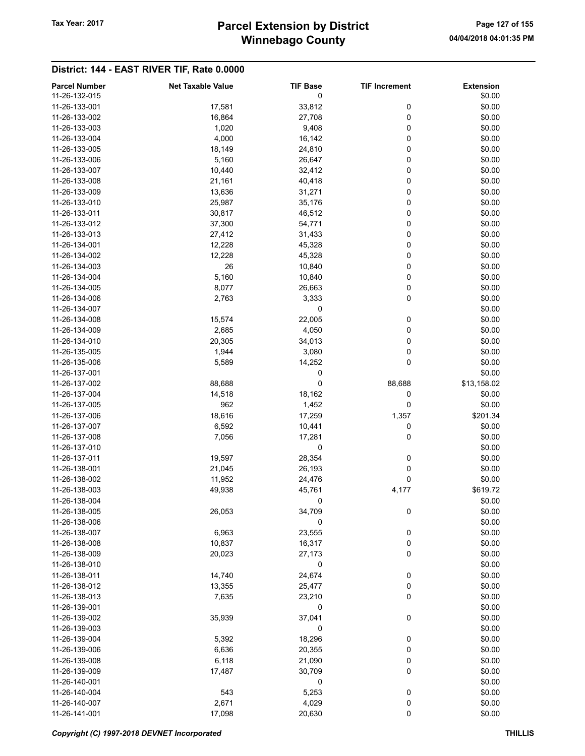## District: 144 - EAST RIVER TIF, Rate 0.0000

| Parcel Number | Net Taxable Value | TIF Base | TIF Increment | Extension |
|---|---|---|---|---|
| 11-26-132-015 | | 0 | | $0.00 |
| 11-26-133-001 | 17,581 | 33,812 | 0 | $0.00 |
| 11-26-133-002 | 16,864 | 27,708 | 0 | $0.00 |
| 11-26-133-003 | 1,020 | 9,408 | 0 | $0.00 |
| 11-26-133-004 | 4,000 | 16,142 | 0 | $0.00 |
| 11-26-133-005 | 18,149 | 24,810 | 0 | $0.00 |
| 11-26-133-006 | 5,160 | 26,647 | 0 | $0.00 |
| 11-26-133-007 | 10,440 | 32,412 | 0 | $0.00 |
| 11-26-133-008 | 21,161 | 40,418 | 0 | $0.00 |
| 11-26-133-009 | 13,636 | 31,271 | 0 | $0.00 |
| 11-26-133-010 | 25,987 | 35,176 | 0 | $0.00 |
| 11-26-133-011 | 30,817 | 46,512 | 0 | $0.00 |
| 11-26-133-012 | 37,300 | 54,771 | 0 | $0.00 |
| 11-26-133-013 | 27,412 | 31,433 | 0 | $0.00 |
| 11-26-134-001 | 12,228 | 45,328 | 0 | $0.00 |
| 11-26-134-002 | 12,228 | 45,328 | 0 | $0.00 |
| 11-26-134-003 | 26 | 10,840 | 0 | $0.00 |
| 11-26-134-004 | 5,160 | 10,840 | 0 | $0.00 |
| 11-26-134-005 | 8,077 | 26,663 | 0 | $0.00 |
| 11-26-134-006 | 2,763 | 3,333 | 0 | $0.00 |
| 11-26-134-007 | | 0 | | $0.00 |
| 11-26-134-008 | 15,574 | 22,005 | 0 | $0.00 |
| 11-26-134-009 | 2,685 | 4,050 | 0 | $0.00 |
| 11-26-134-010 | 20,305 | 34,013 | 0 | $0.00 |
| 11-26-135-005 | 1,944 | 3,080 | 0 | $0.00 |
| 11-26-135-006 | 5,589 | 14,252 | 0 | $0.00 |
| 11-26-137-001 | | 0 | | $0.00 |
| 11-26-137-002 | 88,688 | 0 | 88,688 | $13,158.02 |
| 11-26-137-004 | 14,518 | 18,162 | 0 | $0.00 |
| 11-26-137-005 | 962 | 1,452 | 0 | $0.00 |
| 11-26-137-006 | 18,616 | 17,259 | 1,357 | $201.34 |
| 11-26-137-007 | 6,592 | 10,441 | 0 | $0.00 |
| 11-26-137-008 | 7,056 | 17,281 | 0 | $0.00 |
| 11-26-137-010 | | 0 | | $0.00 |
| 11-26-137-011 | 19,597 | 28,354 | 0 | $0.00 |
| 11-26-138-001 | 21,045 | 26,193 | 0 | $0.00 |
| 11-26-138-002 | 11,952 | 24,476 | 0 | $0.00 |
| 11-26-138-003 | 49,938 | 45,761 | 4,177 | $619.72 |
| 11-26-138-004 | | 0 | | $0.00 |
| 11-26-138-005 | 26,053 | 34,709 | 0 | $0.00 |
| 11-26-138-006 | | 0 | | $0.00 |
| 11-26-138-007 | 6,963 | 23,555 | 0 | $0.00 |
| 11-26-138-008 | 10,837 | 16,317 | 0 | $0.00 |
| 11-26-138-009 | 20,023 | 27,173 | 0 | $0.00 |
| 11-26-138-010 | | 0 | | $0.00 |
| 11-26-138-011 | 14,740 | 24,674 | 0 | $0.00 |
| 11-26-138-012 | 13,355 | 25,477 | 0 | $0.00 |
| 11-26-138-013 | 7,635 | 23,210 | 0 | $0.00 |
| 11-26-139-001 | | 0 | | $0.00 |
| 11-26-139-002 | 35,939 | 37,041 | 0 | $0.00 |
| 11-26-139-003 | | 0 | | $0.00 |
| 11-26-139-004 | 5,392 | 18,296 | 0 | $0.00 |
| 11-26-139-006 | 6,636 | 20,355 | 0 | $0.00 |
| 11-26-139-008 | 6,118 | 21,090 | 0 | $0.00 |
| 11-26-139-009 | 17,487 | 30,709 | 0 | $0.00 |
| 11-26-140-001 | | 0 | | $0.00 |
| 11-26-140-004 | 543 | 5,253 | 0 | $0.00 |
| 11-26-140-007 | 2,671 | 4,029 | 0 | $0.00 |
| 11-26-141-001 | 17,098 | 20,630 | 0 | $0.00 |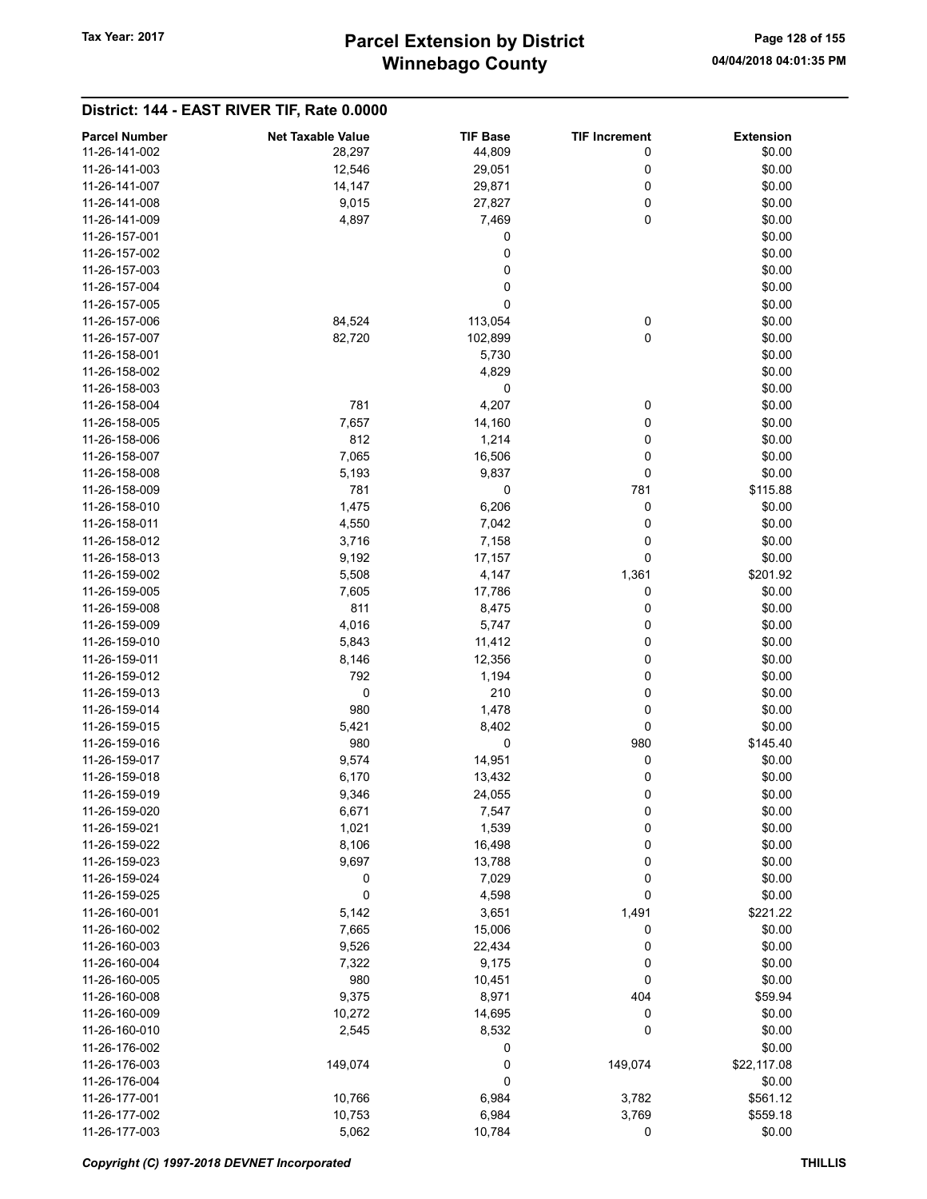## District: 144 - EAST RIVER TIF, Rate 0.0000

| Parcel Number | Net Taxable Value | TIF Base | TIF Increment | Extension |
|---|---|---|---|---|
| 11-26-141-002 | 28,297 | 44,809 | 0 | $0.00 |
| 11-26-141-003 | 12,546 | 29,051 | 0 | $0.00 |
| 11-26-141-007 | 14,147 | 29,871 | 0 | $0.00 |
| 11-26-141-008 | 9,015 | 27,827 | 0 | $0.00 |
| 11-26-141-009 | 4,897 | 7,469 | 0 | $0.00 |
| 11-26-157-001 | | 0 | | $0.00 |
| 11-26-157-002 | | 0 | | $0.00 |
| 11-26-157-003 | | 0 | | $0.00 |
| 11-26-157-004 | | 0 | | $0.00 |
| 11-26-157-005 | | 0 | | $0.00 |
| 11-26-157-006 | 84,524 | 113,054 | 0 | $0.00 |
| 11-26-157-007 | 82,720 | 102,899 | 0 | $0.00 |
| 11-26-158-001 | | 5,730 | | $0.00 |
| 11-26-158-002 | | 4,829 | | $0.00 |
| 11-26-158-003 | | 0 | | $0.00 |
| 11-26-158-004 | 781 | 4,207 | 0 | $0.00 |
| 11-26-158-005 | 7,657 | 14,160 | 0 | $0.00 |
| 11-26-158-006 | 812 | 1,214 | 0 | $0.00 |
| 11-26-158-007 | 7,065 | 16,506 | 0 | $0.00 |
| 11-26-158-008 | 5,193 | 9,837 | 0 | $0.00 |
| 11-26-158-009 | 781 | 0 | 781 | $115.88 |
| 11-26-158-010 | 1,475 | 6,206 | 0 | $0.00 |
| 11-26-158-011 | 4,550 | 7,042 | 0 | $0.00 |
| 11-26-158-012 | 3,716 | 7,158 | 0 | $0.00 |
| 11-26-158-013 | 9,192 | 17,157 | 0 | $0.00 |
| 11-26-159-002 | 5,508 | 4,147 | 1,361 | $201.92 |
| 11-26-159-005 | 7,605 | 17,786 | 0 | $0.00 |
| 11-26-159-008 | 811 | 8,475 | 0 | $0.00 |
| 11-26-159-009 | 4,016 | 5,747 | 0 | $0.00 |
| 11-26-159-010 | 5,843 | 11,412 | 0 | $0.00 |
| 11-26-159-011 | 8,146 | 12,356 | 0 | $0.00 |
| 11-26-159-012 | 792 | 1,194 | 0 | $0.00 |
| 11-26-159-013 | 0 | 210 | 0 | $0.00 |
| 11-26-159-014 | 980 | 1,478 | 0 | $0.00 |
| 11-26-159-015 | 5,421 | 8,402 | 0 | $0.00 |
| 11-26-159-016 | 980 | 0 | 980 | $145.40 |
| 11-26-159-017 | 9,574 | 14,951 | 0 | $0.00 |
| 11-26-159-018 | 6,170 | 13,432 | 0 | $0.00 |
| 11-26-159-019 | 9,346 | 24,055 | 0 | $0.00 |
| 11-26-159-020 | 6,671 | 7,547 | 0 | $0.00 |
| 11-26-159-021 | 1,021 | 1,539 | 0 | $0.00 |
| 11-26-159-022 | 8,106 | 16,498 | 0 | $0.00 |
| 11-26-159-023 | 9,697 | 13,788 | 0 | $0.00 |
| 11-26-159-024 | 0 | 7,029 | 0 | $0.00 |
| 11-26-159-025 | 0 | 4,598 | 0 | $0.00 |
| 11-26-160-001 | 5,142 | 3,651 | 1,491 | $221.22 |
| 11-26-160-002 | 7,665 | 15,006 | 0 | $0.00 |
| 11-26-160-003 | 9,526 | 22,434 | 0 | $0.00 |
| 11-26-160-004 | 7,322 | 9,175 | 0 | $0.00 |
| 11-26-160-005 | 980 | 10,451 | 0 | $0.00 |
| 11-26-160-008 | 9,375 | 8,971 | 404 | $59.94 |
| 11-26-160-009 | 10,272 | 14,695 | 0 | $0.00 |
| 11-26-160-010 | 2,545 | 8,532 | 0 | $0.00 |
| 11-26-176-002 | | 0 | | $0.00 |
| 11-26-176-003 | 149,074 | 0 | 149,074 | $22,117.08 |
| 11-26-176-004 | | 0 | | $0.00 |
| 11-26-177-001 | 10,766 | 6,984 | 3,782 | $561.12 |
| 11-26-177-002 | 10,753 | 6,984 | 3,769 | $559.18 |
| 11-26-177-003 | 5,062 | 10,784 | 0 | $0.00 |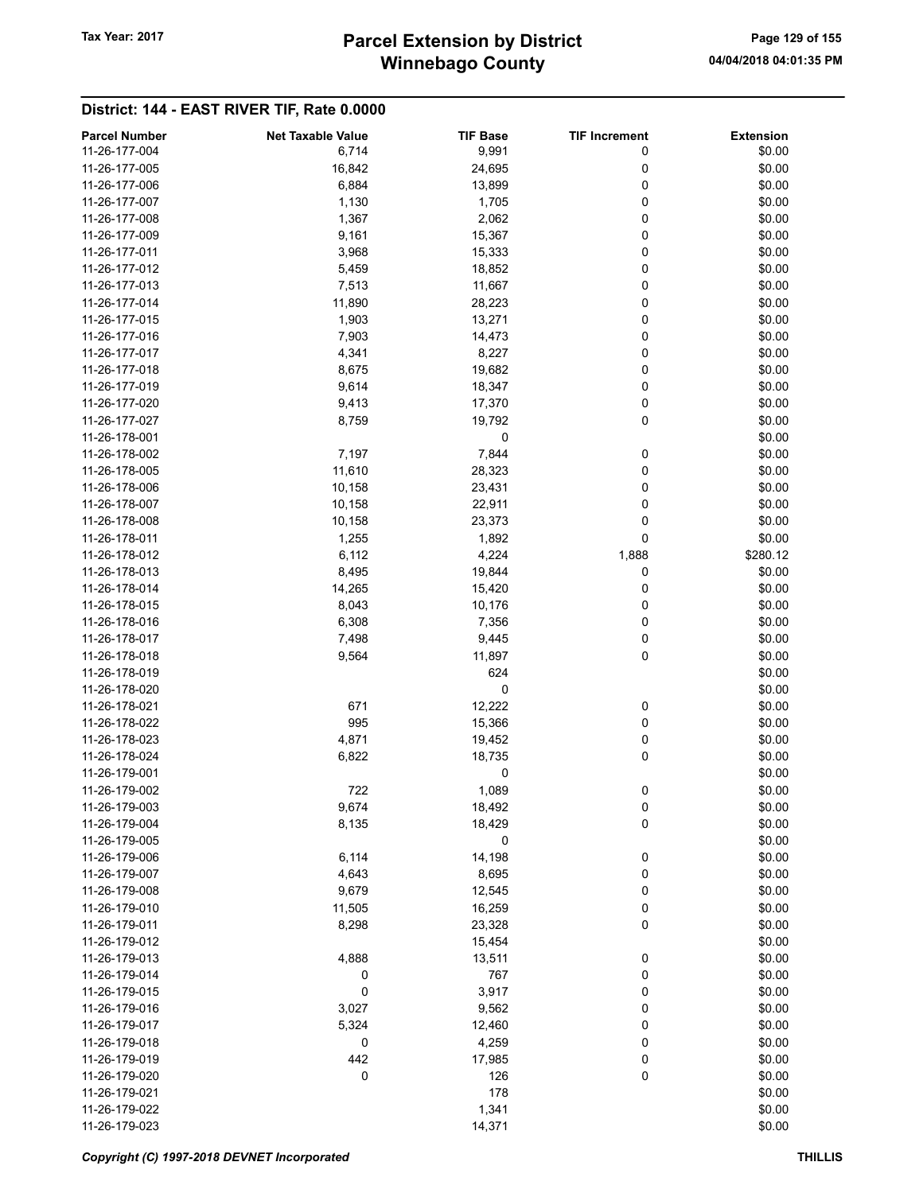## District: 144 - EAST RIVER TIF, Rate 0.0000

| Parcel Number | Net Taxable Value | TIF Base | TIF Increment | Extension |
|---|---|---|---|---|
| 11-26-177-004 | 6,714 | 9,991 | 0 | $0.00 |
| 11-26-177-005 | 16,842 | 24,695 | 0 | $0.00 |
| 11-26-177-006 | 6,884 | 13,899 | 0 | $0.00 |
| 11-26-177-007 | 1,130 | 1,705 | 0 | $0.00 |
| 11-26-177-008 | 1,367 | 2,062 | 0 | $0.00 |
| 11-26-177-009 | 9,161 | 15,367 | 0 | $0.00 |
| 11-26-177-011 | 3,968 | 15,333 | 0 | $0.00 |
| 11-26-177-012 | 5,459 | 18,852 | 0 | $0.00 |
| 11-26-177-013 | 7,513 | 11,667 | 0 | $0.00 |
| 11-26-177-014 | 11,890 | 28,223 | 0 | $0.00 |
| 11-26-177-015 | 1,903 | 13,271 | 0 | $0.00 |
| 11-26-177-016 | 7,903 | 14,473 | 0 | $0.00 |
| 11-26-177-017 | 4,341 | 8,227 | 0 | $0.00 |
| 11-26-177-018 | 8,675 | 19,682 | 0 | $0.00 |
| 11-26-177-019 | 9,614 | 18,347 | 0 | $0.00 |
| 11-26-177-020 | 9,413 | 17,370 | 0 | $0.00 |
| 11-26-177-027 | 8,759 | 19,792 | 0 | $0.00 |
| 11-26-178-001 | | 0 | | $0.00 |
| 11-26-178-002 | 7,197 | 7,844 | 0 | $0.00 |
| 11-26-178-005 | 11,610 | 28,323 | 0 | $0.00 |
| 11-26-178-006 | 10,158 | 23,431 | 0 | $0.00 |
| 11-26-178-007 | 10,158 | 22,911 | 0 | $0.00 |
| 11-26-178-008 | 10,158 | 23,373 | 0 | $0.00 |
| 11-26-178-011 | 1,255 | 1,892 | 0 | $0.00 |
| 11-26-178-012 | 6,112 | 4,224 | 1,888 | $280.12 |
| 11-26-178-013 | 8,495 | 19,844 | 0 | $0.00 |
| 11-26-178-014 | 14,265 | 15,420 | 0 | $0.00 |
| 11-26-178-015 | 8,043 | 10,176 | 0 | $0.00 |
| 11-26-178-016 | 6,308 | 7,356 | 0 | $0.00 |
| 11-26-178-017 | 7,498 | 9,445 | 0 | $0.00 |
| 11-26-178-018 | 9,564 | 11,897 | 0 | $0.00 |
| 11-26-178-019 | | 624 | | $0.00 |
| 11-26-178-020 | | 0 | | $0.00 |
| 11-26-178-021 | 671 | 12,222 | 0 | $0.00 |
| 11-26-178-022 | 995 | 15,366 | 0 | $0.00 |
| 11-26-178-023 | 4,871 | 19,452 | 0 | $0.00 |
| 11-26-178-024 | 6,822 | 18,735 | 0 | $0.00 |
| 11-26-179-001 | | 0 | | $0.00 |
| 11-26-179-002 | 722 | 1,089 | 0 | $0.00 |
| 11-26-179-003 | 9,674 | 18,492 | 0 | $0.00 |
| 11-26-179-004 | 8,135 | 18,429 | 0 | $0.00 |
| 11-26-179-005 | | 0 | | $0.00 |
| 11-26-179-006 | 6,114 | 14,198 | 0 | $0.00 |
| 11-26-179-007 | 4,643 | 8,695 | 0 | $0.00 |
| 11-26-179-008 | 9,679 | 12,545 | 0 | $0.00 |
| 11-26-179-010 | 11,505 | 16,259 | 0 | $0.00 |
| 11-26-179-011 | 8,298 | 23,328 | 0 | $0.00 |
| 11-26-179-012 | | 15,454 | | $0.00 |
| 11-26-179-013 | 4,888 | 13,511 | 0 | $0.00 |
| 11-26-179-014 | 0 | 767 | 0 | $0.00 |
| 11-26-179-015 | 0 | 3,917 | 0 | $0.00 |
| 11-26-179-016 | 3,027 | 9,562 | 0 | $0.00 |
| 11-26-179-017 | 5,324 | 12,460 | 0 | $0.00 |
| 11-26-179-018 | 0 | 4,259 | 0 | $0.00 |
| 11-26-179-019 | 442 | 17,985 | 0 | $0.00 |
| 11-26-179-020 | 0 | 126 | 0 | $0.00 |
| 11-26-179-021 | | 178 | | $0.00 |
| 11-26-179-022 | | 1,341 | | $0.00 |
| 11-26-179-023 | | 14,371 | | $0.00 |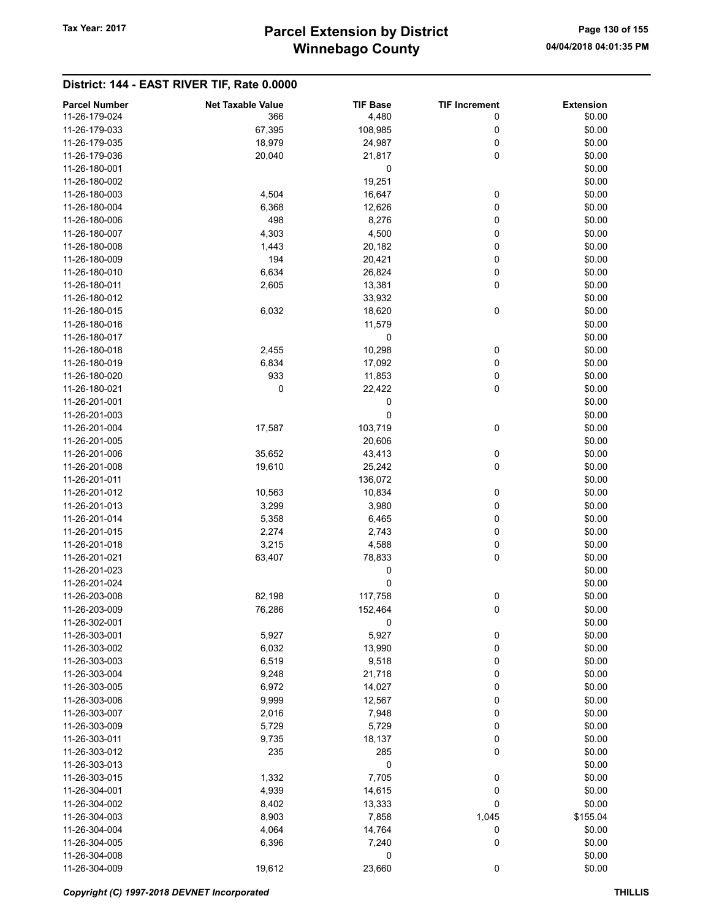## District: 144 - EAST RIVER TIF, Rate 0.0000

| Parcel Number | Net Taxable Value | TIF Base | TIF Increment | Extension |
|---|---|---|---|---|
| 11-26-179-024 | 366 | 4,480 | 0 | $0.00 |
| 11-26-179-033 | 67,395 | 108,985 | 0 | $0.00 |
| 11-26-179-035 | 18,979 | 24,987 | 0 | $0.00 |
| 11-26-179-036 | 20,040 | 21,817 | 0 | $0.00 |
| 11-26-180-001 | | 0 | | $0.00 |
| 11-26-180-002 | | 19,251 | | $0.00 |
| 11-26-180-003 | 4,504 | 16,647 | 0 | $0.00 |
| 11-26-180-004 | 6,368 | 12,626 | 0 | $0.00 |
| 11-26-180-006 | 498 | 8,276 | 0 | $0.00 |
| 11-26-180-007 | 4,303 | 4,500 | 0 | $0.00 |
| 11-26-180-008 | 1,443 | 20,182 | 0 | $0.00 |
| 11-26-180-009 | 194 | 20,421 | 0 | $0.00 |
| 11-26-180-010 | 6,634 | 26,824 | 0 | $0.00 |
| 11-26-180-011 | 2,605 | 13,381 | 0 | $0.00 |
| 11-26-180-012 | | 33,932 | | $0.00 |
| 11-26-180-015 | 6,032 | 18,620 | 0 | $0.00 |
| 11-26-180-016 | | 11,579 | | $0.00 |
| 11-26-180-017 | | 0 | | $0.00 |
| 11-26-180-018 | 2,455 | 10,298 | 0 | $0.00 |
| 11-26-180-019 | 6,834 | 17,092 | 0 | $0.00 |
| 11-26-180-020 | 933 | 11,853 | 0 | $0.00 |
| 11-26-180-021 | 0 | 22,422 | 0 | $0.00 |
| 11-26-201-001 | | 0 | | $0.00 |
| 11-26-201-003 | | 0 | | $0.00 |
| 11-26-201-004 | 17,587 | 103,719 | 0 | $0.00 |
| 11-26-201-005 | | 20,606 | | $0.00 |
| 11-26-201-006 | 35,652 | 43,413 | 0 | $0.00 |
| 11-26-201-008 | 19,610 | 25,242 | 0 | $0.00 |
| 11-26-201-011 | | 136,072 | | $0.00 |
| 11-26-201-012 | 10,563 | 10,834 | 0 | $0.00 |
| 11-26-201-013 | 3,299 | 3,980 | 0 | $0.00 |
| 11-26-201-014 | 5,358 | 6,465 | 0 | $0.00 |
| 11-26-201-015 | 2,274 | 2,743 | 0 | $0.00 |
| 11-26-201-018 | 3,215 | 4,588 | 0 | $0.00 |
| 11-26-201-021 | 63,407 | 78,833 | 0 | $0.00 |
| 11-26-201-023 | | 0 | | $0.00 |
| 11-26-201-024 | | 0 | | $0.00 |
| 11-26-203-008 | 82,198 | 117,758 | 0 | $0.00 |
| 11-26-203-009 | 76,286 | 152,464 | 0 | $0.00 |
| 11-26-302-001 | | 0 | | $0.00 |
| 11-26-303-001 | 5,927 | 5,927 | 0 | $0.00 |
| 11-26-303-002 | 6,032 | 13,990 | 0 | $0.00 |
| 11-26-303-003 | 6,519 | 9,518 | 0 | $0.00 |
| 11-26-303-004 | 9,248 | 21,718 | 0 | $0.00 |
| 11-26-303-005 | 6,972 | 14,027 | 0 | $0.00 |
| 11-26-303-006 | 9,999 | 12,567 | 0 | $0.00 |
| 11-26-303-007 | 2,016 | 7,948 | 0 | $0.00 |
| 11-26-303-009 | 5,729 | 5,729 | 0 | $0.00 |
| 11-26-303-011 | 9,735 | 18,137 | 0 | $0.00 |
| 11-26-303-012 | 235 | 285 | 0 | $0.00 |
| 11-26-303-013 | | 0 | | $0.00 |
| 11-26-303-015 | 1,332 | 7,705 | 0 | $0.00 |
| 11-26-304-001 | 4,939 | 14,615 | 0 | $0.00 |
| 11-26-304-002 | 8,402 | 13,333 | 0 | $0.00 |
| 11-26-304-003 | 8,903 | 7,858 | 1,045 | $155.04 |
| 11-26-304-004 | 4,064 | 14,764 | 0 | $0.00 |
| 11-26-304-005 | 6,396 | 7,240 | 0 | $0.00 |
| 11-26-304-008 | | 0 | | $0.00 |
| 11-26-304-009 | 19,612 | 23,660 | 0 | $0.00 |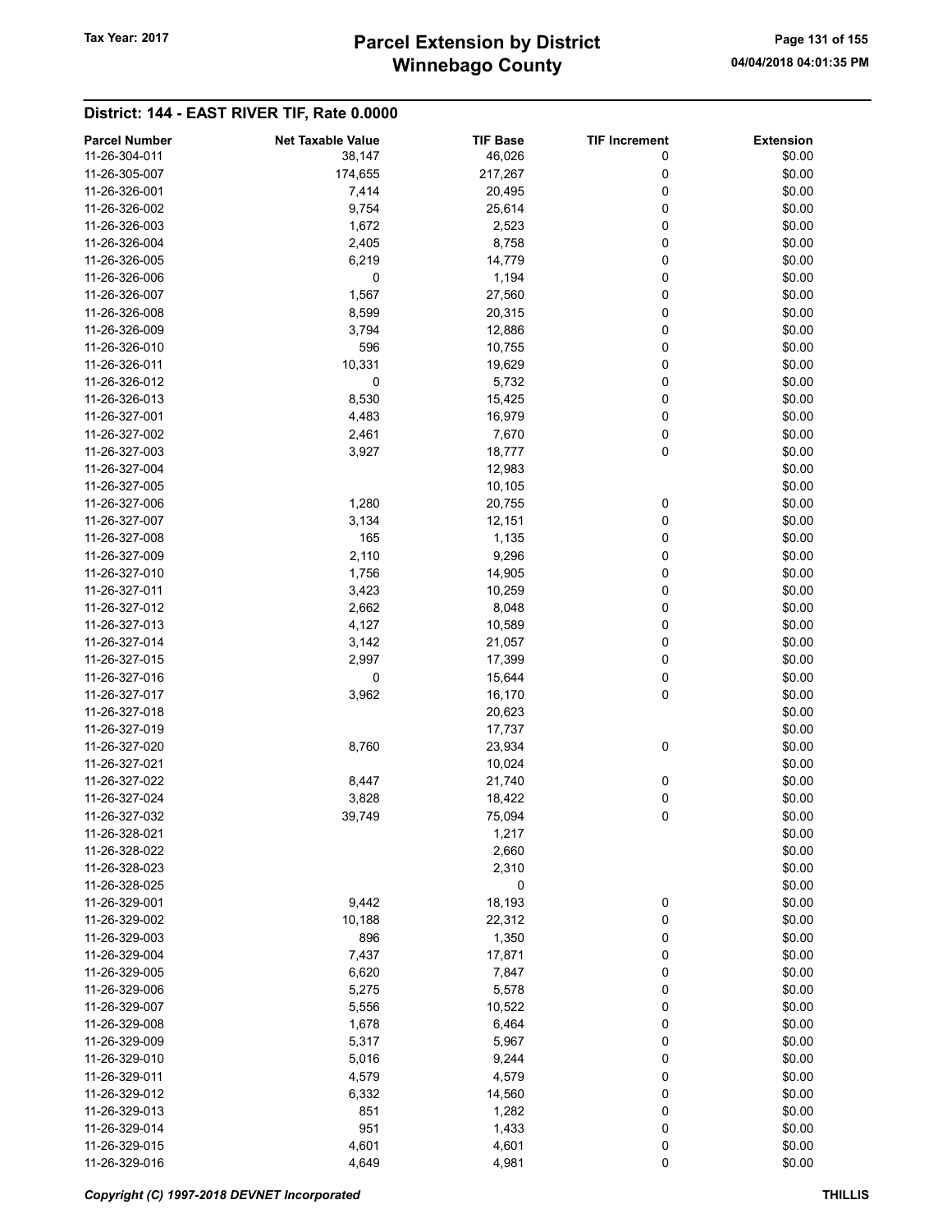## District: 144 - EAST RIVER TIF, Rate 0.0000

| Parcel Number | Net Taxable Value | TIF Base | TIF Increment | Extension |
|---|---|---|---|---|
| 11-26-304-011 | 38,147 | 46,026 | 0 | $0.00 |
| 11-26-305-007 | 174,655 | 217,267 | 0 | $0.00 |
| 11-26-326-001 | 7,414 | 20,495 | 0 | $0.00 |
| 11-26-326-002 | 9,754 | 25,614 | 0 | $0.00 |
| 11-26-326-003 | 1,672 | 2,523 | 0 | $0.00 |
| 11-26-326-004 | 2,405 | 8,758 | 0 | $0.00 |
| 11-26-326-005 | 6,219 | 14,779 | 0 | $0.00 |
| 11-26-326-006 | 0 | 1,194 | 0 | $0.00 |
| 11-26-326-007 | 1,567 | 27,560 | 0 | $0.00 |
| 11-26-326-008 | 8,599 | 20,315 | 0 | $0.00 |
| 11-26-326-009 | 3,794 | 12,886 | 0 | $0.00 |
| 11-26-326-010 | 596 | 10,755 | 0 | $0.00 |
| 11-26-326-011 | 10,331 | 19,629 | 0 | $0.00 |
| 11-26-326-012 | 0 | 5,732 | 0 | $0.00 |
| 11-26-326-013 | 8,530 | 15,425 | 0 | $0.00 |
| 11-26-327-001 | 4,483 | 16,979 | 0 | $0.00 |
| 11-26-327-002 | 2,461 | 7,670 | 0 | $0.00 |
| 11-26-327-003 | 3,927 | 18,777 | 0 | $0.00 |
| 11-26-327-004 | | 12,983 | | $0.00 |
| 11-26-327-005 | | 10,105 | | $0.00 |
| 11-26-327-006 | 1,280 | 20,755 | 0 | $0.00 |
| 11-26-327-007 | 3,134 | 12,151 | 0 | $0.00 |
| 11-26-327-008 | 165 | 1,135 | 0 | $0.00 |
| 11-26-327-009 | 2,110 | 9,296 | 0 | $0.00 |
| 11-26-327-010 | 1,756 | 14,905 | 0 | $0.00 |
| 11-26-327-011 | 3,423 | 10,259 | 0 | $0.00 |
| 11-26-327-012 | 2,662 | 8,048 | 0 | $0.00 |
| 11-26-327-013 | 4,127 | 10,589 | 0 | $0.00 |
| 11-26-327-014 | 3,142 | 21,057 | 0 | $0.00 |
| 11-26-327-015 | 2,997 | 17,399 | 0 | $0.00 |
| 11-26-327-016 | 0 | 15,644 | 0 | $0.00 |
| 11-26-327-017 | 3,962 | 16,170 | 0 | $0.00 |
| 11-26-327-018 | | 20,623 | | $0.00 |
| 11-26-327-019 | | 17,737 | | $0.00 |
| 11-26-327-020 | 8,760 | 23,934 | 0 | $0.00 |
| 11-26-327-021 | | 10,024 | | $0.00 |
| 11-26-327-022 | 8,447 | 21,740 | 0 | $0.00 |
| 11-26-327-024 | 3,828 | 18,422 | 0 | $0.00 |
| 11-26-327-032 | 39,749 | 75,094 | 0 | $0.00 |
| 11-26-328-021 | | 1,217 | | $0.00 |
| 11-26-328-022 | | 2,660 | | $0.00 |
| 11-26-328-023 | | 2,310 | | $0.00 |
| 11-26-328-025 | | 0 | | $0.00 |
| 11-26-329-001 | 9,442 | 18,193 | 0 | $0.00 |
| 11-26-329-002 | 10,188 | 22,312 | 0 | $0.00 |
| 11-26-329-003 | 896 | 1,350 | 0 | $0.00 |
| 11-26-329-004 | 7,437 | 17,871 | 0 | $0.00 |
| 11-26-329-005 | 6,620 | 7,847 | 0 | $0.00 |
| 11-26-329-006 | 5,275 | 5,578 | 0 | $0.00 |
| 11-26-329-007 | 5,556 | 10,522 | 0 | $0.00 |
| 11-26-329-008 | 1,678 | 6,464 | 0 | $0.00 |
| 11-26-329-009 | 5,317 | 5,967 | 0 | $0.00 |
| 11-26-329-010 | 5,016 | 9,244 | 0 | $0.00 |
| 11-26-329-011 | 4,579 | 4,579 | 0 | $0.00 |
| 11-26-329-012 | 6,332 | 14,560 | 0 | $0.00 |
| 11-26-329-013 | 851 | 1,282 | 0 | $0.00 |
| 11-26-329-014 | 951 | 1,433 | 0 | $0.00 |
| 11-26-329-015 | 4,601 | 4,601 | 0 | $0.00 |
| 11-26-329-016 | 4,649 | 4,981 | 0 | $0.00 |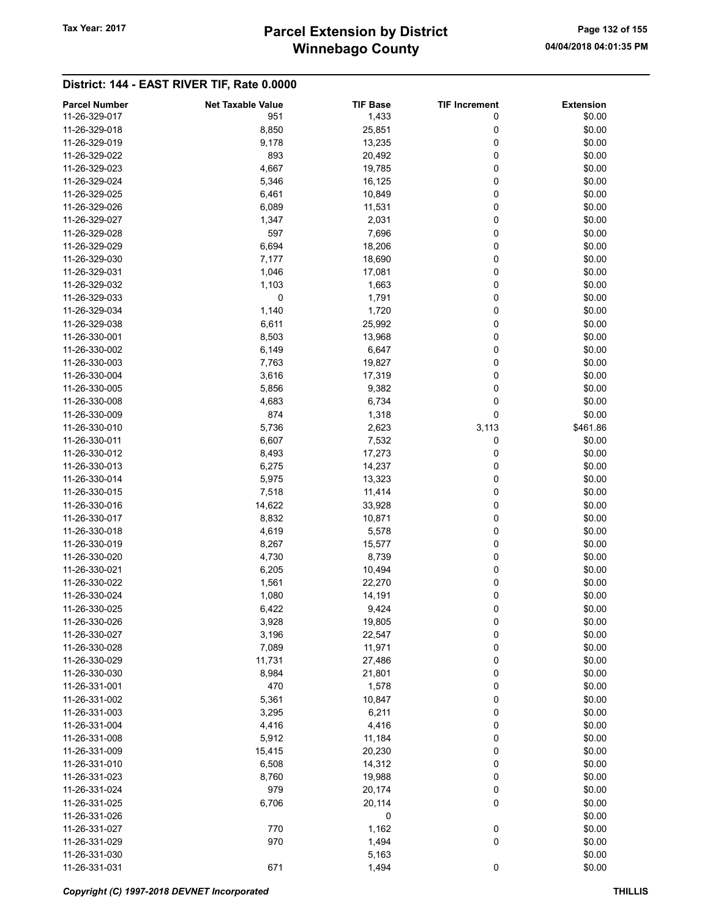## District: 144 - EAST RIVER TIF, Rate 0.0000

| Parcel Number | Net Taxable Value | TIF Base | TIF Increment | Extension |
|---|---|---|---|---|
| 11-26-329-017 | 951 | 1,433 | 0 | $0.00 |
| 11-26-329-018 | 8,850 | 25,851 | 0 | $0.00 |
| 11-26-329-019 | 9,178 | 13,235 | 0 | $0.00 |
| 11-26-329-022 | 893 | 20,492 | 0 | $0.00 |
| 11-26-329-023 | 4,667 | 19,785 | 0 | $0.00 |
| 11-26-329-024 | 5,346 | 16,125 | 0 | $0.00 |
| 11-26-329-025 | 6,461 | 10,849 | 0 | $0.00 |
| 11-26-329-026 | 6,089 | 11,531 | 0 | $0.00 |
| 11-26-329-027 | 1,347 | 2,031 | 0 | $0.00 |
| 11-26-329-028 | 597 | 7,696 | 0 | $0.00 |
| 11-26-329-029 | 6,694 | 18,206 | 0 | $0.00 |
| 11-26-329-030 | 7,177 | 18,690 | 0 | $0.00 |
| 11-26-329-031 | 1,046 | 17,081 | 0 | $0.00 |
| 11-26-329-032 | 1,103 | 1,663 | 0 | $0.00 |
| 11-26-329-033 | 0 | 1,791 | 0 | $0.00 |
| 11-26-329-034 | 1,140 | 1,720 | 0 | $0.00 |
| 11-26-329-038 | 6,611 | 25,992 | 0 | $0.00 |
| 11-26-330-001 | 8,503 | 13,968 | 0 | $0.00 |
| 11-26-330-002 | 6,149 | 6,647 | 0 | $0.00 |
| 11-26-330-003 | 7,763 | 19,827 | 0 | $0.00 |
| 11-26-330-004 | 3,616 | 17,319 | 0 | $0.00 |
| 11-26-330-005 | 5,856 | 9,382 | 0 | $0.00 |
| 11-26-330-008 | 4,683 | 6,734 | 0 | $0.00 |
| 11-26-330-009 | 874 | 1,318 | 0 | $0.00 |
| 11-26-330-010 | 5,736 | 2,623 | 3,113 | $461.86 |
| 11-26-330-011 | 6,607 | 7,532 | 0 | $0.00 |
| 11-26-330-012 | 8,493 | 17,273 | 0 | $0.00 |
| 11-26-330-013 | 6,275 | 14,237 | 0 | $0.00 |
| 11-26-330-014 | 5,975 | 13,323 | 0 | $0.00 |
| 11-26-330-015 | 7,518 | 11,414 | 0 | $0.00 |
| 11-26-330-016 | 14,622 | 33,928 | 0 | $0.00 |
| 11-26-330-017 | 8,832 | 10,871 | 0 | $0.00 |
| 11-26-330-018 | 4,619 | 5,578 | 0 | $0.00 |
| 11-26-330-019 | 8,267 | 15,577 | 0 | $0.00 |
| 11-26-330-020 | 4,730 | 8,739 | 0 | $0.00 |
| 11-26-330-021 | 6,205 | 10,494 | 0 | $0.00 |
| 11-26-330-022 | 1,561 | 22,270 | 0 | $0.00 |
| 11-26-330-024 | 1,080 | 14,191 | 0 | $0.00 |
| 11-26-330-025 | 6,422 | 9,424 | 0 | $0.00 |
| 11-26-330-026 | 3,928 | 19,805 | 0 | $0.00 |
| 11-26-330-027 | 3,196 | 22,547 | 0 | $0.00 |
| 11-26-330-028 | 7,089 | 11,971 | 0 | $0.00 |
| 11-26-330-029 | 11,731 | 27,486 | 0 | $0.00 |
| 11-26-330-030 | 8,984 | 21,801 | 0 | $0.00 |
| 11-26-331-001 | 470 | 1,578 | 0 | $0.00 |
| 11-26-331-002 | 5,361 | 10,847 | 0 | $0.00 |
| 11-26-331-003 | 3,295 | 6,211 | 0 | $0.00 |
| 11-26-331-004 | 4,416 | 4,416 | 0 | $0.00 |
| 11-26-331-008 | 5,912 | 11,184 | 0 | $0.00 |
| 11-26-331-009 | 15,415 | 20,230 | 0 | $0.00 |
| 11-26-331-010 | 6,508 | 14,312 | 0 | $0.00 |
| 11-26-331-023 | 8,760 | 19,988 | 0 | $0.00 |
| 11-26-331-024 | 979 | 20,174 | 0 | $0.00 |
| 11-26-331-025 | 6,706 | 20,114 | 0 | $0.00 |
| 11-26-331-026 | | 0 | | $0.00 |
| 11-26-331-027 | 770 | 1,162 | 0 | $0.00 |
| 11-26-331-029 | 970 | 1,494 | 0 | $0.00 |
| 11-26-331-030 | | 5,163 | | $0.00 |
| 11-26-331-031 | 671 | 1,494 | 0 | $0.00 |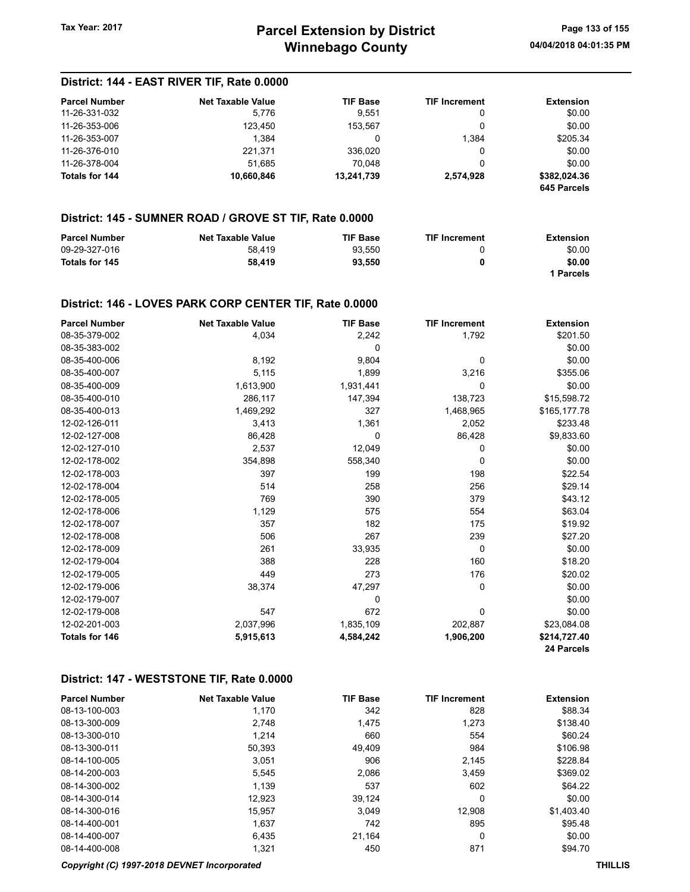### District: 144 - EAST RIVER TIF, Rate 0.0000

| Parcel Number | Net Taxable Value | TIF Base | TIF Increment | Extension |
|---|---|---|---|---|
| 11-26-331-032 | 5,776 | 9,551 | 0 | $0.00 |
| 11-26-353-006 | 123,450 | 153,567 | 0 | $0.00 |
| 11-26-353-007 | 1,384 | 0 | 1,384 | $205.34 |
| 11-26-376-010 | 221,371 | 336,020 | 0 | $0.00 |
| 11-26-378-004 | 51,685 | 70,048 | 0 | $0.00 |
| **Totals for 144** | **10,660,846** | **13,241,739** | **2,574,928** | **$382,024.36** |
| | | | | **645 Parcels** |

### District: 145 - SUMNER ROAD / GROVE ST TIF, Rate 0.0000

| Parcel Number | Net Taxable Value | TIF Base | TIF Increment | Extension |
|---|---|---|---|---|
| 09-29-327-016 | 58,419 | 93,550 | 0 | $0.00 |
| **Totals for 145** | **58,419** | **93,550** | **0** | **$0.00** |
| | | | | **1 Parcels** |

### District: 146 - LOVES PARK CORP CENTER TIF, Rate 0.0000

| Parcel Number | Net Taxable Value | TIF Base | TIF Increment | Extension |
|---|---|---|---|---|
| 08-35-379-002 | 4,034 | 2,242 | 1,792 | $201.50 |
| 08-35-383-002 | | 0 | | $0.00 |
| 08-35-400-006 | 8,192 | 9,804 | 0 | $0.00 |
| 08-35-400-007 | 5,115 | 1,899 | 3,216 | $355.06 |
| 08-35-400-009 | 1,613,900 | 1,931,441 | 0 | $0.00 |
| 08-35-400-010 | 286,117 | 147,394 | 138,723 | $15,598.72 |
| 08-35-400-013 | 1,469,292 | 327 | 1,468,965 | $165,177.78 |
| 12-02-126-011 | 3,413 | 1,361 | 2,052 | $233.48 |
| 12-02-127-008 | 86,428 | 0 | 86,428 | $9,833.60 |
| 12-02-127-010 | 2,537 | 12,049 | 0 | $0.00 |
| 12-02-178-002 | 354,898 | 558,340 | 0 | $0.00 |
| 12-02-178-003 | 397 | 199 | 198 | $22.54 |
| 12-02-178-004 | 514 | 258 | 256 | $29.14 |
| 12-02-178-005 | 769 | 390 | 379 | $43.12 |
| 12-02-178-006 | 1,129 | 575 | 554 | $63.04 |
| 12-02-178-007 | 357 | 182 | 175 | $19.92 |
| 12-02-178-008 | 506 | 267 | 239 | $27.20 |
| 12-02-178-009 | 261 | 33,935 | 0 | $0.00 |
| 12-02-179-004 | 388 | 228 | 160 | $18.20 |
| 12-02-179-005 | 449 | 273 | 176 | $20.02 |
| 12-02-179-006 | 38,374 | 47,297 | 0 | $0.00 |
| 12-02-179-007 | | 0 | | $0.00 |
| 12-02-179-008 | 547 | 672 | 0 | $0.00 |
| 12-02-201-003 | 2,037,996 | 1,835,109 | 202,887 | $23,084.08 |
| **Totals for 146** | **5,915,613** | **4,584,242** | **1,906,200** | **$214,727.40** |
| | | | | **24 Parcels** |

### District: 147 - WESTSTONE TIF, Rate 0.0000

| Parcel Number | Net Taxable Value | TIF Base | TIF Increment | Extension |
|---|---|---|---|---|
| 08-13-100-003 | 1,170 | 342 | 828 | $88.34 |
| 08-13-300-009 | 2,748 | 1,475 | 1,273 | $138.40 |
| 08-13-300-010 | 1,214 | 660 | 554 | $60.24 |
| 08-13-300-011 | 50,393 | 49,409 | 984 | $106.98 |
| 08-14-100-005 | 3,051 | 906 | 2,145 | $228.84 |
| 08-14-200-003 | 5,545 | 2,086 | 3,459 | $369.02 |
| 08-14-300-002 | 1,139 | 537 | 602 | $64.22 |
| 08-14-300-014 | 12,923 | 39,124 | 0 | $0.00 |
| 08-14-300-016 | 15,957 | 3,049 | 12,908 | $1,403.40 |
| 08-14-400-001 | 1,637 | 742 | 895 | $95.48 |
| 08-14-400-007 | 6,435 | 21,164 | 0 | $0.00 |
| 08-14-400-008 | 1,321 | 450 | 871 | $94.70 |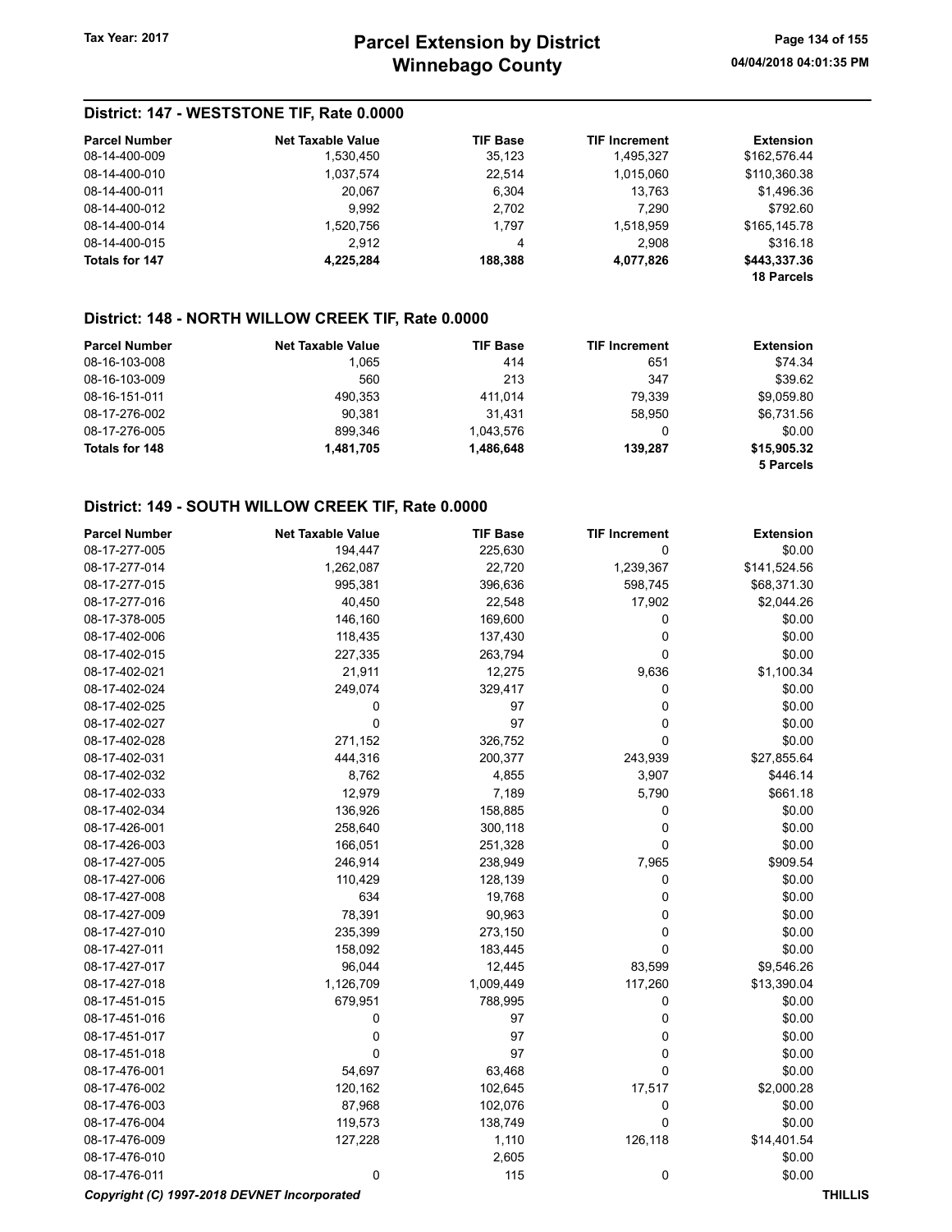## District: 147 - WESTSTONE TIF, Rate 0.0000

| Parcel Number | Net Taxable Value | TIF Base | TIF Increment | Extension |
|---|---|---|---|---|
| 08-14-400-009 | 1,530,450 | 35,123 | 1,495,327 | $162,576.44 |
| 08-14-400-010 | 1,037,574 | 22,514 | 1,015,060 | $110,360.38 |
| 08-14-400-011 | 20,067 | 6,304 | 13,763 | $1,496.36 |
| 08-14-400-012 | 9,992 | 2,702 | 7,290 | $792.60 |
| 08-14-400-014 | 1,520,756 | 1,797 | 1,518,959 | $165,145.78 |
| 08-14-400-015 | 2,912 | 4 | 2,908 | $316.18 |
| **Totals for 147** | **4,225,284** | **188,388** | **4,077,826** | **$443,337.36** |
| | | | | **18 Parcels** |

## District: 148 - NORTH WILLOW CREEK TIF, Rate 0.0000

| Parcel Number | Net Taxable Value | TIF Base | TIF Increment | Extension |
|---|---|---|---|---|
| 08-16-103-008 | 1,065 | 414 | 651 | $74.34 |
| 08-16-103-009 | 560 | 213 | 347 | $39.62 |
| 08-16-151-011 | 490,353 | 411,014 | 79,339 | $9,059.80 |
| 08-17-276-002 | 90,381 | 31,431 | 58,950 | $6,731.56 |
| 08-17-276-005 | 899,346 | 1,043,576 | 0 | $0.00 |
| **Totals for 148** | **1,481,705** | **1,486,648** | **139,287** | **$15,905.32** |
| | | | | **5 Parcels** |

## District: 149 - SOUTH WILLOW CREEK TIF, Rate 0.0000

| Parcel Number | Net Taxable Value | TIF Base | TIF Increment | Extension |
|---|---|---|---|---|
| 08-17-277-005 | 194,447 | 225,630 | 0 | $0.00 |
| 08-17-277-014 | 1,262,087 | 22,720 | 1,239,367 | $141,524.56 |
| 08-17-277-015 | 995,381 | 396,636 | 598,745 | $68,371.30 |
| 08-17-277-016 | 40,450 | 22,548 | 17,902 | $2,044.26 |
| 08-17-378-005 | 146,160 | 169,600 | 0 | $0.00 |
| 08-17-402-006 | 118,435 | 137,430 | 0 | $0.00 |
| 08-17-402-015 | 227,335 | 263,794 | 0 | $0.00 |
| 08-17-402-021 | 21,911 | 12,275 | 9,636 | $1,100.34 |
| 08-17-402-024 | 249,074 | 329,417 | 0 | $0.00 |
| 08-17-402-025 | 0 | 97 | 0 | $0.00 |
| 08-17-402-027 | 0 | 97 | 0 | $0.00 |
| 08-17-402-028 | 271,152 | 326,752 | 0 | $0.00 |
| 08-17-402-031 | 444,316 | 200,377 | 243,939 | $27,855.64 |
| 08-17-402-032 | 8,762 | 4,855 | 3,907 | $446.14 |
| 08-17-402-033 | 12,979 | 7,189 | 5,790 | $661.18 |
| 08-17-402-034 | 136,926 | 158,885 | 0 | $0.00 |
| 08-17-426-001 | 258,640 | 300,118 | 0 | $0.00 |
| 08-17-426-003 | 166,051 | 251,328 | 0 | $0.00 |
| 08-17-427-005 | 246,914 | 238,949 | 7,965 | $909.54 |
| 08-17-427-006 | 110,429 | 128,139 | 0 | $0.00 |
| 08-17-427-008 | 634 | 19,768 | 0 | $0.00 |
| 08-17-427-009 | 78,391 | 90,963 | 0 | $0.00 |
| 08-17-427-010 | 235,399 | 273,150 | 0 | $0.00 |
| 08-17-427-011 | 158,092 | 183,445 | 0 | $0.00 |
| 08-17-427-017 | 96,044 | 12,445 | 83,599 | $9,546.26 |
| 08-17-427-018 | 1,126,709 | 1,009,449 | 117,260 | $13,390.04 |
| 08-17-451-015 | 679,951 | 788,995 | 0 | $0.00 |
| 08-17-451-016 | 0 | 97 | 0 | $0.00 |
| 08-17-451-017 | 0 | 97 | 0 | $0.00 |
| 08-17-451-018 | 0 | 97 | 0 | $0.00 |
| 08-17-476-001 | 54,697 | 63,468 | 0 | $0.00 |
| 08-17-476-002 | 120,162 | 102,645 | 17,517 | $2,000.28 |
| 08-17-476-003 | 87,968 | 102,076 | 0 | $0.00 |
| 08-17-476-004 | 119,573 | 138,749 | 0 | $0.00 |
| 08-17-476-009 | 127,228 | 1,110 | 126,118 | $14,401.54 |
| 08-17-476-010 | | 2,605 | | $0.00 |
| 08-17-476-011 | 0 | 115 | 0 | $0.00 |

*Copyright (C) 1997-2018 DEVNET Incorporated*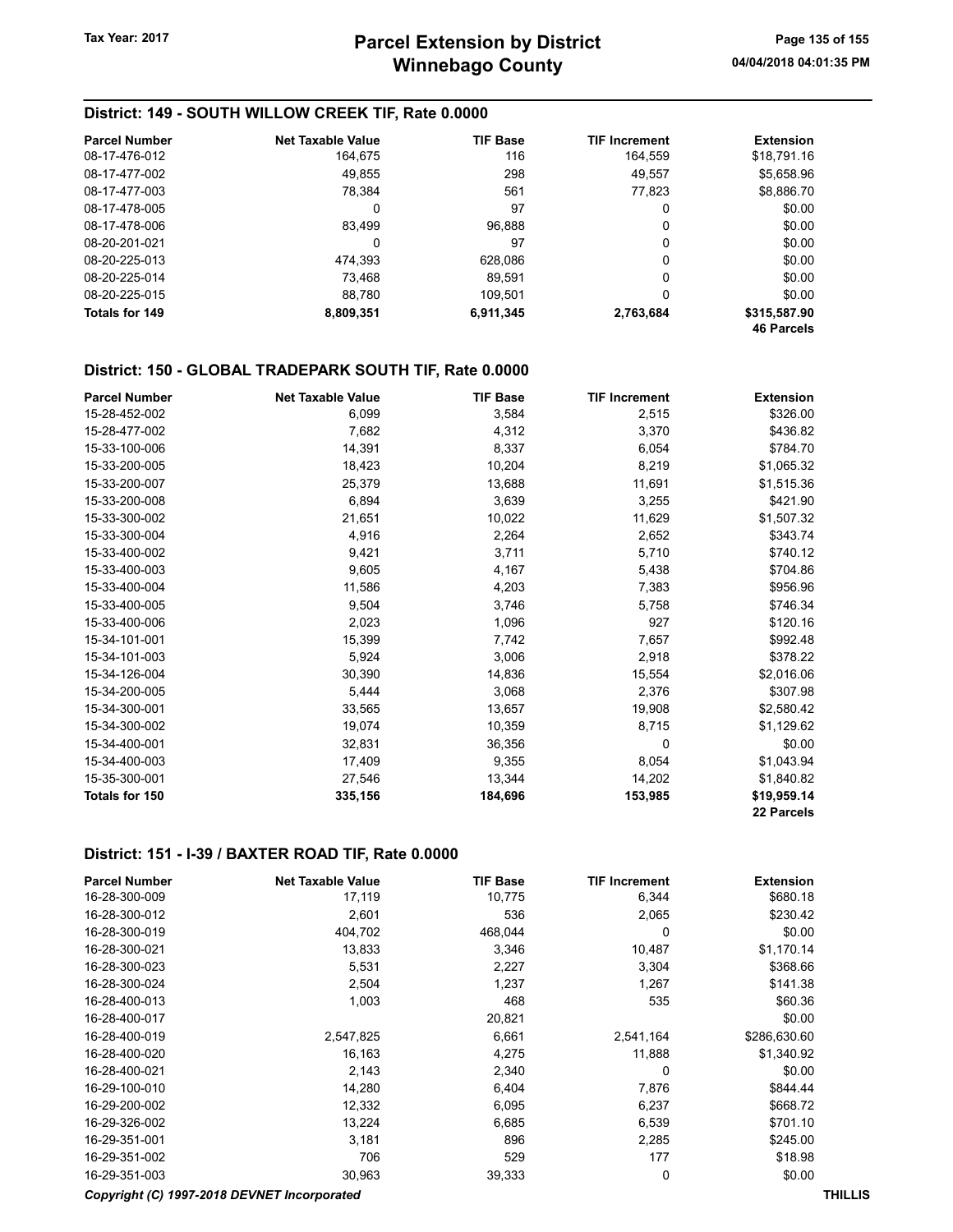## District: 149 - SOUTH WILLOW CREEK TIF, Rate 0.0000

| Parcel Number | Net Taxable Value | TIF Base | TIF Increment | Extension |
|---|---|---|---|---|
| 08-17-476-012 | 164,675 | 116 | 164,559 | $18,791.16 |
| 08-17-477-002 | 49,855 | 298 | 49,557 | $5,658.96 |
| 08-17-477-003 | 78,384 | 561 | 77,823 | $8,886.70 |
| 08-17-478-005 | 0 | 97 | 0 | $0.00 |
| 08-17-478-006 | 83,499 | 96,888 | 0 | $0.00 |
| 08-20-201-021 | 0 | 97 | 0 | $0.00 |
| 08-20-225-013 | 474,393 | 628,086 | 0 | $0.00 |
| 08-20-225-014 | 73,468 | 89,591 | 0 | $0.00 |
| 08-20-225-015 | 88,780 | 109,501 | 0 | $0.00 |
| **Totals for 149** | **8,809,351** | **6,911,345** | **2,763,684** | **$315,587.90** |
| | | | | **46 Parcels** |

## District: 150 - GLOBAL TRADEPARK SOUTH TIF, Rate 0.0000

| Parcel Number | Net Taxable Value | TIF Base | TIF Increment | Extension |
|---|---|---|---|---|
| 15-28-452-002 | 6,099 | 3,584 | 2,515 | $326.00 |
| 15-28-477-002 | 7,682 | 4,312 | 3,370 | $436.82 |
| 15-33-100-006 | 14,391 | 8,337 | 6,054 | $784.70 |
| 15-33-200-005 | 18,423 | 10,204 | 8,219 | $1,065.32 |
| 15-33-200-007 | 25,379 | 13,688 | 11,691 | $1,515.36 |
| 15-33-200-008 | 6,894 | 3,639 | 3,255 | $421.90 |
| 15-33-300-002 | 21,651 | 10,022 | 11,629 | $1,507.32 |
| 15-33-300-004 | 4,916 | 2,264 | 2,652 | $343.74 |
| 15-33-400-002 | 9,421 | 3,711 | 5,710 | $740.12 |
| 15-33-400-003 | 9,605 | 4,167 | 5,438 | $704.86 |
| 15-33-400-004 | 11,586 | 4,203 | 7,383 | $956.96 |
| 15-33-400-005 | 9,504 | 3,746 | 5,758 | $746.34 |
| 15-33-400-006 | 2,023 | 1,096 | 927 | $120.16 |
| 15-34-101-001 | 15,399 | 7,742 | 7,657 | $992.48 |
| 15-34-101-003 | 5,924 | 3,006 | 2,918 | $378.22 |
| 15-34-126-004 | 30,390 | 14,836 | 15,554 | $2,016.06 |
| 15-34-200-005 | 5,444 | 3,068 | 2,376 | $307.98 |
| 15-34-300-001 | 33,565 | 13,657 | 19,908 | $2,580.42 |
| 15-34-300-002 | 19,074 | 10,359 | 8,715 | $1,129.62 |
| 15-34-400-001 | 32,831 | 36,356 | 0 | $0.00 |
| 15-34-400-003 | 17,409 | 9,355 | 8,054 | $1,043.94 |
| 15-35-300-001 | 27,546 | 13,344 | 14,202 | $1,840.82 |
| **Totals for 150** | **335,156** | **184,696** | **153,985** | **$19,959.14** |
| | | | | **22 Parcels** |

## District: 151 - I-39 / BAXTER ROAD TIF, Rate 0.0000

| Parcel Number | Net Taxable Value | TIF Base | TIF Increment | Extension |
|---|---|---|---|---|
| 16-28-300-009 | 17,119 | 10,775 | 6,344 | $680.18 |
| 16-28-300-012 | 2,601 | 536 | 2,065 | $230.42 |
| 16-28-300-019 | 404,702 | 468,044 | 0 | $0.00 |
| 16-28-300-021 | 13,833 | 3,346 | 10,487 | $1,170.14 |
| 16-28-300-023 | 5,531 | 2,227 | 3,304 | $368.66 |
| 16-28-300-024 | 2,504 | 1,237 | 1,267 | $141.38 |
| 16-28-400-013 | 1,003 | 468 | 535 | $60.36 |
| 16-28-400-017 | | 20,821 | | $0.00 |
| 16-28-400-019 | 2,547,825 | 6,661 | 2,541,164 | $286,630.60 |
| 16-28-400-020 | 16,163 | 4,275 | 11,888 | $1,340.92 |
| 16-28-400-021 | 2,143 | 2,340 | 0 | $0.00 |
| 16-29-100-010 | 14,280 | 6,404 | 7,876 | $844.44 |
| 16-29-200-002 | 12,332 | 6,095 | 6,237 | $668.72 |
| 16-29-326-002 | 13,224 | 6,685 | 6,539 | $701.10 |
| 16-29-351-001 | 3,181 | 896 | 2,285 | $245.00 |
| 16-29-351-002 | 706 | 529 | 177 | $18.98 |
| 16-29-351-003 | 30,963 | 39,333 | 0 | $0.00 |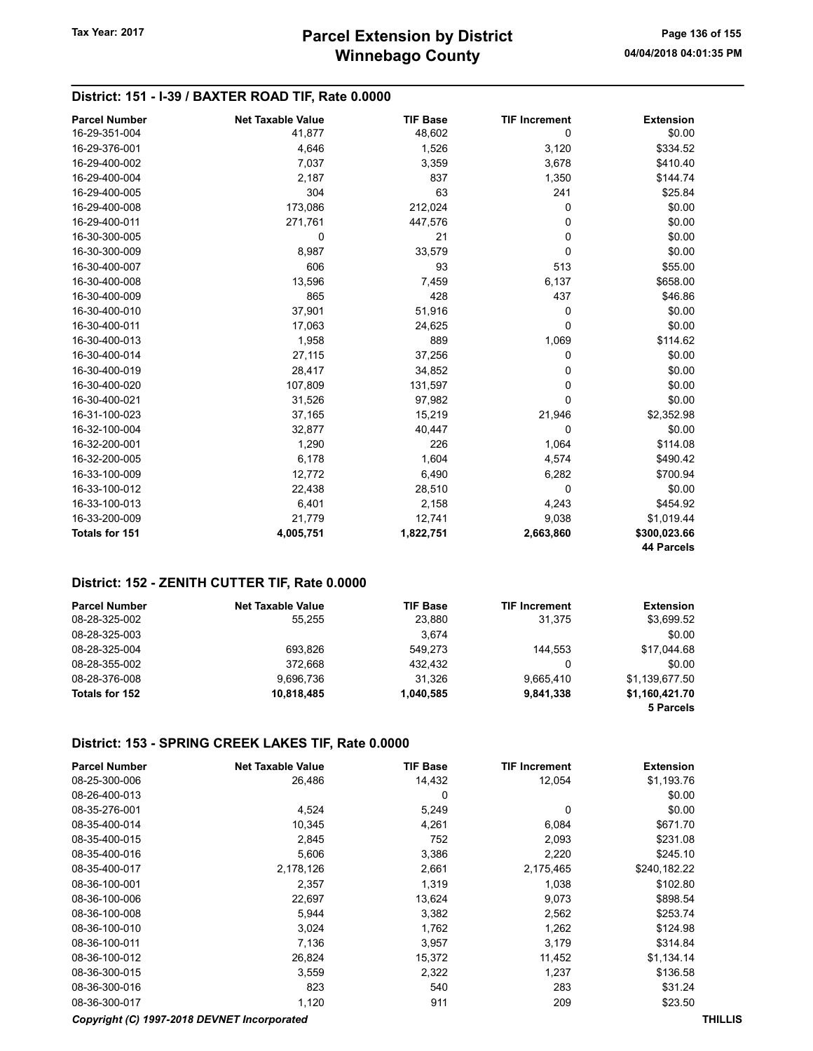## District: 151 - I-39 / BAXTER ROAD TIF, Rate 0.0000

| Parcel Number | Net Taxable Value | TIF Base | TIF Increment | Extension |
|---|---|---|---|---|
| 16-29-351-004 | 41,877 | 48,602 | 0 | $0.00 |
| 16-29-376-001 | 4,646 | 1,526 | 3,120 | $334.52 |
| 16-29-400-002 | 7,037 | 3,359 | 3,678 | $410.40 |
| 16-29-400-004 | 2,187 | 837 | 1,350 | $144.74 |
| 16-29-400-005 | 304 | 63 | 241 | $25.84 |
| 16-29-400-008 | 173,086 | 212,024 | 0 | $0.00 |
| 16-29-400-011 | 271,761 | 447,576 | 0 | $0.00 |
| 16-30-300-005 | 0 | 21 | 0 | $0.00 |
| 16-30-300-009 | 8,987 | 33,579 | 0 | $0.00 |
| 16-30-400-007 | 606 | 93 | 513 | $55.00 |
| 16-30-400-008 | 13,596 | 7,459 | 6,137 | $658.00 |
| 16-30-400-009 | 865 | 428 | 437 | $46.86 |
| 16-30-400-010 | 37,901 | 51,916 | 0 | $0.00 |
| 16-30-400-011 | 17,063 | 24,625 | 0 | $0.00 |
| 16-30-400-013 | 1,958 | 889 | 1,069 | $114.62 |
| 16-30-400-014 | 27,115 | 37,256 | 0 | $0.00 |
| 16-30-400-019 | 28,417 | 34,852 | 0 | $0.00 |
| 16-30-400-020 | 107,809 | 131,597 | 0 | $0.00 |
| 16-30-400-021 | 31,526 | 97,982 | 0 | $0.00 |
| 16-31-100-023 | 37,165 | 15,219 | 21,946 | $2,352.98 |
| 16-32-100-004 | 32,877 | 40,447 | 0 | $0.00 |
| 16-32-200-001 | 1,290 | 226 | 1,064 | $114.08 |
| 16-32-200-005 | 6,178 | 1,604 | 4,574 | $490.42 |
| 16-33-100-009 | 12,772 | 6,490 | 6,282 | $700.94 |
| 16-33-100-012 | 22,438 | 28,510 | 0 | $0.00 |
| 16-33-100-013 | 6,401 | 2,158 | 4,243 | $454.92 |
| 16-33-200-009 | 21,779 | 12,741 | 9,038 | $1,019.44 |
| **Totals for 151** | **4,005,751** | **1,822,751** | **2,663,860** | **$300,023.66** |
| | | | | **44 Parcels** |

## District: 152 - ZENITH CUTTER TIF, Rate 0.0000

| Parcel Number | Net Taxable Value | TIF Base | TIF Increment | Extension |
|---|---|---|---|---|
| 08-28-325-002 | 55,255 | 23,880 | 31,375 | $3,699.52 |
| 08-28-325-003 | | 3,674 | | $0.00 |
| 08-28-325-004 | 693,826 | 549,273 | 144,553 | $17,044.68 |
| 08-28-355-002 | 372,668 | 432,432 | 0 | $0.00 |
| 08-28-376-008 | 9,696,736 | 31,326 | 9,665,410 | $1,139,677.50 |
| **Totals for 152** | **10,818,485** | **1,040,585** | **9,841,338** | **$1,160,421.70** |
| | | | | **5 Parcels** |

## District: 153 - SPRING CREEK LAKES TIF, Rate 0.0000

| Parcel Number | Net Taxable Value | TIF Base | TIF Increment | Extension |
|---|---|---|---|---|
| 08-25-300-006 | 26,486 | 14,432 | 12,054 | $1,193.76 |
| 08-26-400-013 | | 0 | | $0.00 |
| 08-35-276-001 | 4,524 | 5,249 | 0 | $0.00 |
| 08-35-400-014 | 10,345 | 4,261 | 6,084 | $671.70 |
| 08-35-400-015 | 2,845 | 752 | 2,093 | $231.08 |
| 08-35-400-016 | 5,606 | 3,386 | 2,220 | $245.10 |
| 08-35-400-017 | 2,178,126 | 2,661 | 2,175,465 | $240,182.22 |
| 08-36-100-001 | 2,357 | 1,319 | 1,038 | $102.80 |
| 08-36-100-006 | 22,697 | 13,624 | 9,073 | $898.54 |
| 08-36-100-008 | 5,944 | 3,382 | 2,562 | $253.74 |
| 08-36-100-010 | 3,024 | 1,762 | 1,262 | $124.98 |
| 08-36-100-011 | 7,136 | 3,957 | 3,179 | $314.84 |
| 08-36-100-012 | 26,824 | 15,372 | 11,452 | $1,134.14 |
| 08-36-300-015 | 3,559 | 2,322 | 1,237 | $136.58 |
| 08-36-300-016 | 823 | 540 | 283 | $31.24 |
| 08-36-300-017 | 1,120 | 911 | 209 | $23.50 |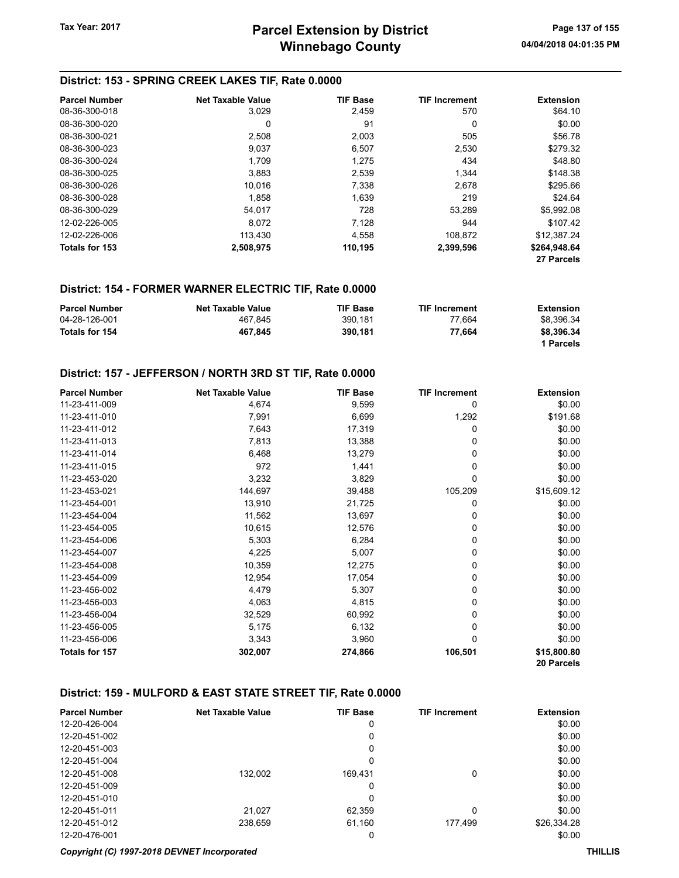## District: 153 - SPRING CREEK LAKES TIF, Rate 0.0000

| Parcel Number | Net Taxable Value | TIF Base | TIF Increment | Extension |
|---|---|---|---|---|
| 08-36-300-018 | 3,029 | 2,459 | 570 | $64.10 |
| 08-36-300-020 | 0 | 91 | 0 | $0.00 |
| 08-36-300-021 | 2,508 | 2,003 | 505 | $56.78 |
| 08-36-300-023 | 9,037 | 6,507 | 2,530 | $279.32 |
| 08-36-300-024 | 1,709 | 1,275 | 434 | $48.80 |
| 08-36-300-025 | 3,883 | 2,539 | 1,344 | $148.38 |
| 08-36-300-026 | 10,016 | 7,338 | 2,678 | $295.66 |
| 08-36-300-028 | 1,858 | 1,639 | 219 | $24.64 |
| 08-36-300-029 | 54,017 | 728 | 53,289 | $5,992.08 |
| 12-02-226-005 | 8,072 | 7,128 | 944 | $107.42 |
| 12-02-226-006 | 113,430 | 4,558 | 108,872 | $12,387.24 |
| **Totals for 153** | **2,508,975** | **110,195** | **2,399,596** | **$264,948.64** |
| | | | | **27 Parcels** |

## District: 154 - FORMER WARNER ELECTRIC TIF, Rate 0.0000

| Parcel Number | Net Taxable Value | TIF Base | TIF Increment | Extension |
|---|---|---|---|---|
| 04-28-126-001 | 467,845 | 390,181 | 77,664 | $8,396.34 |
| **Totals for 154** | **467,845** | **390,181** | **77,664** | **$8,396.34** |
| | | | | **1 Parcels** |

## District: 157 - JEFFERSON / NORTH 3RD ST TIF, Rate 0.0000

| Parcel Number | Net Taxable Value | TIF Base | TIF Increment | Extension |
|---|---|---|---|---|
| 11-23-411-009 | 4,674 | 9,599 | 0 | $0.00 |
| 11-23-411-010 | 7,991 | 6,699 | 1,292 | $191.68 |
| 11-23-411-012 | 7,643 | 17,319 | 0 | $0.00 |
| 11-23-411-013 | 7,813 | 13,388 | 0 | $0.00 |
| 11-23-411-014 | 6,468 | 13,279 | 0 | $0.00 |
| 11-23-411-015 | 972 | 1,441 | 0 | $0.00 |
| 11-23-453-020 | 3,232 | 3,829 | 0 | $0.00 |
| 11-23-453-021 | 144,697 | 39,488 | 105,209 | $15,609.12 |
| 11-23-454-001 | 13,910 | 21,725 | 0 | $0.00 |
| 11-23-454-004 | 11,562 | 13,697 | 0 | $0.00 |
| 11-23-454-005 | 10,615 | 12,576 | 0 | $0.00 |
| 11-23-454-006 | 5,303 | 6,284 | 0 | $0.00 |
| 11-23-454-007 | 4,225 | 5,007 | 0 | $0.00 |
| 11-23-454-008 | 10,359 | 12,275 | 0 | $0.00 |
| 11-23-454-009 | 12,954 | 17,054 | 0 | $0.00 |
| 11-23-456-002 | 4,479 | 5,307 | 0 | $0.00 |
| 11-23-456-003 | 4,063 | 4,815 | 0 | $0.00 |
| 11-23-456-004 | 32,529 | 60,992 | 0 | $0.00 |
| 11-23-456-005 | 5,175 | 6,132 | 0 | $0.00 |
| 11-23-456-006 | 3,343 | 3,960 | 0 | $0.00 |
| **Totals for 157** | **302,007** | **274,866** | **106,501** | **$15,800.80** |
| | | | | **20 Parcels** |

## District: 159 - MULFORD & EAST STATE STREET TIF, Rate 0.0000

| Parcel Number | Net Taxable Value | TIF Base | TIF Increment | Extension |
|---|---|---|---|---|
| 12-20-426-004 | | 0 | | $0.00 |
| 12-20-451-002 | | 0 | | $0.00 |
| 12-20-451-003 | | 0 | | $0.00 |
| 12-20-451-004 | | 0 | | $0.00 |
| 12-20-451-008 | 132,002 | 169,431 | 0 | $0.00 |
| 12-20-451-009 | | 0 | | $0.00 |
| 12-20-451-010 | | 0 | | $0.00 |
| 12-20-451-011 | 21,027 | 62,359 | 0 | $0.00 |
| 12-20-451-012 | 238,659 | 61,160 | 177,499 | $26,334.28 |
| 12-20-476-001 | | 0 | | $0.00 |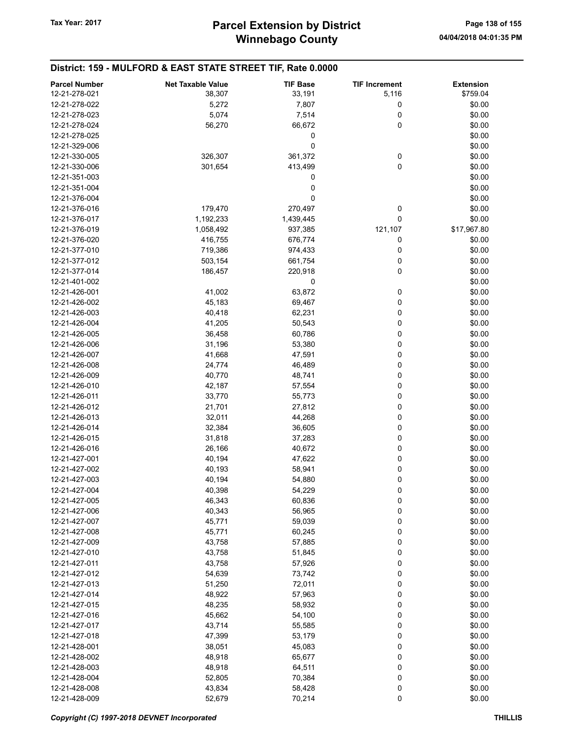## District: 159 - MULFORD & EAST STATE STREET TIF, Rate 0.0000

| Parcel Number | Net Taxable Value | TIF Base | TIF Increment | Extension |
|---|---|---|---|---|
| 12-21-278-021 | 38,307 | 33,191 | 5,116 | $759.04 |
| 12-21-278-022 | 5,272 | 7,807 | 0 | $0.00 |
| 12-21-278-023 | 5,074 | 7,514 | 0 | $0.00 |
| 12-21-278-024 | 56,270 | 66,672 | 0 | $0.00 |
| 12-21-278-025 | | 0 | | $0.00 |
| 12-21-329-006 | | 0 | | $0.00 |
| 12-21-330-005 | 326,307 | 361,372 | 0 | $0.00 |
| 12-21-330-006 | 301,654 | 413,499 | 0 | $0.00 |
| 12-21-351-003 | | 0 | | $0.00 |
| 12-21-351-004 | | 0 | | $0.00 |
| 12-21-376-004 | | 0 | | $0.00 |
| 12-21-376-016 | 179,470 | 270,497 | 0 | $0.00 |
| 12-21-376-017 | 1,192,233 | 1,439,445 | 0 | $0.00 |
| 12-21-376-019 | 1,058,492 | 937,385 | 121,107 | $17,967.80 |
| 12-21-376-020 | 416,755 | 676,774 | 0 | $0.00 |
| 12-21-377-010 | 719,386 | 974,433 | 0 | $0.00 |
| 12-21-377-012 | 503,154 | 661,754 | 0 | $0.00 |
| 12-21-377-014 | 186,457 | 220,918 | 0 | $0.00 |
| 12-21-401-002 | | 0 | | $0.00 |
| 12-21-426-001 | 41,002 | 63,872 | 0 | $0.00 |
| 12-21-426-002 | 45,183 | 69,467 | 0 | $0.00 |
| 12-21-426-003 | 40,418 | 62,231 | 0 | $0.00 |
| 12-21-426-004 | 41,205 | 50,543 | 0 | $0.00 |
| 12-21-426-005 | 36,458 | 60,786 | 0 | $0.00 |
| 12-21-426-006 | 31,196 | 53,380 | 0 | $0.00 |
| 12-21-426-007 | 41,668 | 47,591 | 0 | $0.00 |
| 12-21-426-008 | 24,774 | 46,489 | 0 | $0.00 |
| 12-21-426-009 | 40,770 | 48,741 | 0 | $0.00 |
| 12-21-426-010 | 42,187 | 57,554 | 0 | $0.00 |
| 12-21-426-011 | 33,770 | 55,773 | 0 | $0.00 |
| 12-21-426-012 | 21,701 | 27,812 | 0 | $0.00 |
| 12-21-426-013 | 32,011 | 44,268 | 0 | $0.00 |
| 12-21-426-014 | 32,384 | 36,605 | 0 | $0.00 |
| 12-21-426-015 | 31,818 | 37,283 | 0 | $0.00 |
| 12-21-426-016 | 26,166 | 40,672 | 0 | $0.00 |
| 12-21-427-001 | 40,194 | 47,622 | 0 | $0.00 |
| 12-21-427-002 | 40,193 | 58,941 | 0 | $0.00 |
| 12-21-427-003 | 40,194 | 54,880 | 0 | $0.00 |
| 12-21-427-004 | 40,398 | 54,229 | 0 | $0.00 |
| 12-21-427-005 | 46,343 | 60,836 | 0 | $0.00 |
| 12-21-427-006 | 40,343 | 56,965 | 0 | $0.00 |
| 12-21-427-007 | 45,771 | 59,039 | 0 | $0.00 |
| 12-21-427-008 | 45,771 | 60,245 | 0 | $0.00 |
| 12-21-427-009 | 43,758 | 57,885 | 0 | $0.00 |
| 12-21-427-010 | 43,758 | 51,845 | 0 | $0.00 |
| 12-21-427-011 | 43,758 | 57,926 | 0 | $0.00 |
| 12-21-427-012 | 54,639 | 73,742 | 0 | $0.00 |
| 12-21-427-013 | 51,250 | 72,011 | 0 | $0.00 |
| 12-21-427-014 | 48,922 | 57,963 | 0 | $0.00 |
| 12-21-427-015 | 48,235 | 58,932 | 0 | $0.00 |
| 12-21-427-016 | 45,662 | 54,100 | 0 | $0.00 |
| 12-21-427-017 | 43,714 | 55,585 | 0 | $0.00 |
| 12-21-427-018 | 47,399 | 53,179 | 0 | $0.00 |
| 12-21-428-001 | 38,051 | 45,083 | 0 | $0.00 |
| 12-21-428-002 | 48,918 | 65,677 | 0 | $0.00 |
| 12-21-428-003 | 48,918 | 64,511 | 0 | $0.00 |
| 12-21-428-004 | 52,805 | 70,384 | 0 | $0.00 |
| 12-21-428-008 | 43,834 | 58,428 | 0 | $0.00 |
| 12-21-428-009 | 52,679 | 70,214 | 0 | $0.00 |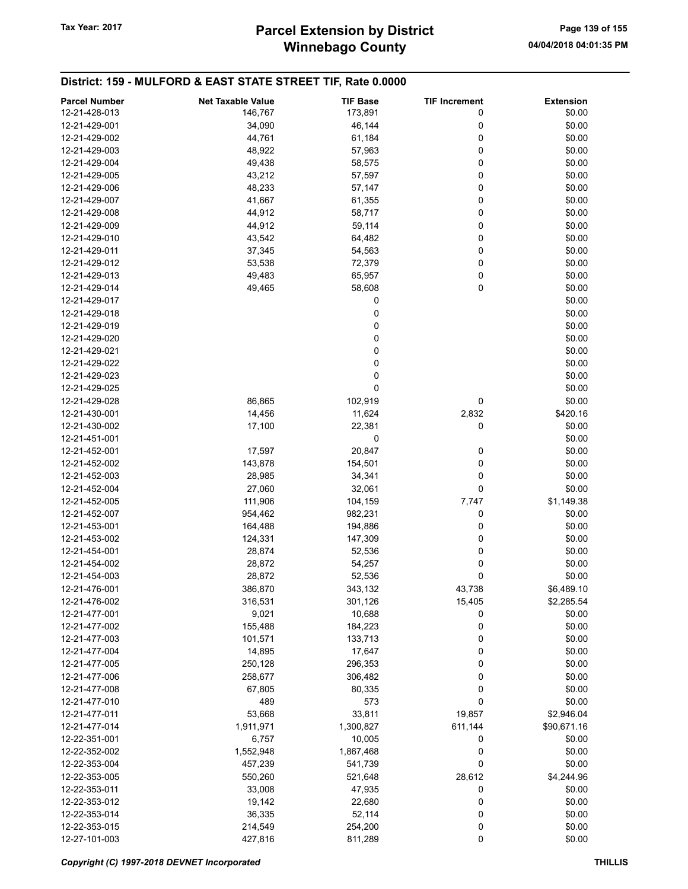## District: 159 - MULFORD & EAST STATE STREET TIF, Rate 0.0000

| Parcel Number | Net Taxable Value | TIF Base | TIF Increment | Extension |
|---|---|---|---|---|
| 12-21-428-013 | 146,767 | 173,891 | 0 | $0.00 |
| 12-21-429-001 | 34,090 | 46,144 | 0 | $0.00 |
| 12-21-429-002 | 44,761 | 61,184 | 0 | $0.00 |
| 12-21-429-003 | 48,922 | 57,963 | 0 | $0.00 |
| 12-21-429-004 | 49,438 | 58,575 | 0 | $0.00 |
| 12-21-429-005 | 43,212 | 57,597 | 0 | $0.00 |
| 12-21-429-006 | 48,233 | 57,147 | 0 | $0.00 |
| 12-21-429-007 | 41,667 | 61,355 | 0 | $0.00 |
| 12-21-429-008 | 44,912 | 58,717 | 0 | $0.00 |
| 12-21-429-009 | 44,912 | 59,114 | 0 | $0.00 |
| 12-21-429-010 | 43,542 | 64,482 | 0 | $0.00 |
| 12-21-429-011 | 37,345 | 54,563 | 0 | $0.00 |
| 12-21-429-012 | 53,538 | 72,379 | 0 | $0.00 |
| 12-21-429-013 | 49,483 | 65,957 | 0 | $0.00 |
| 12-21-429-014 | 49,465 | 58,608 | 0 | $0.00 |
| 12-21-429-017 | | 0 | | $0.00 |
| 12-21-429-018 | | 0 | | $0.00 |
| 12-21-429-019 | | 0 | | $0.00 |
| 12-21-429-020 | | 0 | | $0.00 |
| 12-21-429-021 | | 0 | | $0.00 |
| 12-21-429-022 | | 0 | | $0.00 |
| 12-21-429-023 | | 0 | | $0.00 |
| 12-21-429-025 | | 0 | | $0.00 |
| 12-21-429-028 | 86,865 | 102,919 | 0 | $0.00 |
| 12-21-430-001 | 14,456 | 11,624 | 2,832 | $420.16 |
| 12-21-430-002 | 17,100 | 22,381 | 0 | $0.00 |
| 12-21-451-001 | | 0 | | $0.00 |
| 12-21-452-001 | 17,597 | 20,847 | 0 | $0.00 |
| 12-21-452-002 | 143,878 | 154,501 | 0 | $0.00 |
| 12-21-452-003 | 28,985 | 34,341 | 0 | $0.00 |
| 12-21-452-004 | 27,060 | 32,061 | 0 | $0.00 |
| 12-21-452-005 | 111,906 | 104,159 | 7,747 | $1,149.38 |
| 12-21-452-007 | 954,462 | 982,231 | 0 | $0.00 |
| 12-21-453-001 | 164,488 | 194,886 | 0 | $0.00 |
| 12-21-453-002 | 124,331 | 147,309 | 0 | $0.00 |
| 12-21-454-001 | 28,874 | 52,536 | 0 | $0.00 |
| 12-21-454-002 | 28,872 | 54,257 | 0 | $0.00 |
| 12-21-454-003 | 28,872 | 52,536 | 0 | $0.00 |
| 12-21-476-001 | 386,870 | 343,132 | 43,738 | $6,489.10 |
| 12-21-476-002 | 316,531 | 301,126 | 15,405 | $2,285.54 |
| 12-21-477-001 | 9,021 | 10,688 | 0 | $0.00 |
| 12-21-477-002 | 155,488 | 184,223 | 0 | $0.00 |
| 12-21-477-003 | 101,571 | 133,713 | 0 | $0.00 |
| 12-21-477-004 | 14,895 | 17,647 | 0 | $0.00 |
| 12-21-477-005 | 250,128 | 296,353 | 0 | $0.00 |
| 12-21-477-006 | 258,677 | 306,482 | 0 | $0.00 |
| 12-21-477-008 | 67,805 | 80,335 | 0 | $0.00 |
| 12-21-477-010 | 489 | 573 | 0 | $0.00 |
| 12-21-477-011 | 53,668 | 33,811 | 19,857 | $2,946.04 |
| 12-21-477-014 | 1,911,971 | 1,300,827 | 611,144 | $90,671.16 |
| 12-22-351-001 | 6,757 | 10,005 | 0 | $0.00 |
| 12-22-352-002 | 1,552,948 | 1,867,468 | 0 | $0.00 |
| 12-22-353-004 | 457,239 | 541,739 | 0 | $0.00 |
| 12-22-353-005 | 550,260 | 521,648 | 28,612 | $4,244.96 |
| 12-22-353-011 | 33,008 | 47,935 | 0 | $0.00 |
| 12-22-353-012 | 19,142 | 22,680 | 0 | $0.00 |
| 12-22-353-014 | 36,335 | 52,114 | 0 | $0.00 |
| 12-22-353-015 | 214,549 | 254,200 | 0 | $0.00 |
| 12-27-101-003 | 427,816 | 811,289 | 0 | $0.00 |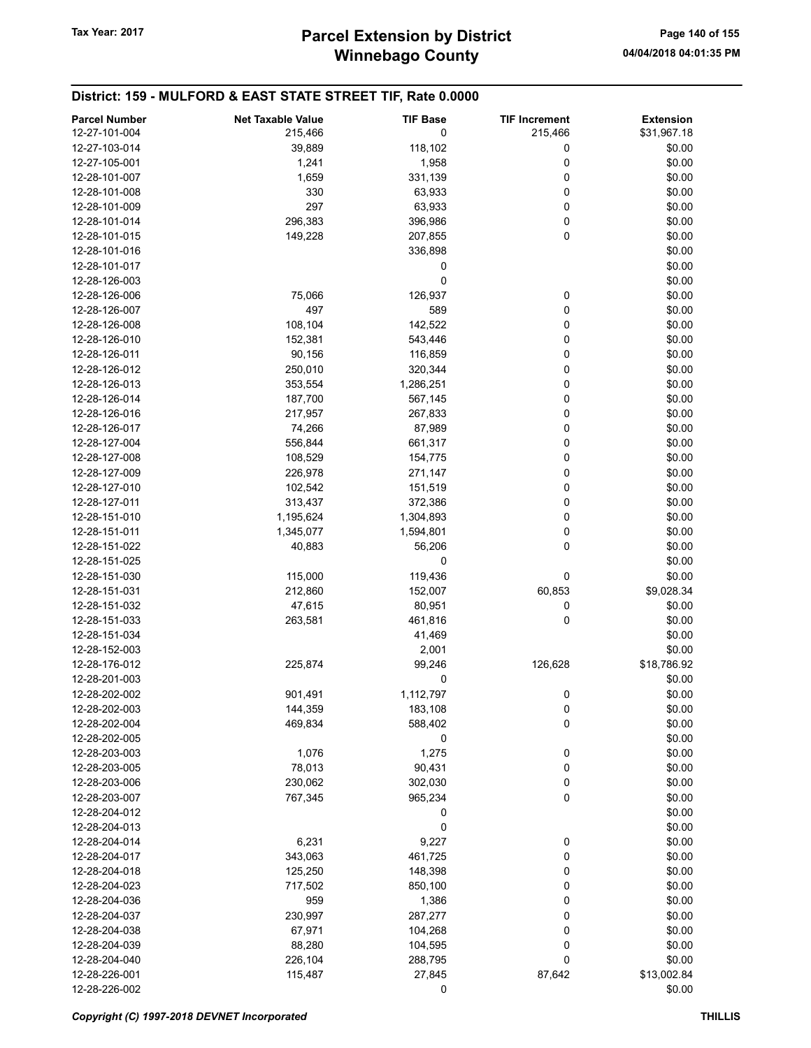## District: 159 - MULFORD & EAST STATE STREET TIF, Rate 0.0000

| Parcel Number | Net Taxable Value | TIF Base | TIF Increment | Extension |
|---|---|---|---|---|
| 12-27-101-004 | 215,466 | 0 | 215,466 | $31,967.18 |
| 12-27-103-014 | 39,889 | 118,102 | 0 | $0.00 |
| 12-27-105-001 | 1,241 | 1,958 | 0 | $0.00 |
| 12-28-101-007 | 1,659 | 331,139 | 0 | $0.00 |
| 12-28-101-008 | 330 | 63,933 | 0 | $0.00 |
| 12-28-101-009 | 297 | 63,933 | 0 | $0.00 |
| 12-28-101-014 | 296,383 | 396,986 | 0 | $0.00 |
| 12-28-101-015 | 149,228 | 207,855 | 0 | $0.00 |
| 12-28-101-016 | | 336,898 | | $0.00 |
| 12-28-101-017 | | 0 | | $0.00 |
| 12-28-126-003 | | 0 | | $0.00 |
| 12-28-126-006 | 75,066 | 126,937 | 0 | $0.00 |
| 12-28-126-007 | 497 | 589 | 0 | $0.00 |
| 12-28-126-008 | 108,104 | 142,522 | 0 | $0.00 |
| 12-28-126-010 | 152,381 | 543,446 | 0 | $0.00 |
| 12-28-126-011 | 90,156 | 116,859 | 0 | $0.00 |
| 12-28-126-012 | 250,010 | 320,344 | 0 | $0.00 |
| 12-28-126-013 | 353,554 | 1,286,251 | 0 | $0.00 |
| 12-28-126-014 | 187,700 | 567,145 | 0 | $0.00 |
| 12-28-126-016 | 217,957 | 267,833 | 0 | $0.00 |
| 12-28-126-017 | 74,266 | 87,989 | 0 | $0.00 |
| 12-28-127-004 | 556,844 | 661,317 | 0 | $0.00 |
| 12-28-127-008 | 108,529 | 154,775 | 0 | $0.00 |
| 12-28-127-009 | 226,978 | 271,147 | 0 | $0.00 |
| 12-28-127-010 | 102,542 | 151,519 | 0 | $0.00 |
| 12-28-127-011 | 313,437 | 372,386 | 0 | $0.00 |
| 12-28-151-010 | 1,195,624 | 1,304,893 | 0 | $0.00 |
| 12-28-151-011 | 1,345,077 | 1,594,801 | 0 | $0.00 |
| 12-28-151-022 | 40,883 | 56,206 | 0 | $0.00 |
| 12-28-151-025 | | 0 | | $0.00 |
| 12-28-151-030 | 115,000 | 119,436 | 0 | $0.00 |
| 12-28-151-031 | 212,860 | 152,007 | 60,853 | $9,028.34 |
| 12-28-151-032 | 47,615 | 80,951 | 0 | $0.00 |
| 12-28-151-033 | 263,581 | 461,816 | 0 | $0.00 |
| 12-28-151-034 | | 41,469 | | $0.00 |
| 12-28-152-003 | | 2,001 | | $0.00 |
| 12-28-176-012 | 225,874 | 99,246 | 126,628 | $18,786.92 |
| 12-28-201-003 | | 0 | | $0.00 |
| 12-28-202-002 | 901,491 | 1,112,797 | 0 | $0.00 |
| 12-28-202-003 | 144,359 | 183,108 | 0 | $0.00 |
| 12-28-202-004 | 469,834 | 588,402 | 0 | $0.00 |
| 12-28-202-005 | | 0 | | $0.00 |
| 12-28-203-003 | 1,076 | 1,275 | 0 | $0.00 |
| 12-28-203-005 | 78,013 | 90,431 | 0 | $0.00 |
| 12-28-203-006 | 230,062 | 302,030 | 0 | $0.00 |
| 12-28-203-007 | 767,345 | 965,234 | 0 | $0.00 |
| 12-28-204-012 | | 0 | | $0.00 |
| 12-28-204-013 | | 0 | | $0.00 |
| 12-28-204-014 | 6,231 | 9,227 | 0 | $0.00 |
| 12-28-204-017 | 343,063 | 461,725 | 0 | $0.00 |
| 12-28-204-018 | 125,250 | 148,398 | 0 | $0.00 |
| 12-28-204-023 | 717,502 | 850,100 | 0 | $0.00 |
| 12-28-204-036 | 959 | 1,386 | 0 | $0.00 |
| 12-28-204-037 | 230,997 | 287,277 | 0 | $0.00 |
| 12-28-204-038 | 67,971 | 104,268 | 0 | $0.00 |
| 12-28-204-039 | 88,280 | 104,595 | 0 | $0.00 |
| 12-28-204-040 | 226,104 | 288,795 | 0 | $0.00 |
| 12-28-226-001 | 115,487 | 27,845 | 87,642 | $13,002.84 |
| 12-28-226-002 | | 0 | | $0.00 |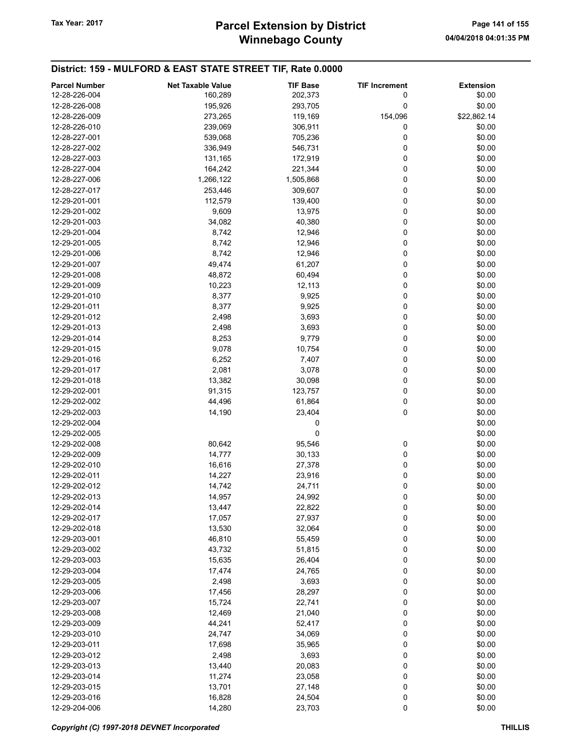## District: 159 - MULFORD & EAST STATE STREET TIF, Rate 0.0000

| Parcel Number | Net Taxable Value | TIF Base | TIF Increment | Extension |
|---|---|---|---|---|
| 12-28-226-004 | 160,289 | 202,373 | 0 | $0.00 |
| 12-28-226-008 | 195,926 | 293,705 | 0 | $0.00 |
| 12-28-226-009 | 273,265 | 119,169 | 154,096 | $22,862.14 |
| 12-28-226-010 | 239,069 | 306,911 | 0 | $0.00 |
| 12-28-227-001 | 539,068 | 705,236 | 0 | $0.00 |
| 12-28-227-002 | 336,949 | 546,731 | 0 | $0.00 |
| 12-28-227-003 | 131,165 | 172,919 | 0 | $0.00 |
| 12-28-227-004 | 164,242 | 221,344 | 0 | $0.00 |
| 12-28-227-006 | 1,266,122 | 1,505,868 | 0 | $0.00 |
| 12-28-227-017 | 253,446 | 309,607 | 0 | $0.00 |
| 12-29-201-001 | 112,579 | 139,400 | 0 | $0.00 |
| 12-29-201-002 | 9,609 | 13,975 | 0 | $0.00 |
| 12-29-201-003 | 34,082 | 40,380 | 0 | $0.00 |
| 12-29-201-004 | 8,742 | 12,946 | 0 | $0.00 |
| 12-29-201-005 | 8,742 | 12,946 | 0 | $0.00 |
| 12-29-201-006 | 8,742 | 12,946 | 0 | $0.00 |
| 12-29-201-007 | 49,474 | 61,207 | 0 | $0.00 |
| 12-29-201-008 | 48,872 | 60,494 | 0 | $0.00 |
| 12-29-201-009 | 10,223 | 12,113 | 0 | $0.00 |
| 12-29-201-010 | 8,377 | 9,925 | 0 | $0.00 |
| 12-29-201-011 | 8,377 | 9,925 | 0 | $0.00 |
| 12-29-201-012 | 2,498 | 3,693 | 0 | $0.00 |
| 12-29-201-013 | 2,498 | 3,693 | 0 | $0.00 |
| 12-29-201-014 | 8,253 | 9,779 | 0 | $0.00 |
| 12-29-201-015 | 9,078 | 10,754 | 0 | $0.00 |
| 12-29-201-016 | 6,252 | 7,407 | 0 | $0.00 |
| 12-29-201-017 | 2,081 | 3,078 | 0 | $0.00 |
| 12-29-201-018 | 13,382 | 30,098 | 0 | $0.00 |
| 12-29-202-001 | 91,315 | 123,757 | 0 | $0.00 |
| 12-29-202-002 | 44,496 | 61,864 | 0 | $0.00 |
| 12-29-202-003 | 14,190 | 23,404 | 0 | $0.00 |
| 12-29-202-004 | | 0 | | $0.00 |
| 12-29-202-005 | | 0 | | $0.00 |
| 12-29-202-008 | 80,642 | 95,546 | 0 | $0.00 |
| 12-29-202-009 | 14,777 | 30,133 | 0 | $0.00 |
| 12-29-202-010 | 16,616 | 27,378 | 0 | $0.00 |
| 12-29-202-011 | 14,227 | 23,916 | 0 | $0.00 |
| 12-29-202-012 | 14,742 | 24,711 | 0 | $0.00 |
| 12-29-202-013 | 14,957 | 24,992 | 0 | $0.00 |
| 12-29-202-014 | 13,447 | 22,822 | 0 | $0.00 |
| 12-29-202-017 | 17,057 | 27,937 | 0 | $0.00 |
| 12-29-202-018 | 13,530 | 32,064 | 0 | $0.00 |
| 12-29-203-001 | 46,810 | 55,459 | 0 | $0.00 |
| 12-29-203-002 | 43,732 | 51,815 | 0 | $0.00 |
| 12-29-203-003 | 15,635 | 26,404 | 0 | $0.00 |
| 12-29-203-004 | 17,474 | 24,765 | 0 | $0.00 |
| 12-29-203-005 | 2,498 | 3,693 | 0 | $0.00 |
| 12-29-203-006 | 17,456 | 28,297 | 0 | $0.00 |
| 12-29-203-007 | 15,724 | 22,741 | 0 | $0.00 |
| 12-29-203-008 | 12,469 | 21,040 | 0 | $0.00 |
| 12-29-203-009 | 44,241 | 52,417 | 0 | $0.00 |
| 12-29-203-010 | 24,747 | 34,069 | 0 | $0.00 |
| 12-29-203-011 | 17,698 | 35,965 | 0 | $0.00 |
| 12-29-203-012 | 2,498 | 3,693 | 0 | $0.00 |
| 12-29-203-013 | 13,440 | 20,083 | 0 | $0.00 |
| 12-29-203-014 | 11,274 | 23,058 | 0 | $0.00 |
| 12-29-203-015 | 13,701 | 27,148 | 0 | $0.00 |
| 12-29-203-016 | 16,828 | 24,504 | 0 | $0.00 |
| 12-29-204-006 | 14,280 | 23,703 | 0 | $0.00 |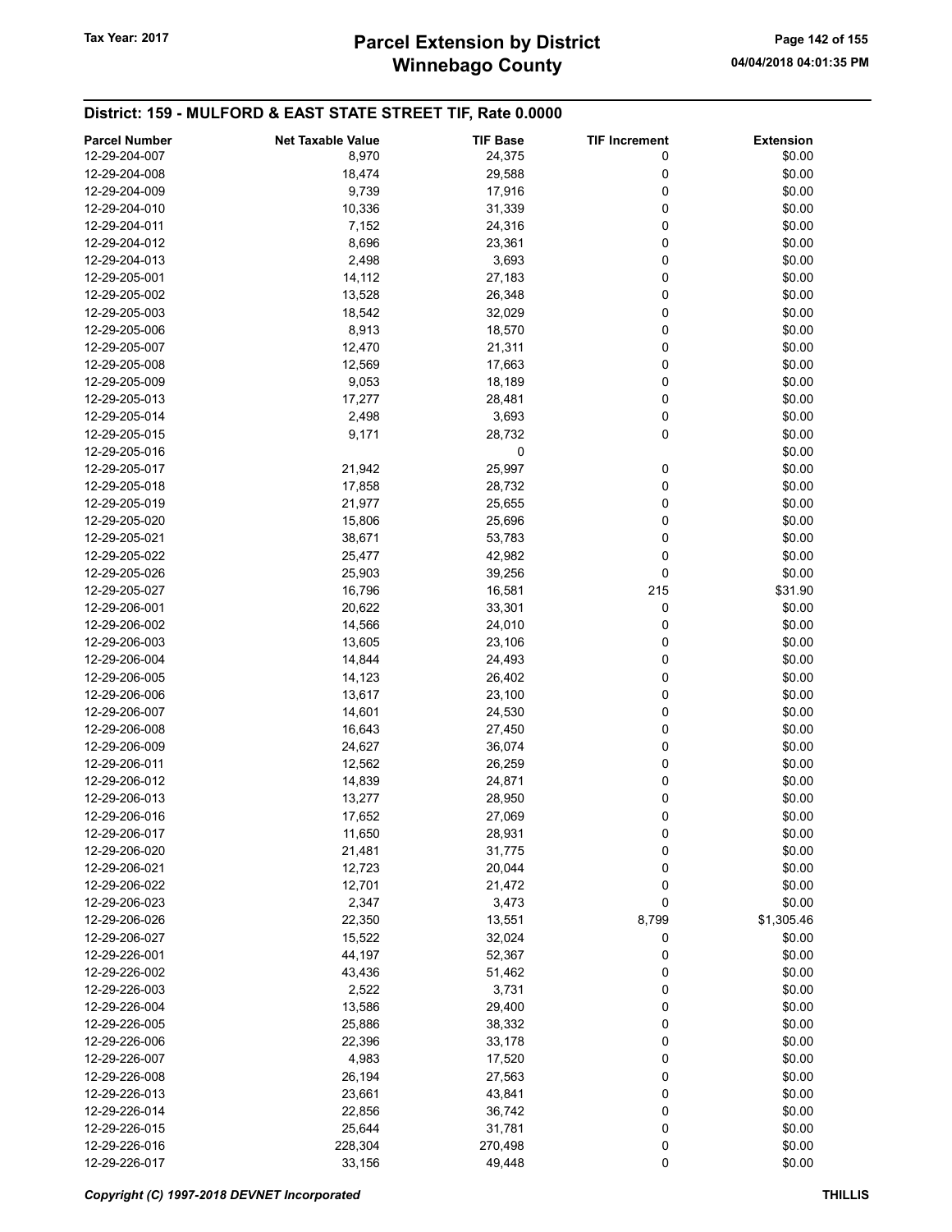## District: 159 - MULFORD & EAST STATE STREET TIF, Rate 0.0000

| Parcel Number | Net Taxable Value | TIF Base | TIF Increment | Extension |
|---|---|---|---|---|
| 12-29-204-007 | 8,970 | 24,375 | 0 | $0.00 |
| 12-29-204-008 | 18,474 | 29,588 | 0 | $0.00 |
| 12-29-204-009 | 9,739 | 17,916 | 0 | $0.00 |
| 12-29-204-010 | 10,336 | 31,339 | 0 | $0.00 |
| 12-29-204-011 | 7,152 | 24,316 | 0 | $0.00 |
| 12-29-204-012 | 8,696 | 23,361 | 0 | $0.00 |
| 12-29-204-013 | 2,498 | 3,693 | 0 | $0.00 |
| 12-29-205-001 | 14,112 | 27,183 | 0 | $0.00 |
| 12-29-205-002 | 13,528 | 26,348 | 0 | $0.00 |
| 12-29-205-003 | 18,542 | 32,029 | 0 | $0.00 |
| 12-29-205-006 | 8,913 | 18,570 | 0 | $0.00 |
| 12-29-205-007 | 12,470 | 21,311 | 0 | $0.00 |
| 12-29-205-008 | 12,569 | 17,663 | 0 | $0.00 |
| 12-29-205-009 | 9,053 | 18,189 | 0 | $0.00 |
| 12-29-205-013 | 17,277 | 28,481 | 0 | $0.00 |
| 12-29-205-014 | 2,498 | 3,693 | 0 | $0.00 |
| 12-29-205-015 | 9,171 | 28,732 | 0 | $0.00 |
| 12-29-205-016 | | 0 | | $0.00 |
| 12-29-205-017 | 21,942 | 25,997 | 0 | $0.00 |
| 12-29-205-018 | 17,858 | 28,732 | 0 | $0.00 |
| 12-29-205-019 | 21,977 | 25,655 | 0 | $0.00 |
| 12-29-205-020 | 15,806 | 25,696 | 0 | $0.00 |
| 12-29-205-021 | 38,671 | 53,783 | 0 | $0.00 |
| 12-29-205-022 | 25,477 | 42,982 | 0 | $0.00 |
| 12-29-205-026 | 25,903 | 39,256 | 0 | $0.00 |
| 12-29-205-027 | 16,796 | 16,581 | 215 | $31.90 |
| 12-29-206-001 | 20,622 | 33,301 | 0 | $0.00 |
| 12-29-206-002 | 14,566 | 24,010 | 0 | $0.00 |
| 12-29-206-003 | 13,605 | 23,106 | 0 | $0.00 |
| 12-29-206-004 | 14,844 | 24,493 | 0 | $0.00 |
| 12-29-206-005 | 14,123 | 26,402 | 0 | $0.00 |
| 12-29-206-006 | 13,617 | 23,100 | 0 | $0.00 |
| 12-29-206-007 | 14,601 | 24,530 | 0 | $0.00 |
| 12-29-206-008 | 16,643 | 27,450 | 0 | $0.00 |
| 12-29-206-009 | 24,627 | 36,074 | 0 | $0.00 |
| 12-29-206-011 | 12,562 | 26,259 | 0 | $0.00 |
| 12-29-206-012 | 14,839 | 24,871 | 0 | $0.00 |
| 12-29-206-013 | 13,277 | 28,950 | 0 | $0.00 |
| 12-29-206-016 | 17,652 | 27,069 | 0 | $0.00 |
| 12-29-206-017 | 11,650 | 28,931 | 0 | $0.00 |
| 12-29-206-020 | 21,481 | 31,775 | 0 | $0.00 |
| 12-29-206-021 | 12,723 | 20,044 | 0 | $0.00 |
| 12-29-206-022 | 12,701 | 21,472 | 0 | $0.00 |
| 12-29-206-023 | 2,347 | 3,473 | 0 | $0.00 |
| 12-29-206-026 | 22,350 | 13,551 | 8,799 | $1,305.46 |
| 12-29-206-027 | 15,522 | 32,024 | 0 | $0.00 |
| 12-29-226-001 | 44,197 | 52,367 | 0 | $0.00 |
| 12-29-226-002 | 43,436 | 51,462 | 0 | $0.00 |
| 12-29-226-003 | 2,522 | 3,731 | 0 | $0.00 |
| 12-29-226-004 | 13,586 | 29,400 | 0 | $0.00 |
| 12-29-226-005 | 25,886 | 38,332 | 0 | $0.00 |
| 12-29-226-006 | 22,396 | 33,178 | 0 | $0.00 |
| 12-29-226-007 | 4,983 | 17,520 | 0 | $0.00 |
| 12-29-226-008 | 26,194 | 27,563 | 0 | $0.00 |
| 12-29-226-013 | 23,661 | 43,841 | 0 | $0.00 |
| 12-29-226-014 | 22,856 | 36,742 | 0 | $0.00 |
| 12-29-226-015 | 25,644 | 31,781 | 0 | $0.00 |
| 12-29-226-016 | 228,304 | 270,498 | 0 | $0.00 |
| 12-29-226-017 | 33,156 | 49,448 | 0 | $0.00 |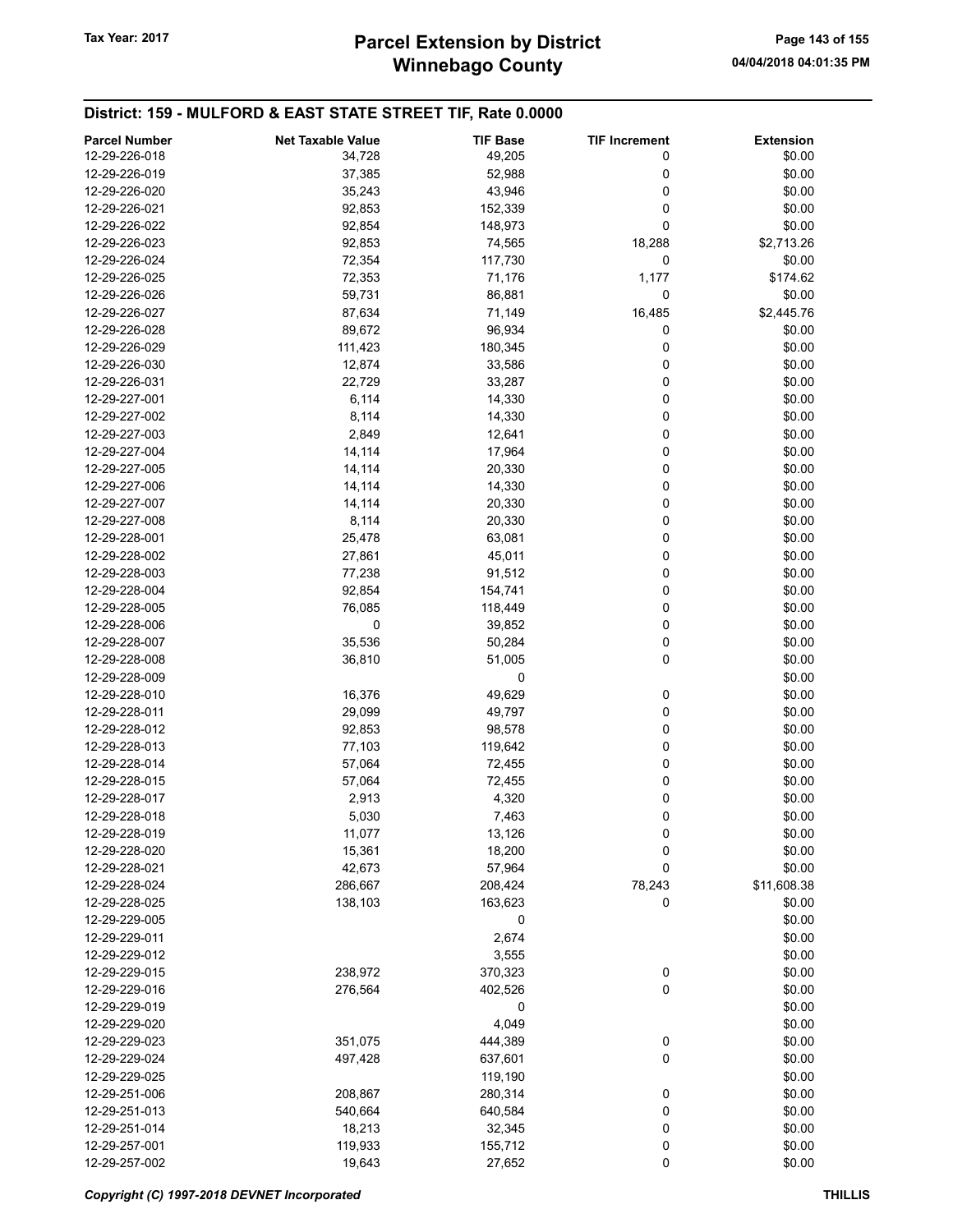## District: 159 - MULFORD & EAST STATE STREET TIF, Rate 0.0000

| Parcel Number | Net Taxable Value | TIF Base | TIF Increment | Extension |
|---|---|---|---|---|
| 12-29-226-018 | 34,728 | 49,205 | 0 | $0.00 |
| 12-29-226-019 | 37,385 | 52,988 | 0 | $0.00 |
| 12-29-226-020 | 35,243 | 43,946 | 0 | $0.00 |
| 12-29-226-021 | 92,853 | 152,339 | 0 | $0.00 |
| 12-29-226-022 | 92,854 | 148,973 | 0 | $0.00 |
| 12-29-226-023 | 92,853 | 74,565 | 18,288 | $2,713.26 |
| 12-29-226-024 | 72,354 | 117,730 | 0 | $0.00 |
| 12-29-226-025 | 72,353 | 71,176 | 1,177 | $174.62 |
| 12-29-226-026 | 59,731 | 86,881 | 0 | $0.00 |
| 12-29-226-027 | 87,634 | 71,149 | 16,485 | $2,445.76 |
| 12-29-226-028 | 89,672 | 96,934 | 0 | $0.00 |
| 12-29-226-029 | 111,423 | 180,345 | 0 | $0.00 |
| 12-29-226-030 | 12,874 | 33,586 | 0 | $0.00 |
| 12-29-226-031 | 22,729 | 33,287 | 0 | $0.00 |
| 12-29-227-001 | 6,114 | 14,330 | 0 | $0.00 |
| 12-29-227-002 | 8,114 | 14,330 | 0 | $0.00 |
| 12-29-227-003 | 2,849 | 12,641 | 0 | $0.00 |
| 12-29-227-004 | 14,114 | 17,964 | 0 | $0.00 |
| 12-29-227-005 | 14,114 | 20,330 | 0 | $0.00 |
| 12-29-227-006 | 14,114 | 14,330 | 0 | $0.00 |
| 12-29-227-007 | 14,114 | 20,330 | 0 | $0.00 |
| 12-29-227-008 | 8,114 | 20,330 | 0 | $0.00 |
| 12-29-228-001 | 25,478 | 63,081 | 0 | $0.00 |
| 12-29-228-002 | 27,861 | 45,011 | 0 | $0.00 |
| 12-29-228-003 | 77,238 | 91,512 | 0 | $0.00 |
| 12-29-228-004 | 92,854 | 154,741 | 0 | $0.00 |
| 12-29-228-005 | 76,085 | 118,449 | 0 | $0.00 |
| 12-29-228-006 | 0 | 39,852 | 0 | $0.00 |
| 12-29-228-007 | 35,536 | 50,284 | 0 | $0.00 |
| 12-29-228-008 | 36,810 | 51,005 | 0 | $0.00 |
| 12-29-228-009 | | 0 | | $0.00 |
| 12-29-228-010 | 16,376 | 49,629 | 0 | $0.00 |
| 12-29-228-011 | 29,099 | 49,797 | 0 | $0.00 |
| 12-29-228-012 | 92,853 | 98,578 | 0 | $0.00 |
| 12-29-228-013 | 77,103 | 119,642 | 0 | $0.00 |
| 12-29-228-014 | 57,064 | 72,455 | 0 | $0.00 |
| 12-29-228-015 | 57,064 | 72,455 | 0 | $0.00 |
| 12-29-228-017 | 2,913 | 4,320 | 0 | $0.00 |
| 12-29-228-018 | 5,030 | 7,463 | 0 | $0.00 |
| 12-29-228-019 | 11,077 | 13,126 | 0 | $0.00 |
| 12-29-228-020 | 15,361 | 18,200 | 0 | $0.00 |
| 12-29-228-021 | 42,673 | 57,964 | 0 | $0.00 |
| 12-29-228-024 | 286,667 | 208,424 | 78,243 | $11,608.38 |
| 12-29-228-025 | 138,103 | 163,623 | 0 | $0.00 |
| 12-29-229-005 | | 0 | | $0.00 |
| 12-29-229-011 | | 2,674 | | $0.00 |
| 12-29-229-012 | | 3,555 | | $0.00 |
| 12-29-229-015 | 238,972 | 370,323 | 0 | $0.00 |
| 12-29-229-016 | 276,564 | 402,526 | 0 | $0.00 |
| 12-29-229-019 | | 0 | | $0.00 |
| 12-29-229-020 | | 4,049 | | $0.00 |
| 12-29-229-023 | 351,075 | 444,389 | 0 | $0.00 |
| 12-29-229-024 | 497,428 | 637,601 | 0 | $0.00 |
| 12-29-229-025 | | 119,190 | | $0.00 |
| 12-29-251-006 | 208,867 | 280,314 | 0 | $0.00 |
| 12-29-251-013 | 540,664 | 640,584 | 0 | $0.00 |
| 12-29-251-014 | 18,213 | 32,345 | 0 | $0.00 |
| 12-29-257-001 | 119,933 | 155,712 | 0 | $0.00 |
| 12-29-257-002 | 19,643 | 27,652 | 0 | $0.00 |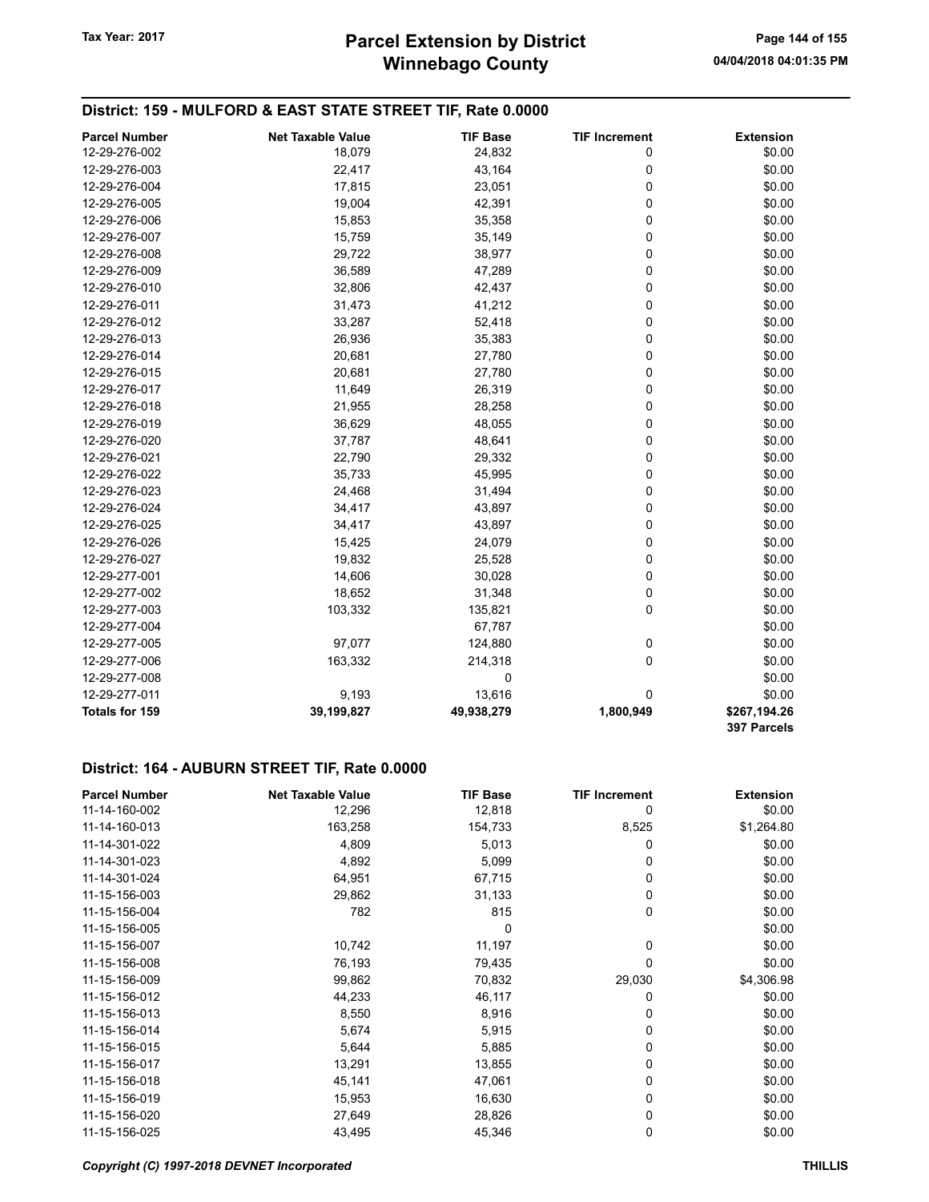## District: 159 - MULFORD & EAST STATE STREET TIF, Rate 0.0000

| Parcel Number | Net Taxable Value | TIF Base | TIF Increment | Extension |
|---|---|---|---|---|
| 12-29-276-002 | 18,079 | 24,832 | 0 | $0.00 |
| 12-29-276-003 | 22,417 | 43,164 | 0 | $0.00 |
| 12-29-276-004 | 17,815 | 23,051 | 0 | $0.00 |
| 12-29-276-005 | 19,004 | 42,391 | 0 | $0.00 |
| 12-29-276-006 | 15,853 | 35,358 | 0 | $0.00 |
| 12-29-276-007 | 15,759 | 35,149 | 0 | $0.00 |
| 12-29-276-008 | 29,722 | 38,977 | 0 | $0.00 |
| 12-29-276-009 | 36,589 | 47,289 | 0 | $0.00 |
| 12-29-276-010 | 32,806 | 42,437 | 0 | $0.00 |
| 12-29-276-011 | 31,473 | 41,212 | 0 | $0.00 |
| 12-29-276-012 | 33,287 | 52,418 | 0 | $0.00 |
| 12-29-276-013 | 26,936 | 35,383 | 0 | $0.00 |
| 12-29-276-014 | 20,681 | 27,780 | 0 | $0.00 |
| 12-29-276-015 | 20,681 | 27,780 | 0 | $0.00 |
| 12-29-276-017 | 11,649 | 26,319 | 0 | $0.00 |
| 12-29-276-018 | 21,955 | 28,258 | 0 | $0.00 |
| 12-29-276-019 | 36,629 | 48,055 | 0 | $0.00 |
| 12-29-276-020 | 37,787 | 48,641 | 0 | $0.00 |
| 12-29-276-021 | 22,790 | 29,332 | 0 | $0.00 |
| 12-29-276-022 | 35,733 | 45,995 | 0 | $0.00 |
| 12-29-276-023 | 24,468 | 31,494 | 0 | $0.00 |
| 12-29-276-024 | 34,417 | 43,897 | 0 | $0.00 |
| 12-29-276-025 | 34,417 | 43,897 | 0 | $0.00 |
| 12-29-276-026 | 15,425 | 24,079 | 0 | $0.00 |
| 12-29-276-027 | 19,832 | 25,528 | 0 | $0.00 |
| 12-29-277-001 | 14,606 | 30,028 | 0 | $0.00 |
| 12-29-277-002 | 18,652 | 31,348 | 0 | $0.00 |
| 12-29-277-003 | 103,332 | 135,821 | 0 | $0.00 |
| 12-29-277-004 | | 67,787 | | $0.00 |
| 12-29-277-005 | 97,077 | 124,880 | 0 | $0.00 |
| 12-29-277-006 | 163,332 | 214,318 | 0 | $0.00 |
| 12-29-277-008 | | 0 | | $0.00 |
| 12-29-277-011 | 9,193 | 13,616 | 0 | $0.00 |
| **Totals for 159** | **39,199,827** | **49,938,279** | **1,800,949** | **$267,194.26** |
| | | | | **397 Parcels** |

## District: 164 - AUBURN STREET TIF, Rate 0.0000

| Parcel Number | Net Taxable Value | TIF Base | TIF Increment | Extension |
|---|---|---|---|---|
| 11-14-160-002 | 12,296 | 12,818 | 0 | $0.00 |
| 11-14-160-013 | 163,258 | 154,733 | 8,525 | $1,264.80 |
| 11-14-301-022 | 4,809 | 5,013 | 0 | $0.00 |
| 11-14-301-023 | 4,892 | 5,099 | 0 | $0.00 |
| 11-14-301-024 | 64,951 | 67,715 | 0 | $0.00 |
| 11-15-156-003 | 29,862 | 31,133 | 0 | $0.00 |
| 11-15-156-004 | 782 | 815 | 0 | $0.00 |
| 11-15-156-005 | | 0 | | $0.00 |
| 11-15-156-007 | 10,742 | 11,197 | 0 | $0.00 |
| 11-15-156-008 | 76,193 | 79,435 | 0 | $0.00 |
| 11-15-156-009 | 99,862 | 70,832 | 29,030 | $4,306.98 |
| 11-15-156-012 | 44,233 | 46,117 | 0 | $0.00 |
| 11-15-156-013 | 8,550 | 8,916 | 0 | $0.00 |
| 11-15-156-014 | 5,674 | 5,915 | 0 | $0.00 |
| 11-15-156-015 | 5,644 | 5,885 | 0 | $0.00 |
| 11-15-156-017 | 13,291 | 13,855 | 0 | $0.00 |
| 11-15-156-018 | 45,141 | 47,061 | 0 | $0.00 |
| 11-15-156-019 | 15,953 | 16,630 | 0 | $0.00 |
| 11-15-156-020 | 27,649 | 28,826 | 0 | $0.00 |
| 11-15-156-025 | 43,495 | 45,346 | 0 | $0.00 |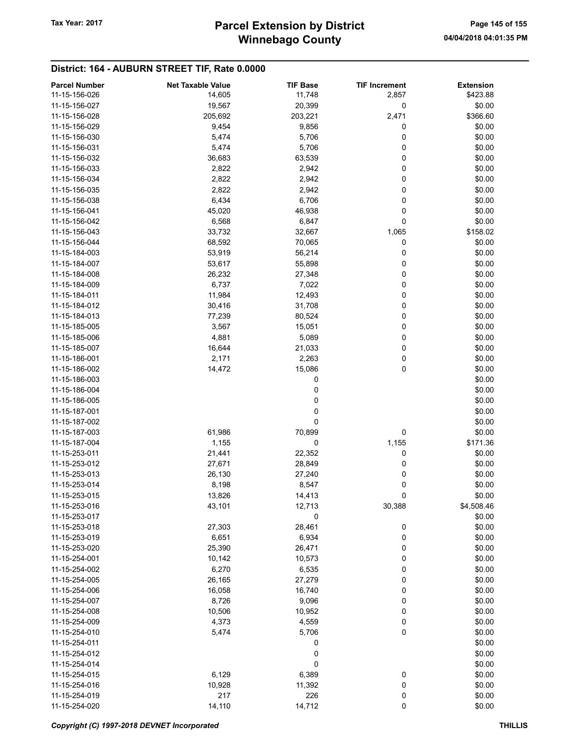## District: 164 - AUBURN STREET TIF, Rate 0.0000

| Parcel Number | Net Taxable Value | TIF Base | TIF Increment | Extension |
|---|---|---|---|---|
| 11-15-156-026 | 14,605 | 11,748 | 2,857 | $423.88 |
| 11-15-156-027 | 19,567 | 20,399 | 0 | $0.00 |
| 11-15-156-028 | 205,692 | 203,221 | 2,471 | $366.60 |
| 11-15-156-029 | 9,454 | 9,856 | 0 | $0.00 |
| 11-15-156-030 | 5,474 | 5,706 | 0 | $0.00 |
| 11-15-156-031 | 5,474 | 5,706 | 0 | $0.00 |
| 11-15-156-032 | 36,683 | 63,539 | 0 | $0.00 |
| 11-15-156-033 | 2,822 | 2,942 | 0 | $0.00 |
| 11-15-156-034 | 2,822 | 2,942 | 0 | $0.00 |
| 11-15-156-035 | 2,822 | 2,942 | 0 | $0.00 |
| 11-15-156-038 | 6,434 | 6,706 | 0 | $0.00 |
| 11-15-156-041 | 45,020 | 46,938 | 0 | $0.00 |
| 11-15-156-042 | 6,568 | 6,847 | 0 | $0.00 |
| 11-15-156-043 | 33,732 | 32,667 | 1,065 | $158.02 |
| 11-15-156-044 | 68,592 | 70,065 | 0 | $0.00 |
| 11-15-184-003 | 53,919 | 56,214 | 0 | $0.00 |
| 11-15-184-007 | 53,617 | 55,898 | 0 | $0.00 |
| 11-15-184-008 | 26,232 | 27,348 | 0 | $0.00 |
| 11-15-184-009 | 6,737 | 7,022 | 0 | $0.00 |
| 11-15-184-011 | 11,984 | 12,493 | 0 | $0.00 |
| 11-15-184-012 | 30,416 | 31,708 | 0 | $0.00 |
| 11-15-184-013 | 77,239 | 80,524 | 0 | $0.00 |
| 11-15-185-005 | 3,567 | 15,051 | 0 | $0.00 |
| 11-15-185-006 | 4,881 | 5,089 | 0 | $0.00 |
| 11-15-185-007 | 16,644 | 21,033 | 0 | $0.00 |
| 11-15-186-001 | 2,171 | 2,263 | 0 | $0.00 |
| 11-15-186-002 | 14,472 | 15,086 | 0 | $0.00 |
| 11-15-186-003 | | 0 | | $0.00 |
| 11-15-186-004 | | 0 | | $0.00 |
| 11-15-186-005 | | 0 | | $0.00 |
| 11-15-187-001 | | 0 | | $0.00 |
| 11-15-187-002 | | 0 | | $0.00 |
| 11-15-187-003 | 61,986 | 70,899 | 0 | $0.00 |
| 11-15-187-004 | 1,155 | 0 | 1,155 | $171.36 |
| 11-15-253-011 | 21,441 | 22,352 | 0 | $0.00 |
| 11-15-253-012 | 27,671 | 28,849 | 0 | $0.00 |
| 11-15-253-013 | 26,130 | 27,240 | 0 | $0.00 |
| 11-15-253-014 | 8,198 | 8,547 | 0 | $0.00 |
| 11-15-253-015 | 13,826 | 14,413 | 0 | $0.00 |
| 11-15-253-016 | 43,101 | 12,713 | 30,388 | $4,508.46 |
| 11-15-253-017 | | 0 | | $0.00 |
| 11-15-253-018 | 27,303 | 28,461 | 0 | $0.00 |
| 11-15-253-019 | 6,651 | 6,934 | 0 | $0.00 |
| 11-15-253-020 | 25,390 | 26,471 | 0 | $0.00 |
| 11-15-254-001 | 10,142 | 10,573 | 0 | $0.00 |
| 11-15-254-002 | 6,270 | 6,535 | 0 | $0.00 |
| 11-15-254-005 | 26,165 | 27,279 | 0 | $0.00 |
| 11-15-254-006 | 16,058 | 16,740 | 0 | $0.00 |
| 11-15-254-007 | 8,726 | 9,096 | 0 | $0.00 |
| 11-15-254-008 | 10,506 | 10,952 | 0 | $0.00 |
| 11-15-254-009 | 4,373 | 4,559 | 0 | $0.00 |
| 11-15-254-010 | 5,474 | 5,706 | 0 | $0.00 |
| 11-15-254-011 | | 0 | | $0.00 |
| 11-15-254-012 | | 0 | | $0.00 |
| 11-15-254-014 | | 0 | | $0.00 |
| 11-15-254-015 | 6,129 | 6,389 | 0 | $0.00 |
| 11-15-254-016 | 10,928 | 11,392 | 0 | $0.00 |
| 11-15-254-019 | 217 | 226 | 0 | $0.00 |
| 11-15-254-020 | 14,110 | 14,712 | 0 | $0.00 |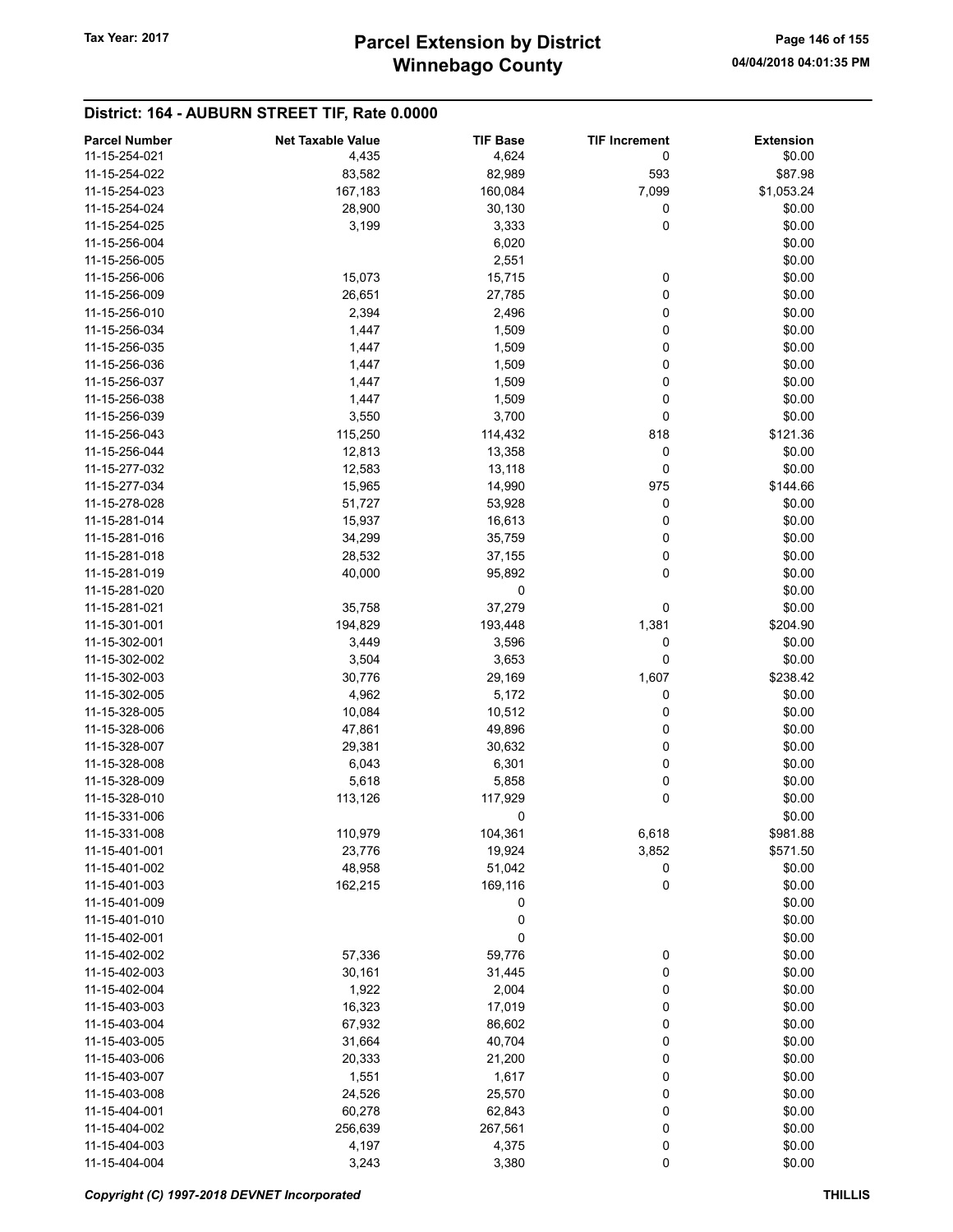## District: 164 - AUBURN STREET TIF, Rate 0.0000

| Parcel Number | Net Taxable Value | TIF Base | TIF Increment | Extension |
|---|---|---|---|---|
| 11-15-254-021 | 4,435 | 4,624 | 0 | $0.00 |
| 11-15-254-022 | 83,582 | 82,989 | 593 | $87.98 |
| 11-15-254-023 | 167,183 | 160,084 | 7,099 | $1,053.24 |
| 11-15-254-024 | 28,900 | 30,130 | 0 | $0.00 |
| 11-15-254-025 | 3,199 | 3,333 | 0 | $0.00 |
| 11-15-256-004 | | 6,020 | | $0.00 |
| 11-15-256-005 | | 2,551 | | $0.00 |
| 11-15-256-006 | 15,073 | 15,715 | 0 | $0.00 |
| 11-15-256-009 | 26,651 | 27,785 | 0 | $0.00 |
| 11-15-256-010 | 2,394 | 2,496 | 0 | $0.00 |
| 11-15-256-034 | 1,447 | 1,509 | 0 | $0.00 |
| 11-15-256-035 | 1,447 | 1,509 | 0 | $0.00 |
| 11-15-256-036 | 1,447 | 1,509 | 0 | $0.00 |
| 11-15-256-037 | 1,447 | 1,509 | 0 | $0.00 |
| 11-15-256-038 | 1,447 | 1,509 | 0 | $0.00 |
| 11-15-256-039 | 3,550 | 3,700 | 0 | $0.00 |
| 11-15-256-043 | 115,250 | 114,432 | 818 | $121.36 |
| 11-15-256-044 | 12,813 | 13,358 | 0 | $0.00 |
| 11-15-277-032 | 12,583 | 13,118 | 0 | $0.00 |
| 11-15-277-034 | 15,965 | 14,990 | 975 | $144.66 |
| 11-15-278-028 | 51,727 | 53,928 | 0 | $0.00 |
| 11-15-281-014 | 15,937 | 16,613 | 0 | $0.00 |
| 11-15-281-016 | 34,299 | 35,759 | 0 | $0.00 |
| 11-15-281-018 | 28,532 | 37,155 | 0 | $0.00 |
| 11-15-281-019 | 40,000 | 95,892 | 0 | $0.00 |
| 11-15-281-020 | | 0 | | $0.00 |
| 11-15-281-021 | 35,758 | 37,279 | 0 | $0.00 |
| 11-15-301-001 | 194,829 | 193,448 | 1,381 | $204.90 |
| 11-15-302-001 | 3,449 | 3,596 | 0 | $0.00 |
| 11-15-302-002 | 3,504 | 3,653 | 0 | $0.00 |
| 11-15-302-003 | 30,776 | 29,169 | 1,607 | $238.42 |
| 11-15-302-005 | 4,962 | 5,172 | 0 | $0.00 |
| 11-15-328-005 | 10,084 | 10,512 | 0 | $0.00 |
| 11-15-328-006 | 47,861 | 49,896 | 0 | $0.00 |
| 11-15-328-007 | 29,381 | 30,632 | 0 | $0.00 |
| 11-15-328-008 | 6,043 | 6,301 | 0 | $0.00 |
| 11-15-328-009 | 5,618 | 5,858 | 0 | $0.00 |
| 11-15-328-010 | 113,126 | 117,929 | 0 | $0.00 |
| 11-15-331-006 | | 0 | | $0.00 |
| 11-15-331-008 | 110,979 | 104,361 | 6,618 | $981.88 |
| 11-15-401-001 | 23,776 | 19,924 | 3,852 | $571.50 |
| 11-15-401-002 | 48,958 | 51,042 | 0 | $0.00 |
| 11-15-401-003 | 162,215 | 169,116 | 0 | $0.00 |
| 11-15-401-009 | | 0 | | $0.00 |
| 11-15-401-010 | | 0 | | $0.00 |
| 11-15-402-001 | | 0 | | $0.00 |
| 11-15-402-002 | 57,336 | 59,776 | 0 | $0.00 |
| 11-15-402-003 | 30,161 | 31,445 | 0 | $0.00 |
| 11-15-402-004 | 1,922 | 2,004 | 0 | $0.00 |
| 11-15-403-003 | 16,323 | 17,019 | 0 | $0.00 |
| 11-15-403-004 | 67,932 | 86,602 | 0 | $0.00 |
| 11-15-403-005 | 31,664 | 40,704 | 0 | $0.00 |
| 11-15-403-006 | 20,333 | 21,200 | 0 | $0.00 |
| 11-15-403-007 | 1,551 | 1,617 | 0 | $0.00 |
| 11-15-403-008 | 24,526 | 25,570 | 0 | $0.00 |
| 11-15-404-001 | 60,278 | 62,843 | 0 | $0.00 |
| 11-15-404-002 | 256,639 | 267,561 | 0 | $0.00 |
| 11-15-404-003 | 4,197 | 4,375 | 0 | $0.00 |
| 11-15-404-004 | 3,243 | 3,380 | 0 | $0.00 |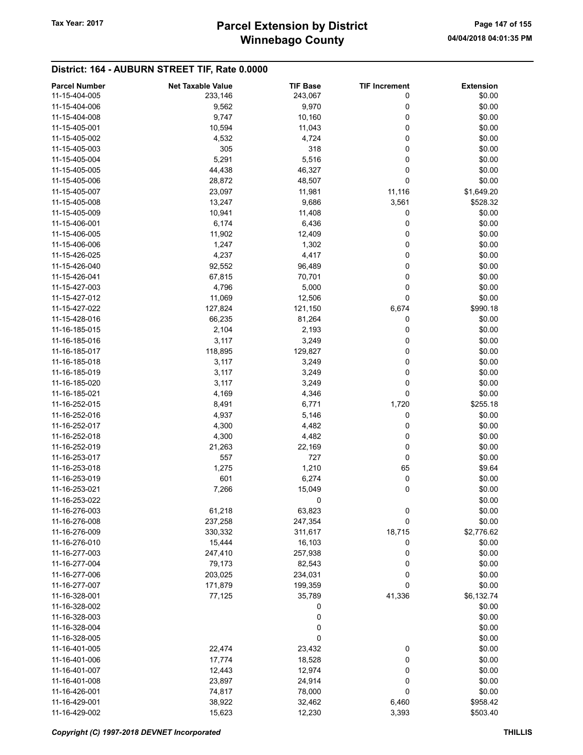## District: 164 - AUBURN STREET TIF, Rate 0.0000

| Parcel Number | Net Taxable Value | TIF Base | TIF Increment | Extension |
|---|---|---|---|---|
| 11-15-404-005 | 233,146 | 243,067 | 0 | $0.00 |
| 11-15-404-006 | 9,562 | 9,970 | 0 | $0.00 |
| 11-15-404-008 | 9,747 | 10,160 | 0 | $0.00 |
| 11-15-405-001 | 10,594 | 11,043 | 0 | $0.00 |
| 11-15-405-002 | 4,532 | 4,724 | 0 | $0.00 |
| 11-15-405-003 | 305 | 318 | 0 | $0.00 |
| 11-15-405-004 | 5,291 | 5,516 | 0 | $0.00 |
| 11-15-405-005 | 44,438 | 46,327 | 0 | $0.00 |
| 11-15-405-006 | 28,872 | 48,507 | 0 | $0.00 |
| 11-15-405-007 | 23,097 | 11,981 | 11,116 | $1,649.20 |
| 11-15-405-008 | 13,247 | 9,686 | 3,561 | $528.32 |
| 11-15-405-009 | 10,941 | 11,408 | 0 | $0.00 |
| 11-15-406-001 | 6,174 | 6,436 | 0 | $0.00 |
| 11-15-406-005 | 11,902 | 12,409 | 0 | $0.00 |
| 11-15-406-006 | 1,247 | 1,302 | 0 | $0.00 |
| 11-15-426-025 | 4,237 | 4,417 | 0 | $0.00 |
| 11-15-426-040 | 92,552 | 96,489 | 0 | $0.00 |
| 11-15-426-041 | 67,815 | 70,701 | 0 | $0.00 |
| 11-15-427-003 | 4,796 | 5,000 | 0 | $0.00 |
| 11-15-427-012 | 11,069 | 12,506 | 0 | $0.00 |
| 11-15-427-022 | 127,824 | 121,150 | 6,674 | $990.18 |
| 11-15-428-016 | 66,235 | 81,264 | 0 | $0.00 |
| 11-16-185-015 | 2,104 | 2,193 | 0 | $0.00 |
| 11-16-185-016 | 3,117 | 3,249 | 0 | $0.00 |
| 11-16-185-017 | 118,895 | 129,827 | 0 | $0.00 |
| 11-16-185-018 | 3,117 | 3,249 | 0 | $0.00 |
| 11-16-185-019 | 3,117 | 3,249 | 0 | $0.00 |
| 11-16-185-020 | 3,117 | 3,249 | 0 | $0.00 |
| 11-16-185-021 | 4,169 | 4,346 | 0 | $0.00 |
| 11-16-252-015 | 8,491 | 6,771 | 1,720 | $255.18 |
| 11-16-252-016 | 4,937 | 5,146 | 0 | $0.00 |
| 11-16-252-017 | 4,300 | 4,482 | 0 | $0.00 |
| 11-16-252-018 | 4,300 | 4,482 | 0 | $0.00 |
| 11-16-252-019 | 21,263 | 22,169 | 0 | $0.00 |
| 11-16-253-017 | 557 | 727 | 0 | $0.00 |
| 11-16-253-018 | 1,275 | 1,210 | 65 | $9.64 |
| 11-16-253-019 | 601 | 6,274 | 0 | $0.00 |
| 11-16-253-021 | 7,266 | 15,049 | 0 | $0.00 |
| 11-16-253-022 | | 0 | | $0.00 |
| 11-16-276-003 | 61,218 | 63,823 | 0 | $0.00 |
| 11-16-276-008 | 237,258 | 247,354 | 0 | $0.00 |
| 11-16-276-009 | 330,332 | 311,617 | 18,715 | $2,776.62 |
| 11-16-276-010 | 15,444 | 16,103 | 0 | $0.00 |
| 11-16-277-003 | 247,410 | 257,938 | 0 | $0.00 |
| 11-16-277-004 | 79,173 | 82,543 | 0 | $0.00 |
| 11-16-277-006 | 203,025 | 234,031 | 0 | $0.00 |
| 11-16-277-007 | 171,879 | 199,359 | 0 | $0.00 |
| 11-16-328-001 | 77,125 | 35,789 | 41,336 | $6,132.74 |
| 11-16-328-002 | | 0 | | $0.00 |
| 11-16-328-003 | | 0 | | $0.00 |
| 11-16-328-004 | | 0 | | $0.00 |
| 11-16-328-005 | | 0 | | $0.00 |
| 11-16-401-005 | 22,474 | 23,432 | 0 | $0.00 |
| 11-16-401-006 | 17,774 | 18,528 | 0 | $0.00 |
| 11-16-401-007 | 12,443 | 12,974 | 0 | $0.00 |
| 11-16-401-008 | 23,897 | 24,914 | 0 | $0.00 |
| 11-16-426-001 | 74,817 | 78,000 | 0 | $0.00 |
| 11-16-429-001 | 38,922 | 32,462 | 6,460 | $958.42 |
| 11-16-429-002 | 15,623 | 12,230 | 3,393 | $503.40 |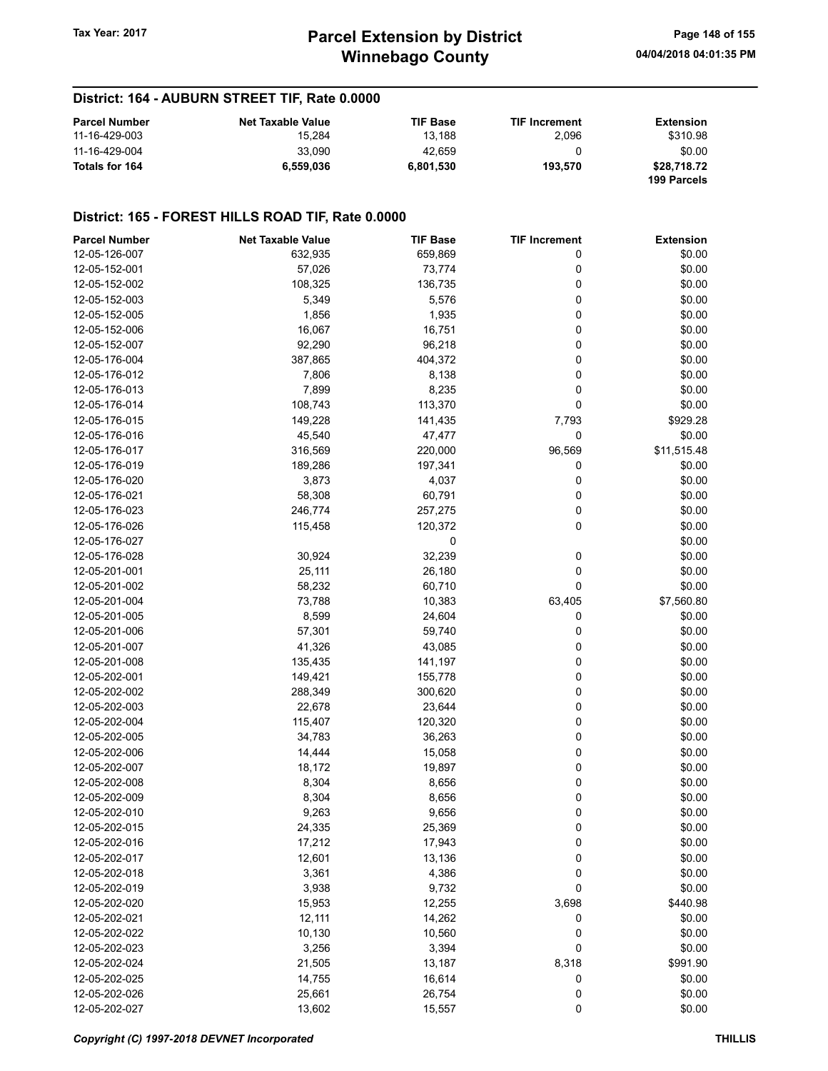## District: 164 - AUBURN STREET TIF, Rate 0.0000

| Parcel Number | Net Taxable Value | TIF Base | TIF Increment | Extension |
|---|---|---|---|---|
| 11-16-429-003 | 15,284 | 13,188 | 2,096 | $310.98 |
| 11-16-429-004 | 33,090 | 42,659 | 0 | $0.00 |
| **Totals for 164** | **6,559,036** | **6,801,530** | **193,570** | **$28,718.72**<br>**199 Parcels** |

## District: 165 - FOREST HILLS ROAD TIF, Rate 0.0000

| Parcel Number | Net Taxable Value | TIF Base | TIF Increment | Extension |
|---|---|---|---|---|
| 12-05-126-007 | 632,935 | 659,869 | 0 | $0.00 |
| 12-05-152-001 | 57,026 | 73,774 | 0 | $0.00 |
| 12-05-152-002 | 108,325 | 136,735 | 0 | $0.00 |
| 12-05-152-003 | 5,349 | 5,576 | 0 | $0.00 |
| 12-05-152-005 | 1,856 | 1,935 | 0 | $0.00 |
| 12-05-152-006 | 16,067 | 16,751 | 0 | $0.00 |
| 12-05-152-007 | 92,290 | 96,218 | 0 | $0.00 |
| 12-05-176-004 | 387,865 | 404,372 | 0 | $0.00 |
| 12-05-176-012 | 7,806 | 8,138 | 0 | $0.00 |
| 12-05-176-013 | 7,899 | 8,235 | 0 | $0.00 |
| 12-05-176-014 | 108,743 | 113,370 | 0 | $0.00 |
| 12-05-176-015 | 149,228 | 141,435 | 7,793 | $929.28 |
| 12-05-176-016 | 45,540 | 47,477 | 0 | $0.00 |
| 12-05-176-017 | 316,569 | 220,000 | 96,569 | $11,515.48 |
| 12-05-176-019 | 189,286 | 197,341 | 0 | $0.00 |
| 12-05-176-020 | 3,873 | 4,037 | 0 | $0.00 |
| 12-05-176-021 | 58,308 | 60,791 | 0 | $0.00 |
| 12-05-176-023 | 246,774 | 257,275 | 0 | $0.00 |
| 12-05-176-026 | 115,458 | 120,372 | 0 | $0.00 |
| 12-05-176-027 | | 0 | | $0.00 |
| 12-05-176-028 | 30,924 | 32,239 | 0 | $0.00 |
| 12-05-201-001 | 25,111 | 26,180 | 0 | $0.00 |
| 12-05-201-002 | 58,232 | 60,710 | 0 | $0.00 |
| 12-05-201-004 | 73,788 | 10,383 | 63,405 | $7,560.80 |
| 12-05-201-005 | 8,599 | 24,604 | 0 | $0.00 |
| 12-05-201-006 | 57,301 | 59,740 | 0 | $0.00 |
| 12-05-201-007 | 41,326 | 43,085 | 0 | $0.00 |
| 12-05-201-008 | 135,435 | 141,197 | 0 | $0.00 |
| 12-05-202-001 | 149,421 | 155,778 | 0 | $0.00 |
| 12-05-202-002 | 288,349 | 300,620 | 0 | $0.00 |
| 12-05-202-003 | 22,678 | 23,644 | 0 | $0.00 |
| 12-05-202-004 | 115,407 | 120,320 | 0 | $0.00 |
| 12-05-202-005 | 34,783 | 36,263 | 0 | $0.00 |
| 12-05-202-006 | 14,444 | 15,058 | 0 | $0.00 |
| 12-05-202-007 | 18,172 | 19,897 | 0 | $0.00 |
| 12-05-202-008 | 8,304 | 8,656 | 0 | $0.00 |
| 12-05-202-009 | 8,304 | 8,656 | 0 | $0.00 |
| 12-05-202-010 | 9,263 | 9,656 | 0 | $0.00 |
| 12-05-202-015 | 24,335 | 25,369 | 0 | $0.00 |
| 12-05-202-016 | 17,212 | 17,943 | 0 | $0.00 |
| 12-05-202-017 | 12,601 | 13,136 | 0 | $0.00 |
| 12-05-202-018 | 3,361 | 4,386 | 0 | $0.00 |
| 12-05-202-019 | 3,938 | 9,732 | 0 | $0.00 |
| 12-05-202-020 | 15,953 | 12,255 | 3,698 | $440.98 |
| 12-05-202-021 | 12,111 | 14,262 | 0 | $0.00 |
| 12-05-202-022 | 10,130 | 10,560 | 0 | $0.00 |
| 12-05-202-023 | 3,256 | 3,394 | 0 | $0.00 |
| 12-05-202-024 | 21,505 | 13,187 | 8,318 | $991.90 |
| 12-05-202-025 | 14,755 | 16,614 | 0 | $0.00 |
| 12-05-202-026 | 25,661 | 26,754 | 0 | $0.00 |
| 12-05-202-027 | 13,602 | 15,557 | 0 | $0.00 |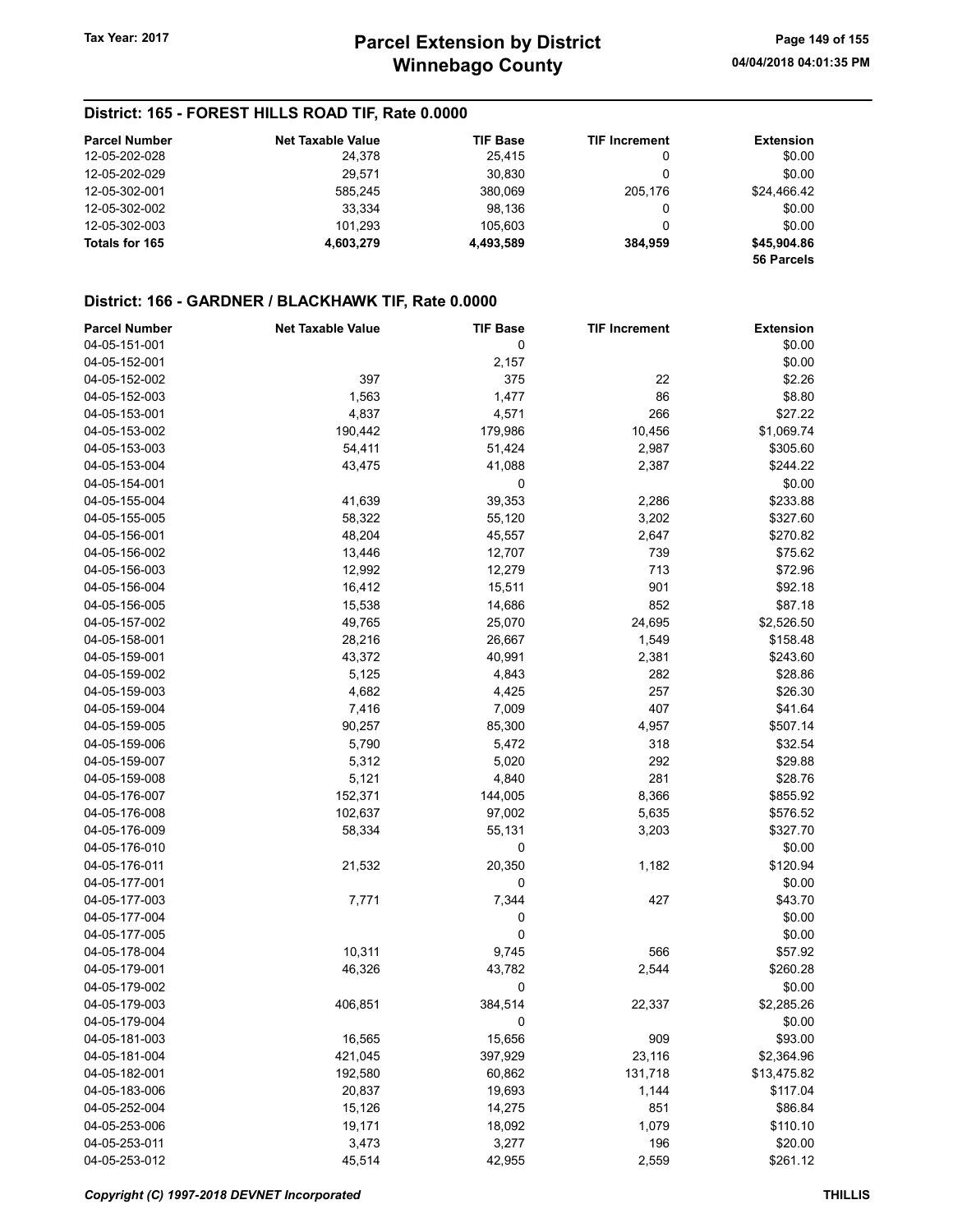## District: 165 - FOREST HILLS ROAD TIF, Rate 0.0000

| Parcel Number | Net Taxable Value | TIF Base | TIF Increment | Extension |
|---|---|---|---|---|
| 12-05-202-028 | 24,378 | 25,415 | 0 | $0.00 |
| 12-05-202-029 | 29,571 | 30,830 | 0 | $0.00 |
| 12-05-302-001 | 585,245 | 380,069 | 205,176 | $24,466.42 |
| 12-05-302-002 | 33,334 | 98,136 | 0 | $0.00 |
| 12-05-302-003 | 101,293 | 105,603 | 0 | $0.00 |
| **Totals for 165** | **4,603,279** | **4,493,589** | **384,959** | **$45,904.86** |
| | | | | **56 Parcels** |

## District: 166 - GARDNER / BLACKHAWK TIF, Rate 0.0000

| Parcel Number | Net Taxable Value | TIF Base | TIF Increment | Extension |
|---|---|---|---|---|
| 04-05-151-001 | | 0 | | $0.00 |
| 04-05-152-001 | | 2,157 | | $0.00 |
| 04-05-152-002 | 397 | 375 | 22 | $2.26 |
| 04-05-152-003 | 1,563 | 1,477 | 86 | $8.80 |
| 04-05-153-001 | 4,837 | 4,571 | 266 | $27.22 |
| 04-05-153-002 | 190,442 | 179,986 | 10,456 | $1,069.74 |
| 04-05-153-003 | 54,411 | 51,424 | 2,987 | $305.60 |
| 04-05-153-004 | 43,475 | 41,088 | 2,387 | $244.22 |
| 04-05-154-001 | | 0 | | $0.00 |
| 04-05-155-004 | 41,639 | 39,353 | 2,286 | $233.88 |
| 04-05-155-005 | 58,322 | 55,120 | 3,202 | $327.60 |
| 04-05-156-001 | 48,204 | 45,557 | 2,647 | $270.82 |
| 04-05-156-002 | 13,446 | 12,707 | 739 | $75.62 |
| 04-05-156-003 | 12,992 | 12,279 | 713 | $72.96 |
| 04-05-156-004 | 16,412 | 15,511 | 901 | $92.18 |
| 04-05-156-005 | 15,538 | 14,686 | 852 | $87.18 |
| 04-05-157-002 | 49,765 | 25,070 | 24,695 | $2,526.50 |
| 04-05-158-001 | 28,216 | 26,667 | 1,549 | $158.48 |
| 04-05-159-001 | 43,372 | 40,991 | 2,381 | $243.60 |
| 04-05-159-002 | 5,125 | 4,843 | 282 | $28.86 |
| 04-05-159-003 | 4,682 | 4,425 | 257 | $26.30 |
| 04-05-159-004 | 7,416 | 7,009 | 407 | $41.64 |
| 04-05-159-005 | 90,257 | 85,300 | 4,957 | $507.14 |
| 04-05-159-006 | 5,790 | 5,472 | 318 | $32.54 |
| 04-05-159-007 | 5,312 | 5,020 | 292 | $29.88 |
| 04-05-159-008 | 5,121 | 4,840 | 281 | $28.76 |
| 04-05-176-007 | 152,371 | 144,005 | 8,366 | $855.92 |
| 04-05-176-008 | 102,637 | 97,002 | 5,635 | $576.52 |
| 04-05-176-009 | 58,334 | 55,131 | 3,203 | $327.70 |
| 04-05-176-010 | | 0 | | $0.00 |
| 04-05-176-011 | 21,532 | 20,350 | 1,182 | $120.94 |
| 04-05-177-001 | | 0 | | $0.00 |
| 04-05-177-003 | 7,771 | 7,344 | 427 | $43.70 |
| 04-05-177-004 | | 0 | | $0.00 |
| 04-05-177-005 | | 0 | | $0.00 |
| 04-05-178-004 | 10,311 | 9,745 | 566 | $57.92 |
| 04-05-179-001 | 46,326 | 43,782 | 2,544 | $260.28 |
| 04-05-179-002 | | 0 | | $0.00 |
| 04-05-179-003 | 406,851 | 384,514 | 22,337 | $2,285.26 |
| 04-05-179-004 | | 0 | | $0.00 |
| 04-05-181-003 | 16,565 | 15,656 | 909 | $93.00 |
| 04-05-181-004 | 421,045 | 397,929 | 23,116 | $2,364.96 |
| 04-05-182-001 | 192,580 | 60,862 | 131,718 | $13,475.82 |
| 04-05-183-006 | 20,837 | 19,693 | 1,144 | $117.04 |
| 04-05-252-004 | 15,126 | 14,275 | 851 | $86.84 |
| 04-05-253-006 | 19,171 | 18,092 | 1,079 | $110.10 |
| 04-05-253-011 | 3,473 | 3,277 | 196 | $20.00 |
| 04-05-253-012 | 45,514 | 42,955 | 2,559 | $261.12 |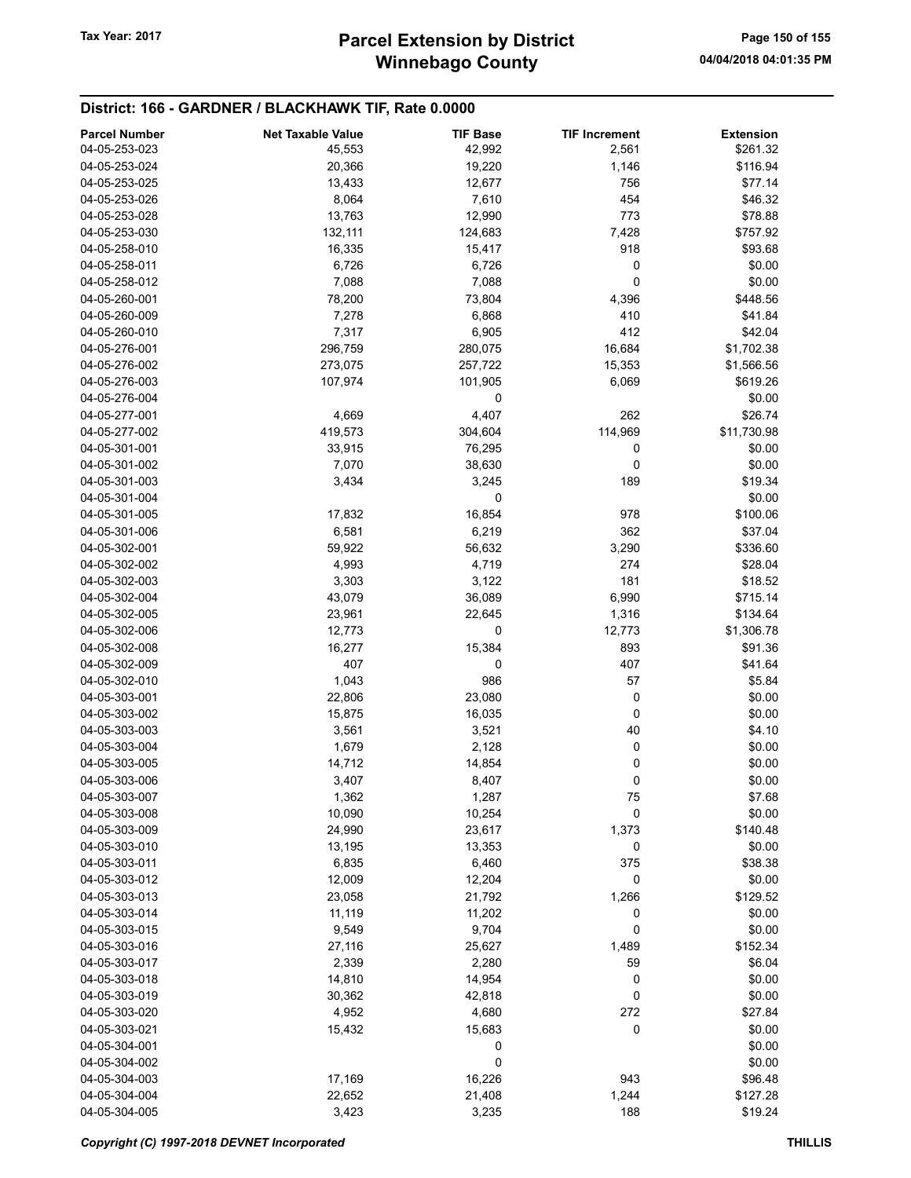## District: 166 - GARDNER / BLACKHAWK TIF, Rate 0.0000

| Parcel Number | Net Taxable Value | TIF Base | TIF Increment | Extension |
|---|---|---|---|---|
| 04-05-253-023 | 45,553 | 42,992 | 2,561 | $261.32 |
| 04-05-253-024 | 20,366 | 19,220 | 1,146 | $116.94 |
| 04-05-253-025 | 13,433 | 12,677 | 756 | $77.14 |
| 04-05-253-026 | 8,064 | 7,610 | 454 | $46.32 |
| 04-05-253-028 | 13,763 | 12,990 | 773 | $78.88 |
| 04-05-253-030 | 132,111 | 124,683 | 7,428 | $757.92 |
| 04-05-258-010 | 16,335 | 15,417 | 918 | $93.68 |
| 04-05-258-011 | 6,726 | 6,726 | 0 | $0.00 |
| 04-05-258-012 | 7,088 | 7,088 | 0 | $0.00 |
| 04-05-260-001 | 78,200 | 73,804 | 4,396 | $448.56 |
| 04-05-260-009 | 7,278 | 6,868 | 410 | $41.84 |
| 04-05-260-010 | 7,317 | 6,905 | 412 | $42.04 |
| 04-05-276-001 | 296,759 | 280,075 | 16,684 | $1,702.38 |
| 04-05-276-002 | 273,075 | 257,722 | 15,353 | $1,566.56 |
| 04-05-276-003 | 107,974 | 101,905 | 6,069 | $619.26 |
| 04-05-276-004 | | 0 | | $0.00 |
| 04-05-277-001 | 4,669 | 4,407 | 262 | $26.74 |
| 04-05-277-002 | 419,573 | 304,604 | 114,969 | $11,730.98 |
| 04-05-301-001 | 33,915 | 76,295 | 0 | $0.00 |
| 04-05-301-002 | 7,070 | 38,630 | 0 | $0.00 |
| 04-05-301-003 | 3,434 | 3,245 | 189 | $19.34 |
| 04-05-301-004 | | 0 | | $0.00 |
| 04-05-301-005 | 17,832 | 16,854 | 978 | $100.06 |
| 04-05-301-006 | 6,581 | 6,219 | 362 | $37.04 |
| 04-05-302-001 | 59,922 | 56,632 | 3,290 | $336.60 |
| 04-05-302-002 | 4,993 | 4,719 | 274 | $28.04 |
| 04-05-302-003 | 3,303 | 3,122 | 181 | $18.52 |
| 04-05-302-004 | 43,079 | 36,089 | 6,990 | $715.14 |
| 04-05-302-005 | 23,961 | 22,645 | 1,316 | $134.64 |
| 04-05-302-006 | 12,773 | 0 | 12,773 | $1,306.78 |
| 04-05-302-008 | 16,277 | 15,384 | 893 | $91.36 |
| 04-05-302-009 | 407 | 0 | 407 | $41.64 |
| 04-05-302-010 | 1,043 | 986 | 57 | $5.84 |
| 04-05-303-001 | 22,806 | 23,080 | 0 | $0.00 |
| 04-05-303-002 | 15,875 | 16,035 | 0 | $0.00 |
| 04-05-303-003 | 3,561 | 3,521 | 40 | $4.10 |
| 04-05-303-004 | 1,679 | 2,128 | 0 | $0.00 |
| 04-05-303-005 | 14,712 | 14,854 | 0 | $0.00 |
| 04-05-303-006 | 3,407 | 8,407 | 0 | $0.00 |
| 04-05-303-007 | 1,362 | 1,287 | 75 | $7.68 |
| 04-05-303-008 | 10,090 | 10,254 | 0 | $0.00 |
| 04-05-303-009 | 24,990 | 23,617 | 1,373 | $140.48 |
| 04-05-303-010 | 13,195 | 13,353 | 0 | $0.00 |
| 04-05-303-011 | 6,835 | 6,460 | 375 | $38.38 |
| 04-05-303-012 | 12,009 | 12,204 | 0 | $0.00 |
| 04-05-303-013 | 23,058 | 21,792 | 1,266 | $129.52 |
| 04-05-303-014 | 11,119 | 11,202 | 0 | $0.00 |
| 04-05-303-015 | 9,549 | 9,704 | 0 | $0.00 |
| 04-05-303-016 | 27,116 | 25,627 | 1,489 | $152.34 |
| 04-05-303-017 | 2,339 | 2,280 | 59 | $6.04 |
| 04-05-303-018 | 14,810 | 14,954 | 0 | $0.00 |
| 04-05-303-019 | 30,362 | 42,818 | 0 | $0.00 |
| 04-05-303-020 | 4,952 | 4,680 | 272 | $27.84 |
| 04-05-303-021 | 15,432 | 15,683 | 0 | $0.00 |
| 04-05-304-001 | | 0 | | $0.00 |
| 04-05-304-002 | | 0 | | $0.00 |
| 04-05-304-003 | 17,169 | 16,226 | 943 | $96.48 |
| 04-05-304-004 | 22,652 | 21,408 | 1,244 | $127.28 |
| 04-05-304-005 | 3,423 | 3,235 | 188 | $19.24 |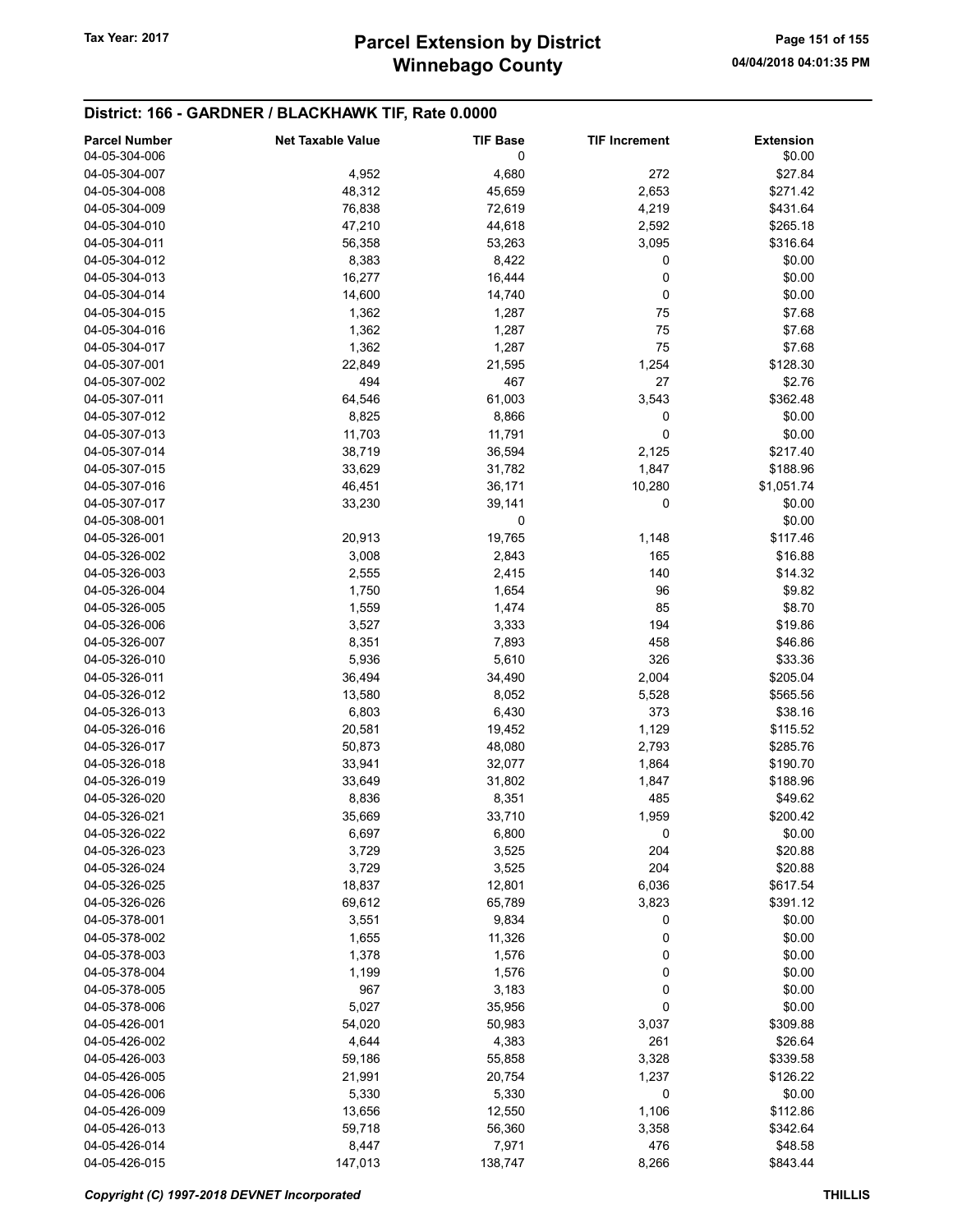## District: 166 - GARDNER / BLACKHAWK TIF, Rate 0.0000

| Parcel Number | Net Taxable Value | TIF Base | TIF Increment | Extension |
|---|---|---|---|---|
| 04-05-304-006 | | 0 | | $0.00 |
| 04-05-304-007 | 4,952 | 4,680 | 272 | $27.84 |
| 04-05-304-008 | 48,312 | 45,659 | 2,653 | $271.42 |
| 04-05-304-009 | 76,838 | 72,619 | 4,219 | $431.64 |
| 04-05-304-010 | 47,210 | 44,618 | 2,592 | $265.18 |
| 04-05-304-011 | 56,358 | 53,263 | 3,095 | $316.64 |
| 04-05-304-012 | 8,383 | 8,422 | 0 | $0.00 |
| 04-05-304-013 | 16,277 | 16,444 | 0 | $0.00 |
| 04-05-304-014 | 14,600 | 14,740 | 0 | $0.00 |
| 04-05-304-015 | 1,362 | 1,287 | 75 | $7.68 |
| 04-05-304-016 | 1,362 | 1,287 | 75 | $7.68 |
| 04-05-304-017 | 1,362 | 1,287 | 75 | $7.68 |
| 04-05-307-001 | 22,849 | 21,595 | 1,254 | $128.30 |
| 04-05-307-002 | 494 | 467 | 27 | $2.76 |
| 04-05-307-011 | 64,546 | 61,003 | 3,543 | $362.48 |
| 04-05-307-012 | 8,825 | 8,866 | 0 | $0.00 |
| 04-05-307-013 | 11,703 | 11,791 | 0 | $0.00 |
| 04-05-307-014 | 38,719 | 36,594 | 2,125 | $217.40 |
| 04-05-307-015 | 33,629 | 31,782 | 1,847 | $188.96 |
| 04-05-307-016 | 46,451 | 36,171 | 10,280 | $1,051.74 |
| 04-05-307-017 | 33,230 | 39,141 | 0 | $0.00 |
| 04-05-308-001 | | 0 | | $0.00 |
| 04-05-326-001 | 20,913 | 19,765 | 1,148 | $117.46 |
| 04-05-326-002 | 3,008 | 2,843 | 165 | $16.88 |
| 04-05-326-003 | 2,555 | 2,415 | 140 | $14.32 |
| 04-05-326-004 | 1,750 | 1,654 | 96 | $9.82 |
| 04-05-326-005 | 1,559 | 1,474 | 85 | $8.70 |
| 04-05-326-006 | 3,527 | 3,333 | 194 | $19.86 |
| 04-05-326-007 | 8,351 | 7,893 | 458 | $46.86 |
| 04-05-326-010 | 5,936 | 5,610 | 326 | $33.36 |
| 04-05-326-011 | 36,494 | 34,490 | 2,004 | $205.04 |
| 04-05-326-012 | 13,580 | 8,052 | 5,528 | $565.56 |
| 04-05-326-013 | 6,803 | 6,430 | 373 | $38.16 |
| 04-05-326-016 | 20,581 | 19,452 | 1,129 | $115.52 |
| 04-05-326-017 | 50,873 | 48,080 | 2,793 | $285.76 |
| 04-05-326-018 | 33,941 | 32,077 | 1,864 | $190.70 |
| 04-05-326-019 | 33,649 | 31,802 | 1,847 | $188.96 |
| 04-05-326-020 | 8,836 | 8,351 | 485 | $49.62 |
| 04-05-326-021 | 35,669 | 33,710 | 1,959 | $200.42 |
| 04-05-326-022 | 6,697 | 6,800 | 0 | $0.00 |
| 04-05-326-023 | 3,729 | 3,525 | 204 | $20.88 |
| 04-05-326-024 | 3,729 | 3,525 | 204 | $20.88 |
| 04-05-326-025 | 18,837 | 12,801 | 6,036 | $617.54 |
| 04-05-326-026 | 69,612 | 65,789 | 3,823 | $391.12 |
| 04-05-378-001 | 3,551 | 9,834 | 0 | $0.00 |
| 04-05-378-002 | 1,655 | 11,326 | 0 | $0.00 |
| 04-05-378-003 | 1,378 | 1,576 | 0 | $0.00 |
| 04-05-378-004 | 1,199 | 1,576 | 0 | $0.00 |
| 04-05-378-005 | 967 | 3,183 | 0 | $0.00 |
| 04-05-378-006 | 5,027 | 35,956 | 0 | $0.00 |
| 04-05-426-001 | 54,020 | 50,983 | 3,037 | $309.88 |
| 04-05-426-002 | 4,644 | 4,383 | 261 | $26.64 |
| 04-05-426-003 | 59,186 | 55,858 | 3,328 | $339.58 |
| 04-05-426-005 | 21,991 | 20,754 | 1,237 | $126.22 |
| 04-05-426-006 | 5,330 | 5,330 | 0 | $0.00 |
| 04-05-426-009 | 13,656 | 12,550 | 1,106 | $112.86 |
| 04-05-426-013 | 59,718 | 56,360 | 3,358 | $342.64 |
| 04-05-426-014 | 8,447 | 7,971 | 476 | $48.58 |
| 04-05-426-015 | 147,013 | 138,747 | 8,266 | $843.44 |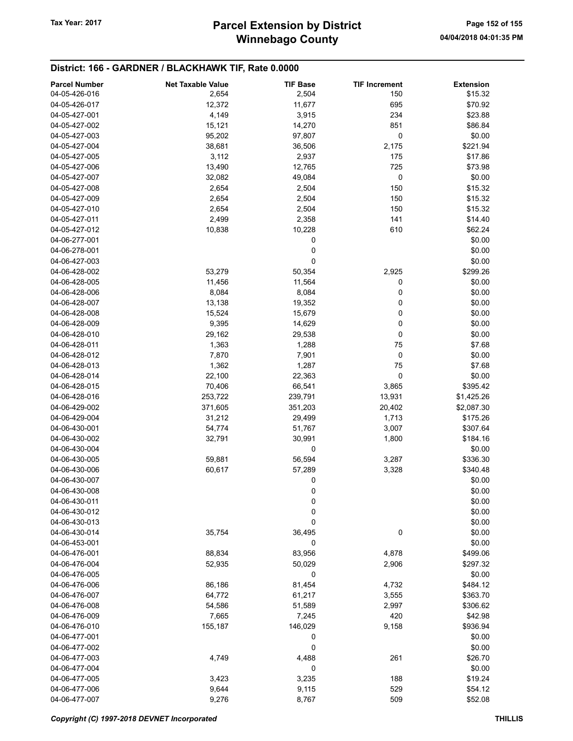## District: 166 - GARDNER / BLACKHAWK TIF, Rate 0.0000

| Parcel Number | Net Taxable Value | TIF Base | TIF Increment | Extension |
|---|---|---|---|---|
| 04-05-426-016 | 2,654 | 2,504 | 150 | $15.32 |
| 04-05-426-017 | 12,372 | 11,677 | 695 | $70.92 |
| 04-05-427-001 | 4,149 | 3,915 | 234 | $23.88 |
| 04-05-427-002 | 15,121 | 14,270 | 851 | $86.84 |
| 04-05-427-003 | 95,202 | 97,807 | 0 | $0.00 |
| 04-05-427-004 | 38,681 | 36,506 | 2,175 | $221.94 |
| 04-05-427-005 | 3,112 | 2,937 | 175 | $17.86 |
| 04-05-427-006 | 13,490 | 12,765 | 725 | $73.98 |
| 04-05-427-007 | 32,082 | 49,084 | 0 | $0.00 |
| 04-05-427-008 | 2,654 | 2,504 | 150 | $15.32 |
| 04-05-427-009 | 2,654 | 2,504 | 150 | $15.32 |
| 04-05-427-010 | 2,654 | 2,504 | 150 | $15.32 |
| 04-05-427-011 | 2,499 | 2,358 | 141 | $14.40 |
| 04-05-427-012 | 10,838 | 10,228 | 610 | $62.24 |
| 04-06-277-001 | | 0 | | $0.00 |
| 04-06-278-001 | | 0 | | $0.00 |
| 04-06-427-003 | | 0 | | $0.00 |
| 04-06-428-002 | 53,279 | 50,354 | 2,925 | $299.26 |
| 04-06-428-005 | 11,456 | 11,564 | 0 | $0.00 |
| 04-06-428-006 | 8,084 | 8,084 | 0 | $0.00 |
| 04-06-428-007 | 13,138 | 19,352 | 0 | $0.00 |
| 04-06-428-008 | 15,524 | 15,679 | 0 | $0.00 |
| 04-06-428-009 | 9,395 | 14,629 | 0 | $0.00 |
| 04-06-428-010 | 29,162 | 29,538 | 0 | $0.00 |
| 04-06-428-011 | 1,363 | 1,288 | 75 | $7.68 |
| 04-06-428-012 | 7,870 | 7,901 | 0 | $0.00 |
| 04-06-428-013 | 1,362 | 1,287 | 75 | $7.68 |
| 04-06-428-014 | 22,100 | 22,363 | 0 | $0.00 |
| 04-06-428-015 | 70,406 | 66,541 | 3,865 | $395.42 |
| 04-06-428-016 | 253,722 | 239,791 | 13,931 | $1,425.26 |
| 04-06-429-002 | 371,605 | 351,203 | 20,402 | $2,087.30 |
| 04-06-429-004 | 31,212 | 29,499 | 1,713 | $175.26 |
| 04-06-430-001 | 54,774 | 51,767 | 3,007 | $307.64 |
| 04-06-430-002 | 32,791 | 30,991 | 1,800 | $184.16 |
| 04-06-430-004 | | 0 | | $0.00 |
| 04-06-430-005 | 59,881 | 56,594 | 3,287 | $336.30 |
| 04-06-430-006 | 60,617 | 57,289 | 3,328 | $340.48 |
| 04-06-430-007 | | 0 | | $0.00 |
| 04-06-430-008 | | 0 | | $0.00 |
| 04-06-430-011 | | 0 | | $0.00 |
| 04-06-430-012 | | 0 | | $0.00 |
| 04-06-430-013 | | 0 | | $0.00 |
| 04-06-430-014 | 35,754 | 36,495 | 0 | $0.00 |
| 04-06-453-001 | | 0 | | $0.00 |
| 04-06-476-001 | 88,834 | 83,956 | 4,878 | $499.06 |
| 04-06-476-004 | 52,935 | 50,029 | 2,906 | $297.32 |
| 04-06-476-005 | | 0 | | $0.00 |
| 04-06-476-006 | 86,186 | 81,454 | 4,732 | $484.12 |
| 04-06-476-007 | 64,772 | 61,217 | 3,555 | $363.70 |
| 04-06-476-008 | 54,586 | 51,589 | 2,997 | $306.62 |
| 04-06-476-009 | 7,665 | 7,245 | 420 | $42.98 |
| 04-06-476-010 | 155,187 | 146,029 | 9,158 | $936.94 |
| 04-06-477-001 | | 0 | | $0.00 |
| 04-06-477-002 | | 0 | | $0.00 |
| 04-06-477-003 | 4,749 | 4,488 | 261 | $26.70 |
| 04-06-477-004 | | 0 | | $0.00 |
| 04-06-477-005 | 3,423 | 3,235 | 188 | $19.24 |
| 04-06-477-006 | 9,644 | 9,115 | 529 | $54.12 |
| 04-06-477-007 | 9,276 | 8,767 | 509 | $52.08 |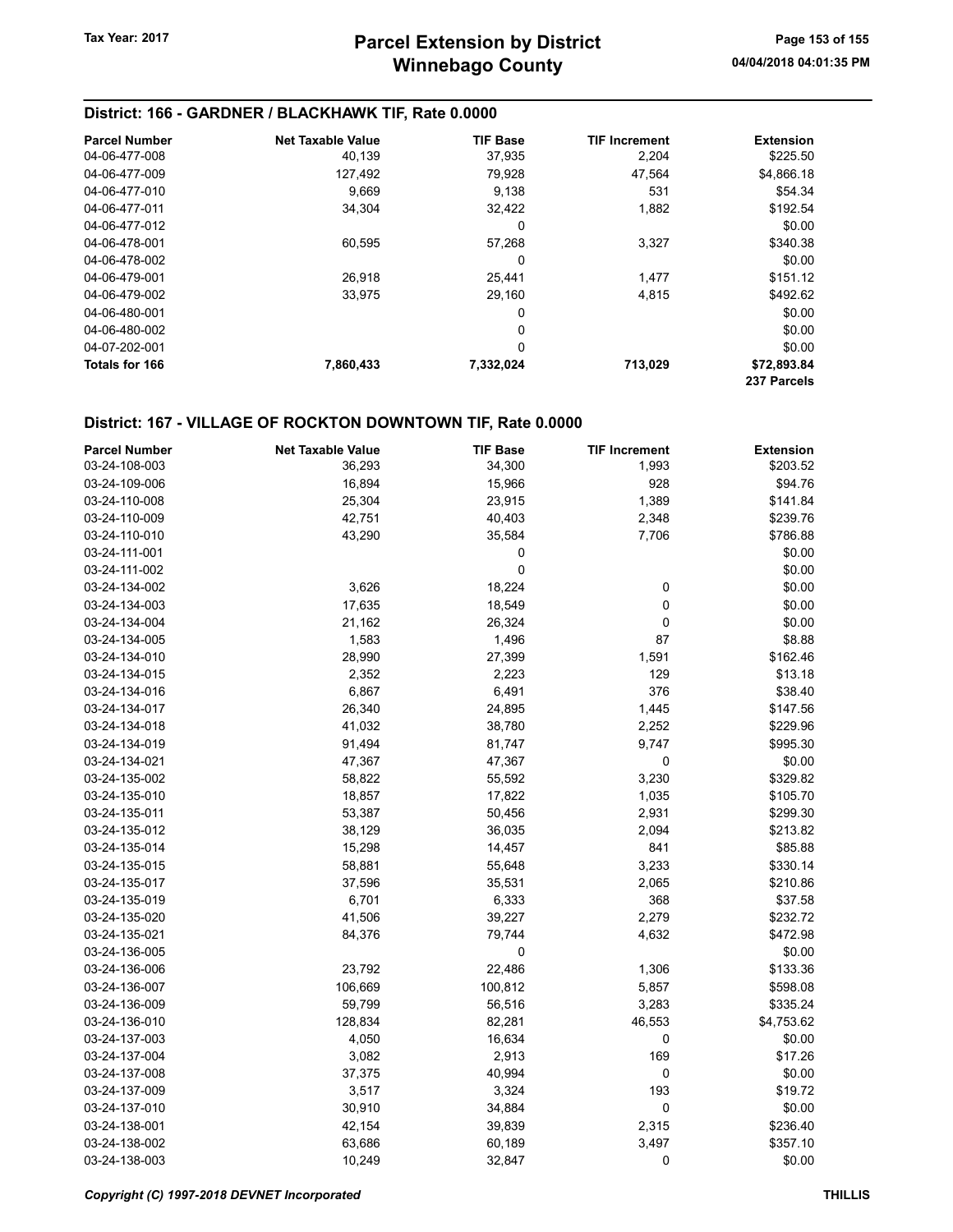## District: 166 - GARDNER / BLACKHAWK TIF, Rate 0.0000

| Parcel Number | Net Taxable Value | TIF Base | TIF Increment | Extension |
|---|---|---|---|---|
| 04-06-477-008 | 40,139 | 37,935 | 2,204 | $225.50 |
| 04-06-477-009 | 127,492 | 79,928 | 47,564 | $4,866.18 |
| 04-06-477-010 | 9,669 | 9,138 | 531 | $54.34 |
| 04-06-477-011 | 34,304 | 32,422 | 1,882 | $192.54 |
| 04-06-477-012 | | 0 | | $0.00 |
| 04-06-478-001 | 60,595 | 57,268 | 3,327 | $340.38 |
| 04-06-478-002 | | 0 | | $0.00 |
| 04-06-479-001 | 26,918 | 25,441 | 1,477 | $151.12 |
| 04-06-479-002 | 33,975 | 29,160 | 4,815 | $492.62 |
| 04-06-480-001 | | 0 | | $0.00 |
| 04-06-480-002 | | 0 | | $0.00 |
| 04-07-202-001 | | 0 | | $0.00 |
| **Totals for 166** | **7,860,433** | **7,332,024** | **713,029** | **$72,893.84** |
| | | | | **237 Parcels** |

## District: 167 - VILLAGE OF ROCKTON DOWNTOWN TIF, Rate 0.0000

| Parcel Number | Net Taxable Value | TIF Base | TIF Increment | Extension |
|---|---|---|---|---|
| 03-24-108-003 | 36,293 | 34,300 | 1,993 | $203.52 |
| 03-24-109-006 | 16,894 | 15,966 | 928 | $94.76 |
| 03-24-110-008 | 25,304 | 23,915 | 1,389 | $141.84 |
| 03-24-110-009 | 42,751 | 40,403 | 2,348 | $239.76 |
| 03-24-110-010 | 43,290 | 35,584 | 7,706 | $786.88 |
| 03-24-111-001 | | 0 | | $0.00 |
| 03-24-111-002 | | 0 | | $0.00 |
| 03-24-134-002 | 3,626 | 18,224 | 0 | $0.00 |
| 03-24-134-003 | 17,635 | 18,549 | 0 | $0.00 |
| 03-24-134-004 | 21,162 | 26,324 | 0 | $0.00 |
| 03-24-134-005 | 1,583 | 1,496 | 87 | $8.88 |
| 03-24-134-010 | 28,990 | 27,399 | 1,591 | $162.46 |
| 03-24-134-015 | 2,352 | 2,223 | 129 | $13.18 |
| 03-24-134-016 | 6,867 | 6,491 | 376 | $38.40 |
| 03-24-134-017 | 26,340 | 24,895 | 1,445 | $147.56 |
| 03-24-134-018 | 41,032 | 38,780 | 2,252 | $229.96 |
| 03-24-134-019 | 91,494 | 81,747 | 9,747 | $995.30 |
| 03-24-134-021 | 47,367 | 47,367 | 0 | $0.00 |
| 03-24-135-002 | 58,822 | 55,592 | 3,230 | $329.82 |
| 03-24-135-010 | 18,857 | 17,822 | 1,035 | $105.70 |
| 03-24-135-011 | 53,387 | 50,456 | 2,931 | $299.30 |
| 03-24-135-012 | 38,129 | 36,035 | 2,094 | $213.82 |
| 03-24-135-014 | 15,298 | 14,457 | 841 | $85.88 |
| 03-24-135-015 | 58,881 | 55,648 | 3,233 | $330.14 |
| 03-24-135-017 | 37,596 | 35,531 | 2,065 | $210.86 |
| 03-24-135-019 | 6,701 | 6,333 | 368 | $37.58 |
| 03-24-135-020 | 41,506 | 39,227 | 2,279 | $232.72 |
| 03-24-135-021 | 84,376 | 79,744 | 4,632 | $472.98 |
| 03-24-136-005 | | 0 | | $0.00 |
| 03-24-136-006 | 23,792 | 22,486 | 1,306 | $133.36 |
| 03-24-136-007 | 106,669 | 100,812 | 5,857 | $598.08 |
| 03-24-136-009 | 59,799 | 56,516 | 3,283 | $335.24 |
| 03-24-136-010 | 128,834 | 82,281 | 46,553 | $4,753.62 |
| 03-24-137-003 | 4,050 | 16,634 | 0 | $0.00 |
| 03-24-137-004 | 3,082 | 2,913 | 169 | $17.26 |
| 03-24-137-008 | 37,375 | 40,994 | 0 | $0.00 |
| 03-24-137-009 | 3,517 | 3,324 | 193 | $19.72 |
| 03-24-137-010 | 30,910 | 34,884 | 0 | $0.00 |
| 03-24-138-001 | 42,154 | 39,839 | 2,315 | $236.40 |
| 03-24-138-002 | 63,686 | 60,189 | 3,497 | $357.10 |
| 03-24-138-003 | 10,249 | 32,847 | 0 | $0.00 |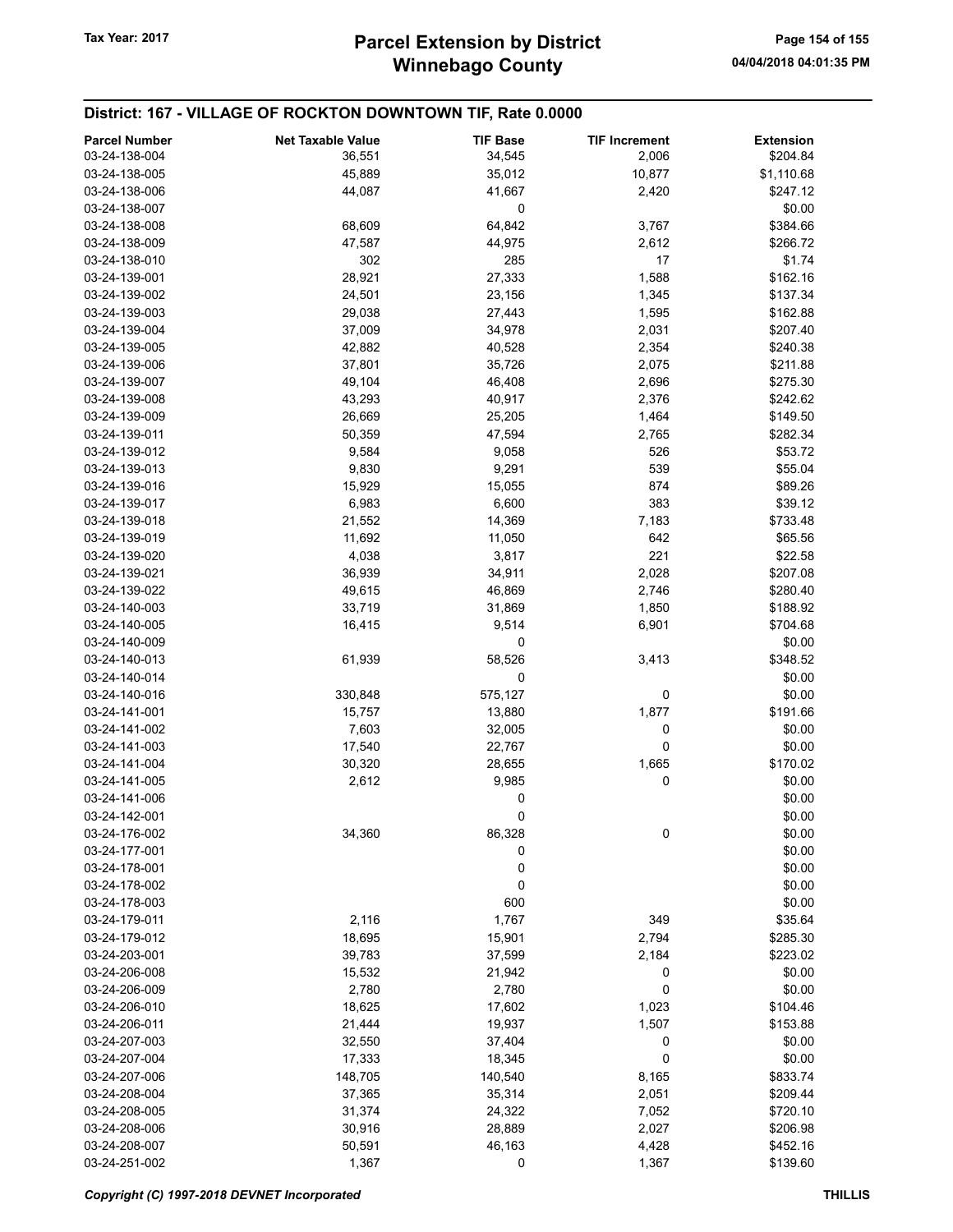## District: 167 - VILLAGE OF ROCKTON DOWNTOWN TIF, Rate 0.0000

| Parcel Number | Net Taxable Value | TIF Base | TIF Increment | Extension |
|---|---|---|---|---|
| 03-24-138-004 | 36,551 | 34,545 | 2,006 | $204.84 |
| 03-24-138-005 | 45,889 | 35,012 | 10,877 | $1,110.68 |
| 03-24-138-006 | 44,087 | 41,667 | 2,420 | $247.12 |
| 03-24-138-007 | | 0 | | $0.00 |
| 03-24-138-008 | 68,609 | 64,842 | 3,767 | $384.66 |
| 03-24-138-009 | 47,587 | 44,975 | 2,612 | $266.72 |
| 03-24-138-010 | 302 | 285 | 17 | $1.74 |
| 03-24-139-001 | 28,921 | 27,333 | 1,588 | $162.16 |
| 03-24-139-002 | 24,501 | 23,156 | 1,345 | $137.34 |
| 03-24-139-003 | 29,038 | 27,443 | 1,595 | $162.88 |
| 03-24-139-004 | 37,009 | 34,978 | 2,031 | $207.40 |
| 03-24-139-005 | 42,882 | 40,528 | 2,354 | $240.38 |
| 03-24-139-006 | 37,801 | 35,726 | 2,075 | $211.88 |
| 03-24-139-007 | 49,104 | 46,408 | 2,696 | $275.30 |
| 03-24-139-008 | 43,293 | 40,917 | 2,376 | $242.62 |
| 03-24-139-009 | 26,669 | 25,205 | 1,464 | $149.50 |
| 03-24-139-011 | 50,359 | 47,594 | 2,765 | $282.34 |
| 03-24-139-012 | 9,584 | 9,058 | 526 | $53.72 |
| 03-24-139-013 | 9,830 | 9,291 | 539 | $55.04 |
| 03-24-139-016 | 15,929 | 15,055 | 874 | $89.26 |
| 03-24-139-017 | 6,983 | 6,600 | 383 | $39.12 |
| 03-24-139-018 | 21,552 | 14,369 | 7,183 | $733.48 |
| 03-24-139-019 | 11,692 | 11,050 | 642 | $65.56 |
| 03-24-139-020 | 4,038 | 3,817 | 221 | $22.58 |
| 03-24-139-021 | 36,939 | 34,911 | 2,028 | $207.08 |
| 03-24-139-022 | 49,615 | 46,869 | 2,746 | $280.40 |
| 03-24-140-003 | 33,719 | 31,869 | 1,850 | $188.92 |
| 03-24-140-005 | 16,415 | 9,514 | 6,901 | $704.68 |
| 03-24-140-009 | | 0 | | $0.00 |
| 03-24-140-013 | 61,939 | 58,526 | 3,413 | $348.52 |
| 03-24-140-014 | | 0 | | $0.00 |
| 03-24-140-016 | 330,848 | 575,127 | 0 | $0.00 |
| 03-24-141-001 | 15,757 | 13,880 | 1,877 | $191.66 |
| 03-24-141-002 | 7,603 | 32,005 | 0 | $0.00 |
| 03-24-141-003 | 17,540 | 22,767 | 0 | $0.00 |
| 03-24-141-004 | 30,320 | 28,655 | 1,665 | $170.02 |
| 03-24-141-005 | 2,612 | 9,985 | 0 | $0.00 |
| 03-24-141-006 | | 0 | | $0.00 |
| 03-24-142-001 | | 0 | | $0.00 |
| 03-24-176-002 | 34,360 | 86,328 | 0 | $0.00 |
| 03-24-177-001 | | 0 | | $0.00 |
| 03-24-178-001 | | 0 | | $0.00 |
| 03-24-178-002 | | 0 | | $0.00 |
| 03-24-178-003 | | 600 | | $0.00 |
| 03-24-179-011 | 2,116 | 1,767 | 349 | $35.64 |
| 03-24-179-012 | 18,695 | 15,901 | 2,794 | $285.30 |
| 03-24-203-001 | 39,783 | 37,599 | 2,184 | $223.02 |
| 03-24-206-008 | 15,532 | 21,942 | 0 | $0.00 |
| 03-24-206-009 | 2,780 | 2,780 | 0 | $0.00 |
| 03-24-206-010 | 18,625 | 17,602 | 1,023 | $104.46 |
| 03-24-206-011 | 21,444 | 19,937 | 1,507 | $153.88 |
| 03-24-207-003 | 32,550 | 37,404 | 0 | $0.00 |
| 03-24-207-004 | 17,333 | 18,345 | 0 | $0.00 |
| 03-24-207-006 | 148,705 | 140,540 | 8,165 | $833.74 |
| 03-24-208-004 | 37,365 | 35,314 | 2,051 | $209.44 |
| 03-24-208-005 | 31,374 | 24,322 | 7,052 | $720.10 |
| 03-24-208-006 | 30,916 | 28,889 | 2,027 | $206.98 |
| 03-24-208-007 | 50,591 | 46,163 | 4,428 | $452.16 |
| 03-24-251-002 | 1,367 | 0 | 1,367 | $139.60 |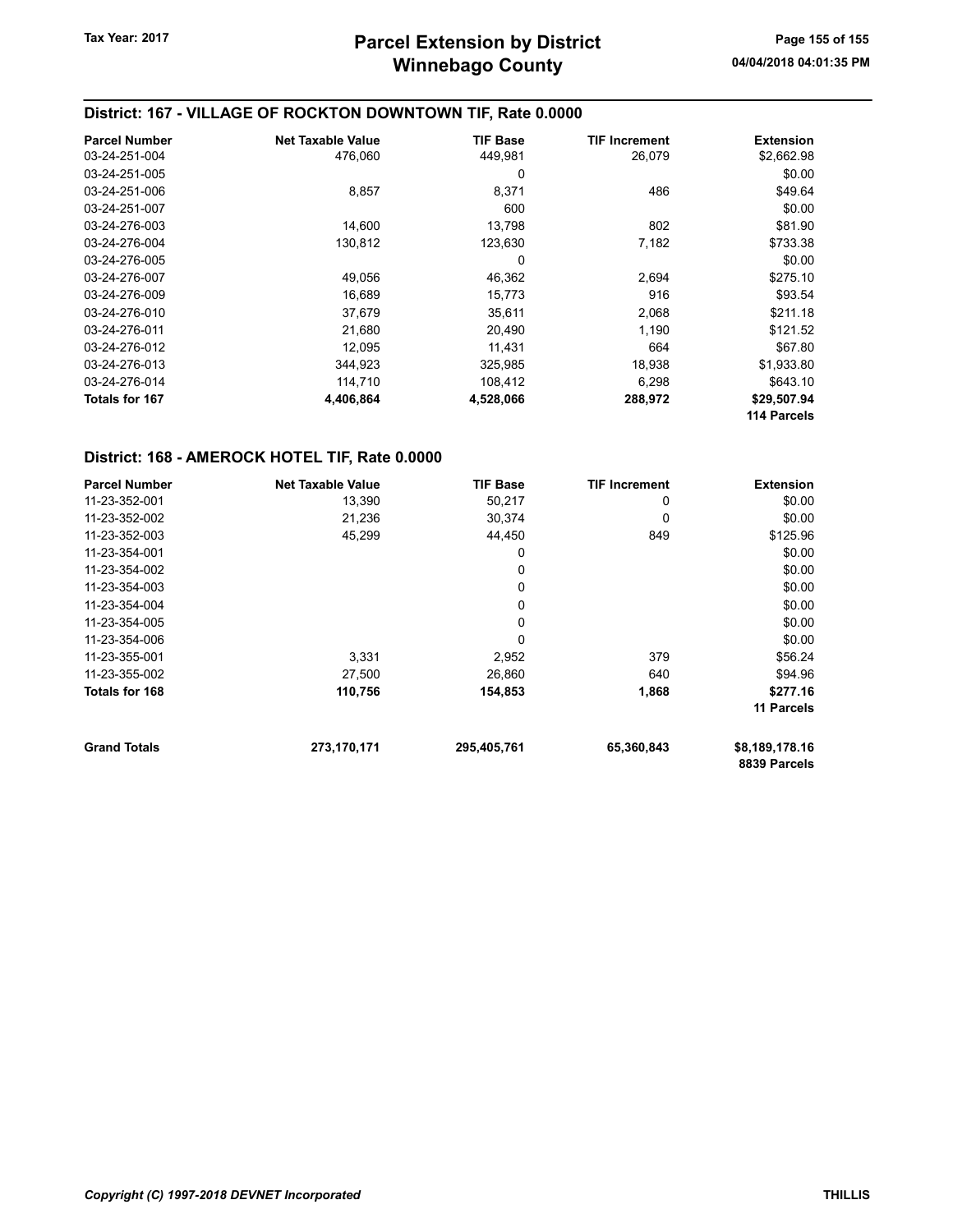## District: 167 - VILLAGE OF ROCKTON DOWNTOWN TIF, Rate 0.0000

| Parcel Number | Net Taxable Value | TIF Base | TIF Increment | Extension |
|---|---|---|---|---|
| 03-24-251-004 | 476,060 | 449,981 | 26,079 | $2,662.98 |
| 03-24-251-005 | | 0 | | $0.00 |
| 03-24-251-006 | 8,857 | 8,371 | 486 | $49.64 |
| 03-24-251-007 | | 600 | | $0.00 |
| 03-24-276-003 | 14,600 | 13,798 | 802 | $81.90 |
| 03-24-276-004 | 130,812 | 123,630 | 7,182 | $733.38 |
| 03-24-276-005 | | 0 | | $0.00 |
| 03-24-276-007 | 49,056 | 46,362 | 2,694 | $275.10 |
| 03-24-276-009 | 16,689 | 15,773 | 916 | $93.54 |
| 03-24-276-010 | 37,679 | 35,611 | 2,068 | $211.18 |
| 03-24-276-011 | 21,680 | 20,490 | 1,190 | $121.52 |
| 03-24-276-012 | 12,095 | 11,431 | 664 | $67.80 |
| 03-24-276-013 | 344,923 | 325,985 | 18,938 | $1,933.80 |
| 03-24-276-014 | 114,710 | 108,412 | 6,298 | $643.10 |
| **Totals for 167** | **4,406,864** | **4,528,066** | **288,972** | **$29,507.94** |
| | | | | **114 Parcels** |

## District: 168 - AMEROCK HOTEL TIF, Rate 0.0000

| Parcel Number | Net Taxable Value | TIF Base | TIF Increment | Extension |
|---|---|---|---|---|
| 11-23-352-001 | 13,390 | 50,217 | 0 | $0.00 |
| 11-23-352-002 | 21,236 | 30,374 | 0 | $0.00 |
| 11-23-352-003 | 45,299 | 44,450 | 849 | $125.96 |
| 11-23-354-001 | | 0 | | $0.00 |
| 11-23-354-002 | | 0 | | $0.00 |
| 11-23-354-003 | | 0 | | $0.00 |
| 11-23-354-004 | | 0 | | $0.00 |
| 11-23-354-005 | | 0 | | $0.00 |
| 11-23-354-006 | | 0 | | $0.00 |
| 11-23-355-001 | 3,331 | 2,952 | 379 | $56.24 |
| 11-23-355-002 | 27,500 | 26,860 | 640 | $94.96 |
| **Totals for 168** | **110,756** | **154,853** | **1,868** | **$277.16** |
| | | | | **11 Parcels** |
| **Grand Totals** | **273,170,171** | **295,405,761** | **65,360,843** | **$8,189,178.16** |
| | | | | **8839 Parcels** |